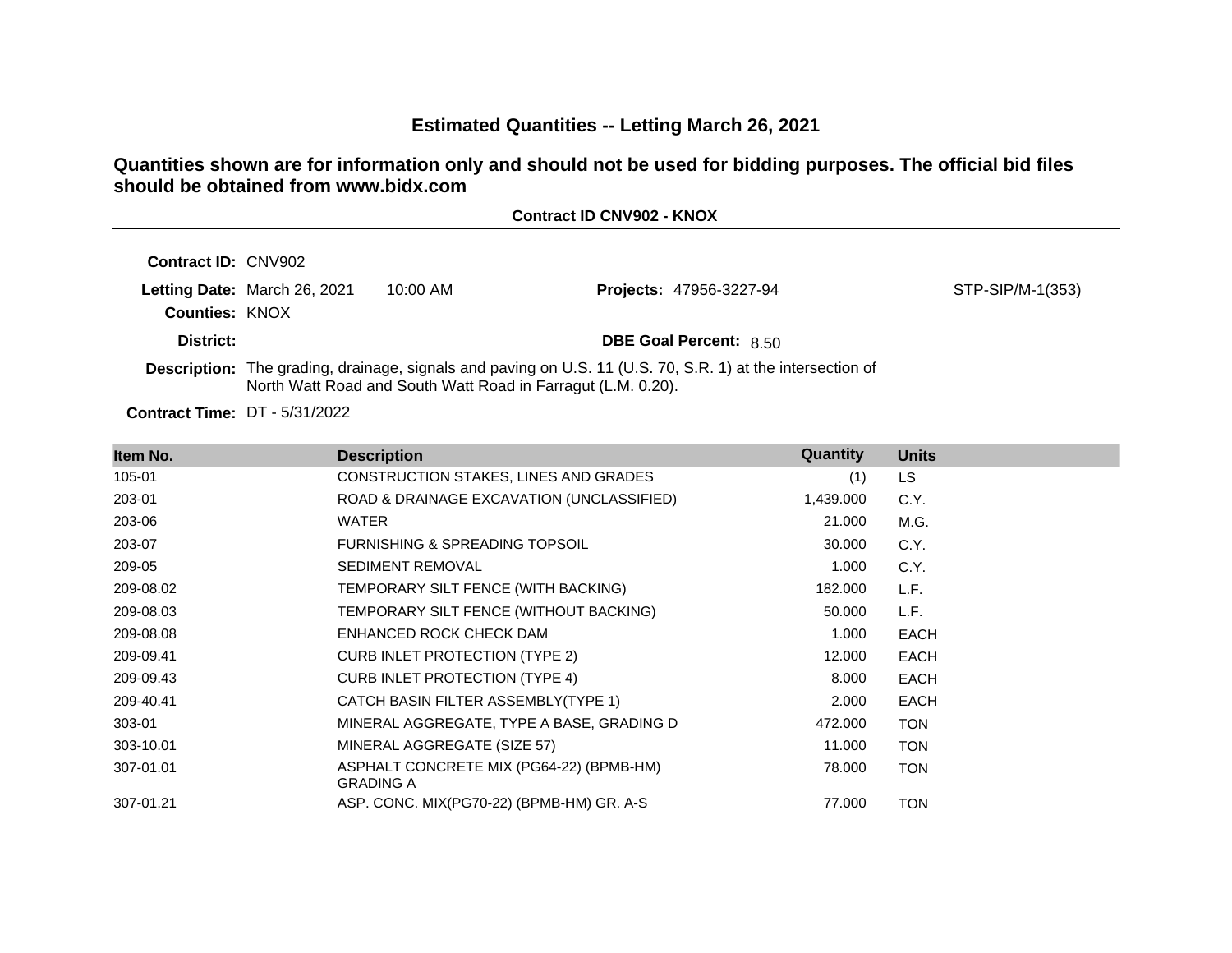# Estimated Quantities -- Letting March 26, 2021

**Quantities shown are for information only and should not be used for bidding purposes. The official bid files should be obtained from www.bidx.com**

**Contract ID CNV902 - KNOX**

**Contract ID:** CNV902

**Letting Date:** March 26, 2021 10:00 AM

**Projects:** 47956-3227-94 STP-SIP/M-1(353)

**Counties:** KNOX

**District:**

**DBE Goal Percent:** 8.50

**Description:** The grading, drainage, signals and paving on U.S. 11 (U.S. 70, S.R. 1) at the intersection of North Watt Road and South Watt Road in Farragut (L.M. 0.20).

**Contract Time:** DT - 5/31/2022

| Item No. | Description | Quantity | Units |
|---|---|---|---|
| 105-01 | CONSTRUCTION STAKES, LINES AND GRADES | (1) | LS |
| 203-01 | ROAD & DRAINAGE EXCAVATION (UNCLASSIFIED) | 1,439.000 | C.Y. |
| 203-06 | WATER | 21.000 | M.G. |
| 203-07 | FURNISHING & SPREADING TOPSOIL | 30.000 | C.Y. |
| 209-05 | SEDIMENT REMOVAL | 1.000 | C.Y. |
| 209-08.02 | TEMPORARY SILT FENCE (WITH BACKING) | 182.000 | L.F. |
| 209-08.03 | TEMPORARY SILT FENCE (WITHOUT BACKING) | 50.000 | L.F. |
| 209-08.08 | ENHANCED ROCK CHECK DAM | 1.000 | EACH |
| 209-09.41 | CURB INLET PROTECTION (TYPE 2) | 12.000 | EACH |
| 209-09.43 | CURB INLET PROTECTION (TYPE 4) | 8.000 | EACH |
| 209-40.41 | CATCH BASIN FILTER ASSEMBLY(TYPE 1) | 2.000 | EACH |
| 303-01 | MINERAL AGGREGATE, TYPE A BASE, GRADING D | 472.000 | TON |
| 303-10.01 | MINERAL AGGREGATE (SIZE 57) | 11.000 | TON |
| 307-01.01 | ASPHALT CONCRETE MIX (PG64-22) (BPMB-HM) GRADING A | 78.000 | TON |
| 307-01.21 | ASP. CONC. MIX(PG70-22) (BPMB-HM) GR. A-S | 77.000 | TON |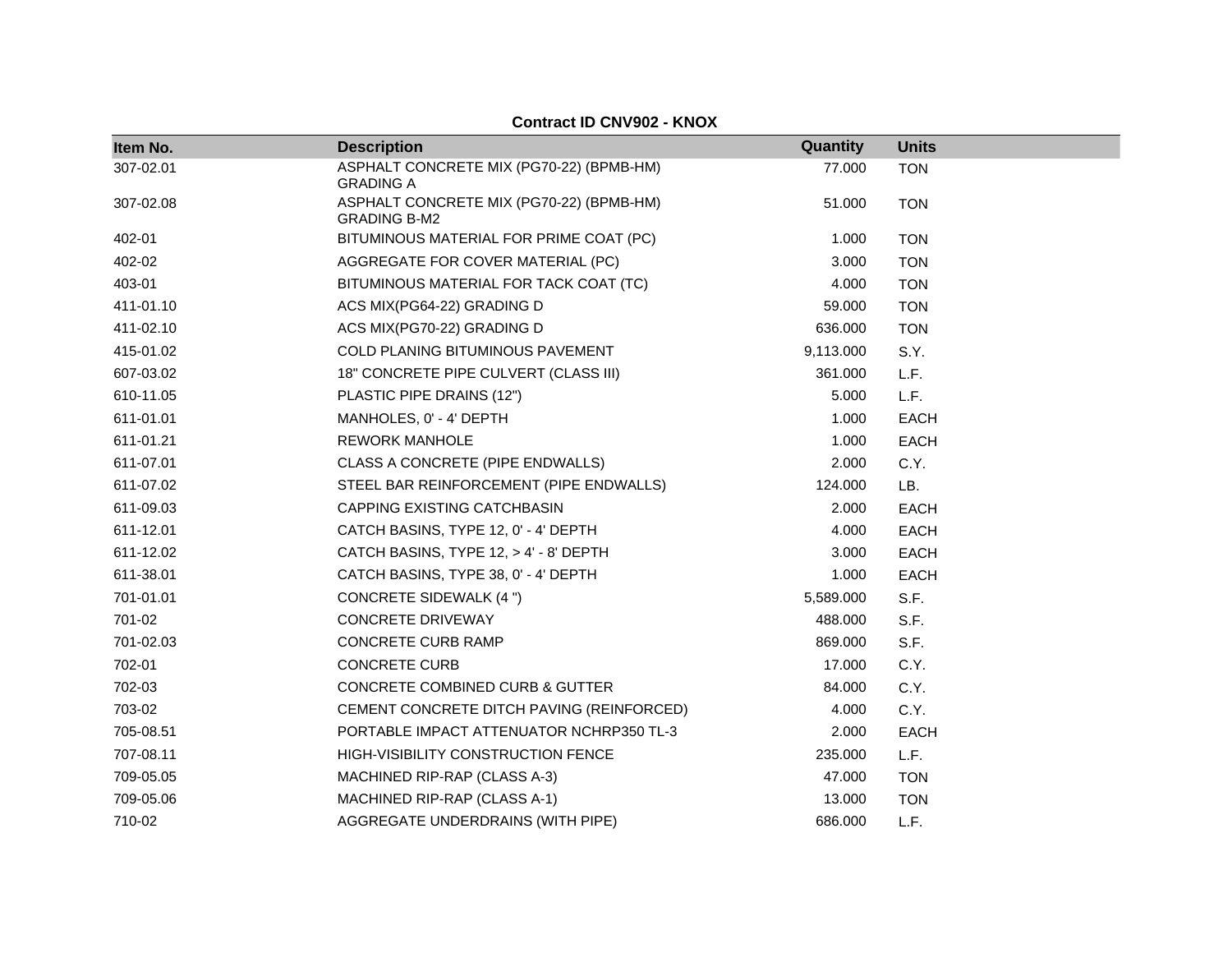**Contract ID CNV902 - KNOX**

| Item No. | Description | Quantity | Units |
|---|---|---|---|
| 307-02.01 | ASPHALT CONCRETE MIX (PG70-22) (BPMB-HM) GRADING A | 77.000 | TON |
| 307-02.08 | ASPHALT CONCRETE MIX (PG70-22) (BPMB-HM) GRADING B-M2 | 51.000 | TON |
| 402-01 | BITUMINOUS MATERIAL FOR PRIME COAT (PC) | 1.000 | TON |
| 402-02 | AGGREGATE FOR COVER MATERIAL (PC) | 3.000 | TON |
| 403-01 | BITUMINOUS MATERIAL FOR TACK COAT (TC) | 4.000 | TON |
| 411-01.10 | ACS MIX(PG64-22) GRADING D | 59.000 | TON |
| 411-02.10 | ACS MIX(PG70-22) GRADING D | 636.000 | TON |
| 415-01.02 | COLD PLANING BITUMINOUS PAVEMENT | 9,113.000 | S.Y. |
| 607-03.02 | 18" CONCRETE PIPE CULVERT (CLASS III) | 361.000 | L.F. |
| 610-11.05 | PLASTIC PIPE DRAINS (12") | 5.000 | L.F. |
| 611-01.01 | MANHOLES, 0' - 4' DEPTH | 1.000 | EACH |
| 611-01.21 | REWORK MANHOLE | 1.000 | EACH |
| 611-07.01 | CLASS A CONCRETE (PIPE ENDWALLS) | 2.000 | C.Y. |
| 611-07.02 | STEEL BAR REINFORCEMENT (PIPE ENDWALLS) | 124.000 | LB. |
| 611-09.03 | CAPPING EXISTING CATCHBASIN | 2.000 | EACH |
| 611-12.01 | CATCH BASINS, TYPE 12, 0' - 4' DEPTH | 4.000 | EACH |
| 611-12.02 | CATCH BASINS, TYPE 12, > 4' - 8' DEPTH | 3.000 | EACH |
| 611-38.01 | CATCH BASINS, TYPE 38, 0' - 4' DEPTH | 1.000 | EACH |
| 701-01.01 | CONCRETE SIDEWALK (4 ") | 5,589.000 | S.F. |
| 701-02 | CONCRETE DRIVEWAY | 488.000 | S.F. |
| 701-02.03 | CONCRETE CURB RAMP | 869.000 | S.F. |
| 702-01 | CONCRETE CURB | 17.000 | C.Y. |
| 702-03 | CONCRETE COMBINED CURB & GUTTER | 84.000 | C.Y. |
| 703-02 | CEMENT CONCRETE DITCH PAVING (REINFORCED) | 4.000 | C.Y. |
| 705-08.51 | PORTABLE IMPACT ATTENUATOR NCHRP350 TL-3 | 2.000 | EACH |
| 707-08.11 | HIGH-VISIBILITY CONSTRUCTION FENCE | 235.000 | L.F. |
| 709-05.05 | MACHINED RIP-RAP (CLASS A-3) | 47.000 | TON |
| 709-05.06 | MACHINED RIP-RAP (CLASS A-1) | 13.000 | TON |
| 710-02 | AGGREGATE UNDERDRAINS (WITH PIPE) | 686.000 | L.F. |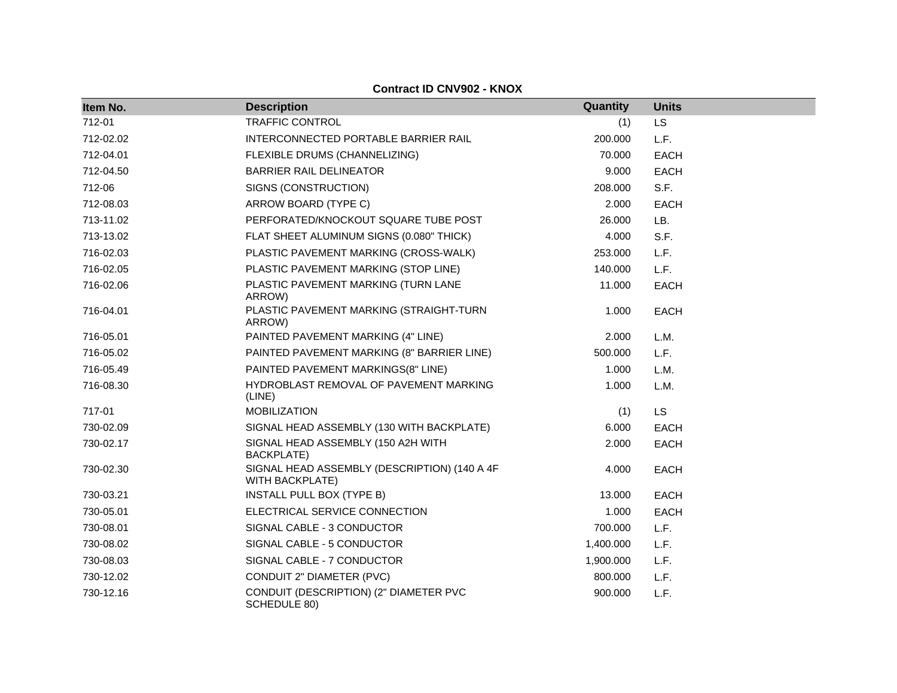**Contract ID CNV902 - KNOX**

| Item No. | Description | Quantity | Units |
| --- | --- | --- | --- |
| 712-01 | TRAFFIC CONTROL | (1) | LS |
| 712-02.02 | INTERCONNECTED PORTABLE BARRIER RAIL | 200.000 | L.F. |
| 712-04.01 | FLEXIBLE DRUMS (CHANNELIZING) | 70.000 | EACH |
| 712-04.50 | BARRIER RAIL DELINEATOR | 9.000 | EACH |
| 712-06 | SIGNS (CONSTRUCTION) | 208.000 | S.F. |
| 712-08.03 | ARROW BOARD (TYPE C) | 2.000 | EACH |
| 713-11.02 | PERFORATED/KNOCKOUT SQUARE TUBE POST | 26.000 | LB. |
| 713-13.02 | FLAT SHEET ALUMINUM SIGNS (0.080" THICK) | 4.000 | S.F. |
| 716-02.03 | PLASTIC PAVEMENT MARKING (CROSS-WALK) | 253.000 | L.F. |
| 716-02.05 | PLASTIC PAVEMENT MARKING (STOP LINE) | 140.000 | L.F. |
| 716-02.06 | PLASTIC PAVEMENT MARKING (TURN LANE ARROW) | 11.000 | EACH |
| 716-04.01 | PLASTIC PAVEMENT MARKING (STRAIGHT-TURN ARROW) | 1.000 | EACH |
| 716-05.01 | PAINTED PAVEMENT MARKING (4" LINE) | 2.000 | L.M. |
| 716-05.02 | PAINTED PAVEMENT MARKING (8" BARRIER LINE) | 500.000 | L.F. |
| 716-05.49 | PAINTED PAVEMENT MARKINGS(8" LINE) | 1.000 | L.M. |
| 716-08.30 | HYDROBLAST REMOVAL OF PAVEMENT MARKING (LINE) | 1.000 | L.M. |
| 717-01 | MOBILIZATION | (1) | LS |
| 730-02.09 | SIGNAL HEAD ASSEMBLY (130 WITH BACKPLATE) | 6.000 | EACH |
| 730-02.17 | SIGNAL HEAD ASSEMBLY (150 A2H WITH BACKPLATE) | 2.000 | EACH |
| 730-02.30 | SIGNAL HEAD ASSEMBLY (DESCRIPTION) (140 A 4F WITH BACKPLATE) | 4.000 | EACH |
| 730-03.21 | INSTALL PULL BOX (TYPE B) | 13.000 | EACH |
| 730-05.01 | ELECTRICAL SERVICE CONNECTION | 1.000 | EACH |
| 730-08.01 | SIGNAL CABLE - 3 CONDUCTOR | 700.000 | L.F. |
| 730-08.02 | SIGNAL CABLE - 5 CONDUCTOR | 1,400.000 | L.F. |
| 730-08.03 | SIGNAL CABLE - 7 CONDUCTOR | 1,900.000 | L.F. |
| 730-12.02 | CONDUIT 2" DIAMETER (PVC) | 800.000 | L.F. |
| 730-12.16 | CONDUIT (DESCRIPTION) (2" DIAMETER PVC SCHEDULE 80) | 900.000 | L.F. |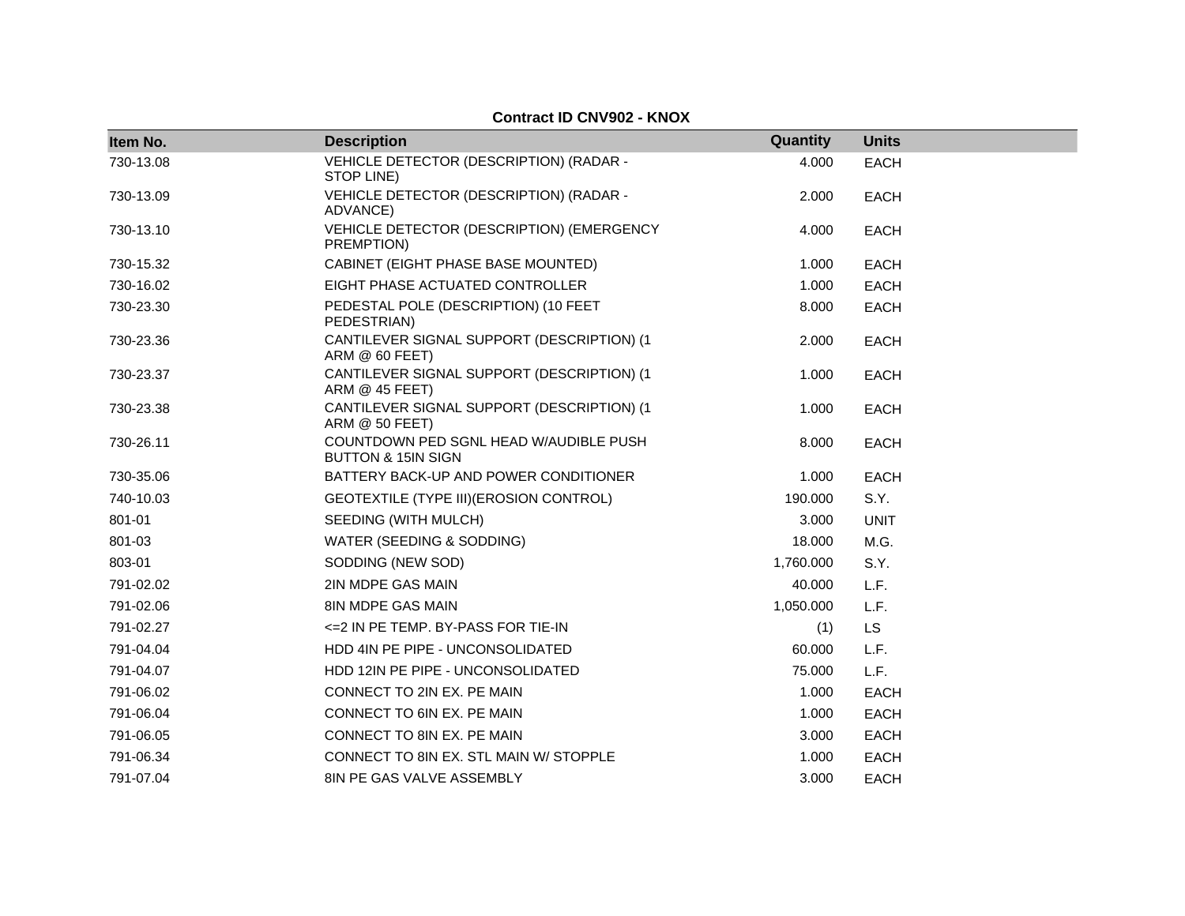**Contract ID CNV902 - KNOX**

| Item No. | Description | Quantity | Units |
|---|---|---|---|
| 730-13.08 | VEHICLE DETECTOR (DESCRIPTION) (RADAR - STOP LINE) | 4.000 | EACH |
| 730-13.09 | VEHICLE DETECTOR (DESCRIPTION) (RADAR - ADVANCE) | 2.000 | EACH |
| 730-13.10 | VEHICLE DETECTOR (DESCRIPTION) (EMERGENCY PREMPTION) | 4.000 | EACH |
| 730-15.32 | CABINET (EIGHT PHASE BASE MOUNTED) | 1.000 | EACH |
| 730-16.02 | EIGHT PHASE ACTUATED CONTROLLER | 1.000 | EACH |
| 730-23.30 | PEDESTAL POLE (DESCRIPTION) (10 FEET PEDESTRIAN) | 8.000 | EACH |
| 730-23.36 | CANTILEVER SIGNAL SUPPORT (DESCRIPTION) (1 ARM @ 60 FEET) | 2.000 | EACH |
| 730-23.37 | CANTILEVER SIGNAL SUPPORT (DESCRIPTION) (1 ARM @ 45 FEET) | 1.000 | EACH |
| 730-23.38 | CANTILEVER SIGNAL SUPPORT (DESCRIPTION) (1 ARM @ 50 FEET) | 1.000 | EACH |
| 730-26.11 | COUNTDOWN PED SGNL HEAD W/AUDIBLE PUSH BUTTON & 15IN SIGN | 8.000 | EACH |
| 730-35.06 | BATTERY BACK-UP AND POWER CONDITIONER | 1.000 | EACH |
| 740-10.03 | GEOTEXTILE (TYPE III)(EROSION CONTROL) | 190.000 | S.Y. |
| 801-01 | SEEDING (WITH MULCH) | 3.000 | UNIT |
| 801-03 | WATER (SEEDING & SODDING) | 18.000 | M.G. |
| 803-01 | SODDING (NEW SOD) | 1,760.000 | S.Y. |
| 791-02.02 | 2IN MDPE GAS MAIN | 40.000 | L.F. |
| 791-02.06 | 8IN MDPE GAS MAIN | 1,050.000 | L.F. |
| 791-02.27 | <=2 IN PE TEMP. BY-PASS FOR TIE-IN | (1) | LS |
| 791-04.04 | HDD 4IN PE PIPE - UNCONSOLIDATED | 60.000 | L.F. |
| 791-04.07 | HDD 12IN PE PIPE - UNCONSOLIDATED | 75.000 | L.F. |
| 791-06.02 | CONNECT TO 2IN EX. PE MAIN | 1.000 | EACH |
| 791-06.04 | CONNECT TO 6IN EX. PE MAIN | 1.000 | EACH |
| 791-06.05 | CONNECT TO 8IN EX. PE MAIN | 3.000 | EACH |
| 791-06.34 | CONNECT TO 8IN EX. STL MAIN W/ STOPPLE | 1.000 | EACH |
| 791-07.04 | 8IN PE GAS VALVE ASSEMBLY | 3.000 | EACH |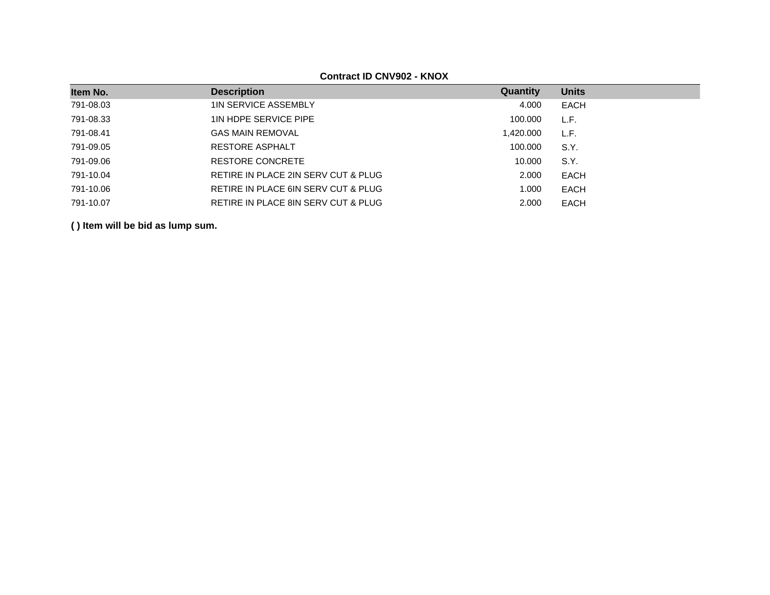**Contract ID CNV902 - KNOX**

| Item No. | Description | Quantity | Units |
|---|---|---|---|
| 791-08.03 | 1IN SERVICE ASSEMBLY | 4.000 | EACH |
| 791-08.33 | 1IN HDPE SERVICE PIPE | 100.000 | L.F. |
| 791-08.41 | GAS MAIN REMOVAL | 1,420.000 | L.F. |
| 791-09.05 | RESTORE ASPHALT | 100.000 | S.Y. |
| 791-09.06 | RESTORE CONCRETE | 10.000 | S.Y. |
| 791-10.04 | RETIRE IN PLACE 2IN SERV CUT & PLUG | 2.000 | EACH |
| 791-10.06 | RETIRE IN PLACE 6IN SERV CUT & PLUG | 1.000 | EACH |
| 791-10.07 | RETIRE IN PLACE 8IN SERV CUT & PLUG | 2.000 | EACH |

**( ) Item will be bid as lump sum.**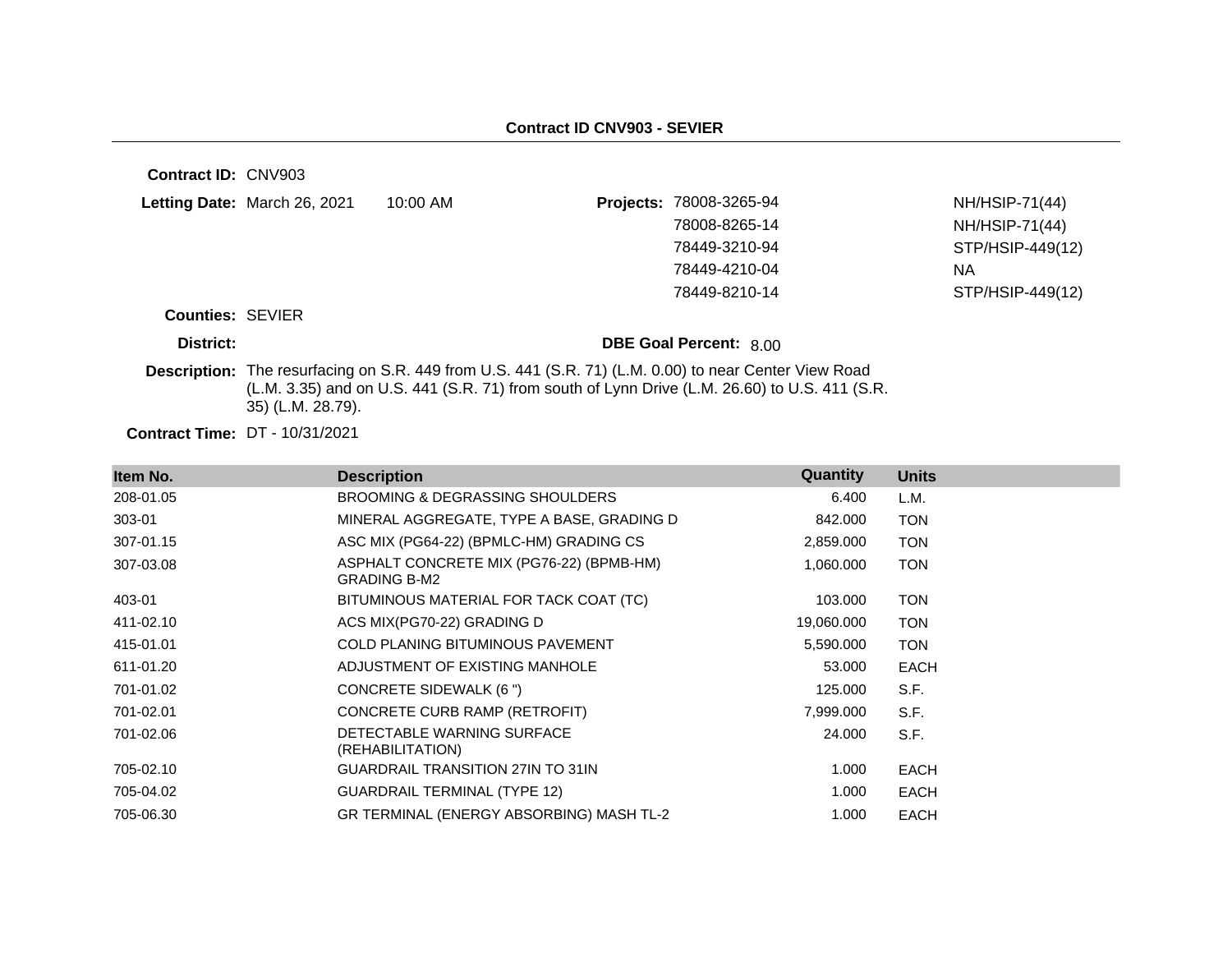## Contract ID CNV903 - SEVIER

**Contract ID:** CNV903

**Letting Date:** March 26, 2021 10:00 AM

**Projects:**

| | |
|---|---|
| 78008-3265-94 | NH/HSIP-71(44) |
| 78008-8265-14 | NH/HSIP-71(44) |
| 78449-3210-94 | STP/HSIP-449(12) |
| 78449-4210-04 | NA |
| 78449-8210-14 | STP/HSIP-449(12) |

**Counties:** SEVIER

**District:**

**DBE Goal Percent:** 8.00

**Description:** The resurfacing on S.R. 449 from U.S. 441 (S.R. 71) (L.M. 0.00) to near Center View Road (L.M. 3.35) and on U.S. 441 (S.R. 71) from south of Lynn Drive (L.M. 26.60) to U.S. 411 (S.R. 35) (L.M. 28.79).

**Contract Time:** DT - 10/31/2021

| Item No. | Description | Quantity | Units |
|---|---|---|---|
| 208-01.05 | BROOMING & DEGRASSING SHOULDERS | 6.400 | L.M. |
| 303-01 | MINERAL AGGREGATE, TYPE A BASE, GRADING D | 842.000 | TON |
| 307-01.15 | ASC MIX (PG64-22) (BPMLC-HM) GRADING CS | 2,859.000 | TON |
| 307-03.08 | ASPHALT CONCRETE MIX (PG76-22) (BPMB-HM) GRADING B-M2 | 1,060.000 | TON |
| 403-01 | BITUMINOUS MATERIAL FOR TACK COAT (TC) | 103.000 | TON |
| 411-02.10 | ACS MIX(PG70-22) GRADING D | 19,060.000 | TON |
| 415-01.01 | COLD PLANING BITUMINOUS PAVEMENT | 5,590.000 | TON |
| 611-01.20 | ADJUSTMENT OF EXISTING MANHOLE | 53.000 | EACH |
| 701-01.02 | CONCRETE SIDEWALK (6 ") | 125.000 | S.F. |
| 701-02.01 | CONCRETE CURB RAMP (RETROFIT) | 7,999.000 | S.F. |
| 701-02.06 | DETECTABLE WARNING SURFACE (REHABILITATION) | 24.000 | S.F. |
| 705-02.10 | GUARDRAIL TRANSITION 27IN TO 31IN | 1.000 | EACH |
| 705-04.02 | GUARDRAIL TERMINAL (TYPE 12) | 1.000 | EACH |
| 705-06.30 | GR TERMINAL (ENERGY ABSORBING) MASH TL-2 | 1.000 | EACH |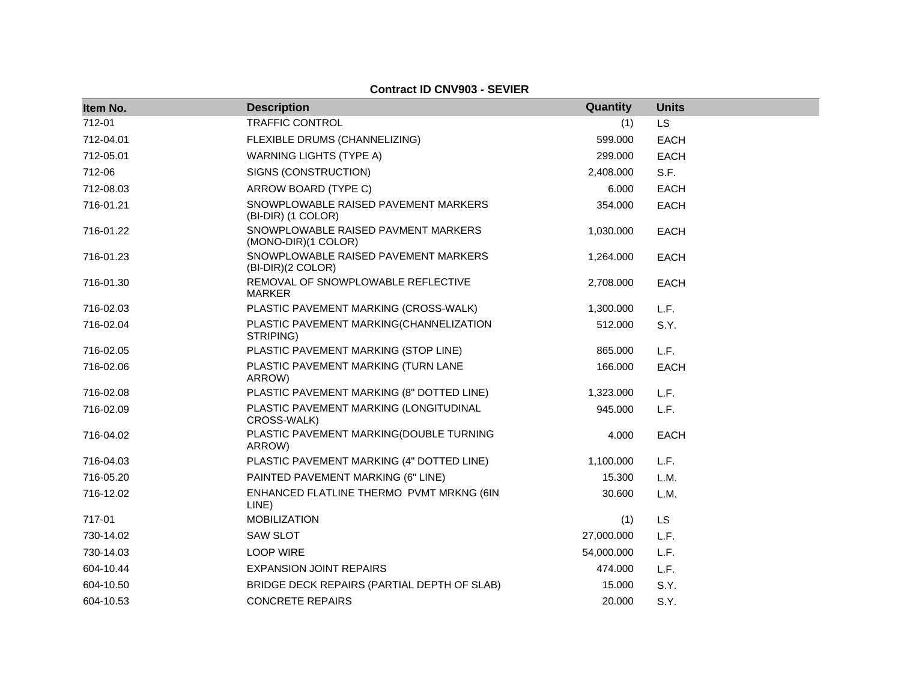**Contract ID CNV903 - SEVIER**

| Item No. | Description | Quantity | Units |
|---|---|---|---|
| 712-01 | TRAFFIC CONTROL | (1) | LS |
| 712-04.01 | FLEXIBLE DRUMS (CHANNELIZING) | 599.000 | EACH |
| 712-05.01 | WARNING LIGHTS (TYPE A) | 299.000 | EACH |
| 712-06 | SIGNS (CONSTRUCTION) | 2,408.000 | S.F. |
| 712-08.03 | ARROW BOARD (TYPE C) | 6.000 | EACH |
| 716-01.21 | SNOWPLOWABLE RAISED PAVEMENT MARKERS (BI-DIR) (1 COLOR) | 354.000 | EACH |
| 716-01.22 | SNOWPLOWABLE RAISED PAVMENT MARKERS (MONO-DIR)(1 COLOR) | 1,030.000 | EACH |
| 716-01.23 | SNOWPLOWABLE RAISED PAVEMENT MARKERS (BI-DIR)(2 COLOR) | 1,264.000 | EACH |
| 716-01.30 | REMOVAL OF SNOWPLOWABLE REFLECTIVE MARKER | 2,708.000 | EACH |
| 716-02.03 | PLASTIC PAVEMENT MARKING (CROSS-WALK) | 1,300.000 | L.F. |
| 716-02.04 | PLASTIC PAVEMENT MARKING(CHANNELIZATION STRIPING) | 512.000 | S.Y. |
| 716-02.05 | PLASTIC PAVEMENT MARKING (STOP LINE) | 865.000 | L.F. |
| 716-02.06 | PLASTIC PAVEMENT MARKING (TURN LANE ARROW) | 166.000 | EACH |
| 716-02.08 | PLASTIC PAVEMENT MARKING (8" DOTTED LINE) | 1,323.000 | L.F. |
| 716-02.09 | PLASTIC PAVEMENT MARKING (LONGITUDINAL CROSS-WALK) | 945.000 | L.F. |
| 716-04.02 | PLASTIC PAVEMENT MARKING(DOUBLE TURNING ARROW) | 4.000 | EACH |
| 716-04.03 | PLASTIC PAVEMENT MARKING (4" DOTTED LINE) | 1,100.000 | L.F. |
| 716-05.20 | PAINTED PAVEMENT MARKING (6" LINE) | 15.300 | L.M. |
| 716-12.02 | ENHANCED FLATLINE THERMO PVMT MRKNG (6IN LINE) | 30.600 | L.M. |
| 717-01 | MOBILIZATION | (1) | LS |
| 730-14.02 | SAW SLOT | 27,000.000 | L.F. |
| 730-14.03 | LOOP WIRE | 54,000.000 | L.F. |
| 604-10.44 | EXPANSION JOINT REPAIRS | 474.000 | L.F. |
| 604-10.50 | BRIDGE DECK REPAIRS (PARTIAL DEPTH OF SLAB) | 15.000 | S.Y. |
| 604-10.53 | CONCRETE REPAIRS | 20.000 | S.Y. |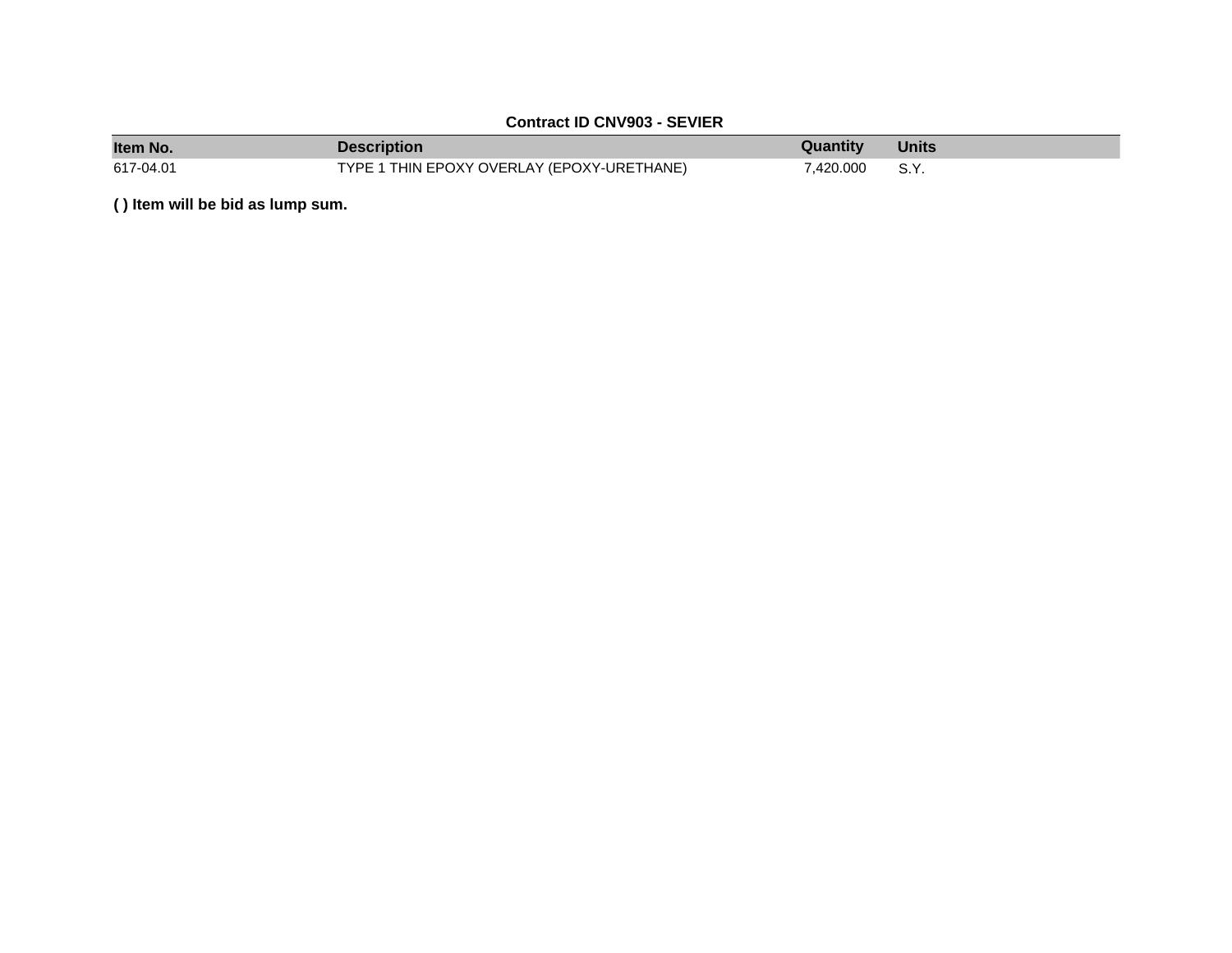**Contract ID CNV903 - SEVIER**

| Item No. | Description | Quantity | Units |
| --- | --- | --- | --- |
| 617-04.01 | TYPE 1 THIN EPOXY OVERLAY (EPOXY-URETHANE) | 7,420.000 | S.Y. |

**( ) Item will be bid as lump sum.**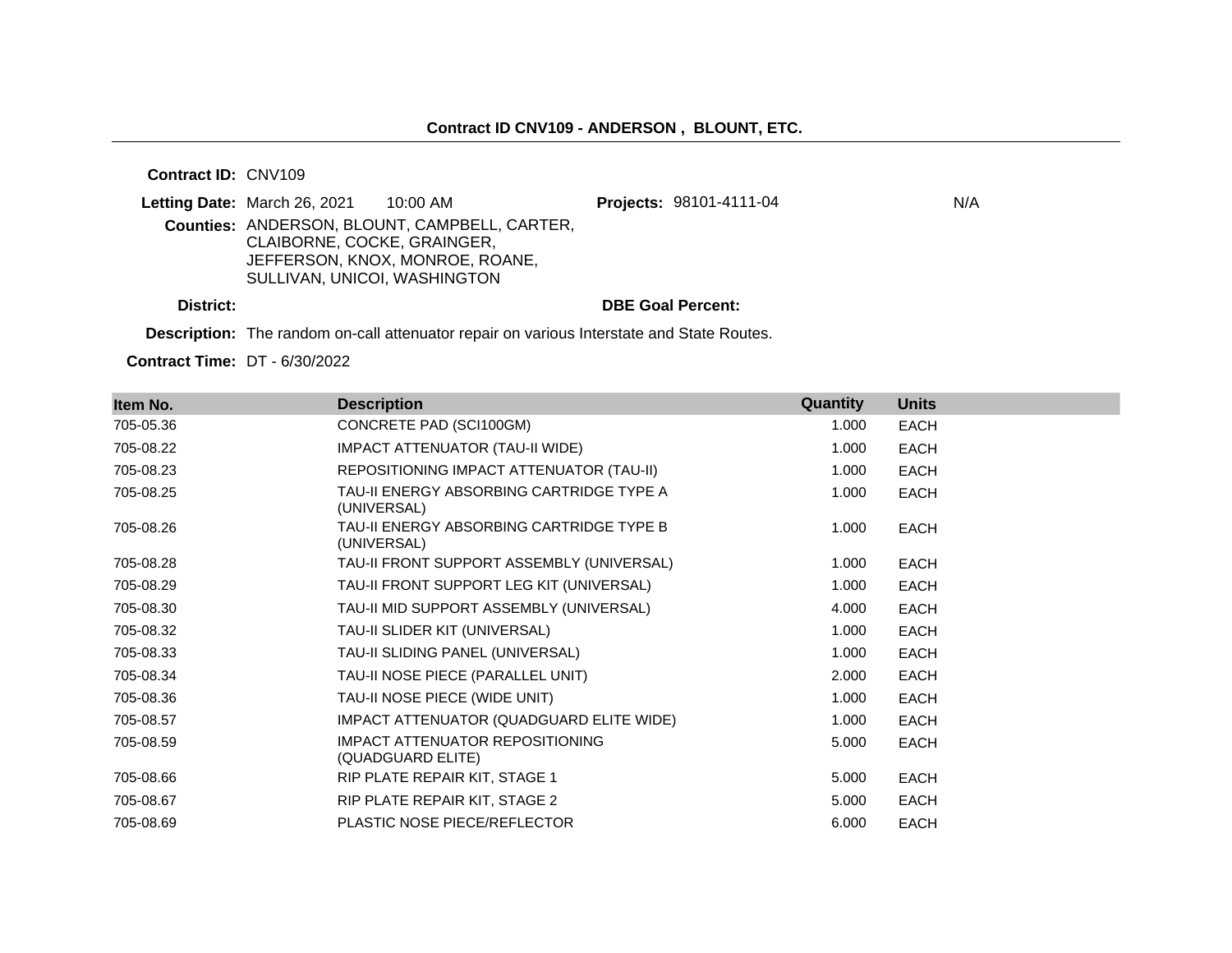# Contract ID CNV109 - ANDERSON , BLOUNT, ETC.

**Contract ID:** CNV109

**Letting Date:** March 26, 2021 10:00 AM **Projects:** 98101-4111-04 N/A

**Counties:** ANDERSON, BLOUNT, CAMPBELL, CARTER, CLAIBORNE, COCKE, GRAINGER, JEFFERSON, KNOX, MONROE, ROANE, SULLIVAN, UNICOI, WASHINGTON

**District:** **DBE Goal Percent:**

**Description:** The random on-call attenuator repair on various Interstate and State Routes.

**Contract Time:** DT - 6/30/2022

| Item No. | Description | Quantity | Units |
|---|---|---|---|
| 705-05.36 | CONCRETE PAD (SCI100GM) | 1.000 | EACH |
| 705-08.22 | IMPACT ATTENUATOR (TAU-II WIDE) | 1.000 | EACH |
| 705-08.23 | REPOSITIONING IMPACT ATTENUATOR (TAU-II) | 1.000 | EACH |
| 705-08.25 | TAU-II ENERGY ABSORBING CARTRIDGE TYPE A (UNIVERSAL) | 1.000 | EACH |
| 705-08.26 | TAU-II ENERGY ABSORBING CARTRIDGE TYPE B (UNIVERSAL) | 1.000 | EACH |
| 705-08.28 | TAU-II FRONT SUPPORT ASSEMBLY (UNIVERSAL) | 1.000 | EACH |
| 705-08.29 | TAU-II FRONT SUPPORT LEG KIT (UNIVERSAL) | 1.000 | EACH |
| 705-08.30 | TAU-II MID SUPPORT ASSEMBLY (UNIVERSAL) | 4.000 | EACH |
| 705-08.32 | TAU-II SLIDER KIT (UNIVERSAL) | 1.000 | EACH |
| 705-08.33 | TAU-II SLIDING PANEL (UNIVERSAL) | 1.000 | EACH |
| 705-08.34 | TAU-II NOSE PIECE (PARALLEL UNIT) | 2.000 | EACH |
| 705-08.36 | TAU-II NOSE PIECE (WIDE UNIT) | 1.000 | EACH |
| 705-08.57 | IMPACT ATTENUATOR (QUADGUARD ELITE WIDE) | 1.000 | EACH |
| 705-08.59 | IMPACT ATTENUATOR REPOSITIONING (QUADGUARD ELITE) | 5.000 | EACH |
| 705-08.66 | RIP PLATE REPAIR KIT, STAGE 1 | 5.000 | EACH |
| 705-08.67 | RIP PLATE REPAIR KIT, STAGE 2 | 5.000 | EACH |
| 705-08.69 | PLASTIC NOSE PIECE/REFLECTOR | 6.000 | EACH |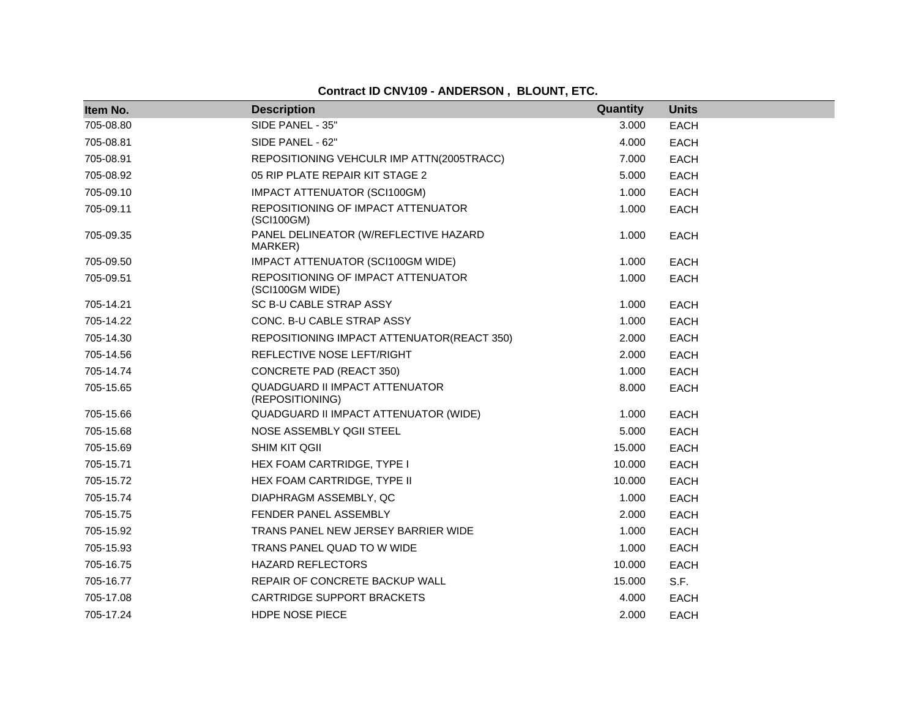**Contract ID CNV109 - ANDERSON , BLOUNT, ETC.**

| Item No. | Description | Quantity | Units |
|---|---|---|---|
| 705-08.80 | SIDE PANEL - 35" | 3.000 | EACH |
| 705-08.81 | SIDE PANEL - 62" | 4.000 | EACH |
| 705-08.91 | REPOSITIONING VEHCULR IMP ATTN(2005TRACC) | 7.000 | EACH |
| 705-08.92 | 05 RIP PLATE REPAIR KIT STAGE 2 | 5.000 | EACH |
| 705-09.10 | IMPACT ATTENUATOR (SCI100GM) | 1.000 | EACH |
| 705-09.11 | REPOSITIONING OF IMPACT ATTENUATOR (SCI100GM) | 1.000 | EACH |
| 705-09.35 | PANEL DELINEATOR (W/REFLECTIVE HAZARD MARKER) | 1.000 | EACH |
| 705-09.50 | IMPACT ATTENUATOR (SCI100GM WIDE) | 1.000 | EACH |
| 705-09.51 | REPOSITIONING OF IMPACT ATTENUATOR (SCI100GM WIDE) | 1.000 | EACH |
| 705-14.21 | SC B-U CABLE STRAP ASSY | 1.000 | EACH |
| 705-14.22 | CONC. B-U CABLE STRAP ASSY | 1.000 | EACH |
| 705-14.30 | REPOSITIONING IMPACT ATTENUATOR(REACT 350) | 2.000 | EACH |
| 705-14.56 | REFLECTIVE NOSE LEFT/RIGHT | 2.000 | EACH |
| 705-14.74 | CONCRETE PAD (REACT 350) | 1.000 | EACH |
| 705-15.65 | QUADGUARD II IMPACT ATTENUATOR (REPOSITIONING) | 8.000 | EACH |
| 705-15.66 | QUADGUARD II IMPACT ATTENUATOR (WIDE) | 1.000 | EACH |
| 705-15.68 | NOSE ASSEMBLY QGII STEEL | 5.000 | EACH |
| 705-15.69 | SHIM KIT QGII | 15.000 | EACH |
| 705-15.71 | HEX FOAM CARTRIDGE, TYPE I | 10.000 | EACH |
| 705-15.72 | HEX FOAM CARTRIDGE, TYPE II | 10.000 | EACH |
| 705-15.74 | DIAPHRAGM ASSEMBLY, QC | 1.000 | EACH |
| 705-15.75 | FENDER PANEL ASSEMBLY | 2.000 | EACH |
| 705-15.92 | TRANS PANEL NEW JERSEY BARRIER WIDE | 1.000 | EACH |
| 705-15.93 | TRANS PANEL QUAD TO W WIDE | 1.000 | EACH |
| 705-16.75 | HAZARD REFLECTORS | 10.000 | EACH |
| 705-16.77 | REPAIR OF CONCRETE BACKUP WALL | 15.000 | S.F. |
| 705-17.08 | CARTRIDGE SUPPORT BRACKETS | 4.000 | EACH |
| 705-17.24 | HDPE NOSE PIECE | 2.000 | EACH |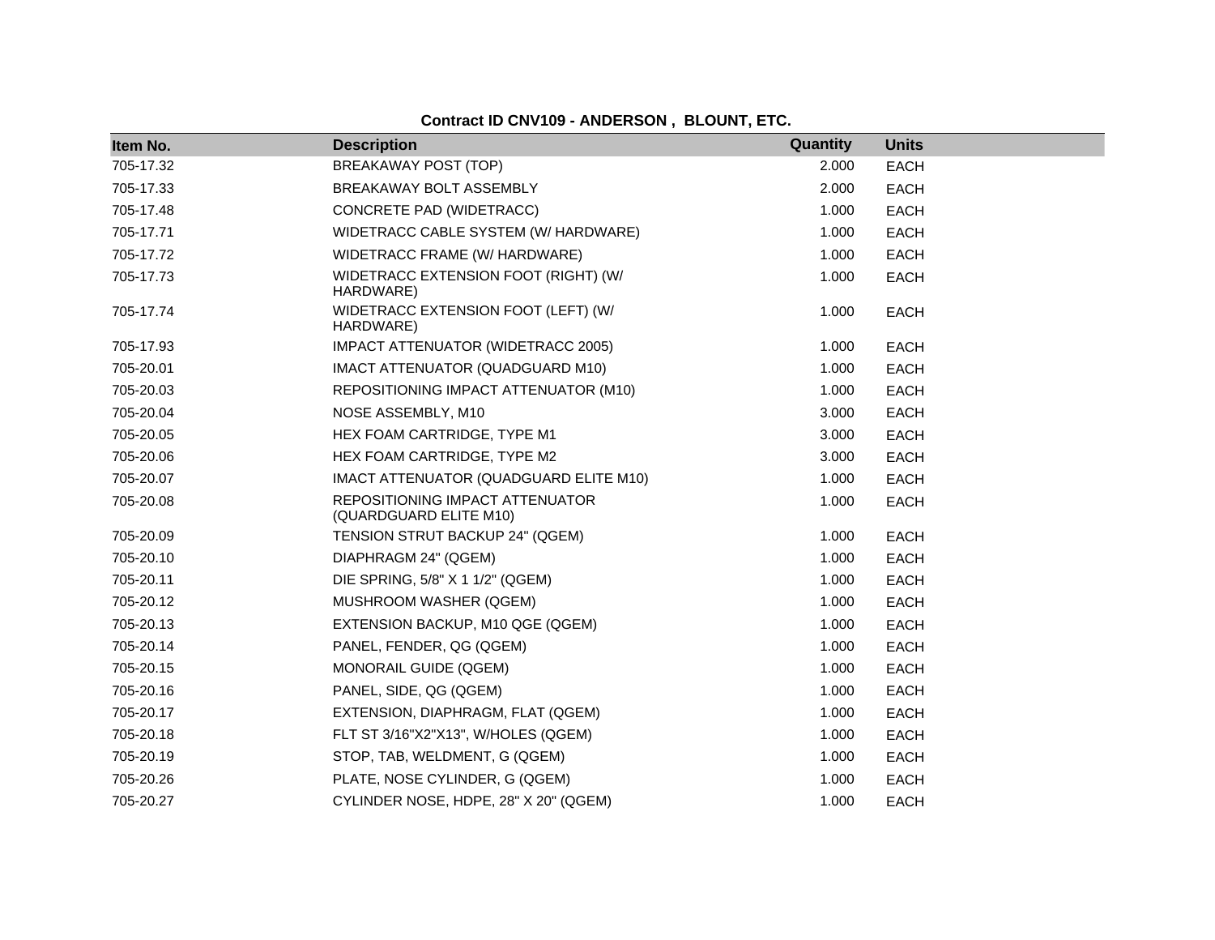**Contract ID CNV109 - ANDERSON , BLOUNT, ETC.**

| Item No. | Description | Quantity | Units |
|---|---|---|---|
| 705-17.32 | BREAKAWAY POST (TOP) | 2.000 | EACH |
| 705-17.33 | BREAKAWAY BOLT ASSEMBLY | 2.000 | EACH |
| 705-17.48 | CONCRETE PAD (WIDETRACC) | 1.000 | EACH |
| 705-17.71 | WIDETRACC CABLE SYSTEM (W/ HARDWARE) | 1.000 | EACH |
| 705-17.72 | WIDETRACC FRAME (W/ HARDWARE) | 1.000 | EACH |
| 705-17.73 | WIDETRACC EXTENSION FOOT (RIGHT) (W/ HARDWARE) | 1.000 | EACH |
| 705-17.74 | WIDETRACC EXTENSION FOOT (LEFT) (W/ HARDWARE) | 1.000 | EACH |
| 705-17.93 | IMPACT ATTENUATOR (WIDETRACC 2005) | 1.000 | EACH |
| 705-20.01 | IMACT ATTENUATOR (QUADGUARD M10) | 1.000 | EACH |
| 705-20.03 | REPOSITIONING IMPACT ATTENUATOR (M10) | 1.000 | EACH |
| 705-20.04 | NOSE ASSEMBLY, M10 | 3.000 | EACH |
| 705-20.05 | HEX FOAM CARTRIDGE, TYPE M1 | 3.000 | EACH |
| 705-20.06 | HEX FOAM CARTRIDGE, TYPE M2 | 3.000 | EACH |
| 705-20.07 | IMACT ATTENUATOR (QUADGUARD ELITE M10) | 1.000 | EACH |
| 705-20.08 | REPOSITIONING IMPACT ATTENUATOR (QUARDGUARD ELITE M10) | 1.000 | EACH |
| 705-20.09 | TENSION STRUT BACKUP 24" (QGEM) | 1.000 | EACH |
| 705-20.10 | DIAPHRAGM 24" (QGEM) | 1.000 | EACH |
| 705-20.11 | DIE SPRING, 5/8" X 1 1/2" (QGEM) | 1.000 | EACH |
| 705-20.12 | MUSHROOM WASHER (QGEM) | 1.000 | EACH |
| 705-20.13 | EXTENSION BACKUP, M10 QGE (QGEM) | 1.000 | EACH |
| 705-20.14 | PANEL, FENDER, QG (QGEM) | 1.000 | EACH |
| 705-20.15 | MONORAIL GUIDE (QGEM) | 1.000 | EACH |
| 705-20.16 | PANEL, SIDE, QG (QGEM) | 1.000 | EACH |
| 705-20.17 | EXTENSION, DIAPHRAGM, FLAT (QGEM) | 1.000 | EACH |
| 705-20.18 | FLT ST 3/16"X2"X13", W/HOLES (QGEM) | 1.000 | EACH |
| 705-20.19 | STOP, TAB, WELDMENT, G (QGEM) | 1.000 | EACH |
| 705-20.26 | PLATE, NOSE CYLINDER, G (QGEM) | 1.000 | EACH |
| 705-20.27 | CYLINDER NOSE, HDPE, 28" X 20" (QGEM) | 1.000 | EACH |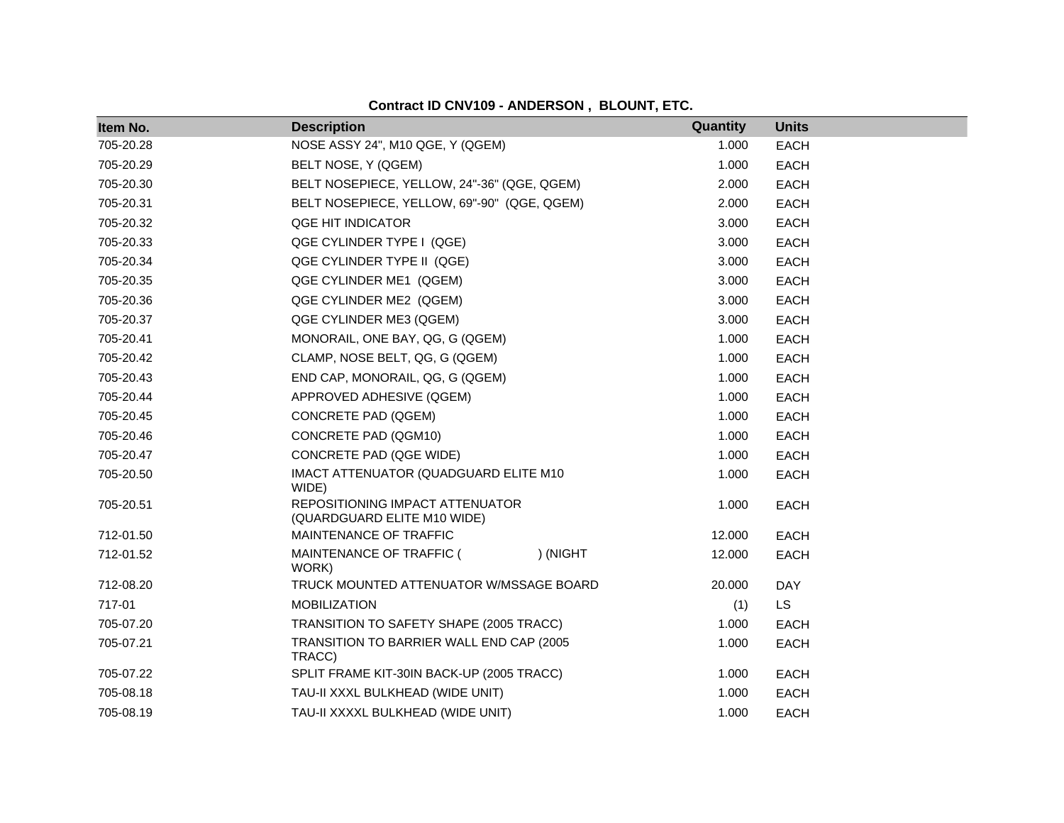**Contract ID CNV109 - ANDERSON , BLOUNT, ETC.**

| Item No. | Description | Quantity | Units |
| --- | --- | --- | --- |
| 705-20.28 | NOSE ASSY 24", M10 QGE, Y (QGEM) | 1.000 | EACH |
| 705-20.29 | BELT NOSE, Y (QGEM) | 1.000 | EACH |
| 705-20.30 | BELT NOSEPIECE, YELLOW, 24"-36" (QGE, QGEM) | 2.000 | EACH |
| 705-20.31 | BELT NOSEPIECE, YELLOW, 69"-90" (QGE, QGEM) | 2.000 | EACH |
| 705-20.32 | QGE HIT INDICATOR | 3.000 | EACH |
| 705-20.33 | QGE CYLINDER TYPE I (QGE) | 3.000 | EACH |
| 705-20.34 | QGE CYLINDER TYPE II (QGE) | 3.000 | EACH |
| 705-20.35 | QGE CYLINDER ME1 (QGEM) | 3.000 | EACH |
| 705-20.36 | QGE CYLINDER ME2 (QGEM) | 3.000 | EACH |
| 705-20.37 | QGE CYLINDER ME3 (QGEM) | 3.000 | EACH |
| 705-20.41 | MONORAIL, ONE BAY, QG, G (QGEM) | 1.000 | EACH |
| 705-20.42 | CLAMP, NOSE BELT, QG, G (QGEM) | 1.000 | EACH |
| 705-20.43 | END CAP, MONORAIL, QG, G (QGEM) | 1.000 | EACH |
| 705-20.44 | APPROVED ADHESIVE (QGEM) | 1.000 | EACH |
| 705-20.45 | CONCRETE PAD (QGEM) | 1.000 | EACH |
| 705-20.46 | CONCRETE PAD (QGM10) | 1.000 | EACH |
| 705-20.47 | CONCRETE PAD (QGE WIDE) | 1.000 | EACH |
| 705-20.50 | IMACT ATTENUATOR (QUADGUARD ELITE M10 WIDE) | 1.000 | EACH |
| 705-20.51 | REPOSITIONING IMPACT ATTENUATOR (QUARDGUARD ELITE M10 WIDE) | 1.000 | EACH |
| 712-01.50 | MAINTENANCE OF TRAFFIC | 12.000 | EACH |
| 712-01.52 | MAINTENANCE OF TRAFFIC ( ) (NIGHT WORK) | 12.000 | EACH |
| 712-08.20 | TRUCK MOUNTED ATTENUATOR W/MSSAGE BOARD | 20.000 | DAY |
| 717-01 | MOBILIZATION | (1) | LS |
| 705-07.20 | TRANSITION TO SAFETY SHAPE (2005 TRACC) | 1.000 | EACH |
| 705-07.21 | TRANSITION TO BARRIER WALL END CAP (2005 TRACC) | 1.000 | EACH |
| 705-07.22 | SPLIT FRAME KIT-30IN BACK-UP (2005 TRACC) | 1.000 | EACH |
| 705-08.18 | TAU-II XXXL BULKHEAD (WIDE UNIT) | 1.000 | EACH |
| 705-08.19 | TAU-II XXXXL BULKHEAD (WIDE UNIT) | 1.000 | EACH |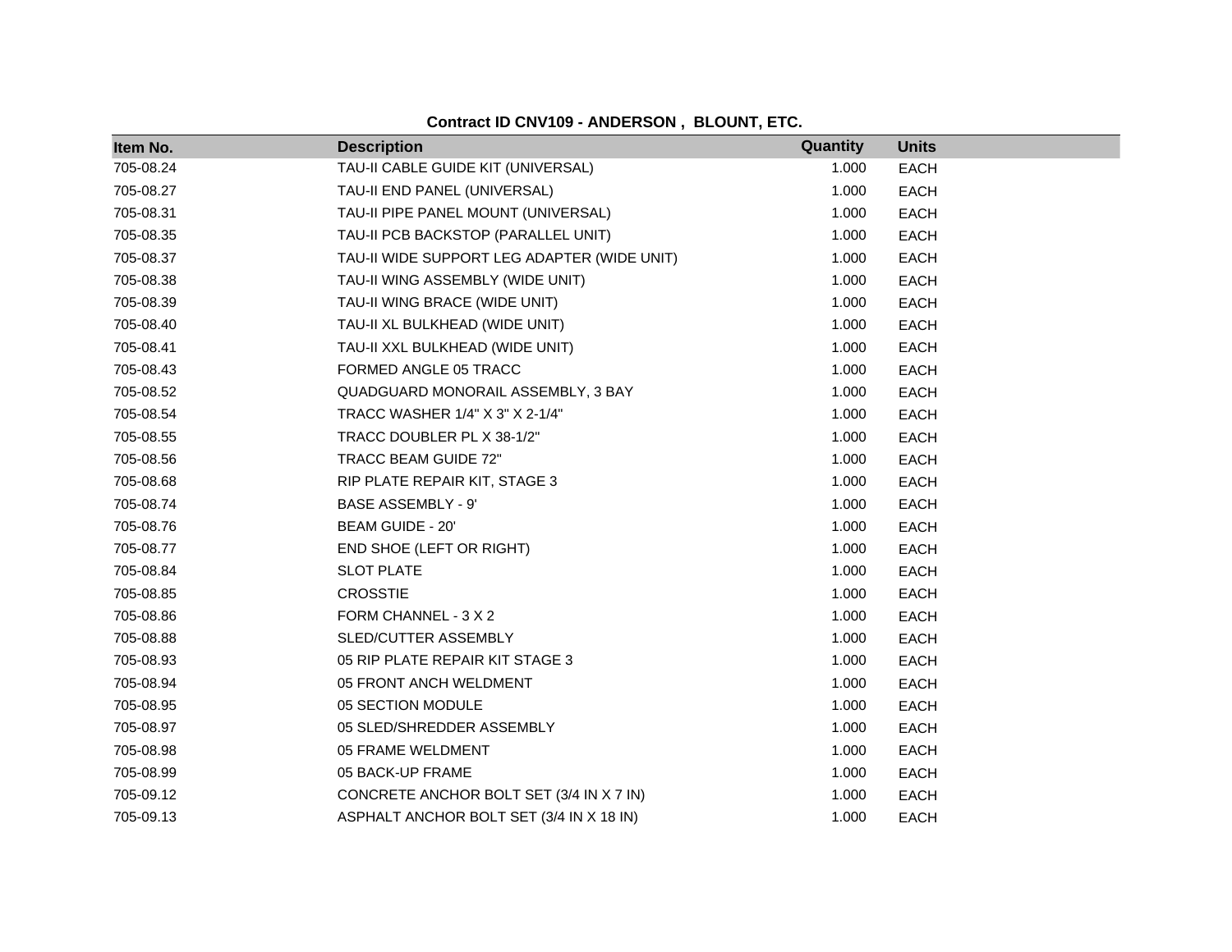**Contract ID CNV109 - ANDERSON , BLOUNT, ETC.**

| Item No. | Description | Quantity | Units |
|---|---|---|---|
| 705-08.24 | TAU-II CABLE GUIDE KIT (UNIVERSAL) | 1.000 | EACH |
| 705-08.27 | TAU-II END PANEL (UNIVERSAL) | 1.000 | EACH |
| 705-08.31 | TAU-II PIPE PANEL MOUNT (UNIVERSAL) | 1.000 | EACH |
| 705-08.35 | TAU-II PCB BACKSTOP (PARALLEL UNIT) | 1.000 | EACH |
| 705-08.37 | TAU-II WIDE SUPPORT LEG ADAPTER (WIDE UNIT) | 1.000 | EACH |
| 705-08.38 | TAU-II WING ASSEMBLY (WIDE UNIT) | 1.000 | EACH |
| 705-08.39 | TAU-II WING BRACE (WIDE UNIT) | 1.000 | EACH |
| 705-08.40 | TAU-II XL BULKHEAD (WIDE UNIT) | 1.000 | EACH |
| 705-08.41 | TAU-II XXL BULKHEAD (WIDE UNIT) | 1.000 | EACH |
| 705-08.43 | FORMED ANGLE 05 TRACC | 1.000 | EACH |
| 705-08.52 | QUADGUARD MONORAIL ASSEMBLY, 3 BAY | 1.000 | EACH |
| 705-08.54 | TRACC WASHER 1/4" X 3" X 2-1/4" | 1.000 | EACH |
| 705-08.55 | TRACC DOUBLER PL X 38-1/2" | 1.000 | EACH |
| 705-08.56 | TRACC BEAM GUIDE 72" | 1.000 | EACH |
| 705-08.68 | RIP PLATE REPAIR KIT, STAGE 3 | 1.000 | EACH |
| 705-08.74 | BASE ASSEMBLY - 9' | 1.000 | EACH |
| 705-08.76 | BEAM GUIDE - 20' | 1.000 | EACH |
| 705-08.77 | END SHOE (LEFT OR RIGHT) | 1.000 | EACH |
| 705-08.84 | SLOT PLATE | 1.000 | EACH |
| 705-08.85 | CROSSTIE | 1.000 | EACH |
| 705-08.86 | FORM CHANNEL - 3 X 2 | 1.000 | EACH |
| 705-08.88 | SLED/CUTTER ASSEMBLY | 1.000 | EACH |
| 705-08.93 | 05 RIP PLATE REPAIR KIT STAGE 3 | 1.000 | EACH |
| 705-08.94 | 05 FRONT ANCH WELDMENT | 1.000 | EACH |
| 705-08.95 | 05 SECTION MODULE | 1.000 | EACH |
| 705-08.97 | 05 SLED/SHREDDER ASSEMBLY | 1.000 | EACH |
| 705-08.98 | 05 FRAME WELDMENT | 1.000 | EACH |
| 705-08.99 | 05 BACK-UP FRAME | 1.000 | EACH |
| 705-09.12 | CONCRETE ANCHOR BOLT SET (3/4 IN X 7 IN) | 1.000 | EACH |
| 705-09.13 | ASPHALT ANCHOR BOLT SET (3/4 IN X 18 IN) | 1.000 | EACH |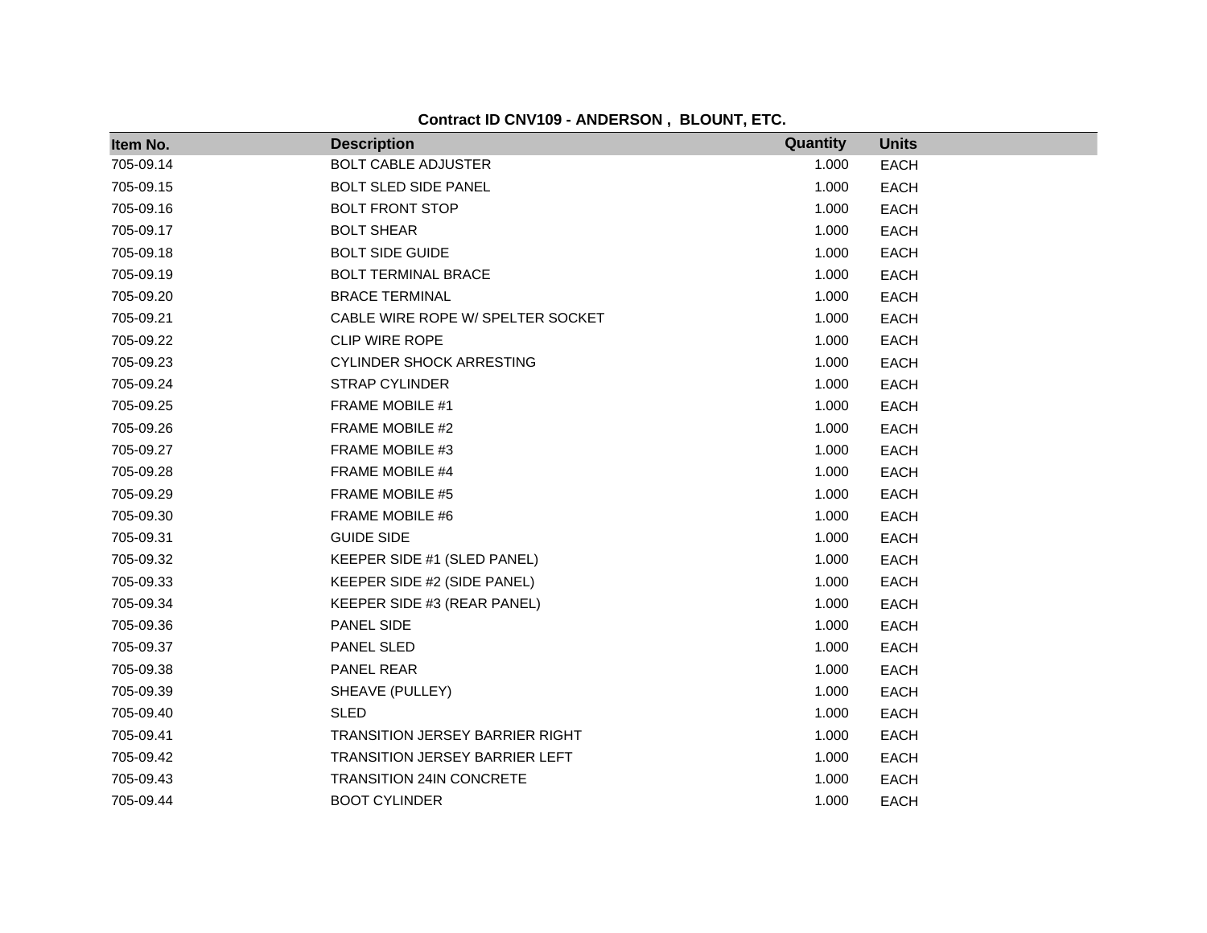**Contract ID CNV109 - ANDERSON , BLOUNT, ETC.**

| Item No. | Description | Quantity | Units |
|---|---|---|---|
| 705-09.14 | BOLT CABLE ADJUSTER | 1.000 | EACH |
| 705-09.15 | BOLT SLED SIDE PANEL | 1.000 | EACH |
| 705-09.16 | BOLT FRONT STOP | 1.000 | EACH |
| 705-09.17 | BOLT SHEAR | 1.000 | EACH |
| 705-09.18 | BOLT SIDE GUIDE | 1.000 | EACH |
| 705-09.19 | BOLT TERMINAL BRACE | 1.000 | EACH |
| 705-09.20 | BRACE TERMINAL | 1.000 | EACH |
| 705-09.21 | CABLE WIRE ROPE W/ SPELTER SOCKET | 1.000 | EACH |
| 705-09.22 | CLIP WIRE ROPE | 1.000 | EACH |
| 705-09.23 | CYLINDER SHOCK ARRESTING | 1.000 | EACH |
| 705-09.24 | STRAP CYLINDER | 1.000 | EACH |
| 705-09.25 | FRAME MOBILE #1 | 1.000 | EACH |
| 705-09.26 | FRAME MOBILE #2 | 1.000 | EACH |
| 705-09.27 | FRAME MOBILE #3 | 1.000 | EACH |
| 705-09.28 | FRAME MOBILE #4 | 1.000 | EACH |
| 705-09.29 | FRAME MOBILE #5 | 1.000 | EACH |
| 705-09.30 | FRAME MOBILE #6 | 1.000 | EACH |
| 705-09.31 | GUIDE SIDE | 1.000 | EACH |
| 705-09.32 | KEEPER SIDE #1 (SLED PANEL) | 1.000 | EACH |
| 705-09.33 | KEEPER SIDE #2 (SIDE PANEL) | 1.000 | EACH |
| 705-09.34 | KEEPER SIDE #3 (REAR PANEL) | 1.000 | EACH |
| 705-09.36 | PANEL SIDE | 1.000 | EACH |
| 705-09.37 | PANEL SLED | 1.000 | EACH |
| 705-09.38 | PANEL REAR | 1.000 | EACH |
| 705-09.39 | SHEAVE (PULLEY) | 1.000 | EACH |
| 705-09.40 | SLED | 1.000 | EACH |
| 705-09.41 | TRANSITION JERSEY BARRIER RIGHT | 1.000 | EACH |
| 705-09.42 | TRANSITION JERSEY BARRIER LEFT | 1.000 | EACH |
| 705-09.43 | TRANSITION 24IN CONCRETE | 1.000 | EACH |
| 705-09.44 | BOOT CYLINDER | 1.000 | EACH |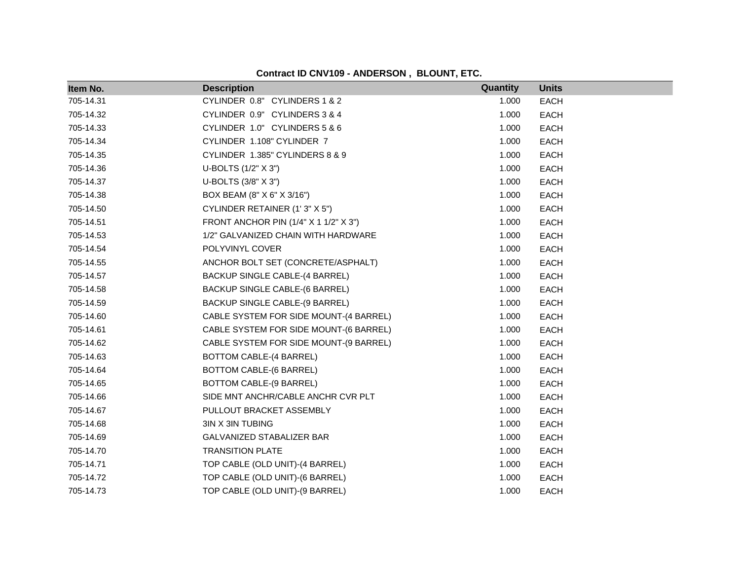**Contract ID CNV109 - ANDERSON , BLOUNT, ETC.**

| Item No. | Description | Quantity | Units |
|---|---|---|---|
| 705-14.31 | CYLINDER 0.8" CYLINDERS 1 & 2 | 1.000 | EACH |
| 705-14.32 | CYLINDER 0.9" CYLINDERS 3 & 4 | 1.000 | EACH |
| 705-14.33 | CYLINDER 1.0" CYLINDERS 5 & 6 | 1.000 | EACH |
| 705-14.34 | CYLINDER 1.108" CYLINDER 7 | 1.000 | EACH |
| 705-14.35 | CYLINDER 1.385" CYLINDERS 8 & 9 | 1.000 | EACH |
| 705-14.36 | U-BOLTS (1/2" X 3") | 1.000 | EACH |
| 705-14.37 | U-BOLTS (3/8" X 3") | 1.000 | EACH |
| 705-14.38 | BOX BEAM (8" X 6" X 3/16") | 1.000 | EACH |
| 705-14.50 | CYLINDER RETAINER (1' 3" X 5") | 1.000 | EACH |
| 705-14.51 | FRONT ANCHOR PIN (1/4" X 1 1/2" X 3") | 1.000 | EACH |
| 705-14.53 | 1/2" GALVANIZED CHAIN WITH HARDWARE | 1.000 | EACH |
| 705-14.54 | POLYVINYL COVER | 1.000 | EACH |
| 705-14.55 | ANCHOR BOLT SET (CONCRETE/ASPHALT) | 1.000 | EACH |
| 705-14.57 | BACKUP SINGLE CABLE-(4 BARREL) | 1.000 | EACH |
| 705-14.58 | BACKUP SINGLE CABLE-(6 BARREL) | 1.000 | EACH |
| 705-14.59 | BACKUP SINGLE CABLE-(9 BARREL) | 1.000 | EACH |
| 705-14.60 | CABLE SYSTEM FOR SIDE MOUNT-(4 BARREL) | 1.000 | EACH |
| 705-14.61 | CABLE SYSTEM FOR SIDE MOUNT-(6 BARREL) | 1.000 | EACH |
| 705-14.62 | CABLE SYSTEM FOR SIDE MOUNT-(9 BARREL) | 1.000 | EACH |
| 705-14.63 | BOTTOM CABLE-(4 BARREL) | 1.000 | EACH |
| 705-14.64 | BOTTOM CABLE-(6 BARREL) | 1.000 | EACH |
| 705-14.65 | BOTTOM CABLE-(9 BARREL) | 1.000 | EACH |
| 705-14.66 | SIDE MNT ANCHR/CABLE ANCHR CVR PLT | 1.000 | EACH |
| 705-14.67 | PULLOUT BRACKET ASSEMBLY | 1.000 | EACH |
| 705-14.68 | 3IN X 3IN TUBING | 1.000 | EACH |
| 705-14.69 | GALVANIZED STABALIZER BAR | 1.000 | EACH |
| 705-14.70 | TRANSITION PLATE | 1.000 | EACH |
| 705-14.71 | TOP CABLE (OLD UNIT)-(4 BARREL) | 1.000 | EACH |
| 705-14.72 | TOP CABLE (OLD UNIT)-(6 BARREL) | 1.000 | EACH |
| 705-14.73 | TOP CABLE (OLD UNIT)-(9 BARREL) | 1.000 | EACH |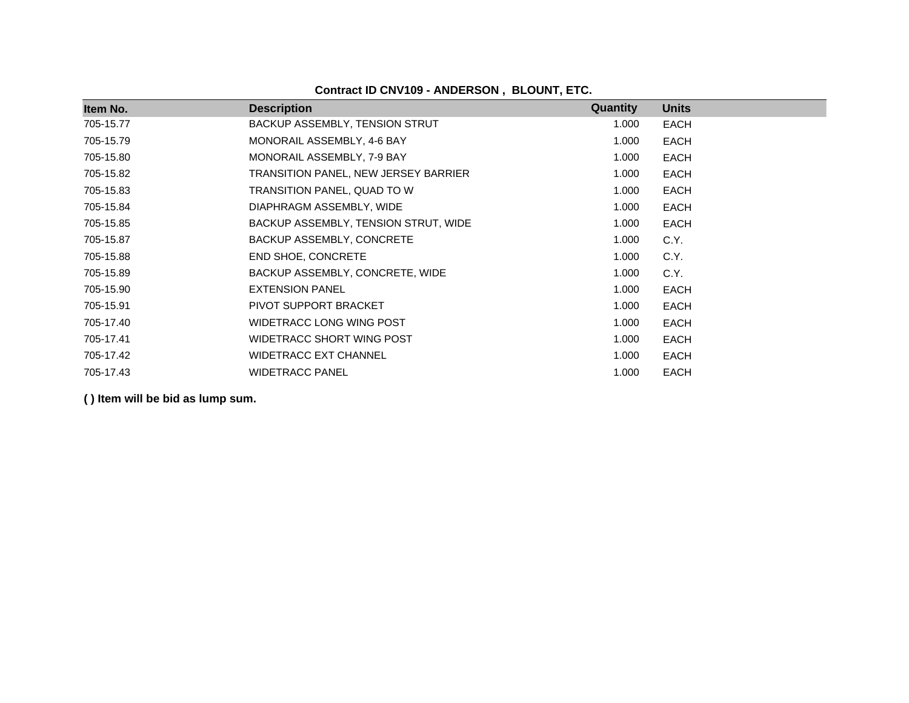**Contract ID CNV109 - ANDERSON , BLOUNT, ETC.**

| Item No. | Description | Quantity | Units |
|---|---|---|---|
| 705-15.77 | BACKUP ASSEMBLY, TENSION STRUT | 1.000 | EACH |
| 705-15.79 | MONORAIL ASSEMBLY, 4-6 BAY | 1.000 | EACH |
| 705-15.80 | MONORAIL ASSEMBLY, 7-9 BAY | 1.000 | EACH |
| 705-15.82 | TRANSITION PANEL, NEW JERSEY BARRIER | 1.000 | EACH |
| 705-15.83 | TRANSITION PANEL, QUAD TO W | 1.000 | EACH |
| 705-15.84 | DIAPHRAGM ASSEMBLY, WIDE | 1.000 | EACH |
| 705-15.85 | BACKUP ASSEMBLY, TENSION STRUT, WIDE | 1.000 | EACH |
| 705-15.87 | BACKUP ASSEMBLY, CONCRETE | 1.000 | C.Y. |
| 705-15.88 | END SHOE, CONCRETE | 1.000 | C.Y. |
| 705-15.89 | BACKUP ASSEMBLY, CONCRETE, WIDE | 1.000 | C.Y. |
| 705-15.90 | EXTENSION PANEL | 1.000 | EACH |
| 705-15.91 | PIVOT SUPPORT BRACKET | 1.000 | EACH |
| 705-17.40 | WIDETRACC LONG WING POST | 1.000 | EACH |
| 705-17.41 | WIDETRACC SHORT WING POST | 1.000 | EACH |
| 705-17.42 | WIDETRACC EXT CHANNEL | 1.000 | EACH |
| 705-17.43 | WIDETRACC PANEL | 1.000 | EACH |

**( ) Item will be bid as lump sum.**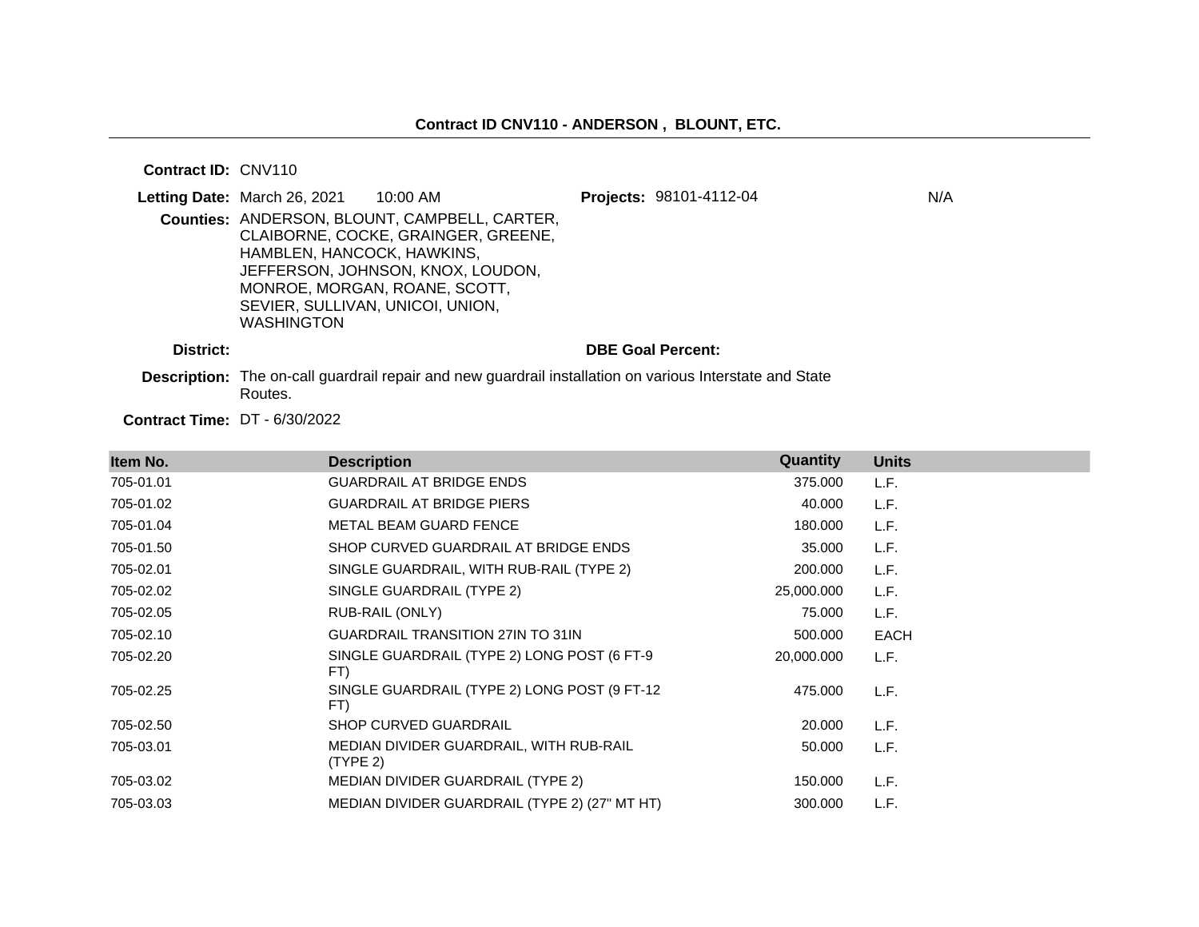## Contract ID CNV110 - ANDERSON , BLOUNT, ETC.

**Contract ID:** CNV110

**Letting Date:** March 26, 2021 10:00 AM

**Projects:** 98101-4112-04 N/A

**Counties:** ANDERSON, BLOUNT, CAMPBELL, CARTER, CLAIBORNE, COCKE, GRAINGER, GREENE, HAMBLEN, HANCOCK, HAWKINS, JEFFERSON, JOHNSON, KNOX, LOUDON, MONROE, MORGAN, ROANE, SCOTT, SEVIER, SULLIVAN, UNICOI, UNION, WASHINGTON

**District:**

**DBE Goal Percent:**

**Description:** The on-call guardrail repair and new guardrail installation on various Interstate and State Routes.

**Contract Time:** DT - 6/30/2022

| Item No. | Description | Quantity | Units |
|---|---|---|---|
| 705-01.01 | GUARDRAIL AT BRIDGE ENDS | 375.000 | L.F. |
| 705-01.02 | GUARDRAIL AT BRIDGE PIERS | 40.000 | L.F. |
| 705-01.04 | METAL BEAM GUARD FENCE | 180.000 | L.F. |
| 705-01.50 | SHOP CURVED GUARDRAIL AT BRIDGE ENDS | 35.000 | L.F. |
| 705-02.01 | SINGLE GUARDRAIL, WITH RUB-RAIL (TYPE 2) | 200.000 | L.F. |
| 705-02.02 | SINGLE GUARDRAIL (TYPE 2) | 25,000.000 | L.F. |
| 705-02.05 | RUB-RAIL (ONLY) | 75.000 | L.F. |
| 705-02.10 | GUARDRAIL TRANSITION 27IN TO 31IN | 500.000 | EACH |
| 705-02.20 | SINGLE GUARDRAIL (TYPE 2) LONG POST (6 FT-9 FT) | 20,000.000 | L.F. |
| 705-02.25 | SINGLE GUARDRAIL (TYPE 2) LONG POST (9 FT-12 FT) | 475.000 | L.F. |
| 705-02.50 | SHOP CURVED GUARDRAIL | 20.000 | L.F. |
| 705-03.01 | MEDIAN DIVIDER GUARDRAIL, WITH RUB-RAIL (TYPE 2) | 50.000 | L.F. |
| 705-03.02 | MEDIAN DIVIDER GUARDRAIL (TYPE 2) | 150.000 | L.F. |
| 705-03.03 | MEDIAN DIVIDER GUARDRAIL (TYPE 2) (27" MT HT) | 300.000 | L.F. |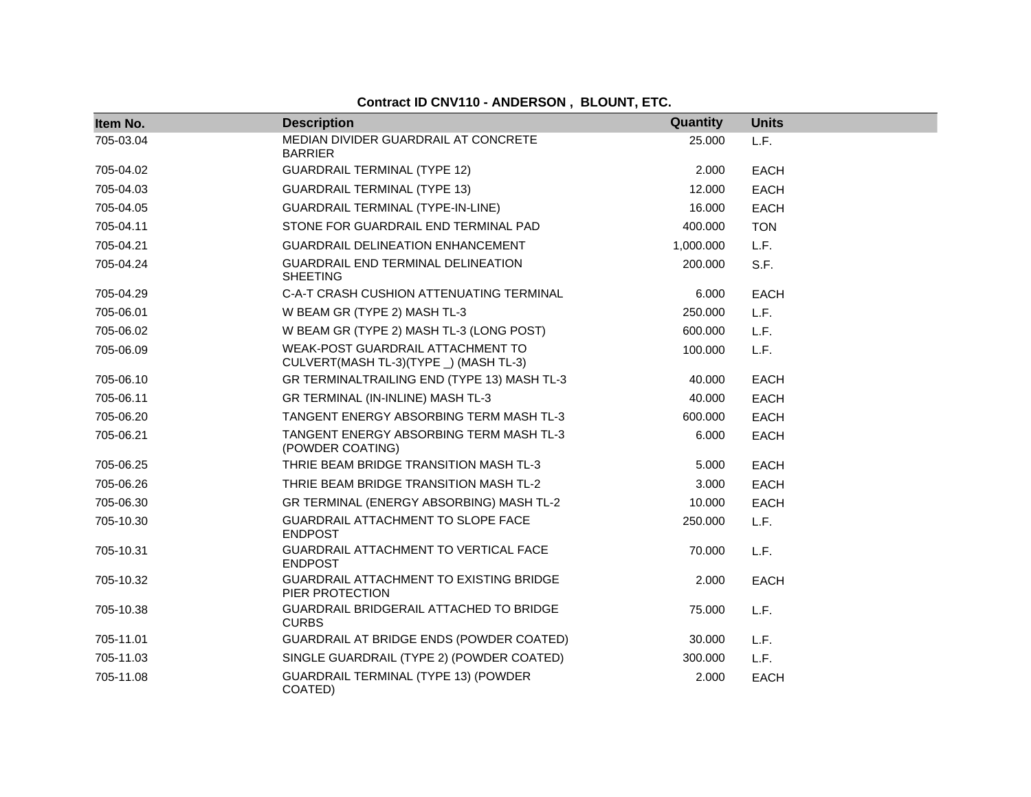**Contract ID CNV110 - ANDERSON , BLOUNT, ETC.**

| Item No. | Description | Quantity | Units |
|---|---|---|---|
| 705-03.04 | MEDIAN DIVIDER GUARDRAIL AT CONCRETE BARRIER | 25.000 | L.F. |
| 705-04.02 | GUARDRAIL TERMINAL (TYPE 12) | 2.000 | EACH |
| 705-04.03 | GUARDRAIL TERMINAL (TYPE 13) | 12.000 | EACH |
| 705-04.05 | GUARDRAIL TERMINAL (TYPE-IN-LINE) | 16.000 | EACH |
| 705-04.11 | STONE FOR GUARDRAIL END TERMINAL PAD | 400.000 | TON |
| 705-04.21 | GUARDRAIL DELINEATION ENHANCEMENT | 1,000.000 | L.F. |
| 705-04.24 | GUARDRAIL END TERMINAL DELINEATION SHEETING | 200.000 | S.F. |
| 705-04.29 | C-A-T CRASH CUSHION ATTENUATING TERMINAL | 6.000 | EACH |
| 705-06.01 | W BEAM GR (TYPE 2) MASH TL-3 | 250.000 | L.F. |
| 705-06.02 | W BEAM GR (TYPE 2) MASH TL-3 (LONG POST) | 600.000 | L.F. |
| 705-06.09 | WEAK-POST GUARDRAIL ATTACHMENT TO CULVERT(MASH TL-3)(TYPE _) (MASH TL-3) | 100.000 | L.F. |
| 705-06.10 | GR TERMINALTRAILING END (TYPE 13) MASH TL-3 | 40.000 | EACH |
| 705-06.11 | GR TERMINAL (IN-INLINE) MASH TL-3 | 40.000 | EACH |
| 705-06.20 | TANGENT ENERGY ABSORBING TERM MASH TL-3 | 600.000 | EACH |
| 705-06.21 | TANGENT ENERGY ABSORBING TERM MASH TL-3 (POWDER COATING) | 6.000 | EACH |
| 705-06.25 | THRIE BEAM BRIDGE TRANSITION MASH TL-3 | 5.000 | EACH |
| 705-06.26 | THRIE BEAM BRIDGE TRANSITION MASH TL-2 | 3.000 | EACH |
| 705-06.30 | GR TERMINAL (ENERGY ABSORBING) MASH TL-2 | 10.000 | EACH |
| 705-10.30 | GUARDRAIL ATTACHMENT TO SLOPE FACE ENDPOST | 250.000 | L.F. |
| 705-10.31 | GUARDRAIL ATTACHMENT TO VERTICAL FACE ENDPOST | 70.000 | L.F. |
| 705-10.32 | GUARDRAIL ATTACHMENT TO EXISTING BRIDGE PIER PROTECTION | 2.000 | EACH |
| 705-10.38 | GUARDRAIL BRIDGERAIL ATTACHED TO BRIDGE CURBS | 75.000 | L.F. |
| 705-11.01 | GUARDRAIL AT BRIDGE ENDS (POWDER COATED) | 30.000 | L.F. |
| 705-11.03 | SINGLE GUARDRAIL (TYPE 2) (POWDER COATED) | 300.000 | L.F. |
| 705-11.08 | GUARDRAIL TERMINAL (TYPE 13) (POWDER COATED) | 2.000 | EACH |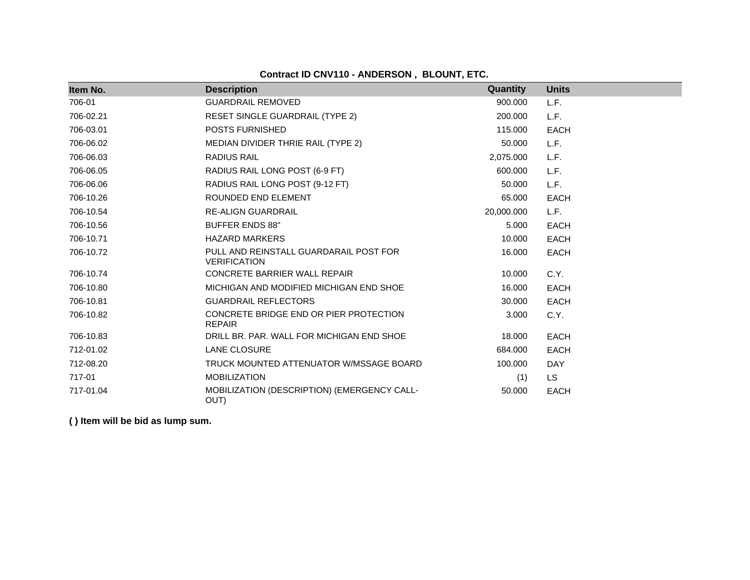**Contract ID CNV110 - ANDERSON , BLOUNT, ETC.**

| Item No. | Description | Quantity | Units |
|---|---|---|---|
| 706-01 | GUARDRAIL REMOVED | 900.000 | L.F. |
| 706-02.21 | RESET SINGLE GUARDRAIL (TYPE 2) | 200.000 | L.F. |
| 706-03.01 | POSTS FURNISHED | 115.000 | EACH |
| 706-06.02 | MEDIAN DIVIDER THRIE RAIL (TYPE 2) | 50.000 | L.F. |
| 706-06.03 | RADIUS RAIL | 2,075.000 | L.F. |
| 706-06.05 | RADIUS RAIL LONG POST (6-9 FT) | 600.000 | L.F. |
| 706-06.06 | RADIUS RAIL LONG POST (9-12 FT) | 50.000 | L.F. |
| 706-10.26 | ROUNDED END ELEMENT | 65.000 | EACH |
| 706-10.54 | RE-ALIGN GUARDRAIL | 20,000.000 | L.F. |
| 706-10.56 | BUFFER ENDS 88" | 5.000 | EACH |
| 706-10.71 | HAZARD MARKERS | 10.000 | EACH |
| 706-10.72 | PULL AND REINSTALL GUARDARAIL POST FOR VERIFICATION | 16.000 | EACH |
| 706-10.74 | CONCRETE BARRIER WALL REPAIR | 10.000 | C.Y. |
| 706-10.80 | MICHIGAN AND MODIFIED MICHIGAN END SHOE | 16.000 | EACH |
| 706-10.81 | GUARDRAIL REFLECTORS | 30.000 | EACH |
| 706-10.82 | CONCRETE BRIDGE END OR PIER PROTECTION REPAIR | 3.000 | C.Y. |
| 706-10.83 | DRILL BR. PAR. WALL FOR MICHIGAN END SHOE | 18.000 | EACH |
| 712-01.02 | LANE CLOSURE | 684.000 | EACH |
| 712-08.20 | TRUCK MOUNTED ATTENUATOR W/MSSAGE BOARD | 100.000 | DAY |
| 717-01 | MOBILIZATION | (1) | LS |
| 717-01.04 | MOBILIZATION (DESCRIPTION) (EMERGENCY CALL-OUT) | 50.000 | EACH |

**( ) Item will be bid as lump sum.**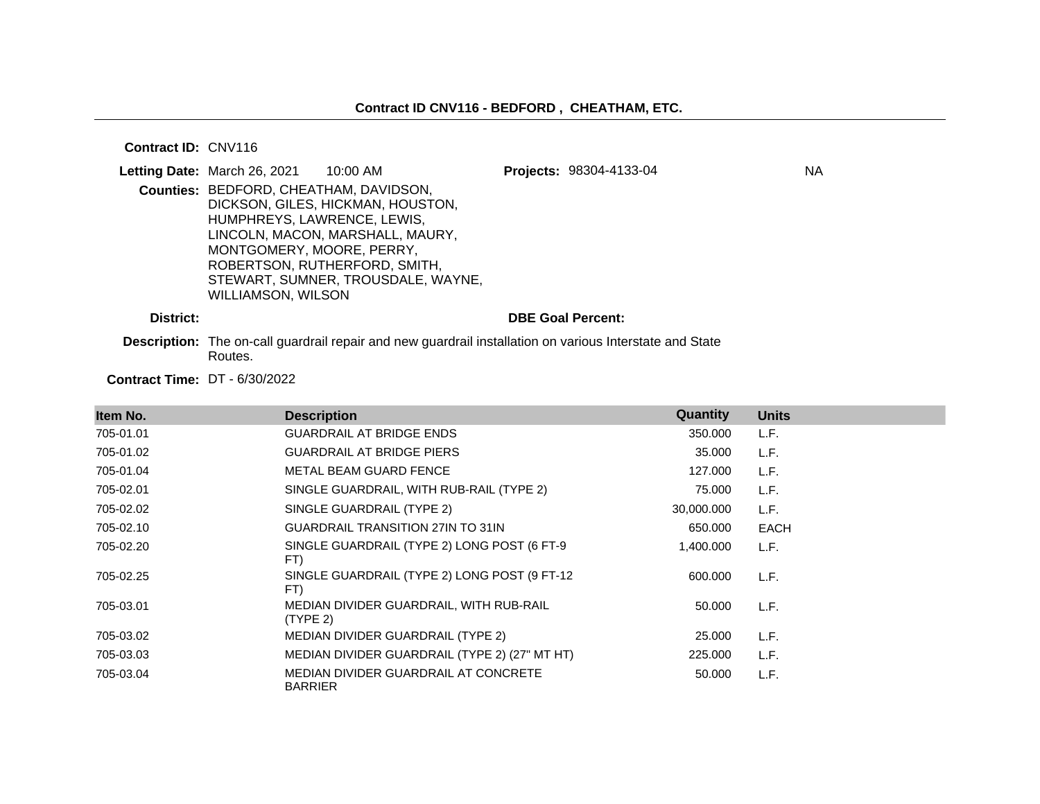## Contract ID CNV116 - BEDFORD , CHEATHAM, ETC.

**Contract ID:** CNV116

**Letting Date:** March 26, 2021 10:00 AM

**Projects:** 98304-4133-04 NA

**Counties:** BEDFORD, CHEATHAM, DAVIDSON, DICKSON, GILES, HICKMAN, HOUSTON, HUMPHREYS, LAWRENCE, LEWIS, LINCOLN, MACON, MARSHALL, MAURY, MONTGOMERY, MOORE, PERRY, ROBERTSON, RUTHERFORD, SMITH, STEWART, SUMNER, TROUSDALE, WAYNE, WILLIAMSON, WILSON

**District:**

**DBE Goal Percent:**

**Description:** The on-call guardrail repair and new guardrail installation on various Interstate and State Routes.

**Contract Time:** DT - 6/30/2022

| Item No. | Description | Quantity | Units |
|---|---|---|---|
| 705-01.01 | GUARDRAIL AT BRIDGE ENDS | 350.000 | L.F. |
| 705-01.02 | GUARDRAIL AT BRIDGE PIERS | 35.000 | L.F. |
| 705-01.04 | METAL BEAM GUARD FENCE | 127.000 | L.F. |
| 705-02.01 | SINGLE GUARDRAIL, WITH RUB-RAIL (TYPE 2) | 75.000 | L.F. |
| 705-02.02 | SINGLE GUARDRAIL (TYPE 2) | 30,000.000 | L.F. |
| 705-02.10 | GUARDRAIL TRANSITION 27IN TO 31IN | 650.000 | EACH |
| 705-02.20 | SINGLE GUARDRAIL (TYPE 2) LONG POST (6 FT-9 FT) | 1,400.000 | L.F. |
| 705-02.25 | SINGLE GUARDRAIL (TYPE 2) LONG POST (9 FT-12 FT) | 600.000 | L.F. |
| 705-03.01 | MEDIAN DIVIDER GUARDRAIL, WITH RUB-RAIL (TYPE 2) | 50.000 | L.F. |
| 705-03.02 | MEDIAN DIVIDER GUARDRAIL (TYPE 2) | 25.000 | L.F. |
| 705-03.03 | MEDIAN DIVIDER GUARDRAIL (TYPE 2) (27" MT HT) | 225.000 | L.F. |
| 705-03.04 | MEDIAN DIVIDER GUARDRAIL AT CONCRETE BARRIER | 50.000 | L.F. |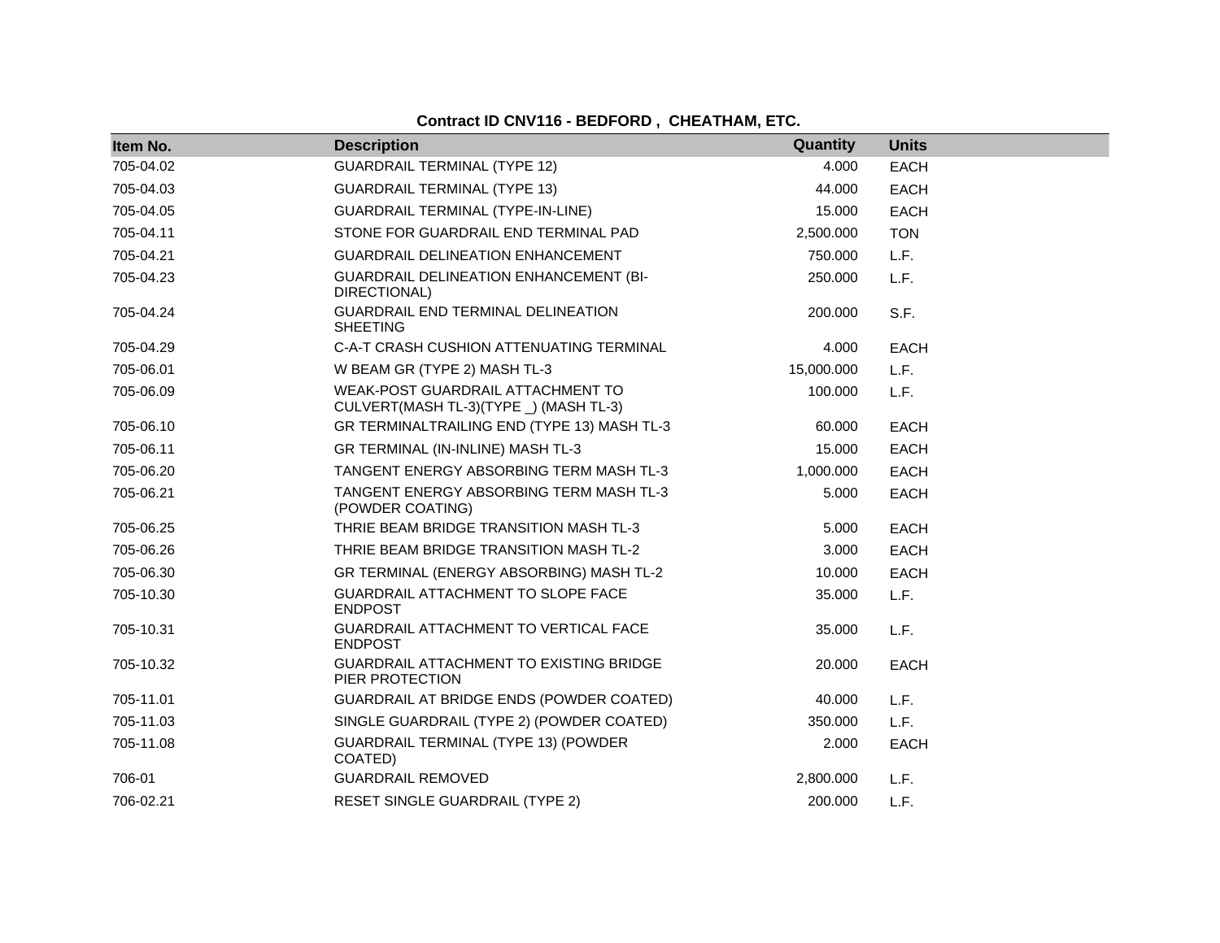**Contract ID CNV116 - BEDFORD , CHEATHAM, ETC.**

| Item No. | Description | Quantity | Units |
|---|---|---|---|
| 705-04.02 | GUARDRAIL TERMINAL (TYPE 12) | 4.000 | EACH |
| 705-04.03 | GUARDRAIL TERMINAL (TYPE 13) | 44.000 | EACH |
| 705-04.05 | GUARDRAIL TERMINAL (TYPE-IN-LINE) | 15.000 | EACH |
| 705-04.11 | STONE FOR GUARDRAIL END TERMINAL PAD | 2,500.000 | TON |
| 705-04.21 | GUARDRAIL DELINEATION ENHANCEMENT | 750.000 | L.F. |
| 705-04.23 | GUARDRAIL DELINEATION ENHANCEMENT (BI-DIRECTIONAL) | 250.000 | L.F. |
| 705-04.24 | GUARDRAIL END TERMINAL DELINEATION SHEETING | 200.000 | S.F. |
| 705-04.29 | C-A-T CRASH CUSHION ATTENUATING TERMINAL | 4.000 | EACH |
| 705-06.01 | W BEAM GR (TYPE 2) MASH TL-3 | 15,000.000 | L.F. |
| 705-06.09 | WEAK-POST GUARDRAIL ATTACHMENT TO CULVERT(MASH TL-3)(TYPE _) (MASH TL-3) | 100.000 | L.F. |
| 705-06.10 | GR TERMINALTRAILING END (TYPE 13) MASH TL-3 | 60.000 | EACH |
| 705-06.11 | GR TERMINAL (IN-INLINE) MASH TL-3 | 15.000 | EACH |
| 705-06.20 | TANGENT ENERGY ABSORBING TERM MASH TL-3 | 1,000.000 | EACH |
| 705-06.21 | TANGENT ENERGY ABSORBING TERM MASH TL-3 (POWDER COATING) | 5.000 | EACH |
| 705-06.25 | THRIE BEAM BRIDGE TRANSITION MASH TL-3 | 5.000 | EACH |
| 705-06.26 | THRIE BEAM BRIDGE TRANSITION MASH TL-2 | 3.000 | EACH |
| 705-06.30 | GR TERMINAL (ENERGY ABSORBING) MASH TL-2 | 10.000 | EACH |
| 705-10.30 | GUARDRAIL ATTACHMENT TO SLOPE FACE ENDPOST | 35.000 | L.F. |
| 705-10.31 | GUARDRAIL ATTACHMENT TO VERTICAL FACE ENDPOST | 35.000 | L.F. |
| 705-10.32 | GUARDRAIL ATTACHMENT TO EXISTING BRIDGE PIER PROTECTION | 20.000 | EACH |
| 705-11.01 | GUARDRAIL AT BRIDGE ENDS (POWDER COATED) | 40.000 | L.F. |
| 705-11.03 | SINGLE GUARDRAIL (TYPE 2) (POWDER COATED) | 350.000 | L.F. |
| 705-11.08 | GUARDRAIL TERMINAL (TYPE 13) (POWDER COATED) | 2.000 | EACH |
| 706-01 | GUARDRAIL REMOVED | 2,800.000 | L.F. |
| 706-02.21 | RESET SINGLE GUARDRAIL (TYPE 2) | 200.000 | L.F. |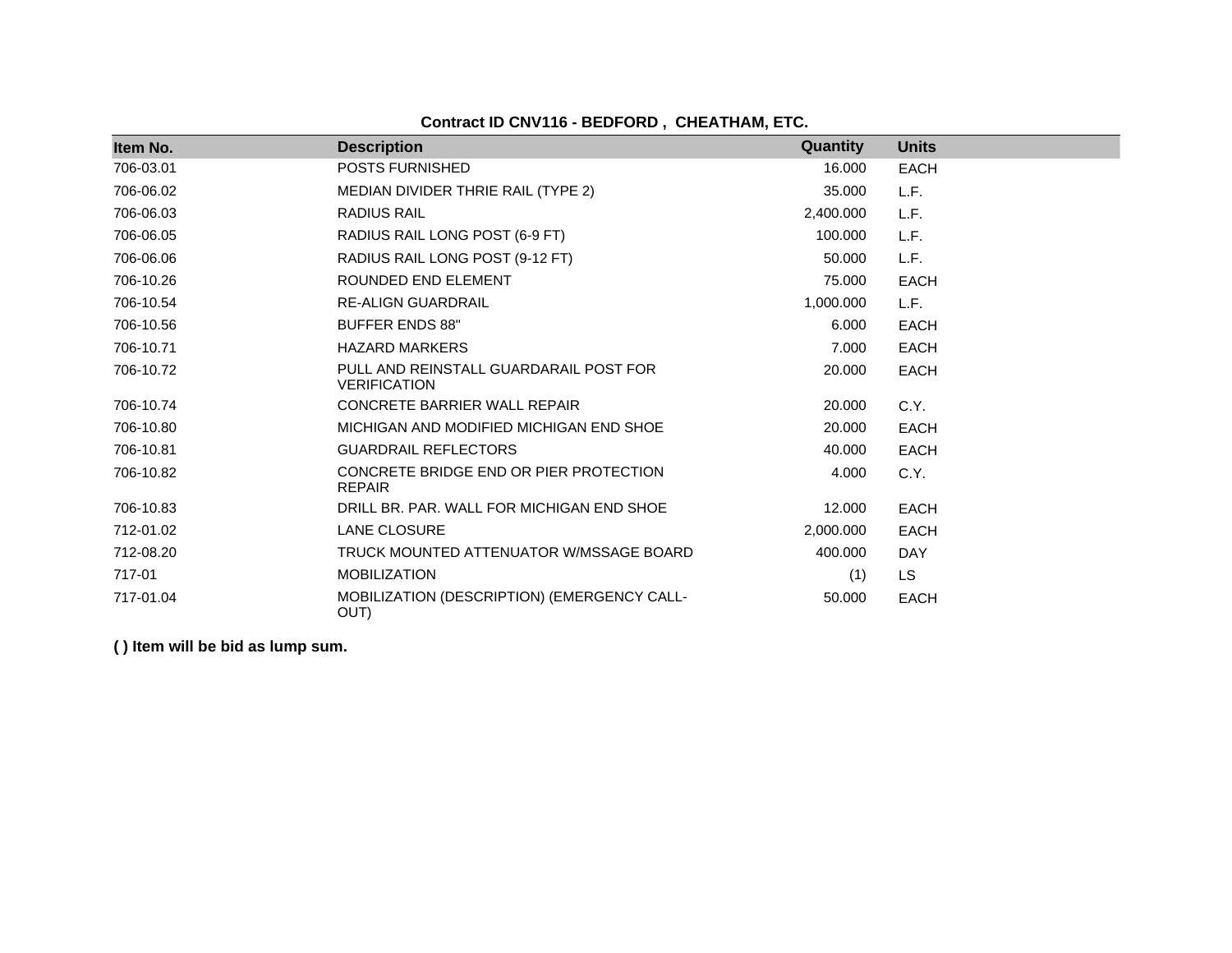**Contract ID CNV116 - BEDFORD , CHEATHAM, ETC.**

| Item No. | Description | Quantity | Units |
|---|---|---|---|
| 706-03.01 | POSTS FURNISHED | 16.000 | EACH |
| 706-06.02 | MEDIAN DIVIDER THRIE RAIL (TYPE 2) | 35.000 | L.F. |
| 706-06.03 | RADIUS RAIL | 2,400.000 | L.F. |
| 706-06.05 | RADIUS RAIL LONG POST (6-9 FT) | 100.000 | L.F. |
| 706-06.06 | RADIUS RAIL LONG POST (9-12 FT) | 50.000 | L.F. |
| 706-10.26 | ROUNDED END ELEMENT | 75.000 | EACH |
| 706-10.54 | RE-ALIGN GUARDRAIL | 1,000.000 | L.F. |
| 706-10.56 | BUFFER ENDS 88" | 6.000 | EACH |
| 706-10.71 | HAZARD MARKERS | 7.000 | EACH |
| 706-10.72 | PULL AND REINSTALL GUARDARAIL POST FOR VERIFICATION | 20.000 | EACH |
| 706-10.74 | CONCRETE BARRIER WALL REPAIR | 20.000 | C.Y. |
| 706-10.80 | MICHIGAN AND MODIFIED MICHIGAN END SHOE | 20.000 | EACH |
| 706-10.81 | GUARDRAIL REFLECTORS | 40.000 | EACH |
| 706-10.82 | CONCRETE BRIDGE END OR PIER PROTECTION REPAIR | 4.000 | C.Y. |
| 706-10.83 | DRILL BR. PAR. WALL FOR MICHIGAN END SHOE | 12.000 | EACH |
| 712-01.02 | LANE CLOSURE | 2,000.000 | EACH |
| 712-08.20 | TRUCK MOUNTED ATTENUATOR W/MSSAGE BOARD | 400.000 | DAY |
| 717-01 | MOBILIZATION | (1) | LS |
| 717-01.04 | MOBILIZATION (DESCRIPTION) (EMERGENCY CALL-OUT) | 50.000 | EACH |

**( ) Item will be bid as lump sum.**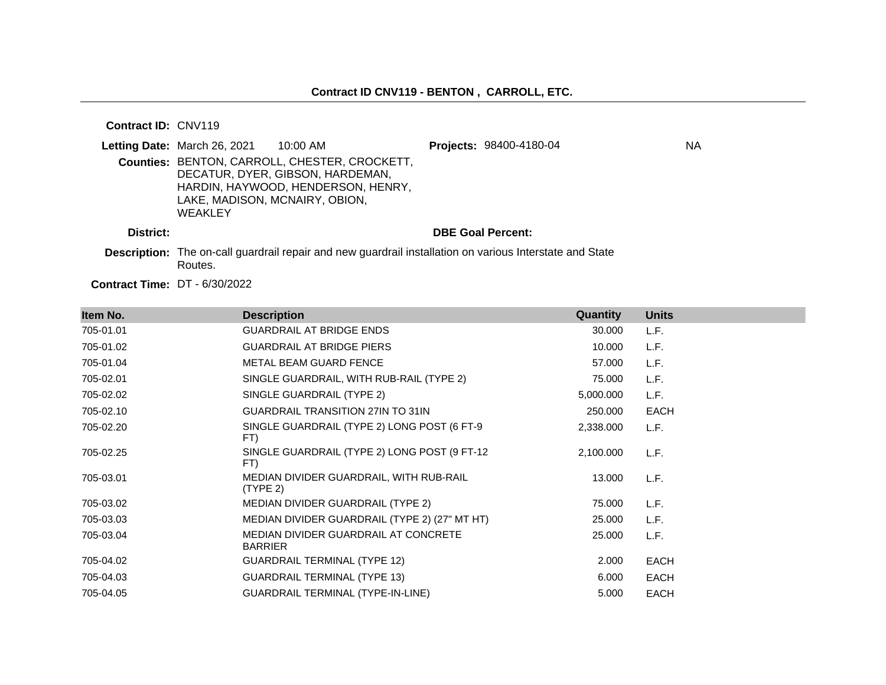## Contract ID CNV119 - BENTON , CARROLL, ETC.

**Contract ID:** CNV119

**Letting Date:** March 26, 2021 10:00 AM

**Projects:** 98400-4180-04 NA

**Counties:** BENTON, CARROLL, CHESTER, CROCKETT, DECATUR, DYER, GIBSON, HARDEMAN, HARDIN, HAYWOOD, HENDERSON, HENRY, LAKE, MADISON, MCNAIRY, OBION, WEAKLEY

**District:**

**DBE Goal Percent:**

**Description:** The on-call guardrail repair and new guardrail installation on various Interstate and State Routes.

**Contract Time:** DT - 6/30/2022

| Item No. | Description | Quantity | Units |
|---|---|---|---|
| 705-01.01 | GUARDRAIL AT BRIDGE ENDS | 30.000 | L.F. |
| 705-01.02 | GUARDRAIL AT BRIDGE PIERS | 10.000 | L.F. |
| 705-01.04 | METAL BEAM GUARD FENCE | 57.000 | L.F. |
| 705-02.01 | SINGLE GUARDRAIL, WITH RUB-RAIL (TYPE 2) | 75.000 | L.F. |
| 705-02.02 | SINGLE GUARDRAIL (TYPE 2) | 5,000.000 | L.F. |
| 705-02.10 | GUARDRAIL TRANSITION 27IN TO 31IN | 250.000 | EACH |
| 705-02.20 | SINGLE GUARDRAIL (TYPE 2) LONG POST (6 FT-9 FT) | 2,338.000 | L.F. |
| 705-02.25 | SINGLE GUARDRAIL (TYPE 2) LONG POST (9 FT-12 FT) | 2,100.000 | L.F. |
| 705-03.01 | MEDIAN DIVIDER GUARDRAIL, WITH RUB-RAIL (TYPE 2) | 13.000 | L.F. |
| 705-03.02 | MEDIAN DIVIDER GUARDRAIL (TYPE 2) | 75.000 | L.F. |
| 705-03.03 | MEDIAN DIVIDER GUARDRAIL (TYPE 2) (27" MT HT) | 25.000 | L.F. |
| 705-03.04 | MEDIAN DIVIDER GUARDRAIL AT CONCRETE BARRIER | 25.000 | L.F. |
| 705-04.02 | GUARDRAIL TERMINAL (TYPE 12) | 2.000 | EACH |
| 705-04.03 | GUARDRAIL TERMINAL (TYPE 13) | 6.000 | EACH |
| 705-04.05 | GUARDRAIL TERMINAL (TYPE-IN-LINE) | 5.000 | EACH |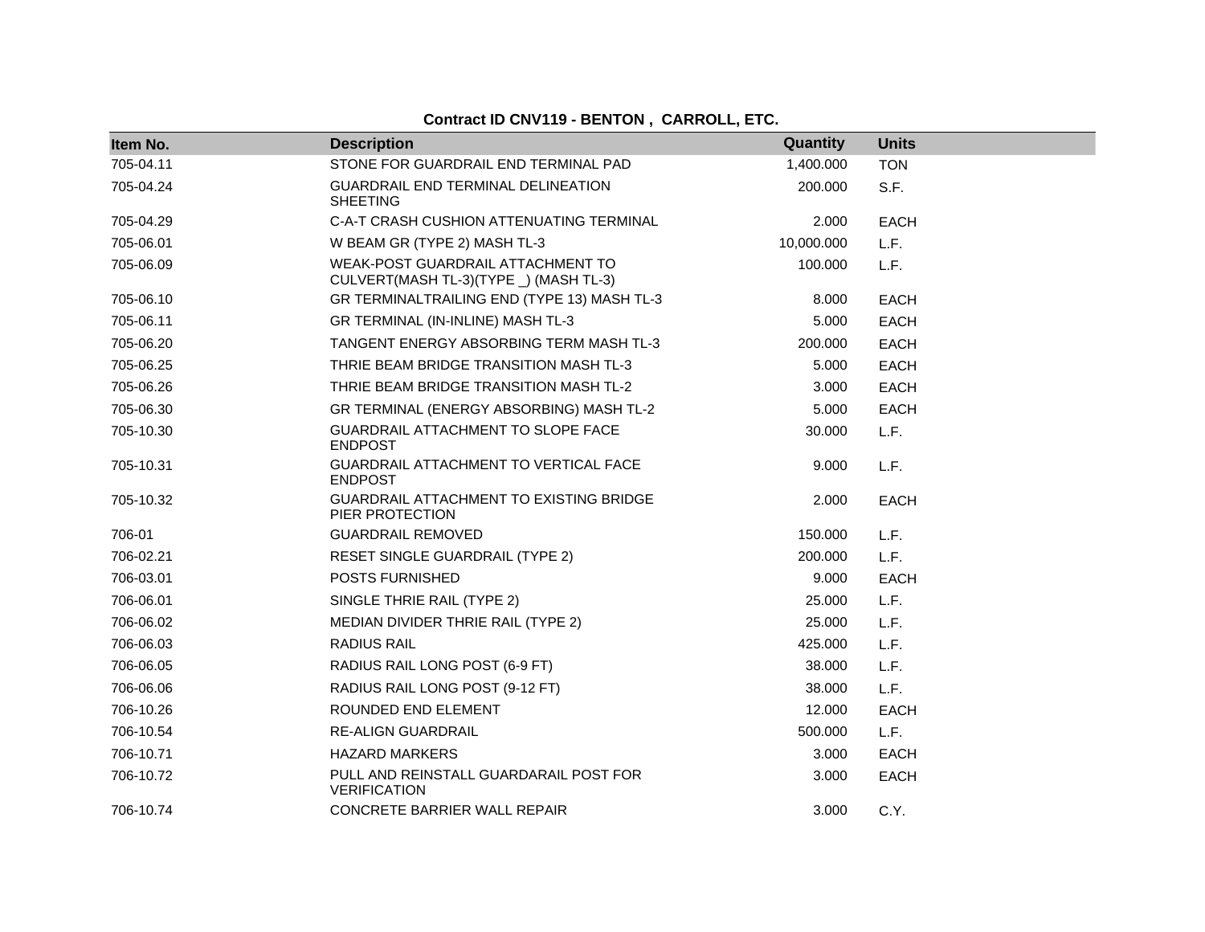**Contract ID CNV119 - BENTON , CARROLL, ETC.**

| Item No. | Description | Quantity | Units |
|---|---|---|---|
| 705-04.11 | STONE FOR GUARDRAIL END TERMINAL PAD | 1,400.000 | TON |
| 705-04.24 | GUARDRAIL END TERMINAL DELINEATION SHEETING | 200.000 | S.F. |
| 705-04.29 | C-A-T CRASH CUSHION ATTENUATING TERMINAL | 2.000 | EACH |
| 705-06.01 | W BEAM GR (TYPE 2) MASH TL-3 | 10,000.000 | L.F. |
| 705-06.09 | WEAK-POST GUARDRAIL ATTACHMENT TO CULVERT(MASH TL-3)(TYPE _) (MASH TL-3) | 100.000 | L.F. |
| 705-06.10 | GR TERMINALTRAILING END (TYPE 13) MASH TL-3 | 8.000 | EACH |
| 705-06.11 | GR TERMINAL (IN-INLINE) MASH TL-3 | 5.000 | EACH |
| 705-06.20 | TANGENT ENERGY ABSORBING TERM MASH TL-3 | 200.000 | EACH |
| 705-06.25 | THRIE BEAM BRIDGE TRANSITION MASH TL-3 | 5.000 | EACH |
| 705-06.26 | THRIE BEAM BRIDGE TRANSITION MASH TL-2 | 3.000 | EACH |
| 705-06.30 | GR TERMINAL (ENERGY ABSORBING) MASH TL-2 | 5.000 | EACH |
| 705-10.30 | GUARDRAIL ATTACHMENT TO SLOPE FACE ENDPOST | 30.000 | L.F. |
| 705-10.31 | GUARDRAIL ATTACHMENT TO VERTICAL FACE ENDPOST | 9.000 | L.F. |
| 705-10.32 | GUARDRAIL ATTACHMENT TO EXISTING BRIDGE PIER PROTECTION | 2.000 | EACH |
| 706-01 | GUARDRAIL REMOVED | 150.000 | L.F. |
| 706-02.21 | RESET SINGLE GUARDRAIL (TYPE 2) | 200.000 | L.F. |
| 706-03.01 | POSTS FURNISHED | 9.000 | EACH |
| 706-06.01 | SINGLE THRIE RAIL (TYPE 2) | 25.000 | L.F. |
| 706-06.02 | MEDIAN DIVIDER THRIE RAIL (TYPE 2) | 25.000 | L.F. |
| 706-06.03 | RADIUS RAIL | 425.000 | L.F. |
| 706-06.05 | RADIUS RAIL LONG POST (6-9 FT) | 38.000 | L.F. |
| 706-06.06 | RADIUS RAIL LONG POST (9-12 FT) | 38.000 | L.F. |
| 706-10.26 | ROUNDED END ELEMENT | 12.000 | EACH |
| 706-10.54 | RE-ALIGN GUARDRAIL | 500.000 | L.F. |
| 706-10.71 | HAZARD MARKERS | 3.000 | EACH |
| 706-10.72 | PULL AND REINSTALL GUARDARAIL POST FOR VERIFICATION | 3.000 | EACH |
| 706-10.74 | CONCRETE BARRIER WALL REPAIR | 3.000 | C.Y. |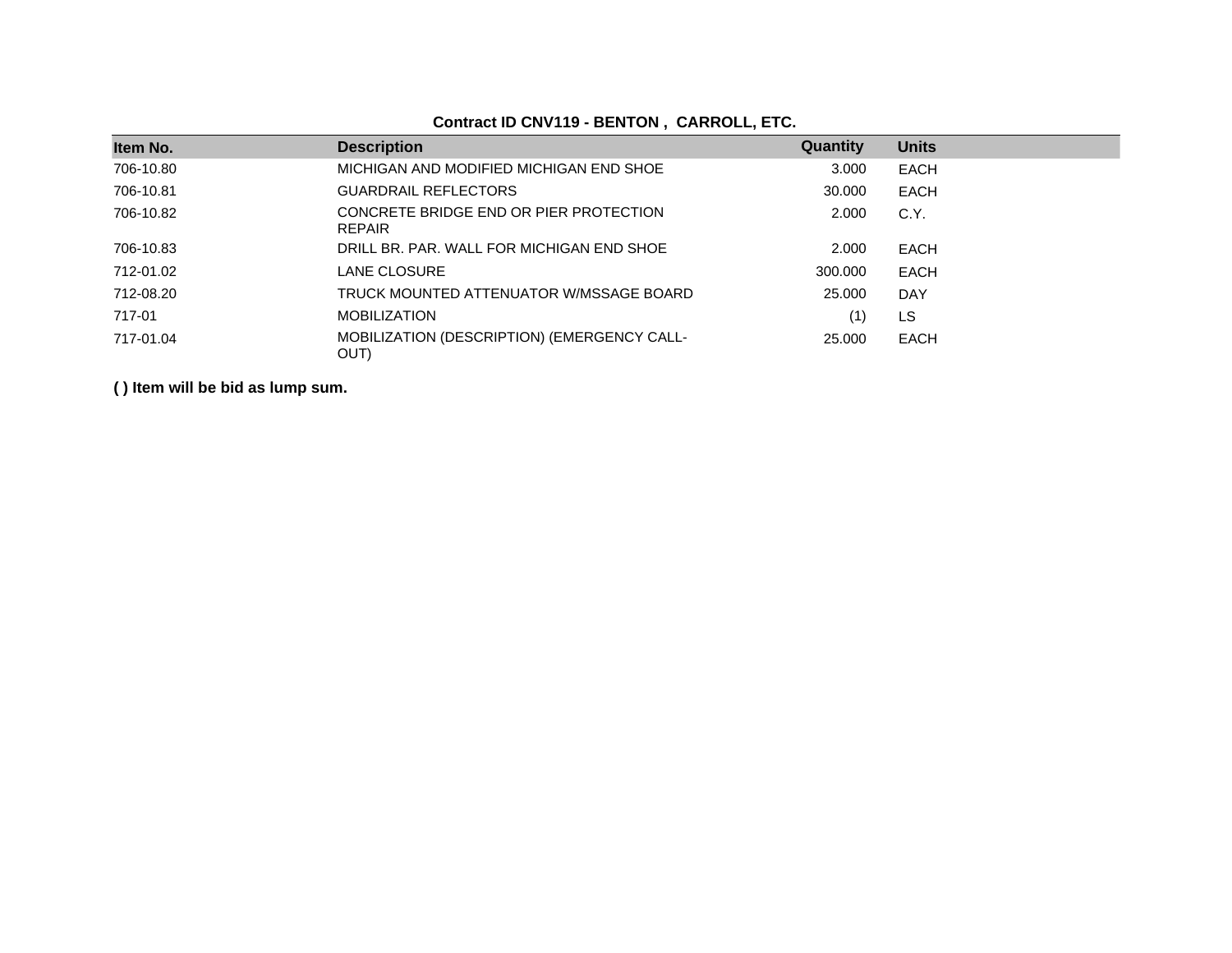**Contract ID CNV119 - BENTON , CARROLL, ETC.**

| Item No. | Description | Quantity | Units |
|---|---|---|---|
| 706-10.80 | MICHIGAN AND MODIFIED MICHIGAN END SHOE | 3.000 | EACH |
| 706-10.81 | GUARDRAIL REFLECTORS | 30.000 | EACH |
| 706-10.82 | CONCRETE BRIDGE END OR PIER PROTECTION REPAIR | 2.000 | C.Y. |
| 706-10.83 | DRILL BR. PAR. WALL FOR MICHIGAN END SHOE | 2.000 | EACH |
| 712-01.02 | LANE CLOSURE | 300.000 | EACH |
| 712-08.20 | TRUCK MOUNTED ATTENUATOR W/MSSAGE BOARD | 25.000 | DAY |
| 717-01 | MOBILIZATION | (1) | LS |
| 717-01.04 | MOBILIZATION (DESCRIPTION) (EMERGENCY CALL-OUT) | 25.000 | EACH |

**( ) Item will be bid as lump sum.**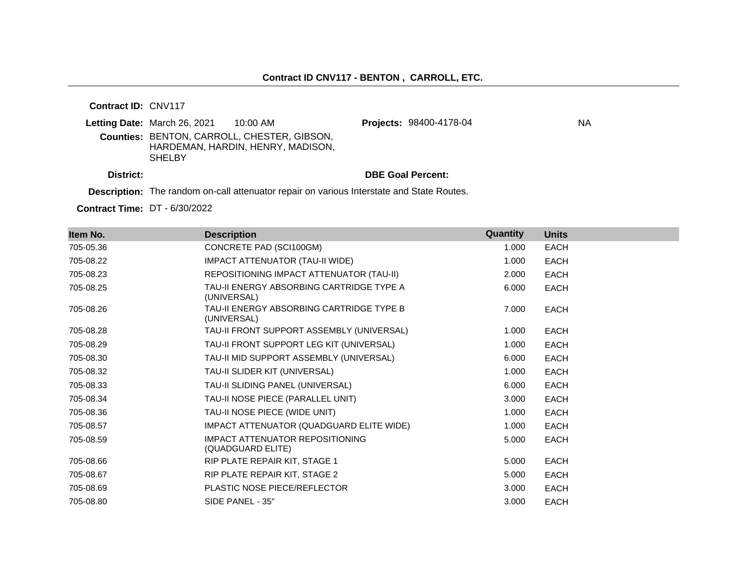## Contract ID CNV117 - BENTON , CARROLL, ETC.

**Contract ID:** CNV117

**Letting Date:** March 26, 2021 10:00 AM

**Projects:** 98400-4178-04 NA

**Counties:** BENTON, CARROLL, CHESTER, GIBSON, HARDEMAN, HARDIN, HENRY, MADISON, SHELBY

**District:**

**DBE Goal Percent:**

**Description:** The random on-call attenuator repair on various Interstate and State Routes.

**Contract Time:** DT - 6/30/2022

| Item No. | Description | Quantity | Units |
|---|---|---|---|
| 705-05.36 | CONCRETE PAD (SCI100GM) | 1.000 | EACH |
| 705-08.22 | IMPACT ATTENUATOR (TAU-II WIDE) | 1.000 | EACH |
| 705-08.23 | REPOSITIONING IMPACT ATTENUATOR (TAU-II) | 2.000 | EACH |
| 705-08.25 | TAU-II ENERGY ABSORBING CARTRIDGE TYPE A (UNIVERSAL) | 6.000 | EACH |
| 705-08.26 | TAU-II ENERGY ABSORBING CARTRIDGE TYPE B (UNIVERSAL) | 7.000 | EACH |
| 705-08.28 | TAU-II FRONT SUPPORT ASSEMBLY (UNIVERSAL) | 1.000 | EACH |
| 705-08.29 | TAU-II FRONT SUPPORT LEG KIT (UNIVERSAL) | 1.000 | EACH |
| 705-08.30 | TAU-II MID SUPPORT ASSEMBLY (UNIVERSAL) | 6.000 | EACH |
| 705-08.32 | TAU-II SLIDER KIT (UNIVERSAL) | 1.000 | EACH |
| 705-08.33 | TAU-II SLIDING PANEL (UNIVERSAL) | 6.000 | EACH |
| 705-08.34 | TAU-II NOSE PIECE (PARALLEL UNIT) | 3.000 | EACH |
| 705-08.36 | TAU-II NOSE PIECE (WIDE UNIT) | 1.000 | EACH |
| 705-08.57 | IMPACT ATTENUATOR (QUADGUARD ELITE WIDE) | 1.000 | EACH |
| 705-08.59 | IMPACT ATTENUATOR REPOSITIONING (QUADGUARD ELITE) | 5.000 | EACH |
| 705-08.66 | RIP PLATE REPAIR KIT, STAGE 1 | 5.000 | EACH |
| 705-08.67 | RIP PLATE REPAIR KIT, STAGE 2 | 5.000 | EACH |
| 705-08.69 | PLASTIC NOSE PIECE/REFLECTOR | 3.000 | EACH |
| 705-08.80 | SIDE PANEL - 35" | 3.000 | EACH |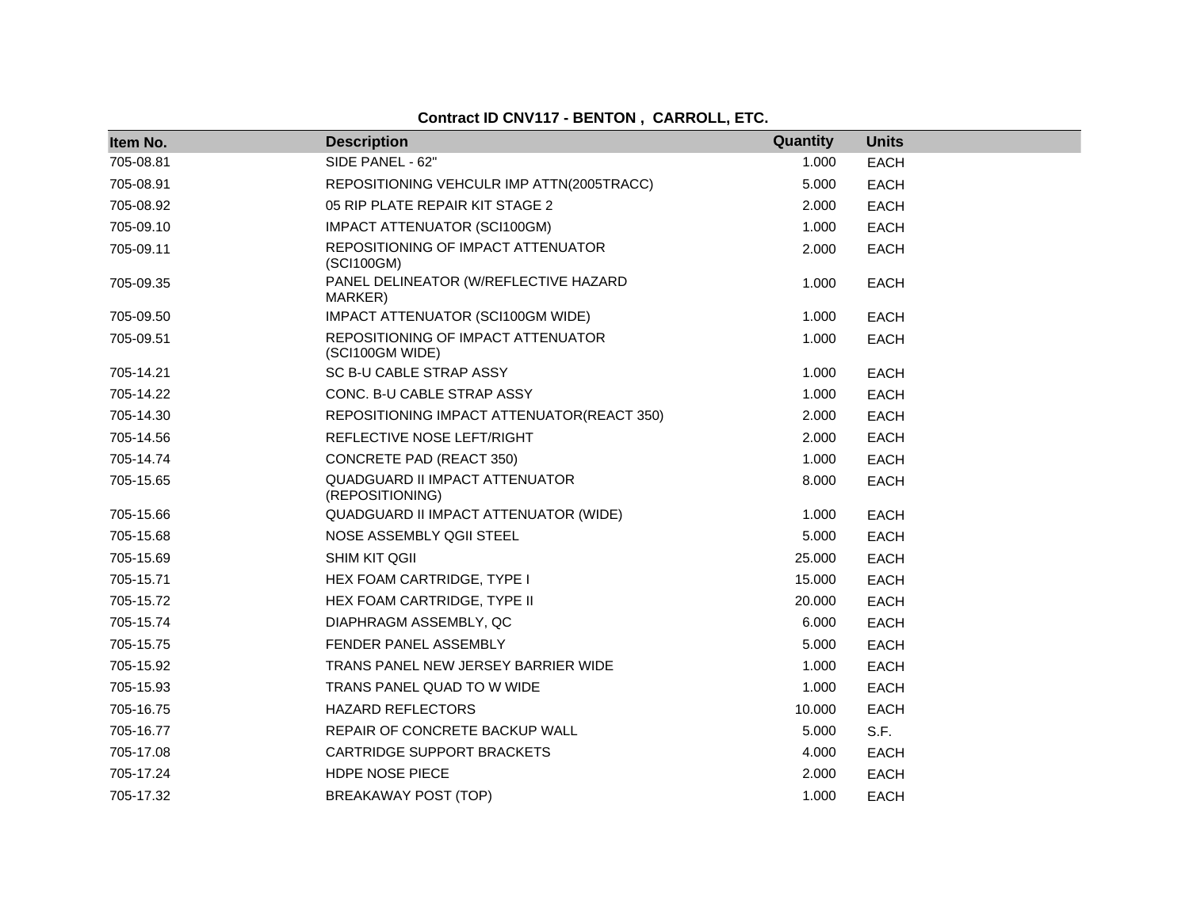**Contract ID CNV117 - BENTON , CARROLL, ETC.**

| Item No. | Description | Quantity | Units |
|---|---|---|---|
| 705-08.81 | SIDE PANEL - 62" | 1.000 | EACH |
| 705-08.91 | REPOSITIONING VEHCULR IMP ATTN(2005TRACC) | 5.000 | EACH |
| 705-08.92 | 05 RIP PLATE REPAIR KIT STAGE 2 | 2.000 | EACH |
| 705-09.10 | IMPACT ATTENUATOR (SCI100GM) | 1.000 | EACH |
| 705-09.11 | REPOSITIONING OF IMPACT ATTENUATOR (SCI100GM) | 2.000 | EACH |
| 705-09.35 | PANEL DELINEATOR (W/REFLECTIVE HAZARD MARKER) | 1.000 | EACH |
| 705-09.50 | IMPACT ATTENUATOR (SCI100GM WIDE) | 1.000 | EACH |
| 705-09.51 | REPOSITIONING OF IMPACT ATTENUATOR (SCI100GM WIDE) | 1.000 | EACH |
| 705-14.21 | SC B-U CABLE STRAP ASSY | 1.000 | EACH |
| 705-14.22 | CONC. B-U CABLE STRAP ASSY | 1.000 | EACH |
| 705-14.30 | REPOSITIONING IMPACT ATTENUATOR(REACT 350) | 2.000 | EACH |
| 705-14.56 | REFLECTIVE NOSE LEFT/RIGHT | 2.000 | EACH |
| 705-14.74 | CONCRETE PAD (REACT 350) | 1.000 | EACH |
| 705-15.65 | QUADGUARD II IMPACT ATTENUATOR (REPOSITIONING) | 8.000 | EACH |
| 705-15.66 | QUADGUARD II IMPACT ATTENUATOR (WIDE) | 1.000 | EACH |
| 705-15.68 | NOSE ASSEMBLY QGII STEEL | 5.000 | EACH |
| 705-15.69 | SHIM KIT QGII | 25.000 | EACH |
| 705-15.71 | HEX FOAM CARTRIDGE, TYPE I | 15.000 | EACH |
| 705-15.72 | HEX FOAM CARTRIDGE, TYPE II | 20.000 | EACH |
| 705-15.74 | DIAPHRAGM ASSEMBLY, QC | 6.000 | EACH |
| 705-15.75 | FENDER PANEL ASSEMBLY | 5.000 | EACH |
| 705-15.92 | TRANS PANEL NEW JERSEY BARRIER WIDE | 1.000 | EACH |
| 705-15.93 | TRANS PANEL QUAD TO W WIDE | 1.000 | EACH |
| 705-16.75 | HAZARD REFLECTORS | 10.000 | EACH |
| 705-16.77 | REPAIR OF CONCRETE BACKUP WALL | 5.000 | S.F. |
| 705-17.08 | CARTRIDGE SUPPORT BRACKETS | 4.000 | EACH |
| 705-17.24 | HDPE NOSE PIECE | 2.000 | EACH |
| 705-17.32 | BREAKAWAY POST (TOP) | 1.000 | EACH |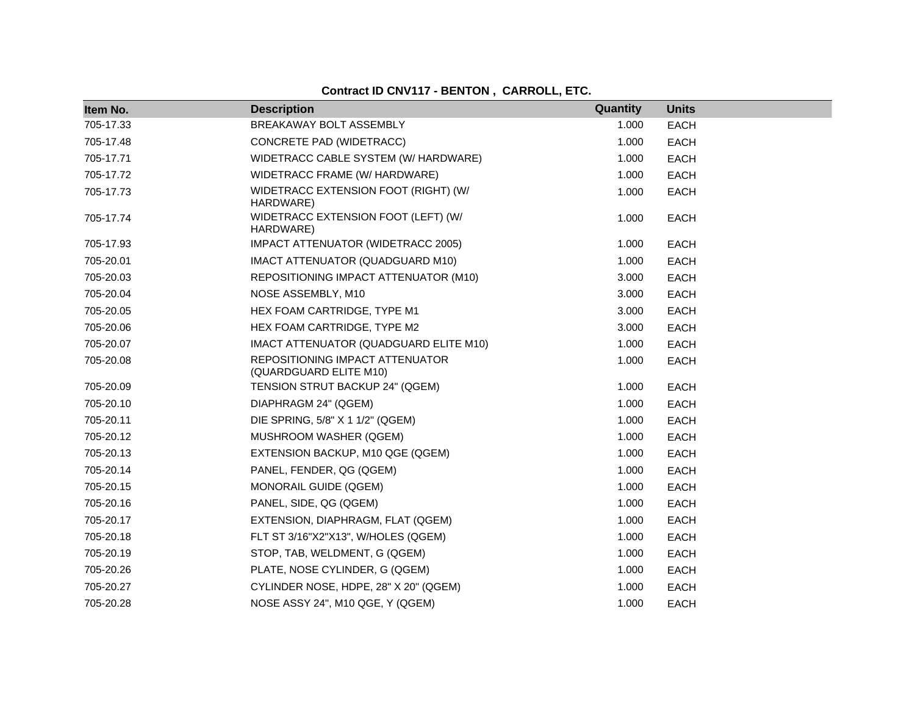**Contract ID CNV117 - BENTON , CARROLL, ETC.**

| Item No. | Description | Quantity | Units |
|---|---|---|---|
| 705-17.33 | BREAKAWAY BOLT ASSEMBLY | 1.000 | EACH |
| 705-17.48 | CONCRETE PAD (WIDETRACC) | 1.000 | EACH |
| 705-17.71 | WIDETRACC CABLE SYSTEM (W/ HARDWARE) | 1.000 | EACH |
| 705-17.72 | WIDETRACC FRAME (W/ HARDWARE) | 1.000 | EACH |
| 705-17.73 | WIDETRACC EXTENSION FOOT (RIGHT) (W/ HARDWARE) | 1.000 | EACH |
| 705-17.74 | WIDETRACC EXTENSION FOOT (LEFT) (W/ HARDWARE) | 1.000 | EACH |
| 705-17.93 | IMPACT ATTENUATOR (WIDETRACC 2005) | 1.000 | EACH |
| 705-20.01 | IMACT ATTENUATOR (QUADGUARD M10) | 1.000 | EACH |
| 705-20.03 | REPOSITIONING IMPACT ATTENUATOR (M10) | 3.000 | EACH |
| 705-20.04 | NOSE ASSEMBLY, M10 | 3.000 | EACH |
| 705-20.05 | HEX FOAM CARTRIDGE, TYPE M1 | 3.000 | EACH |
| 705-20.06 | HEX FOAM CARTRIDGE, TYPE M2 | 3.000 | EACH |
| 705-20.07 | IMACT ATTENUATOR (QUADGUARD ELITE M10) | 1.000 | EACH |
| 705-20.08 | REPOSITIONING IMPACT ATTENUATOR (QUARDGUARD ELITE M10) | 1.000 | EACH |
| 705-20.09 | TENSION STRUT BACKUP 24" (QGEM) | 1.000 | EACH |
| 705-20.10 | DIAPHRAGM 24" (QGEM) | 1.000 | EACH |
| 705-20.11 | DIE SPRING, 5/8" X 1 1/2" (QGEM) | 1.000 | EACH |
| 705-20.12 | MUSHROOM WASHER (QGEM) | 1.000 | EACH |
| 705-20.13 | EXTENSION BACKUP, M10 QGE (QGEM) | 1.000 | EACH |
| 705-20.14 | PANEL, FENDER, QG (QGEM) | 1.000 | EACH |
| 705-20.15 | MONORAIL GUIDE (QGEM) | 1.000 | EACH |
| 705-20.16 | PANEL, SIDE, QG (QGEM) | 1.000 | EACH |
| 705-20.17 | EXTENSION, DIAPHRAGM, FLAT (QGEM) | 1.000 | EACH |
| 705-20.18 | FLT ST 3/16"X2"X13", W/HOLES (QGEM) | 1.000 | EACH |
| 705-20.19 | STOP, TAB, WELDMENT, G (QGEM) | 1.000 | EACH |
| 705-20.26 | PLATE, NOSE CYLINDER, G (QGEM) | 1.000 | EACH |
| 705-20.27 | CYLINDER NOSE, HDPE, 28" X 20" (QGEM) | 1.000 | EACH |
| 705-20.28 | NOSE ASSY 24", M10 QGE, Y (QGEM) | 1.000 | EACH |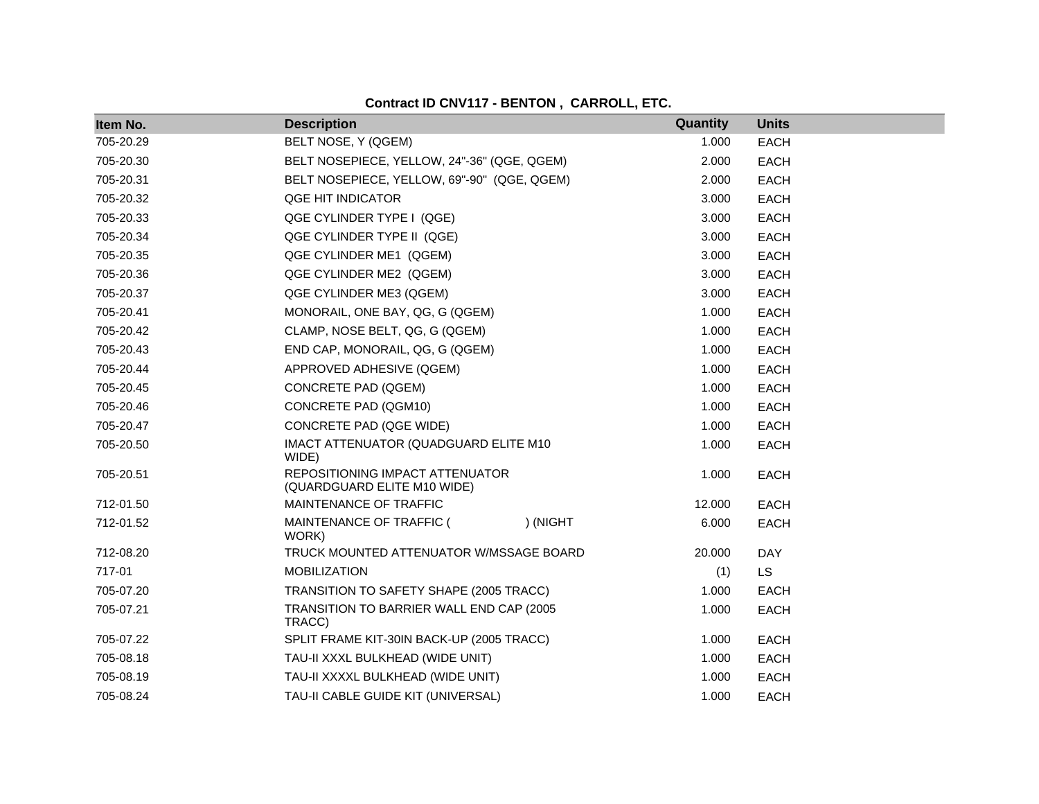**Contract ID CNV117 - BENTON , CARROLL, ETC.**

| Item No. | Description | Quantity | Units |
|---|---|---|---|
| 705-20.29 | BELT NOSE, Y (QGEM) | 1.000 | EACH |
| 705-20.30 | BELT NOSEPIECE, YELLOW, 24"-36" (QGE, QGEM) | 2.000 | EACH |
| 705-20.31 | BELT NOSEPIECE, YELLOW, 69"-90" (QGE, QGEM) | 2.000 | EACH |
| 705-20.32 | QGE HIT INDICATOR | 3.000 | EACH |
| 705-20.33 | QGE CYLINDER TYPE I (QGE) | 3.000 | EACH |
| 705-20.34 | QGE CYLINDER TYPE II (QGE) | 3.000 | EACH |
| 705-20.35 | QGE CYLINDER ME1 (QGEM) | 3.000 | EACH |
| 705-20.36 | QGE CYLINDER ME2 (QGEM) | 3.000 | EACH |
| 705-20.37 | QGE CYLINDER ME3 (QGEM) | 3.000 | EACH |
| 705-20.41 | MONORAIL, ONE BAY, QG, G (QGEM) | 1.000 | EACH |
| 705-20.42 | CLAMP, NOSE BELT, QG, G (QGEM) | 1.000 | EACH |
| 705-20.43 | END CAP, MONORAIL, QG, G (QGEM) | 1.000 | EACH |
| 705-20.44 | APPROVED ADHESIVE (QGEM) | 1.000 | EACH |
| 705-20.45 | CONCRETE PAD (QGEM) | 1.000 | EACH |
| 705-20.46 | CONCRETE PAD (QGM10) | 1.000 | EACH |
| 705-20.47 | CONCRETE PAD (QGE WIDE) | 1.000 | EACH |
| 705-20.50 | IMACT ATTENUATOR (QUADGUARD ELITE M10 WIDE) | 1.000 | EACH |
| 705-20.51 | REPOSITIONING IMPACT ATTENUATOR (QUARDGUARD ELITE M10 WIDE) | 1.000 | EACH |
| 712-01.50 | MAINTENANCE OF TRAFFIC | 12.000 | EACH |
| 712-01.52 | MAINTENANCE OF TRAFFIC ( ) (NIGHT WORK) | 6.000 | EACH |
| 712-08.20 | TRUCK MOUNTED ATTENUATOR W/MSSAGE BOARD | 20.000 | DAY |
| 717-01 | MOBILIZATION | (1) | LS |
| 705-07.20 | TRANSITION TO SAFETY SHAPE (2005 TRACC) | 1.000 | EACH |
| 705-07.21 | TRANSITION TO BARRIER WALL END CAP (2005 TRACC) | 1.000 | EACH |
| 705-07.22 | SPLIT FRAME KIT-30IN BACK-UP (2005 TRACC) | 1.000 | EACH |
| 705-08.18 | TAU-II XXXL BULKHEAD (WIDE UNIT) | 1.000 | EACH |
| 705-08.19 | TAU-II XXXXL BULKHEAD (WIDE UNIT) | 1.000 | EACH |
| 705-08.24 | TAU-II CABLE GUIDE KIT (UNIVERSAL) | 1.000 | EACH |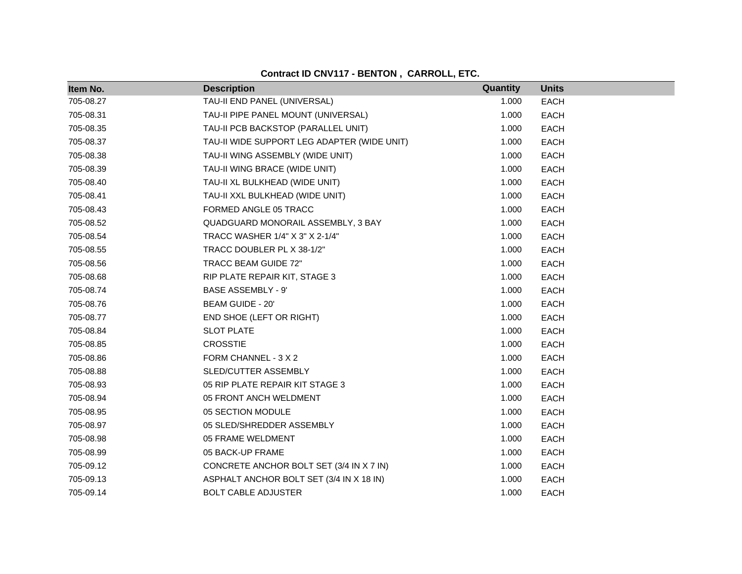**Contract ID CNV117 - BENTON , CARROLL, ETC.**

| Item No. | Description | Quantity | Units |
|---|---|---|---|
| 705-08.27 | TAU-II END PANEL (UNIVERSAL) | 1.000 | EACH |
| 705-08.31 | TAU-II PIPE PANEL MOUNT (UNIVERSAL) | 1.000 | EACH |
| 705-08.35 | TAU-II PCB BACKSTOP (PARALLEL UNIT) | 1.000 | EACH |
| 705-08.37 | TAU-II WIDE SUPPORT LEG ADAPTER (WIDE UNIT) | 1.000 | EACH |
| 705-08.38 | TAU-II WING ASSEMBLY (WIDE UNIT) | 1.000 | EACH |
| 705-08.39 | TAU-II WING BRACE (WIDE UNIT) | 1.000 | EACH |
| 705-08.40 | TAU-II XL BULKHEAD (WIDE UNIT) | 1.000 | EACH |
| 705-08.41 | TAU-II XXL BULKHEAD (WIDE UNIT) | 1.000 | EACH |
| 705-08.43 | FORMED ANGLE 05 TRACC | 1.000 | EACH |
| 705-08.52 | QUADGUARD MONORAIL ASSEMBLY, 3 BAY | 1.000 | EACH |
| 705-08.54 | TRACC WASHER 1/4" X 3" X 2-1/4" | 1.000 | EACH |
| 705-08.55 | TRACC DOUBLER PL X 38-1/2" | 1.000 | EACH |
| 705-08.56 | TRACC BEAM GUIDE 72" | 1.000 | EACH |
| 705-08.68 | RIP PLATE REPAIR KIT, STAGE 3 | 1.000 | EACH |
| 705-08.74 | BASE ASSEMBLY - 9' | 1.000 | EACH |
| 705-08.76 | BEAM GUIDE - 20' | 1.000 | EACH |
| 705-08.77 | END SHOE (LEFT OR RIGHT) | 1.000 | EACH |
| 705-08.84 | SLOT PLATE | 1.000 | EACH |
| 705-08.85 | CROSSTIE | 1.000 | EACH |
| 705-08.86 | FORM CHANNEL - 3 X 2 | 1.000 | EACH |
| 705-08.88 | SLED/CUTTER ASSEMBLY | 1.000 | EACH |
| 705-08.93 | 05 RIP PLATE REPAIR KIT STAGE 3 | 1.000 | EACH |
| 705-08.94 | 05 FRONT ANCH WELDMENT | 1.000 | EACH |
| 705-08.95 | 05 SECTION MODULE | 1.000 | EACH |
| 705-08.97 | 05 SLED/SHREDDER ASSEMBLY | 1.000 | EACH |
| 705-08.98 | 05 FRAME WELDMENT | 1.000 | EACH |
| 705-08.99 | 05 BACK-UP FRAME | 1.000 | EACH |
| 705-09.12 | CONCRETE ANCHOR BOLT SET (3/4 IN X 7 IN) | 1.000 | EACH |
| 705-09.13 | ASPHALT ANCHOR BOLT SET (3/4 IN X 18 IN) | 1.000 | EACH |
| 705-09.14 | BOLT CABLE ADJUSTER | 1.000 | EACH |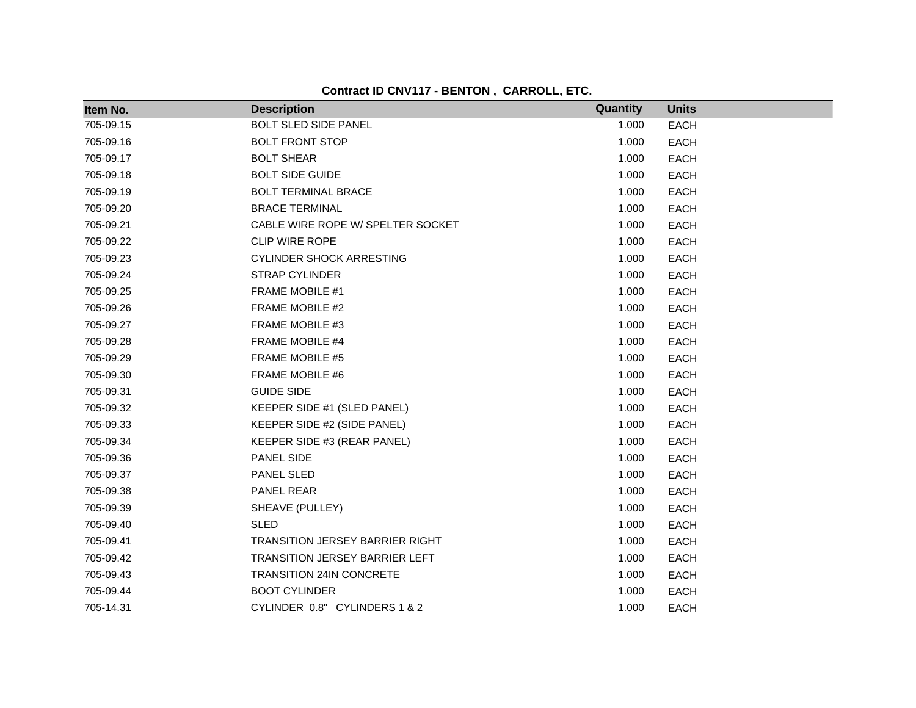**Contract ID CNV117 - BENTON , CARROLL, ETC.**

| Item No. | Description | Quantity | Units |
| --- | --- | --- | --- |
| 705-09.15 | BOLT SLED SIDE PANEL | 1.000 | EACH |
| 705-09.16 | BOLT FRONT STOP | 1.000 | EACH |
| 705-09.17 | BOLT SHEAR | 1.000 | EACH |
| 705-09.18 | BOLT SIDE GUIDE | 1.000 | EACH |
| 705-09.19 | BOLT TERMINAL BRACE | 1.000 | EACH |
| 705-09.20 | BRACE TERMINAL | 1.000 | EACH |
| 705-09.21 | CABLE WIRE ROPE W/ SPELTER SOCKET | 1.000 | EACH |
| 705-09.22 | CLIP WIRE ROPE | 1.000 | EACH |
| 705-09.23 | CYLINDER SHOCK ARRESTING | 1.000 | EACH |
| 705-09.24 | STRAP CYLINDER | 1.000 | EACH |
| 705-09.25 | FRAME MOBILE #1 | 1.000 | EACH |
| 705-09.26 | FRAME MOBILE #2 | 1.000 | EACH |
| 705-09.27 | FRAME MOBILE #3 | 1.000 | EACH |
| 705-09.28 | FRAME MOBILE #4 | 1.000 | EACH |
| 705-09.29 | FRAME MOBILE #5 | 1.000 | EACH |
| 705-09.30 | FRAME MOBILE #6 | 1.000 | EACH |
| 705-09.31 | GUIDE SIDE | 1.000 | EACH |
| 705-09.32 | KEEPER SIDE #1 (SLED PANEL) | 1.000 | EACH |
| 705-09.33 | KEEPER SIDE #2 (SIDE PANEL) | 1.000 | EACH |
| 705-09.34 | KEEPER SIDE #3 (REAR PANEL) | 1.000 | EACH |
| 705-09.36 | PANEL SIDE | 1.000 | EACH |
| 705-09.37 | PANEL SLED | 1.000 | EACH |
| 705-09.38 | PANEL REAR | 1.000 | EACH |
| 705-09.39 | SHEAVE (PULLEY) | 1.000 | EACH |
| 705-09.40 | SLED | 1.000 | EACH |
| 705-09.41 | TRANSITION JERSEY BARRIER RIGHT | 1.000 | EACH |
| 705-09.42 | TRANSITION JERSEY BARRIER LEFT | 1.000 | EACH |
| 705-09.43 | TRANSITION 24IN CONCRETE | 1.000 | EACH |
| 705-09.44 | BOOT CYLINDER | 1.000 | EACH |
| 705-14.31 | CYLINDER 0.8" CYLINDERS 1 & 2 | 1.000 | EACH |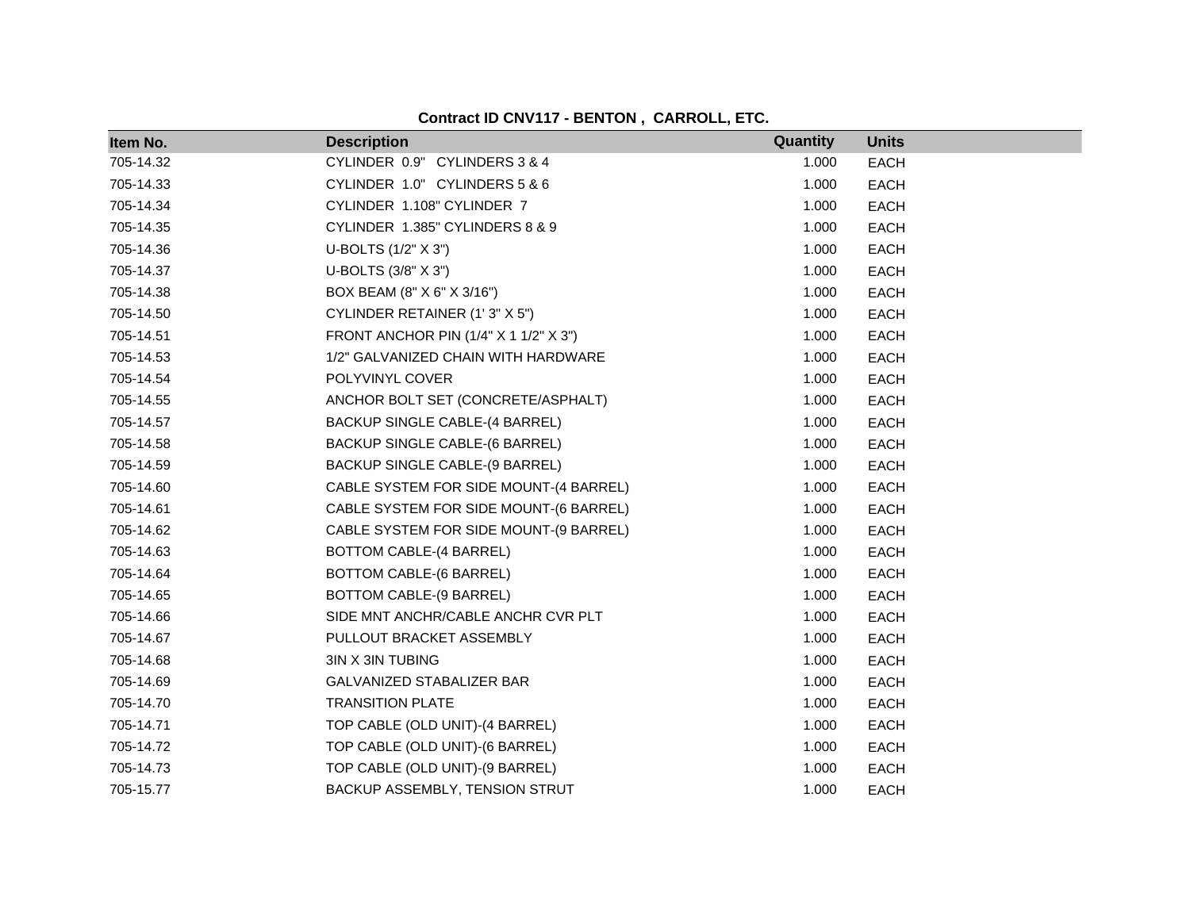**Contract ID CNV117 - BENTON , CARROLL, ETC.**

| Item No. | Description | Quantity | Units |
|---|---|---|---|
| 705-14.32 | CYLINDER 0.9" CYLINDERS 3 & 4 | 1.000 | EACH |
| 705-14.33 | CYLINDER 1.0" CYLINDERS 5 & 6 | 1.000 | EACH |
| 705-14.34 | CYLINDER 1.108" CYLINDER 7 | 1.000 | EACH |
| 705-14.35 | CYLINDER 1.385" CYLINDERS 8 & 9 | 1.000 | EACH |
| 705-14.36 | U-BOLTS (1/2" X 3") | 1.000 | EACH |
| 705-14.37 | U-BOLTS (3/8" X 3") | 1.000 | EACH |
| 705-14.38 | BOX BEAM (8" X 6" X 3/16") | 1.000 | EACH |
| 705-14.50 | CYLINDER RETAINER (1' 3" X 5") | 1.000 | EACH |
| 705-14.51 | FRONT ANCHOR PIN (1/4" X 1 1/2" X 3") | 1.000 | EACH |
| 705-14.53 | 1/2" GALVANIZED CHAIN WITH HARDWARE | 1.000 | EACH |
| 705-14.54 | POLYVINYL COVER | 1.000 | EACH |
| 705-14.55 | ANCHOR BOLT SET (CONCRETE/ASPHALT) | 1.000 | EACH |
| 705-14.57 | BACKUP SINGLE CABLE-(4 BARREL) | 1.000 | EACH |
| 705-14.58 | BACKUP SINGLE CABLE-(6 BARREL) | 1.000 | EACH |
| 705-14.59 | BACKUP SINGLE CABLE-(9 BARREL) | 1.000 | EACH |
| 705-14.60 | CABLE SYSTEM FOR SIDE MOUNT-(4 BARREL) | 1.000 | EACH |
| 705-14.61 | CABLE SYSTEM FOR SIDE MOUNT-(6 BARREL) | 1.000 | EACH |
| 705-14.62 | CABLE SYSTEM FOR SIDE MOUNT-(9 BARREL) | 1.000 | EACH |
| 705-14.63 | BOTTOM CABLE-(4 BARREL) | 1.000 | EACH |
| 705-14.64 | BOTTOM CABLE-(6 BARREL) | 1.000 | EACH |
| 705-14.65 | BOTTOM CABLE-(9 BARREL) | 1.000 | EACH |
| 705-14.66 | SIDE MNT ANCHR/CABLE ANCHR CVR PLT | 1.000 | EACH |
| 705-14.67 | PULLOUT BRACKET ASSEMBLY | 1.000 | EACH |
| 705-14.68 | 3IN X 3IN TUBING | 1.000 | EACH |
| 705-14.69 | GALVANIZED STABALIZER BAR | 1.000 | EACH |
| 705-14.70 | TRANSITION PLATE | 1.000 | EACH |
| 705-14.71 | TOP CABLE (OLD UNIT)-(4 BARREL) | 1.000 | EACH |
| 705-14.72 | TOP CABLE (OLD UNIT)-(6 BARREL) | 1.000 | EACH |
| 705-14.73 | TOP CABLE (OLD UNIT)-(9 BARREL) | 1.000 | EACH |
| 705-15.77 | BACKUP ASSEMBLY, TENSION STRUT | 1.000 | EACH |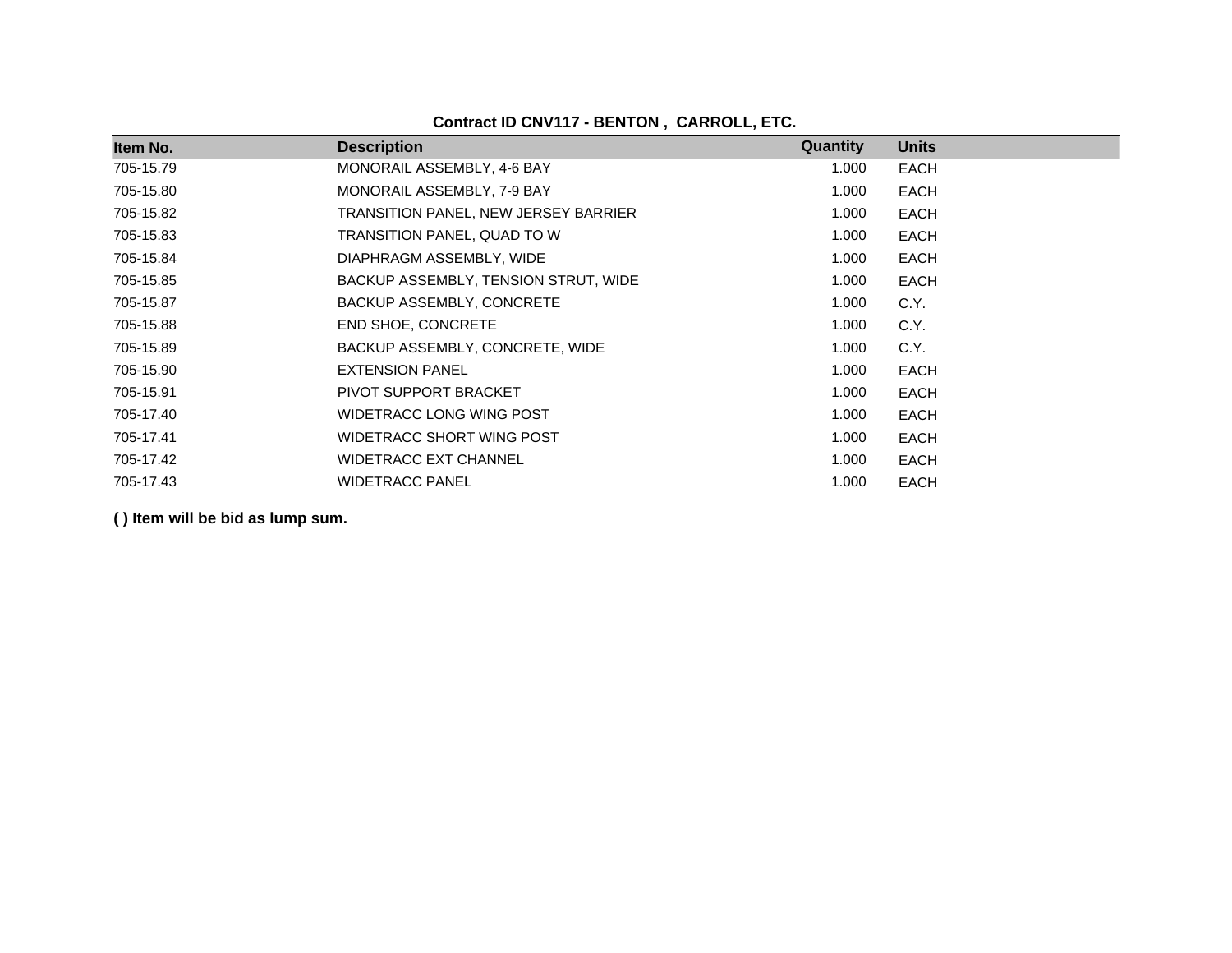**Contract ID CNV117 - BENTON , CARROLL, ETC.**

| Item No. | Description | Quantity | Units |
|---|---|---|---|
| 705-15.79 | MONORAIL ASSEMBLY, 4-6 BAY | 1.000 | EACH |
| 705-15.80 | MONORAIL ASSEMBLY, 7-9 BAY | 1.000 | EACH |
| 705-15.82 | TRANSITION PANEL, NEW JERSEY BARRIER | 1.000 | EACH |
| 705-15.83 | TRANSITION PANEL, QUAD TO W | 1.000 | EACH |
| 705-15.84 | DIAPHRAGM ASSEMBLY, WIDE | 1.000 | EACH |
| 705-15.85 | BACKUP ASSEMBLY, TENSION STRUT, WIDE | 1.000 | EACH |
| 705-15.87 | BACKUP ASSEMBLY, CONCRETE | 1.000 | C.Y. |
| 705-15.88 | END SHOE, CONCRETE | 1.000 | C.Y. |
| 705-15.89 | BACKUP ASSEMBLY, CONCRETE, WIDE | 1.000 | C.Y. |
| 705-15.90 | EXTENSION PANEL | 1.000 | EACH |
| 705-15.91 | PIVOT SUPPORT BRACKET | 1.000 | EACH |
| 705-17.40 | WIDETRACC LONG WING POST | 1.000 | EACH |
| 705-17.41 | WIDETRACC SHORT WING POST | 1.000 | EACH |
| 705-17.42 | WIDETRACC EXT CHANNEL | 1.000 | EACH |
| 705-17.43 | WIDETRACC PANEL | 1.000 | EACH |

**( ) Item will be bid as lump sum.**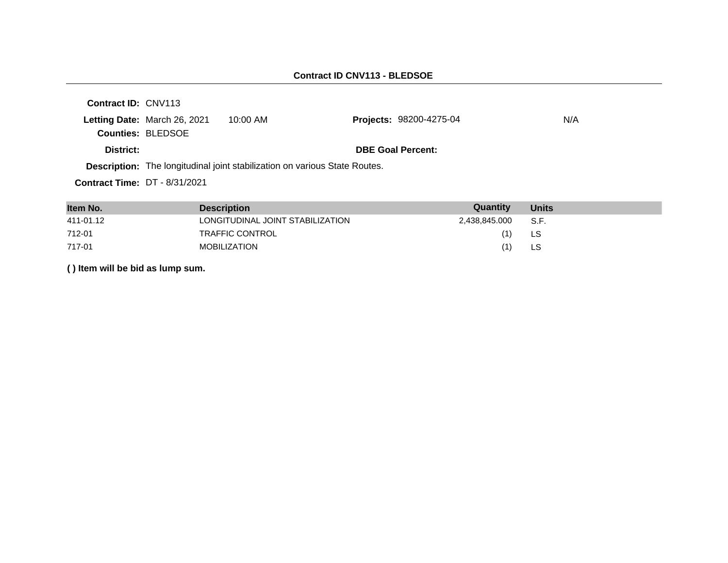**Contract ID CNV113 - BLEDSOE**

**Contract ID:** CNV113

**Letting Date:** March 26, 2021 10:00 AM **Projects:** 98200-4275-04 N/A

**Counties:** BLEDSOE

**District:** **DBE Goal Percent:**

**Description:** The longitudinal joint stabilization on various State Routes.

**Contract Time:** DT - 8/31/2021

| Item No. | Description | Quantity | Units |
|---|---|---|---|
| 411-01.12 | LONGITUDINAL JOINT STABILIZATION | 2,438,845.000 | S.F. |
| 712-01 | TRAFFIC CONTROL | (1) | LS |
| 717-01 | MOBILIZATION | (1) | LS |

**( ) Item will be bid as lump sum.**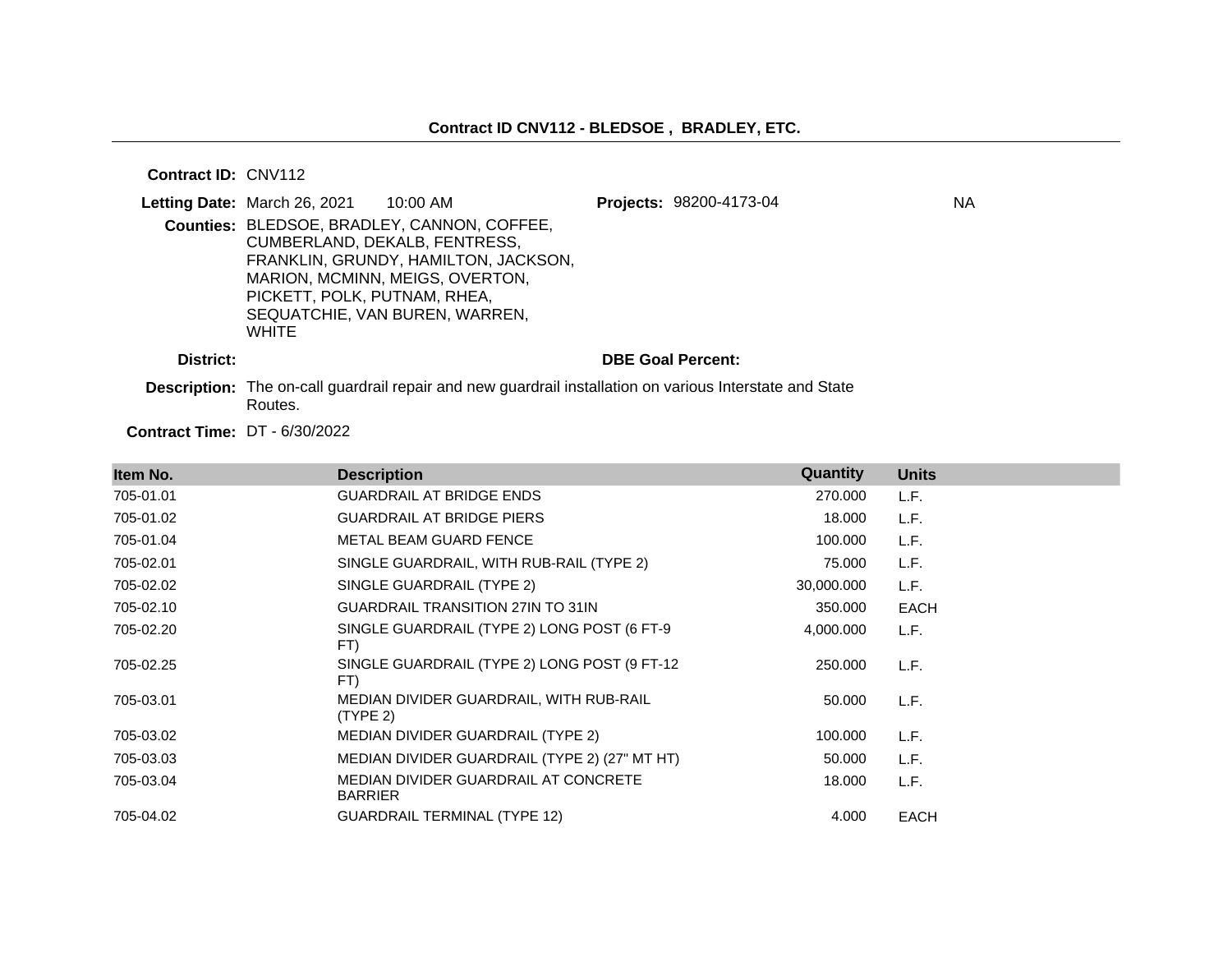**Contract ID CNV112 - BLEDSOE , BRADLEY, ETC.**

---

**Contract ID:** CNV112

**Letting Date:** March 26, 2021 10:00 AM

**Projects:** 98200-4173-04 NA

**Counties:** BLEDSOE, BRADLEY, CANNON, COFFEE, CUMBERLAND, DEKALB, FENTRESS, FRANKLIN, GRUNDY, HAMILTON, JACKSON, MARION, MCMINN, MEIGS, OVERTON, PICKETT, POLK, PUTNAM, RHEA, SEQUATCHIE, VAN BUREN, WARREN, WHITE

**District:**

**DBE Goal Percent:**

**Description:** The on-call guardrail repair and new guardrail installation on various Interstate and State Routes.

**Contract Time:** DT - 6/30/2022

| Item No. | Description | Quantity | Units |
|---|---|---|---|
| 705-01.01 | GUARDRAIL AT BRIDGE ENDS | 270.000 | L.F. |
| 705-01.02 | GUARDRAIL AT BRIDGE PIERS | 18.000 | L.F. |
| 705-01.04 | METAL BEAM GUARD FENCE | 100.000 | L.F. |
| 705-02.01 | SINGLE GUARDRAIL, WITH RUB-RAIL (TYPE 2) | 75.000 | L.F. |
| 705-02.02 | SINGLE GUARDRAIL (TYPE 2) | 30,000.000 | L.F. |
| 705-02.10 | GUARDRAIL TRANSITION 27IN TO 31IN | 350.000 | EACH |
| 705-02.20 | SINGLE GUARDRAIL (TYPE 2) LONG POST (6 FT-9 FT) | 4,000.000 | L.F. |
| 705-02.25 | SINGLE GUARDRAIL (TYPE 2) LONG POST (9 FT-12 FT) | 250.000 | L.F. |
| 705-03.01 | MEDIAN DIVIDER GUARDRAIL, WITH RUB-RAIL (TYPE 2) | 50.000 | L.F. |
| 705-03.02 | MEDIAN DIVIDER GUARDRAIL (TYPE 2) | 100.000 | L.F. |
| 705-03.03 | MEDIAN DIVIDER GUARDRAIL (TYPE 2) (27" MT HT) | 50.000 | L.F. |
| 705-03.04 | MEDIAN DIVIDER GUARDRAIL AT CONCRETE BARRIER | 18.000 | L.F. |
| 705-04.02 | GUARDRAIL TERMINAL (TYPE 12) | 4.000 | EACH |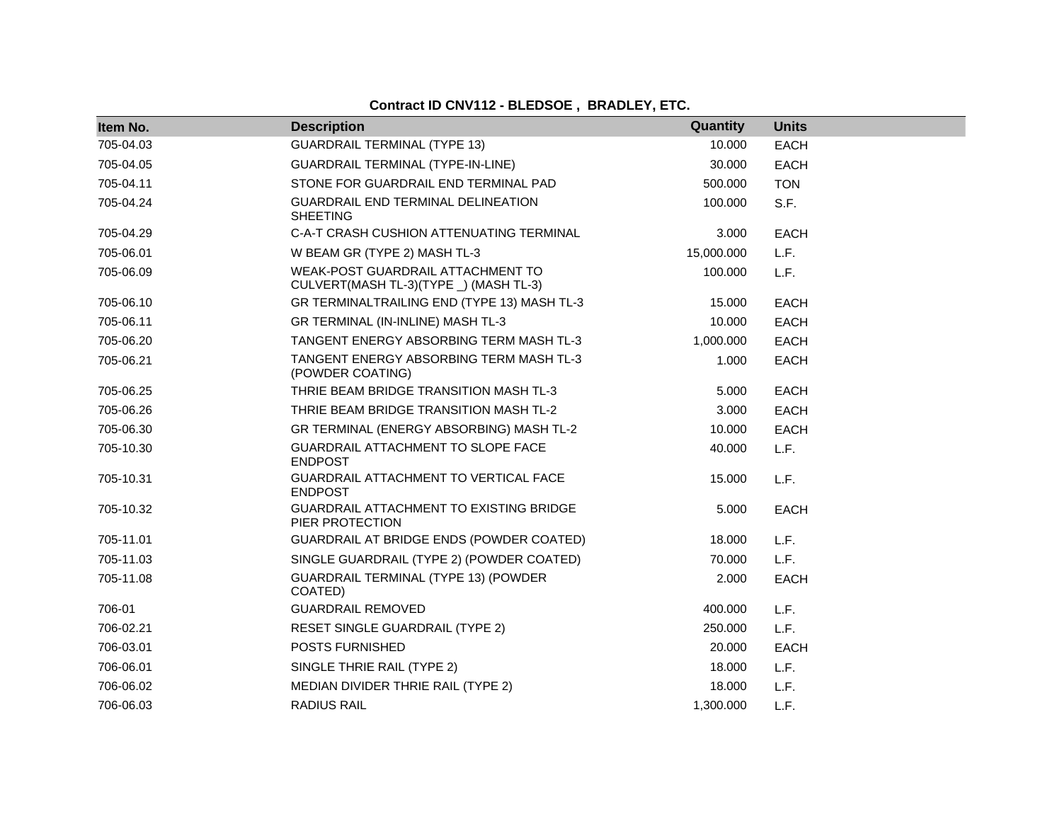## Contract ID CNV112 - BLEDSOE , BRADLEY, ETC.

| Item No. | Description | Quantity | Units |
|---|---|---|---|
| 705-04.03 | GUARDRAIL TERMINAL (TYPE 13) | 10.000 | EACH |
| 705-04.05 | GUARDRAIL TERMINAL (TYPE-IN-LINE) | 30.000 | EACH |
| 705-04.11 | STONE FOR GUARDRAIL END TERMINAL PAD | 500.000 | TON |
| 705-04.24 | GUARDRAIL END TERMINAL DELINEATION SHEETING | 100.000 | S.F. |
| 705-04.29 | C-A-T CRASH CUSHION ATTENUATING TERMINAL | 3.000 | EACH |
| 705-06.01 | W BEAM GR (TYPE 2) MASH TL-3 | 15,000.000 | L.F. |
| 705-06.09 | WEAK-POST GUARDRAIL ATTACHMENT TO CULVERT(MASH TL-3)(TYPE _) (MASH TL-3) | 100.000 | L.F. |
| 705-06.10 | GR TERMINALTRAILING END (TYPE 13) MASH TL-3 | 15.000 | EACH |
| 705-06.11 | GR TERMINAL (IN-INLINE) MASH TL-3 | 10.000 | EACH |
| 705-06.20 | TANGENT ENERGY ABSORBING TERM MASH TL-3 | 1,000.000 | EACH |
| 705-06.21 | TANGENT ENERGY ABSORBING TERM MASH TL-3 (POWDER COATING) | 1.000 | EACH |
| 705-06.25 | THRIE BEAM BRIDGE TRANSITION MASH TL-3 | 5.000 | EACH |
| 705-06.26 | THRIE BEAM BRIDGE TRANSITION MASH TL-2 | 3.000 | EACH |
| 705-06.30 | GR TERMINAL (ENERGY ABSORBING) MASH TL-2 | 10.000 | EACH |
| 705-10.30 | GUARDRAIL ATTACHMENT TO SLOPE FACE ENDPOST | 40.000 | L.F. |
| 705-10.31 | GUARDRAIL ATTACHMENT TO VERTICAL FACE ENDPOST | 15.000 | L.F. |
| 705-10.32 | GUARDRAIL ATTACHMENT TO EXISTING BRIDGE PIER PROTECTION | 5.000 | EACH |
| 705-11.01 | GUARDRAIL AT BRIDGE ENDS (POWDER COATED) | 18.000 | L.F. |
| 705-11.03 | SINGLE GUARDRAIL (TYPE 2) (POWDER COATED) | 70.000 | L.F. |
| 705-11.08 | GUARDRAIL TERMINAL (TYPE 13) (POWDER COATED) | 2.000 | EACH |
| 706-01 | GUARDRAIL REMOVED | 400.000 | L.F. |
| 706-02.21 | RESET SINGLE GUARDRAIL (TYPE 2) | 250.000 | L.F. |
| 706-03.01 | POSTS FURNISHED | 20.000 | EACH |
| 706-06.01 | SINGLE THRIE RAIL (TYPE 2) | 18.000 | L.F. |
| 706-06.02 | MEDIAN DIVIDER THRIE RAIL (TYPE 2) | 18.000 | L.F. |
| 706-06.03 | RADIUS RAIL | 1,300.000 | L.F. |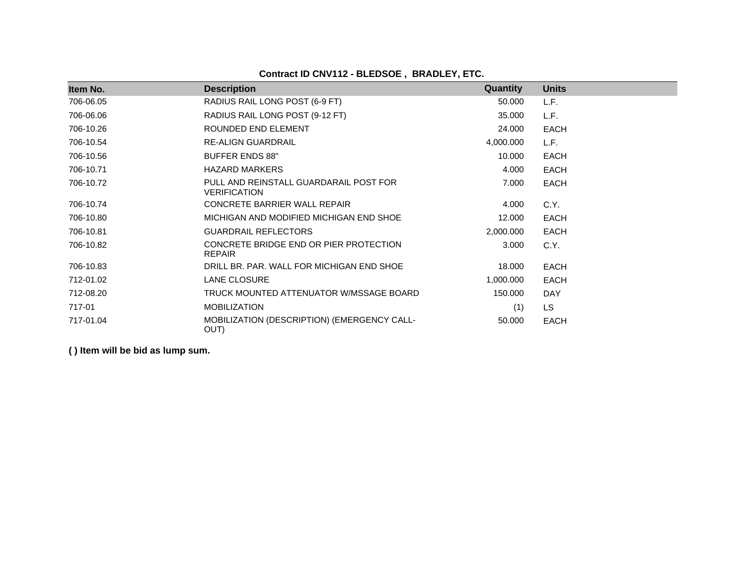**Contract ID CNV112 - BLEDSOE , BRADLEY, ETC.**

| Item No. | Description | Quantity | Units |
|---|---|---|---|
| 706-06.05 | RADIUS RAIL LONG POST (6-9 FT) | 50.000 | L.F. |
| 706-06.06 | RADIUS RAIL LONG POST (9-12 FT) | 35.000 | L.F. |
| 706-10.26 | ROUNDED END ELEMENT | 24.000 | EACH |
| 706-10.54 | RE-ALIGN GUARDRAIL | 4,000.000 | L.F. |
| 706-10.56 | BUFFER ENDS 88" | 10.000 | EACH |
| 706-10.71 | HAZARD MARKERS | 4.000 | EACH |
| 706-10.72 | PULL AND REINSTALL GUARDARAIL POST FOR VERIFICATION | 7.000 | EACH |
| 706-10.74 | CONCRETE BARRIER WALL REPAIR | 4.000 | C.Y. |
| 706-10.80 | MICHIGAN AND MODIFIED MICHIGAN END SHOE | 12.000 | EACH |
| 706-10.81 | GUARDRAIL REFLECTORS | 2,000.000 | EACH |
| 706-10.82 | CONCRETE BRIDGE END OR PIER PROTECTION REPAIR | 3.000 | C.Y. |
| 706-10.83 | DRILL BR. PAR. WALL FOR MICHIGAN END SHOE | 18.000 | EACH |
| 712-01.02 | LANE CLOSURE | 1,000.000 | EACH |
| 712-08.20 | TRUCK MOUNTED ATTENUATOR W/MSSAGE BOARD | 150.000 | DAY |
| 717-01 | MOBILIZATION | (1) | LS |
| 717-01.04 | MOBILIZATION (DESCRIPTION) (EMERGENCY CALL-OUT) | 50.000 | EACH |

**( ) Item will be bid as lump sum.**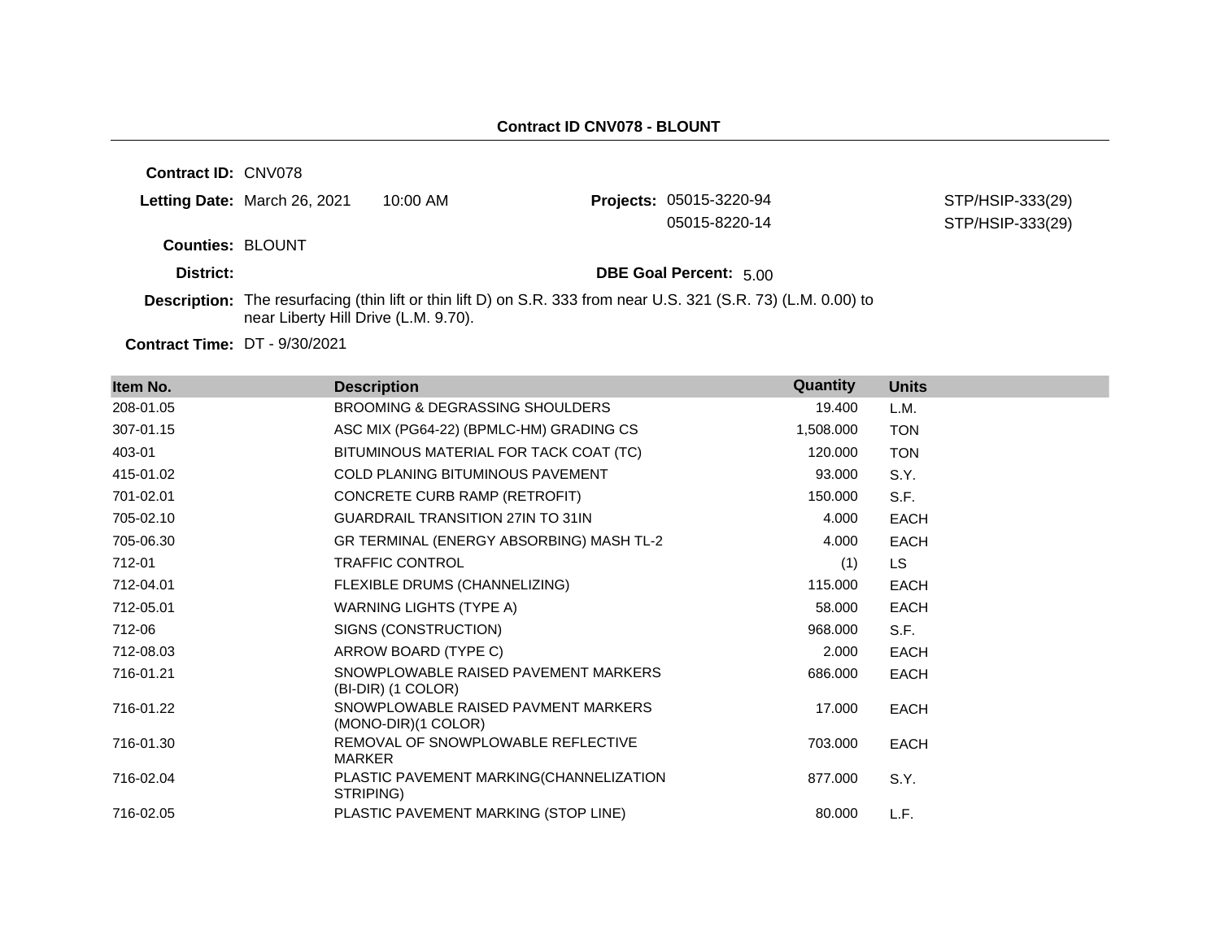## Contract ID CNV078 - BLOUNT

**Contract ID:** CNV078

**Letting Date:** March 26, 2021 10:00 AM

**Projects:** 05015-3220-94 STP/HSIP-333(29)
05015-8220-14 STP/HSIP-333(29)

**Counties:** BLOUNT

**District:**

**DBE Goal Percent:** 5.00

**Description:** The resurfacing (thin lift or thin lift D) on S.R. 333 from near U.S. 321 (S.R. 73) (L.M. 0.00) to near Liberty Hill Drive (L.M. 9.70).

**Contract Time:** DT - 9/30/2021

| Item No. | Description | Quantity | Units |
|---|---|---|---|
| 208-01.05 | BROOMING & DEGRASSING SHOULDERS | 19.400 | L.M. |
| 307-01.15 | ASC MIX (PG64-22) (BPMLC-HM) GRADING CS | 1,508.000 | TON |
| 403-01 | BITUMINOUS MATERIAL FOR TACK COAT (TC) | 120.000 | TON |
| 415-01.02 | COLD PLANING BITUMINOUS PAVEMENT | 93.000 | S.Y. |
| 701-02.01 | CONCRETE CURB RAMP (RETROFIT) | 150.000 | S.F. |
| 705-02.10 | GUARDRAIL TRANSITION 27IN TO 31IN | 4.000 | EACH |
| 705-06.30 | GR TERMINAL (ENERGY ABSORBING) MASH TL-2 | 4.000 | EACH |
| 712-01 | TRAFFIC CONTROL | (1) | LS |
| 712-04.01 | FLEXIBLE DRUMS (CHANNELIZING) | 115.000 | EACH |
| 712-05.01 | WARNING LIGHTS (TYPE A) | 58.000 | EACH |
| 712-06 | SIGNS (CONSTRUCTION) | 968.000 | S.F. |
| 712-08.03 | ARROW BOARD (TYPE C) | 2.000 | EACH |
| 716-01.21 | SNOWPLOWABLE RAISED PAVEMENT MARKERS (BI-DIR) (1 COLOR) | 686.000 | EACH |
| 716-01.22 | SNOWPLOWABLE RAISED PAVMENT MARKERS (MONO-DIR)(1 COLOR) | 17.000 | EACH |
| 716-01.30 | REMOVAL OF SNOWPLOWABLE REFLECTIVE MARKER | 703.000 | EACH |
| 716-02.04 | PLASTIC PAVEMENT MARKING(CHANNELIZATION STRIPING) | 877.000 | S.Y. |
| 716-02.05 | PLASTIC PAVEMENT MARKING (STOP LINE) | 80.000 | L.F. |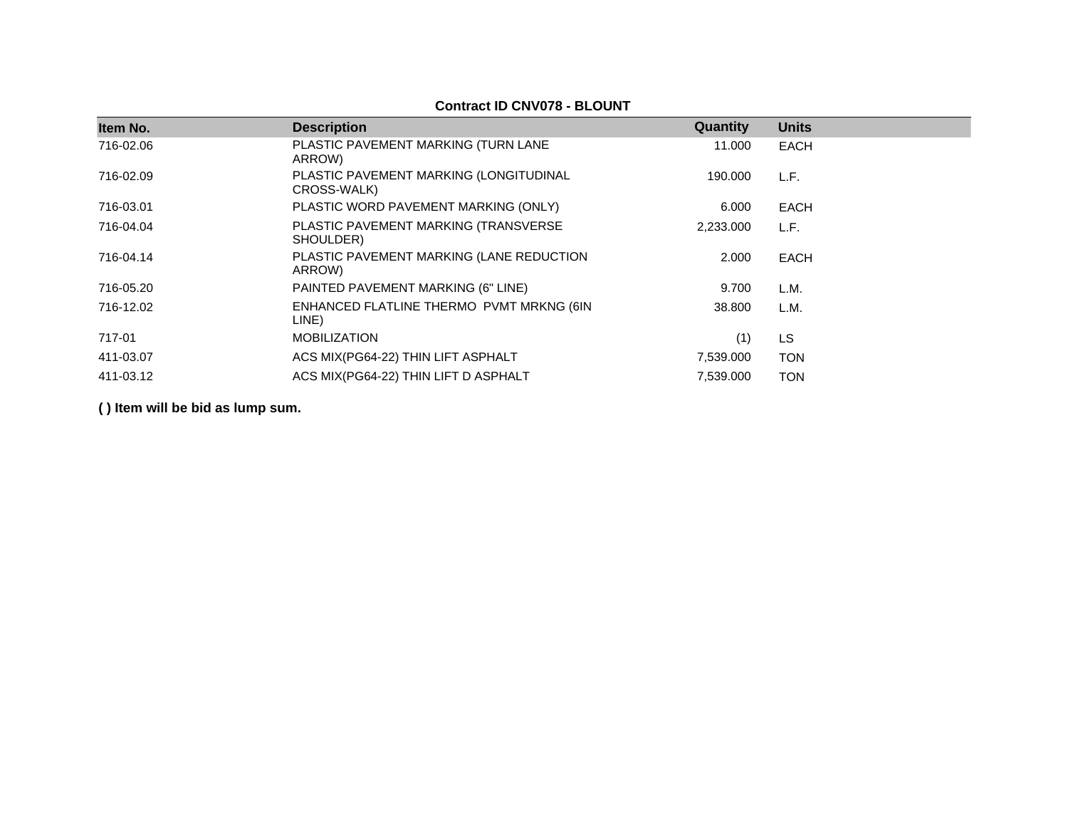**Contract ID CNV078 - BLOUNT**

| Item No. | Description | Quantity | Units |
|---|---|---|---|
| 716-02.06 | PLASTIC PAVEMENT MARKING (TURN LANE ARROW) | 11.000 | EACH |
| 716-02.09 | PLASTIC PAVEMENT MARKING (LONGITUDINAL CROSS-WALK) | 190.000 | L.F. |
| 716-03.01 | PLASTIC WORD PAVEMENT MARKING (ONLY) | 6.000 | EACH |
| 716-04.04 | PLASTIC PAVEMENT MARKING (TRANSVERSE SHOULDER) | 2,233.000 | L.F. |
| 716-04.14 | PLASTIC PAVEMENT MARKING (LANE REDUCTION ARROW) | 2.000 | EACH |
| 716-05.20 | PAINTED PAVEMENT MARKING (6" LINE) | 9.700 | L.M. |
| 716-12.02 | ENHANCED FLATLINE THERMO PVMT MRKNG (6IN LINE) | 38.800 | L.M. |
| 717-01 | MOBILIZATION | (1) | LS |
| 411-03.07 | ACS MIX(PG64-22) THIN LIFT ASPHALT | 7,539.000 | TON |
| 411-03.12 | ACS MIX(PG64-22) THIN LIFT D ASPHALT | 7,539.000 | TON |

**( ) Item will be bid as lump sum.**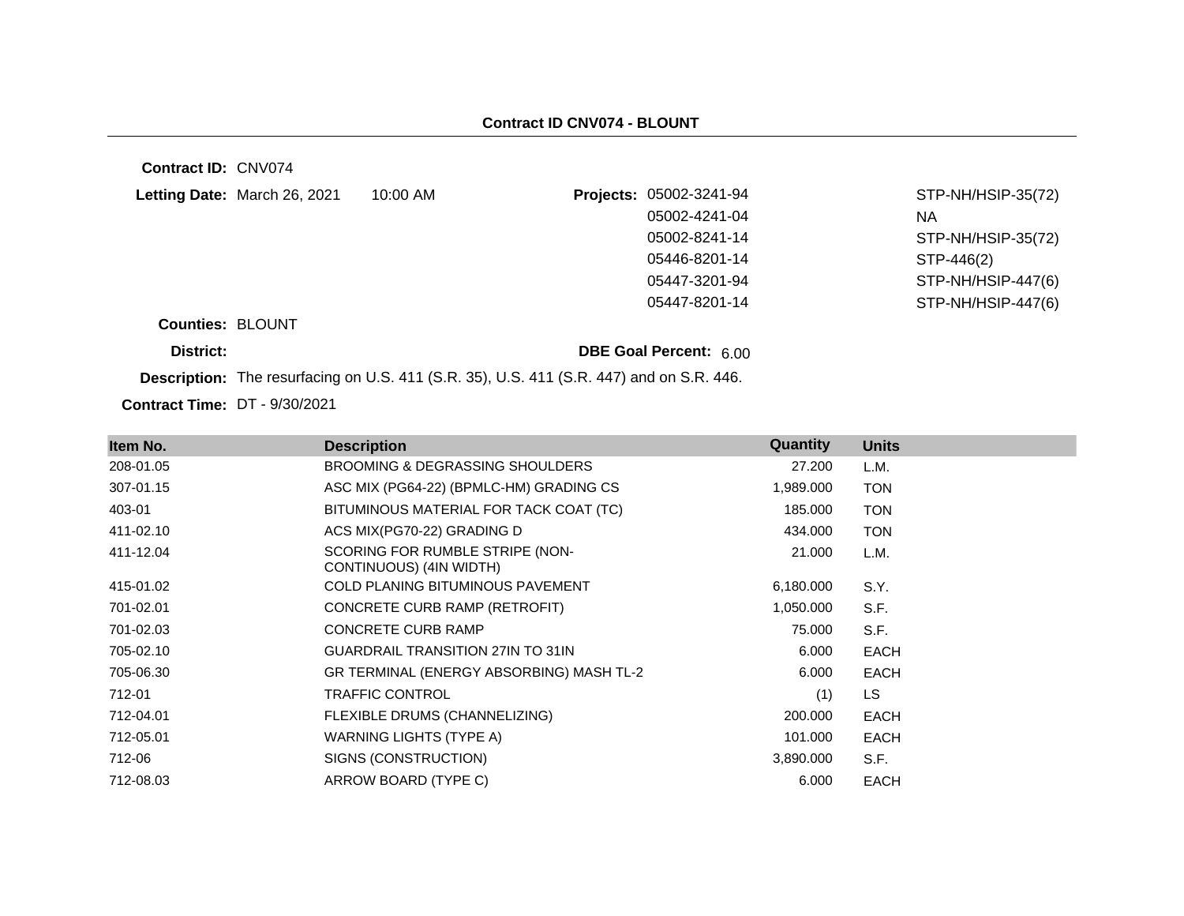## Contract ID CNV074 - BLOUNT

**Contract ID:** CNV074

**Letting Date:** March 26, 2021 10:00 AM

**Projects:**

| | |
|---|---|
| 05002-3241-94 | STP-NH/HSIP-35(72) |
| 05002-4241-04 | NA |
| 05002-8241-14 | STP-NH/HSIP-35(72) |
| 05446-8201-14 | STP-446(2) |
| 05447-3201-94 | STP-NH/HSIP-447(6) |
| 05447-8201-14 | STP-NH/HSIP-447(6) |

**Counties:** BLOUNT

**District:**

**DBE Goal Percent:** 6.00

**Description:** The resurfacing on U.S. 411 (S.R. 35), U.S. 411 (S.R. 447) and on S.R. 446.

**Contract Time:** DT - 9/30/2021

| Item No. | Description | Quantity | Units |
|---|---|---|---|
| 208-01.05 | BROOMING & DEGRASSING SHOULDERS | 27.200 | L.M. |
| 307-01.15 | ASC MIX (PG64-22) (BPMLC-HM) GRADING CS | 1,989.000 | TON |
| 403-01 | BITUMINOUS MATERIAL FOR TACK COAT (TC) | 185.000 | TON |
| 411-02.10 | ACS MIX(PG70-22) GRADING D | 434.000 | TON |
| 411-12.04 | SCORING FOR RUMBLE STRIPE (NON-CONTINUOUS) (4IN WIDTH) | 21.000 | L.M. |
| 415-01.02 | COLD PLANING BITUMINOUS PAVEMENT | 6,180.000 | S.Y. |
| 701-02.01 | CONCRETE CURB RAMP (RETROFIT) | 1,050.000 | S.F. |
| 701-02.03 | CONCRETE CURB RAMP | 75.000 | S.F. |
| 705-02.10 | GUARDRAIL TRANSITION 27IN TO 31IN | 6.000 | EACH |
| 705-06.30 | GR TERMINAL (ENERGY ABSORBING) MASH TL-2 | 6.000 | EACH |
| 712-01 | TRAFFIC CONTROL | (1) | LS |
| 712-04.01 | FLEXIBLE DRUMS (CHANNELIZING) | 200.000 | EACH |
| 712-05.01 | WARNING LIGHTS (TYPE A) | 101.000 | EACH |
| 712-06 | SIGNS (CONSTRUCTION) | 3,890.000 | S.F. |
| 712-08.03 | ARROW BOARD (TYPE C) | 6.000 | EACH |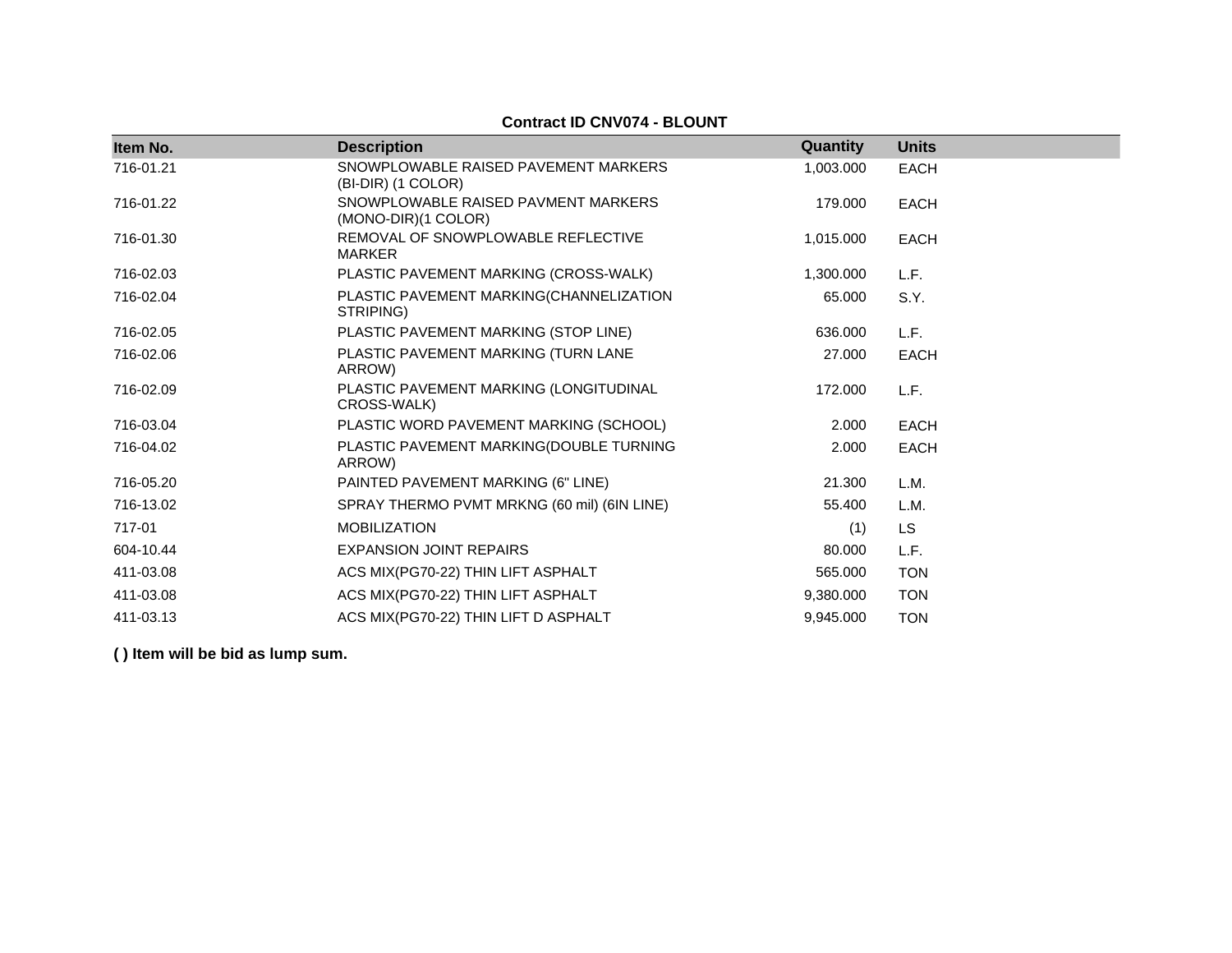**Contract ID CNV074 - BLOUNT**

| Item No. | Description | Quantity | Units |
|---|---|---|---|
| 716-01.21 | SNOWPLOWABLE RAISED PAVEMENT MARKERS (BI-DIR) (1 COLOR) | 1,003.000 | EACH |
| 716-01.22 | SNOWPLOWABLE RAISED PAVMENT MARKERS (MONO-DIR)(1 COLOR) | 179.000 | EACH |
| 716-01.30 | REMOVAL OF SNOWPLOWABLE REFLECTIVE MARKER | 1,015.000 | EACH |
| 716-02.03 | PLASTIC PAVEMENT MARKING (CROSS-WALK) | 1,300.000 | L.F. |
| 716-02.04 | PLASTIC PAVEMENT MARKING(CHANNELIZATION STRIPING) | 65.000 | S.Y. |
| 716-02.05 | PLASTIC PAVEMENT MARKING (STOP LINE) | 636.000 | L.F. |
| 716-02.06 | PLASTIC PAVEMENT MARKING (TURN LANE ARROW) | 27.000 | EACH |
| 716-02.09 | PLASTIC PAVEMENT MARKING (LONGITUDINAL CROSS-WALK) | 172.000 | L.F. |
| 716-03.04 | PLASTIC WORD PAVEMENT MARKING (SCHOOL) | 2.000 | EACH |
| 716-04.02 | PLASTIC PAVEMENT MARKING(DOUBLE TURNING ARROW) | 2.000 | EACH |
| 716-05.20 | PAINTED PAVEMENT MARKING (6" LINE) | 21.300 | L.M. |
| 716-13.02 | SPRAY THERMO PVMT MRKNG (60 mil) (6IN LINE) | 55.400 | L.M. |
| 717-01 | MOBILIZATION | (1) | LS |
| 604-10.44 | EXPANSION JOINT REPAIRS | 80.000 | L.F. |
| 411-03.08 | ACS MIX(PG70-22) THIN LIFT ASPHALT | 565.000 | TON |
| 411-03.08 | ACS MIX(PG70-22) THIN LIFT ASPHALT | 9,380.000 | TON |
| 411-03.13 | ACS MIX(PG70-22) THIN LIFT D ASPHALT | 9,945.000 | TON |

**( ) Item will be bid as lump sum.**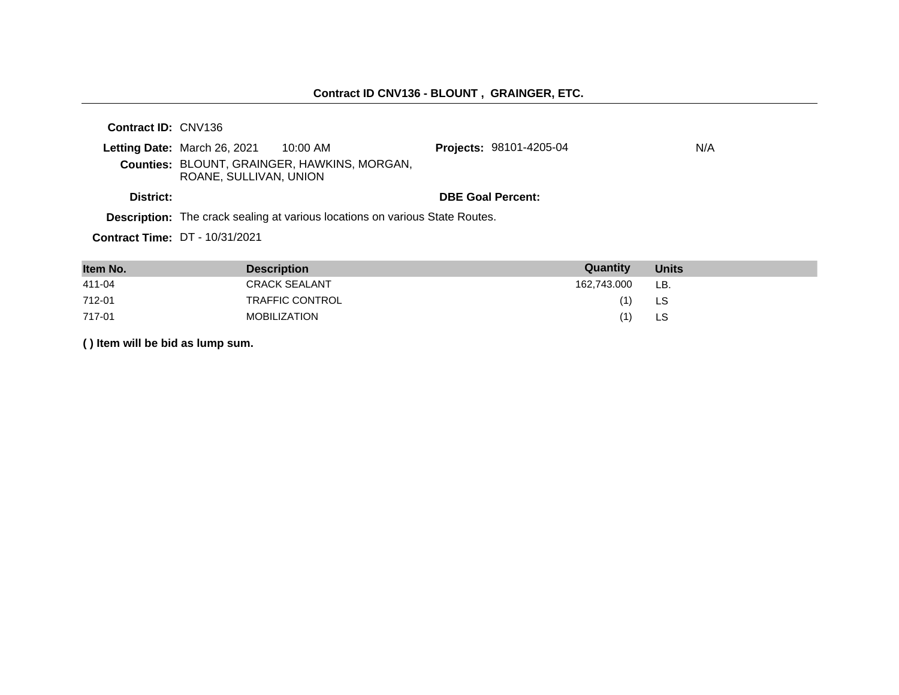## Contract ID CNV136 - BLOUNT , GRAINGER, ETC.

**Contract ID:** CNV136

**Letting Date:** March 26, 2021 10:00 AM

**Projects:** 98101-4205-04 N/A

**Counties:** BLOUNT, GRAINGER, HAWKINS, MORGAN, ROANE, SULLIVAN, UNION

**District:**

**DBE Goal Percent:**

**Description:** The crack sealing at various locations on various State Routes.

**Contract Time:** DT - 10/31/2021

| Item No. | Description | Quantity | Units |
|---|---|---|---|
| 411-04 | CRACK SEALANT | 162,743.000 | LB. |
| 712-01 | TRAFFIC CONTROL | (1) | LS |
| 717-01 | MOBILIZATION | (1) | LS |

**( ) Item will be bid as lump sum.**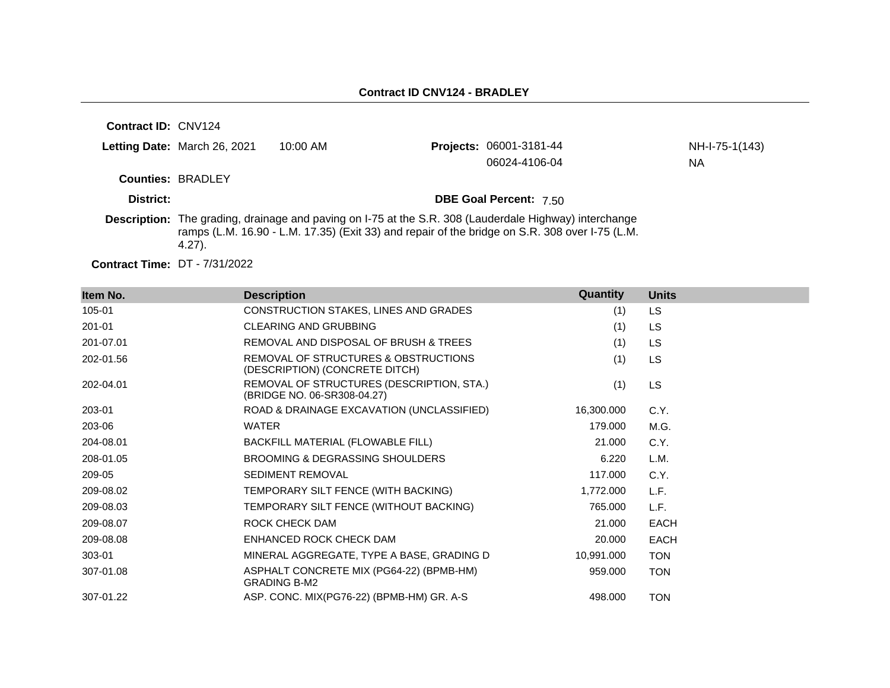## Contract ID CNV124 - BRADLEY

**Contract ID:** CNV124

**Letting Date:** March 26, 2021 10:00 AM

**Projects:** 06001-3181-44 NH-I-75-1(143)
06024-4106-04 NA

**Counties:** BRADLEY

**District:**

**DBE Goal Percent:** 7.50

**Description:** The grading, drainage and paving on I-75 at the S.R. 308 (Lauderdale Highway) interchange ramps (L.M. 16.90 - L.M. 17.35) (Exit 33) and repair of the bridge on S.R. 308 over I-75 (L.M. 4.27).

**Contract Time:** DT - 7/31/2022

| Item No. | Description | Quantity | Units |
|---|---|---|---|
| 105-01 | CONSTRUCTION STAKES, LINES AND GRADES | (1) | LS |
| 201-01 | CLEARING AND GRUBBING | (1) | LS |
| 201-07.01 | REMOVAL AND DISPOSAL OF BRUSH & TREES | (1) | LS |
| 202-01.56 | REMOVAL OF STRUCTURES & OBSTRUCTIONS (DESCRIPTION) (CONCRETE DITCH) | (1) | LS |
| 202-04.01 | REMOVAL OF STRUCTURES (DESCRIPTION, STA.) (BRIDGE NO. 06-SR308-04.27) | (1) | LS |
| 203-01 | ROAD & DRAINAGE EXCAVATION (UNCLASSIFIED) | 16,300.000 | C.Y. |
| 203-06 | WATER | 179.000 | M.G. |
| 204-08.01 | BACKFILL MATERIAL (FLOWABLE FILL) | 21.000 | C.Y. |
| 208-01.05 | BROOMING & DEGRASSING SHOULDERS | 6.220 | L.M. |
| 209-05 | SEDIMENT REMOVAL | 117.000 | C.Y. |
| 209-08.02 | TEMPORARY SILT FENCE (WITH BACKING) | 1,772.000 | L.F. |
| 209-08.03 | TEMPORARY SILT FENCE (WITHOUT BACKING) | 765.000 | L.F. |
| 209-08.07 | ROCK CHECK DAM | 21.000 | EACH |
| 209-08.08 | ENHANCED ROCK CHECK DAM | 20.000 | EACH |
| 303-01 | MINERAL AGGREGATE, TYPE A BASE, GRADING D | 10,991.000 | TON |
| 307-01.08 | ASPHALT CONCRETE MIX (PG64-22) (BPMB-HM) GRADING B-M2 | 959.000 | TON |
| 307-01.22 | ASP. CONC. MIX(PG76-22) (BPMB-HM) GR. A-S | 498.000 | TON |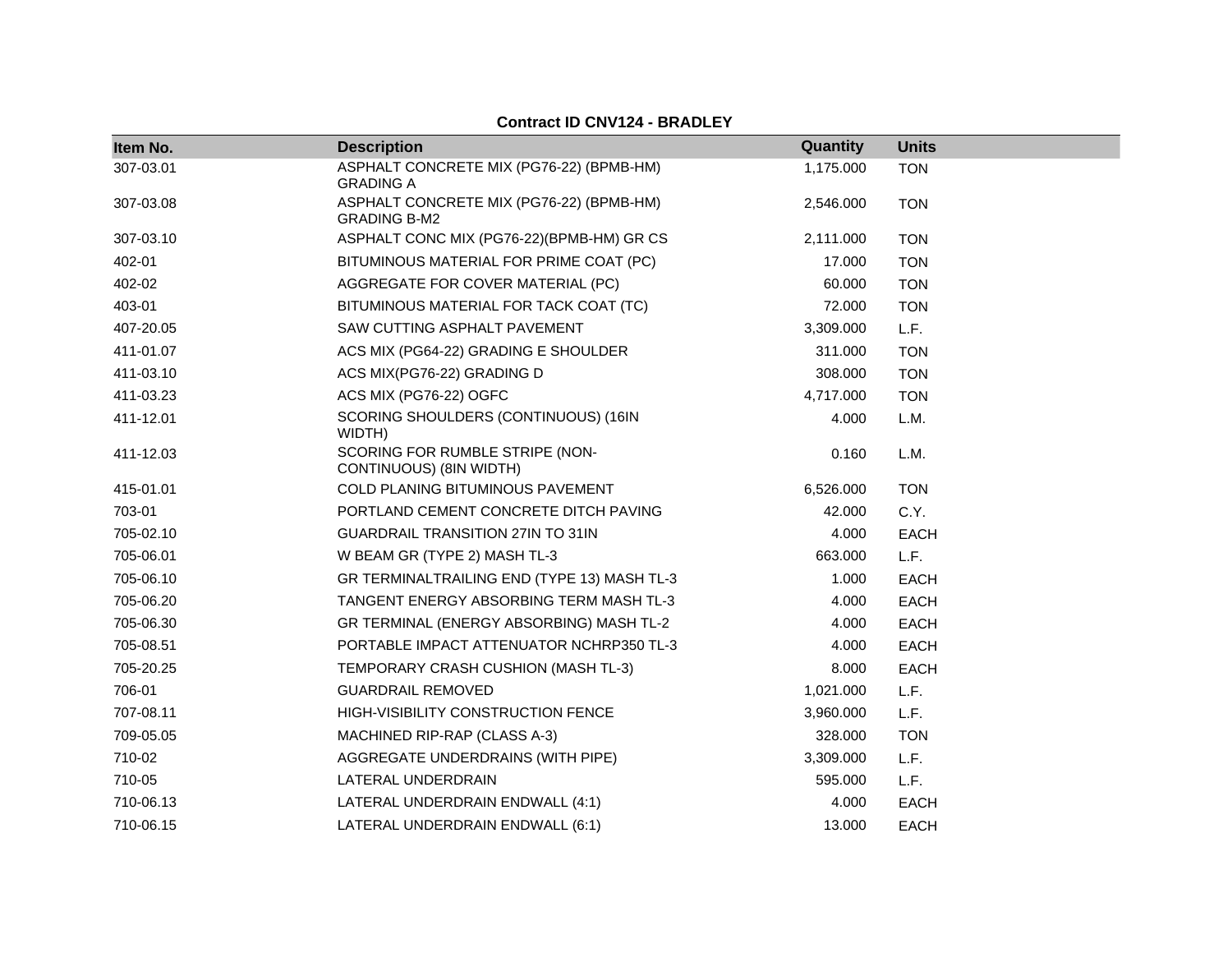**Contract ID CNV124 - BRADLEY**

| Item No. | Description | Quantity | Units |
|---|---|---|---|
| 307-03.01 | ASPHALT CONCRETE MIX (PG76-22) (BPMB-HM) GRADING A | 1,175.000 | TON |
| 307-03.08 | ASPHALT CONCRETE MIX (PG76-22) (BPMB-HM) GRADING B-M2 | 2,546.000 | TON |
| 307-03.10 | ASPHALT CONC MIX (PG76-22)(BPMB-HM) GR CS | 2,111.000 | TON |
| 402-01 | BITUMINOUS MATERIAL FOR PRIME COAT (PC) | 17.000 | TON |
| 402-02 | AGGREGATE FOR COVER MATERIAL (PC) | 60.000 | TON |
| 403-01 | BITUMINOUS MATERIAL FOR TACK COAT (TC) | 72.000 | TON |
| 407-20.05 | SAW CUTTING ASPHALT PAVEMENT | 3,309.000 | L.F. |
| 411-01.07 | ACS MIX (PG64-22) GRADING E SHOULDER | 311.000 | TON |
| 411-03.10 | ACS MIX(PG76-22) GRADING D | 308.000 | TON |
| 411-03.23 | ACS MIX (PG76-22) OGFC | 4,717.000 | TON |
| 411-12.01 | SCORING SHOULDERS (CONTINUOUS) (16IN WIDTH) | 4.000 | L.M. |
| 411-12.03 | SCORING FOR RUMBLE STRIPE (NON-CONTINUOUS) (8IN WIDTH) | 0.160 | L.M. |
| 415-01.01 | COLD PLANING BITUMINOUS PAVEMENT | 6,526.000 | TON |
| 703-01 | PORTLAND CEMENT CONCRETE DITCH PAVING | 42.000 | C.Y. |
| 705-02.10 | GUARDRAIL TRANSITION 27IN TO 31IN | 4.000 | EACH |
| 705-06.01 | W BEAM GR (TYPE 2) MASH TL-3 | 663.000 | L.F. |
| 705-06.10 | GR TERMINALTRAILING END (TYPE 13) MASH TL-3 | 1.000 | EACH |
| 705-06.20 | TANGENT ENERGY ABSORBING TERM MASH TL-3 | 4.000 | EACH |
| 705-06.30 | GR TERMINAL (ENERGY ABSORBING) MASH TL-2 | 4.000 | EACH |
| 705-08.51 | PORTABLE IMPACT ATTENUATOR NCHRP350 TL-3 | 4.000 | EACH |
| 705-20.25 | TEMPORARY CRASH CUSHION (MASH TL-3) | 8.000 | EACH |
| 706-01 | GUARDRAIL REMOVED | 1,021.000 | L.F. |
| 707-08.11 | HIGH-VISIBILITY CONSTRUCTION FENCE | 3,960.000 | L.F. |
| 709-05.05 | MACHINED RIP-RAP (CLASS A-3) | 328.000 | TON |
| 710-02 | AGGREGATE UNDERDRAINS (WITH PIPE) | 3,309.000 | L.F. |
| 710-05 | LATERAL UNDERDRAIN | 595.000 | L.F. |
| 710-06.13 | LATERAL UNDERDRAIN ENDWALL (4:1) | 4.000 | EACH |
| 710-06.15 | LATERAL UNDERDRAIN ENDWALL (6:1) | 13.000 | EACH |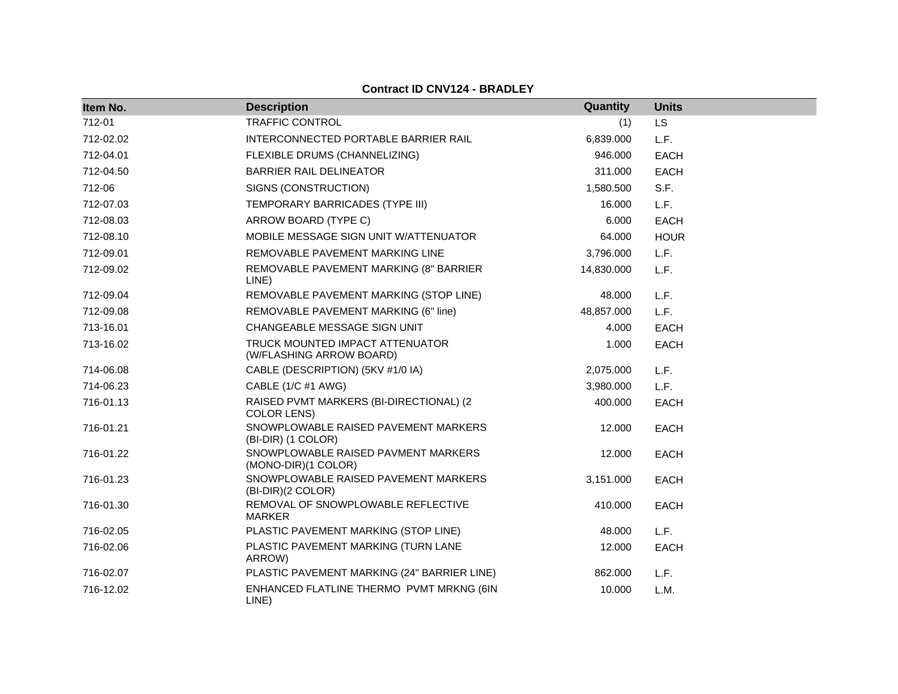**Contract ID CNV124 - BRADLEY**

| Item No. | Description | Quantity | Units |
|---|---|---|---|
| 712-01 | TRAFFIC CONTROL | (1) | LS |
| 712-02.02 | INTERCONNECTED PORTABLE BARRIER RAIL | 6,839.000 | L.F. |
| 712-04.01 | FLEXIBLE DRUMS (CHANNELIZING) | 946.000 | EACH |
| 712-04.50 | BARRIER RAIL DELINEATOR | 311.000 | EACH |
| 712-06 | SIGNS (CONSTRUCTION) | 1,580.500 | S.F. |
| 712-07.03 | TEMPORARY BARRICADES (TYPE III) | 16.000 | L.F. |
| 712-08.03 | ARROW BOARD (TYPE C) | 6.000 | EACH |
| 712-08.10 | MOBILE MESSAGE SIGN UNIT W/ATTENUATOR | 64.000 | HOUR |
| 712-09.01 | REMOVABLE PAVEMENT MARKING LINE | 3,796.000 | L.F. |
| 712-09.02 | REMOVABLE PAVEMENT MARKING (8" BARRIER LINE) | 14,830.000 | L.F. |
| 712-09.04 | REMOVABLE PAVEMENT MARKING (STOP LINE) | 48.000 | L.F. |
| 712-09.08 | REMOVABLE PAVEMENT MARKING (6" line) | 48,857.000 | L.F. |
| 713-16.01 | CHANGEABLE MESSAGE SIGN UNIT | 4.000 | EACH |
| 713-16.02 | TRUCK MOUNTED IMPACT ATTENUATOR (W/FLASHING ARROW BOARD) | 1.000 | EACH |
| 714-06.08 | CABLE (DESCRIPTION) (5KV #1/0 IA) | 2,075.000 | L.F. |
| 714-06.23 | CABLE (1/C #1 AWG) | 3,980.000 | L.F. |
| 716-01.13 | RAISED PVMT MARKERS (BI-DIRECTIONAL) (2 COLOR LENS) | 400.000 | EACH |
| 716-01.21 | SNOWPLOWABLE RAISED PAVEMENT MARKERS (BI-DIR) (1 COLOR) | 12.000 | EACH |
| 716-01.22 | SNOWPLOWABLE RAISED PAVMENT MARKERS (MONO-DIR)(1 COLOR) | 12.000 | EACH |
| 716-01.23 | SNOWPLOWABLE RAISED PAVEMENT MARKERS (BI-DIR)(2 COLOR) | 3,151.000 | EACH |
| 716-01.30 | REMOVAL OF SNOWPLOWABLE REFLECTIVE MARKER | 410.000 | EACH |
| 716-02.05 | PLASTIC PAVEMENT MARKING (STOP LINE) | 48.000 | L.F. |
| 716-02.06 | PLASTIC PAVEMENT MARKING (TURN LANE ARROW) | 12.000 | EACH |
| 716-02.07 | PLASTIC PAVEMENT MARKING (24" BARRIER LINE) | 862.000 | L.F. |
| 716-12.02 | ENHANCED FLATLINE THERMO PVMT MRKNG (6IN LINE) | 10.000 | L.M. |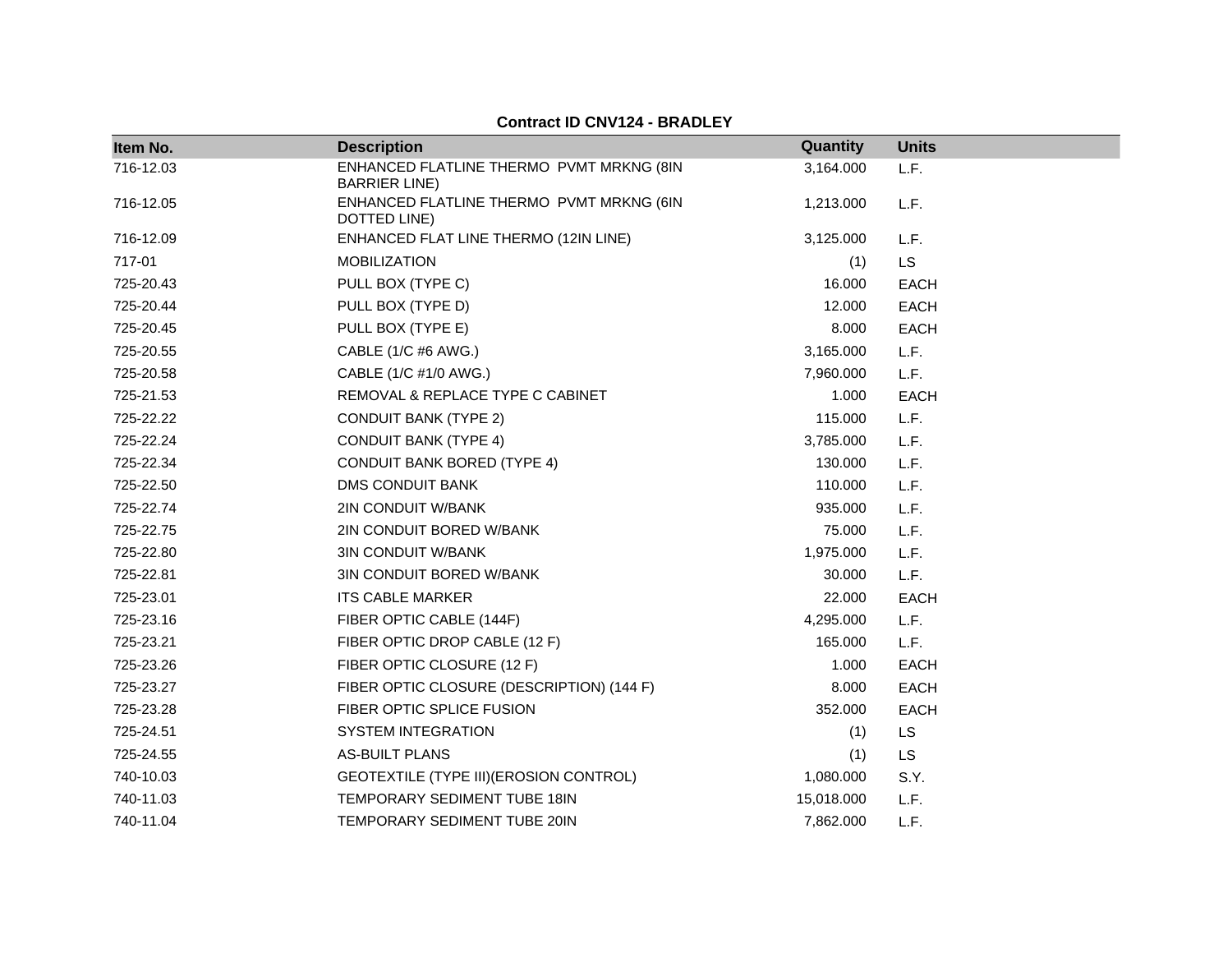**Contract ID CNV124 - BRADLEY**

| Item No. | Description | Quantity | Units |
|---|---|---|---|
| 716-12.03 | ENHANCED FLATLINE THERMO PVMT MRKNG (8IN BARRIER LINE) | 3,164.000 | L.F. |
| 716-12.05 | ENHANCED FLATLINE THERMO PVMT MRKNG (6IN DOTTED LINE) | 1,213.000 | L.F. |
| 716-12.09 | ENHANCED FLAT LINE THERMO (12IN LINE) | 3,125.000 | L.F. |
| 717-01 | MOBILIZATION | (1) | LS |
| 725-20.43 | PULL BOX (TYPE C) | 16.000 | EACH |
| 725-20.44 | PULL BOX (TYPE D) | 12.000 | EACH |
| 725-20.45 | PULL BOX (TYPE E) | 8.000 | EACH |
| 725-20.55 | CABLE (1/C #6 AWG.) | 3,165.000 | L.F. |
| 725-20.58 | CABLE (1/C #1/0 AWG.) | 7,960.000 | L.F. |
| 725-21.53 | REMOVAL & REPLACE TYPE C CABINET | 1.000 | EACH |
| 725-22.22 | CONDUIT BANK (TYPE 2) | 115.000 | L.F. |
| 725-22.24 | CONDUIT BANK (TYPE 4) | 3,785.000 | L.F. |
| 725-22.34 | CONDUIT BANK BORED (TYPE 4) | 130.000 | L.F. |
| 725-22.50 | DMS CONDUIT BANK | 110.000 | L.F. |
| 725-22.74 | 2IN CONDUIT W/BANK | 935.000 | L.F. |
| 725-22.75 | 2IN CONDUIT BORED W/BANK | 75.000 | L.F. |
| 725-22.80 | 3IN CONDUIT W/BANK | 1,975.000 | L.F. |
| 725-22.81 | 3IN CONDUIT BORED W/BANK | 30.000 | L.F. |
| 725-23.01 | ITS CABLE MARKER | 22.000 | EACH |
| 725-23.16 | FIBER OPTIC CABLE (144F) | 4,295.000 | L.F. |
| 725-23.21 | FIBER OPTIC DROP CABLE (12 F) | 165.000 | L.F. |
| 725-23.26 | FIBER OPTIC CLOSURE (12 F) | 1.000 | EACH |
| 725-23.27 | FIBER OPTIC CLOSURE (DESCRIPTION) (144 F) | 8.000 | EACH |
| 725-23.28 | FIBER OPTIC SPLICE FUSION | 352.000 | EACH |
| 725-24.51 | SYSTEM INTEGRATION | (1) | LS |
| 725-24.55 | AS-BUILT PLANS | (1) | LS |
| 740-10.03 | GEOTEXTILE (TYPE III)(EROSION CONTROL) | 1,080.000 | S.Y. |
| 740-11.03 | TEMPORARY SEDIMENT TUBE 18IN | 15,018.000 | L.F. |
| 740-11.04 | TEMPORARY SEDIMENT TUBE 20IN | 7,862.000 | L.F. |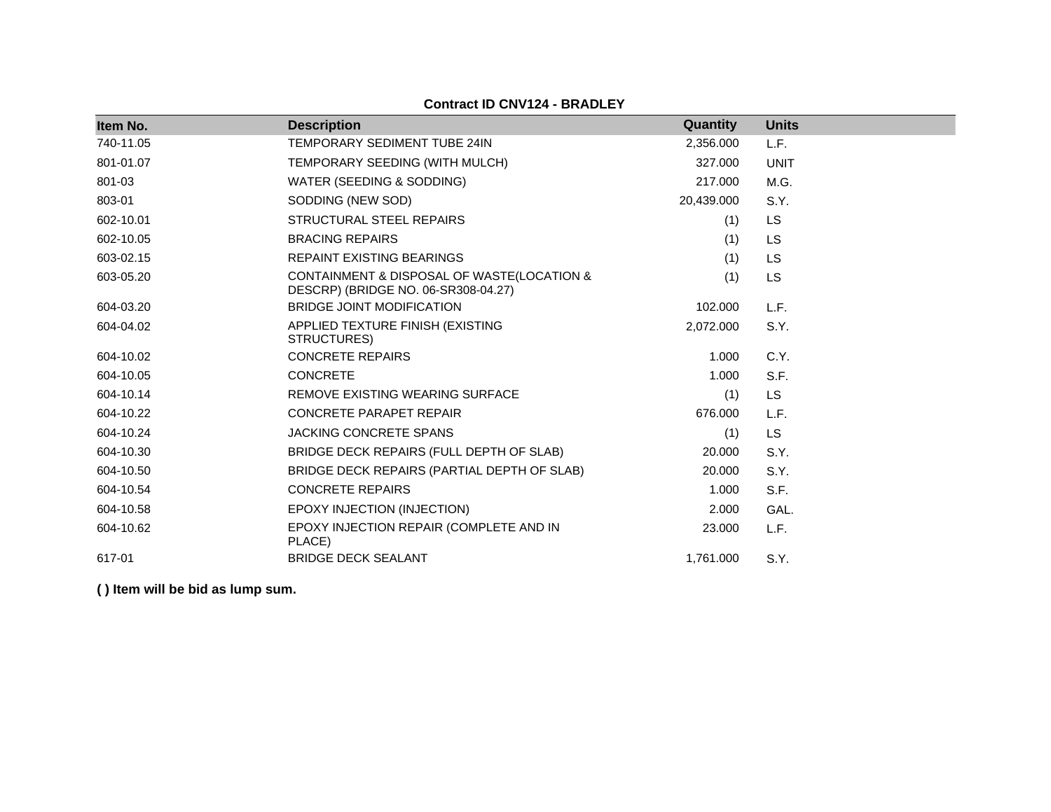**Contract ID CNV124 - BRADLEY**

| Item No. | Description | Quantity | Units |
|---|---|---|---|
| 740-11.05 | TEMPORARY SEDIMENT TUBE 24IN | 2,356.000 | L.F. |
| 801-01.07 | TEMPORARY SEEDING (WITH MULCH) | 327.000 | UNIT |
| 801-03 | WATER (SEEDING & SODDING) | 217.000 | M.G. |
| 803-01 | SODDING (NEW SOD) | 20,439.000 | S.Y. |
| 602-10.01 | STRUCTURAL STEEL REPAIRS | (1) | LS |
| 602-10.05 | BRACING REPAIRS | (1) | LS |
| 603-02.15 | REPAINT EXISTING BEARINGS | (1) | LS |
| 603-05.20 | CONTAINMENT & DISPOSAL OF WASTE(LOCATION & DESCRP) (BRIDGE NO. 06-SR308-04.27) | (1) | LS |
| 604-03.20 | BRIDGE JOINT MODIFICATION | 102.000 | L.F. |
| 604-04.02 | APPLIED TEXTURE FINISH (EXISTING STRUCTURES) | 2,072.000 | S.Y. |
| 604-10.02 | CONCRETE REPAIRS | 1.000 | C.Y. |
| 604-10.05 | CONCRETE | 1.000 | S.F. |
| 604-10.14 | REMOVE EXISTING WEARING SURFACE | (1) | LS |
| 604-10.22 | CONCRETE PARAPET REPAIR | 676.000 | L.F. |
| 604-10.24 | JACKING CONCRETE SPANS | (1) | LS |
| 604-10.30 | BRIDGE DECK REPAIRS (FULL DEPTH OF SLAB) | 20.000 | S.Y. |
| 604-10.50 | BRIDGE DECK REPAIRS (PARTIAL DEPTH OF SLAB) | 20.000 | S.Y. |
| 604-10.54 | CONCRETE REPAIRS | 1.000 | S.F. |
| 604-10.58 | EPOXY INJECTION (INJECTION) | 2.000 | GAL. |
| 604-10.62 | EPOXY INJECTION REPAIR (COMPLETE AND IN PLACE) | 23.000 | L.F. |
| 617-01 | BRIDGE DECK SEALANT | 1,761.000 | S.Y. |

**( ) Item will be bid as lump sum.**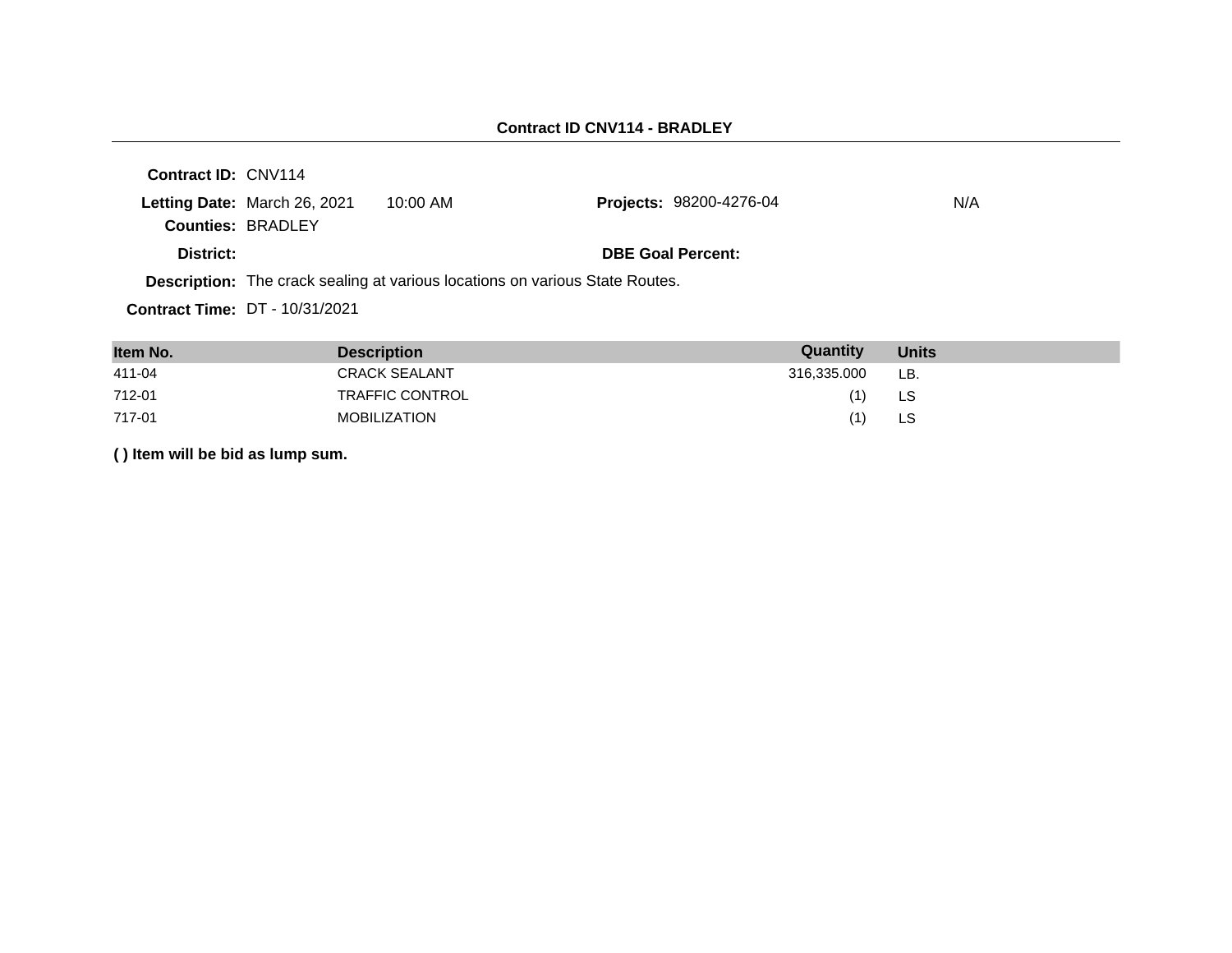**Contract ID CNV114 - BRADLEY**

**Contract ID:** CNV114

**Letting Date:** March 26, 2021 10:00 AM

**Projects:** 98200-4276-04 N/A

**Counties:** BRADLEY

**District:**

**DBE Goal Percent:**

**Description:** The crack sealing at various locations on various State Routes.

**Contract Time:** DT - 10/31/2021

| Item No. | Description | Quantity | Units |
|---|---|---|---|
| 411-04 | CRACK SEALANT | 316,335.000 | LB. |
| 712-01 | TRAFFIC CONTROL | (1) | LS |
| 717-01 | MOBILIZATION | (1) | LS |

**( ) Item will be bid as lump sum.**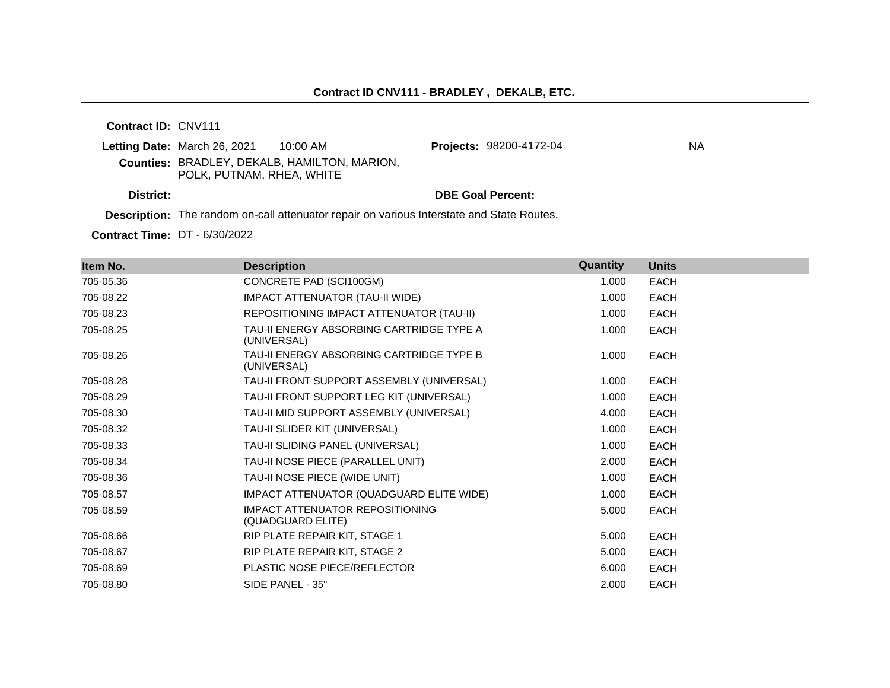## Contract ID CNV111 - BRADLEY , DEKALB, ETC.

**Contract ID:** CNV111

**Letting Date:** March 26, 2021 10:00 AM

**Projects:** 98200-4172-04 NA

**Counties:** BRADLEY, DEKALB, HAMILTON, MARION, POLK, PUTNAM, RHEA, WHITE

**District:**

**DBE Goal Percent:**

**Description:** The random on-call attenuator repair on various Interstate and State Routes.

**Contract Time:** DT - 6/30/2022

| Item No. | Description | Quantity | Units |
|---|---|---|---|
| 705-05.36 | CONCRETE PAD (SCI100GM) | 1.000 | EACH |
| 705-08.22 | IMPACT ATTENUATOR (TAU-II WIDE) | 1.000 | EACH |
| 705-08.23 | REPOSITIONING IMPACT ATTENUATOR (TAU-II) | 1.000 | EACH |
| 705-08.25 | TAU-II ENERGY ABSORBING CARTRIDGE TYPE A (UNIVERSAL) | 1.000 | EACH |
| 705-08.26 | TAU-II ENERGY ABSORBING CARTRIDGE TYPE B (UNIVERSAL) | 1.000 | EACH |
| 705-08.28 | TAU-II FRONT SUPPORT ASSEMBLY (UNIVERSAL) | 1.000 | EACH |
| 705-08.29 | TAU-II FRONT SUPPORT LEG KIT (UNIVERSAL) | 1.000 | EACH |
| 705-08.30 | TAU-II MID SUPPORT ASSEMBLY (UNIVERSAL) | 4.000 | EACH |
| 705-08.32 | TAU-II SLIDER KIT (UNIVERSAL) | 1.000 | EACH |
| 705-08.33 | TAU-II SLIDING PANEL (UNIVERSAL) | 1.000 | EACH |
| 705-08.34 | TAU-II NOSE PIECE (PARALLEL UNIT) | 2.000 | EACH |
| 705-08.36 | TAU-II NOSE PIECE (WIDE UNIT) | 1.000 | EACH |
| 705-08.57 | IMPACT ATTENUATOR (QUADGUARD ELITE WIDE) | 1.000 | EACH |
| 705-08.59 | IMPACT ATTENUATOR REPOSITIONING (QUADGUARD ELITE) | 5.000 | EACH |
| 705-08.66 | RIP PLATE REPAIR KIT, STAGE 1 | 5.000 | EACH |
| 705-08.67 | RIP PLATE REPAIR KIT, STAGE 2 | 5.000 | EACH |
| 705-08.69 | PLASTIC NOSE PIECE/REFLECTOR | 6.000 | EACH |
| 705-08.80 | SIDE PANEL - 35" | 2.000 | EACH |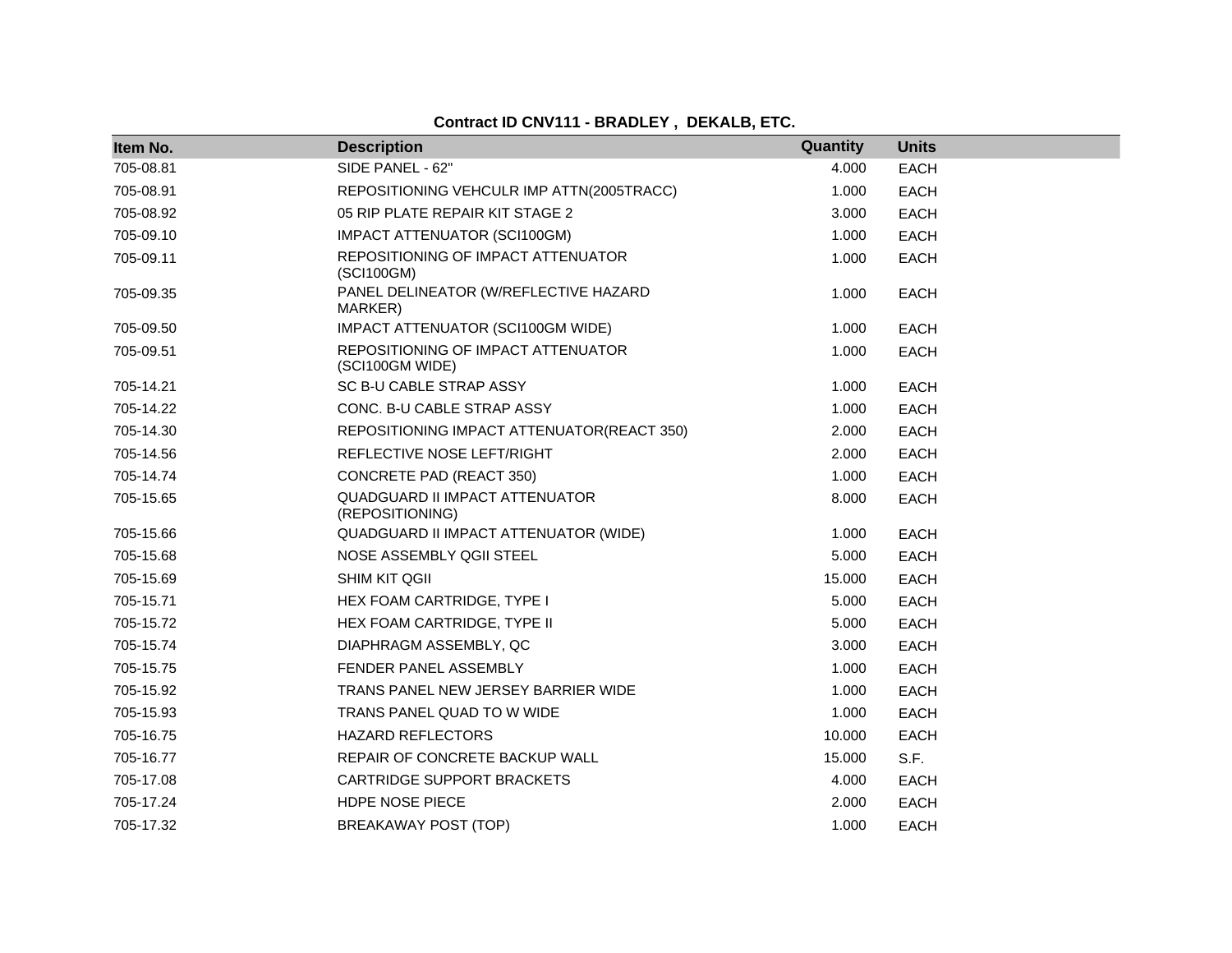**Contract ID CNV111 - BRADLEY , DEKALB, ETC.**

| Item No. | Description | Quantity | Units |
|---|---|---|---|
| 705-08.81 | SIDE PANEL - 62" | 4.000 | EACH |
| 705-08.91 | REPOSITIONING VEHCULR IMP ATTN(2005TRACC) | 1.000 | EACH |
| 705-08.92 | 05 RIP PLATE REPAIR KIT STAGE 2 | 3.000 | EACH |
| 705-09.10 | IMPACT ATTENUATOR (SCI100GM) | 1.000 | EACH |
| 705-09.11 | REPOSITIONING OF IMPACT ATTENUATOR (SCI100GM) | 1.000 | EACH |
| 705-09.35 | PANEL DELINEATOR (W/REFLECTIVE HAZARD MARKER) | 1.000 | EACH |
| 705-09.50 | IMPACT ATTENUATOR (SCI100GM WIDE) | 1.000 | EACH |
| 705-09.51 | REPOSITIONING OF IMPACT ATTENUATOR (SCI100GM WIDE) | 1.000 | EACH |
| 705-14.21 | SC B-U CABLE STRAP ASSY | 1.000 | EACH |
| 705-14.22 | CONC. B-U CABLE STRAP ASSY | 1.000 | EACH |
| 705-14.30 | REPOSITIONING IMPACT ATTENUATOR(REACT 350) | 2.000 | EACH |
| 705-14.56 | REFLECTIVE NOSE LEFT/RIGHT | 2.000 | EACH |
| 705-14.74 | CONCRETE PAD (REACT 350) | 1.000 | EACH |
| 705-15.65 | QUADGUARD II IMPACT ATTENUATOR (REPOSITIONING) | 8.000 | EACH |
| 705-15.66 | QUADGUARD II IMPACT ATTENUATOR (WIDE) | 1.000 | EACH |
| 705-15.68 | NOSE ASSEMBLY QGII STEEL | 5.000 | EACH |
| 705-15.69 | SHIM KIT QGII | 15.000 | EACH |
| 705-15.71 | HEX FOAM CARTRIDGE, TYPE I | 5.000 | EACH |
| 705-15.72 | HEX FOAM CARTRIDGE, TYPE II | 5.000 | EACH |
| 705-15.74 | DIAPHRAGM ASSEMBLY, QC | 3.000 | EACH |
| 705-15.75 | FENDER PANEL ASSEMBLY | 1.000 | EACH |
| 705-15.92 | TRANS PANEL NEW JERSEY BARRIER WIDE | 1.000 | EACH |
| 705-15.93 | TRANS PANEL QUAD TO W WIDE | 1.000 | EACH |
| 705-16.75 | HAZARD REFLECTORS | 10.000 | EACH |
| 705-16.77 | REPAIR OF CONCRETE BACKUP WALL | 15.000 | S.F. |
| 705-17.08 | CARTRIDGE SUPPORT BRACKETS | 4.000 | EACH |
| 705-17.24 | HDPE NOSE PIECE | 2.000 | EACH |
| 705-17.32 | BREAKAWAY POST (TOP) | 1.000 | EACH |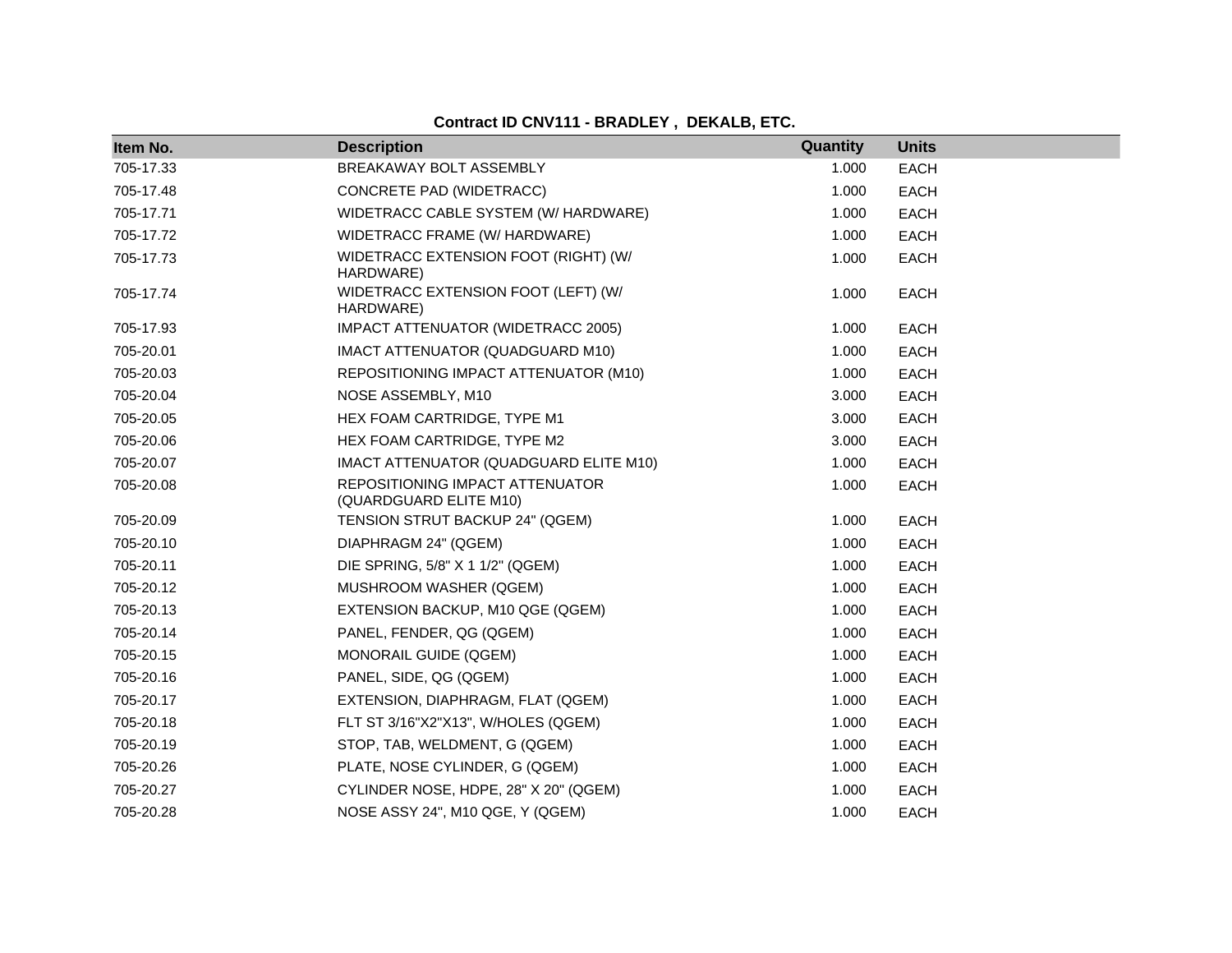**Contract ID CNV111 - BRADLEY , DEKALB, ETC.**

| Item No. | Description | Quantity | Units |
|---|---|---|---|
| 705-17.33 | BREAKAWAY BOLT ASSEMBLY | 1.000 | EACH |
| 705-17.48 | CONCRETE PAD (WIDETRACC) | 1.000 | EACH |
| 705-17.71 | WIDETRACC CABLE SYSTEM (W/ HARDWARE) | 1.000 | EACH |
| 705-17.72 | WIDETRACC FRAME (W/ HARDWARE) | 1.000 | EACH |
| 705-17.73 | WIDETRACC EXTENSION FOOT (RIGHT) (W/ HARDWARE) | 1.000 | EACH |
| 705-17.74 | WIDETRACC EXTENSION FOOT (LEFT) (W/ HARDWARE) | 1.000 | EACH |
| 705-17.93 | IMPACT ATTENUATOR (WIDETRACC 2005) | 1.000 | EACH |
| 705-20.01 | IMACT ATTENUATOR (QUADGUARD M10) | 1.000 | EACH |
| 705-20.03 | REPOSITIONING IMPACT ATTENUATOR (M10) | 1.000 | EACH |
| 705-20.04 | NOSE ASSEMBLY, M10 | 3.000 | EACH |
| 705-20.05 | HEX FOAM CARTRIDGE, TYPE M1 | 3.000 | EACH |
| 705-20.06 | HEX FOAM CARTRIDGE, TYPE M2 | 3.000 | EACH |
| 705-20.07 | IMACT ATTENUATOR (QUADGUARD ELITE M10) | 1.000 | EACH |
| 705-20.08 | REPOSITIONING IMPACT ATTENUATOR (QUARDGUARD ELITE M10) | 1.000 | EACH |
| 705-20.09 | TENSION STRUT BACKUP 24" (QGEM) | 1.000 | EACH |
| 705-20.10 | DIAPHRAGM 24" (QGEM) | 1.000 | EACH |
| 705-20.11 | DIE SPRING, 5/8" X 1 1/2" (QGEM) | 1.000 | EACH |
| 705-20.12 | MUSHROOM WASHER (QGEM) | 1.000 | EACH |
| 705-20.13 | EXTENSION BACKUP, M10 QGE (QGEM) | 1.000 | EACH |
| 705-20.14 | PANEL, FENDER, QG (QGEM) | 1.000 | EACH |
| 705-20.15 | MONORAIL GUIDE (QGEM) | 1.000 | EACH |
| 705-20.16 | PANEL, SIDE, QG (QGEM) | 1.000 | EACH |
| 705-20.17 | EXTENSION, DIAPHRAGM, FLAT (QGEM) | 1.000 | EACH |
| 705-20.18 | FLT ST 3/16"X2"X13", W/HOLES (QGEM) | 1.000 | EACH |
| 705-20.19 | STOP, TAB, WELDMENT, G (QGEM) | 1.000 | EACH |
| 705-20.26 | PLATE, NOSE CYLINDER, G (QGEM) | 1.000 | EACH |
| 705-20.27 | CYLINDER NOSE, HDPE, 28" X 20" (QGEM) | 1.000 | EACH |
| 705-20.28 | NOSE ASSY 24", M10 QGE, Y (QGEM) | 1.000 | EACH |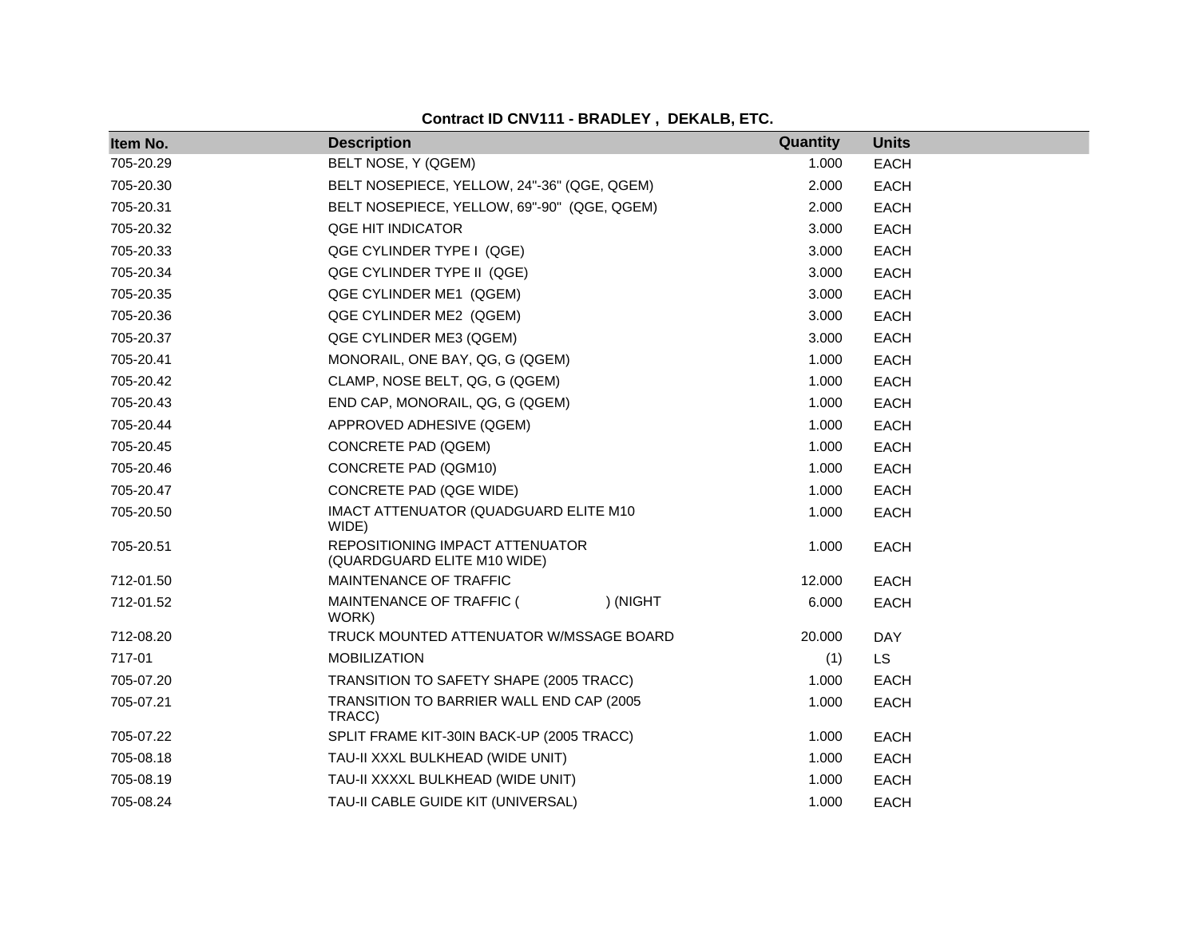**Contract ID CNV111 - BRADLEY , DEKALB, ETC.**

| Item No. | Description | Quantity | Units |
|---|---|---|---|
| 705-20.29 | BELT NOSE, Y (QGEM) | 1.000 | EACH |
| 705-20.30 | BELT NOSEPIECE, YELLOW, 24"-36" (QGE, QGEM) | 2.000 | EACH |
| 705-20.31 | BELT NOSEPIECE, YELLOW, 69"-90" (QGE, QGEM) | 2.000 | EACH |
| 705-20.32 | QGE HIT INDICATOR | 3.000 | EACH |
| 705-20.33 | QGE CYLINDER TYPE I (QGE) | 3.000 | EACH |
| 705-20.34 | QGE CYLINDER TYPE II (QGE) | 3.000 | EACH |
| 705-20.35 | QGE CYLINDER ME1 (QGEM) | 3.000 | EACH |
| 705-20.36 | QGE CYLINDER ME2 (QGEM) | 3.000 | EACH |
| 705-20.37 | QGE CYLINDER ME3 (QGEM) | 3.000 | EACH |
| 705-20.41 | MONORAIL, ONE BAY, QG, G (QGEM) | 1.000 | EACH |
| 705-20.42 | CLAMP, NOSE BELT, QG, G (QGEM) | 1.000 | EACH |
| 705-20.43 | END CAP, MONORAIL, QG, G (QGEM) | 1.000 | EACH |
| 705-20.44 | APPROVED ADHESIVE (QGEM) | 1.000 | EACH |
| 705-20.45 | CONCRETE PAD (QGEM) | 1.000 | EACH |
| 705-20.46 | CONCRETE PAD (QGM10) | 1.000 | EACH |
| 705-20.47 | CONCRETE PAD (QGE WIDE) | 1.000 | EACH |
| 705-20.50 | IMACT ATTENUATOR (QUADGUARD ELITE M10 WIDE) | 1.000 | EACH |
| 705-20.51 | REPOSITIONING IMPACT ATTENUATOR (QUARDGUARD ELITE M10 WIDE) | 1.000 | EACH |
| 712-01.50 | MAINTENANCE OF TRAFFIC | 12.000 | EACH |
| 712-01.52 | MAINTENANCE OF TRAFFIC ( ) (NIGHT WORK) | 6.000 | EACH |
| 712-08.20 | TRUCK MOUNTED ATTENUATOR W/MSSAGE BOARD | 20.000 | DAY |
| 717-01 | MOBILIZATION | (1) | LS |
| 705-07.20 | TRANSITION TO SAFETY SHAPE (2005 TRACC) | 1.000 | EACH |
| 705-07.21 | TRANSITION TO BARRIER WALL END CAP (2005 TRACC) | 1.000 | EACH |
| 705-07.22 | SPLIT FRAME KIT-30IN BACK-UP (2005 TRACC) | 1.000 | EACH |
| 705-08.18 | TAU-II XXXL BULKHEAD (WIDE UNIT) | 1.000 | EACH |
| 705-08.19 | TAU-II XXXXL BULKHEAD (WIDE UNIT) | 1.000 | EACH |
| 705-08.24 | TAU-II CABLE GUIDE KIT (UNIVERSAL) | 1.000 | EACH |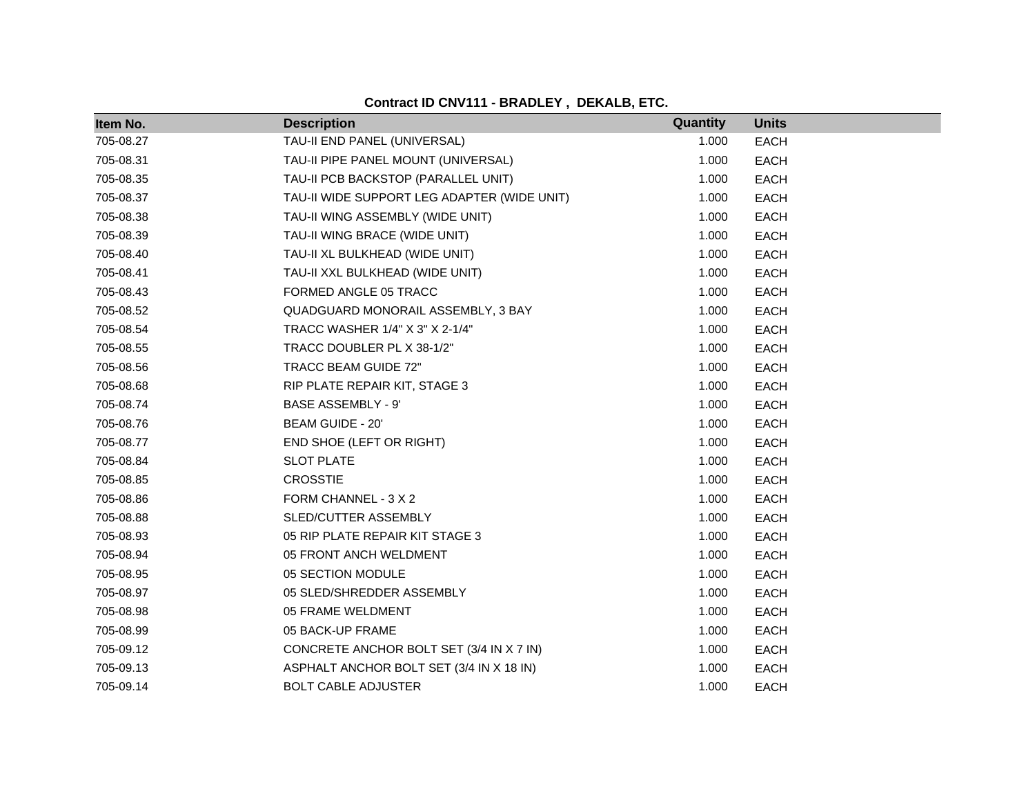**Contract ID CNV111 - BRADLEY , DEKALB, ETC.**

| Item No. | Description | Quantity | Units |
|---|---|---|---|
| 705-08.27 | TAU-II END PANEL (UNIVERSAL) | 1.000 | EACH |
| 705-08.31 | TAU-II PIPE PANEL MOUNT (UNIVERSAL) | 1.000 | EACH |
| 705-08.35 | TAU-II PCB BACKSTOP (PARALLEL UNIT) | 1.000 | EACH |
| 705-08.37 | TAU-II WIDE SUPPORT LEG ADAPTER (WIDE UNIT) | 1.000 | EACH |
| 705-08.38 | TAU-II WING ASSEMBLY (WIDE UNIT) | 1.000 | EACH |
| 705-08.39 | TAU-II WING BRACE (WIDE UNIT) | 1.000 | EACH |
| 705-08.40 | TAU-II XL BULKHEAD (WIDE UNIT) | 1.000 | EACH |
| 705-08.41 | TAU-II XXL BULKHEAD (WIDE UNIT) | 1.000 | EACH |
| 705-08.43 | FORMED ANGLE 05 TRACC | 1.000 | EACH |
| 705-08.52 | QUADGUARD MONORAIL ASSEMBLY, 3 BAY | 1.000 | EACH |
| 705-08.54 | TRACC WASHER 1/4" X 3" X 2-1/4" | 1.000 | EACH |
| 705-08.55 | TRACC DOUBLER PL X 38-1/2" | 1.000 | EACH |
| 705-08.56 | TRACC BEAM GUIDE 72" | 1.000 | EACH |
| 705-08.68 | RIP PLATE REPAIR KIT, STAGE 3 | 1.000 | EACH |
| 705-08.74 | BASE ASSEMBLY - 9' | 1.000 | EACH |
| 705-08.76 | BEAM GUIDE - 20' | 1.000 | EACH |
| 705-08.77 | END SHOE (LEFT OR RIGHT) | 1.000 | EACH |
| 705-08.84 | SLOT PLATE | 1.000 | EACH |
| 705-08.85 | CROSSTIE | 1.000 | EACH |
| 705-08.86 | FORM CHANNEL - 3 X 2 | 1.000 | EACH |
| 705-08.88 | SLED/CUTTER ASSEMBLY | 1.000 | EACH |
| 705-08.93 | 05 RIP PLATE REPAIR KIT STAGE 3 | 1.000 | EACH |
| 705-08.94 | 05 FRONT ANCH WELDMENT | 1.000 | EACH |
| 705-08.95 | 05 SECTION MODULE | 1.000 | EACH |
| 705-08.97 | 05 SLED/SHREDDER ASSEMBLY | 1.000 | EACH |
| 705-08.98 | 05 FRAME WELDMENT | 1.000 | EACH |
| 705-08.99 | 05 BACK-UP FRAME | 1.000 | EACH |
| 705-09.12 | CONCRETE ANCHOR BOLT SET (3/4 IN X 7 IN) | 1.000 | EACH |
| 705-09.13 | ASPHALT ANCHOR BOLT SET (3/4 IN X 18 IN) | 1.000 | EACH |
| 705-09.14 | BOLT CABLE ADJUSTER | 1.000 | EACH |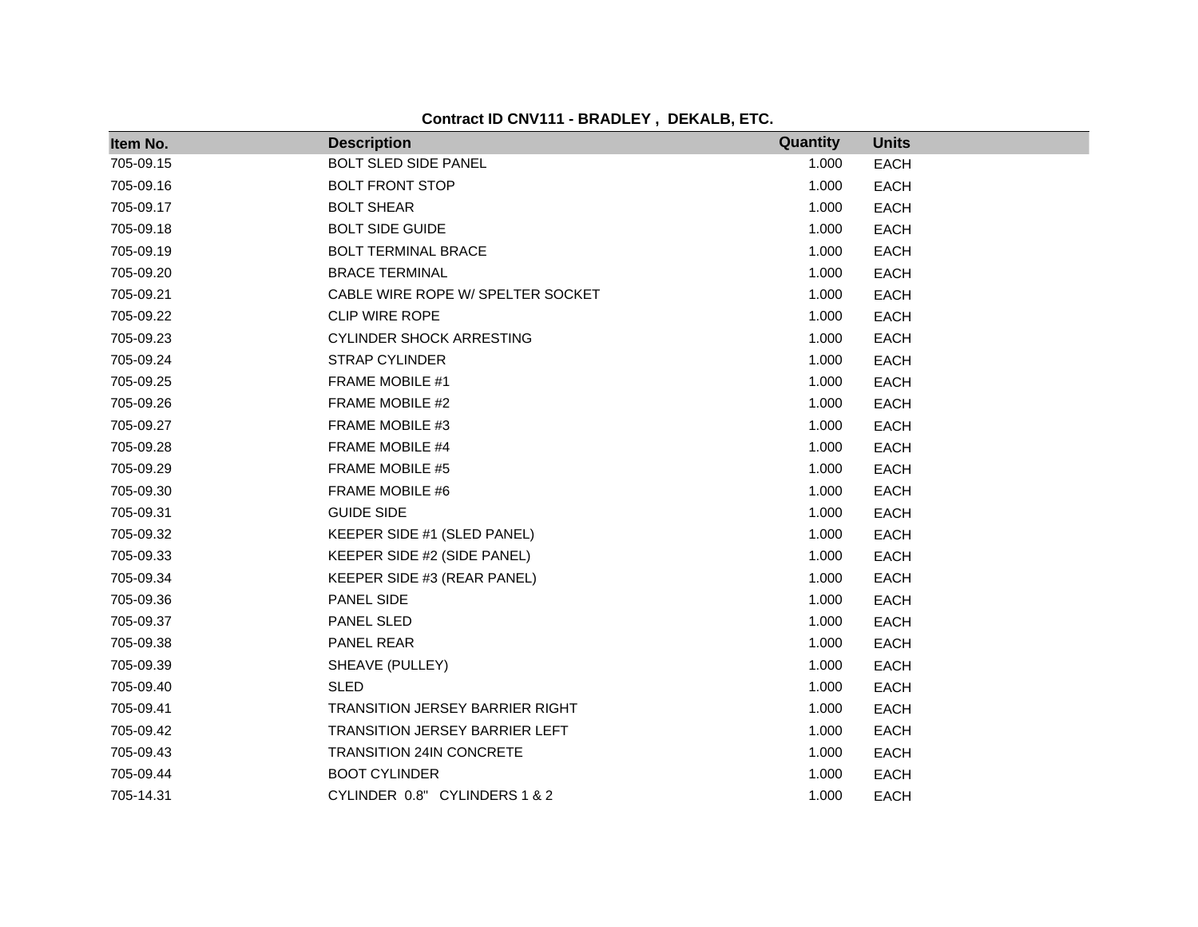**Contract ID CNV111 - BRADLEY , DEKALB, ETC.**

| Item No. | Description | Quantity | Units |
|---|---|---|---|
| 705-09.15 | BOLT SLED SIDE PANEL | 1.000 | EACH |
| 705-09.16 | BOLT FRONT STOP | 1.000 | EACH |
| 705-09.17 | BOLT SHEAR | 1.000 | EACH |
| 705-09.18 | BOLT SIDE GUIDE | 1.000 | EACH |
| 705-09.19 | BOLT TERMINAL BRACE | 1.000 | EACH |
| 705-09.20 | BRACE TERMINAL | 1.000 | EACH |
| 705-09.21 | CABLE WIRE ROPE W/ SPELTER SOCKET | 1.000 | EACH |
| 705-09.22 | CLIP WIRE ROPE | 1.000 | EACH |
| 705-09.23 | CYLINDER SHOCK ARRESTING | 1.000 | EACH |
| 705-09.24 | STRAP CYLINDER | 1.000 | EACH |
| 705-09.25 | FRAME MOBILE #1 | 1.000 | EACH |
| 705-09.26 | FRAME MOBILE #2 | 1.000 | EACH |
| 705-09.27 | FRAME MOBILE #3 | 1.000 | EACH |
| 705-09.28 | FRAME MOBILE #4 | 1.000 | EACH |
| 705-09.29 | FRAME MOBILE #5 | 1.000 | EACH |
| 705-09.30 | FRAME MOBILE #6 | 1.000 | EACH |
| 705-09.31 | GUIDE SIDE | 1.000 | EACH |
| 705-09.32 | KEEPER SIDE #1 (SLED PANEL) | 1.000 | EACH |
| 705-09.33 | KEEPER SIDE #2 (SIDE PANEL) | 1.000 | EACH |
| 705-09.34 | KEEPER SIDE #3 (REAR PANEL) | 1.000 | EACH |
| 705-09.36 | PANEL SIDE | 1.000 | EACH |
| 705-09.37 | PANEL SLED | 1.000 | EACH |
| 705-09.38 | PANEL REAR | 1.000 | EACH |
| 705-09.39 | SHEAVE (PULLEY) | 1.000 | EACH |
| 705-09.40 | SLED | 1.000 | EACH |
| 705-09.41 | TRANSITION JERSEY BARRIER RIGHT | 1.000 | EACH |
| 705-09.42 | TRANSITION JERSEY BARRIER LEFT | 1.000 | EACH |
| 705-09.43 | TRANSITION 24IN CONCRETE | 1.000 | EACH |
| 705-09.44 | BOOT CYLINDER | 1.000 | EACH |
| 705-14.31 | CYLINDER 0.8" CYLINDERS 1 & 2 | 1.000 | EACH |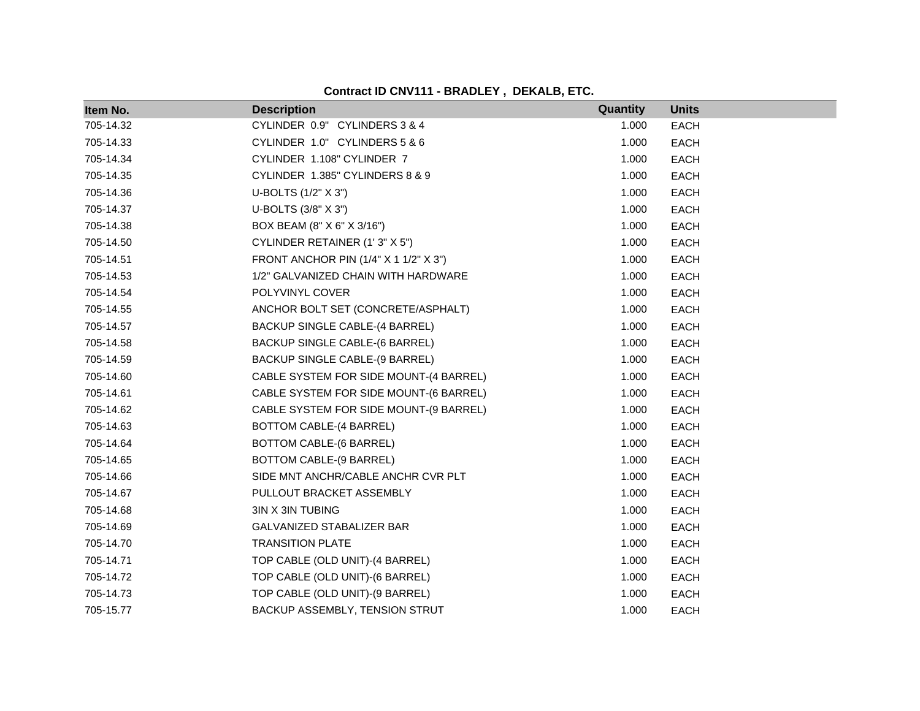**Contract ID CNV111 - BRADLEY , DEKALB, ETC.**

| Item No. | Description | Quantity | Units |
|---|---|---|---|
| 705-14.32 | CYLINDER 0.9" CYLINDERS 3 & 4 | 1.000 | EACH |
| 705-14.33 | CYLINDER 1.0" CYLINDERS 5 & 6 | 1.000 | EACH |
| 705-14.34 | CYLINDER 1.108" CYLINDER 7 | 1.000 | EACH |
| 705-14.35 | CYLINDER 1.385" CYLINDERS 8 & 9 | 1.000 | EACH |
| 705-14.36 | U-BOLTS (1/2" X 3") | 1.000 | EACH |
| 705-14.37 | U-BOLTS (3/8" X 3") | 1.000 | EACH |
| 705-14.38 | BOX BEAM (8" X 6" X 3/16") | 1.000 | EACH |
| 705-14.50 | CYLINDER RETAINER (1' 3" X 5") | 1.000 | EACH |
| 705-14.51 | FRONT ANCHOR PIN (1/4" X 1 1/2" X 3") | 1.000 | EACH |
| 705-14.53 | 1/2" GALVANIZED CHAIN WITH HARDWARE | 1.000 | EACH |
| 705-14.54 | POLYVINYL COVER | 1.000 | EACH |
| 705-14.55 | ANCHOR BOLT SET (CONCRETE/ASPHALT) | 1.000 | EACH |
| 705-14.57 | BACKUP SINGLE CABLE-(4 BARREL) | 1.000 | EACH |
| 705-14.58 | BACKUP SINGLE CABLE-(6 BARREL) | 1.000 | EACH |
| 705-14.59 | BACKUP SINGLE CABLE-(9 BARREL) | 1.000 | EACH |
| 705-14.60 | CABLE SYSTEM FOR SIDE MOUNT-(4 BARREL) | 1.000 | EACH |
| 705-14.61 | CABLE SYSTEM FOR SIDE MOUNT-(6 BARREL) | 1.000 | EACH |
| 705-14.62 | CABLE SYSTEM FOR SIDE MOUNT-(9 BARREL) | 1.000 | EACH |
| 705-14.63 | BOTTOM CABLE-(4 BARREL) | 1.000 | EACH |
| 705-14.64 | BOTTOM CABLE-(6 BARREL) | 1.000 | EACH |
| 705-14.65 | BOTTOM CABLE-(9 BARREL) | 1.000 | EACH |
| 705-14.66 | SIDE MNT ANCHR/CABLE ANCHR CVR PLT | 1.000 | EACH |
| 705-14.67 | PULLOUT BRACKET ASSEMBLY | 1.000 | EACH |
| 705-14.68 | 3IN X 3IN TUBING | 1.000 | EACH |
| 705-14.69 | GALVANIZED STABALIZER BAR | 1.000 | EACH |
| 705-14.70 | TRANSITION PLATE | 1.000 | EACH |
| 705-14.71 | TOP CABLE (OLD UNIT)-(4 BARREL) | 1.000 | EACH |
| 705-14.72 | TOP CABLE (OLD UNIT)-(6 BARREL) | 1.000 | EACH |
| 705-14.73 | TOP CABLE (OLD UNIT)-(9 BARREL) | 1.000 | EACH |
| 705-15.77 | BACKUP ASSEMBLY, TENSION STRUT | 1.000 | EACH |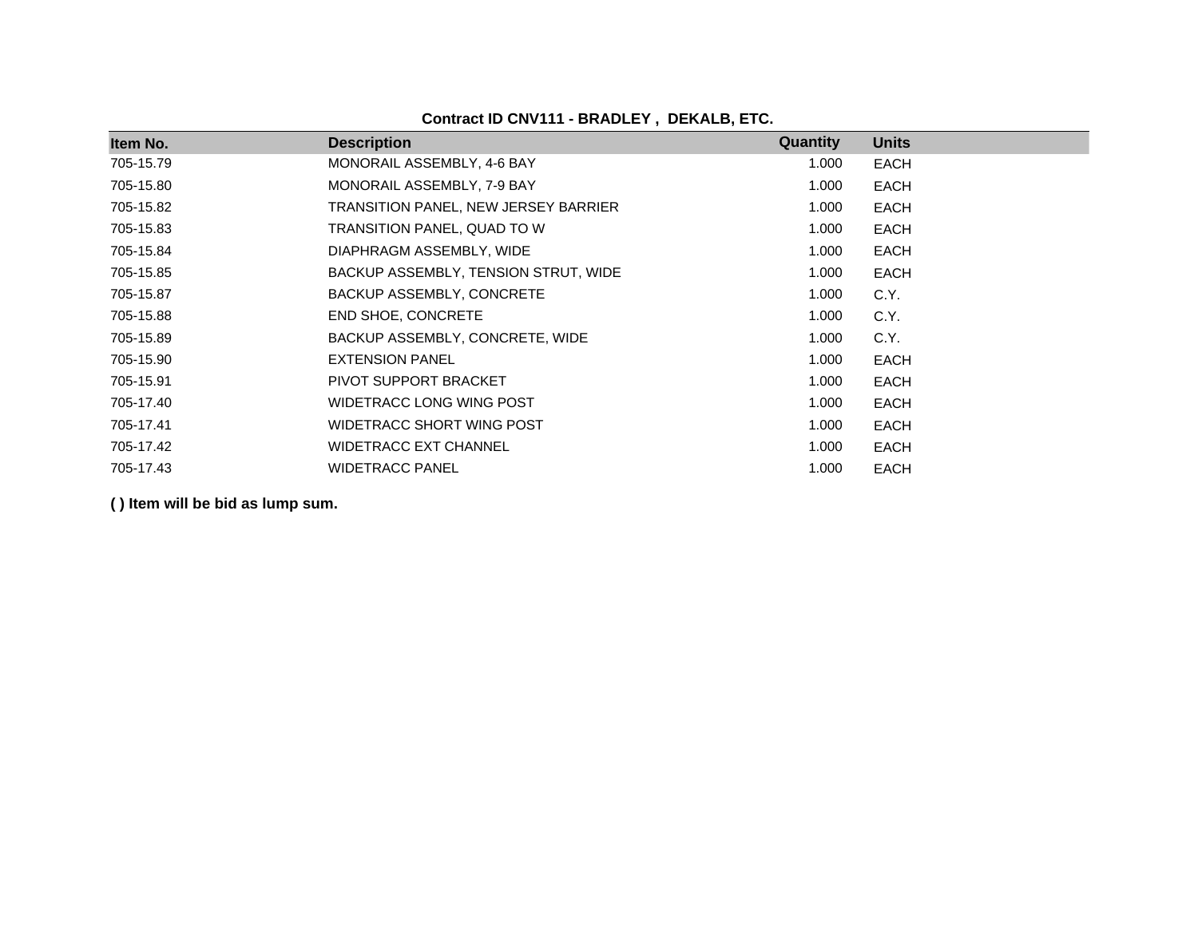**Contract ID CNV111 - BRADLEY , DEKALB, ETC.**

| Item No. | Description | Quantity | Units |
|---|---|---|---|
| 705-15.79 | MONORAIL ASSEMBLY, 4-6 BAY | 1.000 | EACH |
| 705-15.80 | MONORAIL ASSEMBLY, 7-9 BAY | 1.000 | EACH |
| 705-15.82 | TRANSITION PANEL, NEW JERSEY BARRIER | 1.000 | EACH |
| 705-15.83 | TRANSITION PANEL, QUAD TO W | 1.000 | EACH |
| 705-15.84 | DIAPHRAGM ASSEMBLY, WIDE | 1.000 | EACH |
| 705-15.85 | BACKUP ASSEMBLY, TENSION STRUT, WIDE | 1.000 | EACH |
| 705-15.87 | BACKUP ASSEMBLY, CONCRETE | 1.000 | C.Y. |
| 705-15.88 | END SHOE, CONCRETE | 1.000 | C.Y. |
| 705-15.89 | BACKUP ASSEMBLY, CONCRETE, WIDE | 1.000 | C.Y. |
| 705-15.90 | EXTENSION PANEL | 1.000 | EACH |
| 705-15.91 | PIVOT SUPPORT BRACKET | 1.000 | EACH |
| 705-17.40 | WIDETRACC LONG WING POST | 1.000 | EACH |
| 705-17.41 | WIDETRACC SHORT WING POST | 1.000 | EACH |
| 705-17.42 | WIDETRACC EXT CHANNEL | 1.000 | EACH |
| 705-17.43 | WIDETRACC PANEL | 1.000 | EACH |

**( ) Item will be bid as lump sum.**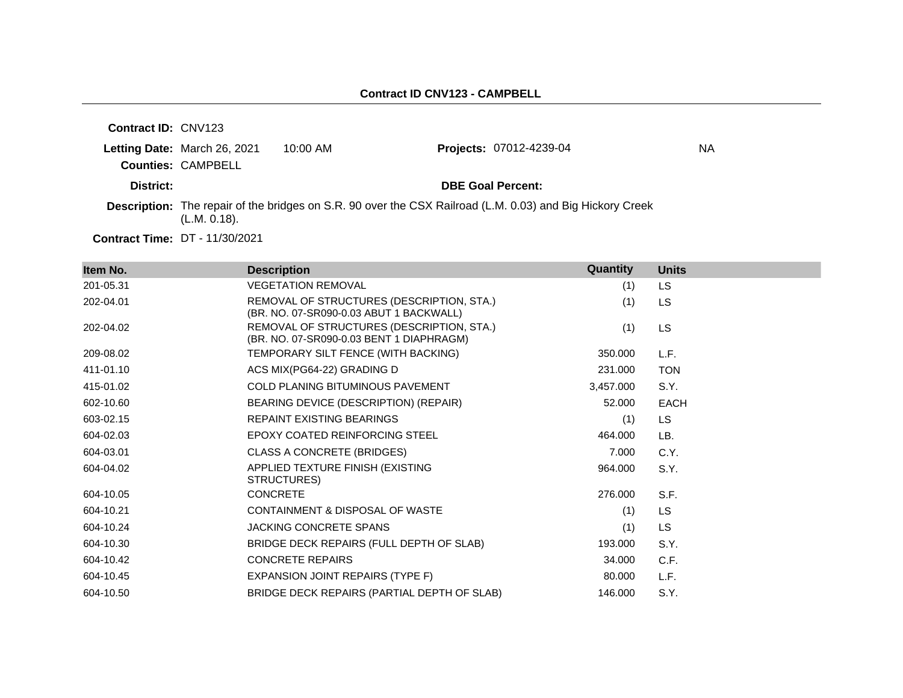## Contract ID CNV123 - CAMPBELL

**Contract ID:** CNV123

**Letting Date:** March 26, 2021 10:00 AM

**Projects:** 07012-4239-04 NA

**Counties:** CAMPBELL

**District:**

**DBE Goal Percent:**

**Description:** The repair of the bridges on S.R. 90 over the CSX Railroad (L.M. 0.03) and Big Hickory Creek (L.M. 0.18).

**Contract Time:** DT - 11/30/2021

| Item No. | Description | Quantity | Units |
|---|---|---|---|
| 201-05.31 | VEGETATION REMOVAL | (1) | LS |
| 202-04.01 | REMOVAL OF STRUCTURES (DESCRIPTION, STA.) (BR. NO. 07-SR090-0.03 ABUT 1 BACKWALL) | (1) | LS |
| 202-04.02 | REMOVAL OF STRUCTURES (DESCRIPTION, STA.) (BR. NO. 07-SR090-0.03 BENT 1 DIAPHRAGM) | (1) | LS |
| 209-08.02 | TEMPORARY SILT FENCE (WITH BACKING) | 350.000 | L.F. |
| 411-01.10 | ACS MIX(PG64-22) GRADING D | 231.000 | TON |
| 415-01.02 | COLD PLANING BITUMINOUS PAVEMENT | 3,457.000 | S.Y. |
| 602-10.60 | BEARING DEVICE (DESCRIPTION) (REPAIR) | 52.000 | EACH |
| 603-02.15 | REPAINT EXISTING BEARINGS | (1) | LS |
| 604-02.03 | EPOXY COATED REINFORCING STEEL | 464.000 | LB. |
| 604-03.01 | CLASS A CONCRETE (BRIDGES) | 7.000 | C.Y. |
| 604-04.02 | APPLIED TEXTURE FINISH (EXISTING STRUCTURES) | 964.000 | S.Y. |
| 604-10.05 | CONCRETE | 276.000 | S.F. |
| 604-10.21 | CONTAINMENT & DISPOSAL OF WASTE | (1) | LS |
| 604-10.24 | JACKING CONCRETE SPANS | (1) | LS |
| 604-10.30 | BRIDGE DECK REPAIRS (FULL DEPTH OF SLAB) | 193.000 | S.Y. |
| 604-10.42 | CONCRETE REPAIRS | 34.000 | C.F. |
| 604-10.45 | EXPANSION JOINT REPAIRS (TYPE F) | 80.000 | L.F. |
| 604-10.50 | BRIDGE DECK REPAIRS (PARTIAL DEPTH OF SLAB) | 146.000 | S.Y. |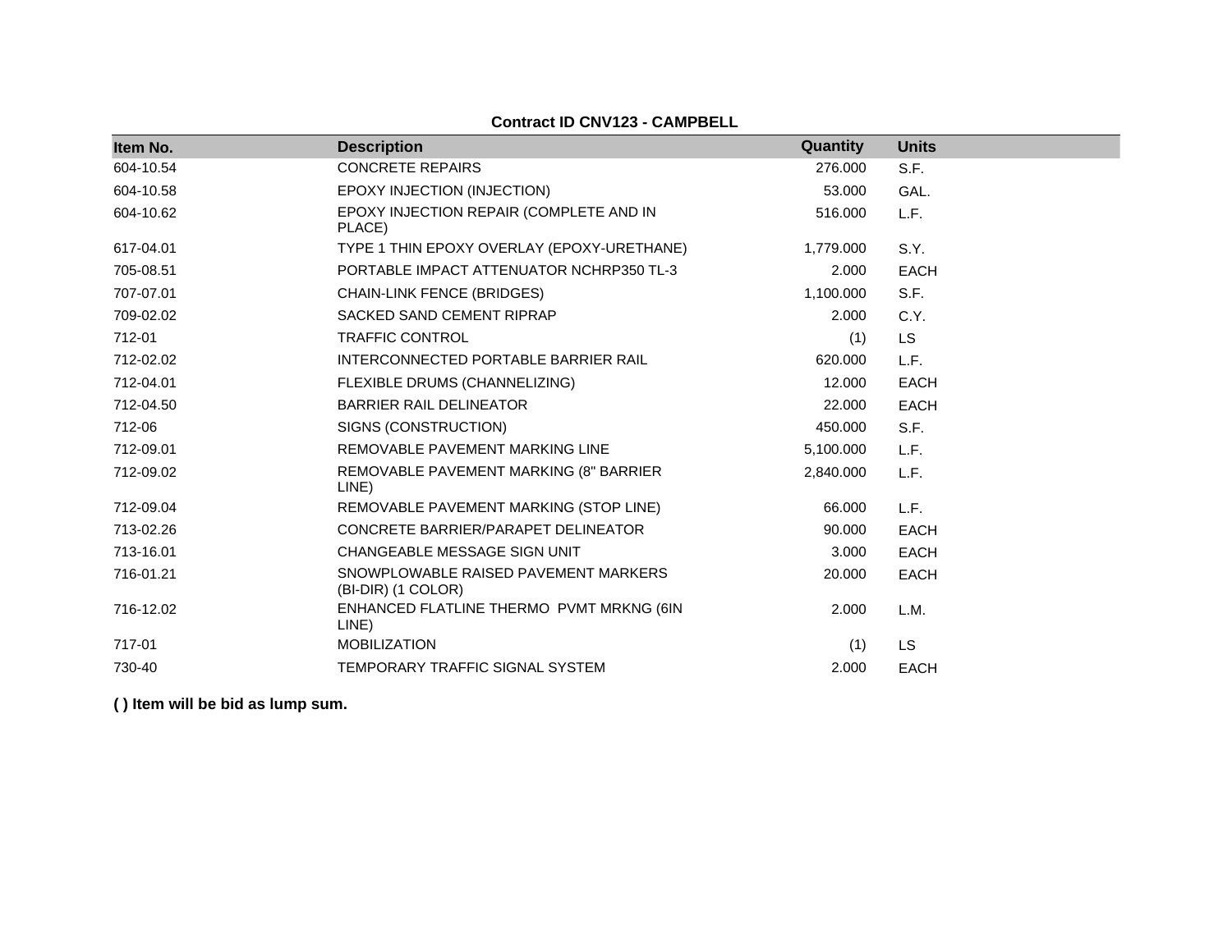**Contract ID CNV123 - CAMPBELL**

| Item No. | Description | Quantity | Units |
|---|---|---|---|
| 604-10.54 | CONCRETE REPAIRS | 276.000 | S.F. |
| 604-10.58 | EPOXY INJECTION (INJECTION) | 53.000 | GAL. |
| 604-10.62 | EPOXY INJECTION REPAIR (COMPLETE AND IN PLACE) | 516.000 | L.F. |
| 617-04.01 | TYPE 1 THIN EPOXY OVERLAY (EPOXY-URETHANE) | 1,779.000 | S.Y. |
| 705-08.51 | PORTABLE IMPACT ATTENUATOR NCHRP350 TL-3 | 2.000 | EACH |
| 707-07.01 | CHAIN-LINK FENCE (BRIDGES) | 1,100.000 | S.F. |
| 709-02.02 | SACKED SAND CEMENT RIPRAP | 2.000 | C.Y. |
| 712-01 | TRAFFIC CONTROL | (1) | LS |
| 712-02.02 | INTERCONNECTED PORTABLE BARRIER RAIL | 620.000 | L.F. |
| 712-04.01 | FLEXIBLE DRUMS (CHANNELIZING) | 12.000 | EACH |
| 712-04.50 | BARRIER RAIL DELINEATOR | 22.000 | EACH |
| 712-06 | SIGNS (CONSTRUCTION) | 450.000 | S.F. |
| 712-09.01 | REMOVABLE PAVEMENT MARKING LINE | 5,100.000 | L.F. |
| 712-09.02 | REMOVABLE PAVEMENT MARKING (8" BARRIER LINE) | 2,840.000 | L.F. |
| 712-09.04 | REMOVABLE PAVEMENT MARKING (STOP LINE) | 66.000 | L.F. |
| 713-02.26 | CONCRETE BARRIER/PARAPET DELINEATOR | 90.000 | EACH |
| 713-16.01 | CHANGEABLE MESSAGE SIGN UNIT | 3.000 | EACH |
| 716-01.21 | SNOWPLOWABLE RAISED PAVEMENT MARKERS (BI-DIR) (1 COLOR) | 20.000 | EACH |
| 716-12.02 | ENHANCED FLATLINE THERMO PVMT MRKNG (6IN LINE) | 2.000 | L.M. |
| 717-01 | MOBILIZATION | (1) | LS |
| 730-40 | TEMPORARY TRAFFIC SIGNAL SYSTEM | 2.000 | EACH |

**( ) Item will be bid as lump sum.**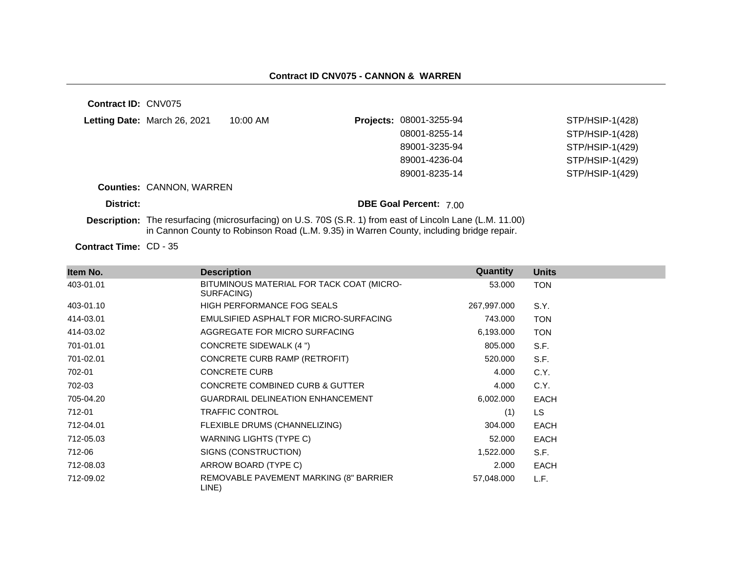## Contract ID CNV075 - CANNON & WARREN

**Contract ID:** CNV075

**Letting Date:** March 26, 2021 10:00 AM

**Projects:**

| | |
|---|---|
| 08001-3255-94 | STP/HSIP-1(428) |
| 08001-8255-14 | STP/HSIP-1(428) |
| 89001-3235-94 | STP/HSIP-1(429) |
| 89001-4236-04 | STP/HSIP-1(429) |
| 89001-8235-14 | STP/HSIP-1(429) |

**Counties:** CANNON, WARREN

**District:**

**DBE Goal Percent:** 7.00

**Description:** The resurfacing (microsurfacing) on U.S. 70S (S.R. 1) from east of Lincoln Lane (L.M. 11.00) in Cannon County to Robinson Road (L.M. 9.35) in Warren County, including bridge repair.

**Contract Time:** CD - 35

| Item No. | Description | Quantity | Units |
|---|---|---|---|
| 403-01.01 | BITUMINOUS MATERIAL FOR TACK COAT (MICRO-SURFACING) | 53.000 | TON |
| 403-01.10 | HIGH PERFORMANCE FOG SEALS | 267,997.000 | S.Y. |
| 414-03.01 | EMULSIFIED ASPHALT FOR MICRO-SURFACING | 743.000 | TON |
| 414-03.02 | AGGREGATE FOR MICRO SURFACING | 6,193.000 | TON |
| 701-01.01 | CONCRETE SIDEWALK (4 ") | 805.000 | S.F. |
| 701-02.01 | CONCRETE CURB RAMP (RETROFIT) | 520.000 | S.F. |
| 702-01 | CONCRETE CURB | 4.000 | C.Y. |
| 702-03 | CONCRETE COMBINED CURB & GUTTER | 4.000 | C.Y. |
| 705-04.20 | GUARDRAIL DELINEATION ENHANCEMENT | 6,002.000 | EACH |
| 712-01 | TRAFFIC CONTROL | (1) | LS |
| 712-04.01 | FLEXIBLE DRUMS (CHANNELIZING) | 304.000 | EACH |
| 712-05.03 | WARNING LIGHTS (TYPE C) | 52.000 | EACH |
| 712-06 | SIGNS (CONSTRUCTION) | 1,522.000 | S.F. |
| 712-08.03 | ARROW BOARD (TYPE C) | 2.000 | EACH |
| 712-09.02 | REMOVABLE PAVEMENT MARKING (8" BARRIER LINE) | 57,048.000 | L.F. |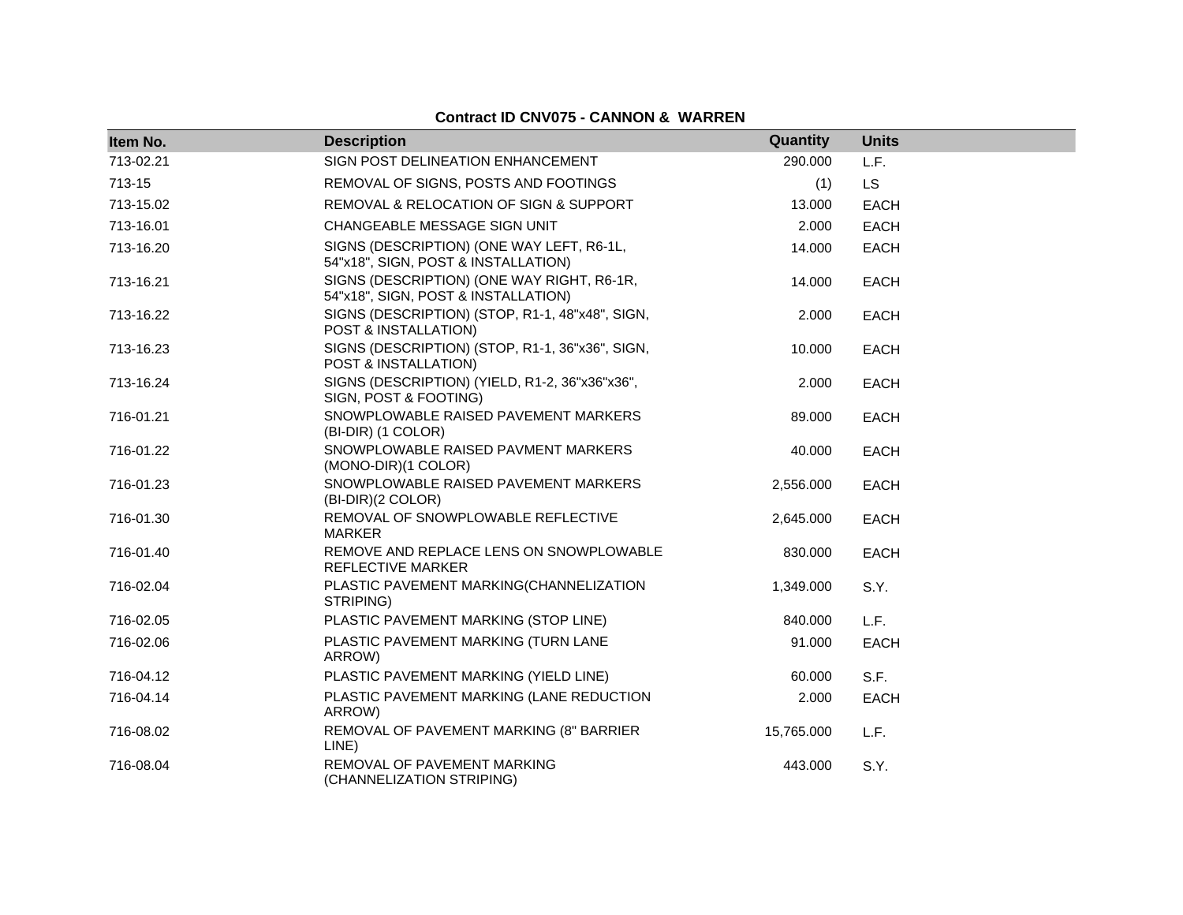**Contract ID CNV075 - CANNON & WARREN**

| Item No. | Description | Quantity | Units |
|---|---|---|---|
| 713-02.21 | SIGN POST DELINEATION ENHANCEMENT | 290.000 | L.F. |
| 713-15 | REMOVAL OF SIGNS, POSTS AND FOOTINGS | (1) | LS |
| 713-15.02 | REMOVAL & RELOCATION OF SIGN & SUPPORT | 13.000 | EACH |
| 713-16.01 | CHANGEABLE MESSAGE SIGN UNIT | 2.000 | EACH |
| 713-16.20 | SIGNS (DESCRIPTION) (ONE WAY LEFT, R6-1L, 54"x18", SIGN, POST & INSTALLATION) | 14.000 | EACH |
| 713-16.21 | SIGNS (DESCRIPTION) (ONE WAY RIGHT, R6-1R, 54"x18", SIGN, POST & INSTALLATION) | 14.000 | EACH |
| 713-16.22 | SIGNS (DESCRIPTION) (STOP, R1-1, 48"x48", SIGN, POST & INSTALLATION) | 2.000 | EACH |
| 713-16.23 | SIGNS (DESCRIPTION) (STOP, R1-1, 36"x36", SIGN, POST & INSTALLATION) | 10.000 | EACH |
| 713-16.24 | SIGNS (DESCRIPTION) (YIELD, R1-2, 36"x36"x36", SIGN, POST & FOOTING) | 2.000 | EACH |
| 716-01.21 | SNOWPLOWABLE RAISED PAVEMENT MARKERS (BI-DIR) (1 COLOR) | 89.000 | EACH |
| 716-01.22 | SNOWPLOWABLE RAISED PAVMENT MARKERS (MONO-DIR)(1 COLOR) | 40.000 | EACH |
| 716-01.23 | SNOWPLOWABLE RAISED PAVEMENT MARKERS (BI-DIR)(2 COLOR) | 2,556.000 | EACH |
| 716-01.30 | REMOVAL OF SNOWPLOWABLE REFLECTIVE MARKER | 2,645.000 | EACH |
| 716-01.40 | REMOVE AND REPLACE LENS ON SNOWPLOWABLE REFLECTIVE MARKER | 830.000 | EACH |
| 716-02.04 | PLASTIC PAVEMENT MARKING(CHANNELIZATION STRIPING) | 1,349.000 | S.Y. |
| 716-02.05 | PLASTIC PAVEMENT MARKING (STOP LINE) | 840.000 | L.F. |
| 716-02.06 | PLASTIC PAVEMENT MARKING (TURN LANE ARROW) | 91.000 | EACH |
| 716-04.12 | PLASTIC PAVEMENT MARKING (YIELD LINE) | 60.000 | S.F. |
| 716-04.14 | PLASTIC PAVEMENT MARKING (LANE REDUCTION ARROW) | 2.000 | EACH |
| 716-08.02 | REMOVAL OF PAVEMENT MARKING (8" BARRIER LINE) | 15,765.000 | L.F. |
| 716-08.04 | REMOVAL OF PAVEMENT MARKING (CHANNELIZATION STRIPING) | 443.000 | S.Y. |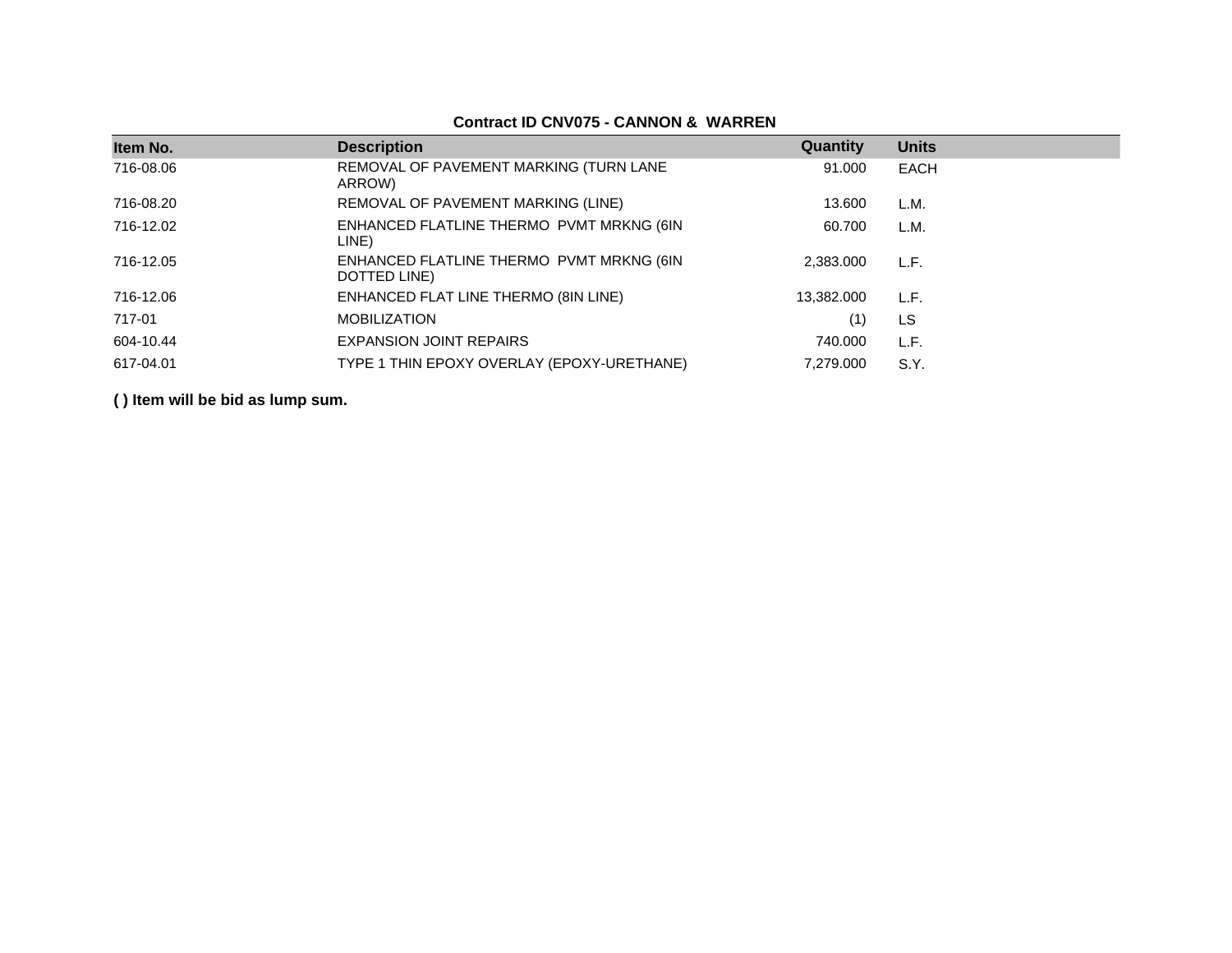**Contract ID CNV075 - CANNON & WARREN**

| Item No. | Description | Quantity | Units |
|---|---|---|---|
| 716-08.06 | REMOVAL OF PAVEMENT MARKING (TURN LANE ARROW) | 91.000 | EACH |
| 716-08.20 | REMOVAL OF PAVEMENT MARKING (LINE) | 13.600 | L.M. |
| 716-12.02 | ENHANCED FLATLINE THERMO PVMT MRKNG (6IN LINE) | 60.700 | L.M. |
| 716-12.05 | ENHANCED FLATLINE THERMO PVMT MRKNG (6IN DOTTED LINE) | 2,383.000 | L.F. |
| 716-12.06 | ENHANCED FLAT LINE THERMO (8IN LINE) | 13,382.000 | L.F. |
| 717-01 | MOBILIZATION | (1) | LS |
| 604-10.44 | EXPANSION JOINT REPAIRS | 740.000 | L.F. |
| 617-04.01 | TYPE 1 THIN EPOXY OVERLAY (EPOXY-URETHANE) | 7,279.000 | S.Y. |

**( ) Item will be bid as lump sum.**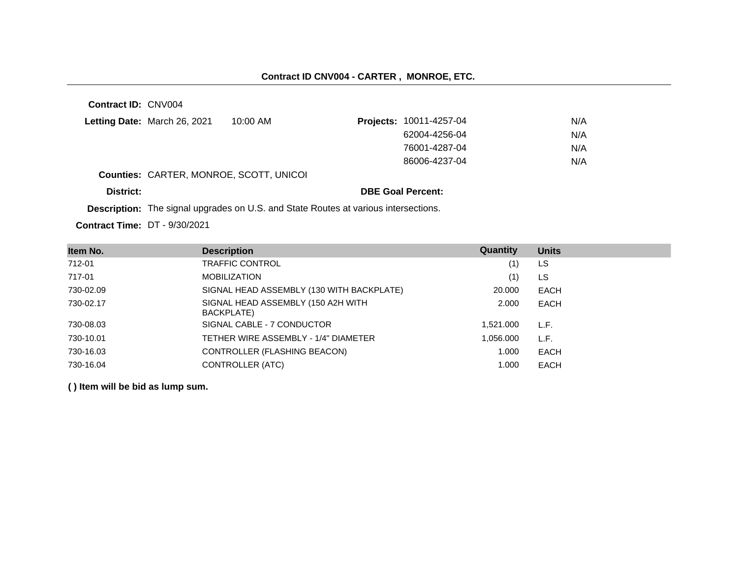## Contract ID CNV004 - CARTER , MONROE, ETC.

**Contract ID:** CNV004

**Letting Date:** March 26, 2021 10:00 AM

**Projects:**

| Project | |
|---|---|
| 10011-4257-04 | N/A |
| 62004-4256-04 | N/A |
| 76001-4287-04 | N/A |
| 86006-4237-04 | N/A |

**Counties:** CARTER, MONROE, SCOTT, UNICOI

**District:**

**DBE Goal Percent:**

**Description:** The signal upgrades on U.S. and State Routes at various intersections.

**Contract Time:** DT - 9/30/2021

| Item No. | Description | Quantity | Units |
|---|---|---|---|
| 712-01 | TRAFFIC CONTROL | (1) | LS |
| 717-01 | MOBILIZATION | (1) | LS |
| 730-02.09 | SIGNAL HEAD ASSEMBLY (130 WITH BACKPLATE) | 20.000 | EACH |
| 730-02.17 | SIGNAL HEAD ASSEMBLY (150 A2H WITH BACKPLATE) | 2.000 | EACH |
| 730-08.03 | SIGNAL CABLE - 7 CONDUCTOR | 1,521.000 | L.F. |
| 730-10.01 | TETHER WIRE ASSEMBLY - 1/4" DIAMETER | 1,056.000 | L.F. |
| 730-16.03 | CONTROLLER (FLASHING BEACON) | 1.000 | EACH |
| 730-16.04 | CONTROLLER (ATC) | 1.000 | EACH |

**( ) Item will be bid as lump sum.**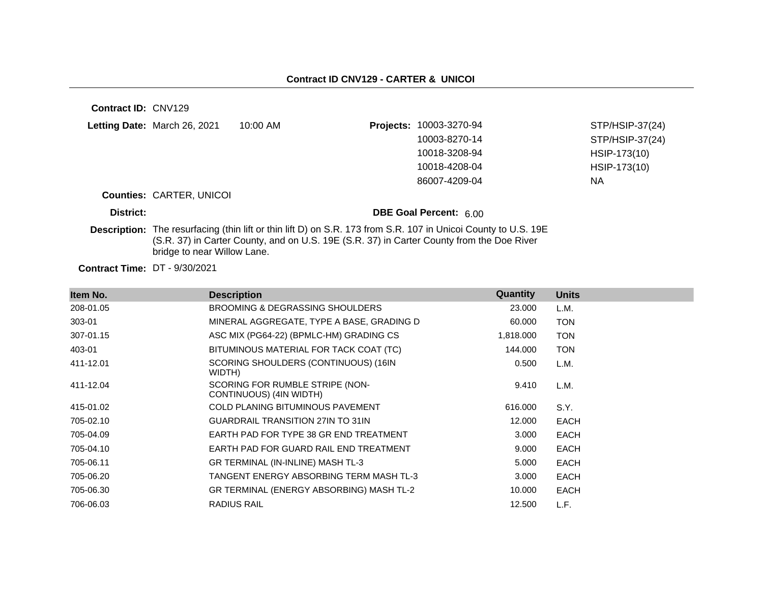## Contract ID CNV129 - CARTER & UNICOI

**Contract ID:** CNV129

**Letting Date:** March 26, 2021 10:00 AM

**Projects:**

| | |
|---|---|
| 10003-3270-94 | STP/HSIP-37(24) |
| 10003-8270-14 | STP/HSIP-37(24) |
| 10018-3208-94 | HSIP-173(10) |
| 10018-4208-04 | HSIP-173(10) |
| 86007-4209-04 | NA |

**Counties:** CARTER, UNICOI

**District:**

**DBE Goal Percent:** 6.00

**Description:** The resurfacing (thin lift or thin lift D) on S.R. 173 from S.R. 107 in Unicoi County to U.S. 19E (S.R. 37) in Carter County, and on U.S. 19E (S.R. 37) in Carter County from the Doe River bridge to near Willow Lane.

**Contract Time:** DT - 9/30/2021

| Item No. | Description | Quantity | Units |
|---|---|---|---|
| 208-01.05 | BROOMING & DEGRASSING SHOULDERS | 23.000 | L.M. |
| 303-01 | MINERAL AGGREGATE, TYPE A BASE, GRADING D | 60.000 | TON |
| 307-01.15 | ASC MIX (PG64-22) (BPMLC-HM) GRADING CS | 1,818.000 | TON |
| 403-01 | BITUMINOUS MATERIAL FOR TACK COAT (TC) | 144.000 | TON |
| 411-12.01 | SCORING SHOULDERS (CONTINUOUS) (16IN WIDTH) | 0.500 | L.M. |
| 411-12.04 | SCORING FOR RUMBLE STRIPE (NON-CONTINUOUS) (4IN WIDTH) | 9.410 | L.M. |
| 415-01.02 | COLD PLANING BITUMINOUS PAVEMENT | 616.000 | S.Y. |
| 705-02.10 | GUARDRAIL TRANSITION 27IN TO 31IN | 12.000 | EACH |
| 705-04.09 | EARTH PAD FOR TYPE 38 GR END TREATMENT | 3.000 | EACH |
| 705-04.10 | EARTH PAD FOR GUARD RAIL END TREATMENT | 9.000 | EACH |
| 705-06.11 | GR TERMINAL (IN-INLINE) MASH TL-3 | 5.000 | EACH |
| 705-06.20 | TANGENT ENERGY ABSORBING TERM MASH TL-3 | 3.000 | EACH |
| 705-06.30 | GR TERMINAL (ENERGY ABSORBING) MASH TL-2 | 10.000 | EACH |
| 706-06.03 | RADIUS RAIL | 12.500 | L.F. |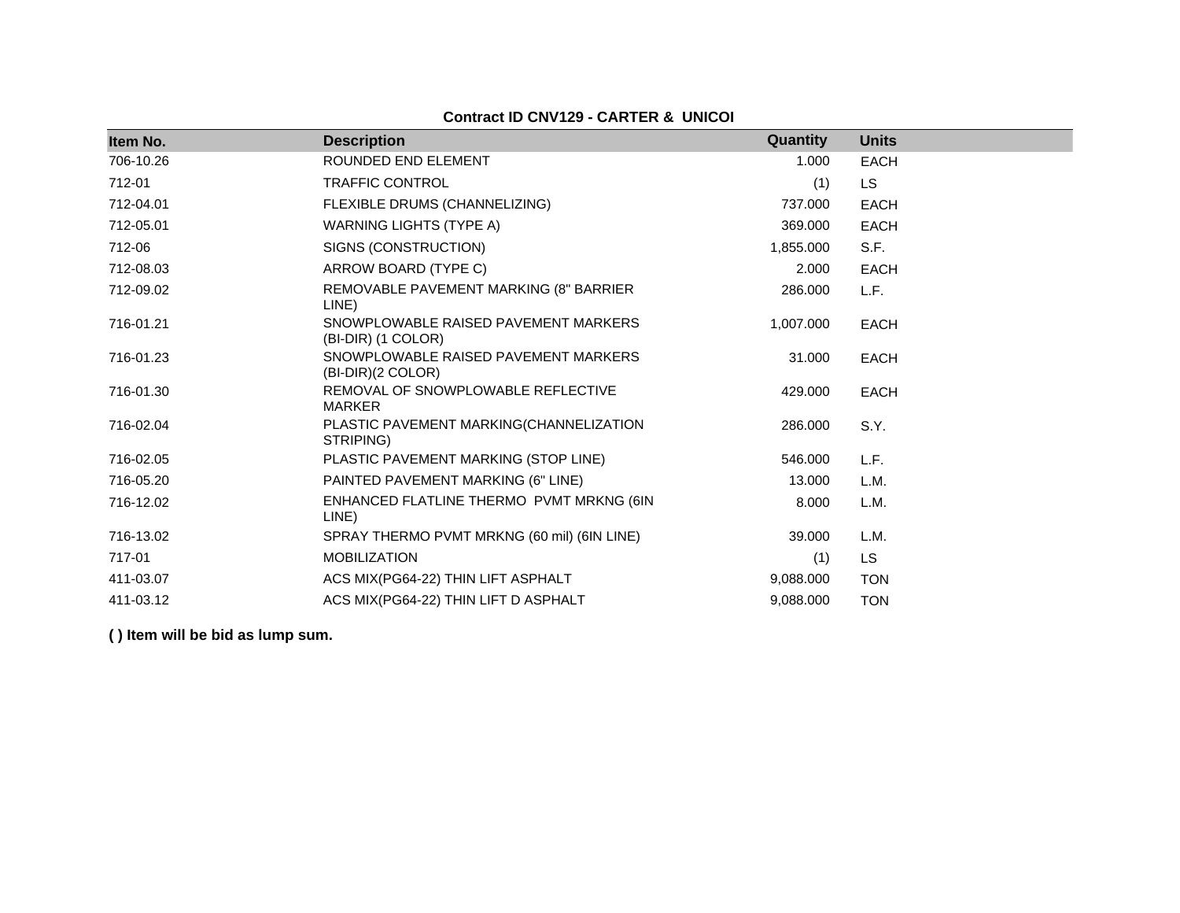**Contract ID CNV129 - CARTER & UNICOI**

| Item No. | Description | Quantity | Units |
|---|---|---|---|
| 706-10.26 | ROUNDED END ELEMENT | 1.000 | EACH |
| 712-01 | TRAFFIC CONTROL | (1) | LS |
| 712-04.01 | FLEXIBLE DRUMS (CHANNELIZING) | 737.000 | EACH |
| 712-05.01 | WARNING LIGHTS (TYPE A) | 369.000 | EACH |
| 712-06 | SIGNS (CONSTRUCTION) | 1,855.000 | S.F. |
| 712-08.03 | ARROW BOARD (TYPE C) | 2.000 | EACH |
| 712-09.02 | REMOVABLE PAVEMENT MARKING (8" BARRIER LINE) | 286.000 | L.F. |
| 716-01.21 | SNOWPLOWABLE RAISED PAVEMENT MARKERS (BI-DIR) (1 COLOR) | 1,007.000 | EACH |
| 716-01.23 | SNOWPLOWABLE RAISED PAVEMENT MARKERS (BI-DIR)(2 COLOR) | 31.000 | EACH |
| 716-01.30 | REMOVAL OF SNOWPLOWABLE REFLECTIVE MARKER | 429.000 | EACH |
| 716-02.04 | PLASTIC PAVEMENT MARKING(CHANNELIZATION STRIPING) | 286.000 | S.Y. |
| 716-02.05 | PLASTIC PAVEMENT MARKING (STOP LINE) | 546.000 | L.F. |
| 716-05.20 | PAINTED PAVEMENT MARKING (6" LINE) | 13.000 | L.M. |
| 716-12.02 | ENHANCED FLATLINE THERMO PVMT MRKNG (6IN LINE) | 8.000 | L.M. |
| 716-13.02 | SPRAY THERMO PVMT MRKNG (60 mil) (6IN LINE) | 39.000 | L.M. |
| 717-01 | MOBILIZATION | (1) | LS |
| 411-03.07 | ACS MIX(PG64-22) THIN LIFT ASPHALT | 9,088.000 | TON |
| 411-03.12 | ACS MIX(PG64-22) THIN LIFT D ASPHALT | 9,088.000 | TON |

**( ) Item will be bid as lump sum.**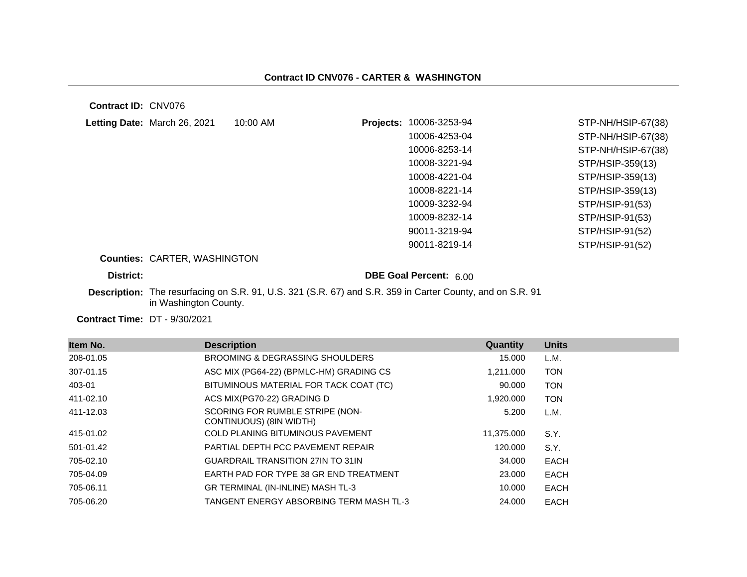## Contract ID CNV076 - CARTER & WASHINGTON

**Contract ID:** CNV076

**Letting Date:** March 26, 2021 10:00 AM

**Projects:**

| | |
|---|---|
| 10006-3253-94 | STP-NH/HSIP-67(38) |
| 10006-4253-04 | STP-NH/HSIP-67(38) |
| 10006-8253-14 | STP-NH/HSIP-67(38) |
| 10008-3221-94 | STP/HSIP-359(13) |
| 10008-4221-04 | STP/HSIP-359(13) |
| 10008-8221-14 | STP/HSIP-359(13) |
| 10009-3232-94 | STP/HSIP-91(53) |
| 10009-8232-14 | STP/HSIP-91(53) |
| 90011-3219-94 | STP/HSIP-91(52) |
| 90011-8219-14 | STP/HSIP-91(52) |

**Counties:** CARTER, WASHINGTON

**District:**

**DBE Goal Percent:** 6.00

**Description:** The resurfacing on S.R. 91, U.S. 321 (S.R. 67) and S.R. 359 in Carter County, and on S.R. 91 in Washington County.

**Contract Time:** DT - 9/30/2021

| Item No. | Description | Quantity | Units |
|---|---|---|---|
| 208-01.05 | BROOMING & DEGRASSING SHOULDERS | 15.000 | L.M. |
| 307-01.15 | ASC MIX (PG64-22) (BPMLC-HM) GRADING CS | 1,211.000 | TON |
| 403-01 | BITUMINOUS MATERIAL FOR TACK COAT (TC) | 90.000 | TON |
| 411-02.10 | ACS MIX(PG70-22) GRADING D | 1,920.000 | TON |
| 411-12.03 | SCORING FOR RUMBLE STRIPE (NON-CONTINUOUS) (8IN WIDTH) | 5.200 | L.M. |
| 415-01.02 | COLD PLANING BITUMINOUS PAVEMENT | 11,375.000 | S.Y. |
| 501-01.42 | PARTIAL DEPTH PCC PAVEMENT REPAIR | 120.000 | S.Y. |
| 705-02.10 | GUARDRAIL TRANSITION 27IN TO 31IN | 34.000 | EACH |
| 705-04.09 | EARTH PAD FOR TYPE 38 GR END TREATMENT | 23.000 | EACH |
| 705-06.11 | GR TERMINAL (IN-INLINE) MASH TL-3 | 10.000 | EACH |
| 705-06.20 | TANGENT ENERGY ABSORBING TERM MASH TL-3 | 24.000 | EACH |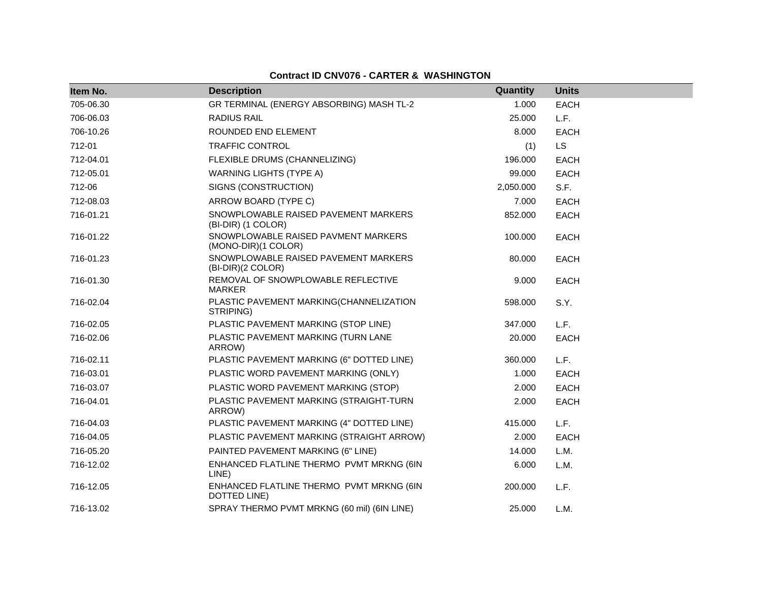**Contract ID CNV076 - CARTER & WASHINGTON**

| Item No. | Description | Quantity | Units |
|---|---|---|---|
| 705-06.30 | GR TERMINAL (ENERGY ABSORBING) MASH TL-2 | 1.000 | EACH |
| 706-06.03 | RADIUS RAIL | 25.000 | L.F. |
| 706-10.26 | ROUNDED END ELEMENT | 8.000 | EACH |
| 712-01 | TRAFFIC CONTROL | (1) | LS |
| 712-04.01 | FLEXIBLE DRUMS (CHANNELIZING) | 196.000 | EACH |
| 712-05.01 | WARNING LIGHTS (TYPE A) | 99.000 | EACH |
| 712-06 | SIGNS (CONSTRUCTION) | 2,050.000 | S.F. |
| 712-08.03 | ARROW BOARD (TYPE C) | 7.000 | EACH |
| 716-01.21 | SNOWPLOWABLE RAISED PAVEMENT MARKERS (BI-DIR) (1 COLOR) | 852.000 | EACH |
| 716-01.22 | SNOWPLOWABLE RAISED PAVMENT MARKERS (MONO-DIR)(1 COLOR) | 100.000 | EACH |
| 716-01.23 | SNOWPLOWABLE RAISED PAVEMENT MARKERS (BI-DIR)(2 COLOR) | 80.000 | EACH |
| 716-01.30 | REMOVAL OF SNOWPLOWABLE REFLECTIVE MARKER | 9.000 | EACH |
| 716-02.04 | PLASTIC PAVEMENT MARKING(CHANNELIZATION STRIPING) | 598.000 | S.Y. |
| 716-02.05 | PLASTIC PAVEMENT MARKING (STOP LINE) | 347.000 | L.F. |
| 716-02.06 | PLASTIC PAVEMENT MARKING (TURN LANE ARROW) | 20.000 | EACH |
| 716-02.11 | PLASTIC PAVEMENT MARKING (6" DOTTED LINE) | 360.000 | L.F. |
| 716-03.01 | PLASTIC WORD PAVEMENT MARKING (ONLY) | 1.000 | EACH |
| 716-03.07 | PLASTIC WORD PAVEMENT MARKING (STOP) | 2.000 | EACH |
| 716-04.01 | PLASTIC PAVEMENT MARKING (STRAIGHT-TURN ARROW) | 2.000 | EACH |
| 716-04.03 | PLASTIC PAVEMENT MARKING (4" DOTTED LINE) | 415.000 | L.F. |
| 716-04.05 | PLASTIC PAVEMENT MARKING (STRAIGHT ARROW) | 2.000 | EACH |
| 716-05.20 | PAINTED PAVEMENT MARKING (6" LINE) | 14.000 | L.M. |
| 716-12.02 | ENHANCED FLATLINE THERMO PVMT MRKNG (6IN LINE) | 6.000 | L.M. |
| 716-12.05 | ENHANCED FLATLINE THERMO PVMT MRKNG (6IN DOTTED LINE) | 200.000 | L.F. |
| 716-13.02 | SPRAY THERMO PVMT MRKNG (60 mil) (6IN LINE) | 25.000 | L.M. |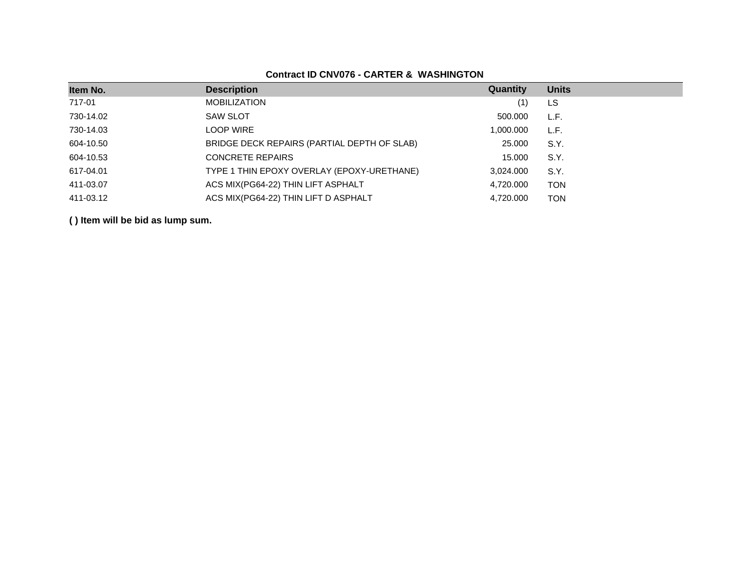**Contract ID CNV076 - CARTER & WASHINGTON**

| Item No. | Description | Quantity | Units |
|---|---|---|---|
| 717-01 | MOBILIZATION | (1) | LS |
| 730-14.02 | SAW SLOT | 500.000 | L.F. |
| 730-14.03 | LOOP WIRE | 1,000.000 | L.F. |
| 604-10.50 | BRIDGE DECK REPAIRS (PARTIAL DEPTH OF SLAB) | 25.000 | S.Y. |
| 604-10.53 | CONCRETE REPAIRS | 15.000 | S.Y. |
| 617-04.01 | TYPE 1 THIN EPOXY OVERLAY (EPOXY-URETHANE) | 3,024.000 | S.Y. |
| 411-03.07 | ACS MIX(PG64-22) THIN LIFT ASPHALT | 4,720.000 | TON |
| 411-03.12 | ACS MIX(PG64-22) THIN LIFT D ASPHALT | 4,720.000 | TON |

**( ) Item will be bid as lump sum.**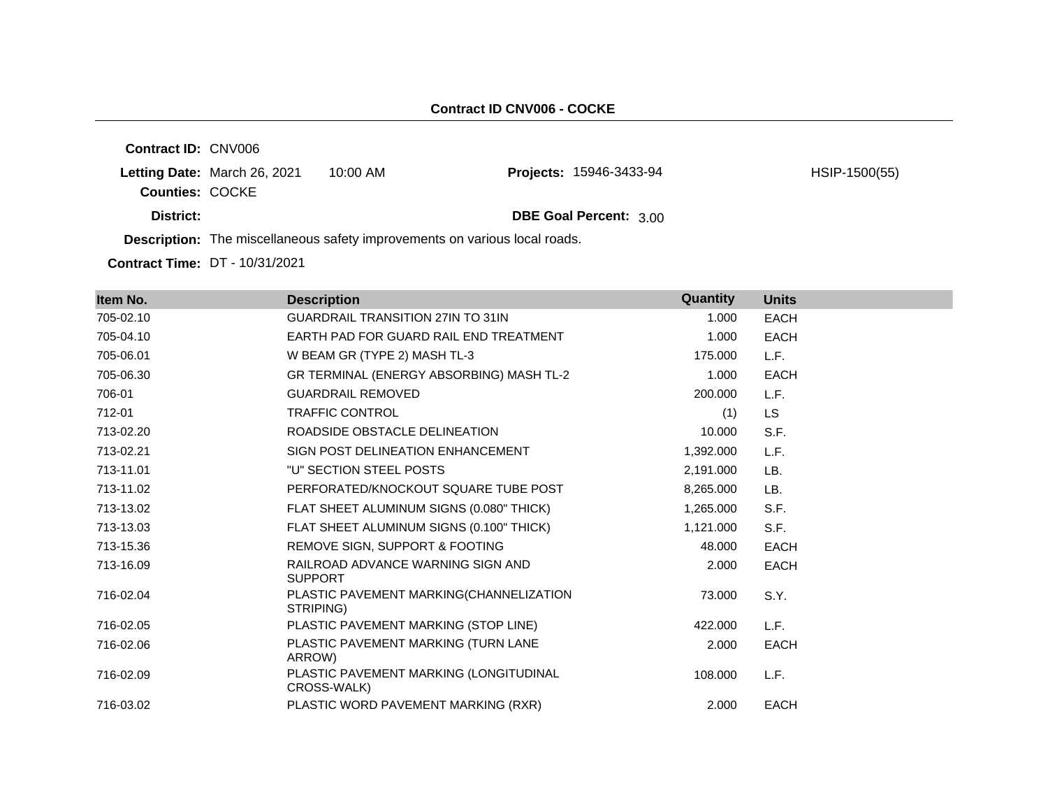## Contract ID CNV006 - COCKE

**Contract ID:** CNV006

**Letting Date:** March 26, 2021 10:00 AM

**Projects:** 15946-3433-94 HSIP-1500(55)

**Counties:** COCKE

**District:**

**DBE Goal Percent:** 3.00

**Description:** The miscellaneous safety improvements on various local roads.

**Contract Time:** DT - 10/31/2021

| Item No. | Description | Quantity | Units |
|---|---|---|---|
| 705-02.10 | GUARDRAIL TRANSITION 27IN TO 31IN | 1.000 | EACH |
| 705-04.10 | EARTH PAD FOR GUARD RAIL END TREATMENT | 1.000 | EACH |
| 705-06.01 | W BEAM GR (TYPE 2) MASH TL-3 | 175.000 | L.F. |
| 705-06.30 | GR TERMINAL (ENERGY ABSORBING) MASH TL-2 | 1.000 | EACH |
| 706-01 | GUARDRAIL REMOVED | 200.000 | L.F. |
| 712-01 | TRAFFIC CONTROL | (1) | LS |
| 713-02.20 | ROADSIDE OBSTACLE DELINEATION | 10.000 | S.F. |
| 713-02.21 | SIGN POST DELINEATION ENHANCEMENT | 1,392.000 | L.F. |
| 713-11.01 | "U" SECTION STEEL POSTS | 2,191.000 | LB. |
| 713-11.02 | PERFORATED/KNOCKOUT SQUARE TUBE POST | 8,265.000 | LB. |
| 713-13.02 | FLAT SHEET ALUMINUM SIGNS (0.080" THICK) | 1,265.000 | S.F. |
| 713-13.03 | FLAT SHEET ALUMINUM SIGNS (0.100" THICK) | 1,121.000 | S.F. |
| 713-15.36 | REMOVE SIGN, SUPPORT & FOOTING | 48.000 | EACH |
| 713-16.09 | RAILROAD ADVANCE WARNING SIGN AND SUPPORT | 2.000 | EACH |
| 716-02.04 | PLASTIC PAVEMENT MARKING(CHANNELIZATION STRIPING) | 73.000 | S.Y. |
| 716-02.05 | PLASTIC PAVEMENT MARKING (STOP LINE) | 422.000 | L.F. |
| 716-02.06 | PLASTIC PAVEMENT MARKING (TURN LANE ARROW) | 2.000 | EACH |
| 716-02.09 | PLASTIC PAVEMENT MARKING (LONGITUDINAL CROSS-WALK) | 108.000 | L.F. |
| 716-03.02 | PLASTIC WORD PAVEMENT MARKING (RXR) | 2.000 | EACH |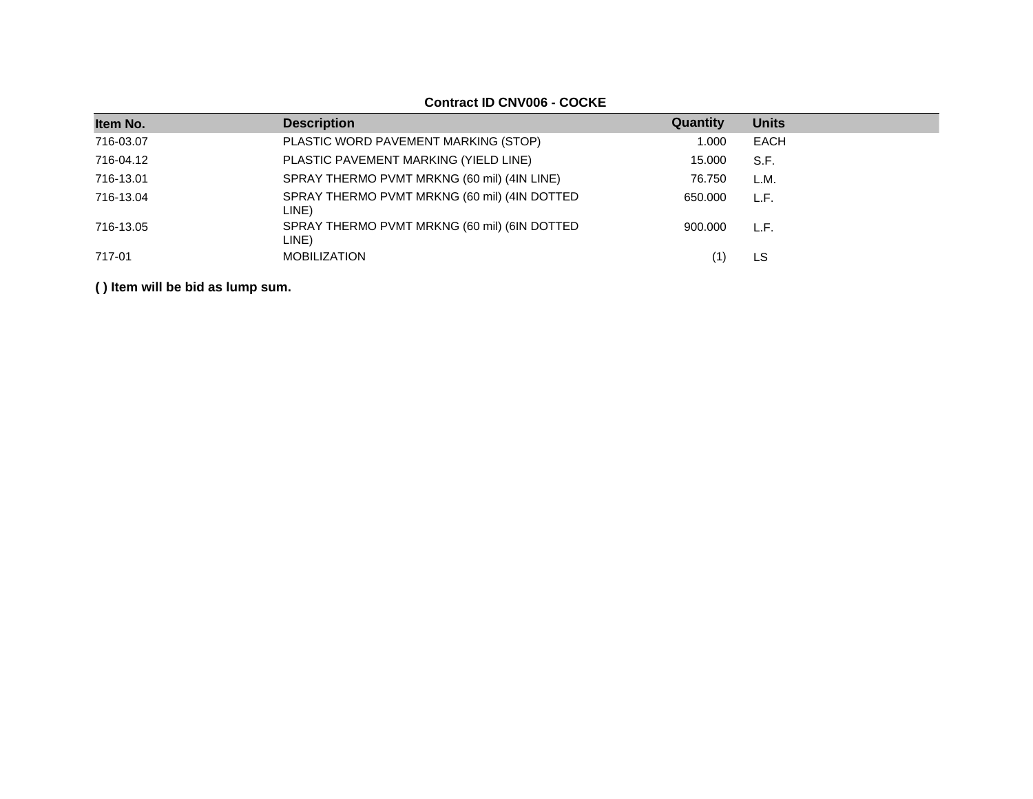**Contract ID CNV006 - COCKE**

| Item No. | Description | Quantity | Units |
|---|---|---|---|
| 716-03.07 | PLASTIC WORD PAVEMENT MARKING (STOP) | 1.000 | EACH |
| 716-04.12 | PLASTIC PAVEMENT MARKING (YIELD LINE) | 15.000 | S.F. |
| 716-13.01 | SPRAY THERMO PVMT MRKNG (60 mil) (4IN LINE) | 76.750 | L.M. |
| 716-13.04 | SPRAY THERMO PVMT MRKNG (60 mil) (4IN DOTTED LINE) | 650.000 | L.F. |
| 716-13.05 | SPRAY THERMO PVMT MRKNG (60 mil) (6IN DOTTED LINE) | 900.000 | L.F. |
| 717-01 | MOBILIZATION | (1) | LS |

**( ) Item will be bid as lump sum.**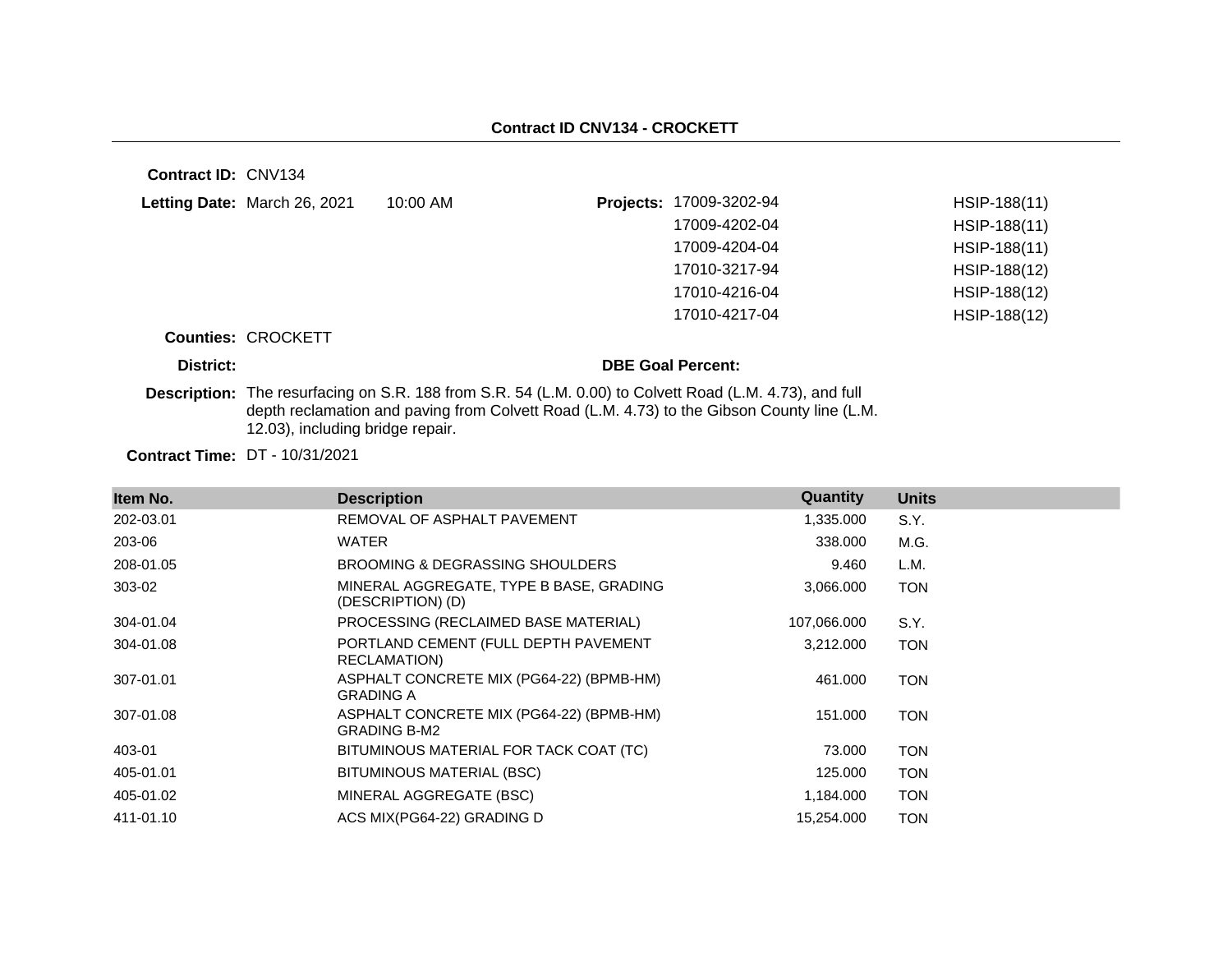**Contract ID CNV134 - CROCKETT**

**Contract ID:** CNV134

**Letting Date:** March 26, 2021 10:00 AM

**Projects:**

| | |
|---|---|
| 17009-3202-94 | HSIP-188(11) |
| 17009-4202-04 | HSIP-188(11) |
| 17009-4204-04 | HSIP-188(11) |
| 17010-3217-94 | HSIP-188(12) |
| 17010-4216-04 | HSIP-188(12) |
| 17010-4217-04 | HSIP-188(12) |

**Counties:** CROCKETT

**District:**

**DBE Goal Percent:**

**Description:** The resurfacing on S.R. 188 from S.R. 54 (L.M. 0.00) to Colvett Road (L.M. 4.73), and full depth reclamation and paving from Colvett Road (L.M. 4.73) to the Gibson County line (L.M. 12.03), including bridge repair.

**Contract Time:** DT - 10/31/2021

| Item No. | Description | Quantity | Units |
|---|---|---|---|
| 202-03.01 | REMOVAL OF ASPHALT PAVEMENT | 1,335.000 | S.Y. |
| 203-06 | WATER | 338.000 | M.G. |
| 208-01.05 | BROOMING & DEGRASSING SHOULDERS | 9.460 | L.M. |
| 303-02 | MINERAL AGGREGATE, TYPE B BASE, GRADING (DESCRIPTION) (D) | 3,066.000 | TON |
| 304-01.04 | PROCESSING (RECLAIMED BASE MATERIAL) | 107,066.000 | S.Y. |
| 304-01.08 | PORTLAND CEMENT (FULL DEPTH PAVEMENT RECLAMATION) | 3,212.000 | TON |
| 307-01.01 | ASPHALT CONCRETE MIX (PG64-22) (BPMB-HM) GRADING A | 461.000 | TON |
| 307-01.08 | ASPHALT CONCRETE MIX (PG64-22) (BPMB-HM) GRADING B-M2 | 151.000 | TON |
| 403-01 | BITUMINOUS MATERIAL FOR TACK COAT (TC) | 73.000 | TON |
| 405-01.01 | BITUMINOUS MATERIAL (BSC) | 125.000 | TON |
| 405-01.02 | MINERAL AGGREGATE (BSC) | 1,184.000 | TON |
| 411-01.10 | ACS MIX(PG64-22) GRADING D | 15,254.000 | TON |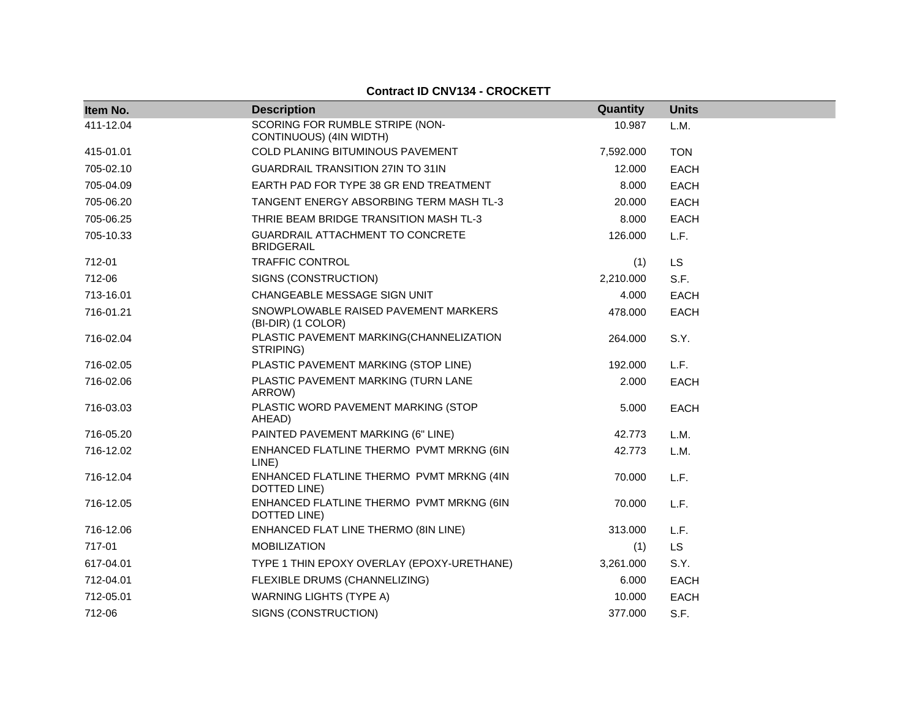**Contract ID CNV134 - CROCKETT**

| Item No. | Description | Quantity | Units |
|---|---|---|---|
| 411-12.04 | SCORING FOR RUMBLE STRIPE (NON-CONTINUOUS) (4IN WIDTH) | 10.987 | L.M. |
| 415-01.01 | COLD PLANING BITUMINOUS PAVEMENT | 7,592.000 | TON |
| 705-02.10 | GUARDRAIL TRANSITION 27IN TO 31IN | 12.000 | EACH |
| 705-04.09 | EARTH PAD FOR TYPE 38 GR END TREATMENT | 8.000 | EACH |
| 705-06.20 | TANGENT ENERGY ABSORBING TERM MASH TL-3 | 20.000 | EACH |
| 705-06.25 | THRIE BEAM BRIDGE TRANSITION MASH TL-3 | 8.000 | EACH |
| 705-10.33 | GUARDRAIL ATTACHMENT TO CONCRETE BRIDGERAIL | 126.000 | L.F. |
| 712-01 | TRAFFIC CONTROL | (1) | LS |
| 712-06 | SIGNS (CONSTRUCTION) | 2,210.000 | S.F. |
| 713-16.01 | CHANGEABLE MESSAGE SIGN UNIT | 4.000 | EACH |
| 716-01.21 | SNOWPLOWABLE RAISED PAVEMENT MARKERS (BI-DIR) (1 COLOR) | 478.000 | EACH |
| 716-02.04 | PLASTIC PAVEMENT MARKING(CHANNELIZATION STRIPING) | 264.000 | S.Y. |
| 716-02.05 | PLASTIC PAVEMENT MARKING (STOP LINE) | 192.000 | L.F. |
| 716-02.06 | PLASTIC PAVEMENT MARKING (TURN LANE ARROW) | 2.000 | EACH |
| 716-03.03 | PLASTIC WORD PAVEMENT MARKING (STOP AHEAD) | 5.000 | EACH |
| 716-05.20 | PAINTED PAVEMENT MARKING (6" LINE) | 42.773 | L.M. |
| 716-12.02 | ENHANCED FLATLINE THERMO PVMT MRKNG (6IN LINE) | 42.773 | L.M. |
| 716-12.04 | ENHANCED FLATLINE THERMO PVMT MRKNG (4IN DOTTED LINE) | 70.000 | L.F. |
| 716-12.05 | ENHANCED FLATLINE THERMO PVMT MRKNG (6IN DOTTED LINE) | 70.000 | L.F. |
| 716-12.06 | ENHANCED FLAT LINE THERMO (8IN LINE) | 313.000 | L.F. |
| 717-01 | MOBILIZATION | (1) | LS |
| 617-04.01 | TYPE 1 THIN EPOXY OVERLAY (EPOXY-URETHANE) | 3,261.000 | S.Y. |
| 712-04.01 | FLEXIBLE DRUMS (CHANNELIZING) | 6.000 | EACH |
| 712-05.01 | WARNING LIGHTS (TYPE A) | 10.000 | EACH |
| 712-06 | SIGNS (CONSTRUCTION) | 377.000 | S.F. |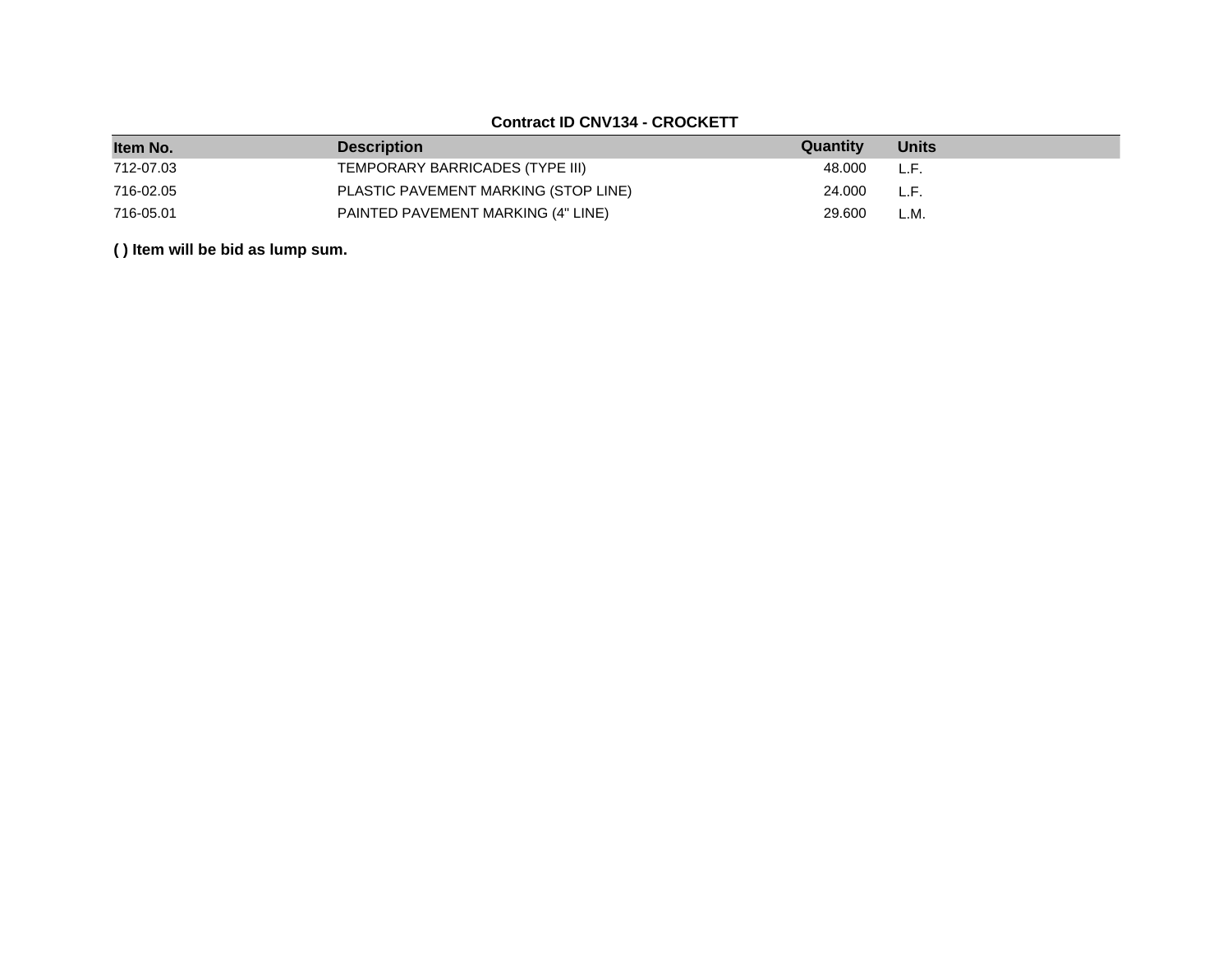**Contract ID CNV134 - CROCKETT**

| Item No. | Description | Quantity | Units |
| --- | --- | --- | --- |
| 712-07.03 | TEMPORARY BARRICADES (TYPE III) | 48.000 | L.F. |
| 716-02.05 | PLASTIC PAVEMENT MARKING (STOP LINE) | 24.000 | L.F. |
| 716-05.01 | PAINTED PAVEMENT MARKING (4" LINE) | 29.600 | L.M. |

**( ) Item will be bid as lump sum.**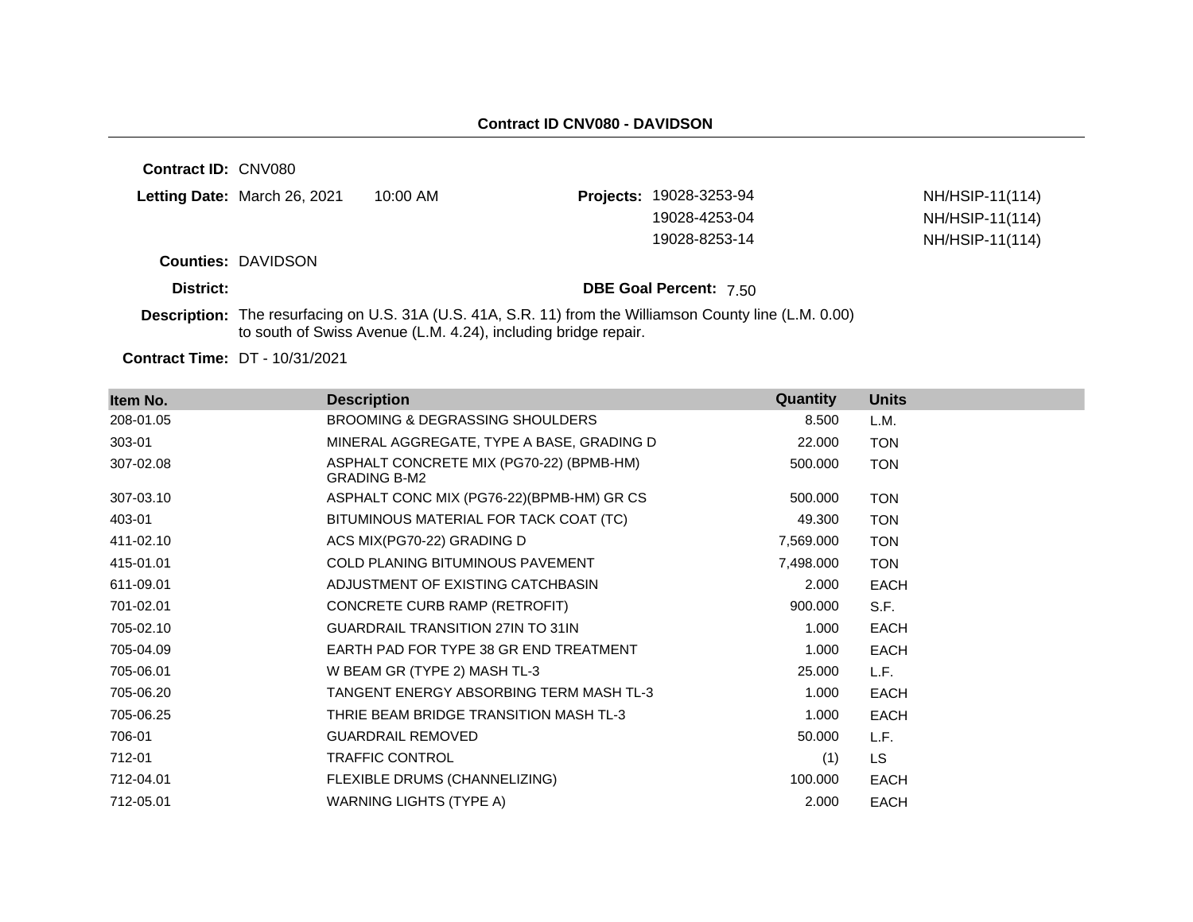## Contract ID CNV080 - DAVIDSON

**Contract ID:** CNV080

**Letting Date:** March 26, 2021 10:00 AM

**Projects:**
19028-3253-94 NH/HSIP-11(114)
19028-4253-04 NH/HSIP-11(114)
19028-8253-14 NH/HSIP-11(114)

**Counties:** DAVIDSON

**District:**

**DBE Goal Percent:** 7.50

**Description:** The resurfacing on U.S. 31A (U.S. 41A, S.R. 11) from the Williamson County line (L.M. 0.00) to south of Swiss Avenue (L.M. 4.24), including bridge repair.

**Contract Time:** DT - 10/31/2021

| Item No. | Description | Quantity | Units |
|---|---|---|---|
| 208-01.05 | BROOMING & DEGRASSING SHOULDERS | 8.500 | L.M. |
| 303-01 | MINERAL AGGREGATE, TYPE A BASE, GRADING D | 22.000 | TON |
| 307-02.08 | ASPHALT CONCRETE MIX (PG70-22) (BPMB-HM) GRADING B-M2 | 500.000 | TON |
| 307-03.10 | ASPHALT CONC MIX (PG76-22)(BPMB-HM) GR CS | 500.000 | TON |
| 403-01 | BITUMINOUS MATERIAL FOR TACK COAT (TC) | 49.300 | TON |
| 411-02.10 | ACS MIX(PG70-22) GRADING D | 7,569.000 | TON |
| 415-01.01 | COLD PLANING BITUMINOUS PAVEMENT | 7,498.000 | TON |
| 611-09.01 | ADJUSTMENT OF EXISTING CATCHBASIN | 2.000 | EACH |
| 701-02.01 | CONCRETE CURB RAMP (RETROFIT) | 900.000 | S.F. |
| 705-02.10 | GUARDRAIL TRANSITION 27IN TO 31IN | 1.000 | EACH |
| 705-04.09 | EARTH PAD FOR TYPE 38 GR END TREATMENT | 1.000 | EACH |
| 705-06.01 | W BEAM GR (TYPE 2) MASH TL-3 | 25.000 | L.F. |
| 705-06.20 | TANGENT ENERGY ABSORBING TERM MASH TL-3 | 1.000 | EACH |
| 705-06.25 | THRIE BEAM BRIDGE TRANSITION MASH TL-3 | 1.000 | EACH |
| 706-01 | GUARDRAIL REMOVED | 50.000 | L.F. |
| 712-01 | TRAFFIC CONTROL | (1) | LS |
| 712-04.01 | FLEXIBLE DRUMS (CHANNELIZING) | 100.000 | EACH |
| 712-05.01 | WARNING LIGHTS (TYPE A) | 2.000 | EACH |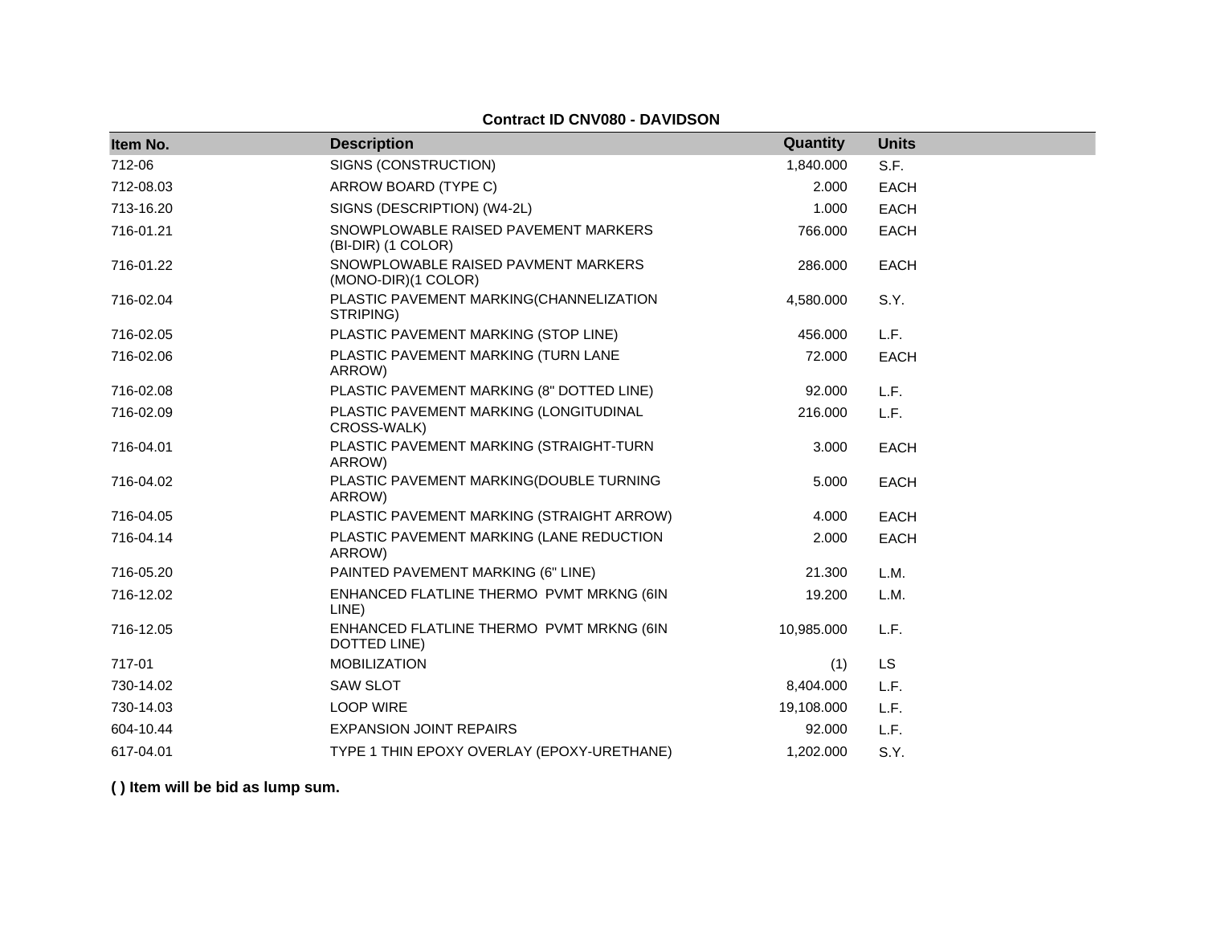**Contract ID CNV080 - DAVIDSON**

| Item No. | Description | Quantity | Units |
|---|---|---|---|
| 712-06 | SIGNS (CONSTRUCTION) | 1,840.000 | S.F. |
| 712-08.03 | ARROW BOARD (TYPE C) | 2.000 | EACH |
| 713-16.20 | SIGNS (DESCRIPTION) (W4-2L) | 1.000 | EACH |
| 716-01.21 | SNOWPLOWABLE RAISED PAVEMENT MARKERS (BI-DIR) (1 COLOR) | 766.000 | EACH |
| 716-01.22 | SNOWPLOWABLE RAISED PAVMENT MARKERS (MONO-DIR)(1 COLOR) | 286.000 | EACH |
| 716-02.04 | PLASTIC PAVEMENT MARKING(CHANNELIZATION STRIPING) | 4,580.000 | S.Y. |
| 716-02.05 | PLASTIC PAVEMENT MARKING (STOP LINE) | 456.000 | L.F. |
| 716-02.06 | PLASTIC PAVEMENT MARKING (TURN LANE ARROW) | 72.000 | EACH |
| 716-02.08 | PLASTIC PAVEMENT MARKING (8" DOTTED LINE) | 92.000 | L.F. |
| 716-02.09 | PLASTIC PAVEMENT MARKING (LONGITUDINAL CROSS-WALK) | 216.000 | L.F. |
| 716-04.01 | PLASTIC PAVEMENT MARKING (STRAIGHT-TURN ARROW) | 3.000 | EACH |
| 716-04.02 | PLASTIC PAVEMENT MARKING(DOUBLE TURNING ARROW) | 5.000 | EACH |
| 716-04.05 | PLASTIC PAVEMENT MARKING (STRAIGHT ARROW) | 4.000 | EACH |
| 716-04.14 | PLASTIC PAVEMENT MARKING (LANE REDUCTION ARROW) | 2.000 | EACH |
| 716-05.20 | PAINTED PAVEMENT MARKING (6" LINE) | 21.300 | L.M. |
| 716-12.02 | ENHANCED FLATLINE THERMO PVMT MRKNG (6IN LINE) | 19.200 | L.M. |
| 716-12.05 | ENHANCED FLATLINE THERMO PVMT MRKNG (6IN DOTTED LINE) | 10,985.000 | L.F. |
| 717-01 | MOBILIZATION | (1) | LS |
| 730-14.02 | SAW SLOT | 8,404.000 | L.F. |
| 730-14.03 | LOOP WIRE | 19,108.000 | L.F. |
| 604-10.44 | EXPANSION JOINT REPAIRS | 92.000 | L.F. |
| 617-04.01 | TYPE 1 THIN EPOXY OVERLAY (EPOXY-URETHANE) | 1,202.000 | S.Y. |

**( ) Item will be bid as lump sum.**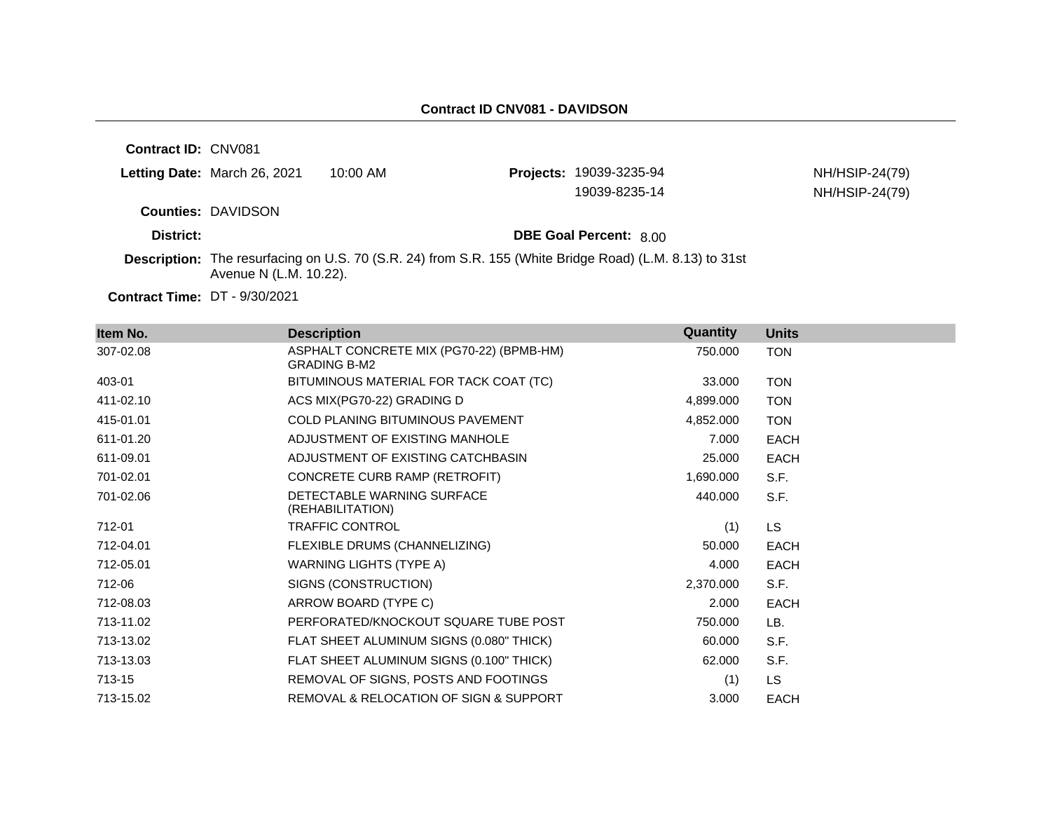## Contract ID CNV081 - DAVIDSON

**Contract ID:** CNV081

**Letting Date:** March 26, 2021 10:00 AM

**Projects:** 19039-3235-94 NH/HSIP-24(79)
19039-8235-14 NH/HSIP-24(79)

**Counties:** DAVIDSON

**District:**

**DBE Goal Percent:** 8.00

**Description:** The resurfacing on U.S. 70 (S.R. 24) from S.R. 155 (White Bridge Road) (L.M. 8.13) to 31st Avenue N (L.M. 10.22).

**Contract Time:** DT - 9/30/2021

| Item No. | Description | Quantity | Units |
|---|---|---|---|
| 307-02.08 | ASPHALT CONCRETE MIX (PG70-22) (BPMB-HM) GRADING B-M2 | 750.000 | TON |
| 403-01 | BITUMINOUS MATERIAL FOR TACK COAT (TC) | 33.000 | TON |
| 411-02.10 | ACS MIX(PG70-22) GRADING D | 4,899.000 | TON |
| 415-01.01 | COLD PLANING BITUMINOUS PAVEMENT | 4,852.000 | TON |
| 611-01.20 | ADJUSTMENT OF EXISTING MANHOLE | 7.000 | EACH |
| 611-09.01 | ADJUSTMENT OF EXISTING CATCHBASIN | 25.000 | EACH |
| 701-02.01 | CONCRETE CURB RAMP (RETROFIT) | 1,690.000 | S.F. |
| 701-02.06 | DETECTABLE WARNING SURFACE (REHABILITATION) | 440.000 | S.F. |
| 712-01 | TRAFFIC CONTROL | (1) | LS |
| 712-04.01 | FLEXIBLE DRUMS (CHANNELIZING) | 50.000 | EACH |
| 712-05.01 | WARNING LIGHTS (TYPE A) | 4.000 | EACH |
| 712-06 | SIGNS (CONSTRUCTION) | 2,370.000 | S.F. |
| 712-08.03 | ARROW BOARD (TYPE C) | 2.000 | EACH |
| 713-11.02 | PERFORATED/KNOCKOUT SQUARE TUBE POST | 750.000 | LB. |
| 713-13.02 | FLAT SHEET ALUMINUM SIGNS (0.080" THICK) | 60.000 | S.F. |
| 713-13.03 | FLAT SHEET ALUMINUM SIGNS (0.100" THICK) | 62.000 | S.F. |
| 713-15 | REMOVAL OF SIGNS, POSTS AND FOOTINGS | (1) | LS |
| 713-15.02 | REMOVAL & RELOCATION OF SIGN & SUPPORT | 3.000 | EACH |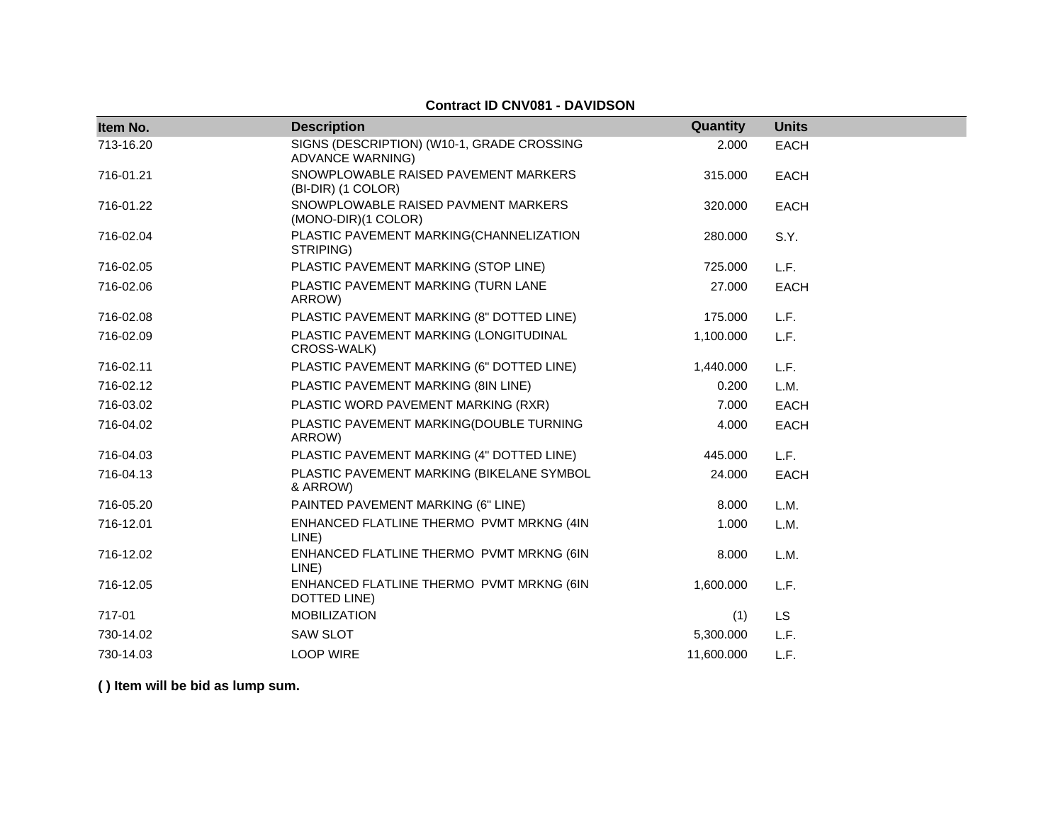**Contract ID CNV081 - DAVIDSON**

| Item No. | Description | Quantity | Units |
|---|---|---|---|
| 713-16.20 | SIGNS (DESCRIPTION) (W10-1, GRADE CROSSING ADVANCE WARNING) | 2.000 | EACH |
| 716-01.21 | SNOWPLOWABLE RAISED PAVEMENT MARKERS (BI-DIR) (1 COLOR) | 315.000 | EACH |
| 716-01.22 | SNOWPLOWABLE RAISED PAVMENT MARKERS (MONO-DIR)(1 COLOR) | 320.000 | EACH |
| 716-02.04 | PLASTIC PAVEMENT MARKING(CHANNELIZATION STRIPING) | 280.000 | S.Y. |
| 716-02.05 | PLASTIC PAVEMENT MARKING (STOP LINE) | 725.000 | L.F. |
| 716-02.06 | PLASTIC PAVEMENT MARKING (TURN LANE ARROW) | 27.000 | EACH |
| 716-02.08 | PLASTIC PAVEMENT MARKING (8" DOTTED LINE) | 175.000 | L.F. |
| 716-02.09 | PLASTIC PAVEMENT MARKING (LONGITUDINAL CROSS-WALK) | 1,100.000 | L.F. |
| 716-02.11 | PLASTIC PAVEMENT MARKING (6" DOTTED LINE) | 1,440.000 | L.F. |
| 716-02.12 | PLASTIC PAVEMENT MARKING (8IN LINE) | 0.200 | L.M. |
| 716-03.02 | PLASTIC WORD PAVEMENT MARKING (RXR) | 7.000 | EACH |
| 716-04.02 | PLASTIC PAVEMENT MARKING(DOUBLE TURNING ARROW) | 4.000 | EACH |
| 716-04.03 | PLASTIC PAVEMENT MARKING (4" DOTTED LINE) | 445.000 | L.F. |
| 716-04.13 | PLASTIC PAVEMENT MARKING (BIKELANE SYMBOL & ARROW) | 24.000 | EACH |
| 716-05.20 | PAINTED PAVEMENT MARKING (6" LINE) | 8.000 | L.M. |
| 716-12.01 | ENHANCED FLATLINE THERMO PVMT MRKNG (4IN LINE) | 1.000 | L.M. |
| 716-12.02 | ENHANCED FLATLINE THERMO PVMT MRKNG (6IN LINE) | 8.000 | L.M. |
| 716-12.05 | ENHANCED FLATLINE THERMO PVMT MRKNG (6IN DOTTED LINE) | 1,600.000 | L.F. |
| 717-01 | MOBILIZATION | (1) | LS |
| 730-14.02 | SAW SLOT | 5,300.000 | L.F. |
| 730-14.03 | LOOP WIRE | 11,600.000 | L.F. |

**( ) Item will be bid as lump sum.**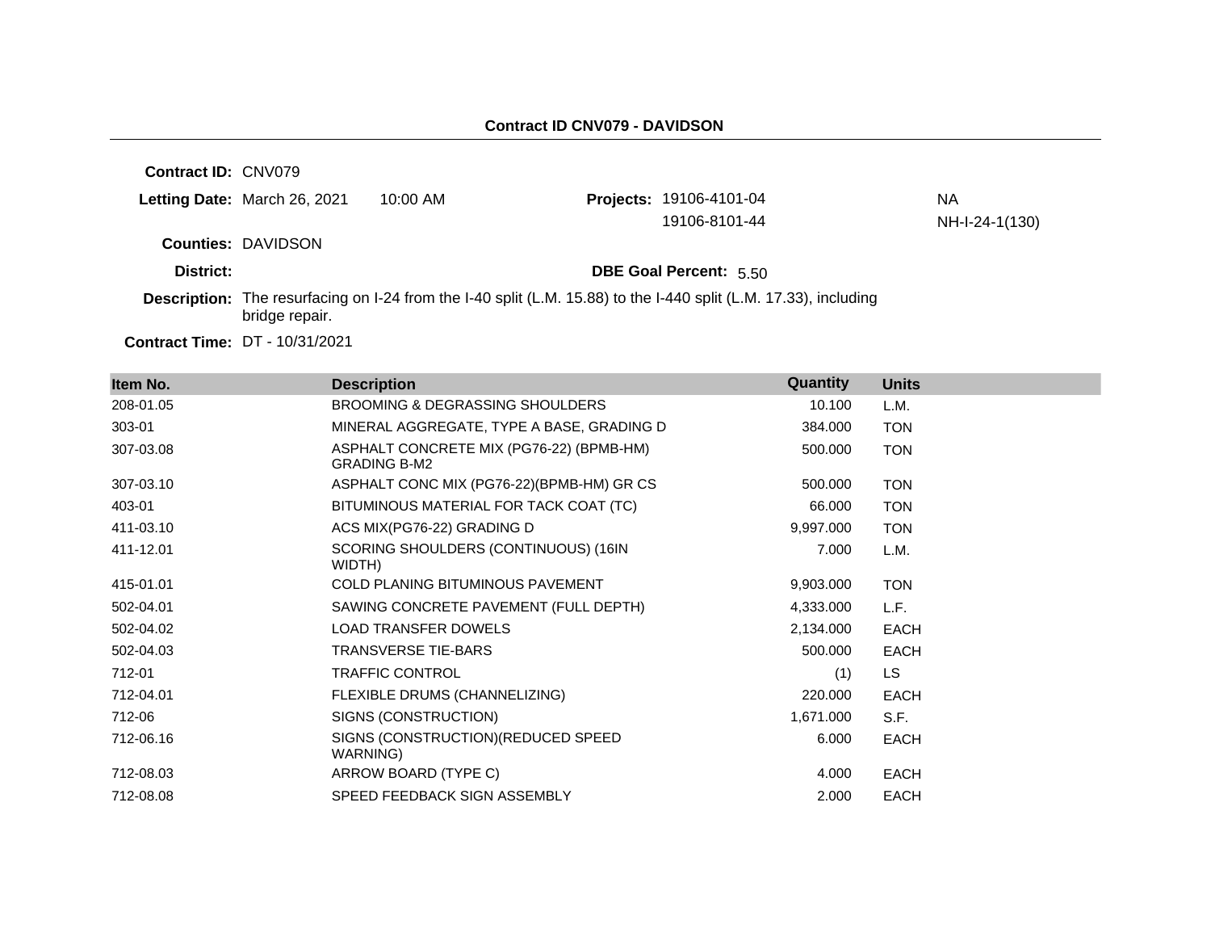## Contract ID CNV079 - DAVIDSON

**Contract ID:** CNV079

**Letting Date:** March 26, 2021 10:00 AM

**Projects:** 19106-4101-04 NA
19106-8101-44 NH-I-24-1(130)

**Counties:** DAVIDSON

**District:**

**DBE Goal Percent:** 5.50

**Description:** The resurfacing on I-24 from the I-40 split (L.M. 15.88) to the I-440 split (L.M. 17.33), including bridge repair.

**Contract Time:** DT - 10/31/2021

| Item No. | Description | Quantity | Units |
|---|---|---|---|
| 208-01.05 | BROOMING & DEGRASSING SHOULDERS | 10.100 | L.M. |
| 303-01 | MINERAL AGGREGATE, TYPE A BASE, GRADING D | 384.000 | TON |
| 307-03.08 | ASPHALT CONCRETE MIX (PG76-22) (BPMB-HM) GRADING B-M2 | 500.000 | TON |
| 307-03.10 | ASPHALT CONC MIX (PG76-22)(BPMB-HM) GR CS | 500.000 | TON |
| 403-01 | BITUMINOUS MATERIAL FOR TACK COAT (TC) | 66.000 | TON |
| 411-03.10 | ACS MIX(PG76-22) GRADING D | 9,997.000 | TON |
| 411-12.01 | SCORING SHOULDERS (CONTINUOUS) (16IN WIDTH) | 7.000 | L.M. |
| 415-01.01 | COLD PLANING BITUMINOUS PAVEMENT | 9,903.000 | TON |
| 502-04.01 | SAWING CONCRETE PAVEMENT (FULL DEPTH) | 4,333.000 | L.F. |
| 502-04.02 | LOAD TRANSFER DOWELS | 2,134.000 | EACH |
| 502-04.03 | TRANSVERSE TIE-BARS | 500.000 | EACH |
| 712-01 | TRAFFIC CONTROL | (1) | LS |
| 712-04.01 | FLEXIBLE DRUMS (CHANNELIZING) | 220.000 | EACH |
| 712-06 | SIGNS (CONSTRUCTION) | 1,671.000 | S.F. |
| 712-06.16 | SIGNS (CONSTRUCTION)(REDUCED SPEED WARNING) | 6.000 | EACH |
| 712-08.03 | ARROW BOARD (TYPE C) | 4.000 | EACH |
| 712-08.08 | SPEED FEEDBACK SIGN ASSEMBLY | 2.000 | EACH |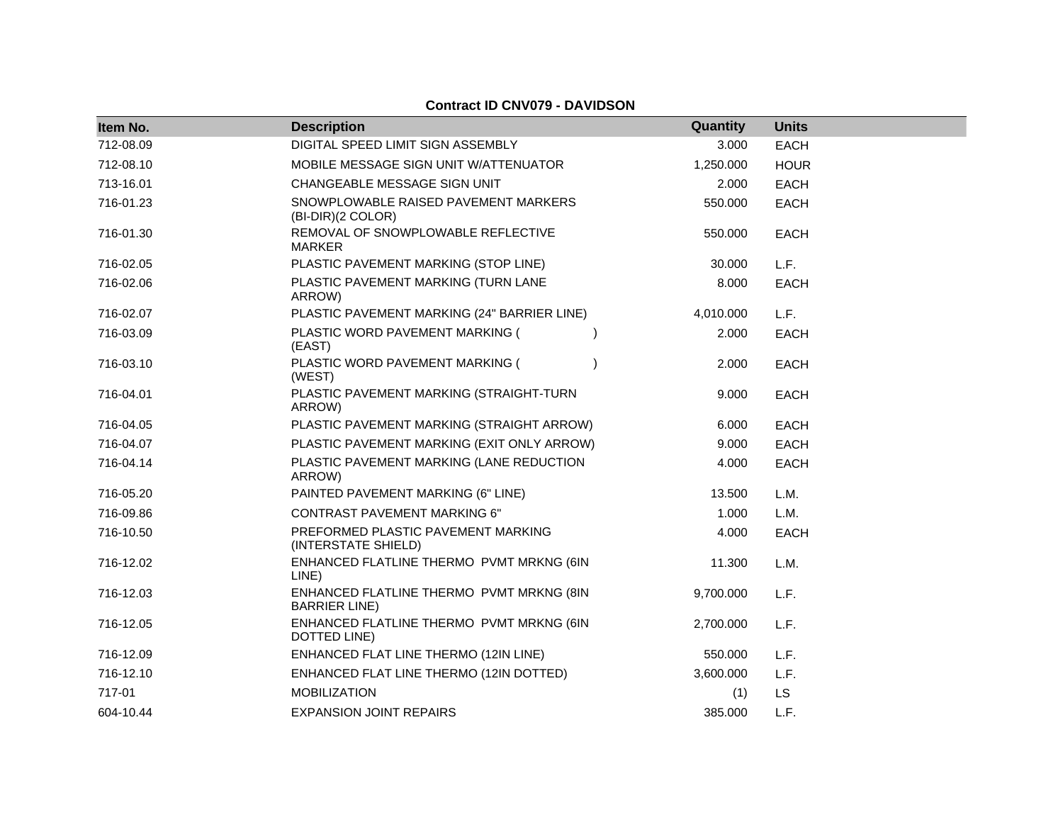**Contract ID CNV079 - DAVIDSON**

| Item No. | Description | Quantity | Units |
|---|---|---|---|
| 712-08.09 | DIGITAL SPEED LIMIT SIGN ASSEMBLY | 3.000 | EACH |
| 712-08.10 | MOBILE MESSAGE SIGN UNIT W/ATTENUATOR | 1,250.000 | HOUR |
| 713-16.01 | CHANGEABLE MESSAGE SIGN UNIT | 2.000 | EACH |
| 716-01.23 | SNOWPLOWABLE RAISED PAVEMENT MARKERS (BI-DIR)(2 COLOR) | 550.000 | EACH |
| 716-01.30 | REMOVAL OF SNOWPLOWABLE REFLECTIVE MARKER | 550.000 | EACH |
| 716-02.05 | PLASTIC PAVEMENT MARKING (STOP LINE) | 30.000 | L.F. |
| 716-02.06 | PLASTIC PAVEMENT MARKING (TURN LANE ARROW) | 8.000 | EACH |
| 716-02.07 | PLASTIC PAVEMENT MARKING (24" BARRIER LINE) | 4,010.000 | L.F. |
| 716-03.09 | PLASTIC WORD PAVEMENT MARKING ( ) (EAST) | 2.000 | EACH |
| 716-03.10 | PLASTIC WORD PAVEMENT MARKING ( ) (WEST) | 2.000 | EACH |
| 716-04.01 | PLASTIC PAVEMENT MARKING (STRAIGHT-TURN ARROW) | 9.000 | EACH |
| 716-04.05 | PLASTIC PAVEMENT MARKING (STRAIGHT ARROW) | 6.000 | EACH |
| 716-04.07 | PLASTIC PAVEMENT MARKING (EXIT ONLY ARROW) | 9.000 | EACH |
| 716-04.14 | PLASTIC PAVEMENT MARKING (LANE REDUCTION ARROW) | 4.000 | EACH |
| 716-05.20 | PAINTED PAVEMENT MARKING (6" LINE) | 13.500 | L.M. |
| 716-09.86 | CONTRAST PAVEMENT MARKING 6" | 1.000 | L.M. |
| 716-10.50 | PREFORMED PLASTIC PAVEMENT MARKING (INTERSTATE SHIELD) | 4.000 | EACH |
| 716-12.02 | ENHANCED FLATLINE THERMO PVMT MRKNG (6IN LINE) | 11.300 | L.M. |
| 716-12.03 | ENHANCED FLATLINE THERMO PVMT MRKNG (8IN BARRIER LINE) | 9,700.000 | L.F. |
| 716-12.05 | ENHANCED FLATLINE THERMO PVMT MRKNG (6IN DOTTED LINE) | 2,700.000 | L.F. |
| 716-12.09 | ENHANCED FLAT LINE THERMO (12IN LINE) | 550.000 | L.F. |
| 716-12.10 | ENHANCED FLAT LINE THERMO (12IN DOTTED) | 3,600.000 | L.F. |
| 717-01 | MOBILIZATION | (1) | LS |
| 604-10.44 | EXPANSION JOINT REPAIRS | 385.000 | L.F. |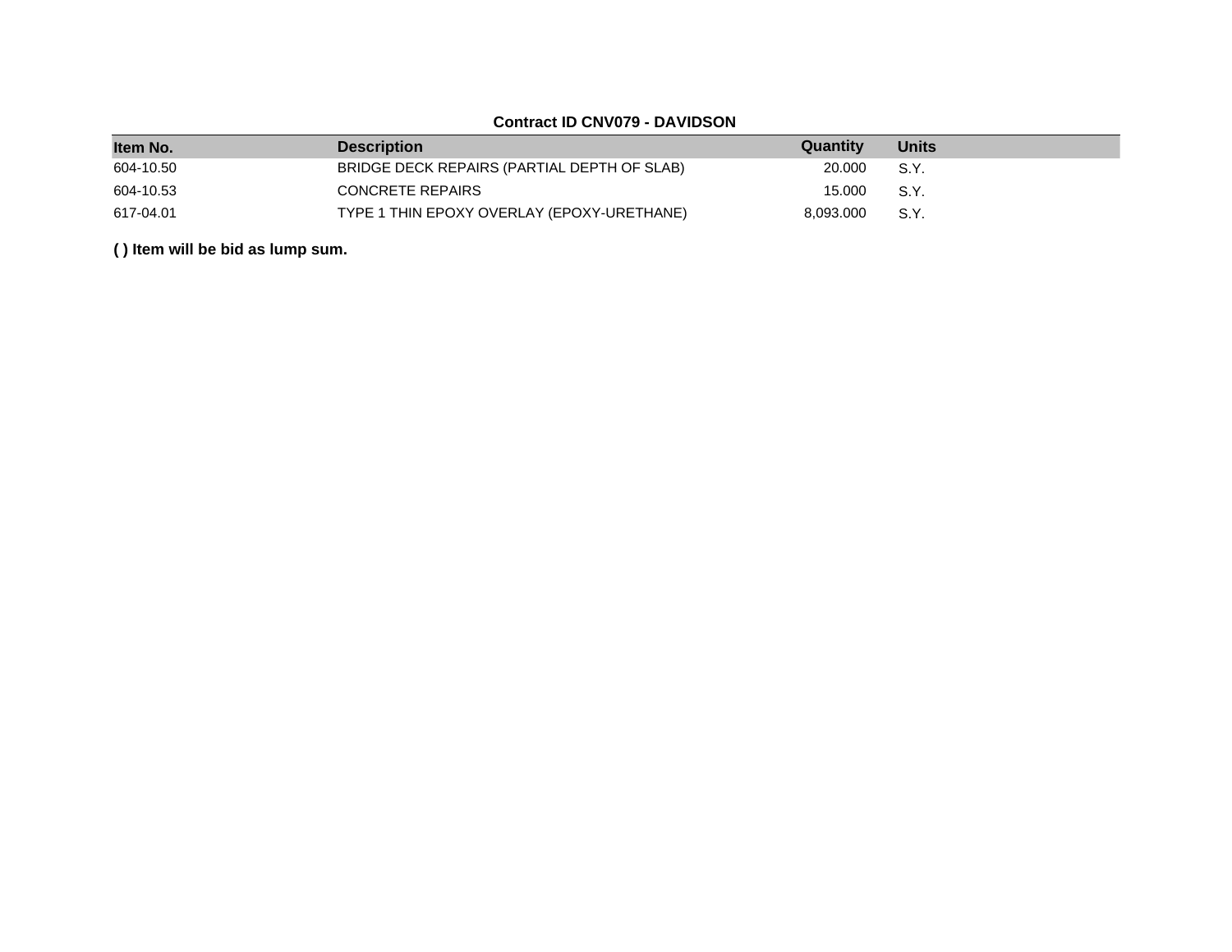**Contract ID CNV079 - DAVIDSON**

| Item No. | Description | Quantity | Units |
|---|---|---|---|
| 604-10.50 | BRIDGE DECK REPAIRS (PARTIAL DEPTH OF SLAB) | 20.000 | S.Y. |
| 604-10.53 | CONCRETE REPAIRS | 15.000 | S.Y. |
| 617-04.01 | TYPE 1 THIN EPOXY OVERLAY (EPOXY-URETHANE) | 8,093.000 | S.Y. |

**( ) Item will be bid as lump sum.**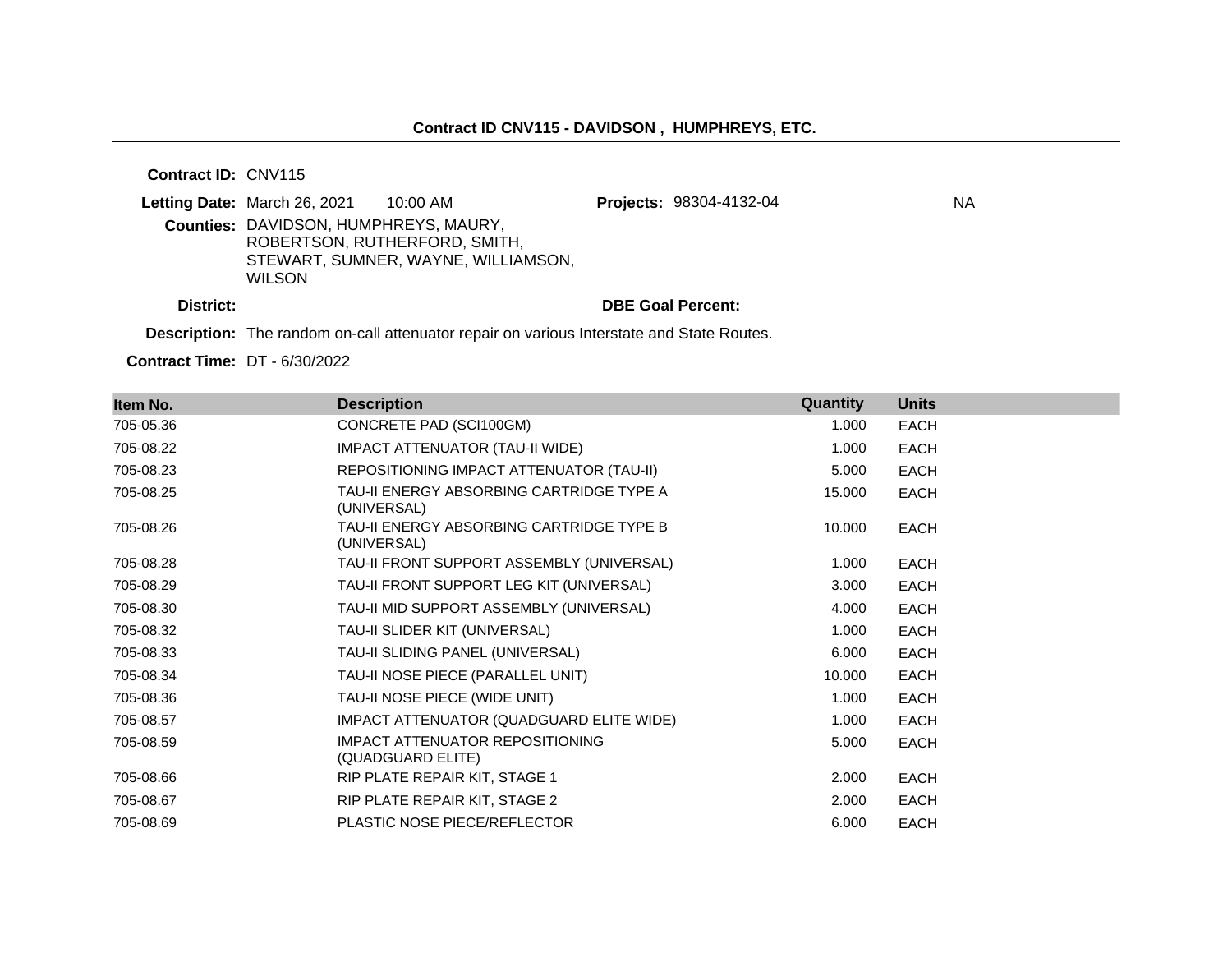**Contract ID CNV115 - DAVIDSON , HUMPHREYS, ETC.**

---

**Contract ID:** CNV115

**Letting Date:** March 26, 2021 10:00 AM

**Projects:** 98304-4132-04 NA

**Counties:** DAVIDSON, HUMPHREYS, MAURY, ROBERTSON, RUTHERFORD, SMITH, STEWART, SUMNER, WAYNE, WILLIAMSON, WILSON

**District:**

**DBE Goal Percent:**

**Description:** The random on-call attenuator repair on various Interstate and State Routes.

**Contract Time:** DT - 6/30/2022

| Item No. | Description | Quantity | Units |
|---|---|---|---|
| 705-05.36 | CONCRETE PAD (SCI100GM) | 1.000 | EACH |
| 705-08.22 | IMPACT ATTENUATOR (TAU-II WIDE) | 1.000 | EACH |
| 705-08.23 | REPOSITIONING IMPACT ATTENUATOR (TAU-II) | 5.000 | EACH |
| 705-08.25 | TAU-II ENERGY ABSORBING CARTRIDGE TYPE A (UNIVERSAL) | 15.000 | EACH |
| 705-08.26 | TAU-II ENERGY ABSORBING CARTRIDGE TYPE B (UNIVERSAL) | 10.000 | EACH |
| 705-08.28 | TAU-II FRONT SUPPORT ASSEMBLY (UNIVERSAL) | 1.000 | EACH |
| 705-08.29 | TAU-II FRONT SUPPORT LEG KIT (UNIVERSAL) | 3.000 | EACH |
| 705-08.30 | TAU-II MID SUPPORT ASSEMBLY (UNIVERSAL) | 4.000 | EACH |
| 705-08.32 | TAU-II SLIDER KIT (UNIVERSAL) | 1.000 | EACH |
| 705-08.33 | TAU-II SLIDING PANEL (UNIVERSAL) | 6.000 | EACH |
| 705-08.34 | TAU-II NOSE PIECE (PARALLEL UNIT) | 10.000 | EACH |
| 705-08.36 | TAU-II NOSE PIECE (WIDE UNIT) | 1.000 | EACH |
| 705-08.57 | IMPACT ATTENUATOR (QUADGUARD ELITE WIDE) | 1.000 | EACH |
| 705-08.59 | IMPACT ATTENUATOR REPOSITIONING (QUADGUARD ELITE) | 5.000 | EACH |
| 705-08.66 | RIP PLATE REPAIR KIT, STAGE 1 | 2.000 | EACH |
| 705-08.67 | RIP PLATE REPAIR KIT, STAGE 2 | 2.000 | EACH |
| 705-08.69 | PLASTIC NOSE PIECE/REFLECTOR | 6.000 | EACH |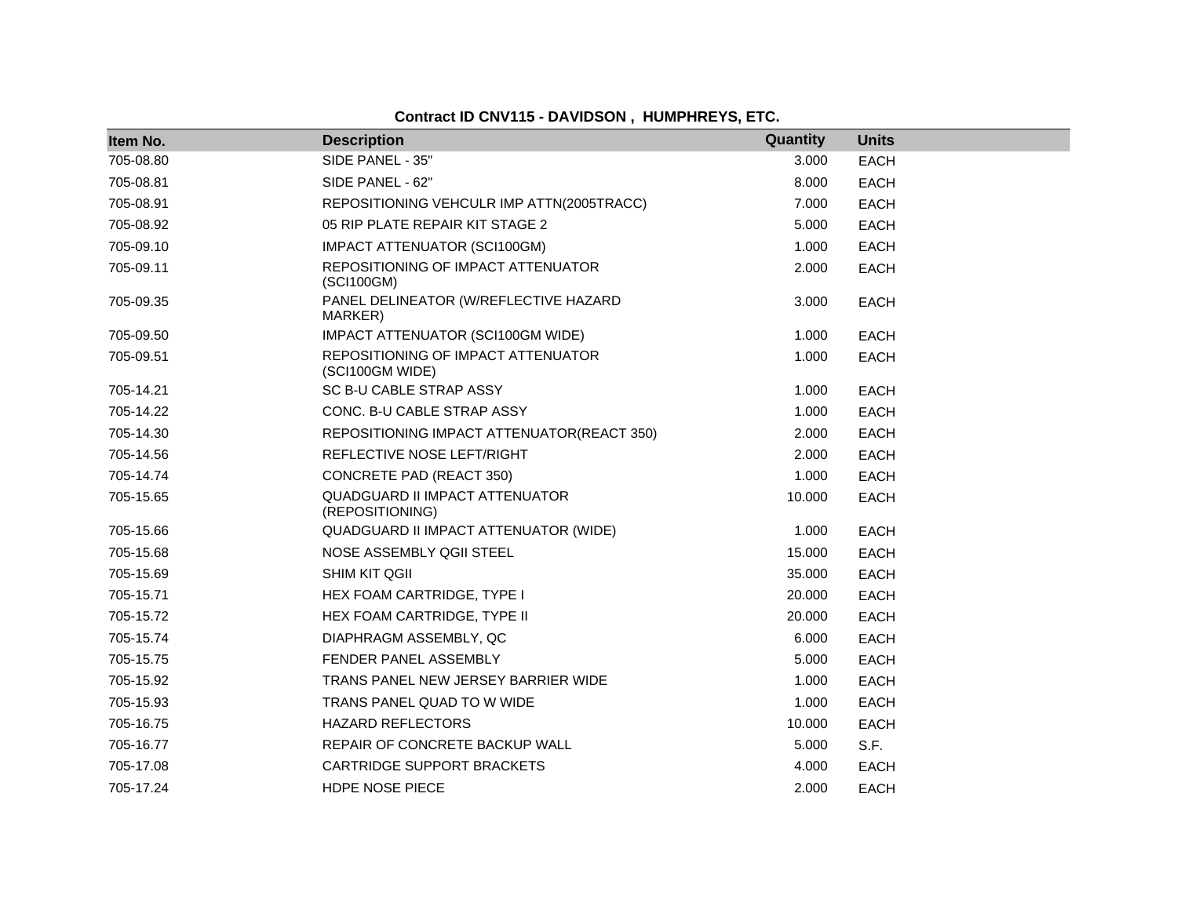**Contract ID CNV115 - DAVIDSON , HUMPHREYS, ETC.**

| Item No. | Description | Quantity | Units |
|---|---|---|---|
| 705-08.80 | SIDE PANEL - 35" | 3.000 | EACH |
| 705-08.81 | SIDE PANEL - 62" | 8.000 | EACH |
| 705-08.91 | REPOSITIONING VEHCULR IMP ATTN(2005TRACC) | 7.000 | EACH |
| 705-08.92 | 05 RIP PLATE REPAIR KIT STAGE 2 | 5.000 | EACH |
| 705-09.10 | IMPACT ATTENUATOR (SCI100GM) | 1.000 | EACH |
| 705-09.11 | REPOSITIONING OF IMPACT ATTENUATOR (SCI100GM) | 2.000 | EACH |
| 705-09.35 | PANEL DELINEATOR (W/REFLECTIVE HAZARD MARKER) | 3.000 | EACH |
| 705-09.50 | IMPACT ATTENUATOR (SCI100GM WIDE) | 1.000 | EACH |
| 705-09.51 | REPOSITIONING OF IMPACT ATTENUATOR (SCI100GM WIDE) | 1.000 | EACH |
| 705-14.21 | SC B-U CABLE STRAP ASSY | 1.000 | EACH |
| 705-14.22 | CONC. B-U CABLE STRAP ASSY | 1.000 | EACH |
| 705-14.30 | REPOSITIONING IMPACT ATTENUATOR(REACT 350) | 2.000 | EACH |
| 705-14.56 | REFLECTIVE NOSE LEFT/RIGHT | 2.000 | EACH |
| 705-14.74 | CONCRETE PAD (REACT 350) | 1.000 | EACH |
| 705-15.65 | QUADGUARD II IMPACT ATTENUATOR (REPOSITIONING) | 10.000 | EACH |
| 705-15.66 | QUADGUARD II IMPACT ATTENUATOR (WIDE) | 1.000 | EACH |
| 705-15.68 | NOSE ASSEMBLY QGII STEEL | 15.000 | EACH |
| 705-15.69 | SHIM KIT QGII | 35.000 | EACH |
| 705-15.71 | HEX FOAM CARTRIDGE, TYPE I | 20.000 | EACH |
| 705-15.72 | HEX FOAM CARTRIDGE, TYPE II | 20.000 | EACH |
| 705-15.74 | DIAPHRAGM ASSEMBLY, QC | 6.000 | EACH |
| 705-15.75 | FENDER PANEL ASSEMBLY | 5.000 | EACH |
| 705-15.92 | TRANS PANEL NEW JERSEY BARRIER WIDE | 1.000 | EACH |
| 705-15.93 | TRANS PANEL QUAD TO W WIDE | 1.000 | EACH |
| 705-16.75 | HAZARD REFLECTORS | 10.000 | EACH |
| 705-16.77 | REPAIR OF CONCRETE BACKUP WALL | 5.000 | S.F. |
| 705-17.08 | CARTRIDGE SUPPORT BRACKETS | 4.000 | EACH |
| 705-17.24 | HDPE NOSE PIECE | 2.000 | EACH |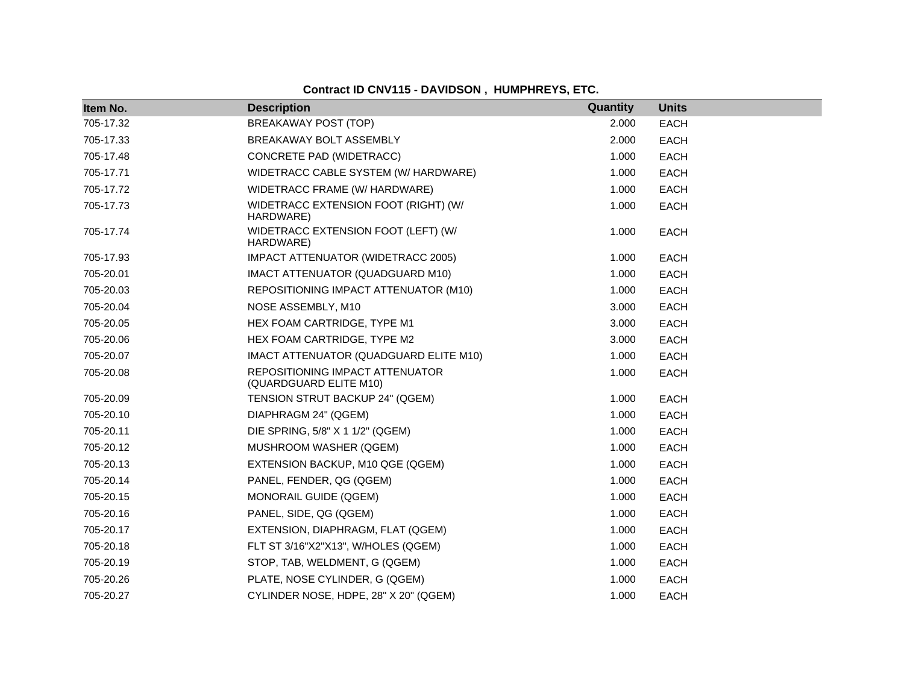**Contract ID CNV115 - DAVIDSON , HUMPHREYS, ETC.**

| Item No. | Description | Quantity | Units |
|---|---|---|---|
| 705-17.32 | BREAKAWAY POST (TOP) | 2.000 | EACH |
| 705-17.33 | BREAKAWAY BOLT ASSEMBLY | 2.000 | EACH |
| 705-17.48 | CONCRETE PAD (WIDETRACC) | 1.000 | EACH |
| 705-17.71 | WIDETRACC CABLE SYSTEM (W/ HARDWARE) | 1.000 | EACH |
| 705-17.72 | WIDETRACC FRAME (W/ HARDWARE) | 1.000 | EACH |
| 705-17.73 | WIDETRACC EXTENSION FOOT (RIGHT) (W/ HARDWARE) | 1.000 | EACH |
| 705-17.74 | WIDETRACC EXTENSION FOOT (LEFT) (W/ HARDWARE) | 1.000 | EACH |
| 705-17.93 | IMPACT ATTENUATOR (WIDETRACC 2005) | 1.000 | EACH |
| 705-20.01 | IMACT ATTENUATOR (QUADGUARD M10) | 1.000 | EACH |
| 705-20.03 | REPOSITIONING IMPACT ATTENUATOR (M10) | 1.000 | EACH |
| 705-20.04 | NOSE ASSEMBLY, M10 | 3.000 | EACH |
| 705-20.05 | HEX FOAM CARTRIDGE, TYPE M1 | 3.000 | EACH |
| 705-20.06 | HEX FOAM CARTRIDGE, TYPE M2 | 3.000 | EACH |
| 705-20.07 | IMACT ATTENUATOR (QUADGUARD ELITE M10) | 1.000 | EACH |
| 705-20.08 | REPOSITIONING IMPACT ATTENUATOR (QUARDGUARD ELITE M10) | 1.000 | EACH |
| 705-20.09 | TENSION STRUT BACKUP 24" (QGEM) | 1.000 | EACH |
| 705-20.10 | DIAPHRAGM 24" (QGEM) | 1.000 | EACH |
| 705-20.11 | DIE SPRING, 5/8" X 1 1/2" (QGEM) | 1.000 | EACH |
| 705-20.12 | MUSHROOM WASHER (QGEM) | 1.000 | EACH |
| 705-20.13 | EXTENSION BACKUP, M10 QGE (QGEM) | 1.000 | EACH |
| 705-20.14 | PANEL, FENDER, QG (QGEM) | 1.000 | EACH |
| 705-20.15 | MONORAIL GUIDE (QGEM) | 1.000 | EACH |
| 705-20.16 | PANEL, SIDE, QG (QGEM) | 1.000 | EACH |
| 705-20.17 | EXTENSION, DIAPHRAGM, FLAT (QGEM) | 1.000 | EACH |
| 705-20.18 | FLT ST 3/16"X2"X13", W/HOLES (QGEM) | 1.000 | EACH |
| 705-20.19 | STOP, TAB, WELDMENT, G (QGEM) | 1.000 | EACH |
| 705-20.26 | PLATE, NOSE CYLINDER, G (QGEM) | 1.000 | EACH |
| 705-20.27 | CYLINDER NOSE, HDPE, 28" X 20" (QGEM) | 1.000 | EACH |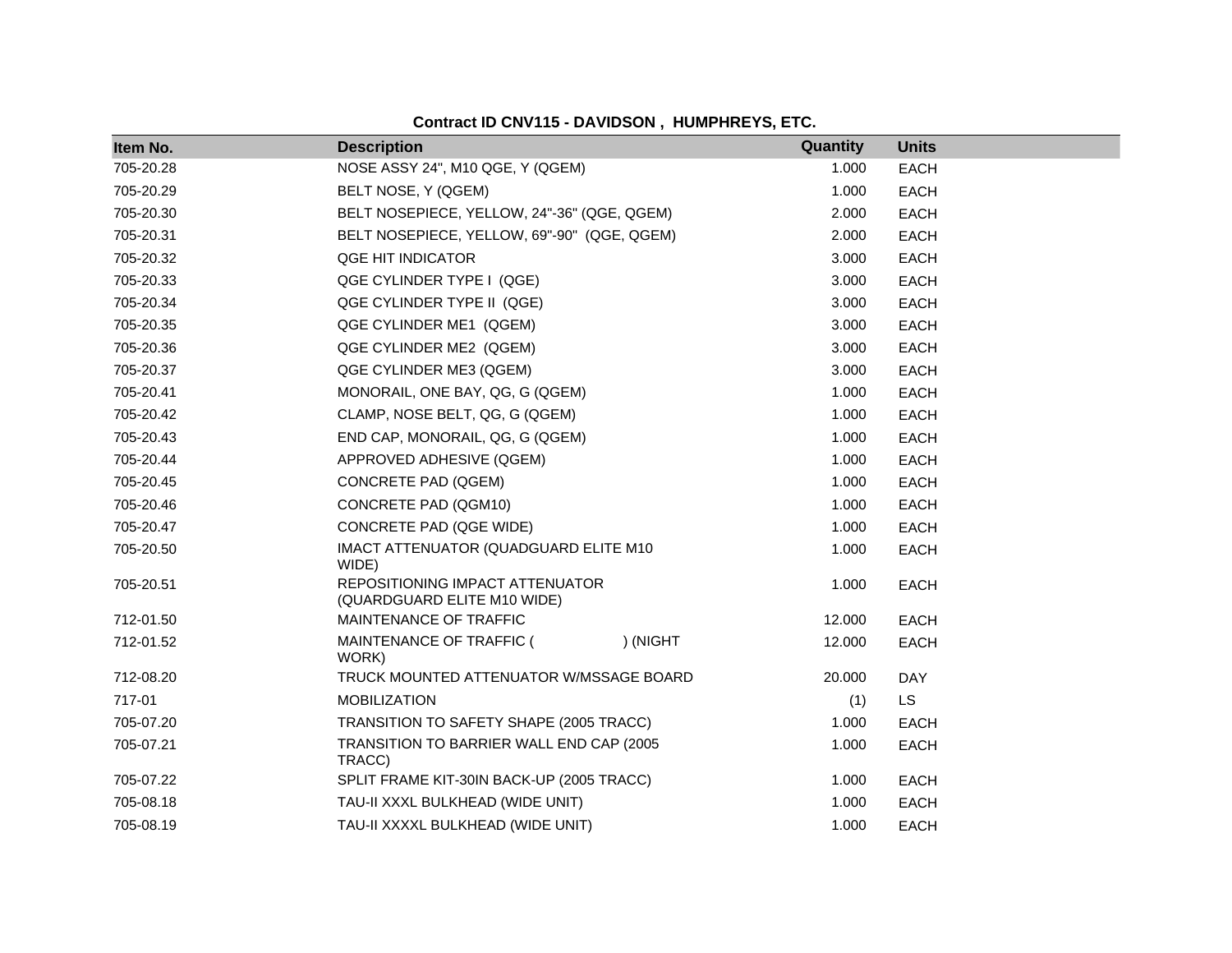**Contract ID CNV115 - DAVIDSON , HUMPHREYS, ETC.**

| Item No. | Description | Quantity | Units |
| --- | --- | --- | --- |
| 705-20.28 | NOSE ASSY 24", M10 QGE, Y (QGEM) | 1.000 | EACH |
| 705-20.29 | BELT NOSE, Y (QGEM) | 1.000 | EACH |
| 705-20.30 | BELT NOSEPIECE, YELLOW, 24"-36" (QGE, QGEM) | 2.000 | EACH |
| 705-20.31 | BELT NOSEPIECE, YELLOW, 69"-90" (QGE, QGEM) | 2.000 | EACH |
| 705-20.32 | QGE HIT INDICATOR | 3.000 | EACH |
| 705-20.33 | QGE CYLINDER TYPE I (QGE) | 3.000 | EACH |
| 705-20.34 | QGE CYLINDER TYPE II (QGE) | 3.000 | EACH |
| 705-20.35 | QGE CYLINDER ME1 (QGEM) | 3.000 | EACH |
| 705-20.36 | QGE CYLINDER ME2 (QGEM) | 3.000 | EACH |
| 705-20.37 | QGE CYLINDER ME3 (QGEM) | 3.000 | EACH |
| 705-20.41 | MONORAIL, ONE BAY, QG, G (QGEM) | 1.000 | EACH |
| 705-20.42 | CLAMP, NOSE BELT, QG, G (QGEM) | 1.000 | EACH |
| 705-20.43 | END CAP, MONORAIL, QG, G (QGEM) | 1.000 | EACH |
| 705-20.44 | APPROVED ADHESIVE (QGEM) | 1.000 | EACH |
| 705-20.45 | CONCRETE PAD (QGEM) | 1.000 | EACH |
| 705-20.46 | CONCRETE PAD (QGM10) | 1.000 | EACH |
| 705-20.47 | CONCRETE PAD (QGE WIDE) | 1.000 | EACH |
| 705-20.50 | IMACT ATTENUATOR (QUADGUARD ELITE M10 WIDE) | 1.000 | EACH |
| 705-20.51 | REPOSITIONING IMPACT ATTENUATOR (QUARDGUARD ELITE M10 WIDE) | 1.000 | EACH |
| 712-01.50 | MAINTENANCE OF TRAFFIC | 12.000 | EACH |
| 712-01.52 | MAINTENANCE OF TRAFFIC ( ) (NIGHT WORK) | 12.000 | EACH |
| 712-08.20 | TRUCK MOUNTED ATTENUATOR W/MSSAGE BOARD | 20.000 | DAY |
| 717-01 | MOBILIZATION | (1) | LS |
| 705-07.20 | TRANSITION TO SAFETY SHAPE (2005 TRACC) | 1.000 | EACH |
| 705-07.21 | TRANSITION TO BARRIER WALL END CAP (2005 TRACC) | 1.000 | EACH |
| 705-07.22 | SPLIT FRAME KIT-30IN BACK-UP (2005 TRACC) | 1.000 | EACH |
| 705-08.18 | TAU-II XXXL BULKHEAD (WIDE UNIT) | 1.000 | EACH |
| 705-08.19 | TAU-II XXXXL BULKHEAD (WIDE UNIT) | 1.000 | EACH |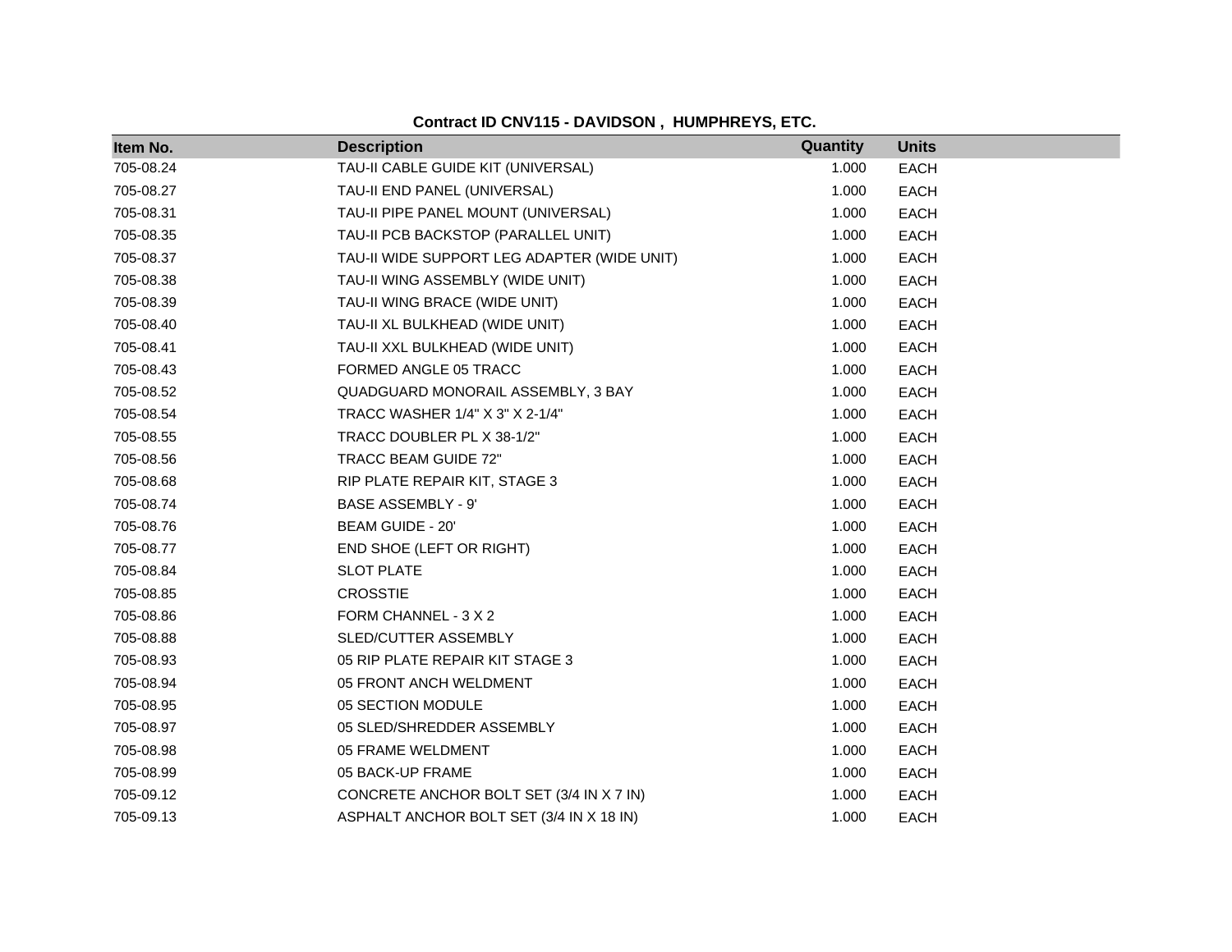**Contract ID CNV115 - DAVIDSON , HUMPHREYS, ETC.**

| Item No. | Description | Quantity | Units |
|---|---|---|---|
| 705-08.24 | TAU-II CABLE GUIDE KIT (UNIVERSAL) | 1.000 | EACH |
| 705-08.27 | TAU-II END PANEL (UNIVERSAL) | 1.000 | EACH |
| 705-08.31 | TAU-II PIPE PANEL MOUNT (UNIVERSAL) | 1.000 | EACH |
| 705-08.35 | TAU-II PCB BACKSTOP (PARALLEL UNIT) | 1.000 | EACH |
| 705-08.37 | TAU-II WIDE SUPPORT LEG ADAPTER (WIDE UNIT) | 1.000 | EACH |
| 705-08.38 | TAU-II WING ASSEMBLY (WIDE UNIT) | 1.000 | EACH |
| 705-08.39 | TAU-II WING BRACE (WIDE UNIT) | 1.000 | EACH |
| 705-08.40 | TAU-II XL BULKHEAD (WIDE UNIT) | 1.000 | EACH |
| 705-08.41 | TAU-II XXL BULKHEAD (WIDE UNIT) | 1.000 | EACH |
| 705-08.43 | FORMED ANGLE 05 TRACC | 1.000 | EACH |
| 705-08.52 | QUADGUARD MONORAIL ASSEMBLY, 3 BAY | 1.000 | EACH |
| 705-08.54 | TRACC WASHER 1/4" X 3" X 2-1/4" | 1.000 | EACH |
| 705-08.55 | TRACC DOUBLER PL X 38-1/2" | 1.000 | EACH |
| 705-08.56 | TRACC BEAM GUIDE 72" | 1.000 | EACH |
| 705-08.68 | RIP PLATE REPAIR KIT, STAGE 3 | 1.000 | EACH |
| 705-08.74 | BASE ASSEMBLY - 9' | 1.000 | EACH |
| 705-08.76 | BEAM GUIDE - 20' | 1.000 | EACH |
| 705-08.77 | END SHOE (LEFT OR RIGHT) | 1.000 | EACH |
| 705-08.84 | SLOT PLATE | 1.000 | EACH |
| 705-08.85 | CROSSTIE | 1.000 | EACH |
| 705-08.86 | FORM CHANNEL - 3 X 2 | 1.000 | EACH |
| 705-08.88 | SLED/CUTTER ASSEMBLY | 1.000 | EACH |
| 705-08.93 | 05 RIP PLATE REPAIR KIT STAGE 3 | 1.000 | EACH |
| 705-08.94 | 05 FRONT ANCH WELDMENT | 1.000 | EACH |
| 705-08.95 | 05 SECTION MODULE | 1.000 | EACH |
| 705-08.97 | 05 SLED/SHREDDER ASSEMBLY | 1.000 | EACH |
| 705-08.98 | 05 FRAME WELDMENT | 1.000 | EACH |
| 705-08.99 | 05 BACK-UP FRAME | 1.000 | EACH |
| 705-09.12 | CONCRETE ANCHOR BOLT SET (3/4 IN X 7 IN) | 1.000 | EACH |
| 705-09.13 | ASPHALT ANCHOR BOLT SET (3/4 IN X 18 IN) | 1.000 | EACH |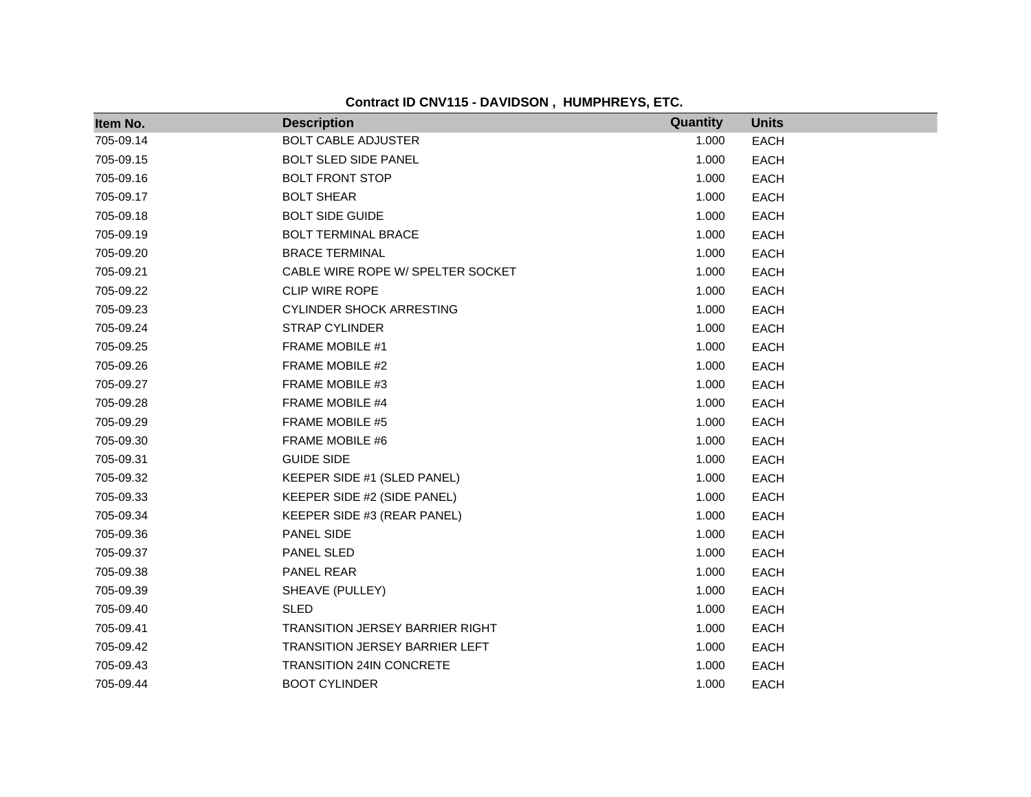**Contract ID CNV115 - DAVIDSON , HUMPHREYS, ETC.**

| Item No. | Description | Quantity | Units |
|---|---|---|---|
| 705-09.14 | BOLT CABLE ADJUSTER | 1.000 | EACH |
| 705-09.15 | BOLT SLED SIDE PANEL | 1.000 | EACH |
| 705-09.16 | BOLT FRONT STOP | 1.000 | EACH |
| 705-09.17 | BOLT SHEAR | 1.000 | EACH |
| 705-09.18 | BOLT SIDE GUIDE | 1.000 | EACH |
| 705-09.19 | BOLT TERMINAL BRACE | 1.000 | EACH |
| 705-09.20 | BRACE TERMINAL | 1.000 | EACH |
| 705-09.21 | CABLE WIRE ROPE W/ SPELTER SOCKET | 1.000 | EACH |
| 705-09.22 | CLIP WIRE ROPE | 1.000 | EACH |
| 705-09.23 | CYLINDER SHOCK ARRESTING | 1.000 | EACH |
| 705-09.24 | STRAP CYLINDER | 1.000 | EACH |
| 705-09.25 | FRAME MOBILE #1 | 1.000 | EACH |
| 705-09.26 | FRAME MOBILE #2 | 1.000 | EACH |
| 705-09.27 | FRAME MOBILE #3 | 1.000 | EACH |
| 705-09.28 | FRAME MOBILE #4 | 1.000 | EACH |
| 705-09.29 | FRAME MOBILE #5 | 1.000 | EACH |
| 705-09.30 | FRAME MOBILE #6 | 1.000 | EACH |
| 705-09.31 | GUIDE SIDE | 1.000 | EACH |
| 705-09.32 | KEEPER SIDE #1 (SLED PANEL) | 1.000 | EACH |
| 705-09.33 | KEEPER SIDE #2 (SIDE PANEL) | 1.000 | EACH |
| 705-09.34 | KEEPER SIDE #3 (REAR PANEL) | 1.000 | EACH |
| 705-09.36 | PANEL SIDE | 1.000 | EACH |
| 705-09.37 | PANEL SLED | 1.000 | EACH |
| 705-09.38 | PANEL REAR | 1.000 | EACH |
| 705-09.39 | SHEAVE (PULLEY) | 1.000 | EACH |
| 705-09.40 | SLED | 1.000 | EACH |
| 705-09.41 | TRANSITION JERSEY BARRIER RIGHT | 1.000 | EACH |
| 705-09.42 | TRANSITION JERSEY BARRIER LEFT | 1.000 | EACH |
| 705-09.43 | TRANSITION 24IN CONCRETE | 1.000 | EACH |
| 705-09.44 | BOOT CYLINDER | 1.000 | EACH |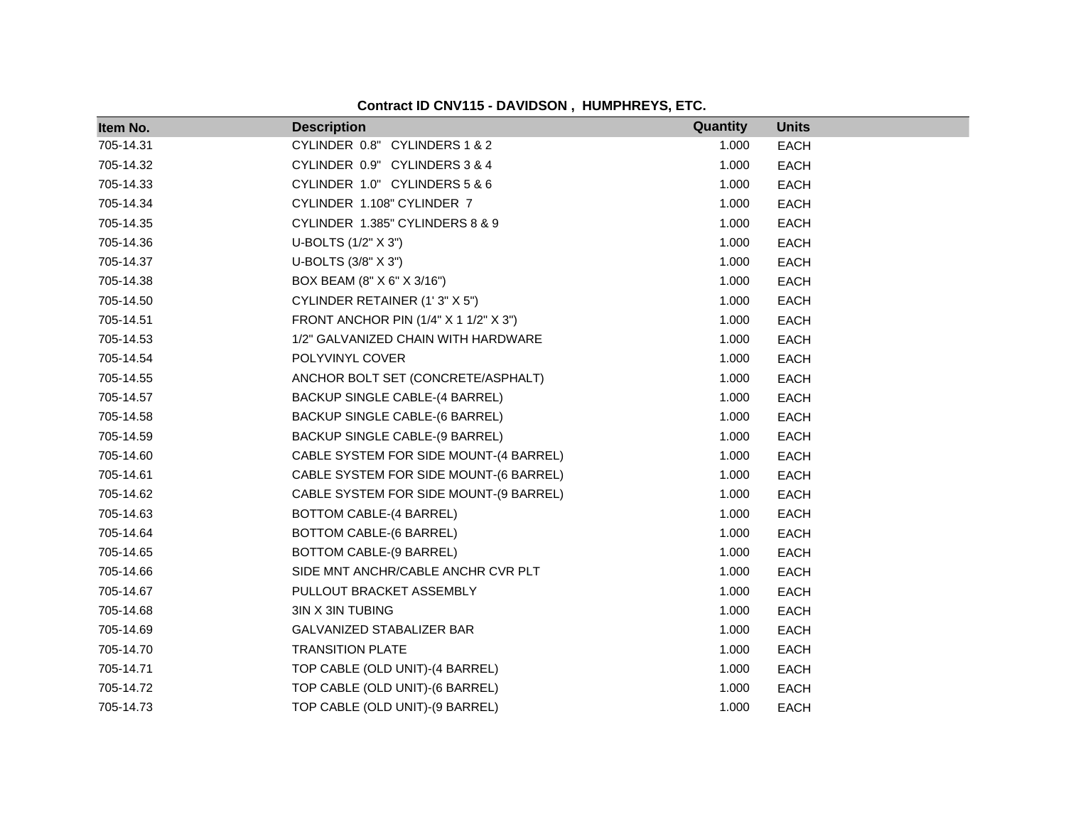**Contract ID CNV115 - DAVIDSON , HUMPHREYS, ETC.**

| Item No. | Description | Quantity | Units |
|---|---|---|---|
| 705-14.31 | CYLINDER 0.8" CYLINDERS 1 & 2 | 1.000 | EACH |
| 705-14.32 | CYLINDER 0.9" CYLINDERS 3 & 4 | 1.000 | EACH |
| 705-14.33 | CYLINDER 1.0" CYLINDERS 5 & 6 | 1.000 | EACH |
| 705-14.34 | CYLINDER 1.108" CYLINDER 7 | 1.000 | EACH |
| 705-14.35 | CYLINDER 1.385" CYLINDERS 8 & 9 | 1.000 | EACH |
| 705-14.36 | U-BOLTS (1/2" X 3") | 1.000 | EACH |
| 705-14.37 | U-BOLTS (3/8" X 3") | 1.000 | EACH |
| 705-14.38 | BOX BEAM (8" X 6" X 3/16") | 1.000 | EACH |
| 705-14.50 | CYLINDER RETAINER (1' 3" X 5") | 1.000 | EACH |
| 705-14.51 | FRONT ANCHOR PIN (1/4" X 1 1/2" X 3") | 1.000 | EACH |
| 705-14.53 | 1/2" GALVANIZED CHAIN WITH HARDWARE | 1.000 | EACH |
| 705-14.54 | POLYVINYL COVER | 1.000 | EACH |
| 705-14.55 | ANCHOR BOLT SET (CONCRETE/ASPHALT) | 1.000 | EACH |
| 705-14.57 | BACKUP SINGLE CABLE-(4 BARREL) | 1.000 | EACH |
| 705-14.58 | BACKUP SINGLE CABLE-(6 BARREL) | 1.000 | EACH |
| 705-14.59 | BACKUP SINGLE CABLE-(9 BARREL) | 1.000 | EACH |
| 705-14.60 | CABLE SYSTEM FOR SIDE MOUNT-(4 BARREL) | 1.000 | EACH |
| 705-14.61 | CABLE SYSTEM FOR SIDE MOUNT-(6 BARREL) | 1.000 | EACH |
| 705-14.62 | CABLE SYSTEM FOR SIDE MOUNT-(9 BARREL) | 1.000 | EACH |
| 705-14.63 | BOTTOM CABLE-(4 BARREL) | 1.000 | EACH |
| 705-14.64 | BOTTOM CABLE-(6 BARREL) | 1.000 | EACH |
| 705-14.65 | BOTTOM CABLE-(9 BARREL) | 1.000 | EACH |
| 705-14.66 | SIDE MNT ANCHR/CABLE ANCHR CVR PLT | 1.000 | EACH |
| 705-14.67 | PULLOUT BRACKET ASSEMBLY | 1.000 | EACH |
| 705-14.68 | 3IN X 3IN TUBING | 1.000 | EACH |
| 705-14.69 | GALVANIZED STABALIZER BAR | 1.000 | EACH |
| 705-14.70 | TRANSITION PLATE | 1.000 | EACH |
| 705-14.71 | TOP CABLE (OLD UNIT)-(4 BARREL) | 1.000 | EACH |
| 705-14.72 | TOP CABLE (OLD UNIT)-(6 BARREL) | 1.000 | EACH |
| 705-14.73 | TOP CABLE (OLD UNIT)-(9 BARREL) | 1.000 | EACH |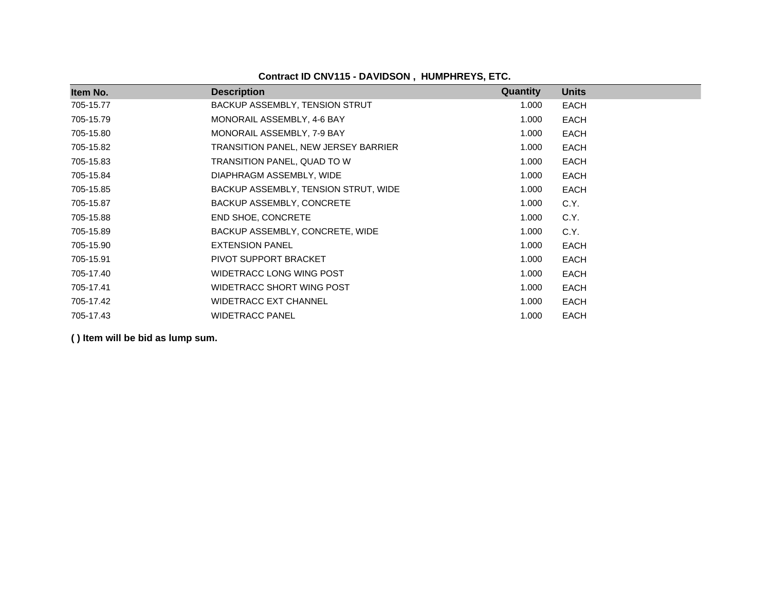**Contract ID CNV115 - DAVIDSON , HUMPHREYS, ETC.**

| Item No. | Description | Quantity | Units |
|---|---|---|---|
| 705-15.77 | BACKUP ASSEMBLY, TENSION STRUT | 1.000 | EACH |
| 705-15.79 | MONORAIL ASSEMBLY, 4-6 BAY | 1.000 | EACH |
| 705-15.80 | MONORAIL ASSEMBLY, 7-9 BAY | 1.000 | EACH |
| 705-15.82 | TRANSITION PANEL, NEW JERSEY BARRIER | 1.000 | EACH |
| 705-15.83 | TRANSITION PANEL, QUAD TO W | 1.000 | EACH |
| 705-15.84 | DIAPHRAGM ASSEMBLY, WIDE | 1.000 | EACH |
| 705-15.85 | BACKUP ASSEMBLY, TENSION STRUT, WIDE | 1.000 | EACH |
| 705-15.87 | BACKUP ASSEMBLY, CONCRETE | 1.000 | C.Y. |
| 705-15.88 | END SHOE, CONCRETE | 1.000 | C.Y. |
| 705-15.89 | BACKUP ASSEMBLY, CONCRETE, WIDE | 1.000 | C.Y. |
| 705-15.90 | EXTENSION PANEL | 1.000 | EACH |
| 705-15.91 | PIVOT SUPPORT BRACKET | 1.000 | EACH |
| 705-17.40 | WIDETRACC LONG WING POST | 1.000 | EACH |
| 705-17.41 | WIDETRACC SHORT WING POST | 1.000 | EACH |
| 705-17.42 | WIDETRACC EXT CHANNEL | 1.000 | EACH |
| 705-17.43 | WIDETRACC PANEL | 1.000 | EACH |

**( ) Item will be bid as lump sum.**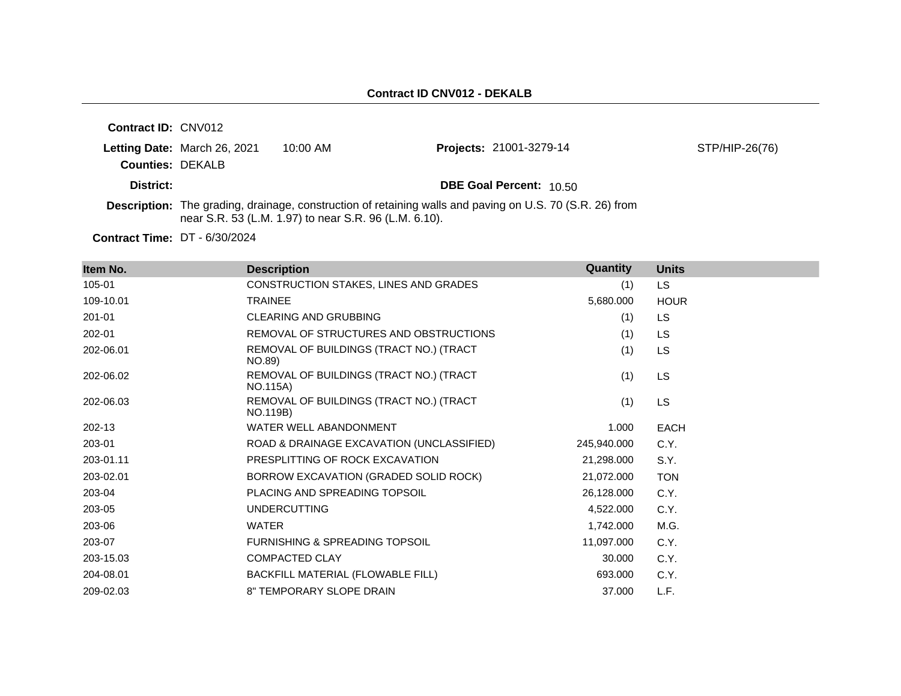**Contract ID CNV012 - DEKALB**

**Contract ID:** CNV012

**Letting Date:** March 26, 2021 10:00 AM

**Projects:** 21001-3279-14 STP/HIP-26(76)

**Counties:** DEKALB

**District:**

**DBE Goal Percent:** 10.50

**Description:** The grading, drainage, construction of retaining walls and paving on U.S. 70 (S.R. 26) from near S.R. 53 (L.M. 1.97) to near S.R. 96 (L.M. 6.10).

**Contract Time:** DT - 6/30/2024

| Item No. | Description | Quantity | Units |
|---|---|---|---|
| 105-01 | CONSTRUCTION STAKES, LINES AND GRADES | (1) | LS |
| 109-10.01 | TRAINEE | 5,680.000 | HOUR |
| 201-01 | CLEARING AND GRUBBING | (1) | LS |
| 202-01 | REMOVAL OF STRUCTURES AND OBSTRUCTIONS | (1) | LS |
| 202-06.01 | REMOVAL OF BUILDINGS (TRACT NO.) (TRACT NO.89) | (1) | LS |
| 202-06.02 | REMOVAL OF BUILDINGS (TRACT NO.) (TRACT NO.115A) | (1) | LS |
| 202-06.03 | REMOVAL OF BUILDINGS (TRACT NO.) (TRACT NO.119B) | (1) | LS |
| 202-13 | WATER WELL ABANDONMENT | 1.000 | EACH |
| 203-01 | ROAD & DRAINAGE EXCAVATION (UNCLASSIFIED) | 245,940.000 | C.Y. |
| 203-01.11 | PRESPLITTING OF ROCK EXCAVATION | 21,298.000 | S.Y. |
| 203-02.01 | BORROW EXCAVATION (GRADED SOLID ROCK) | 21,072.000 | TON |
| 203-04 | PLACING AND SPREADING TOPSOIL | 26,128.000 | C.Y. |
| 203-05 | UNDERCUTTING | 4,522.000 | C.Y. |
| 203-06 | WATER | 1,742.000 | M.G. |
| 203-07 | FURNISHING & SPREADING TOPSOIL | 11,097.000 | C.Y. |
| 203-15.03 | COMPACTED CLAY | 30.000 | C.Y. |
| 204-08.01 | BACKFILL MATERIAL (FLOWABLE FILL) | 693.000 | C.Y. |
| 209-02.03 | 8" TEMPORARY SLOPE DRAIN | 37.000 | L.F. |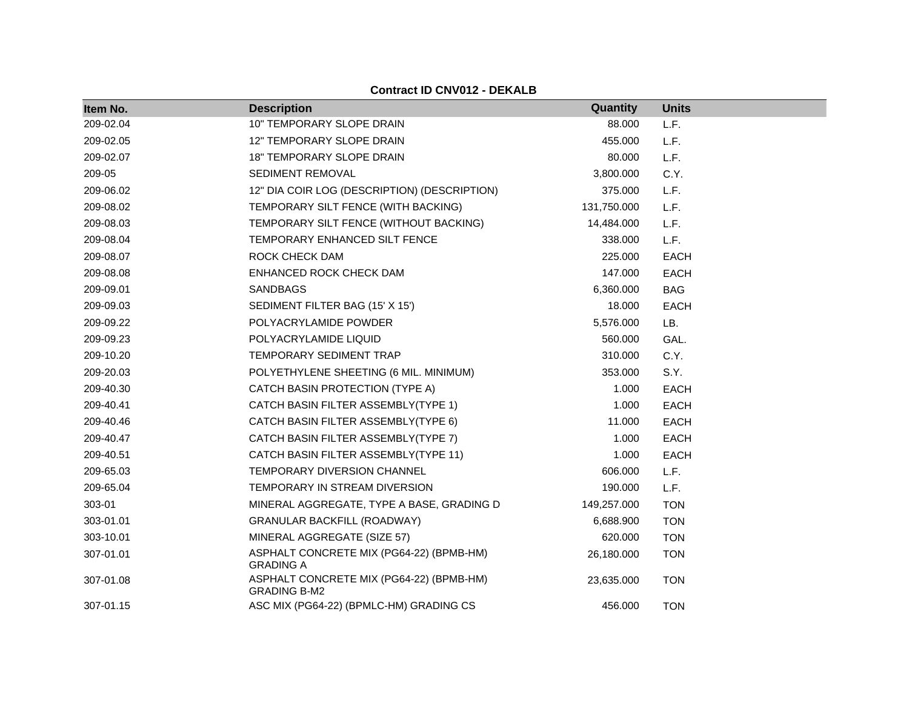**Contract ID CNV012 - DEKALB**

| Item No. | Description | Quantity | Units |
|---|---|---|---|
| 209-02.04 | 10" TEMPORARY SLOPE DRAIN | 88.000 | L.F. |
| 209-02.05 | 12" TEMPORARY SLOPE DRAIN | 455.000 | L.F. |
| 209-02.07 | 18" TEMPORARY SLOPE DRAIN | 80.000 | L.F. |
| 209-05 | SEDIMENT REMOVAL | 3,800.000 | C.Y. |
| 209-06.02 | 12" DIA COIR LOG (DESCRIPTION) (DESCRIPTION) | 375.000 | L.F. |
| 209-08.02 | TEMPORARY SILT FENCE (WITH BACKING) | 131,750.000 | L.F. |
| 209-08.03 | TEMPORARY SILT FENCE (WITHOUT BACKING) | 14,484.000 | L.F. |
| 209-08.04 | TEMPORARY ENHANCED SILT FENCE | 338.000 | L.F. |
| 209-08.07 | ROCK CHECK DAM | 225.000 | EACH |
| 209-08.08 | ENHANCED ROCK CHECK DAM | 147.000 | EACH |
| 209-09.01 | SANDBAGS | 6,360.000 | BAG |
| 209-09.03 | SEDIMENT FILTER BAG (15' X 15') | 18.000 | EACH |
| 209-09.22 | POLYACRYLAMIDE POWDER | 5,576.000 | LB. |
| 209-09.23 | POLYACRYLAMIDE LIQUID | 560.000 | GAL. |
| 209-10.20 | TEMPORARY SEDIMENT TRAP | 310.000 | C.Y. |
| 209-20.03 | POLYETHYLENE SHEETING (6 MIL. MINIMUM) | 353.000 | S.Y. |
| 209-40.30 | CATCH BASIN PROTECTION (TYPE A) | 1.000 | EACH |
| 209-40.41 | CATCH BASIN FILTER ASSEMBLY(TYPE 1) | 1.000 | EACH |
| 209-40.46 | CATCH BASIN FILTER ASSEMBLY(TYPE 6) | 11.000 | EACH |
| 209-40.47 | CATCH BASIN FILTER ASSEMBLY(TYPE 7) | 1.000 | EACH |
| 209-40.51 | CATCH BASIN FILTER ASSEMBLY(TYPE 11) | 1.000 | EACH |
| 209-65.03 | TEMPORARY DIVERSION CHANNEL | 606.000 | L.F. |
| 209-65.04 | TEMPORARY IN STREAM DIVERSION | 190.000 | L.F. |
| 303-01 | MINERAL AGGREGATE, TYPE A BASE, GRADING D | 149,257.000 | TON |
| 303-01.01 | GRANULAR BACKFILL (ROADWAY) | 6,688.900 | TON |
| 303-10.01 | MINERAL AGGREGATE (SIZE 57) | 620.000 | TON |
| 307-01.01 | ASPHALT CONCRETE MIX (PG64-22) (BPMB-HM) GRADING A | 26,180.000 | TON |
| 307-01.08 | ASPHALT CONCRETE MIX (PG64-22) (BPMB-HM) GRADING B-M2 | 23,635.000 | TON |
| 307-01.15 | ASC MIX (PG64-22) (BPMLC-HM) GRADING CS | 456.000 | TON |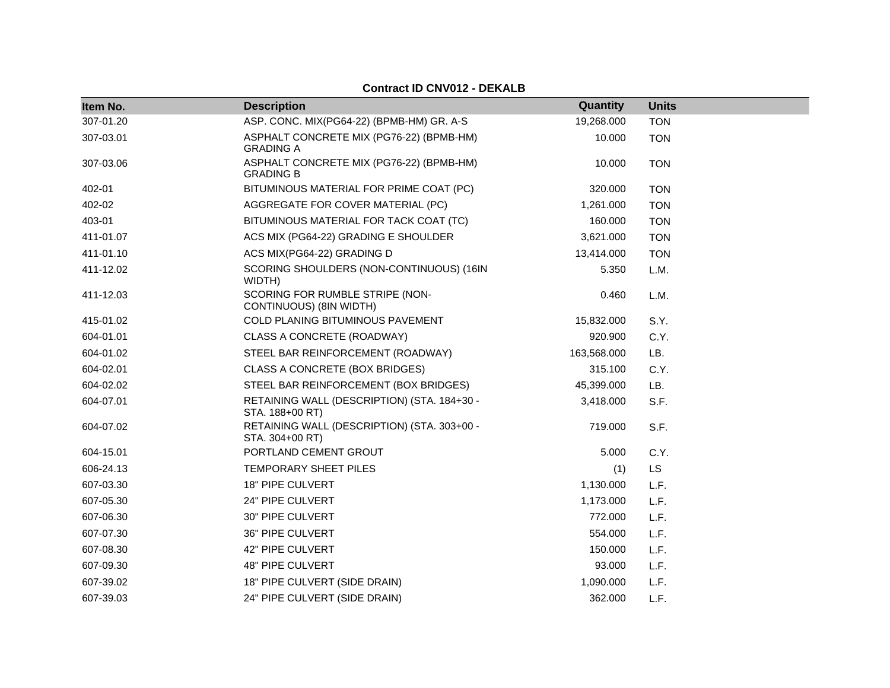**Contract ID CNV012 - DEKALB**

| Item No. | Description | Quantity | Units |
|---|---|---|---|
| 307-01.20 | ASP. CONC. MIX(PG64-22) (BPMB-HM) GR. A-S | 19,268.000 | TON |
| 307-03.01 | ASPHALT CONCRETE MIX (PG76-22) (BPMB-HM) GRADING A | 10.000 | TON |
| 307-03.06 | ASPHALT CONCRETE MIX (PG76-22) (BPMB-HM) GRADING B | 10.000 | TON |
| 402-01 | BITUMINOUS MATERIAL FOR PRIME COAT (PC) | 320.000 | TON |
| 402-02 | AGGREGATE FOR COVER MATERIAL (PC) | 1,261.000 | TON |
| 403-01 | BITUMINOUS MATERIAL FOR TACK COAT (TC) | 160.000 | TON |
| 411-01.07 | ACS MIX (PG64-22) GRADING E SHOULDER | 3,621.000 | TON |
| 411-01.10 | ACS MIX(PG64-22) GRADING D | 13,414.000 | TON |
| 411-12.02 | SCORING SHOULDERS (NON-CONTINUOUS) (16IN WIDTH) | 5.350 | L.M. |
| 411-12.03 | SCORING FOR RUMBLE STRIPE (NON-CONTINUOUS) (8IN WIDTH) | 0.460 | L.M. |
| 415-01.02 | COLD PLANING BITUMINOUS PAVEMENT | 15,832.000 | S.Y. |
| 604-01.01 | CLASS A CONCRETE (ROADWAY) | 920.900 | C.Y. |
| 604-01.02 | STEEL BAR REINFORCEMENT (ROADWAY) | 163,568.000 | LB. |
| 604-02.01 | CLASS A CONCRETE (BOX BRIDGES) | 315.100 | C.Y. |
| 604-02.02 | STEEL BAR REINFORCEMENT (BOX BRIDGES) | 45,399.000 | LB. |
| 604-07.01 | RETAINING WALL (DESCRIPTION) (STA. 184+30 - STA. 188+00 RT) | 3,418.000 | S.F. |
| 604-07.02 | RETAINING WALL (DESCRIPTION) (STA. 303+00 - STA. 304+00 RT) | 719.000 | S.F. |
| 604-15.01 | PORTLAND CEMENT GROUT | 5.000 | C.Y. |
| 606-24.13 | TEMPORARY SHEET PILES | (1) | LS |
| 607-03.30 | 18" PIPE CULVERT | 1,130.000 | L.F. |
| 607-05.30 | 24" PIPE CULVERT | 1,173.000 | L.F. |
| 607-06.30 | 30" PIPE CULVERT | 772.000 | L.F. |
| 607-07.30 | 36" PIPE CULVERT | 554.000 | L.F. |
| 607-08.30 | 42" PIPE CULVERT | 150.000 | L.F. |
| 607-09.30 | 48" PIPE CULVERT | 93.000 | L.F. |
| 607-39.02 | 18" PIPE CULVERT (SIDE DRAIN) | 1,090.000 | L.F. |
| 607-39.03 | 24" PIPE CULVERT (SIDE DRAIN) | 362.000 | L.F. |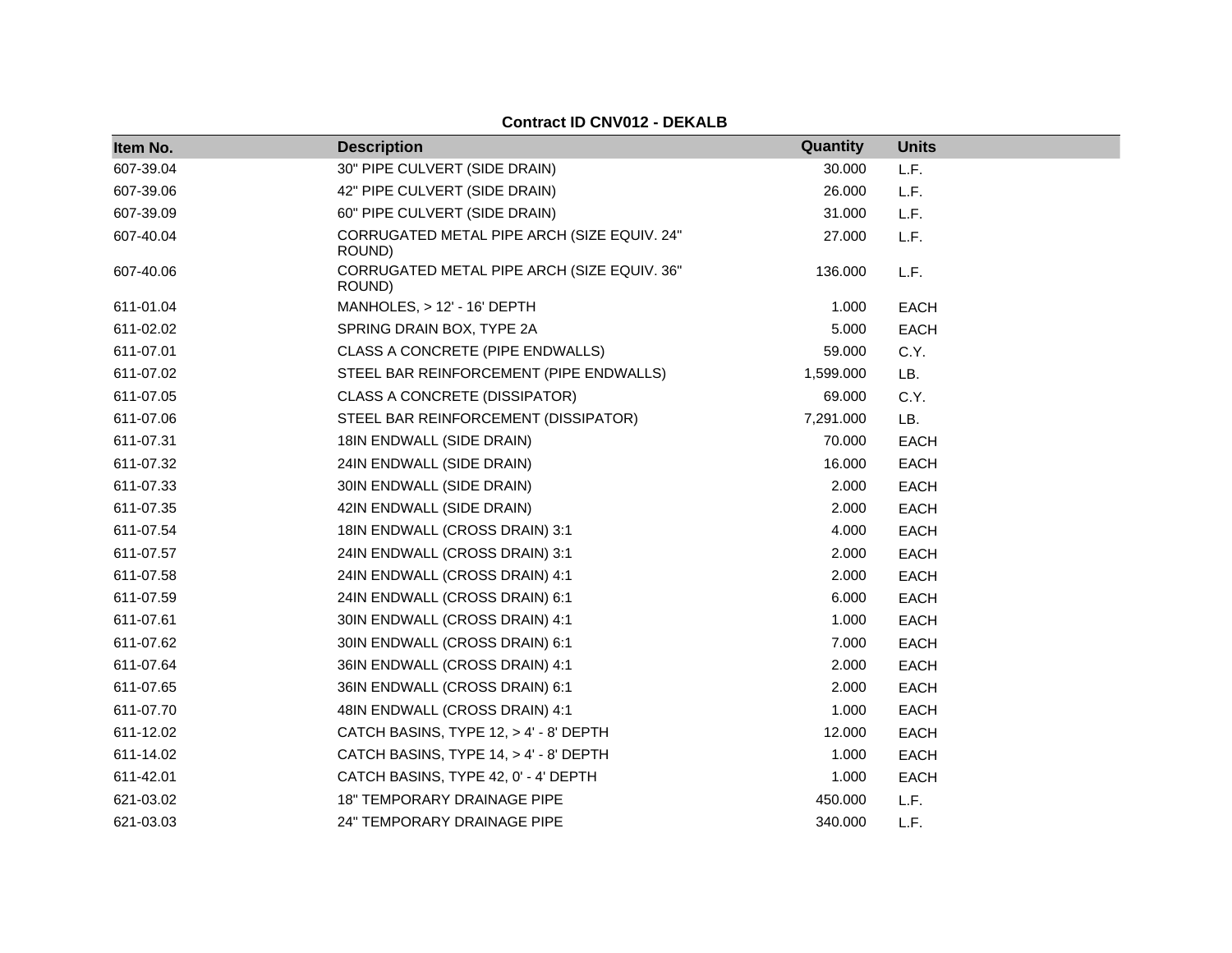**Contract ID CNV012 - DEKALB**

| Item No. | Description | Quantity | Units |
|---|---|---|---|
| 607-39.04 | 30" PIPE CULVERT (SIDE DRAIN) | 30.000 | L.F. |
| 607-39.06 | 42" PIPE CULVERT (SIDE DRAIN) | 26.000 | L.F. |
| 607-39.09 | 60" PIPE CULVERT (SIDE DRAIN) | 31.000 | L.F. |
| 607-40.04 | CORRUGATED METAL PIPE ARCH (SIZE EQUIV. 24" ROUND) | 27.000 | L.F. |
| 607-40.06 | CORRUGATED METAL PIPE ARCH (SIZE EQUIV. 36" ROUND) | 136.000 | L.F. |
| 611-01.04 | MANHOLES, > 12' - 16' DEPTH | 1.000 | EACH |
| 611-02.02 | SPRING DRAIN BOX, TYPE 2A | 5.000 | EACH |
| 611-07.01 | CLASS A CONCRETE (PIPE ENDWALLS) | 59.000 | C.Y. |
| 611-07.02 | STEEL BAR REINFORCEMENT (PIPE ENDWALLS) | 1,599.000 | LB. |
| 611-07.05 | CLASS A CONCRETE (DISSIPATOR) | 69.000 | C.Y. |
| 611-07.06 | STEEL BAR REINFORCEMENT (DISSIPATOR) | 7,291.000 | LB. |
| 611-07.31 | 18IN ENDWALL (SIDE DRAIN) | 70.000 | EACH |
| 611-07.32 | 24IN ENDWALL (SIDE DRAIN) | 16.000 | EACH |
| 611-07.33 | 30IN ENDWALL (SIDE DRAIN) | 2.000 | EACH |
| 611-07.35 | 42IN ENDWALL (SIDE DRAIN) | 2.000 | EACH |
| 611-07.54 | 18IN ENDWALL (CROSS DRAIN) 3:1 | 4.000 | EACH |
| 611-07.57 | 24IN ENDWALL (CROSS DRAIN) 3:1 | 2.000 | EACH |
| 611-07.58 | 24IN ENDWALL (CROSS DRAIN) 4:1 | 2.000 | EACH |
| 611-07.59 | 24IN ENDWALL (CROSS DRAIN) 6:1 | 6.000 | EACH |
| 611-07.61 | 30IN ENDWALL (CROSS DRAIN) 4:1 | 1.000 | EACH |
| 611-07.62 | 30IN ENDWALL (CROSS DRAIN) 6:1 | 7.000 | EACH |
| 611-07.64 | 36IN ENDWALL (CROSS DRAIN) 4:1 | 2.000 | EACH |
| 611-07.65 | 36IN ENDWALL (CROSS DRAIN) 6:1 | 2.000 | EACH |
| 611-07.70 | 48IN ENDWALL (CROSS DRAIN) 4:1 | 1.000 | EACH |
| 611-12.02 | CATCH BASINS, TYPE 12, > 4' - 8' DEPTH | 12.000 | EACH |
| 611-14.02 | CATCH BASINS, TYPE 14, > 4' - 8' DEPTH | 1.000 | EACH |
| 611-42.01 | CATCH BASINS, TYPE 42, 0' - 4' DEPTH | 1.000 | EACH |
| 621-03.02 | 18" TEMPORARY DRAINAGE PIPE | 450.000 | L.F. |
| 621-03.03 | 24" TEMPORARY DRAINAGE PIPE | 340.000 | L.F. |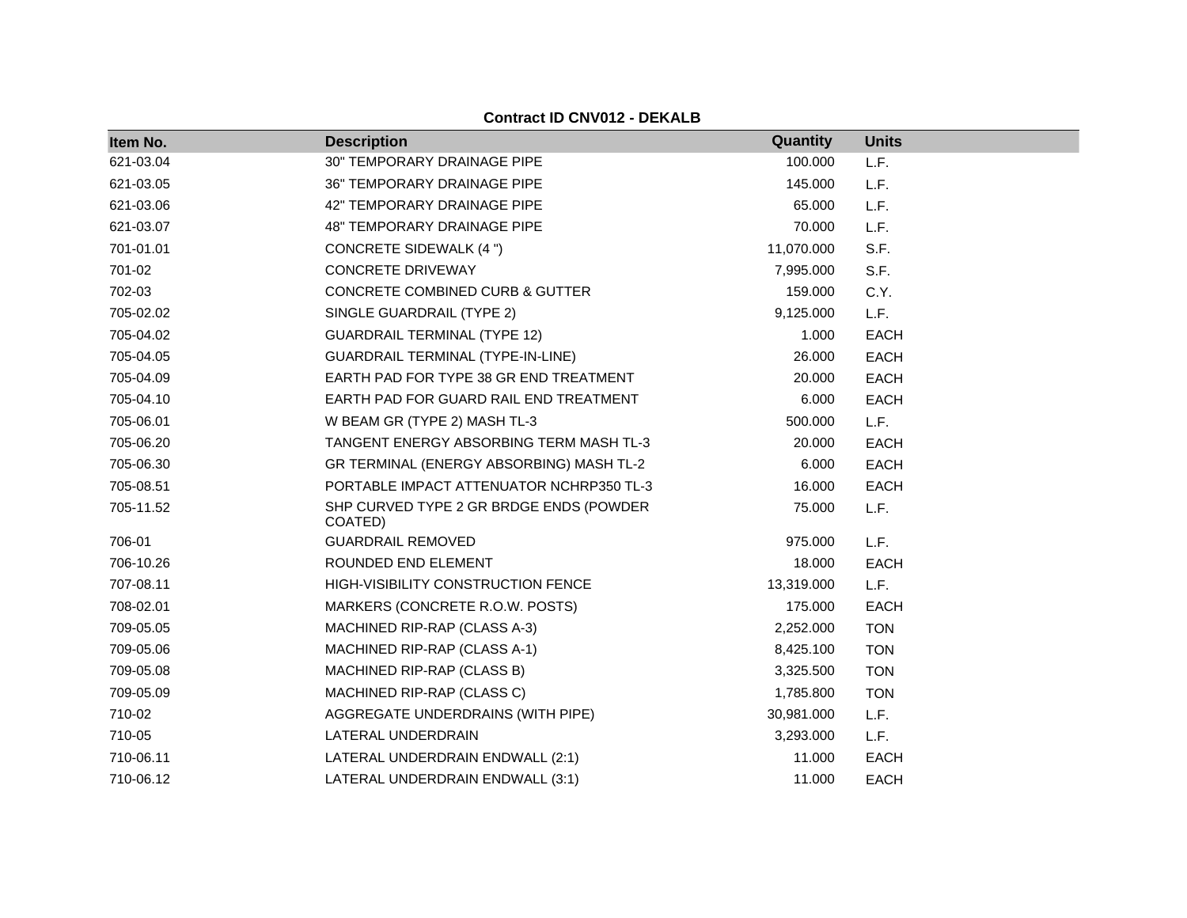**Contract ID CNV012 - DEKALB**

| Item No. | Description | Quantity | Units |
|---|---|---|---|
| 621-03.04 | 30" TEMPORARY DRAINAGE PIPE | 100.000 | L.F. |
| 621-03.05 | 36" TEMPORARY DRAINAGE PIPE | 145.000 | L.F. |
| 621-03.06 | 42" TEMPORARY DRAINAGE PIPE | 65.000 | L.F. |
| 621-03.07 | 48" TEMPORARY DRAINAGE PIPE | 70.000 | L.F. |
| 701-01.01 | CONCRETE SIDEWALK (4 ") | 11,070.000 | S.F. |
| 701-02 | CONCRETE DRIVEWAY | 7,995.000 | S.F. |
| 702-03 | CONCRETE COMBINED CURB & GUTTER | 159.000 | C.Y. |
| 705-02.02 | SINGLE GUARDRAIL (TYPE 2) | 9,125.000 | L.F. |
| 705-04.02 | GUARDRAIL TERMINAL (TYPE 12) | 1.000 | EACH |
| 705-04.05 | GUARDRAIL TERMINAL (TYPE-IN-LINE) | 26.000 | EACH |
| 705-04.09 | EARTH PAD FOR TYPE 38 GR END TREATMENT | 20.000 | EACH |
| 705-04.10 | EARTH PAD FOR GUARD RAIL END TREATMENT | 6.000 | EACH |
| 705-06.01 | W BEAM GR (TYPE 2) MASH TL-3 | 500.000 | L.F. |
| 705-06.20 | TANGENT ENERGY ABSORBING TERM MASH TL-3 | 20.000 | EACH |
| 705-06.30 | GR TERMINAL (ENERGY ABSORBING) MASH TL-2 | 6.000 | EACH |
| 705-08.51 | PORTABLE IMPACT ATTENUATOR NCHRP350 TL-3 | 16.000 | EACH |
| 705-11.52 | SHP CURVED TYPE 2 GR BRDGE ENDS (POWDER COATED) | 75.000 | L.F. |
| 706-01 | GUARDRAIL REMOVED | 975.000 | L.F. |
| 706-10.26 | ROUNDED END ELEMENT | 18.000 | EACH |
| 707-08.11 | HIGH-VISIBILITY CONSTRUCTION FENCE | 13,319.000 | L.F. |
| 708-02.01 | MARKERS (CONCRETE R.O.W. POSTS) | 175.000 | EACH |
| 709-05.05 | MACHINED RIP-RAP (CLASS A-3) | 2,252.000 | TON |
| 709-05.06 | MACHINED RIP-RAP (CLASS A-1) | 8,425.100 | TON |
| 709-05.08 | MACHINED RIP-RAP (CLASS B) | 3,325.500 | TON |
| 709-05.09 | MACHINED RIP-RAP (CLASS C) | 1,785.800 | TON |
| 710-02 | AGGREGATE UNDERDRAINS (WITH PIPE) | 30,981.000 | L.F. |
| 710-05 | LATERAL UNDERDRAIN | 3,293.000 | L.F. |
| 710-06.11 | LATERAL UNDERDRAIN ENDWALL (2:1) | 11.000 | EACH |
| 710-06.12 | LATERAL UNDERDRAIN ENDWALL (3:1) | 11.000 | EACH |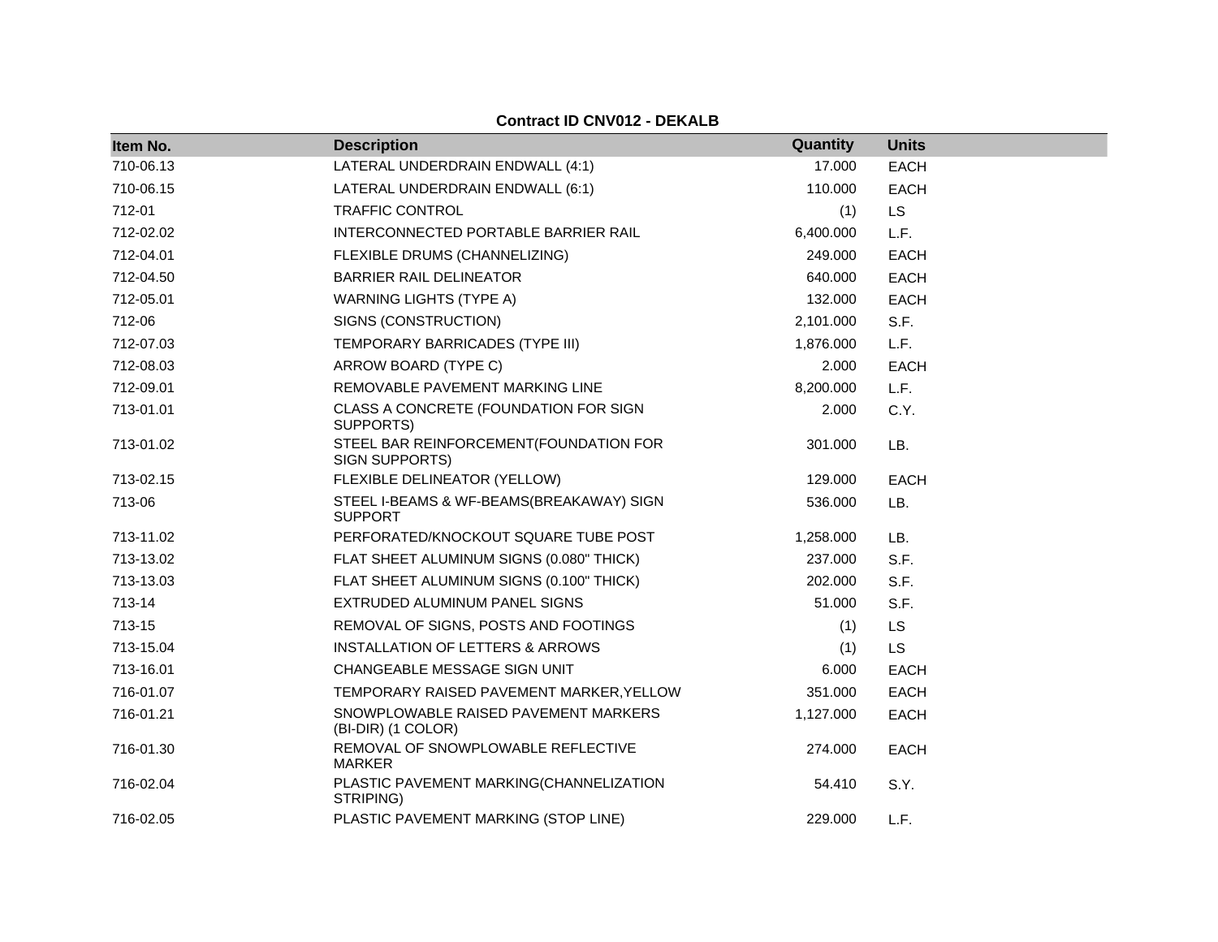**Contract ID CNV012 - DEKALB**

| Item No. | Description | Quantity | Units |
|---|---|---|---|
| 710-06.13 | LATERAL UNDERDRAIN ENDWALL (4:1) | 17.000 | EACH |
| 710-06.15 | LATERAL UNDERDRAIN ENDWALL (6:1) | 110.000 | EACH |
| 712-01 | TRAFFIC CONTROL | (1) | LS |
| 712-02.02 | INTERCONNECTED PORTABLE BARRIER RAIL | 6,400.000 | L.F. |
| 712-04.01 | FLEXIBLE DRUMS (CHANNELIZING) | 249.000 | EACH |
| 712-04.50 | BARRIER RAIL DELINEATOR | 640.000 | EACH |
| 712-05.01 | WARNING LIGHTS (TYPE A) | 132.000 | EACH |
| 712-06 | SIGNS (CONSTRUCTION) | 2,101.000 | S.F. |
| 712-07.03 | TEMPORARY BARRICADES (TYPE III) | 1,876.000 | L.F. |
| 712-08.03 | ARROW BOARD (TYPE C) | 2.000 | EACH |
| 712-09.01 | REMOVABLE PAVEMENT MARKING LINE | 8,200.000 | L.F. |
| 713-01.01 | CLASS A CONCRETE (FOUNDATION FOR SIGN SUPPORTS) | 2.000 | C.Y. |
| 713-01.02 | STEEL BAR REINFORCEMENT(FOUNDATION FOR SIGN SUPPORTS) | 301.000 | LB. |
| 713-02.15 | FLEXIBLE DELINEATOR (YELLOW) | 129.000 | EACH |
| 713-06 | STEEL I-BEAMS & WF-BEAMS(BREAKAWAY) SIGN SUPPORT | 536.000 | LB. |
| 713-11.02 | PERFORATED/KNOCKOUT SQUARE TUBE POST | 1,258.000 | LB. |
| 713-13.02 | FLAT SHEET ALUMINUM SIGNS (0.080" THICK) | 237.000 | S.F. |
| 713-13.03 | FLAT SHEET ALUMINUM SIGNS (0.100" THICK) | 202.000 | S.F. |
| 713-14 | EXTRUDED ALUMINUM PANEL SIGNS | 51.000 | S.F. |
| 713-15 | REMOVAL OF SIGNS, POSTS AND FOOTINGS | (1) | LS |
| 713-15.04 | INSTALLATION OF LETTERS & ARROWS | (1) | LS |
| 713-16.01 | CHANGEABLE MESSAGE SIGN UNIT | 6.000 | EACH |
| 716-01.07 | TEMPORARY RAISED PAVEMENT MARKER,YELLOW | 351.000 | EACH |
| 716-01.21 | SNOWPLOWABLE RAISED PAVEMENT MARKERS (BI-DIR) (1 COLOR) | 1,127.000 | EACH |
| 716-01.30 | REMOVAL OF SNOWPLOWABLE REFLECTIVE MARKER | 274.000 | EACH |
| 716-02.04 | PLASTIC PAVEMENT MARKING(CHANNELIZATION STRIPING) | 54.410 | S.Y. |
| 716-02.05 | PLASTIC PAVEMENT MARKING (STOP LINE) | 229.000 | L.F. |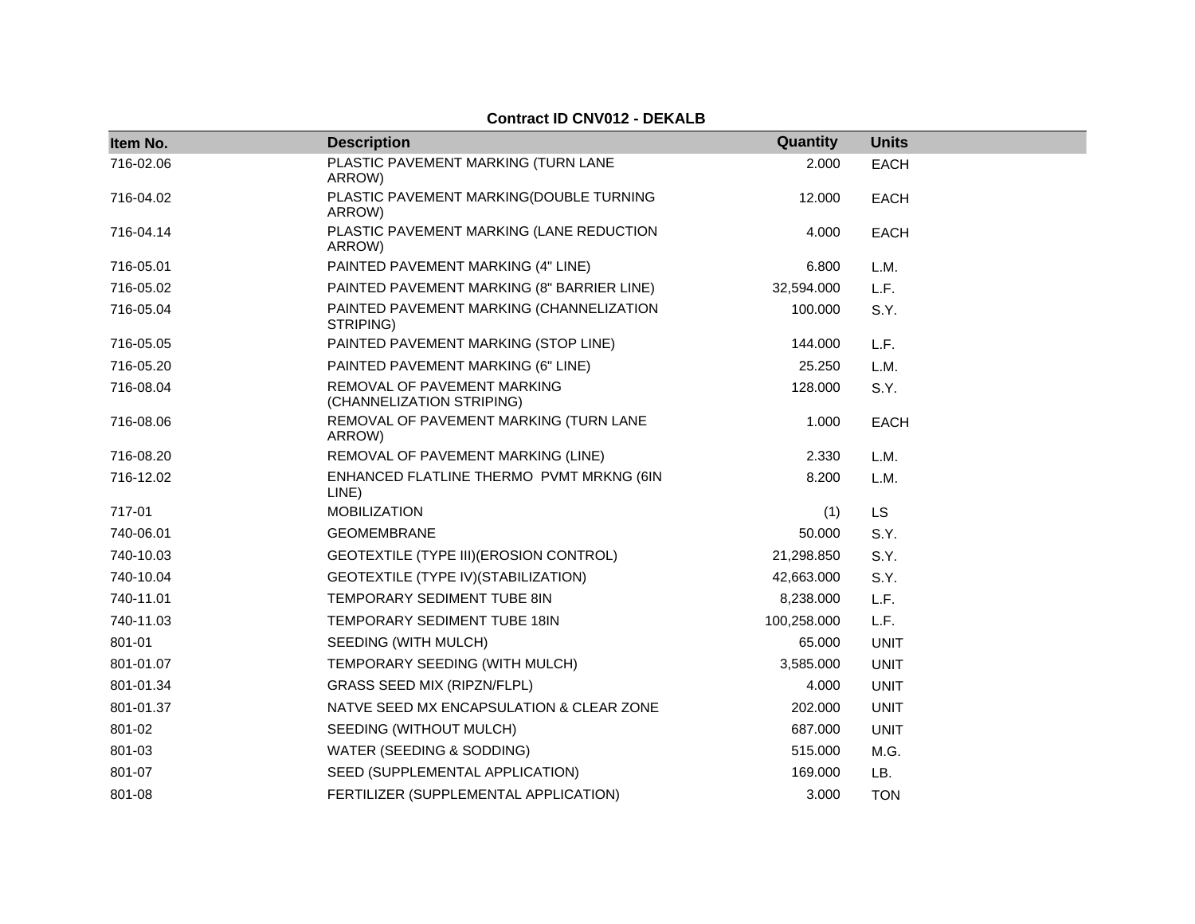**Contract ID CNV012 - DEKALB**

| Item No. | Description | Quantity | Units |
|---|---|---|---|
| 716-02.06 | PLASTIC PAVEMENT MARKING (TURN LANE ARROW) | 2.000 | EACH |
| 716-04.02 | PLASTIC PAVEMENT MARKING(DOUBLE TURNING ARROW) | 12.000 | EACH |
| 716-04.14 | PLASTIC PAVEMENT MARKING (LANE REDUCTION ARROW) | 4.000 | EACH |
| 716-05.01 | PAINTED PAVEMENT MARKING (4" LINE) | 6.800 | L.M. |
| 716-05.02 | PAINTED PAVEMENT MARKING (8" BARRIER LINE) | 32,594.000 | L.F. |
| 716-05.04 | PAINTED PAVEMENT MARKING (CHANNELIZATION STRIPING) | 100.000 | S.Y. |
| 716-05.05 | PAINTED PAVEMENT MARKING (STOP LINE) | 144.000 | L.F. |
| 716-05.20 | PAINTED PAVEMENT MARKING (6" LINE) | 25.250 | L.M. |
| 716-08.04 | REMOVAL OF PAVEMENT MARKING (CHANNELIZATION STRIPING) | 128.000 | S.Y. |
| 716-08.06 | REMOVAL OF PAVEMENT MARKING (TURN LANE ARROW) | 1.000 | EACH |
| 716-08.20 | REMOVAL OF PAVEMENT MARKING (LINE) | 2.330 | L.M. |
| 716-12.02 | ENHANCED FLATLINE THERMO PVMT MRKNG (6IN LINE) | 8.200 | L.M. |
| 717-01 | MOBILIZATION | (1) | LS |
| 740-06.01 | GEOMEMBRANE | 50.000 | S.Y. |
| 740-10.03 | GEOTEXTILE (TYPE III)(EROSION CONTROL) | 21,298.850 | S.Y. |
| 740-10.04 | GEOTEXTILE (TYPE IV)(STABILIZATION) | 42,663.000 | S.Y. |
| 740-11.01 | TEMPORARY SEDIMENT TUBE 8IN | 8,238.000 | L.F. |
| 740-11.03 | TEMPORARY SEDIMENT TUBE 18IN | 100,258.000 | L.F. |
| 801-01 | SEEDING (WITH MULCH) | 65.000 | UNIT |
| 801-01.07 | TEMPORARY SEEDING (WITH MULCH) | 3,585.000 | UNIT |
| 801-01.34 | GRASS SEED MIX (RIPZN/FLPL) | 4.000 | UNIT |
| 801-01.37 | NATVE SEED MX ENCAPSULATION & CLEAR ZONE | 202.000 | UNIT |
| 801-02 | SEEDING (WITHOUT MULCH) | 687.000 | UNIT |
| 801-03 | WATER (SEEDING & SODDING) | 515.000 | M.G. |
| 801-07 | SEED (SUPPLEMENTAL APPLICATION) | 169.000 | LB. |
| 801-08 | FERTILIZER (SUPPLEMENTAL APPLICATION) | 3.000 | TON |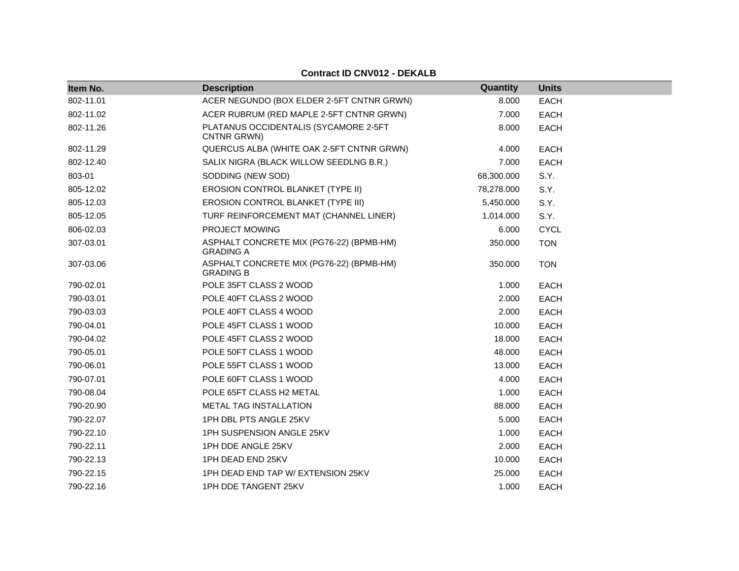**Contract ID CNV012 - DEKALB**

| Item No. | Description | Quantity | Units |
|---|---|---|---|
| 802-11.01 | ACER NEGUNDO (BOX ELDER 2-5FT CNTNR GRWN) | 8.000 | EACH |
| 802-11.02 | ACER RUBRUM (RED MAPLE 2-5FT CNTNR GRWN) | 7.000 | EACH |
| 802-11.26 | PLATANUS OCCIDENTALIS (SYCAMORE 2-5FT CNTNR GRWN) | 8.000 | EACH |
| 802-11.29 | QUERCUS ALBA (WHITE OAK 2-5FT CNTNR GRWN) | 4.000 | EACH |
| 802-12.40 | SALIX NIGRA (BLACK WILLOW SEEDLNG B.R.) | 7.000 | EACH |
| 803-01 | SODDING (NEW SOD) | 68,300.000 | S.Y. |
| 805-12.02 | EROSION CONTROL BLANKET (TYPE II) | 78,278.000 | S.Y. |
| 805-12.03 | EROSION CONTROL BLANKET (TYPE III) | 5,450.000 | S.Y. |
| 805-12.05 | TURF REINFORCEMENT MAT (CHANNEL LINER) | 1,014.000 | S.Y. |
| 806-02.03 | PROJECT MOWING | 6.000 | CYCL |
| 307-03.01 | ASPHALT CONCRETE MIX (PG76-22) (BPMB-HM) GRADING A | 350.000 | TON |
| 307-03.06 | ASPHALT CONCRETE MIX (PG76-22) (BPMB-HM) GRADING B | 350.000 | TON |
| 790-02.01 | POLE 35FT CLASS 2 WOOD | 1.000 | EACH |
| 790-03.01 | POLE 40FT CLASS 2 WOOD | 2.000 | EACH |
| 790-03.03 | POLE 40FT CLASS 4 WOOD | 2.000 | EACH |
| 790-04.01 | POLE 45FT CLASS 1 WOOD | 10.000 | EACH |
| 790-04.02 | POLE 45FT CLASS 2 WOOD | 18.000 | EACH |
| 790-05.01 | POLE 50FT CLASS 1 WOOD | 48.000 | EACH |
| 790-06.01 | POLE 55FT CLASS 1 WOOD | 13.000 | EACH |
| 790-07.01 | POLE 60FT CLASS 1 WOOD | 4.000 | EACH |
| 790-08.04 | POLE 65FT CLASS H2 METAL | 1.000 | EACH |
| 790-20.90 | METAL TAG INSTALLATION | 88.000 | EACH |
| 790-22.07 | 1PH DBL PTS ANGLE 25KV | 5.000 | EACH |
| 790-22.10 | 1PH SUSPENSION ANGLE 25KV | 1.000 | EACH |
| 790-22.11 | 1PH DDE ANGLE 25KV | 2.000 | EACH |
| 790-22.13 | 1PH DEAD END 25KV | 10.000 | EACH |
| 790-22.15 | 1PH DEAD END TAP W/ EXTENSION 25KV | 25.000 | EACH |
| 790-22.16 | 1PH DDE TANGENT 25KV | 1.000 | EACH |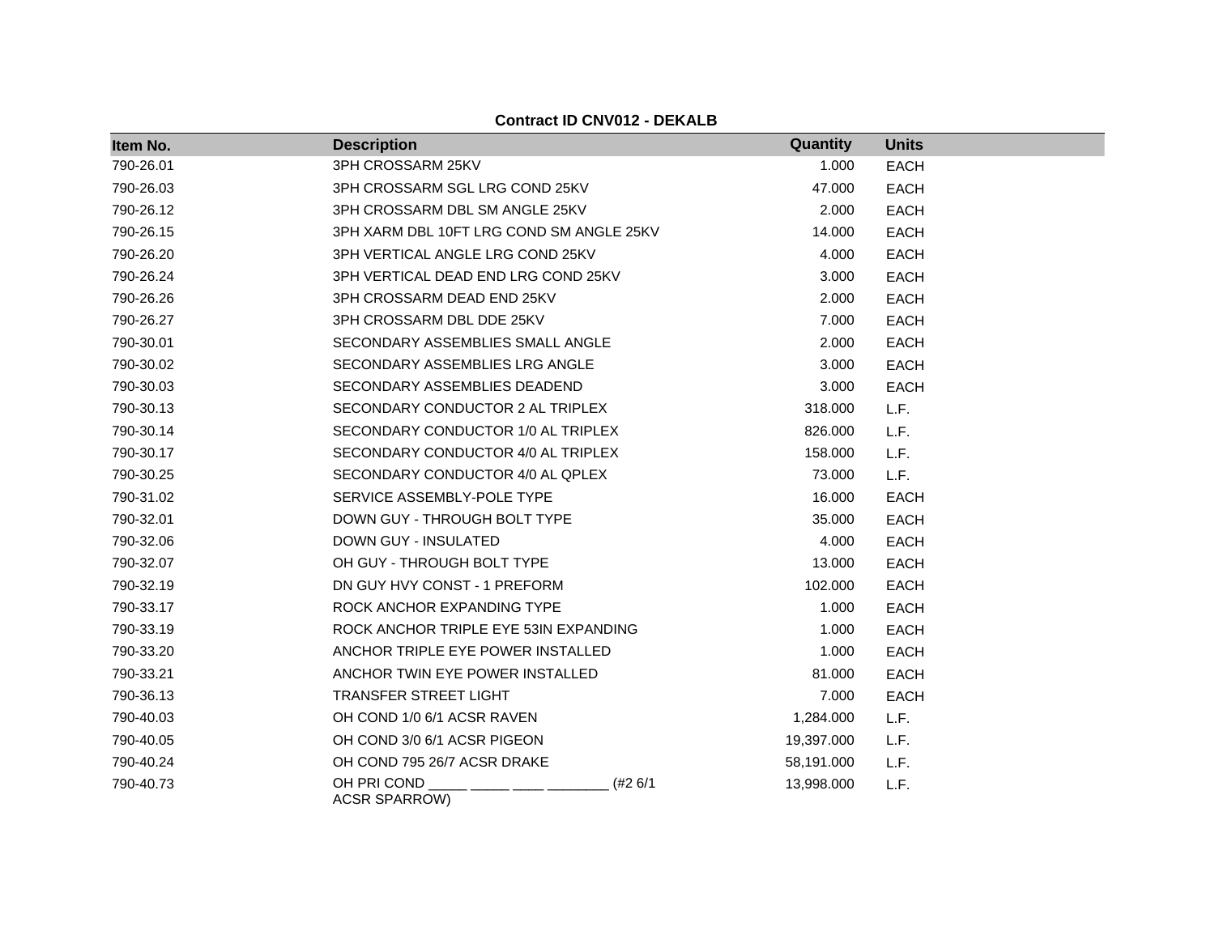**Contract ID CNV012 - DEKALB**

| Item No. | Description | Quantity | Units |
|---|---|---|---|
| 790-26.01 | 3PH CROSSARM 25KV | 1.000 | EACH |
| 790-26.03 | 3PH CROSSARM SGL LRG COND 25KV | 47.000 | EACH |
| 790-26.12 | 3PH CROSSARM DBL SM ANGLE 25KV | 2.000 | EACH |
| 790-26.15 | 3PH XARM DBL 10FT LRG COND SM ANGLE 25KV | 14.000 | EACH |
| 790-26.20 | 3PH VERTICAL ANGLE LRG COND 25KV | 4.000 | EACH |
| 790-26.24 | 3PH VERTICAL DEAD END LRG COND 25KV | 3.000 | EACH |
| 790-26.26 | 3PH CROSSARM DEAD END 25KV | 2.000 | EACH |
| 790-26.27 | 3PH CROSSARM DBL DDE 25KV | 7.000 | EACH |
| 790-30.01 | SECONDARY ASSEMBLIES SMALL ANGLE | 2.000 | EACH |
| 790-30.02 | SECONDARY ASSEMBLIES LRG ANGLE | 3.000 | EACH |
| 790-30.03 | SECONDARY ASSEMBLIES DEADEND | 3.000 | EACH |
| 790-30.13 | SECONDARY CONDUCTOR 2 AL TRIPLEX | 318.000 | L.F. |
| 790-30.14 | SECONDARY CONDUCTOR 1/0 AL TRIPLEX | 826.000 | L.F. |
| 790-30.17 | SECONDARY CONDUCTOR 4/0 AL TRIPLEX | 158.000 | L.F. |
| 790-30.25 | SECONDARY CONDUCTOR 4/0 AL QPLEX | 73.000 | L.F. |
| 790-31.02 | SERVICE ASSEMBLY-POLE TYPE | 16.000 | EACH |
| 790-32.01 | DOWN GUY - THROUGH BOLT TYPE | 35.000 | EACH |
| 790-32.06 | DOWN GUY - INSULATED | 4.000 | EACH |
| 790-32.07 | OH GUY - THROUGH BOLT TYPE | 13.000 | EACH |
| 790-32.19 | DN GUY HVY CONST - 1 PREFORM | 102.000 | EACH |
| 790-33.17 | ROCK ANCHOR EXPANDING TYPE | 1.000 | EACH |
| 790-33.19 | ROCK ANCHOR TRIPLE EYE 53IN EXPANDING | 1.000 | EACH |
| 790-33.20 | ANCHOR TRIPLE EYE POWER INSTALLED | 1.000 | EACH |
| 790-33.21 | ANCHOR TWIN EYE POWER INSTALLED | 81.000 | EACH |
| 790-36.13 | TRANSFER STREET LIGHT | 7.000 | EACH |
| 790-40.03 | OH COND 1/0 6/1 ACSR RAVEN | 1,284.000 | L.F. |
| 790-40.05 | OH COND 3/0 6/1 ACSR PIGEON | 19,397.000 | L.F. |
| 790-40.24 | OH COND 795 26/7 ACSR DRAKE | 58,191.000 | L.F. |
| 790-40.73 | OH PRI COND _____ _____ ____ ________ (#2 6/1 ACSR SPARROW) | 13,998.000 | L.F. |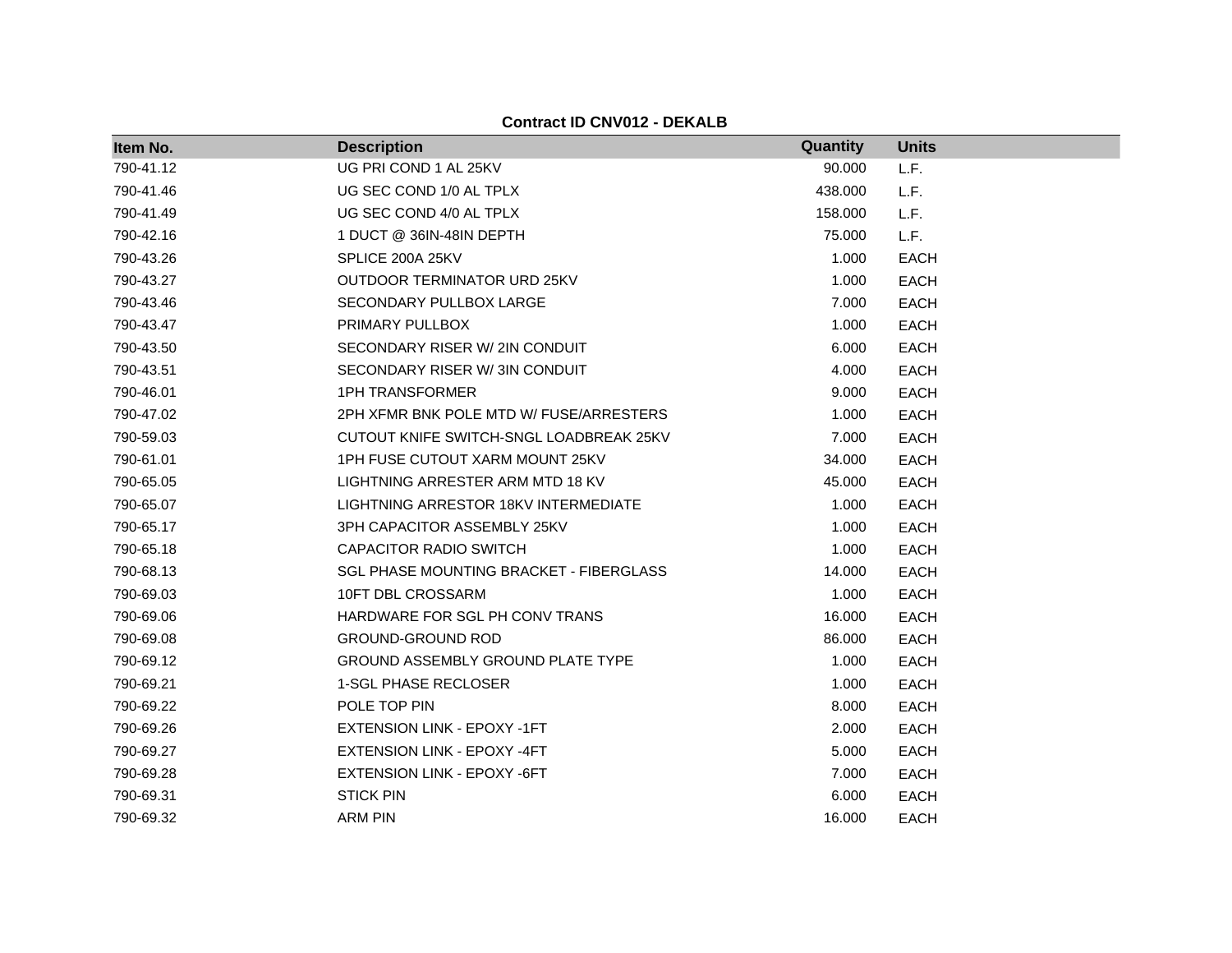**Contract ID CNV012 - DEKALB**

| Item No. | Description | Quantity | Units |
|---|---|---|---|
| 790-41.12 | UG PRI COND 1 AL 25KV | 90.000 | L.F. |
| 790-41.46 | UG SEC COND 1/0 AL TPLX | 438.000 | L.F. |
| 790-41.49 | UG SEC COND 4/0 AL TPLX | 158.000 | L.F. |
| 790-42.16 | 1 DUCT @ 36IN-48IN DEPTH | 75.000 | L.F. |
| 790-43.26 | SPLICE 200A 25KV | 1.000 | EACH |
| 790-43.27 | OUTDOOR TERMINATOR URD 25KV | 1.000 | EACH |
| 790-43.46 | SECONDARY PULLBOX LARGE | 7.000 | EACH |
| 790-43.47 | PRIMARY PULLBOX | 1.000 | EACH |
| 790-43.50 | SECONDARY RISER W/ 2IN CONDUIT | 6.000 | EACH |
| 790-43.51 | SECONDARY RISER W/ 3IN CONDUIT | 4.000 | EACH |
| 790-46.01 | 1PH TRANSFORMER | 9.000 | EACH |
| 790-47.02 | 2PH XFMR BNK POLE MTD W/ FUSE/ARRESTERS | 1.000 | EACH |
| 790-59.03 | CUTOUT KNIFE SWITCH-SNGL LOADBREAK 25KV | 7.000 | EACH |
| 790-61.01 | 1PH FUSE CUTOUT XARM MOUNT 25KV | 34.000 | EACH |
| 790-65.05 | LIGHTNING ARRESTER ARM MTD 18 KV | 45.000 | EACH |
| 790-65.07 | LIGHTNING ARRESTOR 18KV INTERMEDIATE | 1.000 | EACH |
| 790-65.17 | 3PH CAPACITOR ASSEMBLY 25KV | 1.000 | EACH |
| 790-65.18 | CAPACITOR RADIO SWITCH | 1.000 | EACH |
| 790-68.13 | SGL PHASE MOUNTING BRACKET - FIBERGLASS | 14.000 | EACH |
| 790-69.03 | 10FT DBL CROSSARM | 1.000 | EACH |
| 790-69.06 | HARDWARE FOR SGL PH CONV TRANS | 16.000 | EACH |
| 790-69.08 | GROUND-GROUND ROD | 86.000 | EACH |
| 790-69.12 | GROUND ASSEMBLY GROUND PLATE TYPE | 1.000 | EACH |
| 790-69.21 | 1-SGL PHASE RECLOSER | 1.000 | EACH |
| 790-69.22 | POLE TOP PIN | 8.000 | EACH |
| 790-69.26 | EXTENSION LINK - EPOXY -1FT | 2.000 | EACH |
| 790-69.27 | EXTENSION LINK - EPOXY -4FT | 5.000 | EACH |
| 790-69.28 | EXTENSION LINK - EPOXY -6FT | 7.000 | EACH |
| 790-69.31 | STICK PIN | 6.000 | EACH |
| 790-69.32 | ARM PIN | 16.000 | EACH |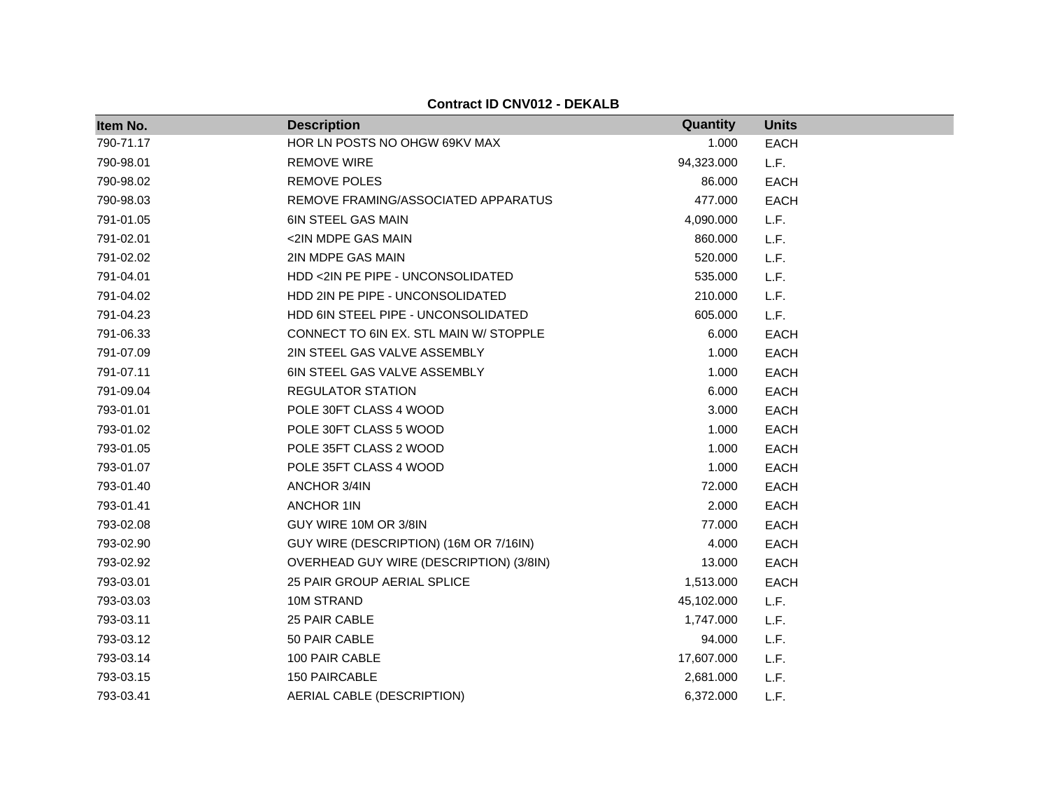**Contract ID CNV012 - DEKALB**

| Item No. | Description | Quantity | Units |
|---|---|---|---|
| 790-71.17 | HOR LN POSTS NO OHGW 69KV MAX | 1.000 | EACH |
| 790-98.01 | REMOVE WIRE | 94,323.000 | L.F. |
| 790-98.02 | REMOVE POLES | 86.000 | EACH |
| 790-98.03 | REMOVE FRAMING/ASSOCIATED APPARATUS | 477.000 | EACH |
| 791-01.05 | 6IN STEEL GAS MAIN | 4,090.000 | L.F. |
| 791-02.01 | <2IN MDPE GAS MAIN | 860.000 | L.F. |
| 791-02.02 | 2IN MDPE GAS MAIN | 520.000 | L.F. |
| 791-04.01 | HDD <2IN PE PIPE - UNCONSOLIDATED | 535.000 | L.F. |
| 791-04.02 | HDD 2IN PE PIPE - UNCONSOLIDATED | 210.000 | L.F. |
| 791-04.23 | HDD 6IN STEEL PIPE - UNCONSOLIDATED | 605.000 | L.F. |
| 791-06.33 | CONNECT TO 6IN EX. STL MAIN W/ STOPPLE | 6.000 | EACH |
| 791-07.09 | 2IN STEEL GAS VALVE ASSEMBLY | 1.000 | EACH |
| 791-07.11 | 6IN STEEL GAS VALVE ASSEMBLY | 1.000 | EACH |
| 791-09.04 | REGULATOR STATION | 6.000 | EACH |
| 793-01.01 | POLE 30FT CLASS 4 WOOD | 3.000 | EACH |
| 793-01.02 | POLE 30FT CLASS 5 WOOD | 1.000 | EACH |
| 793-01.05 | POLE 35FT CLASS 2 WOOD | 1.000 | EACH |
| 793-01.07 | POLE 35FT CLASS 4 WOOD | 1.000 | EACH |
| 793-01.40 | ANCHOR 3/4IN | 72.000 | EACH |
| 793-01.41 | ANCHOR 1IN | 2.000 | EACH |
| 793-02.08 | GUY WIRE 10M OR 3/8IN | 77.000 | EACH |
| 793-02.90 | GUY WIRE (DESCRIPTION) (16M OR 7/16IN) | 4.000 | EACH |
| 793-02.92 | OVERHEAD GUY WIRE (DESCRIPTION) (3/8IN) | 13.000 | EACH |
| 793-03.01 | 25 PAIR GROUP AERIAL SPLICE | 1,513.000 | EACH |
| 793-03.03 | 10M STRAND | 45,102.000 | L.F. |
| 793-03.11 | 25 PAIR CABLE | 1,747.000 | L.F. |
| 793-03.12 | 50 PAIR CABLE | 94.000 | L.F. |
| 793-03.14 | 100 PAIR CABLE | 17,607.000 | L.F. |
| 793-03.15 | 150 PAIRCABLE | 2,681.000 | L.F. |
| 793-03.41 | AERIAL CABLE (DESCRIPTION) | 6,372.000 | L.F. |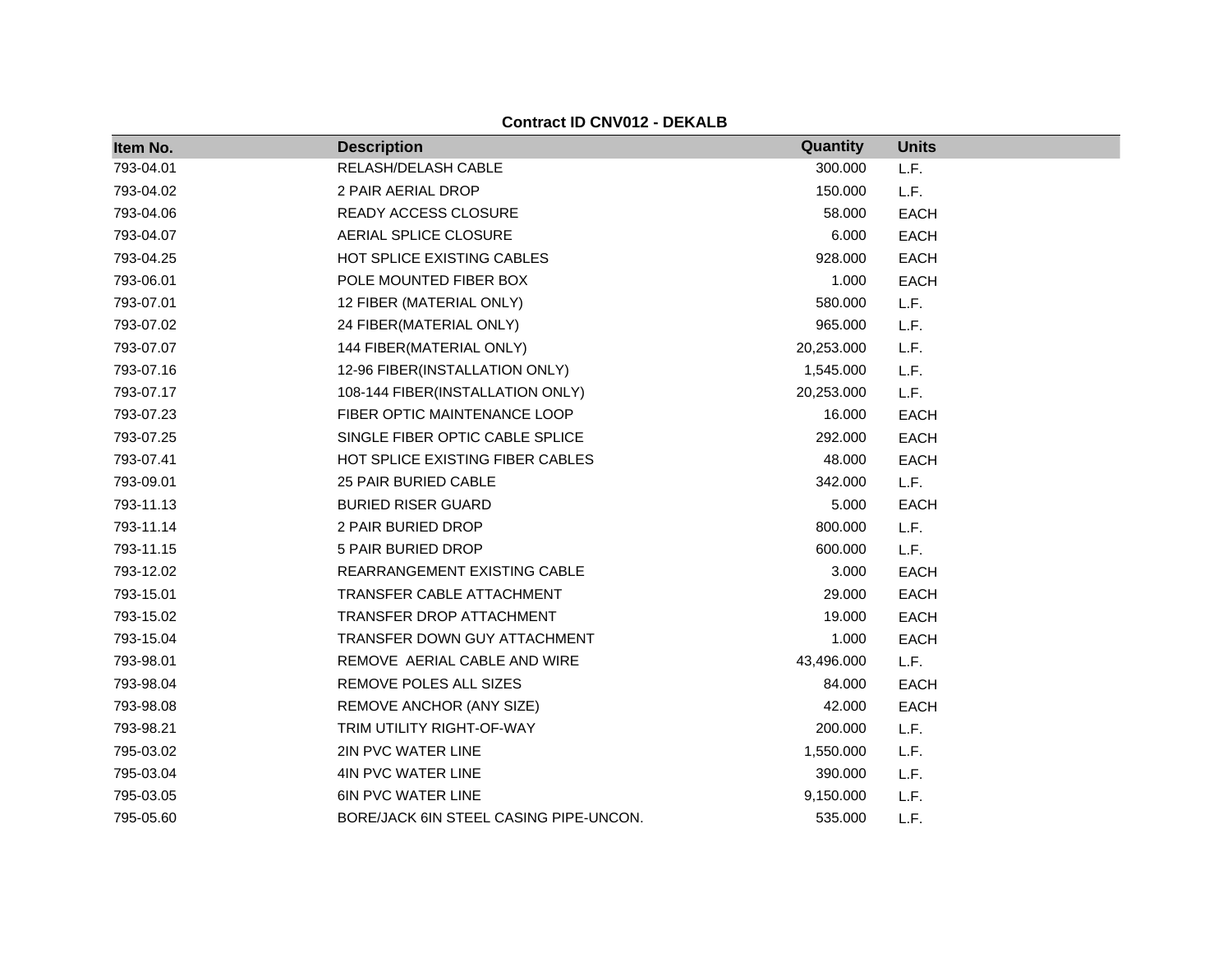**Contract ID CNV012 - DEKALB**

| Item No. | Description | Quantity | Units |
|---|---|---|---|
| 793-04.01 | RELASH/DELASH CABLE | 300.000 | L.F. |
| 793-04.02 | 2 PAIR AERIAL DROP | 150.000 | L.F. |
| 793-04.06 | READY ACCESS CLOSURE | 58.000 | EACH |
| 793-04.07 | AERIAL SPLICE CLOSURE | 6.000 | EACH |
| 793-04.25 | HOT SPLICE EXISTING CABLES | 928.000 | EACH |
| 793-06.01 | POLE MOUNTED FIBER BOX | 1.000 | EACH |
| 793-07.01 | 12 FIBER (MATERIAL ONLY) | 580.000 | L.F. |
| 793-07.02 | 24 FIBER(MATERIAL ONLY) | 965.000 | L.F. |
| 793-07.07 | 144 FIBER(MATERIAL ONLY) | 20,253.000 | L.F. |
| 793-07.16 | 12-96 FIBER(INSTALLATION ONLY) | 1,545.000 | L.F. |
| 793-07.17 | 108-144 FIBER(INSTALLATION ONLY) | 20,253.000 | L.F. |
| 793-07.23 | FIBER OPTIC MAINTENANCE LOOP | 16.000 | EACH |
| 793-07.25 | SINGLE FIBER OPTIC CABLE SPLICE | 292.000 | EACH |
| 793-07.41 | HOT SPLICE EXISTING FIBER CABLES | 48.000 | EACH |
| 793-09.01 | 25 PAIR BURIED CABLE | 342.000 | L.F. |
| 793-11.13 | BURIED RISER GUARD | 5.000 | EACH |
| 793-11.14 | 2 PAIR BURIED DROP | 800.000 | L.F. |
| 793-11.15 | 5 PAIR BURIED DROP | 600.000 | L.F. |
| 793-12.02 | REARRANGEMENT EXISTING CABLE | 3.000 | EACH |
| 793-15.01 | TRANSFER CABLE ATTACHMENT | 29.000 | EACH |
| 793-15.02 | TRANSFER DROP ATTACHMENT | 19.000 | EACH |
| 793-15.04 | TRANSFER DOWN GUY ATTACHMENT | 1.000 | EACH |
| 793-98.01 | REMOVE AERIAL CABLE AND WIRE | 43,496.000 | L.F. |
| 793-98.04 | REMOVE POLES ALL SIZES | 84.000 | EACH |
| 793-98.08 | REMOVE ANCHOR (ANY SIZE) | 42.000 | EACH |
| 793-98.21 | TRIM UTILITY RIGHT-OF-WAY | 200.000 | L.F. |
| 795-03.02 | 2IN PVC WATER LINE | 1,550.000 | L.F. |
| 795-03.04 | 4IN PVC WATER LINE | 390.000 | L.F. |
| 795-03.05 | 6IN PVC WATER LINE | 9,150.000 | L.F. |
| 795-05.60 | BORE/JACK 6IN STEEL CASING PIPE-UNCON. | 535.000 | L.F. |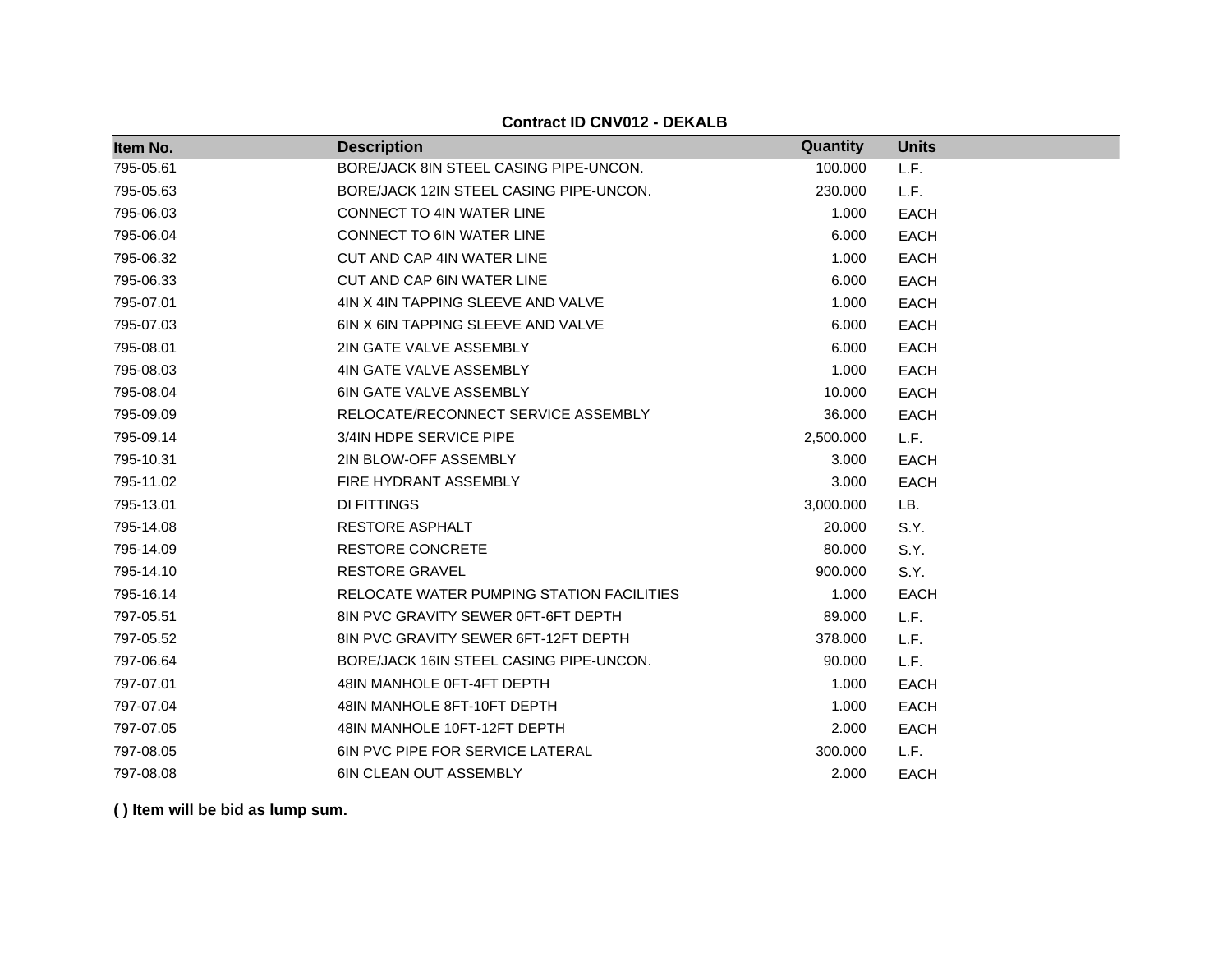**Contract ID CNV012 - DEKALB**

| Item No. | Description | Quantity | Units |
|---|---|---|---|
| 795-05.61 | BORE/JACK 8IN STEEL CASING PIPE-UNCON. | 100.000 | L.F. |
| 795-05.63 | BORE/JACK 12IN STEEL CASING PIPE-UNCON. | 230.000 | L.F. |
| 795-06.03 | CONNECT TO 4IN WATER LINE | 1.000 | EACH |
| 795-06.04 | CONNECT TO 6IN WATER LINE | 6.000 | EACH |
| 795-06.32 | CUT AND CAP 4IN WATER LINE | 1.000 | EACH |
| 795-06.33 | CUT AND CAP 6IN WATER LINE | 6.000 | EACH |
| 795-07.01 | 4IN X 4IN TAPPING SLEEVE AND VALVE | 1.000 | EACH |
| 795-07.03 | 6IN X 6IN TAPPING SLEEVE AND VALVE | 6.000 | EACH |
| 795-08.01 | 2IN GATE VALVE ASSEMBLY | 6.000 | EACH |
| 795-08.03 | 4IN GATE VALVE ASSEMBLY | 1.000 | EACH |
| 795-08.04 | 6IN GATE VALVE ASSEMBLY | 10.000 | EACH |
| 795-09.09 | RELOCATE/RECONNECT SERVICE ASSEMBLY | 36.000 | EACH |
| 795-09.14 | 3/4IN HDPE SERVICE PIPE | 2,500.000 | L.F. |
| 795-10.31 | 2IN BLOW-OFF ASSEMBLY | 3.000 | EACH |
| 795-11.02 | FIRE HYDRANT ASSEMBLY | 3.000 | EACH |
| 795-13.01 | DI FITTINGS | 3,000.000 | LB. |
| 795-14.08 | RESTORE ASPHALT | 20.000 | S.Y. |
| 795-14.09 | RESTORE CONCRETE | 80.000 | S.Y. |
| 795-14.10 | RESTORE GRAVEL | 900.000 | S.Y. |
| 795-16.14 | RELOCATE WATER PUMPING STATION FACILITIES | 1.000 | EACH |
| 797-05.51 | 8IN PVC GRAVITY SEWER 0FT-6FT DEPTH | 89.000 | L.F. |
| 797-05.52 | 8IN PVC GRAVITY SEWER 6FT-12FT DEPTH | 378.000 | L.F. |
| 797-06.64 | BORE/JACK 16IN STEEL CASING PIPE-UNCON. | 90.000 | L.F. |
| 797-07.01 | 48IN MANHOLE 0FT-4FT DEPTH | 1.000 | EACH |
| 797-07.04 | 48IN MANHOLE 8FT-10FT DEPTH | 1.000 | EACH |
| 797-07.05 | 48IN MANHOLE 10FT-12FT DEPTH | 2.000 | EACH |
| 797-08.05 | 6IN PVC PIPE FOR SERVICE LATERAL | 300.000 | L.F. |
| 797-08.08 | 6IN CLEAN OUT ASSEMBLY | 2.000 | EACH |

**( ) Item will be bid as lump sum.**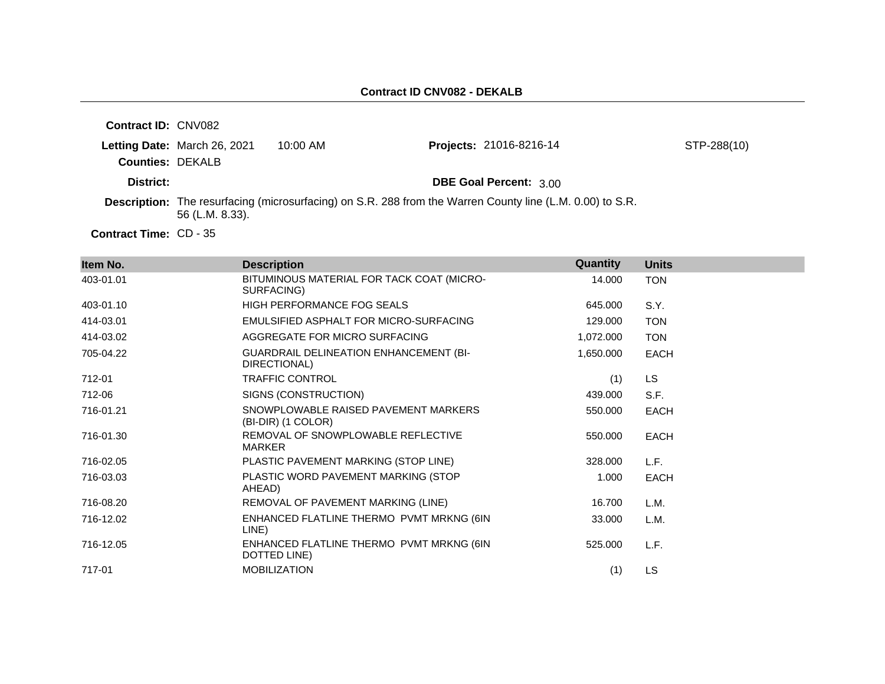**Contract ID CNV082 - DEKALB**

**Contract ID:** CNV082

**Letting Date:** March 26, 2021 10:00 AM

**Projects:** 21016-8216-14 STP-288(10)

**Counties:** DEKALB

**District:**

**DBE Goal Percent:** 3.00

**Description:** The resurfacing (microsurfacing) on S.R. 288 from the Warren County line (L.M. 0.00) to S.R. 56 (L.M. 8.33).

**Contract Time:** CD - 35

| Item No. | Description | Quantity | Units |
|---|---|---|---|
| 403-01.01 | BITUMINOUS MATERIAL FOR TACK COAT (MICRO-SURFACING) | 14.000 | TON |
| 403-01.10 | HIGH PERFORMANCE FOG SEALS | 645.000 | S.Y. |
| 414-03.01 | EMULSIFIED ASPHALT FOR MICRO-SURFACING | 129.000 | TON |
| 414-03.02 | AGGREGATE FOR MICRO SURFACING | 1,072.000 | TON |
| 705-04.22 | GUARDRAIL DELINEATION ENHANCEMENT (BI-DIRECTIONAL) | 1,650.000 | EACH |
| 712-01 | TRAFFIC CONTROL | (1) | LS |
| 712-06 | SIGNS (CONSTRUCTION) | 439.000 | S.F. |
| 716-01.21 | SNOWPLOWABLE RAISED PAVEMENT MARKERS (BI-DIR) (1 COLOR) | 550.000 | EACH |
| 716-01.30 | REMOVAL OF SNOWPLOWABLE REFLECTIVE MARKER | 550.000 | EACH |
| 716-02.05 | PLASTIC PAVEMENT MARKING (STOP LINE) | 328.000 | L.F. |
| 716-03.03 | PLASTIC WORD PAVEMENT MARKING (STOP AHEAD) | 1.000 | EACH |
| 716-08.20 | REMOVAL OF PAVEMENT MARKING (LINE) | 16.700 | L.M. |
| 716-12.02 | ENHANCED FLATLINE THERMO PVMT MRKNG (6IN LINE) | 33.000 | L.M. |
| 716-12.05 | ENHANCED FLATLINE THERMO PVMT MRKNG (6IN DOTTED LINE) | 525.000 | L.F. |
| 717-01 | MOBILIZATION | (1) | LS |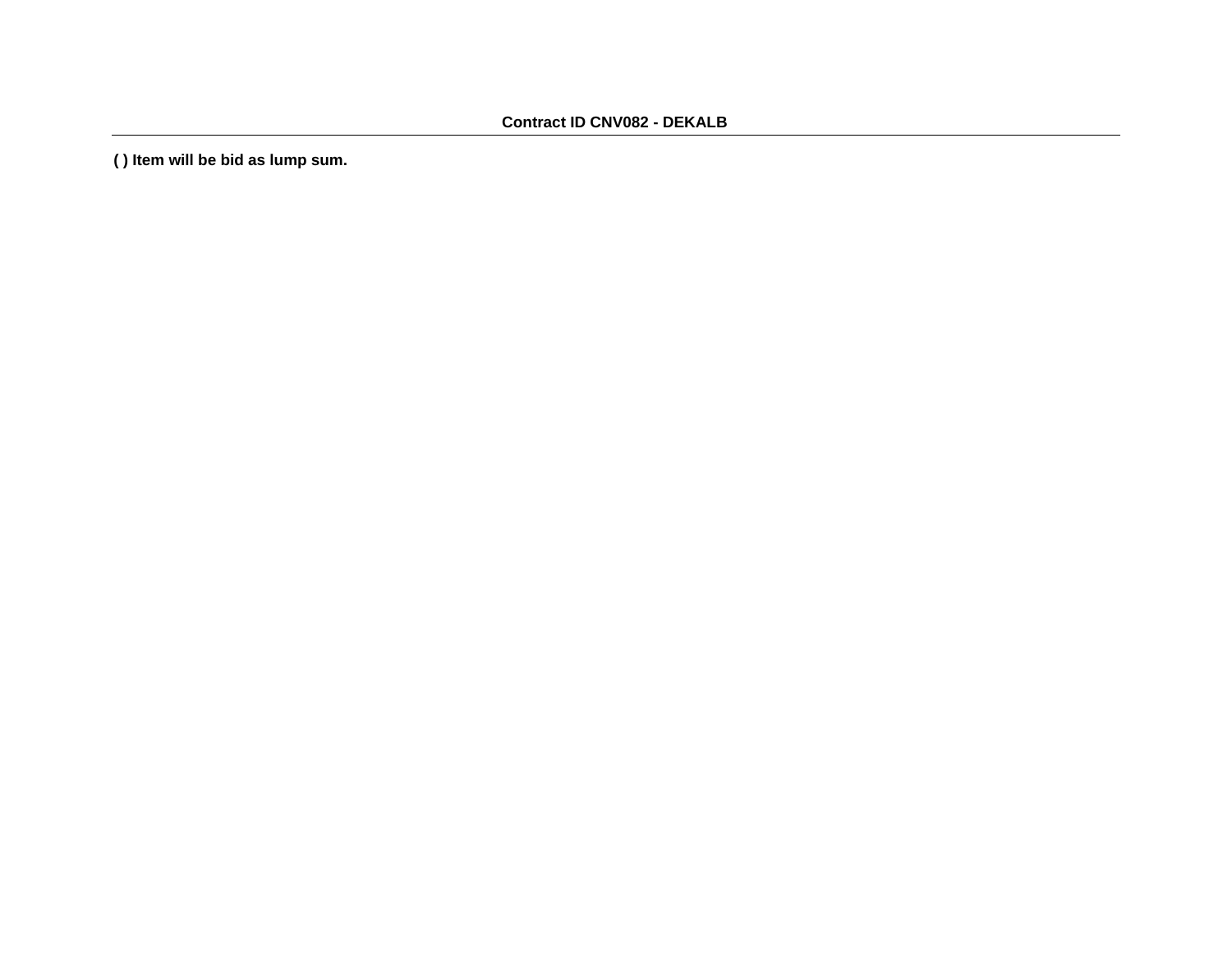**Contract ID CNV082 - DEKALB**

---

**( ) Item will be bid as lump sum.**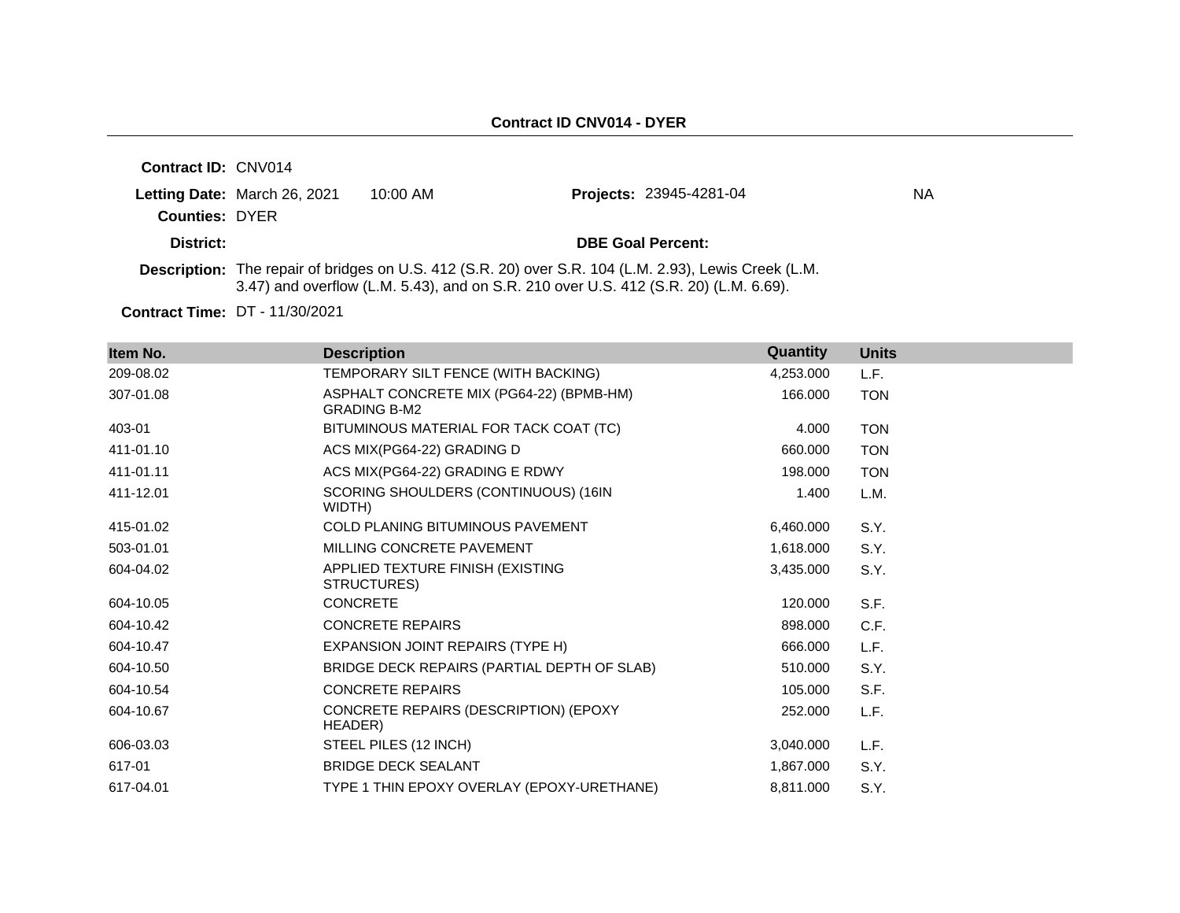## Contract ID CNV014 - DYER

**Contract ID:** CNV014

**Letting Date:** March 26, 2021 10:00 AM

**Projects:** 23945-4281-04 NA

**Counties:** DYER

**District:**

**DBE Goal Percent:**

**Description:** The repair of bridges on U.S. 412 (S.R. 20) over S.R. 104 (L.M. 2.93), Lewis Creek (L.M. 3.47) and overflow (L.M. 5.43), and on S.R. 210 over U.S. 412 (S.R. 20) (L.M. 6.69).

**Contract Time:** DT - 11/30/2021

| Item No. | Description | Quantity | Units |
|---|---|---|---|
| 209-08.02 | TEMPORARY SILT FENCE (WITH BACKING) | 4,253.000 | L.F. |
| 307-01.08 | ASPHALT CONCRETE MIX (PG64-22) (BPMB-HM) GRADING B-M2 | 166.000 | TON |
| 403-01 | BITUMINOUS MATERIAL FOR TACK COAT (TC) | 4.000 | TON |
| 411-01.10 | ACS MIX(PG64-22) GRADING D | 660.000 | TON |
| 411-01.11 | ACS MIX(PG64-22) GRADING E RDWY | 198.000 | TON |
| 411-12.01 | SCORING SHOULDERS (CONTINUOUS) (16IN WIDTH) | 1.400 | L.M. |
| 415-01.02 | COLD PLANING BITUMINOUS PAVEMENT | 6,460.000 | S.Y. |
| 503-01.01 | MILLING CONCRETE PAVEMENT | 1,618.000 | S.Y. |
| 604-04.02 | APPLIED TEXTURE FINISH (EXISTING STRUCTURES) | 3,435.000 | S.Y. |
| 604-10.05 | CONCRETE | 120.000 | S.F. |
| 604-10.42 | CONCRETE REPAIRS | 898.000 | C.F. |
| 604-10.47 | EXPANSION JOINT REPAIRS (TYPE H) | 666.000 | L.F. |
| 604-10.50 | BRIDGE DECK REPAIRS (PARTIAL DEPTH OF SLAB) | 510.000 | S.Y. |
| 604-10.54 | CONCRETE REPAIRS | 105.000 | S.F. |
| 604-10.67 | CONCRETE REPAIRS (DESCRIPTION) (EPOXY HEADER) | 252.000 | L.F. |
| 606-03.03 | STEEL PILES (12 INCH) | 3,040.000 | L.F. |
| 617-01 | BRIDGE DECK SEALANT | 1,867.000 | S.Y. |
| 617-04.01 | TYPE 1 THIN EPOXY OVERLAY (EPOXY-URETHANE) | 8,811.000 | S.Y. |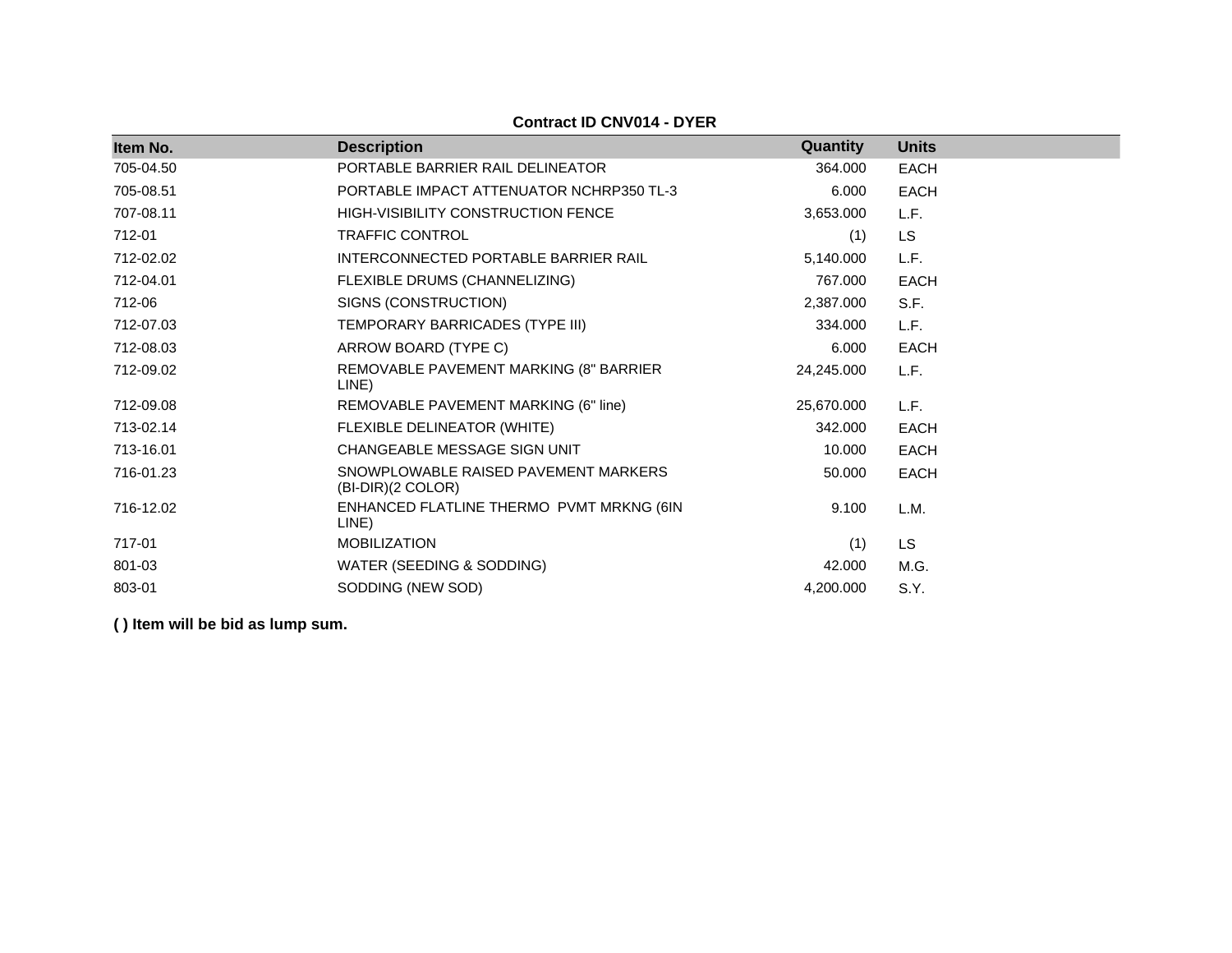**Contract ID CNV014 - DYER**

| Item No. | Description | Quantity | Units |
|---|---|---|---|
| 705-04.50 | PORTABLE BARRIER RAIL DELINEATOR | 364.000 | EACH |
| 705-08.51 | PORTABLE IMPACT ATTENUATOR NCHRP350 TL-3 | 6.000 | EACH |
| 707-08.11 | HIGH-VISIBILITY CONSTRUCTION FENCE | 3,653.000 | L.F. |
| 712-01 | TRAFFIC CONTROL | (1) | LS |
| 712-02.02 | INTERCONNECTED PORTABLE BARRIER RAIL | 5,140.000 | L.F. |
| 712-04.01 | FLEXIBLE DRUMS (CHANNELIZING) | 767.000 | EACH |
| 712-06 | SIGNS (CONSTRUCTION) | 2,387.000 | S.F. |
| 712-07.03 | TEMPORARY BARRICADES (TYPE III) | 334.000 | L.F. |
| 712-08.03 | ARROW BOARD (TYPE C) | 6.000 | EACH |
| 712-09.02 | REMOVABLE PAVEMENT MARKING (8" BARRIER LINE) | 24,245.000 | L.F. |
| 712-09.08 | REMOVABLE PAVEMENT MARKING (6" line) | 25,670.000 | L.F. |
| 713-02.14 | FLEXIBLE DELINEATOR (WHITE) | 342.000 | EACH |
| 713-16.01 | CHANGEABLE MESSAGE SIGN UNIT | 10.000 | EACH |
| 716-01.23 | SNOWPLOWABLE RAISED PAVEMENT MARKERS (BI-DIR)(2 COLOR) | 50.000 | EACH |
| 716-12.02 | ENHANCED FLATLINE THERMO PVMT MRKNG (6IN LINE) | 9.100 | L.M. |
| 717-01 | MOBILIZATION | (1) | LS |
| 801-03 | WATER (SEEDING & SODDING) | 42.000 | M.G. |
| 803-01 | SODDING (NEW SOD) | 4,200.000 | S.Y. |

**( ) Item will be bid as lump sum.**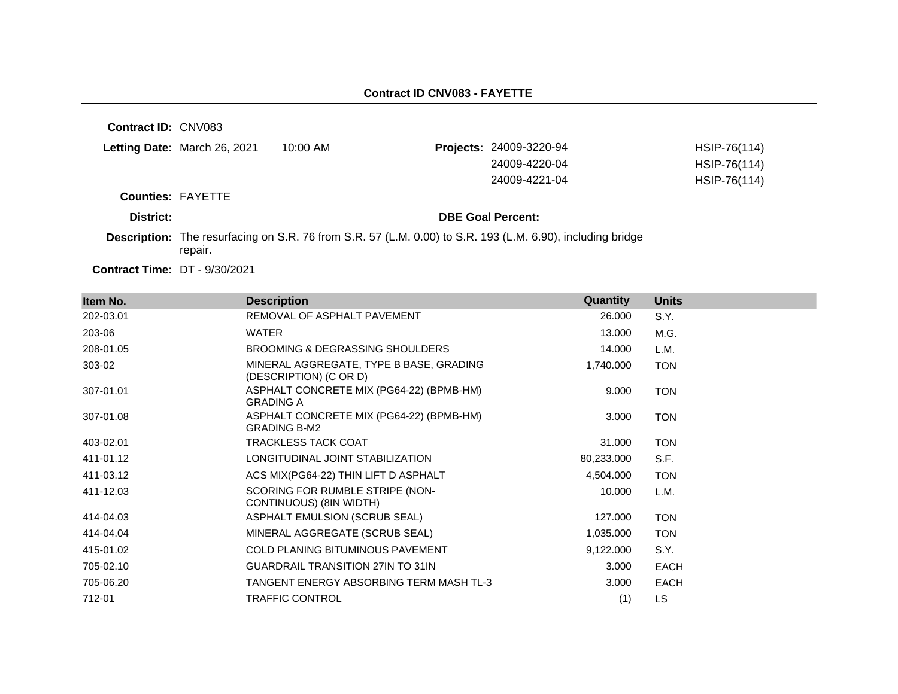## Contract ID CNV083 - FAYETTE

**Contract ID:** CNV083

**Letting Date:** March 26, 2021 10:00 AM

**Projects:**

| | |
|---|---|
| 24009-3220-94 | HSIP-76(114) |
| 24009-4220-04 | HSIP-76(114) |
| 24009-4221-04 | HSIP-76(114) |

**Counties:** FAYETTE

**District:**

**DBE Goal Percent:**

**Description:** The resurfacing on S.R. 76 from S.R. 57 (L.M. 0.00) to S.R. 193 (L.M. 6.90), including bridge repair.

**Contract Time:** DT - 9/30/2021

| Item No. | Description | Quantity | Units |
|---|---|---|---|
| 202-03.01 | REMOVAL OF ASPHALT PAVEMENT | 26.000 | S.Y. |
| 203-06 | WATER | 13.000 | M.G. |
| 208-01.05 | BROOMING & DEGRASSING SHOULDERS | 14.000 | L.M. |
| 303-02 | MINERAL AGGREGATE, TYPE B BASE, GRADING (DESCRIPTION) (C OR D) | 1,740.000 | TON |
| 307-01.01 | ASPHALT CONCRETE MIX (PG64-22) (BPMB-HM) GRADING A | 9.000 | TON |
| 307-01.08 | ASPHALT CONCRETE MIX (PG64-22) (BPMB-HM) GRADING B-M2 | 3.000 | TON |
| 403-02.01 | TRACKLESS TACK COAT | 31.000 | TON |
| 411-01.12 | LONGITUDINAL JOINT STABILIZATION | 80,233.000 | S.F. |
| 411-03.12 | ACS MIX(PG64-22) THIN LIFT D ASPHALT | 4,504.000 | TON |
| 411-12.03 | SCORING FOR RUMBLE STRIPE (NON-CONTINUOUS) (8IN WIDTH) | 10.000 | L.M. |
| 414-04.03 | ASPHALT EMULSION (SCRUB SEAL) | 127.000 | TON |
| 414-04.04 | MINERAL AGGREGATE (SCRUB SEAL) | 1,035.000 | TON |
| 415-01.02 | COLD PLANING BITUMINOUS PAVEMENT | 9,122.000 | S.Y. |
| 705-02.10 | GUARDRAIL TRANSITION 27IN TO 31IN | 3.000 | EACH |
| 705-06.20 | TANGENT ENERGY ABSORBING TERM MASH TL-3 | 3.000 | EACH |
| 712-01 | TRAFFIC CONTROL | (1) | LS |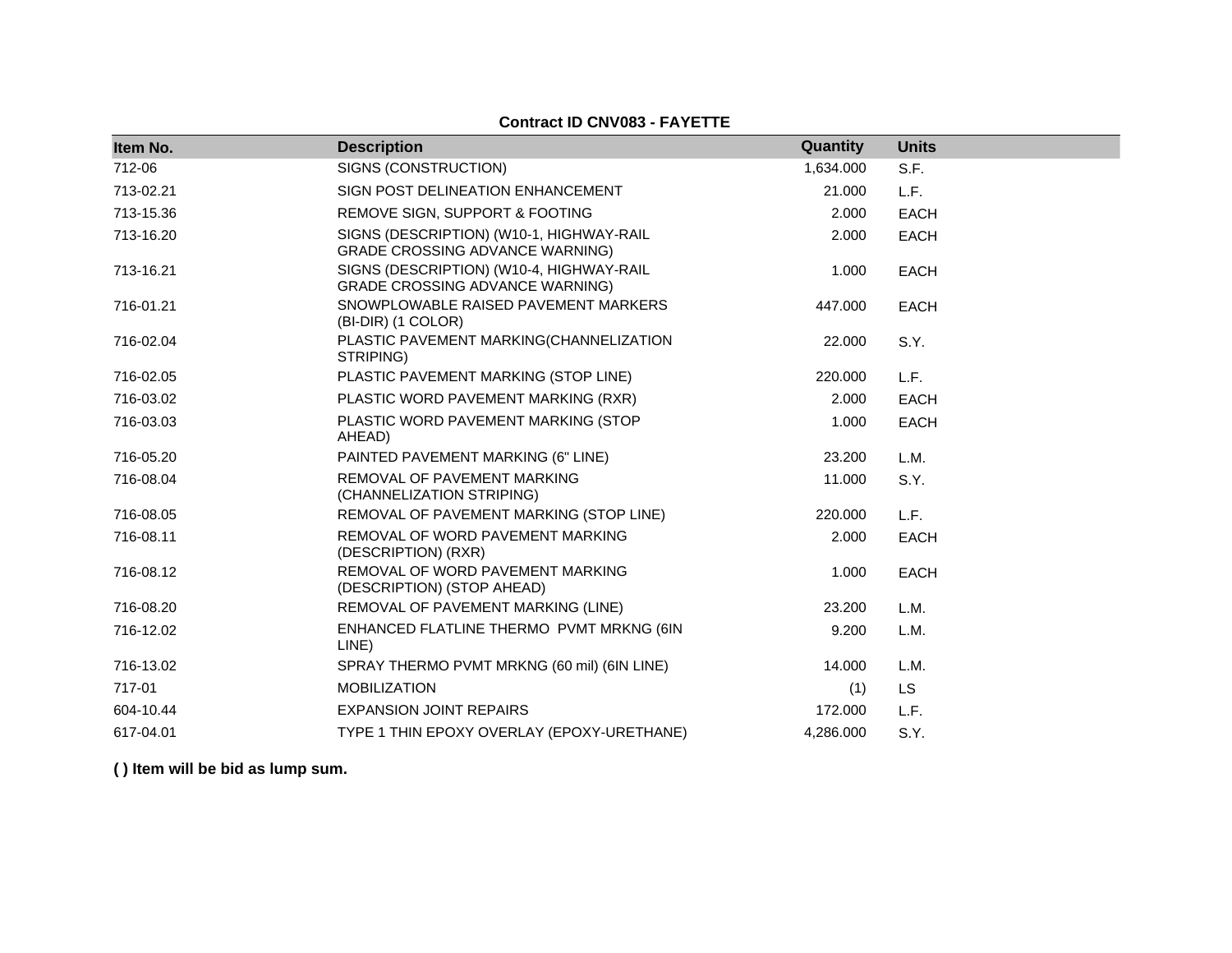**Contract ID CNV083 - FAYETTE**

| Item No. | Description | Quantity | Units |
|---|---|---|---|
| 712-06 | SIGNS (CONSTRUCTION) | 1,634.000 | S.F. |
| 713-02.21 | SIGN POST DELINEATION ENHANCEMENT | 21.000 | L.F. |
| 713-15.36 | REMOVE SIGN, SUPPORT & FOOTING | 2.000 | EACH |
| 713-16.20 | SIGNS (DESCRIPTION) (W10-1, HIGHWAY-RAIL GRADE CROSSING ADVANCE WARNING) | 2.000 | EACH |
| 713-16.21 | SIGNS (DESCRIPTION) (W10-4, HIGHWAY-RAIL GRADE CROSSING ADVANCE WARNING) | 1.000 | EACH |
| 716-01.21 | SNOWPLOWABLE RAISED PAVEMENT MARKERS (BI-DIR) (1 COLOR) | 447.000 | EACH |
| 716-02.04 | PLASTIC PAVEMENT MARKING(CHANNELIZATION STRIPING) | 22.000 | S.Y. |
| 716-02.05 | PLASTIC PAVEMENT MARKING (STOP LINE) | 220.000 | L.F. |
| 716-03.02 | PLASTIC WORD PAVEMENT MARKING (RXR) | 2.000 | EACH |
| 716-03.03 | PLASTIC WORD PAVEMENT MARKING (STOP AHEAD) | 1.000 | EACH |
| 716-05.20 | PAINTED PAVEMENT MARKING (6" LINE) | 23.200 | L.M. |
| 716-08.04 | REMOVAL OF PAVEMENT MARKING (CHANNELIZATION STRIPING) | 11.000 | S.Y. |
| 716-08.05 | REMOVAL OF PAVEMENT MARKING (STOP LINE) | 220.000 | L.F. |
| 716-08.11 | REMOVAL OF WORD PAVEMENT MARKING (DESCRIPTION) (RXR) | 2.000 | EACH |
| 716-08.12 | REMOVAL OF WORD PAVEMENT MARKING (DESCRIPTION) (STOP AHEAD) | 1.000 | EACH |
| 716-08.20 | REMOVAL OF PAVEMENT MARKING (LINE) | 23.200 | L.M. |
| 716-12.02 | ENHANCED FLATLINE THERMO PVMT MRKNG (6IN LINE) | 9.200 | L.M. |
| 716-13.02 | SPRAY THERMO PVMT MRKNG (60 mil) (6IN LINE) | 14.000 | L.M. |
| 717-01 | MOBILIZATION | (1) | LS |
| 604-10.44 | EXPANSION JOINT REPAIRS | 172.000 | L.F. |
| 617-04.01 | TYPE 1 THIN EPOXY OVERLAY (EPOXY-URETHANE) | 4,286.000 | S.Y. |

**( ) Item will be bid as lump sum.**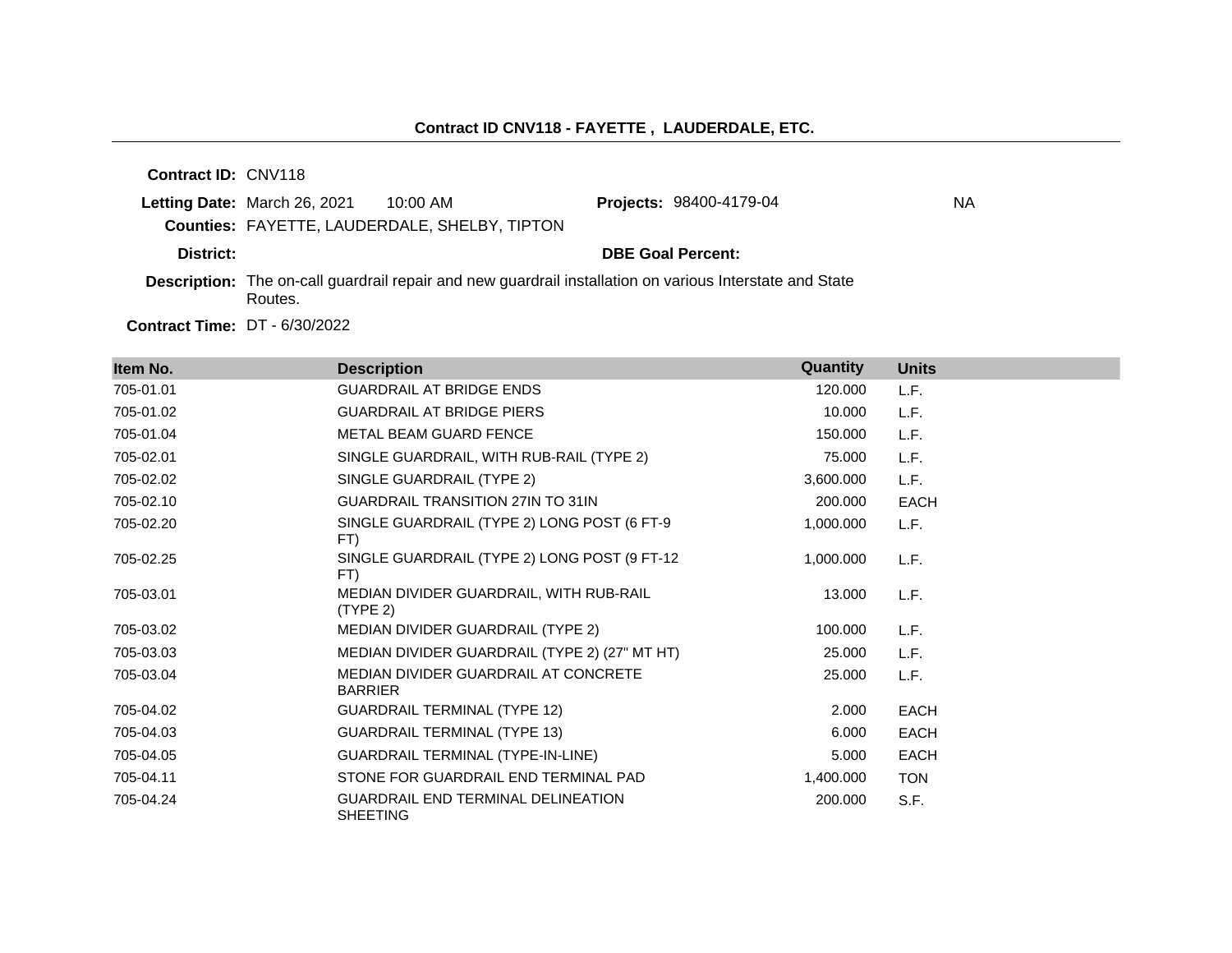## Contract ID CNV118 - FAYETTE , LAUDERDALE, ETC.

**Contract ID:** CNV118

**Letting Date:** March 26, 2021 10:00 AM **Projects:** 98400-4179-04 NA

**Counties:** FAYETTE, LAUDERDALE, SHELBY, TIPTON

**District:** **DBE Goal Percent:**

**Description:** The on-call guardrail repair and new guardrail installation on various Interstate and State Routes.

**Contract Time:** DT - 6/30/2022

| Item No. | Description | Quantity | Units |
|---|---|---|---|
| 705-01.01 | GUARDRAIL AT BRIDGE ENDS | 120.000 | L.F. |
| 705-01.02 | GUARDRAIL AT BRIDGE PIERS | 10.000 | L.F. |
| 705-01.04 | METAL BEAM GUARD FENCE | 150.000 | L.F. |
| 705-02.01 | SINGLE GUARDRAIL, WITH RUB-RAIL (TYPE 2) | 75.000 | L.F. |
| 705-02.02 | SINGLE GUARDRAIL (TYPE 2) | 3,600.000 | L.F. |
| 705-02.10 | GUARDRAIL TRANSITION 27IN TO 31IN | 200.000 | EACH |
| 705-02.20 | SINGLE GUARDRAIL (TYPE 2) LONG POST (6 FT-9 FT) | 1,000.000 | L.F. |
| 705-02.25 | SINGLE GUARDRAIL (TYPE 2) LONG POST (9 FT-12 FT) | 1,000.000 | L.F. |
| 705-03.01 | MEDIAN DIVIDER GUARDRAIL, WITH RUB-RAIL (TYPE 2) | 13.000 | L.F. |
| 705-03.02 | MEDIAN DIVIDER GUARDRAIL (TYPE 2) | 100.000 | L.F. |
| 705-03.03 | MEDIAN DIVIDER GUARDRAIL (TYPE 2) (27" MT HT) | 25.000 | L.F. |
| 705-03.04 | MEDIAN DIVIDER GUARDRAIL AT CONCRETE BARRIER | 25.000 | L.F. |
| 705-04.02 | GUARDRAIL TERMINAL (TYPE 12) | 2.000 | EACH |
| 705-04.03 | GUARDRAIL TERMINAL (TYPE 13) | 6.000 | EACH |
| 705-04.05 | GUARDRAIL TERMINAL (TYPE-IN-LINE) | 5.000 | EACH |
| 705-04.11 | STONE FOR GUARDRAIL END TERMINAL PAD | 1,400.000 | TON |
| 705-04.24 | GUARDRAIL END TERMINAL DELINEATION SHEETING | 200.000 | S.F. |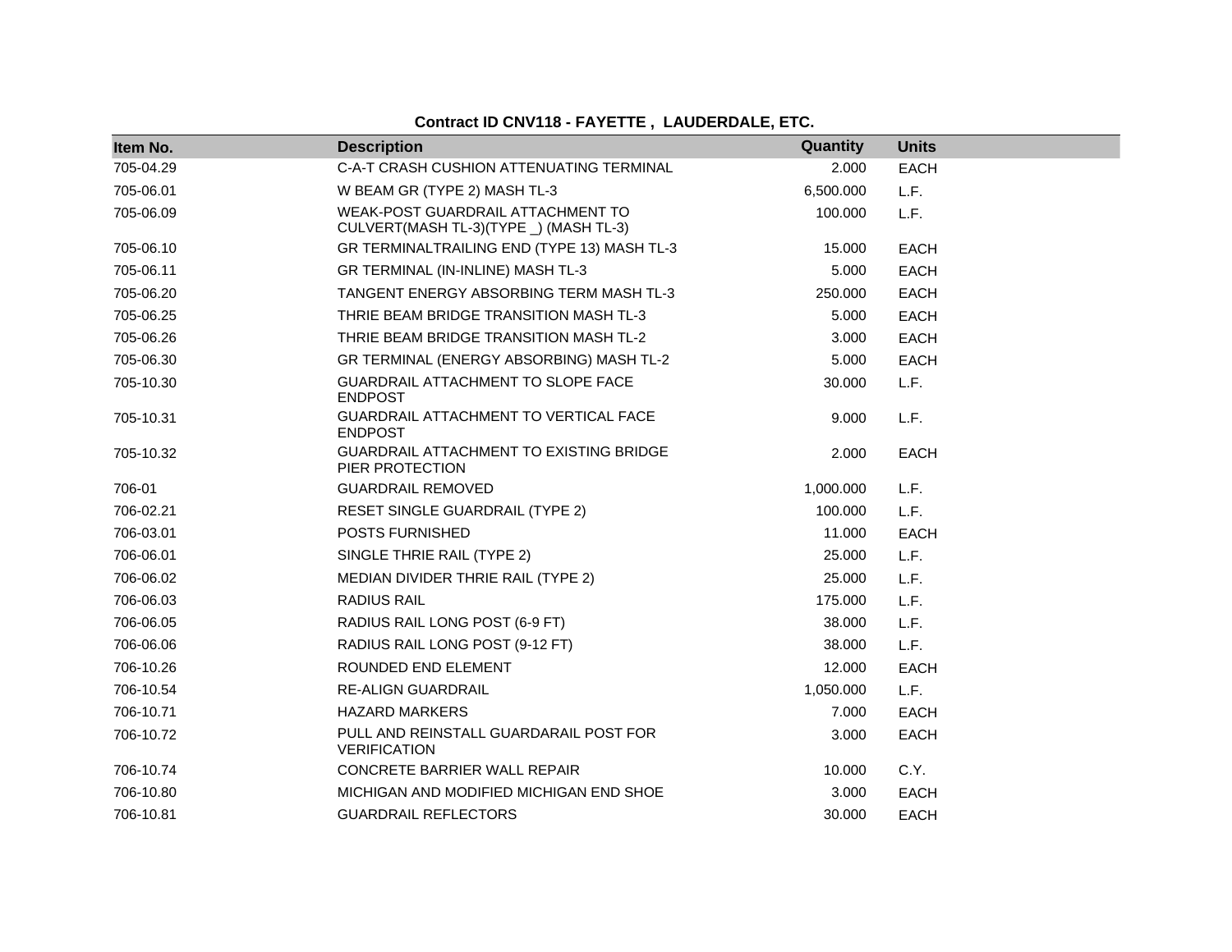**Contract ID CNV118 - FAYETTE , LAUDERDALE, ETC.**

| Item No. | Description | Quantity | Units |
|---|---|---|---|
| 705-04.29 | C-A-T CRASH CUSHION ATTENUATING TERMINAL | 2.000 | EACH |
| 705-06.01 | W BEAM GR (TYPE 2) MASH TL-3 | 6,500.000 | L.F. |
| 705-06.09 | WEAK-POST GUARDRAIL ATTACHMENT TO CULVERT(MASH TL-3)(TYPE _) (MASH TL-3) | 100.000 | L.F. |
| 705-06.10 | GR TERMINALTRAILING END (TYPE 13) MASH TL-3 | 15.000 | EACH |
| 705-06.11 | GR TERMINAL (IN-INLINE) MASH TL-3 | 5.000 | EACH |
| 705-06.20 | TANGENT ENERGY ABSORBING TERM MASH TL-3 | 250.000 | EACH |
| 705-06.25 | THRIE BEAM BRIDGE TRANSITION MASH TL-3 | 5.000 | EACH |
| 705-06.26 | THRIE BEAM BRIDGE TRANSITION MASH TL-2 | 3.000 | EACH |
| 705-06.30 | GR TERMINAL (ENERGY ABSORBING) MASH TL-2 | 5.000 | EACH |
| 705-10.30 | GUARDRAIL ATTACHMENT TO SLOPE FACE ENDPOST | 30.000 | L.F. |
| 705-10.31 | GUARDRAIL ATTACHMENT TO VERTICAL FACE ENDPOST | 9.000 | L.F. |
| 705-10.32 | GUARDRAIL ATTACHMENT TO EXISTING BRIDGE PIER PROTECTION | 2.000 | EACH |
| 706-01 | GUARDRAIL REMOVED | 1,000.000 | L.F. |
| 706-02.21 | RESET SINGLE GUARDRAIL (TYPE 2) | 100.000 | L.F. |
| 706-03.01 | POSTS FURNISHED | 11.000 | EACH |
| 706-06.01 | SINGLE THRIE RAIL (TYPE 2) | 25.000 | L.F. |
| 706-06.02 | MEDIAN DIVIDER THRIE RAIL (TYPE 2) | 25.000 | L.F. |
| 706-06.03 | RADIUS RAIL | 175.000 | L.F. |
| 706-06.05 | RADIUS RAIL LONG POST (6-9 FT) | 38.000 | L.F. |
| 706-06.06 | RADIUS RAIL LONG POST (9-12 FT) | 38.000 | L.F. |
| 706-10.26 | ROUNDED END ELEMENT | 12.000 | EACH |
| 706-10.54 | RE-ALIGN GUARDRAIL | 1,050.000 | L.F. |
| 706-10.71 | HAZARD MARKERS | 7.000 | EACH |
| 706-10.72 | PULL AND REINSTALL GUARDARAIL POST FOR VERIFICATION | 3.000 | EACH |
| 706-10.74 | CONCRETE BARRIER WALL REPAIR | 10.000 | C.Y. |
| 706-10.80 | MICHIGAN AND MODIFIED MICHIGAN END SHOE | 3.000 | EACH |
| 706-10.81 | GUARDRAIL REFLECTORS | 30.000 | EACH |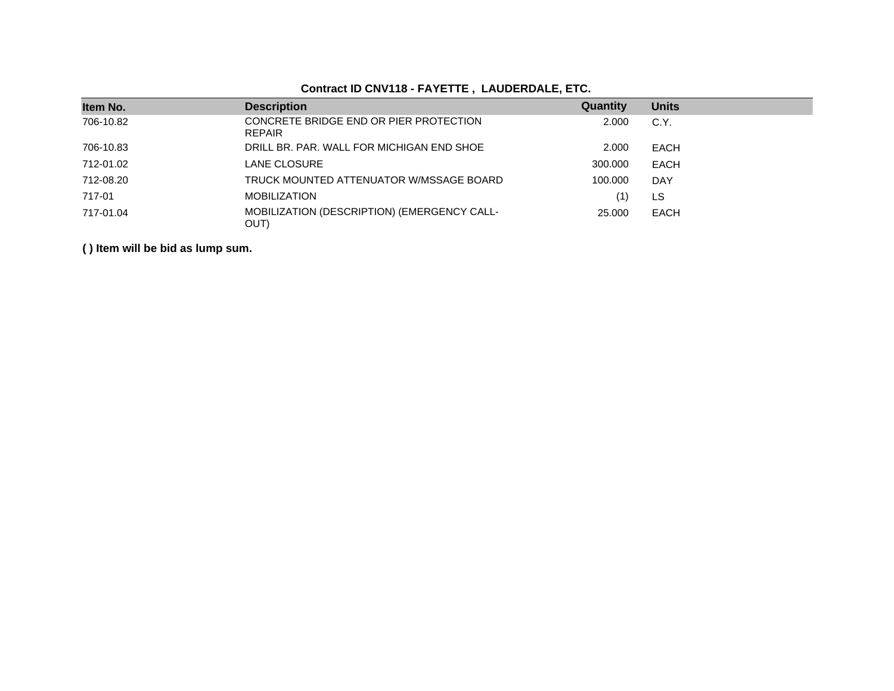**Contract ID CNV118 - FAYETTE , LAUDERDALE, ETC.**

| Item No. | Description | Quantity | Units |
|---|---|---|---|
| 706-10.82 | CONCRETE BRIDGE END OR PIER PROTECTION REPAIR | 2.000 | C.Y. |
| 706-10.83 | DRILL BR. PAR. WALL FOR MICHIGAN END SHOE | 2.000 | EACH |
| 712-01.02 | LANE CLOSURE | 300.000 | EACH |
| 712-08.20 | TRUCK MOUNTED ATTENUATOR W/MSSAGE BOARD | 100.000 | DAY |
| 717-01 | MOBILIZATION | (1) | LS |
| 717-01.04 | MOBILIZATION (DESCRIPTION) (EMERGENCY CALL-OUT) | 25.000 | EACH |

**( ) Item will be bid as lump sum.**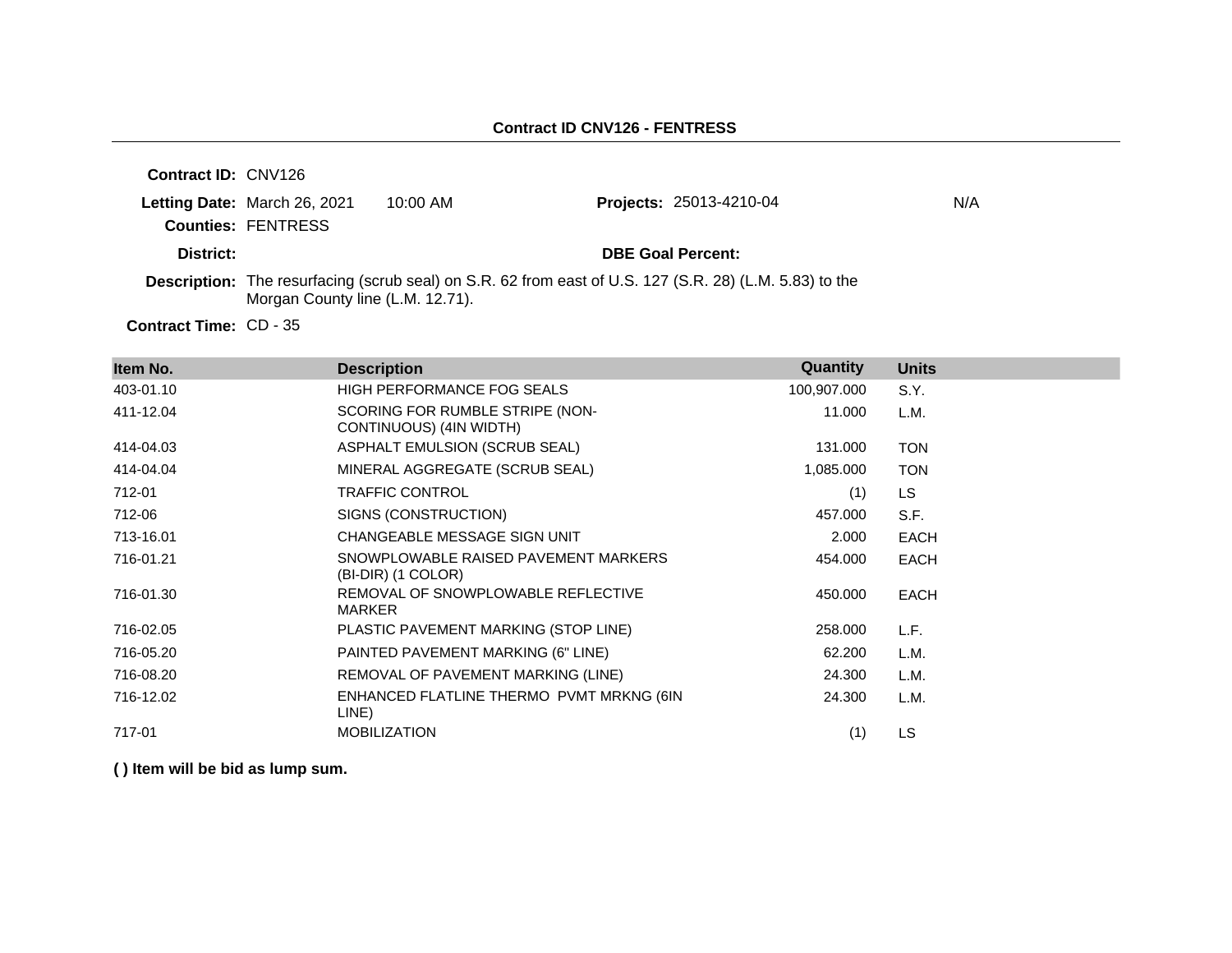## Contract ID CNV126 - FENTRESS

**Contract ID:** CNV126

**Letting Date:** March 26, 2021 10:00 AM

**Projects:** 25013-4210-04 N/A

**Counties:** FENTRESS

**District:**

**DBE Goal Percent:**

**Description:** The resurfacing (scrub seal) on S.R. 62 from east of U.S. 127 (S.R. 28) (L.M. 5.83) to the Morgan County line (L.M. 12.71).

**Contract Time:** CD - 35

| Item No. | Description | Quantity | Units |
|---|---|---|---|
| 403-01.10 | HIGH PERFORMANCE FOG SEALS | 100,907.000 | S.Y. |
| 411-12.04 | SCORING FOR RUMBLE STRIPE (NON-CONTINUOUS) (4IN WIDTH) | 11.000 | L.M. |
| 414-04.03 | ASPHALT EMULSION (SCRUB SEAL) | 131.000 | TON |
| 414-04.04 | MINERAL AGGREGATE (SCRUB SEAL) | 1,085.000 | TON |
| 712-01 | TRAFFIC CONTROL | (1) | LS |
| 712-06 | SIGNS (CONSTRUCTION) | 457.000 | S.F. |
| 713-16.01 | CHANGEABLE MESSAGE SIGN UNIT | 2.000 | EACH |
| 716-01.21 | SNOWPLOWABLE RAISED PAVEMENT MARKERS (BI-DIR) (1 COLOR) | 454.000 | EACH |
| 716-01.30 | REMOVAL OF SNOWPLOWABLE REFLECTIVE MARKER | 450.000 | EACH |
| 716-02.05 | PLASTIC PAVEMENT MARKING (STOP LINE) | 258.000 | L.F. |
| 716-05.20 | PAINTED PAVEMENT MARKING (6" LINE) | 62.200 | L.M. |
| 716-08.20 | REMOVAL OF PAVEMENT MARKING (LINE) | 24.300 | L.M. |
| 716-12.02 | ENHANCED FLATLINE THERMO PVMT MRKNG (6IN LINE) | 24.300 | L.M. |
| 717-01 | MOBILIZATION | (1) | LS |

**( ) Item will be bid as lump sum.**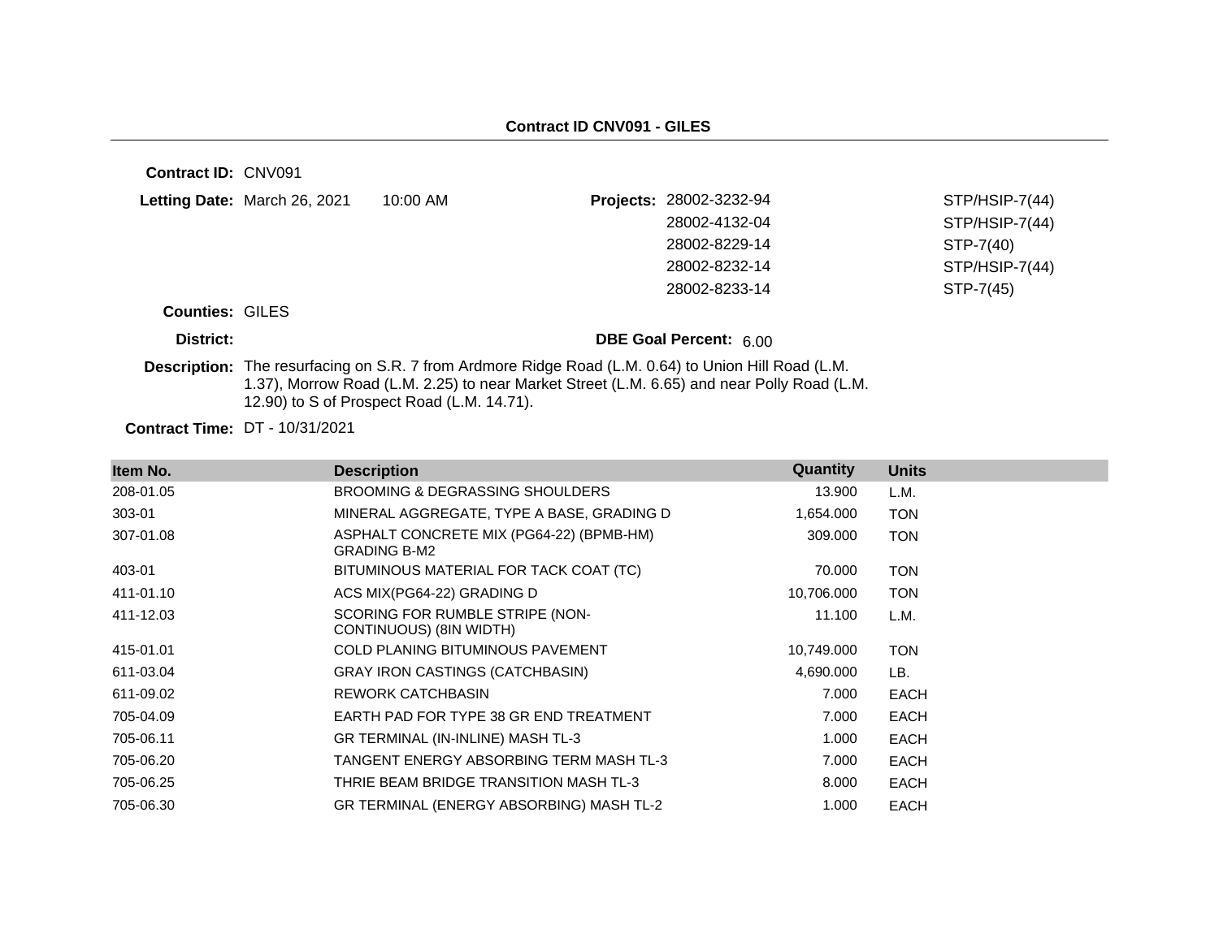## Contract ID CNV091 - GILES

**Contract ID:** CNV091

**Letting Date:** March 26, 2021 10:00 AM

**Projects:**

| | |
|---|---|
| 28002-3232-94 | STP/HSIP-7(44) |
| 28002-4132-04 | STP/HSIP-7(44) |
| 28002-8229-14 | STP-7(40) |
| 28002-8232-14 | STP/HSIP-7(44) |
| 28002-8233-14 | STP-7(45) |

**Counties:** GILES

**District:**

**DBE Goal Percent:** 6.00

**Description:** The resurfacing on S.R. 7 from Ardmore Ridge Road (L.M. 0.64) to Union Hill Road (L.M. 1.37), Morrow Road (L.M. 2.25) to near Market Street (L.M. 6.65) and near Polly Road (L.M. 12.90) to S of Prospect Road (L.M. 14.71).

**Contract Time:** DT - 10/31/2021

| Item No. | Description | Quantity | Units |
|---|---|---|---|
| 208-01.05 | BROOMING & DEGRASSING SHOULDERS | 13.900 | L.M. |
| 303-01 | MINERAL AGGREGATE, TYPE A BASE, GRADING D | 1,654.000 | TON |
| 307-01.08 | ASPHALT CONCRETE MIX (PG64-22) (BPMB-HM) GRADING B-M2 | 309.000 | TON |
| 403-01 | BITUMINOUS MATERIAL FOR TACK COAT (TC) | 70.000 | TON |
| 411-01.10 | ACS MIX(PG64-22) GRADING D | 10,706.000 | TON |
| 411-12.03 | SCORING FOR RUMBLE STRIPE (NON-CONTINUOUS) (8IN WIDTH) | 11.100 | L.M. |
| 415-01.01 | COLD PLANING BITUMINOUS PAVEMENT | 10,749.000 | TON |
| 611-03.04 | GRAY IRON CASTINGS (CATCHBASIN) | 4,690.000 | LB. |
| 611-09.02 | REWORK CATCHBASIN | 7.000 | EACH |
| 705-04.09 | EARTH PAD FOR TYPE 38 GR END TREATMENT | 7.000 | EACH |
| 705-06.11 | GR TERMINAL (IN-INLINE) MASH TL-3 | 1.000 | EACH |
| 705-06.20 | TANGENT ENERGY ABSORBING TERM MASH TL-3 | 7.000 | EACH |
| 705-06.25 | THRIE BEAM BRIDGE TRANSITION MASH TL-3 | 8.000 | EACH |
| 705-06.30 | GR TERMINAL (ENERGY ABSORBING) MASH TL-2 | 1.000 | EACH |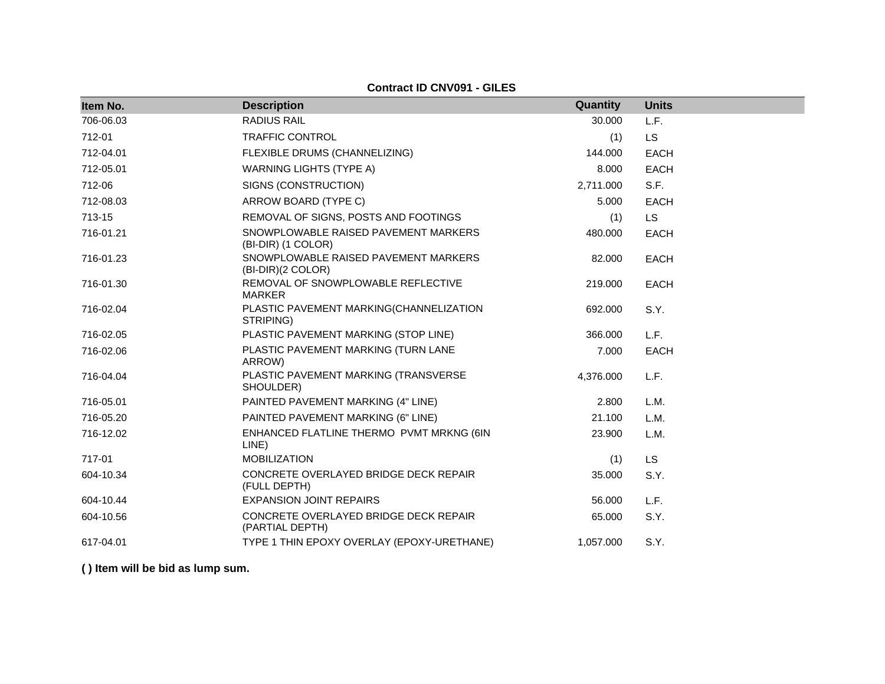**Contract ID CNV091 - GILES**

| Item No. | Description | Quantity | Units |
|---|---|---|---|
| 706-06.03 | RADIUS RAIL | 30.000 | L.F. |
| 712-01 | TRAFFIC CONTROL | (1) | LS |
| 712-04.01 | FLEXIBLE DRUMS (CHANNELIZING) | 144.000 | EACH |
| 712-05.01 | WARNING LIGHTS (TYPE A) | 8.000 | EACH |
| 712-06 | SIGNS (CONSTRUCTION) | 2,711.000 | S.F. |
| 712-08.03 | ARROW BOARD (TYPE C) | 5.000 | EACH |
| 713-15 | REMOVAL OF SIGNS, POSTS AND FOOTINGS | (1) | LS |
| 716-01.21 | SNOWPLOWABLE RAISED PAVEMENT MARKERS (BI-DIR) (1 COLOR) | 480.000 | EACH |
| 716-01.23 | SNOWPLOWABLE RAISED PAVEMENT MARKERS (BI-DIR)(2 COLOR) | 82.000 | EACH |
| 716-01.30 | REMOVAL OF SNOWPLOWABLE REFLECTIVE MARKER | 219.000 | EACH |
| 716-02.04 | PLASTIC PAVEMENT MARKING(CHANNELIZATION STRIPING) | 692.000 | S.Y. |
| 716-02.05 | PLASTIC PAVEMENT MARKING (STOP LINE) | 366.000 | L.F. |
| 716-02.06 | PLASTIC PAVEMENT MARKING (TURN LANE ARROW) | 7.000 | EACH |
| 716-04.04 | PLASTIC PAVEMENT MARKING (TRANSVERSE SHOULDER) | 4,376.000 | L.F. |
| 716-05.01 | PAINTED PAVEMENT MARKING (4" LINE) | 2.800 | L.M. |
| 716-05.20 | PAINTED PAVEMENT MARKING (6" LINE) | 21.100 | L.M. |
| 716-12.02 | ENHANCED FLATLINE THERMO PVMT MRKNG (6IN LINE) | 23.900 | L.M. |
| 717-01 | MOBILIZATION | (1) | LS |
| 604-10.34 | CONCRETE OVERLAYED BRIDGE DECK REPAIR (FULL DEPTH) | 35.000 | S.Y. |
| 604-10.44 | EXPANSION JOINT REPAIRS | 56.000 | L.F. |
| 604-10.56 | CONCRETE OVERLAYED BRIDGE DECK REPAIR (PARTIAL DEPTH) | 65.000 | S.Y. |
| 617-04.01 | TYPE 1 THIN EPOXY OVERLAY (EPOXY-URETHANE) | 1,057.000 | S.Y. |

**( ) Item will be bid as lump sum.**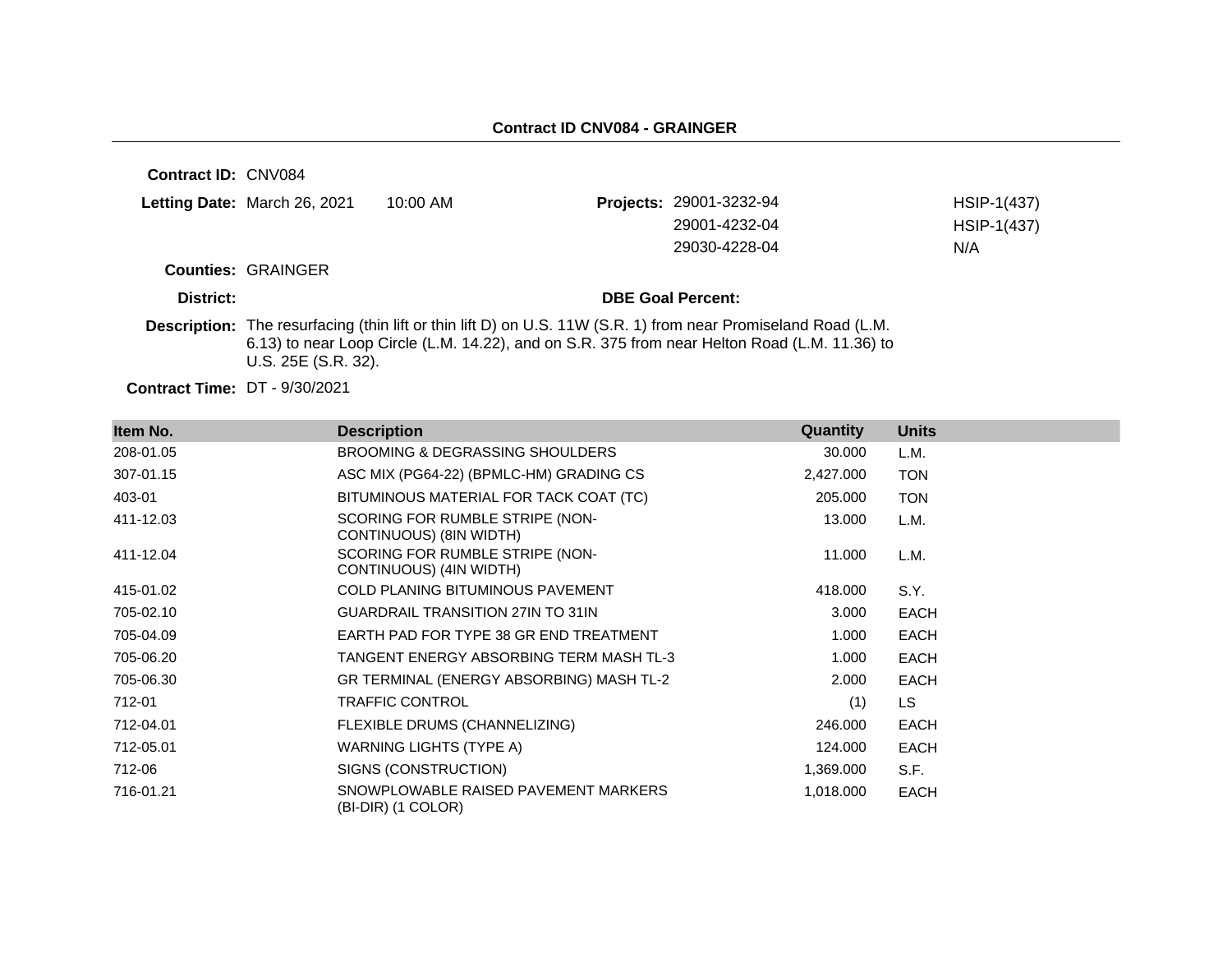**Contract ID CNV084 - GRAINGER**

**Contract ID:** CNV084

**Letting Date:** March 26, 2021 10:00 AM

**Projects:**

| | |
|---|---|
| 29001-3232-94 | HSIP-1(437) |
| 29001-4232-04 | HSIP-1(437) |
| 29030-4228-04 | N/A |

**Counties:** GRAINGER

**District:**

**DBE Goal Percent:**

**Description:** The resurfacing (thin lift or thin lift D) on U.S. 11W (S.R. 1) from near Promiseland Road (L.M. 6.13) to near Loop Circle (L.M. 14.22), and on S.R. 375 from near Helton Road (L.M. 11.36) to U.S. 25E (S.R. 32).

**Contract Time:** DT - 9/30/2021

| Item No. | Description | Quantity | Units |
|---|---|---|---|
| 208-01.05 | BROOMING & DEGRASSING SHOULDERS | 30.000 | L.M. |
| 307-01.15 | ASC MIX (PG64-22) (BPMLC-HM) GRADING CS | 2,427.000 | TON |
| 403-01 | BITUMINOUS MATERIAL FOR TACK COAT (TC) | 205.000 | TON |
| 411-12.03 | SCORING FOR RUMBLE STRIPE (NON-CONTINUOUS) (8IN WIDTH) | 13.000 | L.M. |
| 411-12.04 | SCORING FOR RUMBLE STRIPE (NON-CONTINUOUS) (4IN WIDTH) | 11.000 | L.M. |
| 415-01.02 | COLD PLANING BITUMINOUS PAVEMENT | 418.000 | S.Y. |
| 705-02.10 | GUARDRAIL TRANSITION 27IN TO 31IN | 3.000 | EACH |
| 705-04.09 | EARTH PAD FOR TYPE 38 GR END TREATMENT | 1.000 | EACH |
| 705-06.20 | TANGENT ENERGY ABSORBING TERM MASH TL-3 | 1.000 | EACH |
| 705-06.30 | GR TERMINAL (ENERGY ABSORBING) MASH TL-2 | 2.000 | EACH |
| 712-01 | TRAFFIC CONTROL | (1) | LS |
| 712-04.01 | FLEXIBLE DRUMS (CHANNELIZING) | 246.000 | EACH |
| 712-05.01 | WARNING LIGHTS (TYPE A) | 124.000 | EACH |
| 712-06 | SIGNS (CONSTRUCTION) | 1,369.000 | S.F. |
| 716-01.21 | SNOWPLOWABLE RAISED PAVEMENT MARKERS (BI-DIR) (1 COLOR) | 1,018.000 | EACH |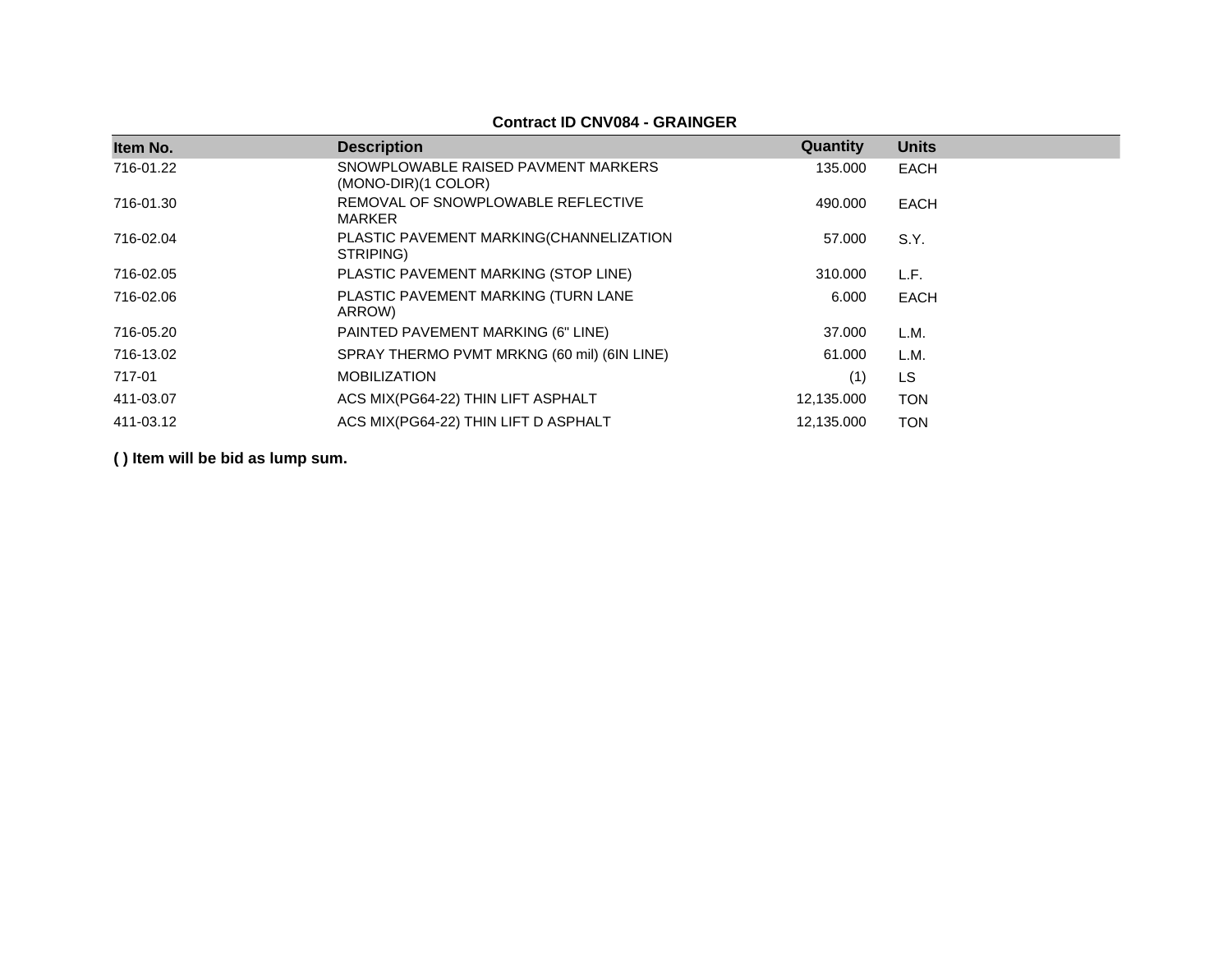**Contract ID CNV084 - GRAINGER**

| Item No. | Description | Quantity | Units |
|---|---|---|---|
| 716-01.22 | SNOWPLOWABLE RAISED PAVMENT MARKERS (MONO-DIR)(1 COLOR) | 135.000 | EACH |
| 716-01.30 | REMOVAL OF SNOWPLOWABLE REFLECTIVE MARKER | 490.000 | EACH |
| 716-02.04 | PLASTIC PAVEMENT MARKING(CHANNELIZATION STRIPING) | 57.000 | S.Y. |
| 716-02.05 | PLASTIC PAVEMENT MARKING (STOP LINE) | 310.000 | L.F. |
| 716-02.06 | PLASTIC PAVEMENT MARKING (TURN LANE ARROW) | 6.000 | EACH |
| 716-05.20 | PAINTED PAVEMENT MARKING (6" LINE) | 37.000 | L.M. |
| 716-13.02 | SPRAY THERMO PVMT MRKNG (60 mil) (6IN LINE) | 61.000 | L.M. |
| 717-01 | MOBILIZATION | (1) | LS |
| 411-03.07 | ACS MIX(PG64-22) THIN LIFT ASPHALT | 12,135.000 | TON |
| 411-03.12 | ACS MIX(PG64-22) THIN LIFT D ASPHALT | 12,135.000 | TON |

**( ) Item will be bid as lump sum.**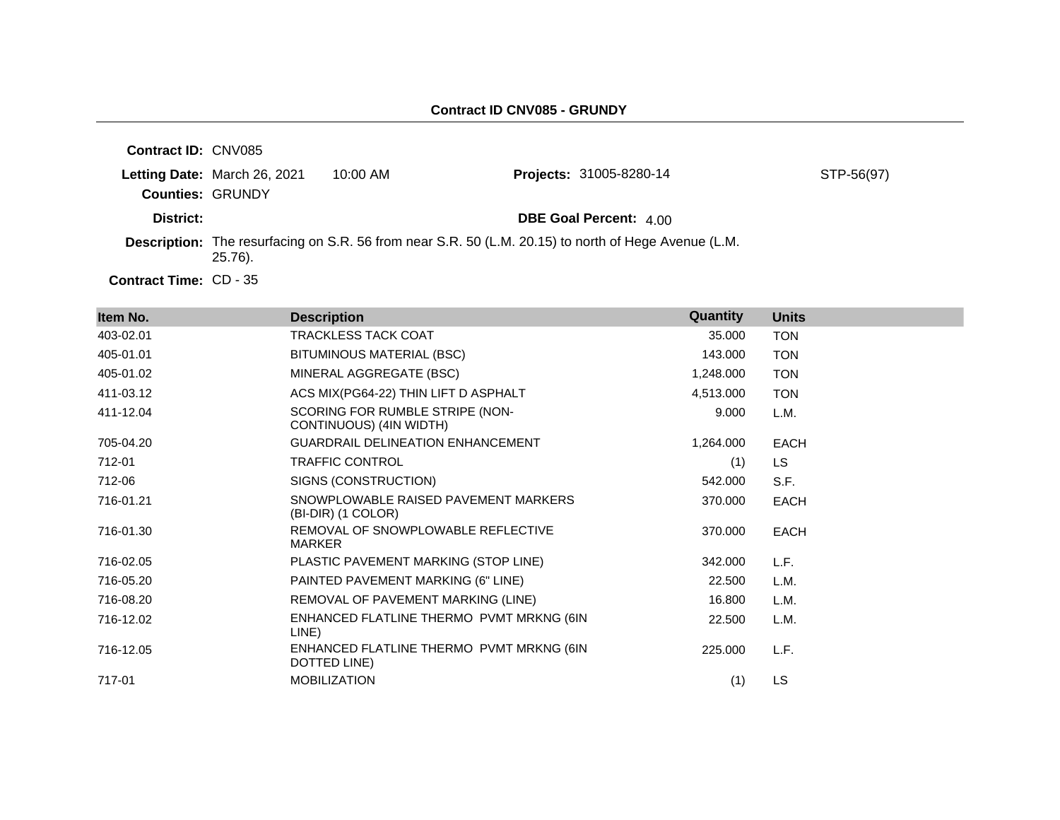## Contract ID CNV085 - GRUNDY

**Contract ID:** CNV085

**Letting Date:** March 26, 2021 10:00 AM

**Projects:** 31005-8280-14 STP-56(97)

**Counties:** GRUNDY

**District:**

**DBE Goal Percent:** 4.00

**Description:** The resurfacing on S.R. 56 from near S.R. 50 (L.M. 20.15) to north of Hege Avenue (L.M. 25.76).

**Contract Time:** CD - 35

| Item No. | Description | Quantity | Units |
|---|---|---|---|
| 403-02.01 | TRACKLESS TACK COAT | 35.000 | TON |
| 405-01.01 | BITUMINOUS MATERIAL (BSC) | 143.000 | TON |
| 405-01.02 | MINERAL AGGREGATE (BSC) | 1,248.000 | TON |
| 411-03.12 | ACS MIX(PG64-22) THIN LIFT D ASPHALT | 4,513.000 | TON |
| 411-12.04 | SCORING FOR RUMBLE STRIPE (NON-CONTINUOUS) (4IN WIDTH) | 9.000 | L.M. |
| 705-04.20 | GUARDRAIL DELINEATION ENHANCEMENT | 1,264.000 | EACH |
| 712-01 | TRAFFIC CONTROL | (1) | LS |
| 712-06 | SIGNS (CONSTRUCTION) | 542.000 | S.F. |
| 716-01.21 | SNOWPLOWABLE RAISED PAVEMENT MARKERS (BI-DIR) (1 COLOR) | 370.000 | EACH |
| 716-01.30 | REMOVAL OF SNOWPLOWABLE REFLECTIVE MARKER | 370.000 | EACH |
| 716-02.05 | PLASTIC PAVEMENT MARKING (STOP LINE) | 342.000 | L.F. |
| 716-05.20 | PAINTED PAVEMENT MARKING (6" LINE) | 22.500 | L.M. |
| 716-08.20 | REMOVAL OF PAVEMENT MARKING (LINE) | 16.800 | L.M. |
| 716-12.02 | ENHANCED FLATLINE THERMO PVMT MRKNG (6IN LINE) | 22.500 | L.M. |
| 716-12.05 | ENHANCED FLATLINE THERMO PVMT MRKNG (6IN DOTTED LINE) | 225.000 | L.F. |
| 717-01 | MOBILIZATION | (1) | LS |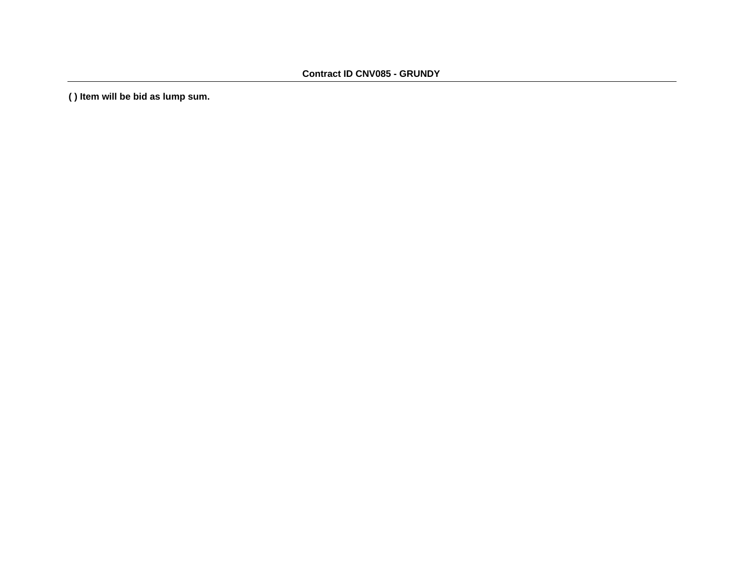**Contract ID CNV085 - GRUNDY**

**( ) Item will be bid as lump sum.**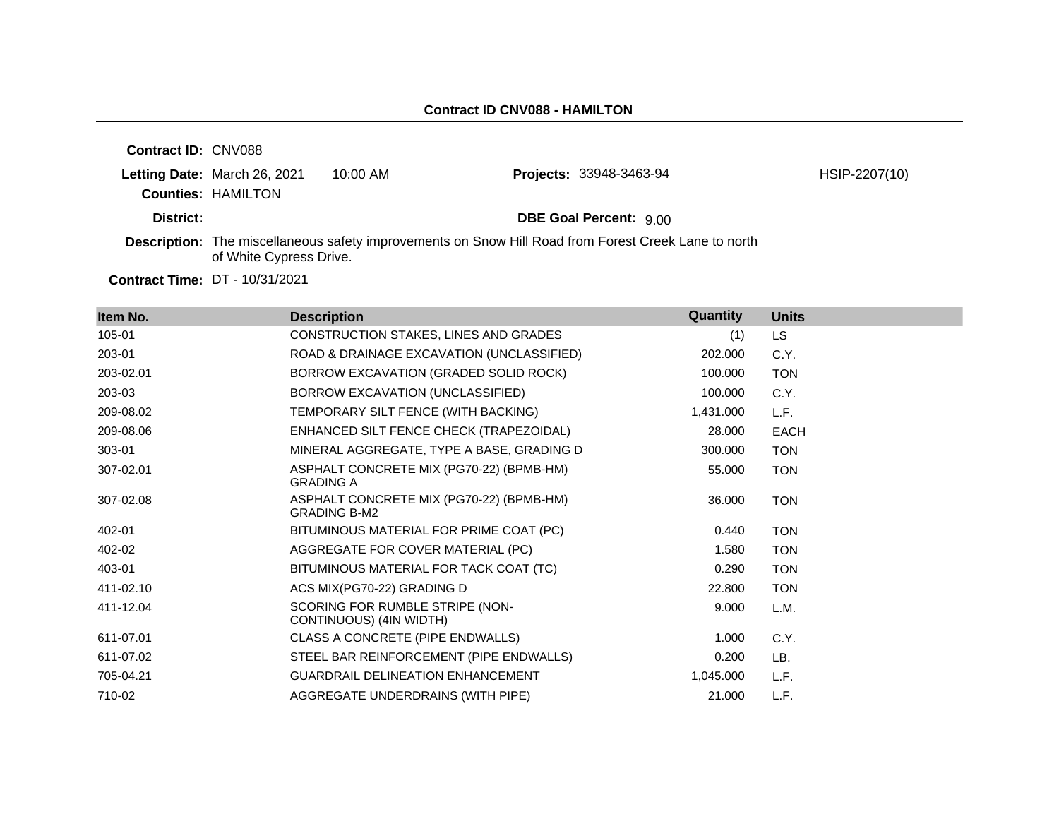**Contract ID CNV088 - HAMILTON**

**Contract ID:** CNV088

**Letting Date:** March 26, 2021 10:00 AM

**Projects:** 33948-3463-94 HSIP-2207(10)

**Counties:** HAMILTON

**District:**

**DBE Goal Percent:** 9.00

**Description:** The miscellaneous safety improvements on Snow Hill Road from Forest Creek Lane to north of White Cypress Drive.

**Contract Time:** DT - 10/31/2021

| Item No. | Description | Quantity | Units |
|---|---|---|---|
| 105-01 | CONSTRUCTION STAKES, LINES AND GRADES | (1) | LS |
| 203-01 | ROAD & DRAINAGE EXCAVATION (UNCLASSIFIED) | 202.000 | C.Y. |
| 203-02.01 | BORROW EXCAVATION (GRADED SOLID ROCK) | 100.000 | TON |
| 203-03 | BORROW EXCAVATION (UNCLASSIFIED) | 100.000 | C.Y. |
| 209-08.02 | TEMPORARY SILT FENCE (WITH BACKING) | 1,431.000 | L.F. |
| 209-08.06 | ENHANCED SILT FENCE CHECK (TRAPEZOIDAL) | 28.000 | EACH |
| 303-01 | MINERAL AGGREGATE, TYPE A BASE, GRADING D | 300.000 | TON |
| 307-02.01 | ASPHALT CONCRETE MIX (PG70-22) (BPMB-HM) GRADING A | 55.000 | TON |
| 307-02.08 | ASPHALT CONCRETE MIX (PG70-22) (BPMB-HM) GRADING B-M2 | 36.000 | TON |
| 402-01 | BITUMINOUS MATERIAL FOR PRIME COAT (PC) | 0.440 | TON |
| 402-02 | AGGREGATE FOR COVER MATERIAL (PC) | 1.580 | TON |
| 403-01 | BITUMINOUS MATERIAL FOR TACK COAT (TC) | 0.290 | TON |
| 411-02.10 | ACS MIX(PG70-22) GRADING D | 22.800 | TON |
| 411-12.04 | SCORING FOR RUMBLE STRIPE (NON-CONTINUOUS) (4IN WIDTH) | 9.000 | L.M. |
| 611-07.01 | CLASS A CONCRETE (PIPE ENDWALLS) | 1.000 | C.Y. |
| 611-07.02 | STEEL BAR REINFORCEMENT (PIPE ENDWALLS) | 0.200 | LB. |
| 705-04.21 | GUARDRAIL DELINEATION ENHANCEMENT | 1,045.000 | L.F. |
| 710-02 | AGGREGATE UNDERDRAINS (WITH PIPE) | 21.000 | L.F. |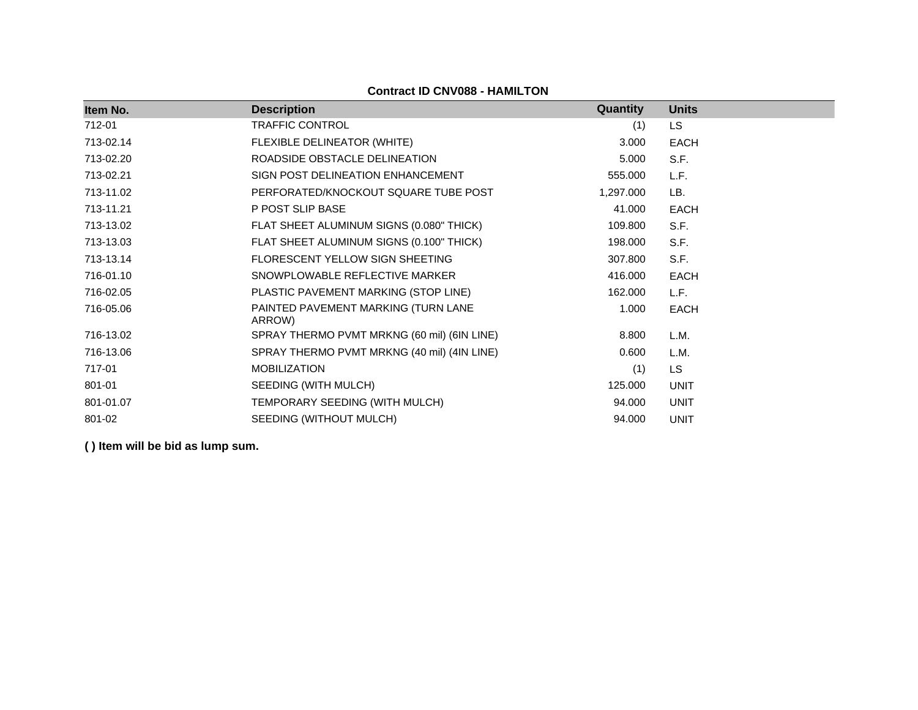**Contract ID CNV088 - HAMILTON**

| Item No. | Description | Quantity | Units |
|---|---|---|---|
| 712-01 | TRAFFIC CONTROL | (1) | LS |
| 713-02.14 | FLEXIBLE DELINEATOR (WHITE) | 3.000 | EACH |
| 713-02.20 | ROADSIDE OBSTACLE DELINEATION | 5.000 | S.F. |
| 713-02.21 | SIGN POST DELINEATION ENHANCEMENT | 555.000 | L.F. |
| 713-11.02 | PERFORATED/KNOCKOUT SQUARE TUBE POST | 1,297.000 | LB. |
| 713-11.21 | P POST SLIP BASE | 41.000 | EACH |
| 713-13.02 | FLAT SHEET ALUMINUM SIGNS (0.080" THICK) | 109.800 | S.F. |
| 713-13.03 | FLAT SHEET ALUMINUM SIGNS (0.100" THICK) | 198.000 | S.F. |
| 713-13.14 | FLORESCENT YELLOW SIGN SHEETING | 307.800 | S.F. |
| 716-01.10 | SNOWPLOWABLE REFLECTIVE MARKER | 416.000 | EACH |
| 716-02.05 | PLASTIC PAVEMENT MARKING (STOP LINE) | 162.000 | L.F. |
| 716-05.06 | PAINTED PAVEMENT MARKING (TURN LANE ARROW) | 1.000 | EACH |
| 716-13.02 | SPRAY THERMO PVMT MRKNG (60 mil) (6IN LINE) | 8.800 | L.M. |
| 716-13.06 | SPRAY THERMO PVMT MRKNG (40 mil) (4IN LINE) | 0.600 | L.M. |
| 717-01 | MOBILIZATION | (1) | LS |
| 801-01 | SEEDING (WITH MULCH) | 125.000 | UNIT |
| 801-01.07 | TEMPORARY SEEDING (WITH MULCH) | 94.000 | UNIT |
| 801-02 | SEEDING (WITHOUT MULCH) | 94.000 | UNIT |

**( ) Item will be bid as lump sum.**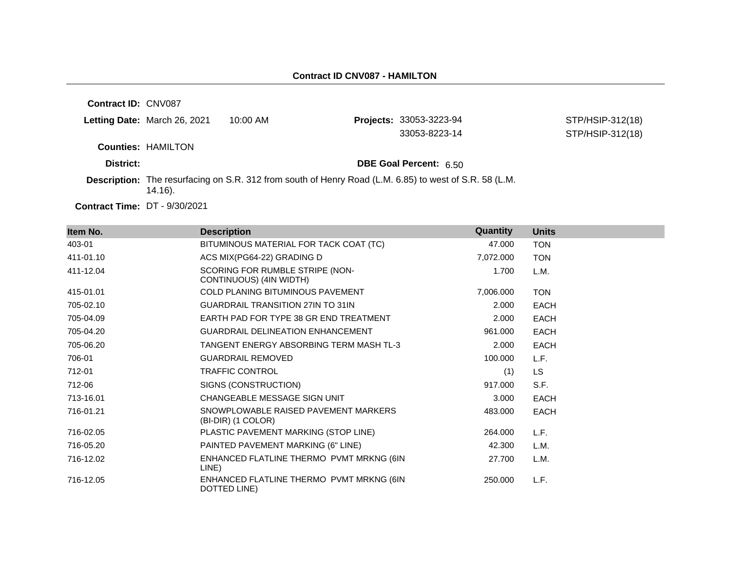## Contract ID CNV087 - HAMILTON

**Contract ID:** CNV087

**Letting Date:** March 26, 2021 10:00 AM

**Projects:** 33053-3223-94 STP/HSIP-312(18)
33053-8223-14 STP/HSIP-312(18)

**Counties:** HAMILTON

**District:**

**DBE Goal Percent:** 6.50

**Description:** The resurfacing on S.R. 312 from south of Henry Road (L.M. 6.85) to west of S.R. 58 (L.M. 14.16).

**Contract Time:** DT - 9/30/2021

| Item No. | Description | Quantity | Units |
|---|---|---|---|
| 403-01 | BITUMINOUS MATERIAL FOR TACK COAT (TC) | 47.000 | TON |
| 411-01.10 | ACS MIX(PG64-22) GRADING D | 7,072.000 | TON |
| 411-12.04 | SCORING FOR RUMBLE STRIPE (NON-CONTINUOUS) (4IN WIDTH) | 1.700 | L.M. |
| 415-01.01 | COLD PLANING BITUMINOUS PAVEMENT | 7,006.000 | TON |
| 705-02.10 | GUARDRAIL TRANSITION 27IN TO 31IN | 2.000 | EACH |
| 705-04.09 | EARTH PAD FOR TYPE 38 GR END TREATMENT | 2.000 | EACH |
| 705-04.20 | GUARDRAIL DELINEATION ENHANCEMENT | 961.000 | EACH |
| 705-06.20 | TANGENT ENERGY ABSORBING TERM MASH TL-3 | 2.000 | EACH |
| 706-01 | GUARDRAIL REMOVED | 100.000 | L.F. |
| 712-01 | TRAFFIC CONTROL | (1) | LS |
| 712-06 | SIGNS (CONSTRUCTION) | 917.000 | S.F. |
| 713-16.01 | CHANGEABLE MESSAGE SIGN UNIT | 3.000 | EACH |
| 716-01.21 | SNOWPLOWABLE RAISED PAVEMENT MARKERS (BI-DIR) (1 COLOR) | 483.000 | EACH |
| 716-02.05 | PLASTIC PAVEMENT MARKING (STOP LINE) | 264.000 | L.F. |
| 716-05.20 | PAINTED PAVEMENT MARKING (6" LINE) | 42.300 | L.M. |
| 716-12.02 | ENHANCED FLATLINE THERMO PVMT MRKNG (6IN LINE) | 27.700 | L.M. |
| 716-12.05 | ENHANCED FLATLINE THERMO PVMT MRKNG (6IN DOTTED LINE) | 250.000 | L.F. |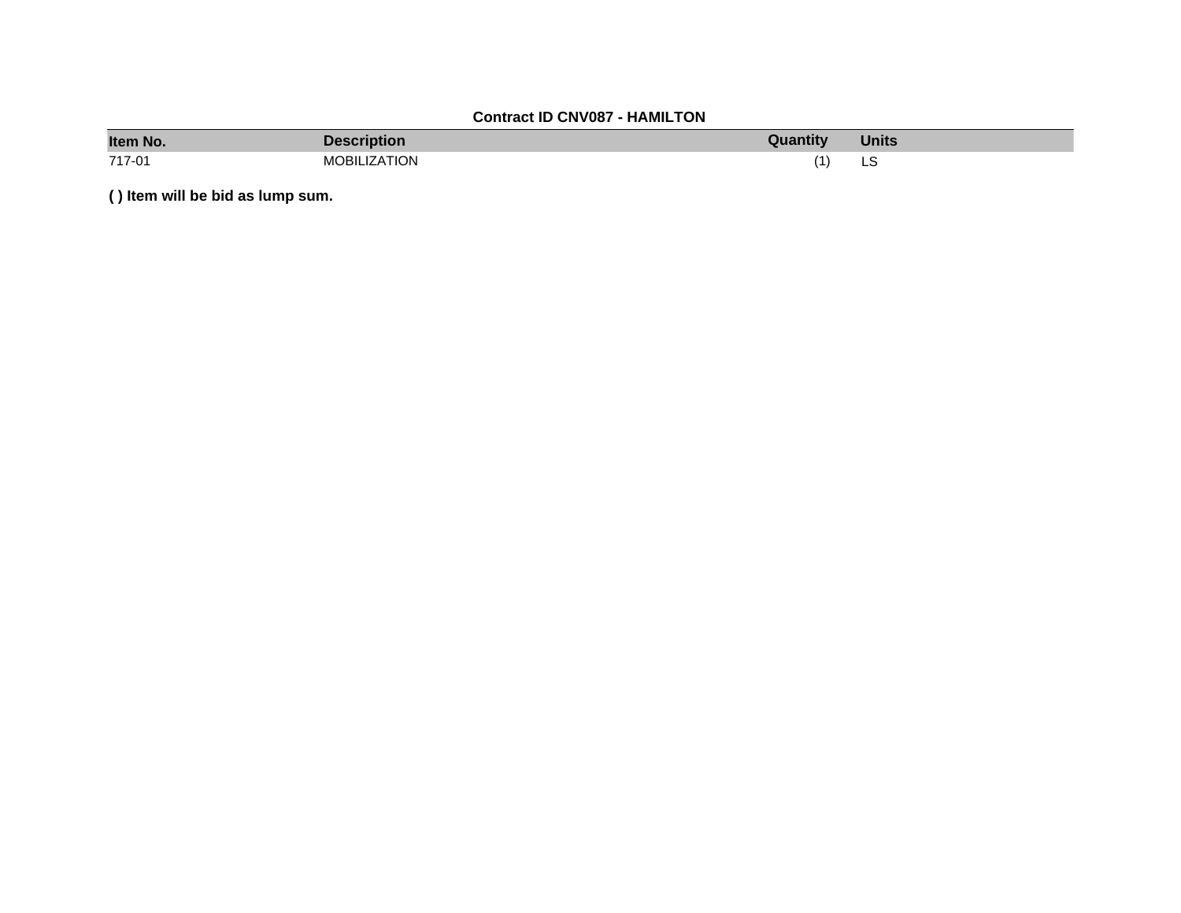**Contract ID CNV087 - HAMILTON**

| Item No. | Description | Quantity | Units |
|---|---|---|---|
| 717-01 | MOBILIZATION | (1) | LS |

**( ) Item will be bid as lump sum.**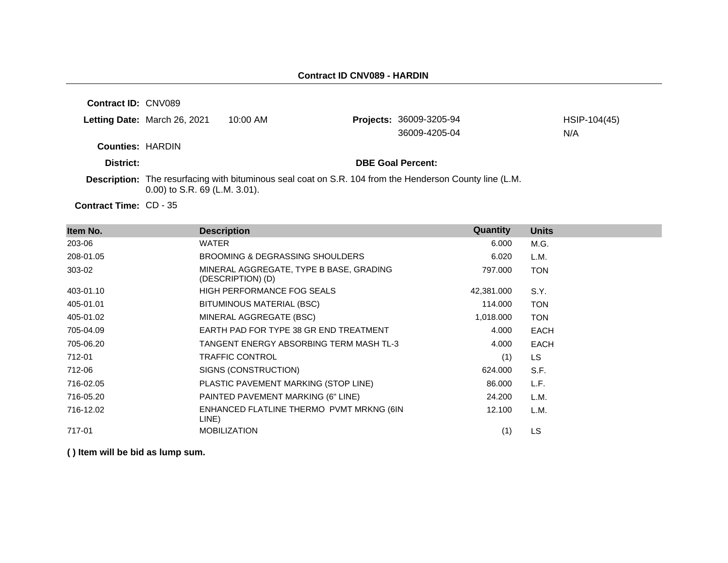**Contract ID CNV089 - HARDIN**

---

**Contract ID:** CNV089

**Letting Date:** March 26, 2021 10:00 AM

**Projects:** 36009-3205-94 HSIP-104(45)
36009-4205-04 N/A

**Counties:** HARDIN

**District:**

**DBE Goal Percent:**

**Description:** The resurfacing with bituminous seal coat on S.R. 104 from the Henderson County line (L.M. 0.00) to S.R. 69 (L.M. 3.01).

**Contract Time:** CD - 35

| Item No. | Description | Quantity | Units |
|---|---|---|---|
| 203-06 | WATER | 6.000 | M.G. |
| 208-01.05 | BROOMING & DEGRASSING SHOULDERS | 6.020 | L.M. |
| 303-02 | MINERAL AGGREGATE, TYPE B BASE, GRADING (DESCRIPTION) (D) | 797.000 | TON |
| 403-01.10 | HIGH PERFORMANCE FOG SEALS | 42,381.000 | S.Y. |
| 405-01.01 | BITUMINOUS MATERIAL (BSC) | 114.000 | TON |
| 405-01.02 | MINERAL AGGREGATE (BSC) | 1,018.000 | TON |
| 705-04.09 | EARTH PAD FOR TYPE 38 GR END TREATMENT | 4.000 | EACH |
| 705-06.20 | TANGENT ENERGY ABSORBING TERM MASH TL-3 | 4.000 | EACH |
| 712-01 | TRAFFIC CONTROL | (1) | LS |
| 712-06 | SIGNS (CONSTRUCTION) | 624.000 | S.F. |
| 716-02.05 | PLASTIC PAVEMENT MARKING (STOP LINE) | 86.000 | L.F. |
| 716-05.20 | PAINTED PAVEMENT MARKING (6" LINE) | 24.200 | L.M. |
| 716-12.02 | ENHANCED FLATLINE THERMO PVMT MRKNG (6IN LINE) | 12.100 | L.M. |
| 717-01 | MOBILIZATION | (1) | LS |

**( ) Item will be bid as lump sum.**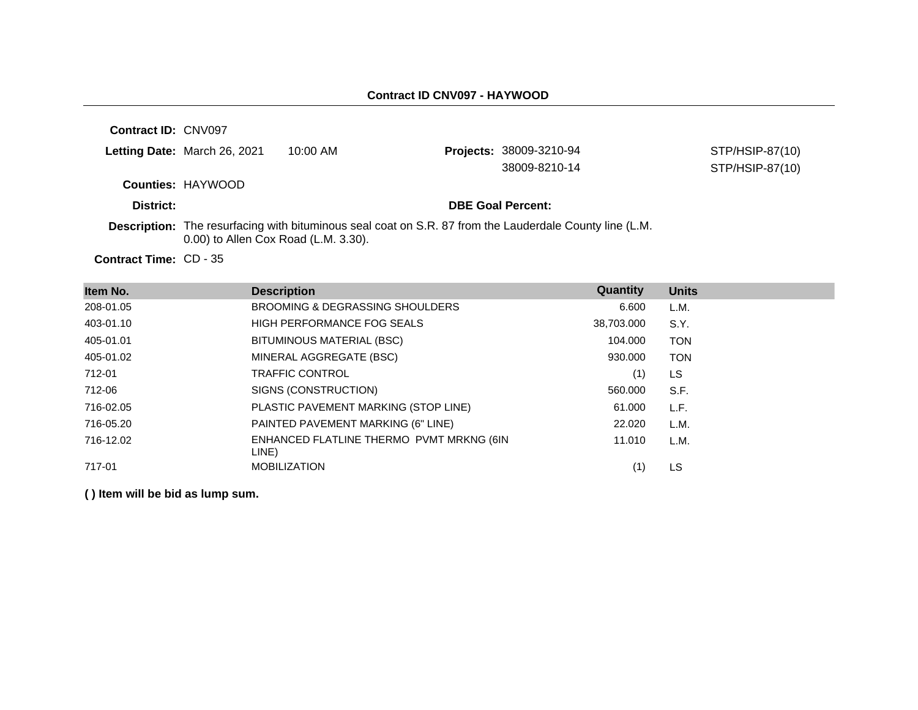## Contract ID CNV097 - HAYWOOD

**Contract ID:** CNV097

**Letting Date:** March 26, 2021 10:00 AM

**Projects:** 38009-3210-94 STP/HSIP-87(10)
38009-8210-14 STP/HSIP-87(10)

**Counties:** HAYWOOD

**District:**

**DBE Goal Percent:**

**Description:** The resurfacing with bituminous seal coat on S.R. 87 from the Lauderdale County line (L.M. 0.00) to Allen Cox Road (L.M. 3.30).

**Contract Time:** CD - 35

| Item No. | Description | Quantity | Units |
|---|---|---|---|
| 208-01.05 | BROOMING & DEGRASSING SHOULDERS | 6.600 | L.M. |
| 403-01.10 | HIGH PERFORMANCE FOG SEALS | 38,703.000 | S.Y. |
| 405-01.01 | BITUMINOUS MATERIAL (BSC) | 104.000 | TON |
| 405-01.02 | MINERAL AGGREGATE (BSC) | 930.000 | TON |
| 712-01 | TRAFFIC CONTROL | (1) | LS |
| 712-06 | SIGNS (CONSTRUCTION) | 560.000 | S.F. |
| 716-02.05 | PLASTIC PAVEMENT MARKING (STOP LINE) | 61.000 | L.F. |
| 716-05.20 | PAINTED PAVEMENT MARKING (6" LINE) | 22.020 | L.M. |
| 716-12.02 | ENHANCED FLATLINE THERMO PVMT MRKNG (6IN LINE) | 11.010 | L.M. |
| 717-01 | MOBILIZATION | (1) | LS |

**( ) Item will be bid as lump sum.**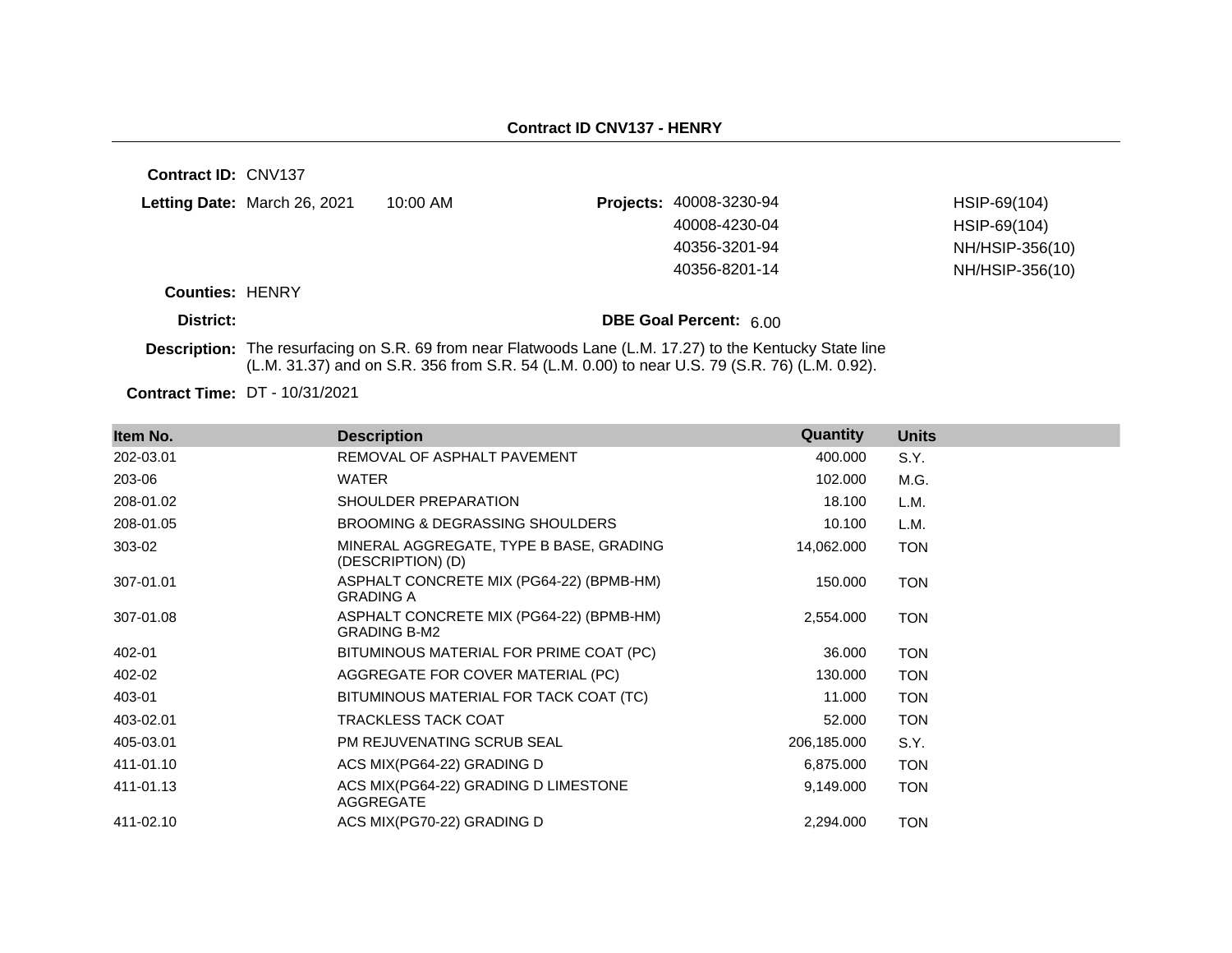**Contract ID CNV137 - HENRY**

**Contract ID:** CNV137

**Letting Date:** March 26, 2021 10:00 AM

**Projects:**

| | |
|---|---|
| 40008-3230-94 | HSIP-69(104) |
| 40008-4230-04 | HSIP-69(104) |
| 40356-3201-94 | NH/HSIP-356(10) |
| 40356-8201-14 | NH/HSIP-356(10) |

**Counties:** HENRY

**District:**

**DBE Goal Percent:** 6.00

**Description:** The resurfacing on S.R. 69 from near Flatwoods Lane (L.M. 17.27) to the Kentucky State line (L.M. 31.37) and on S.R. 356 from S.R. 54 (L.M. 0.00) to near U.S. 79 (S.R. 76) (L.M. 0.92).

**Contract Time:** DT - 10/31/2021

| Item No. | Description | Quantity | Units |
|---|---|---|---|
| 202-03.01 | REMOVAL OF ASPHALT PAVEMENT | 400.000 | S.Y. |
| 203-06 | WATER | 102.000 | M.G. |
| 208-01.02 | SHOULDER PREPARATION | 18.100 | L.M. |
| 208-01.05 | BROOMING & DEGRASSING SHOULDERS | 10.100 | L.M. |
| 303-02 | MINERAL AGGREGATE, TYPE B BASE, GRADING (DESCRIPTION) (D) | 14,062.000 | TON |
| 307-01.01 | ASPHALT CONCRETE MIX (PG64-22) (BPMB-HM) GRADING A | 150.000 | TON |
| 307-01.08 | ASPHALT CONCRETE MIX (PG64-22) (BPMB-HM) GRADING B-M2 | 2,554.000 | TON |
| 402-01 | BITUMINOUS MATERIAL FOR PRIME COAT (PC) | 36.000 | TON |
| 402-02 | AGGREGATE FOR COVER MATERIAL (PC) | 130.000 | TON |
| 403-01 | BITUMINOUS MATERIAL FOR TACK COAT (TC) | 11.000 | TON |
| 403-02.01 | TRACKLESS TACK COAT | 52.000 | TON |
| 405-03.01 | PM REJUVENATING SCRUB SEAL | 206,185.000 | S.Y. |
| 411-01.10 | ACS MIX(PG64-22) GRADING D | 6,875.000 | TON |
| 411-01.13 | ACS MIX(PG64-22) GRADING D LIMESTONE AGGREGATE | 9,149.000 | TON |
| 411-02.10 | ACS MIX(PG70-22) GRADING D | 2,294.000 | TON |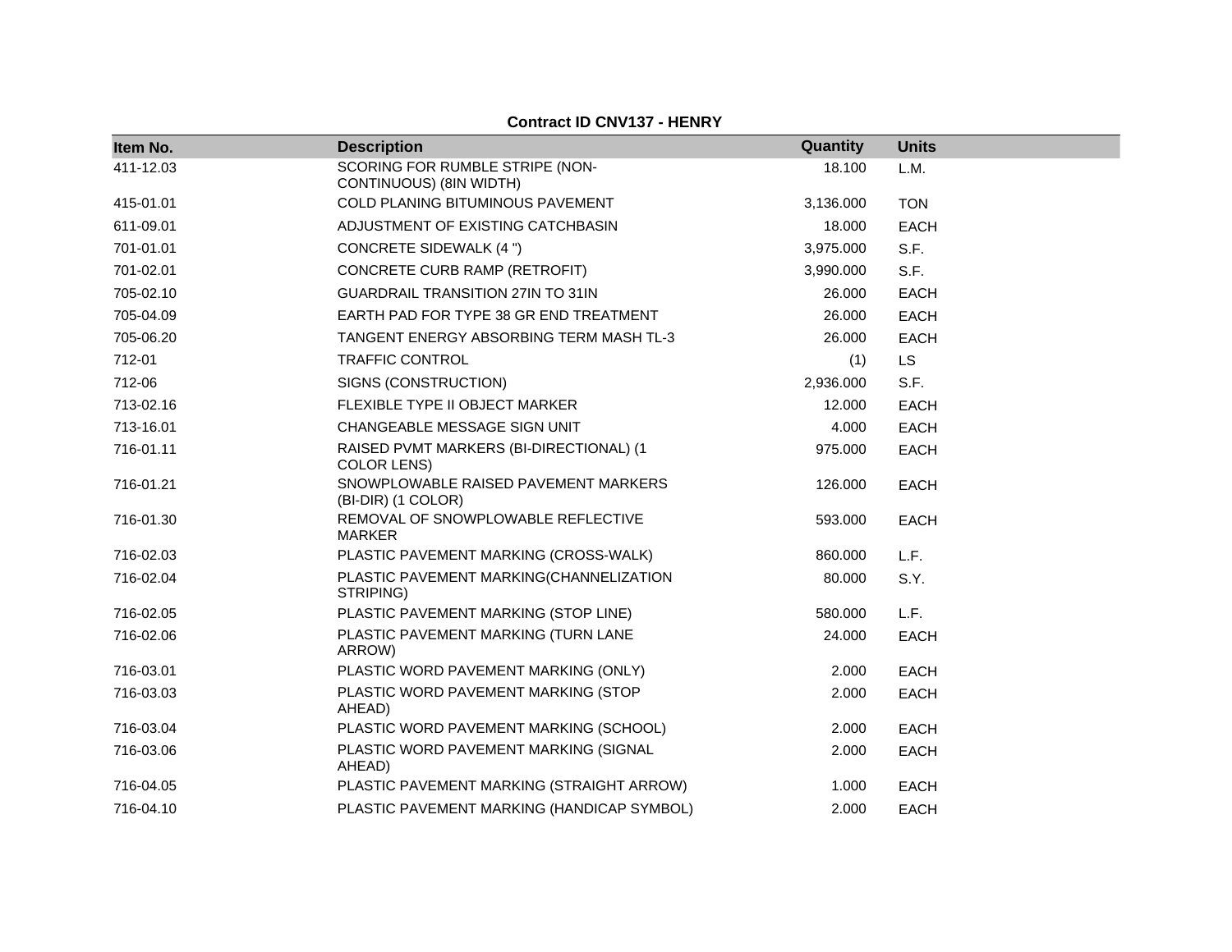**Contract ID CNV137 - HENRY**

| Item No. | Description | Quantity | Units |
|---|---|---|---|
| 411-12.03 | SCORING FOR RUMBLE STRIPE (NON-CONTINUOUS) (8IN WIDTH) | 18.100 | L.M. |
| 415-01.01 | COLD PLANING BITUMINOUS PAVEMENT | 3,136.000 | TON |
| 611-09.01 | ADJUSTMENT OF EXISTING CATCHBASIN | 18.000 | EACH |
| 701-01.01 | CONCRETE SIDEWALK (4 ") | 3,975.000 | S.F. |
| 701-02.01 | CONCRETE CURB RAMP (RETROFIT) | 3,990.000 | S.F. |
| 705-02.10 | GUARDRAIL TRANSITION 27IN TO 31IN | 26.000 | EACH |
| 705-04.09 | EARTH PAD FOR TYPE 38 GR END TREATMENT | 26.000 | EACH |
| 705-06.20 | TANGENT ENERGY ABSORBING TERM MASH TL-3 | 26.000 | EACH |
| 712-01 | TRAFFIC CONTROL | (1) | LS |
| 712-06 | SIGNS (CONSTRUCTION) | 2,936.000 | S.F. |
| 713-02.16 | FLEXIBLE TYPE II OBJECT MARKER | 12.000 | EACH |
| 713-16.01 | CHANGEABLE MESSAGE SIGN UNIT | 4.000 | EACH |
| 716-01.11 | RAISED PVMT MARKERS (BI-DIRECTIONAL) (1 COLOR LENS) | 975.000 | EACH |
| 716-01.21 | SNOWPLOWABLE RAISED PAVEMENT MARKERS (BI-DIR) (1 COLOR) | 126.000 | EACH |
| 716-01.30 | REMOVAL OF SNOWPLOWABLE REFLECTIVE MARKER | 593.000 | EACH |
| 716-02.03 | PLASTIC PAVEMENT MARKING (CROSS-WALK) | 860.000 | L.F. |
| 716-02.04 | PLASTIC PAVEMENT MARKING(CHANNELIZATION STRIPING) | 80.000 | S.Y. |
| 716-02.05 | PLASTIC PAVEMENT MARKING (STOP LINE) | 580.000 | L.F. |
| 716-02.06 | PLASTIC PAVEMENT MARKING (TURN LANE ARROW) | 24.000 | EACH |
| 716-03.01 | PLASTIC WORD PAVEMENT MARKING (ONLY) | 2.000 | EACH |
| 716-03.03 | PLASTIC WORD PAVEMENT MARKING (STOP AHEAD) | 2.000 | EACH |
| 716-03.04 | PLASTIC WORD PAVEMENT MARKING (SCHOOL) | 2.000 | EACH |
| 716-03.06 | PLASTIC WORD PAVEMENT MARKING (SIGNAL AHEAD) | 2.000 | EACH |
| 716-04.05 | PLASTIC PAVEMENT MARKING (STRAIGHT ARROW) | 1.000 | EACH |
| 716-04.10 | PLASTIC PAVEMENT MARKING (HANDICAP SYMBOL) | 2.000 | EACH |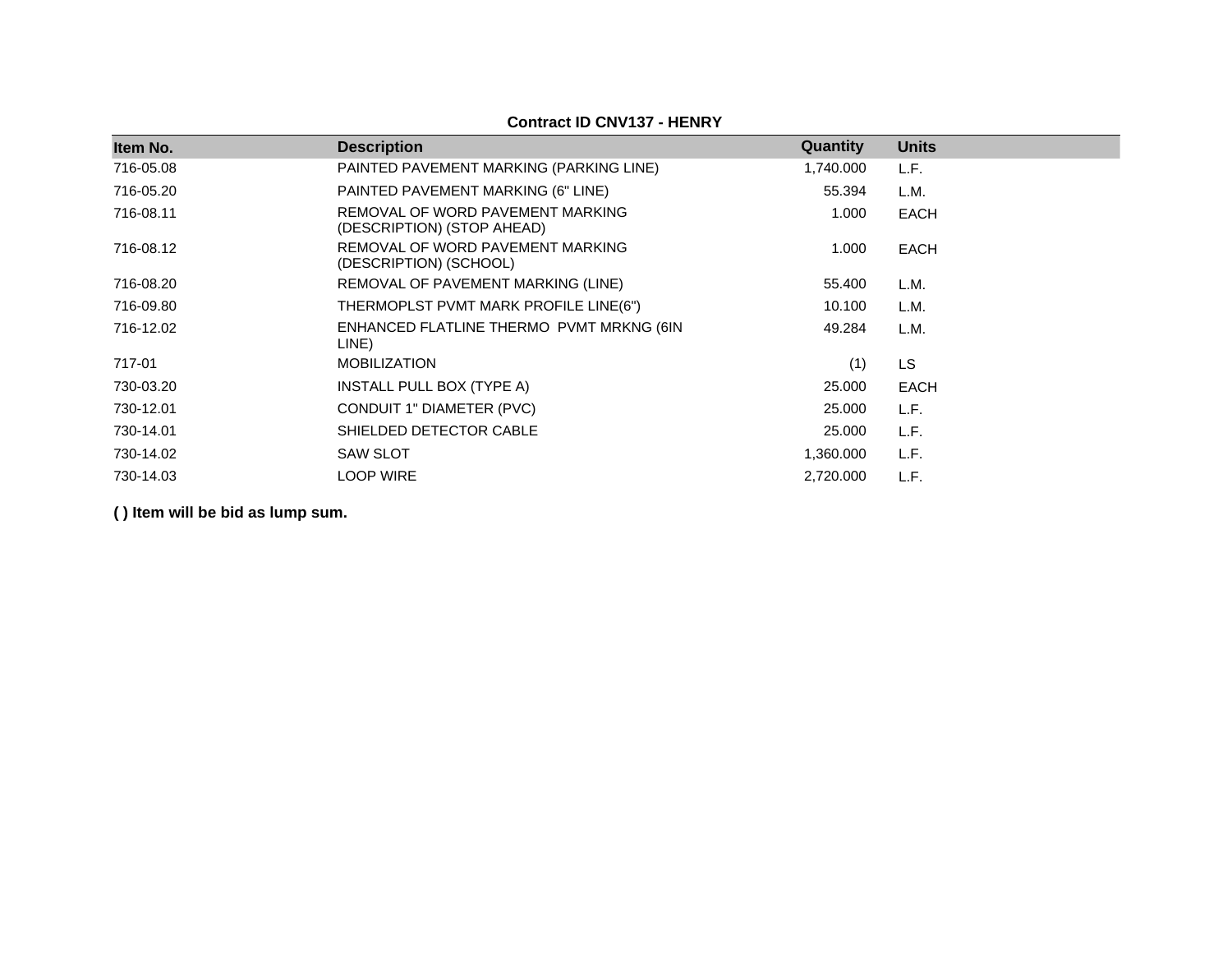**Contract ID CNV137 - HENRY**

| Item No. | Description | Quantity | Units |
|---|---|---|---|
| 716-05.08 | PAINTED PAVEMENT MARKING (PARKING LINE) | 1,740.000 | L.F. |
| 716-05.20 | PAINTED PAVEMENT MARKING (6" LINE) | 55.394 | L.M. |
| 716-08.11 | REMOVAL OF WORD PAVEMENT MARKING (DESCRIPTION) (STOP AHEAD) | 1.000 | EACH |
| 716-08.12 | REMOVAL OF WORD PAVEMENT MARKING (DESCRIPTION) (SCHOOL) | 1.000 | EACH |
| 716-08.20 | REMOVAL OF PAVEMENT MARKING (LINE) | 55.400 | L.M. |
| 716-09.80 | THERMOPLST PVMT MARK PROFILE LINE(6") | 10.100 | L.M. |
| 716-12.02 | ENHANCED FLATLINE THERMO PVMT MRKNG (6IN LINE) | 49.284 | L.M. |
| 717-01 | MOBILIZATION | (1) | LS |
| 730-03.20 | INSTALL PULL BOX (TYPE A) | 25.000 | EACH |
| 730-12.01 | CONDUIT 1" DIAMETER (PVC) | 25.000 | L.F. |
| 730-14.01 | SHIELDED DETECTOR CABLE | 25.000 | L.F. |
| 730-14.02 | SAW SLOT | 1,360.000 | L.F. |
| 730-14.03 | LOOP WIRE | 2,720.000 | L.F. |

**( ) Item will be bid as lump sum.**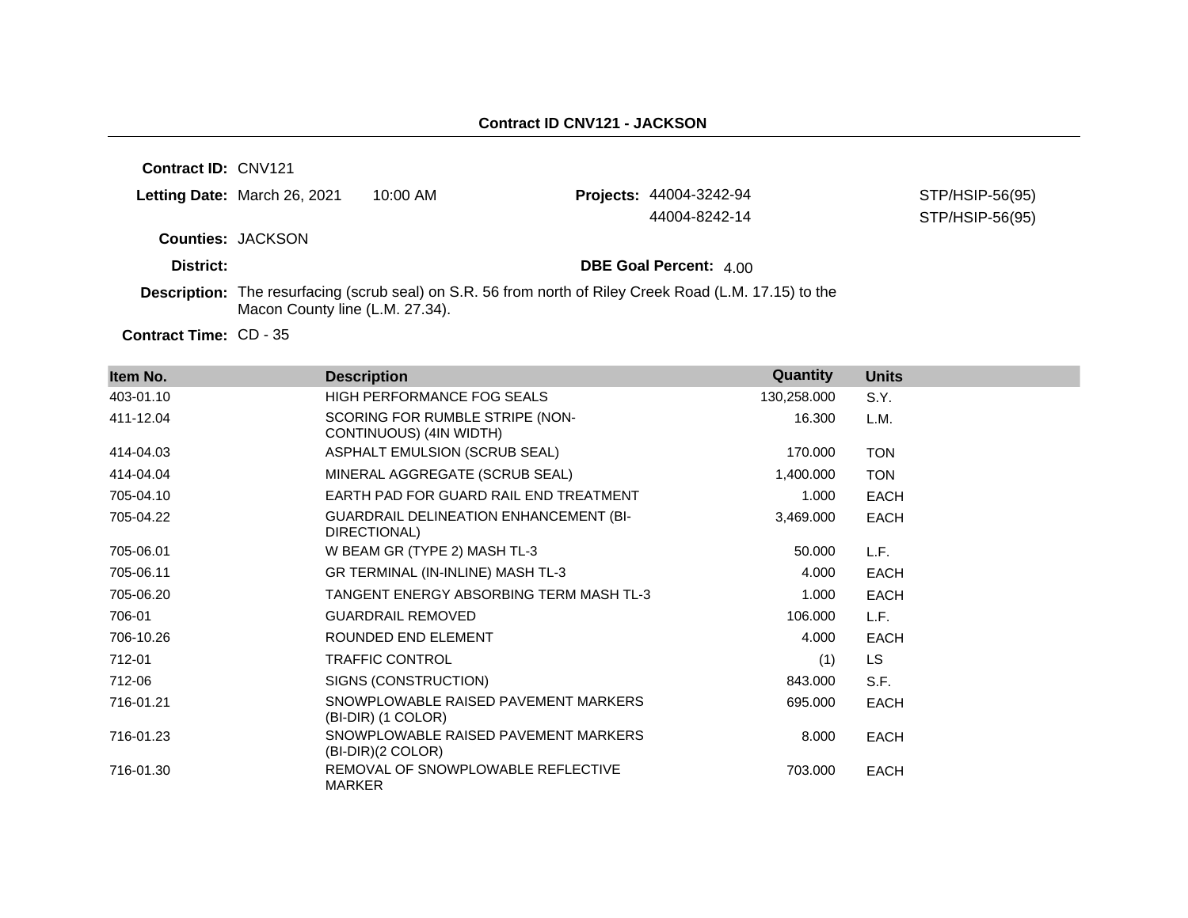## Contract ID CNV121 - JACKSON

**Contract ID:** CNV121

**Letting Date:** March 26, 2021 10:00 AM

**Projects:** 44004-3242-94 STP/HSIP-56(95)
44004-8242-14 STP/HSIP-56(95)

**Counties:** JACKSON

**District:**

**DBE Goal Percent:** 4.00

**Description:** The resurfacing (scrub seal) on S.R. 56 from north of Riley Creek Road (L.M. 17.15) to the Macon County line (L.M. 27.34).

**Contract Time:** CD - 35

| Item No. | Description | Quantity | Units |
|---|---|---|---|
| 403-01.10 | HIGH PERFORMANCE FOG SEALS | 130,258.000 | S.Y. |
| 411-12.04 | SCORING FOR RUMBLE STRIPE (NON-CONTINUOUS) (4IN WIDTH) | 16.300 | L.M. |
| 414-04.03 | ASPHALT EMULSION (SCRUB SEAL) | 170.000 | TON |
| 414-04.04 | MINERAL AGGREGATE (SCRUB SEAL) | 1,400.000 | TON |
| 705-04.10 | EARTH PAD FOR GUARD RAIL END TREATMENT | 1.000 | EACH |
| 705-04.22 | GUARDRAIL DELINEATION ENHANCEMENT (BI-DIRECTIONAL) | 3,469.000 | EACH |
| 705-06.01 | W BEAM GR (TYPE 2) MASH TL-3 | 50.000 | L.F. |
| 705-06.11 | GR TERMINAL (IN-INLINE) MASH TL-3 | 4.000 | EACH |
| 705-06.20 | TANGENT ENERGY ABSORBING TERM MASH TL-3 | 1.000 | EACH |
| 706-01 | GUARDRAIL REMOVED | 106.000 | L.F. |
| 706-10.26 | ROUNDED END ELEMENT | 4.000 | EACH |
| 712-01 | TRAFFIC CONTROL | (1) | LS |
| 712-06 | SIGNS (CONSTRUCTION) | 843.000 | S.F. |
| 716-01.21 | SNOWPLOWABLE RAISED PAVEMENT MARKERS (BI-DIR) (1 COLOR) | 695.000 | EACH |
| 716-01.23 | SNOWPLOWABLE RAISED PAVEMENT MARKERS (BI-DIR)(2 COLOR) | 8.000 | EACH |
| 716-01.30 | REMOVAL OF SNOWPLOWABLE REFLECTIVE MARKER | 703.000 | EACH |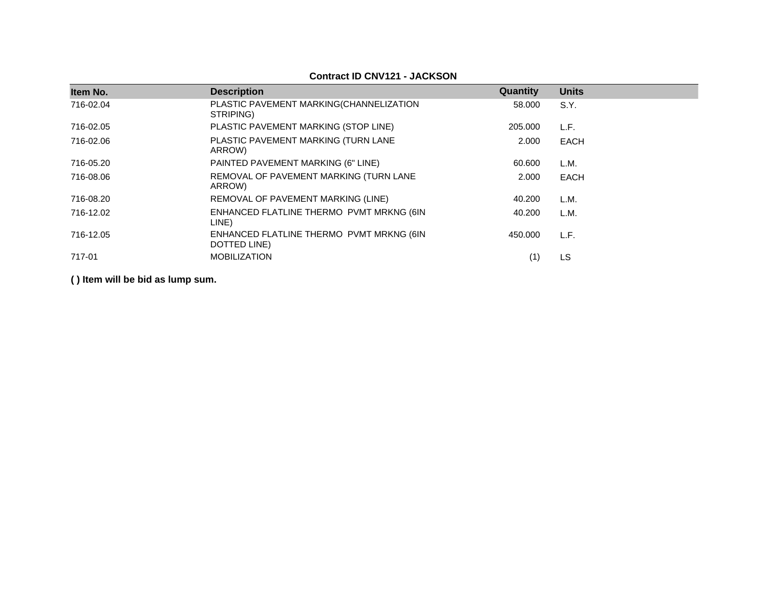**Contract ID CNV121 - JACKSON**

| Item No. | Description | Quantity | Units |
|---|---|---|---|
| 716-02.04 | PLASTIC PAVEMENT MARKING(CHANNELIZATION STRIPING) | 58.000 | S.Y. |
| 716-02.05 | PLASTIC PAVEMENT MARKING (STOP LINE) | 205.000 | L.F. |
| 716-02.06 | PLASTIC PAVEMENT MARKING (TURN LANE ARROW) | 2.000 | EACH |
| 716-05.20 | PAINTED PAVEMENT MARKING (6" LINE) | 60.600 | L.M. |
| 716-08.06 | REMOVAL OF PAVEMENT MARKING (TURN LANE ARROW) | 2.000 | EACH |
| 716-08.20 | REMOVAL OF PAVEMENT MARKING (LINE) | 40.200 | L.M. |
| 716-12.02 | ENHANCED FLATLINE THERMO PVMT MRKNG (6IN LINE) | 40.200 | L.M. |
| 716-12.05 | ENHANCED FLATLINE THERMO PVMT MRKNG (6IN DOTTED LINE) | 450.000 | L.F. |
| 717-01 | MOBILIZATION | (1) | LS |

**( ) Item will be bid as lump sum.**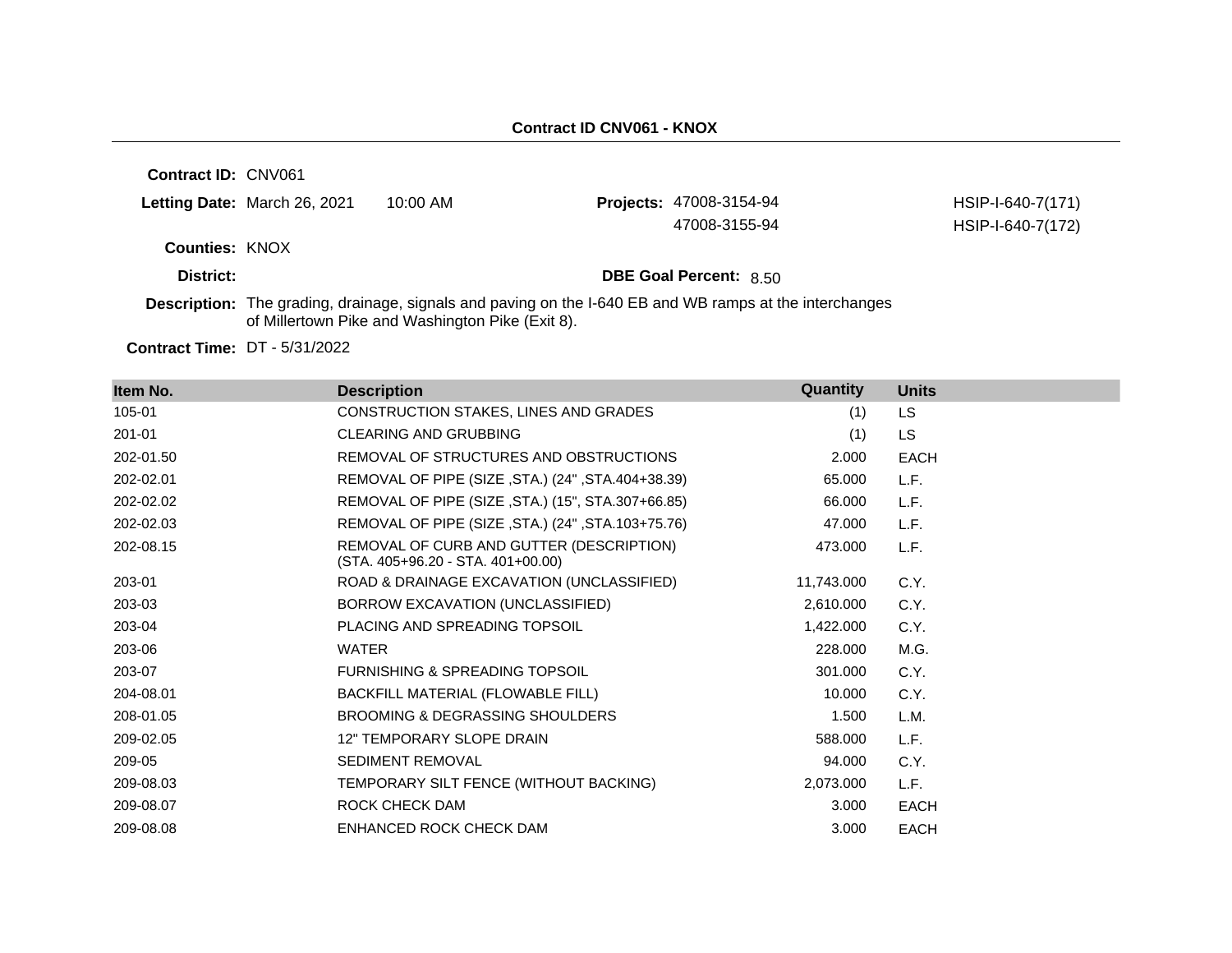## Contract ID CNV061 - KNOX

**Contract ID:** CNV061

**Letting Date:** March 26, 2021 10:00 AM

**Projects:** 47008-3154-94 HSIP-I-640-7(171)
47008-3155-94 HSIP-I-640-7(172)

**Counties:** KNOX

**District:**

**DBE Goal Percent:** 8.50

**Description:** The grading, drainage, signals and paving on the I-640 EB and WB ramps at the interchanges of Millertown Pike and Washington Pike (Exit 8).

**Contract Time:** DT - 5/31/2022

| Item No. | Description | Quantity | Units |
|---|---|---|---|
| 105-01 | CONSTRUCTION STAKES, LINES AND GRADES | (1) | LS |
| 201-01 | CLEARING AND GRUBBING | (1) | LS |
| 202-01.50 | REMOVAL OF STRUCTURES AND OBSTRUCTIONS | 2.000 | EACH |
| 202-02.01 | REMOVAL OF PIPE (SIZE ,STA.) (24" ,STA.404+38.39) | 65.000 | L.F. |
| 202-02.02 | REMOVAL OF PIPE (SIZE ,STA.) (15", STA.307+66.85) | 66.000 | L.F. |
| 202-02.03 | REMOVAL OF PIPE (SIZE ,STA.) (24" ,STA.103+75.76) | 47.000 | L.F. |
| 202-08.15 | REMOVAL OF CURB AND GUTTER (DESCRIPTION) (STA. 405+96.20 - STA. 401+00.00) | 473.000 | L.F. |
| 203-01 | ROAD & DRAINAGE EXCAVATION (UNCLASSIFIED) | 11,743.000 | C.Y. |
| 203-03 | BORROW EXCAVATION (UNCLASSIFIED) | 2,610.000 | C.Y. |
| 203-04 | PLACING AND SPREADING TOPSOIL | 1,422.000 | C.Y. |
| 203-06 | WATER | 228.000 | M.G. |
| 203-07 | FURNISHING & SPREADING TOPSOIL | 301.000 | C.Y. |
| 204-08.01 | BACKFILL MATERIAL (FLOWABLE FILL) | 10.000 | C.Y. |
| 208-01.05 | BROOMING & DEGRASSING SHOULDERS | 1.500 | L.M. |
| 209-02.05 | 12" TEMPORARY SLOPE DRAIN | 588.000 | L.F. |
| 209-05 | SEDIMENT REMOVAL | 94.000 | C.Y. |
| 209-08.03 | TEMPORARY SILT FENCE (WITHOUT BACKING) | 2,073.000 | L.F. |
| 209-08.07 | ROCK CHECK DAM | 3.000 | EACH |
| 209-08.08 | ENHANCED ROCK CHECK DAM | 3.000 | EACH |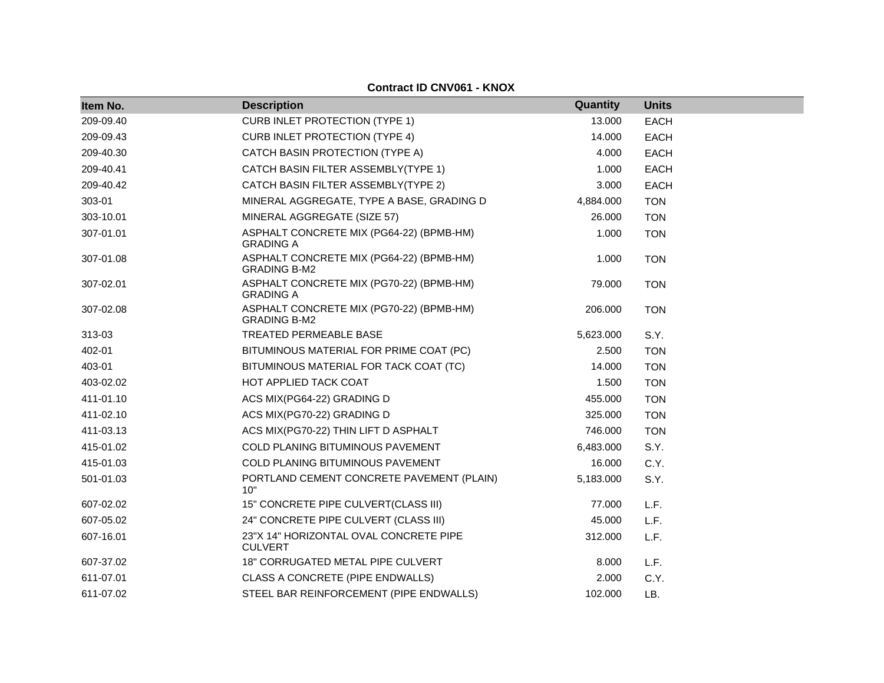**Contract ID CNV061 - KNOX**

| Item No. | Description | Quantity | Units |
|---|---|---|---|
| 209-09.40 | CURB INLET PROTECTION (TYPE 1) | 13.000 | EACH |
| 209-09.43 | CURB INLET PROTECTION (TYPE 4) | 14.000 | EACH |
| 209-40.30 | CATCH BASIN PROTECTION (TYPE A) | 4.000 | EACH |
| 209-40.41 | CATCH BASIN FILTER ASSEMBLY(TYPE 1) | 1.000 | EACH |
| 209-40.42 | CATCH BASIN FILTER ASSEMBLY(TYPE 2) | 3.000 | EACH |
| 303-01 | MINERAL AGGREGATE, TYPE A BASE, GRADING D | 4,884.000 | TON |
| 303-10.01 | MINERAL AGGREGATE (SIZE 57) | 26.000 | TON |
| 307-01.01 | ASPHALT CONCRETE MIX (PG64-22) (BPMB-HM) GRADING A | 1.000 | TON |
| 307-01.08 | ASPHALT CONCRETE MIX (PG64-22) (BPMB-HM) GRADING B-M2 | 1.000 | TON |
| 307-02.01 | ASPHALT CONCRETE MIX (PG70-22) (BPMB-HM) GRADING A | 79.000 | TON |
| 307-02.08 | ASPHALT CONCRETE MIX (PG70-22) (BPMB-HM) GRADING B-M2 | 206.000 | TON |
| 313-03 | TREATED PERMEABLE BASE | 5,623.000 | S.Y. |
| 402-01 | BITUMINOUS MATERIAL FOR PRIME COAT (PC) | 2.500 | TON |
| 403-01 | BITUMINOUS MATERIAL FOR TACK COAT (TC) | 14.000 | TON |
| 403-02.02 | HOT APPLIED TACK COAT | 1.500 | TON |
| 411-01.10 | ACS MIX(PG64-22) GRADING D | 455.000 | TON |
| 411-02.10 | ACS MIX(PG70-22) GRADING D | 325.000 | TON |
| 411-03.13 | ACS MIX(PG70-22) THIN LIFT D ASPHALT | 746.000 | TON |
| 415-01.02 | COLD PLANING BITUMINOUS PAVEMENT | 6,483.000 | S.Y. |
| 415-01.03 | COLD PLANING BITUMINOUS PAVEMENT | 16.000 | C.Y. |
| 501-01.03 | PORTLAND CEMENT CONCRETE PAVEMENT (PLAIN) 10" | 5,183.000 | S.Y. |
| 607-02.02 | 15" CONCRETE PIPE CULVERT(CLASS III) | 77.000 | L.F. |
| 607-05.02 | 24" CONCRETE PIPE CULVERT (CLASS III) | 45.000 | L.F. |
| 607-16.01 | 23"X 14" HORIZONTAL OVAL CONCRETE PIPE CULVERT | 312.000 | L.F. |
| 607-37.02 | 18" CORRUGATED METAL PIPE CULVERT | 8.000 | L.F. |
| 611-07.01 | CLASS A CONCRETE (PIPE ENDWALLS) | 2.000 | C.Y. |
| 611-07.02 | STEEL BAR REINFORCEMENT (PIPE ENDWALLS) | 102.000 | LB. |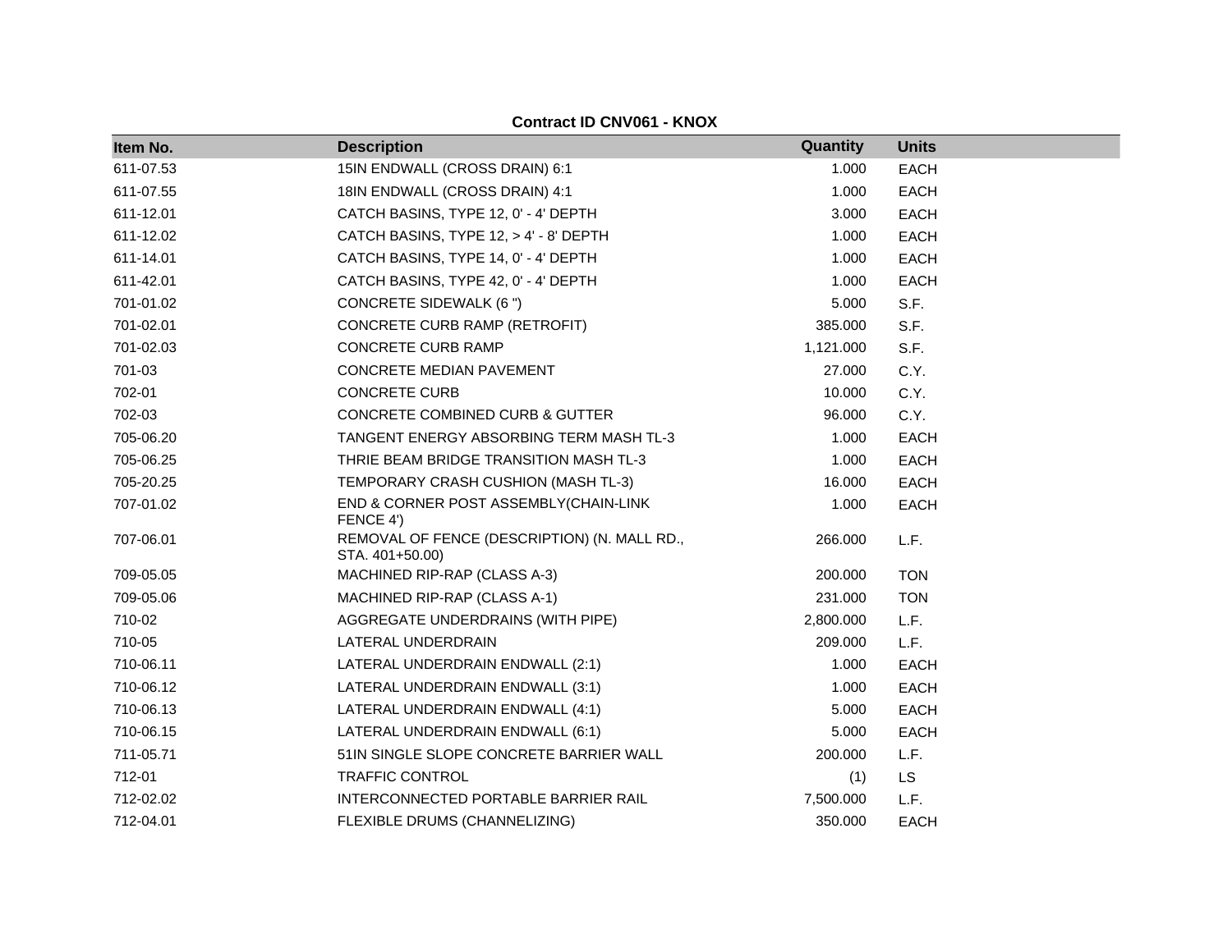**Contract ID CNV061 - KNOX**

| Item No. | Description | Quantity | Units |
|---|---|---|---|
| 611-07.53 | 15IN ENDWALL (CROSS DRAIN) 6:1 | 1.000 | EACH |
| 611-07.55 | 18IN ENDWALL (CROSS DRAIN) 4:1 | 1.000 | EACH |
| 611-12.01 | CATCH BASINS, TYPE 12, 0' - 4' DEPTH | 3.000 | EACH |
| 611-12.02 | CATCH BASINS, TYPE 12, > 4' - 8' DEPTH | 1.000 | EACH |
| 611-14.01 | CATCH BASINS, TYPE 14, 0' - 4' DEPTH | 1.000 | EACH |
| 611-42.01 | CATCH BASINS, TYPE 42, 0' - 4' DEPTH | 1.000 | EACH |
| 701-01.02 | CONCRETE SIDEWALK (6 ") | 5.000 | S.F. |
| 701-02.01 | CONCRETE CURB RAMP (RETROFIT) | 385.000 | S.F. |
| 701-02.03 | CONCRETE CURB RAMP | 1,121.000 | S.F. |
| 701-03 | CONCRETE MEDIAN PAVEMENT | 27.000 | C.Y. |
| 702-01 | CONCRETE CURB | 10.000 | C.Y. |
| 702-03 | CONCRETE COMBINED CURB & GUTTER | 96.000 | C.Y. |
| 705-06.20 | TANGENT ENERGY ABSORBING TERM MASH TL-3 | 1.000 | EACH |
| 705-06.25 | THRIE BEAM BRIDGE TRANSITION MASH TL-3 | 1.000 | EACH |
| 705-20.25 | TEMPORARY CRASH CUSHION (MASH TL-3) | 16.000 | EACH |
| 707-01.02 | END & CORNER POST ASSEMBLY(CHAIN-LINK FENCE 4') | 1.000 | EACH |
| 707-06.01 | REMOVAL OF FENCE (DESCRIPTION) (N. MALL RD., STA. 401+50.00) | 266.000 | L.F. |
| 709-05.05 | MACHINED RIP-RAP (CLASS A-3) | 200.000 | TON |
| 709-05.06 | MACHINED RIP-RAP (CLASS A-1) | 231.000 | TON |
| 710-02 | AGGREGATE UNDERDRAINS (WITH PIPE) | 2,800.000 | L.F. |
| 710-05 | LATERAL UNDERDRAIN | 209.000 | L.F. |
| 710-06.11 | LATERAL UNDERDRAIN ENDWALL (2:1) | 1.000 | EACH |
| 710-06.12 | LATERAL UNDERDRAIN ENDWALL (3:1) | 1.000 | EACH |
| 710-06.13 | LATERAL UNDERDRAIN ENDWALL (4:1) | 5.000 | EACH |
| 710-06.15 | LATERAL UNDERDRAIN ENDWALL (6:1) | 5.000 | EACH |
| 711-05.71 | 51IN SINGLE SLOPE CONCRETE BARRIER WALL | 200.000 | L.F. |
| 712-01 | TRAFFIC CONTROL | (1) | LS |
| 712-02.02 | INTERCONNECTED PORTABLE BARRIER RAIL | 7,500.000 | L.F. |
| 712-04.01 | FLEXIBLE DRUMS (CHANNELIZING) | 350.000 | EACH |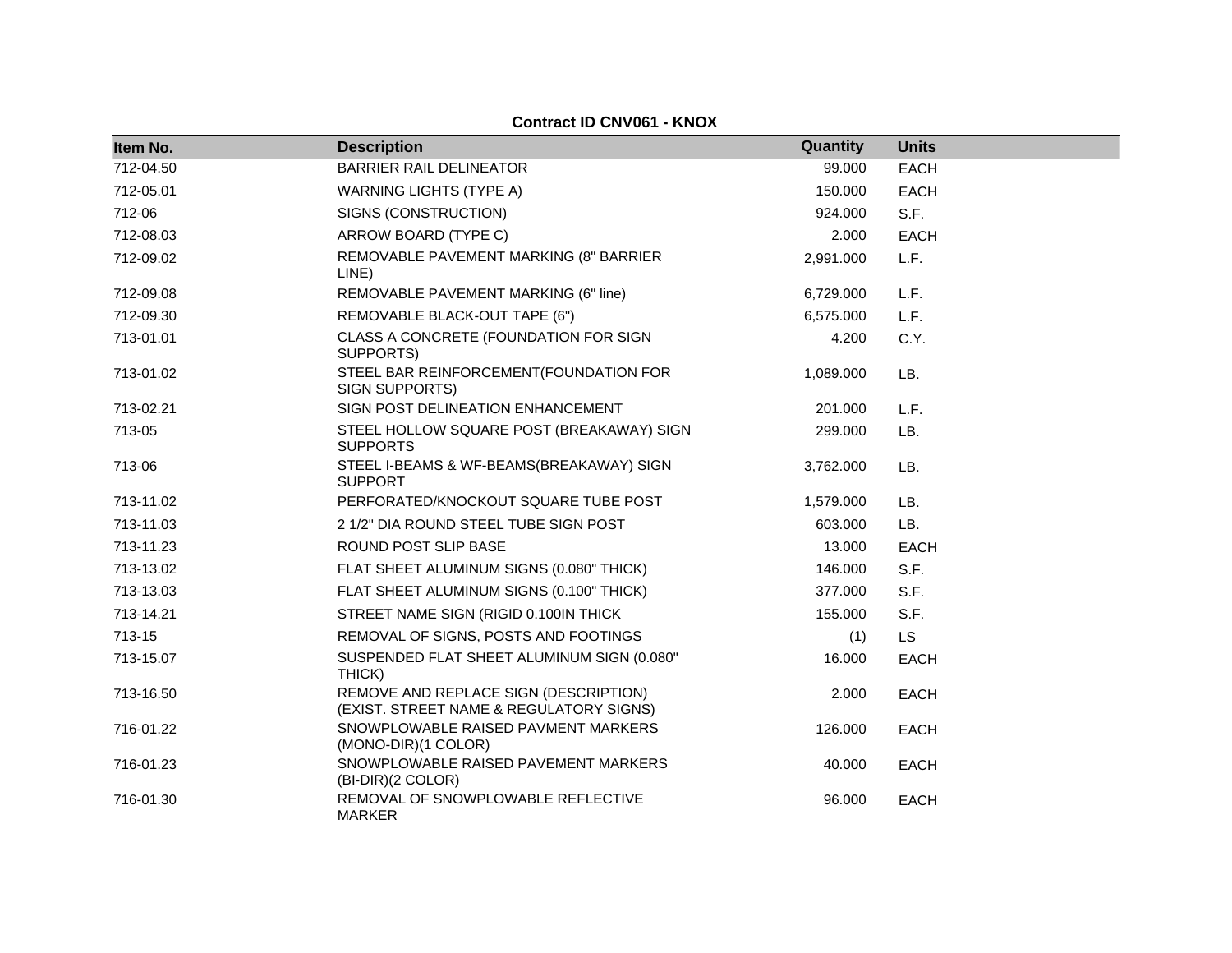**Contract ID CNV061 - KNOX**

| Item No. | Description | Quantity | Units |
|---|---|---|---|
| 712-04.50 | BARRIER RAIL DELINEATOR | 99.000 | EACH |
| 712-05.01 | WARNING LIGHTS (TYPE A) | 150.000 | EACH |
| 712-06 | SIGNS (CONSTRUCTION) | 924.000 | S.F. |
| 712-08.03 | ARROW BOARD (TYPE C) | 2.000 | EACH |
| 712-09.02 | REMOVABLE PAVEMENT MARKING (8" BARRIER LINE) | 2,991.000 | L.F. |
| 712-09.08 | REMOVABLE PAVEMENT MARKING (6" line) | 6,729.000 | L.F. |
| 712-09.30 | REMOVABLE BLACK-OUT TAPE (6") | 6,575.000 | L.F. |
| 713-01.01 | CLASS A CONCRETE (FOUNDATION FOR SIGN SUPPORTS) | 4.200 | C.Y. |
| 713-01.02 | STEEL BAR REINFORCEMENT(FOUNDATION FOR SIGN SUPPORTS) | 1,089.000 | LB. |
| 713-02.21 | SIGN POST DELINEATION ENHANCEMENT | 201.000 | L.F. |
| 713-05 | STEEL HOLLOW SQUARE POST (BREAKAWAY) SIGN SUPPORTS | 299.000 | LB. |
| 713-06 | STEEL I-BEAMS & WF-BEAMS(BREAKAWAY) SIGN SUPPORT | 3,762.000 | LB. |
| 713-11.02 | PERFORATED/KNOCKOUT SQUARE TUBE POST | 1,579.000 | LB. |
| 713-11.03 | 2 1/2" DIA ROUND STEEL TUBE SIGN POST | 603.000 | LB. |
| 713-11.23 | ROUND POST SLIP BASE | 13.000 | EACH |
| 713-13.02 | FLAT SHEET ALUMINUM SIGNS (0.080" THICK) | 146.000 | S.F. |
| 713-13.03 | FLAT SHEET ALUMINUM SIGNS (0.100" THICK) | 377.000 | S.F. |
| 713-14.21 | STREET NAME SIGN (RIGID 0.100IN THICK | 155.000 | S.F. |
| 713-15 | REMOVAL OF SIGNS, POSTS AND FOOTINGS | (1) | LS |
| 713-15.07 | SUSPENDED FLAT SHEET ALUMINUM SIGN (0.080" THICK) | 16.000 | EACH |
| 713-16.50 | REMOVE AND REPLACE SIGN (DESCRIPTION) (EXIST. STREET NAME & REGULATORY SIGNS) | 2.000 | EACH |
| 716-01.22 | SNOWPLOWABLE RAISED PAVMENT MARKERS (MONO-DIR)(1 COLOR) | 126.000 | EACH |
| 716-01.23 | SNOWPLOWABLE RAISED PAVEMENT MARKERS (BI-DIR)(2 COLOR) | 40.000 | EACH |
| 716-01.30 | REMOVAL OF SNOWPLOWABLE REFLECTIVE MARKER | 96.000 | EACH |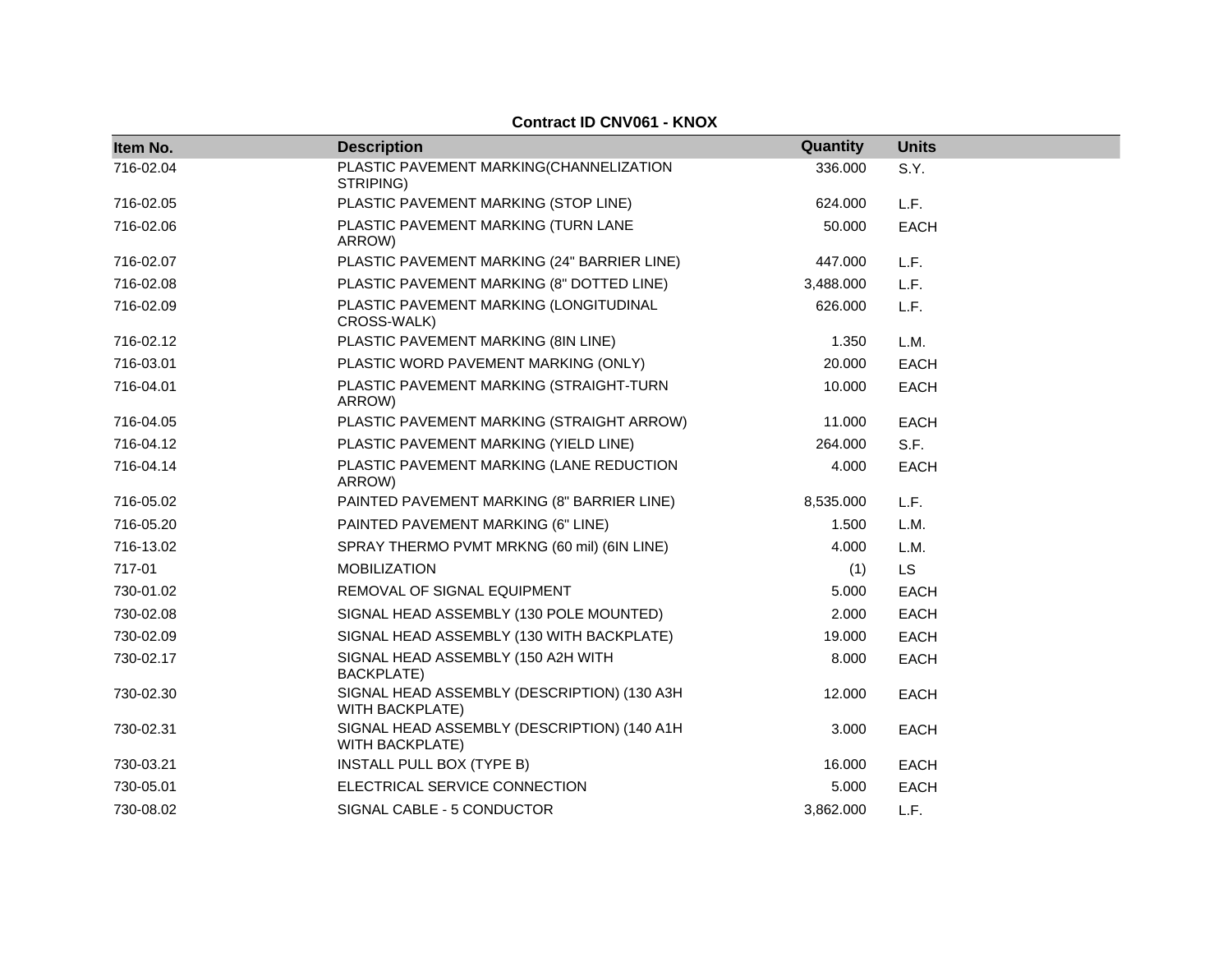**Contract ID CNV061 - KNOX**

| Item No. | Description | Quantity | Units |
| --- | --- | --- | --- |
| 716-02.04 | PLASTIC PAVEMENT MARKING(CHANNELIZATION STRIPING) | 336.000 | S.Y. |
| 716-02.05 | PLASTIC PAVEMENT MARKING (STOP LINE) | 624.000 | L.F. |
| 716-02.06 | PLASTIC PAVEMENT MARKING (TURN LANE ARROW) | 50.000 | EACH |
| 716-02.07 | PLASTIC PAVEMENT MARKING (24" BARRIER LINE) | 447.000 | L.F. |
| 716-02.08 | PLASTIC PAVEMENT MARKING (8" DOTTED LINE) | 3,488.000 | L.F. |
| 716-02.09 | PLASTIC PAVEMENT MARKING (LONGITUDINAL CROSS-WALK) | 626.000 | L.F. |
| 716-02.12 | PLASTIC PAVEMENT MARKING (8IN LINE) | 1.350 | L.M. |
| 716-03.01 | PLASTIC WORD PAVEMENT MARKING (ONLY) | 20.000 | EACH |
| 716-04.01 | PLASTIC PAVEMENT MARKING (STRAIGHT-TURN ARROW) | 10.000 | EACH |
| 716-04.05 | PLASTIC PAVEMENT MARKING (STRAIGHT ARROW) | 11.000 | EACH |
| 716-04.12 | PLASTIC PAVEMENT MARKING (YIELD LINE) | 264.000 | S.F. |
| 716-04.14 | PLASTIC PAVEMENT MARKING (LANE REDUCTION ARROW) | 4.000 | EACH |
| 716-05.02 | PAINTED PAVEMENT MARKING (8" BARRIER LINE) | 8,535.000 | L.F. |
| 716-05.20 | PAINTED PAVEMENT MARKING (6" LINE) | 1.500 | L.M. |
| 716-13.02 | SPRAY THERMO PVMT MRKNG (60 mil) (6IN LINE) | 4.000 | L.M. |
| 717-01 | MOBILIZATION | (1) | LS |
| 730-01.02 | REMOVAL OF SIGNAL EQUIPMENT | 5.000 | EACH |
| 730-02.08 | SIGNAL HEAD ASSEMBLY (130 POLE MOUNTED) | 2.000 | EACH |
| 730-02.09 | SIGNAL HEAD ASSEMBLY (130 WITH BACKPLATE) | 19.000 | EACH |
| 730-02.17 | SIGNAL HEAD ASSEMBLY (150 A2H WITH BACKPLATE) | 8.000 | EACH |
| 730-02.30 | SIGNAL HEAD ASSEMBLY (DESCRIPTION) (130 A3H WITH BACKPLATE) | 12.000 | EACH |
| 730-02.31 | SIGNAL HEAD ASSEMBLY (DESCRIPTION) (140 A1H WITH BACKPLATE) | 3.000 | EACH |
| 730-03.21 | INSTALL PULL BOX (TYPE B) | 16.000 | EACH |
| 730-05.01 | ELECTRICAL SERVICE CONNECTION | 5.000 | EACH |
| 730-08.02 | SIGNAL CABLE - 5 CONDUCTOR | 3,862.000 | L.F. |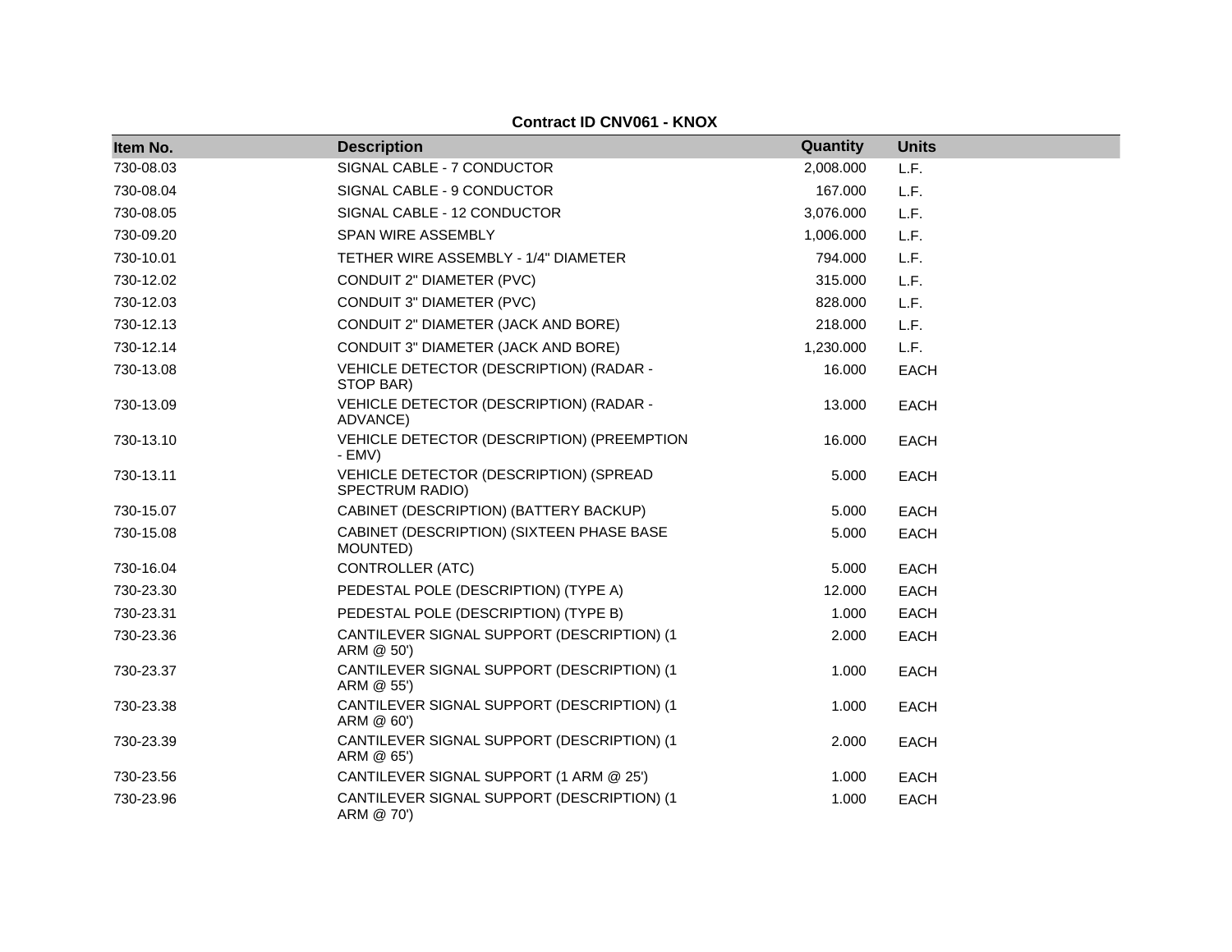**Contract ID CNV061 - KNOX**

| Item No. | Description | Quantity | Units |
|---|---|---|---|
| 730-08.03 | SIGNAL CABLE - 7 CONDUCTOR | 2,008.000 | L.F. |
| 730-08.04 | SIGNAL CABLE - 9 CONDUCTOR | 167.000 | L.F. |
| 730-08.05 | SIGNAL CABLE - 12 CONDUCTOR | 3,076.000 | L.F. |
| 730-09.20 | SPAN WIRE ASSEMBLY | 1,006.000 | L.F. |
| 730-10.01 | TETHER WIRE ASSEMBLY - 1/4" DIAMETER | 794.000 | L.F. |
| 730-12.02 | CONDUIT 2" DIAMETER (PVC) | 315.000 | L.F. |
| 730-12.03 | CONDUIT 3" DIAMETER (PVC) | 828.000 | L.F. |
| 730-12.13 | CONDUIT 2" DIAMETER (JACK AND BORE) | 218.000 | L.F. |
| 730-12.14 | CONDUIT 3" DIAMETER (JACK AND BORE) | 1,230.000 | L.F. |
| 730-13.08 | VEHICLE DETECTOR (DESCRIPTION) (RADAR - STOP BAR) | 16.000 | EACH |
| 730-13.09 | VEHICLE DETECTOR (DESCRIPTION) (RADAR - ADVANCE) | 13.000 | EACH |
| 730-13.10 | VEHICLE DETECTOR (DESCRIPTION) (PREEMPTION - EMV) | 16.000 | EACH |
| 730-13.11 | VEHICLE DETECTOR (DESCRIPTION) (SPREAD SPECTRUM RADIO) | 5.000 | EACH |
| 730-15.07 | CABINET (DESCRIPTION) (BATTERY BACKUP) | 5.000 | EACH |
| 730-15.08 | CABINET (DESCRIPTION) (SIXTEEN PHASE BASE MOUNTED) | 5.000 | EACH |
| 730-16.04 | CONTROLLER (ATC) | 5.000 | EACH |
| 730-23.30 | PEDESTAL POLE (DESCRIPTION) (TYPE A) | 12.000 | EACH |
| 730-23.31 | PEDESTAL POLE (DESCRIPTION) (TYPE B) | 1.000 | EACH |
| 730-23.36 | CANTILEVER SIGNAL SUPPORT (DESCRIPTION) (1 ARM @ 50') | 2.000 | EACH |
| 730-23.37 | CANTILEVER SIGNAL SUPPORT (DESCRIPTION) (1 ARM @ 55') | 1.000 | EACH |
| 730-23.38 | CANTILEVER SIGNAL SUPPORT (DESCRIPTION) (1 ARM @ 60') | 1.000 | EACH |
| 730-23.39 | CANTILEVER SIGNAL SUPPORT (DESCRIPTION) (1 ARM @ 65') | 2.000 | EACH |
| 730-23.56 | CANTILEVER SIGNAL SUPPORT (1 ARM @ 25') | 1.000 | EACH |
| 730-23.96 | CANTILEVER SIGNAL SUPPORT (DESCRIPTION) (1 ARM @ 70') | 1.000 | EACH |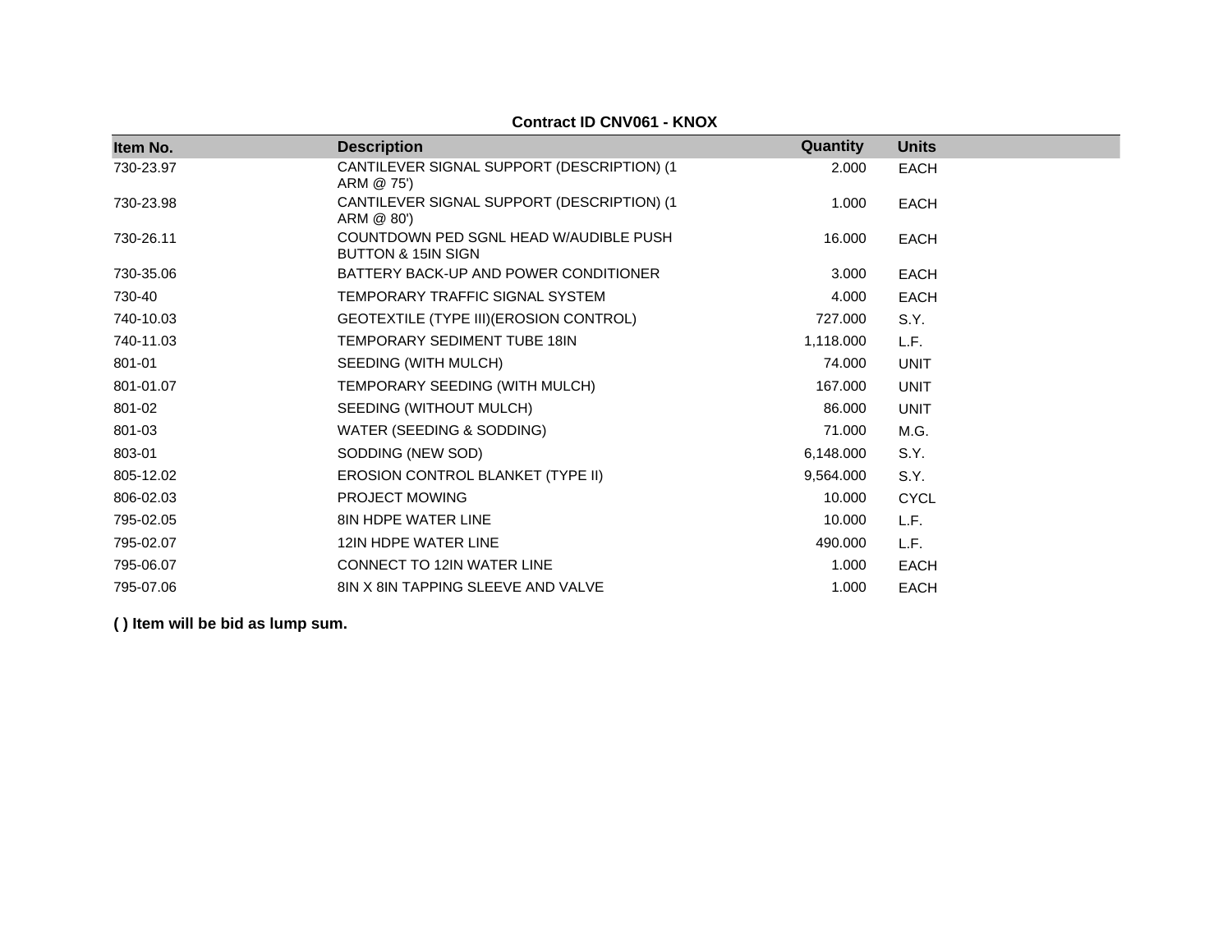**Contract ID CNV061 - KNOX**

| Item No. | Description | Quantity | Units |
|---|---|---|---|
| 730-23.97 | CANTILEVER SIGNAL SUPPORT (DESCRIPTION) (1 ARM @ 75') | 2.000 | EACH |
| 730-23.98 | CANTILEVER SIGNAL SUPPORT (DESCRIPTION) (1 ARM @ 80') | 1.000 | EACH |
| 730-26.11 | COUNTDOWN PED SGNL HEAD W/AUDIBLE PUSH BUTTON & 15IN SIGN | 16.000 | EACH |
| 730-35.06 | BATTERY BACK-UP AND POWER CONDITIONER | 3.000 | EACH |
| 730-40 | TEMPORARY TRAFFIC SIGNAL SYSTEM | 4.000 | EACH |
| 740-10.03 | GEOTEXTILE (TYPE III)(EROSION CONTROL) | 727.000 | S.Y. |
| 740-11.03 | TEMPORARY SEDIMENT TUBE 18IN | 1,118.000 | L.F. |
| 801-01 | SEEDING (WITH MULCH) | 74.000 | UNIT |
| 801-01.07 | TEMPORARY SEEDING (WITH MULCH) | 167.000 | UNIT |
| 801-02 | SEEDING (WITHOUT MULCH) | 86.000 | UNIT |
| 801-03 | WATER (SEEDING & SODDING) | 71.000 | M.G. |
| 803-01 | SODDING (NEW SOD) | 6,148.000 | S.Y. |
| 805-12.02 | EROSION CONTROL BLANKET (TYPE II) | 9,564.000 | S.Y. |
| 806-02.03 | PROJECT MOWING | 10.000 | CYCL |
| 795-02.05 | 8IN HDPE WATER LINE | 10.000 | L.F. |
| 795-02.07 | 12IN HDPE WATER LINE | 490.000 | L.F. |
| 795-06.07 | CONNECT TO 12IN WATER LINE | 1.000 | EACH |
| 795-07.06 | 8IN X 8IN TAPPING SLEEVE AND VALVE | 1.000 | EACH |

**( ) Item will be bid as lump sum.**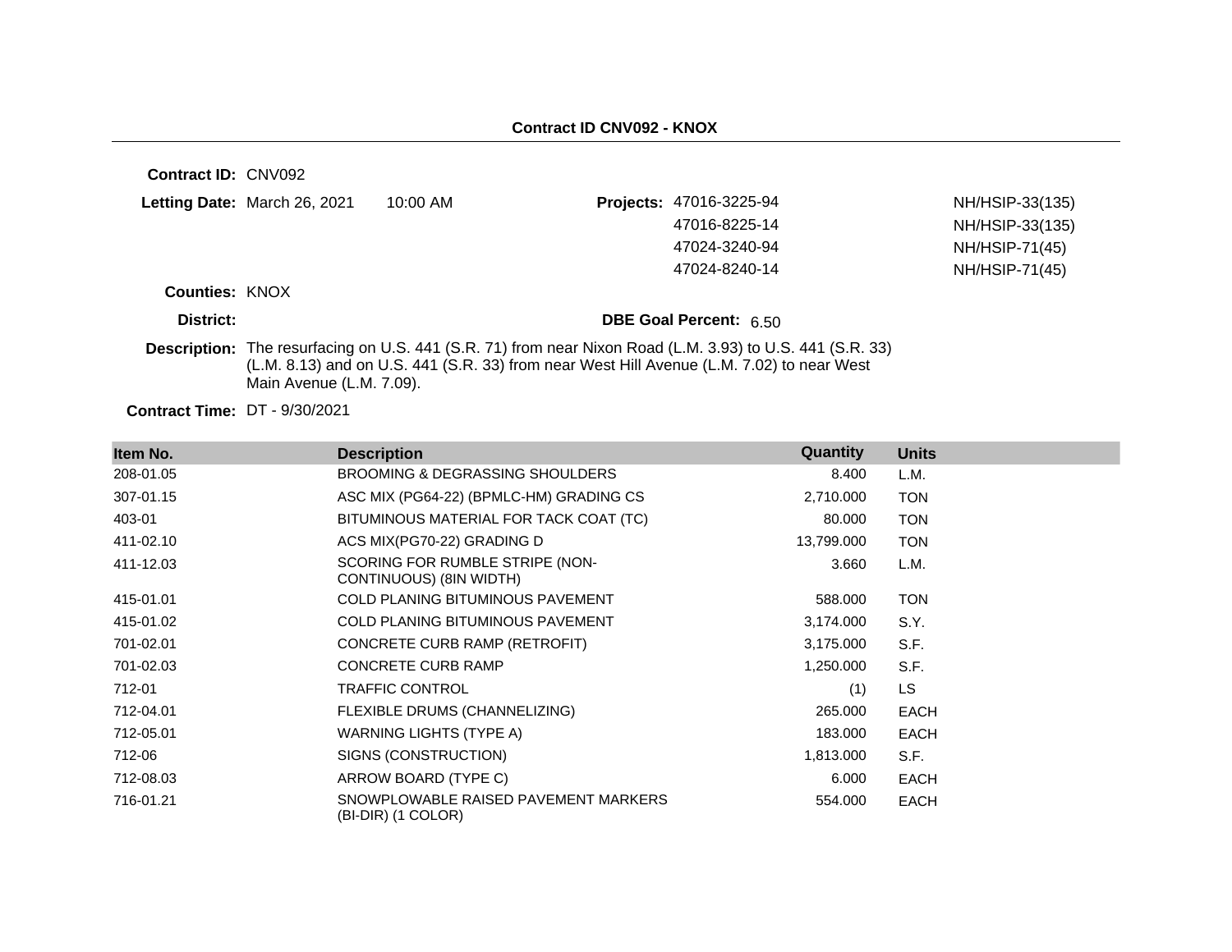**Contract ID CNV092 - KNOX**

**Contract ID:** CNV092

**Letting Date:** March 26, 2021 10:00 AM

**Projects:**

| | |
|---|---|
| 47016-3225-94 | NH/HSIP-33(135) |
| 47016-8225-14 | NH/HSIP-33(135) |
| 47024-3240-94 | NH/HSIP-71(45) |
| 47024-8240-14 | NH/HSIP-71(45) |

**Counties:** KNOX

**District:**

**DBE Goal Percent:** 6.50

**Description:** The resurfacing on U.S. 441 (S.R. 71) from near Nixon Road (L.M. 3.93) to U.S. 441 (S.R. 33) (L.M. 8.13) and on U.S. 441 (S.R. 33) from near West Hill Avenue (L.M. 7.02) to near West Main Avenue (L.M. 7.09).

**Contract Time:** DT - 9/30/2021

| Item No. | Description | Quantity | Units |
|---|---|---|---|
| 208-01.05 | BROOMING & DEGRASSING SHOULDERS | 8.400 | L.M. |
| 307-01.15 | ASC MIX (PG64-22) (BPMLC-HM) GRADING CS | 2,710.000 | TON |
| 403-01 | BITUMINOUS MATERIAL FOR TACK COAT (TC) | 80.000 | TON |
| 411-02.10 | ACS MIX(PG70-22) GRADING D | 13,799.000 | TON |
| 411-12.03 | SCORING FOR RUMBLE STRIPE (NON-CONTINUOUS) (8IN WIDTH) | 3.660 | L.M. |
| 415-01.01 | COLD PLANING BITUMINOUS PAVEMENT | 588.000 | TON |
| 415-01.02 | COLD PLANING BITUMINOUS PAVEMENT | 3,174.000 | S.Y. |
| 701-02.01 | CONCRETE CURB RAMP (RETROFIT) | 3,175.000 | S.F. |
| 701-02.03 | CONCRETE CURB RAMP | 1,250.000 | S.F. |
| 712-01 | TRAFFIC CONTROL | (1) | LS |
| 712-04.01 | FLEXIBLE DRUMS (CHANNELIZING) | 265.000 | EACH |
| 712-05.01 | WARNING LIGHTS (TYPE A) | 183.000 | EACH |
| 712-06 | SIGNS (CONSTRUCTION) | 1,813.000 | S.F. |
| 712-08.03 | ARROW BOARD (TYPE C) | 6.000 | EACH |
| 716-01.21 | SNOWPLOWABLE RAISED PAVEMENT MARKERS (BI-DIR) (1 COLOR) | 554.000 | EACH |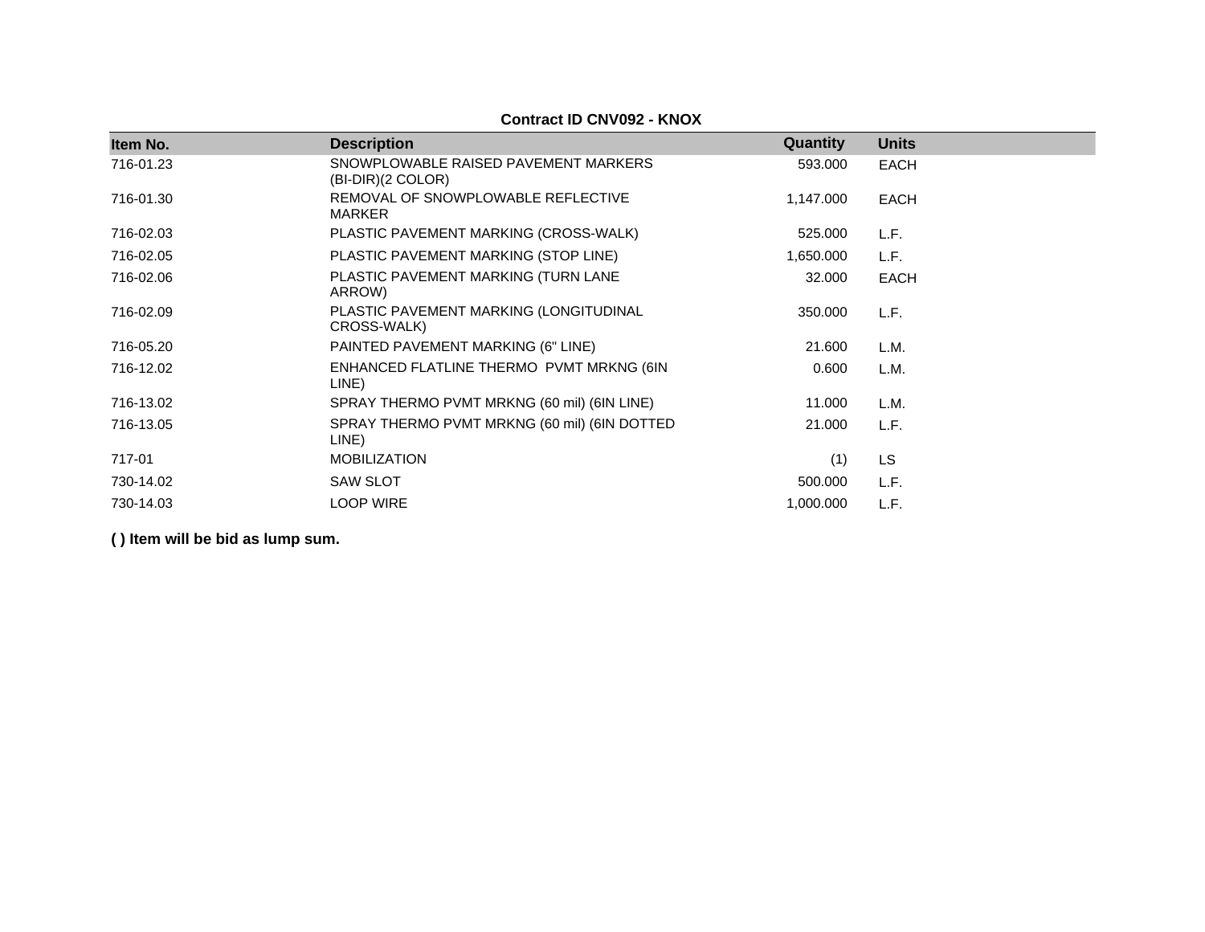**Contract ID CNV092 - KNOX**

| Item No. | Description | Quantity | Units |
|---|---|---|---|
| 716-01.23 | SNOWPLOWABLE RAISED PAVEMENT MARKERS (BI-DIR)(2 COLOR) | 593.000 | EACH |
| 716-01.30 | REMOVAL OF SNOWPLOWABLE REFLECTIVE MARKER | 1,147.000 | EACH |
| 716-02.03 | PLASTIC PAVEMENT MARKING (CROSS-WALK) | 525.000 | L.F. |
| 716-02.05 | PLASTIC PAVEMENT MARKING (STOP LINE) | 1,650.000 | L.F. |
| 716-02.06 | PLASTIC PAVEMENT MARKING (TURN LANE ARROW) | 32.000 | EACH |
| 716-02.09 | PLASTIC PAVEMENT MARKING (LONGITUDINAL CROSS-WALK) | 350.000 | L.F. |
| 716-05.20 | PAINTED PAVEMENT MARKING (6" LINE) | 21.600 | L.M. |
| 716-12.02 | ENHANCED FLATLINE THERMO PVMT MRKNG (6IN LINE) | 0.600 | L.M. |
| 716-13.02 | SPRAY THERMO PVMT MRKNG (60 mil) (6IN LINE) | 11.000 | L.M. |
| 716-13.05 | SPRAY THERMO PVMT MRKNG (60 mil) (6IN DOTTED LINE) | 21.000 | L.F. |
| 717-01 | MOBILIZATION | (1) | LS |
| 730-14.02 | SAW SLOT | 500.000 | L.F. |
| 730-14.03 | LOOP WIRE | 1,000.000 | L.F. |

**( ) Item will be bid as lump sum.**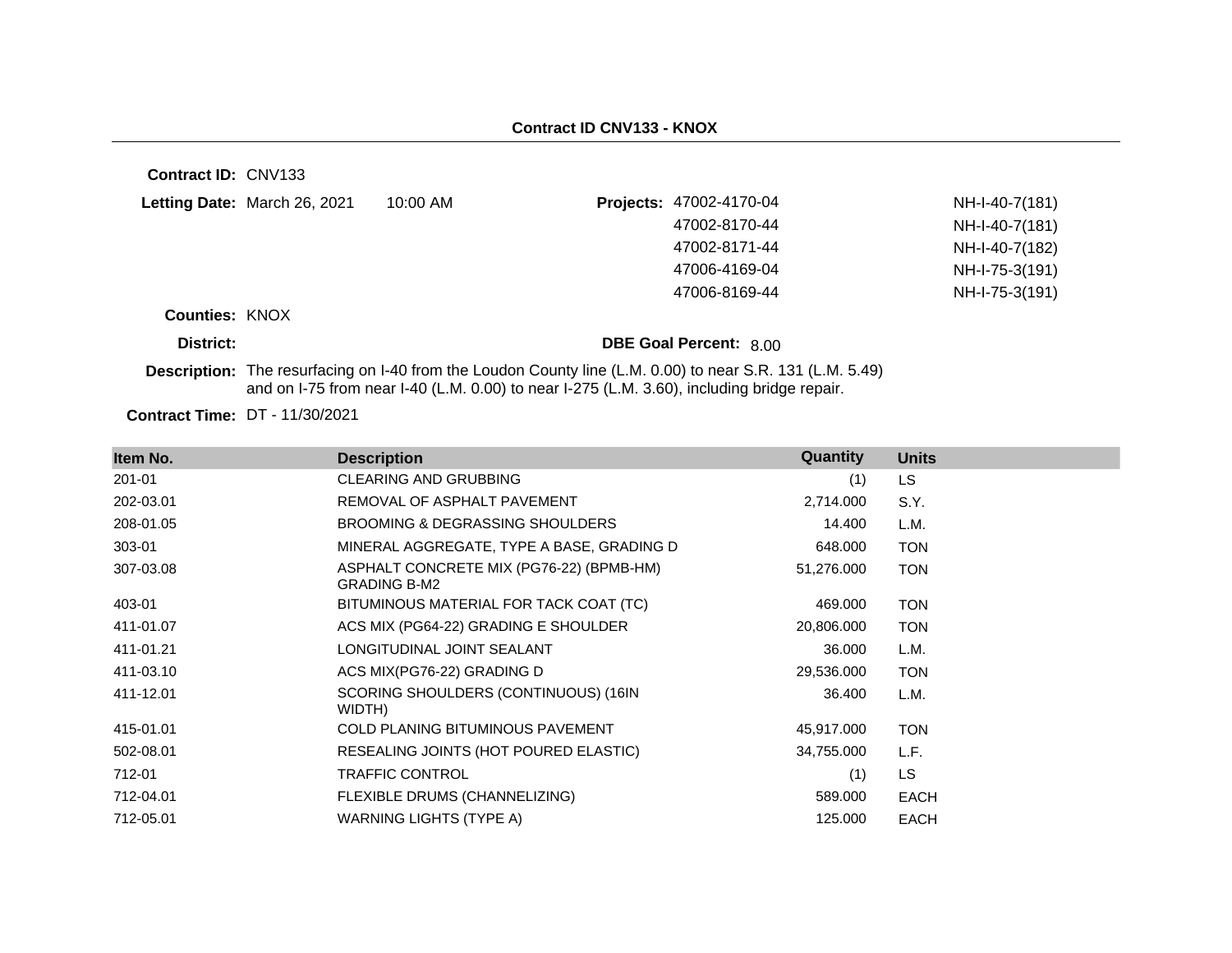# Contract ID CNV133 - KNOX

**Contract ID:** CNV133

**Letting Date:** March 26, 2021 10:00 AM

**Projects:**

| | |
|---|---|
| 47002-4170-04 | NH-I-40-7(181) |
| 47002-8170-44 | NH-I-40-7(181) |
| 47002-8171-44 | NH-I-40-7(182) |
| 47006-4169-04 | NH-I-75-3(191) |
| 47006-8169-44 | NH-I-75-3(191) |

**Counties:** KNOX

**District:**

**DBE Goal Percent:** 8.00

**Description:** The resurfacing on I-40 from the Loudon County line (L.M. 0.00) to near S.R. 131 (L.M. 5.49) and on I-75 from near I-40 (L.M. 0.00) to near I-275 (L.M. 3.60), including bridge repair.

**Contract Time:** DT - 11/30/2021

| Item No. | Description | Quantity | Units |
|---|---|---|---|
| 201-01 | CLEARING AND GRUBBING | (1) | LS |
| 202-03.01 | REMOVAL OF ASPHALT PAVEMENT | 2,714.000 | S.Y. |
| 208-01.05 | BROOMING & DEGRASSING SHOULDERS | 14.400 | L.M. |
| 303-01 | MINERAL AGGREGATE, TYPE A BASE, GRADING D | 648.000 | TON |
| 307-03.08 | ASPHALT CONCRETE MIX (PG76-22) (BPMB-HM) GRADING B-M2 | 51,276.000 | TON |
| 403-01 | BITUMINOUS MATERIAL FOR TACK COAT (TC) | 469.000 | TON |
| 411-01.07 | ACS MIX (PG64-22) GRADING E SHOULDER | 20,806.000 | TON |
| 411-01.21 | LONGITUDINAL JOINT SEALANT | 36.000 | L.M. |
| 411-03.10 | ACS MIX(PG76-22) GRADING D | 29,536.000 | TON |
| 411-12.01 | SCORING SHOULDERS (CONTINUOUS) (16IN WIDTH) | 36.400 | L.M. |
| 415-01.01 | COLD PLANING BITUMINOUS PAVEMENT | 45,917.000 | TON |
| 502-08.01 | RESEALING JOINTS (HOT POURED ELASTIC) | 34,755.000 | L.F. |
| 712-01 | TRAFFIC CONTROL | (1) | LS |
| 712-04.01 | FLEXIBLE DRUMS (CHANNELIZING) | 589.000 | EACH |
| 712-05.01 | WARNING LIGHTS (TYPE A) | 125.000 | EACH |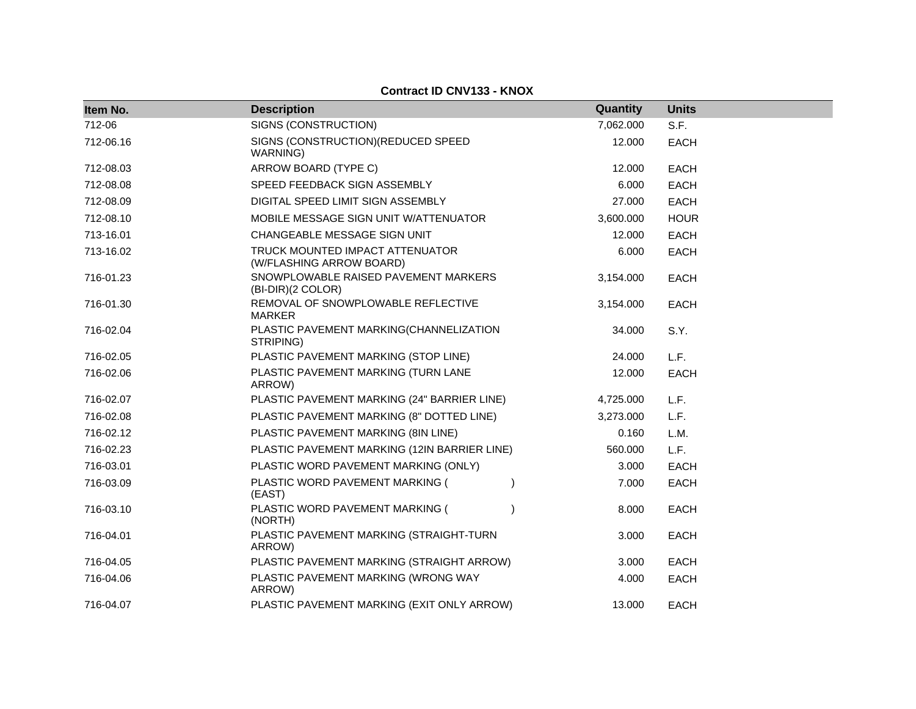**Contract ID CNV133 - KNOX**

| Item No. | Description | Quantity | Units |
|---|---|---|---|
| 712-06 | SIGNS (CONSTRUCTION) | 7,062.000 | S.F. |
| 712-06.16 | SIGNS (CONSTRUCTION)(REDUCED SPEED WARNING) | 12.000 | EACH |
| 712-08.03 | ARROW BOARD (TYPE C) | 12.000 | EACH |
| 712-08.08 | SPEED FEEDBACK SIGN ASSEMBLY | 6.000 | EACH |
| 712-08.09 | DIGITAL SPEED LIMIT SIGN ASSEMBLY | 27.000 | EACH |
| 712-08.10 | MOBILE MESSAGE SIGN UNIT W/ATTENUATOR | 3,600.000 | HOUR |
| 713-16.01 | CHANGEABLE MESSAGE SIGN UNIT | 12.000 | EACH |
| 713-16.02 | TRUCK MOUNTED IMPACT ATTENUATOR (W/FLASHING ARROW BOARD) | 6.000 | EACH |
| 716-01.23 | SNOWPLOWABLE RAISED PAVEMENT MARKERS (BI-DIR)(2 COLOR) | 3,154.000 | EACH |
| 716-01.30 | REMOVAL OF SNOWPLOWABLE REFLECTIVE MARKER | 3,154.000 | EACH |
| 716-02.04 | PLASTIC PAVEMENT MARKING(CHANNELIZATION STRIPING) | 34.000 | S.Y. |
| 716-02.05 | PLASTIC PAVEMENT MARKING (STOP LINE) | 24.000 | L.F. |
| 716-02.06 | PLASTIC PAVEMENT MARKING (TURN LANE ARROW) | 12.000 | EACH |
| 716-02.07 | PLASTIC PAVEMENT MARKING (24" BARRIER LINE) | 4,725.000 | L.F. |
| 716-02.08 | PLASTIC PAVEMENT MARKING (8" DOTTED LINE) | 3,273.000 | L.F. |
| 716-02.12 | PLASTIC PAVEMENT MARKING (8IN LINE) | 0.160 | L.M. |
| 716-02.23 | PLASTIC PAVEMENT MARKING (12IN BARRIER LINE) | 560.000 | L.F. |
| 716-03.01 | PLASTIC WORD PAVEMENT MARKING (ONLY) | 3.000 | EACH |
| 716-03.09 | PLASTIC WORD PAVEMENT MARKING ( ) (EAST) | 7.000 | EACH |
| 716-03.10 | PLASTIC WORD PAVEMENT MARKING ( ) (NORTH) | 8.000 | EACH |
| 716-04.01 | PLASTIC PAVEMENT MARKING (STRAIGHT-TURN ARROW) | 3.000 | EACH |
| 716-04.05 | PLASTIC PAVEMENT MARKING (STRAIGHT ARROW) | 3.000 | EACH |
| 716-04.06 | PLASTIC PAVEMENT MARKING (WRONG WAY ARROW) | 4.000 | EACH |
| 716-04.07 | PLASTIC PAVEMENT MARKING (EXIT ONLY ARROW) | 13.000 | EACH |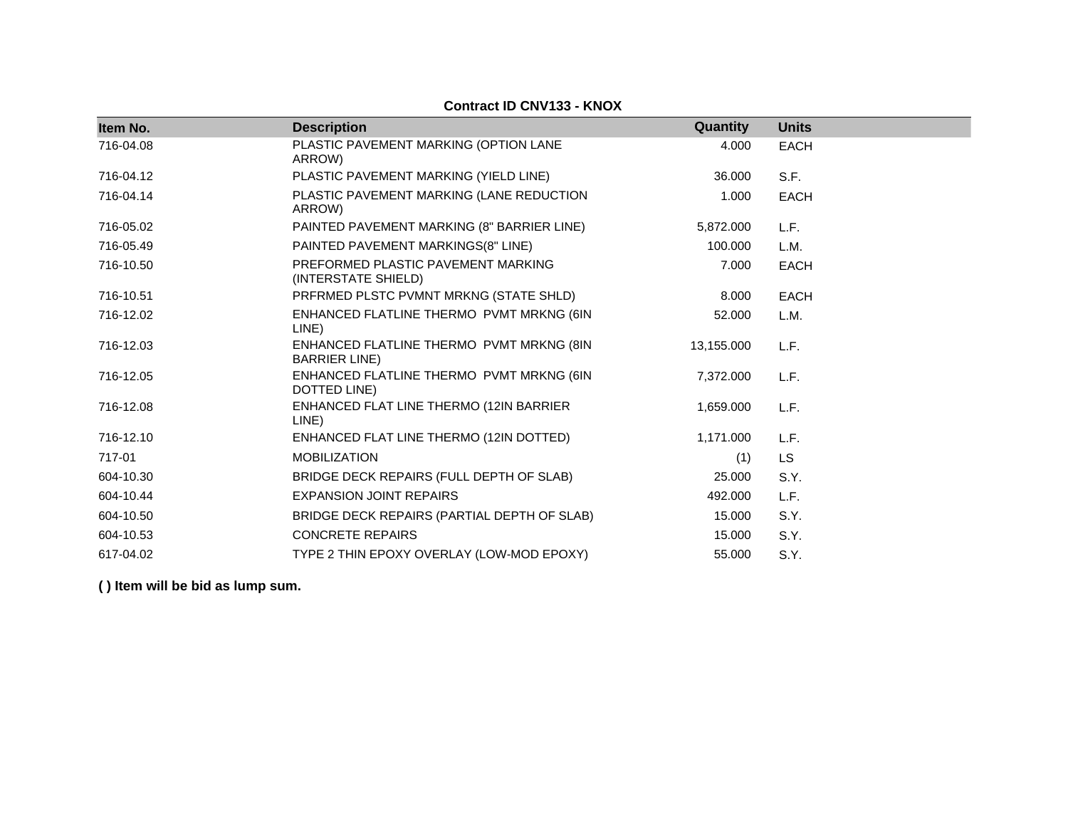**Contract ID CNV133 - KNOX**

| Item No. | Description | Quantity | Units |
|---|---|---|---|
| 716-04.08 | PLASTIC PAVEMENT MARKING (OPTION LANE ARROW) | 4.000 | EACH |
| 716-04.12 | PLASTIC PAVEMENT MARKING (YIELD LINE) | 36.000 | S.F. |
| 716-04.14 | PLASTIC PAVEMENT MARKING (LANE REDUCTION ARROW) | 1.000 | EACH |
| 716-05.02 | PAINTED PAVEMENT MARKING (8" BARRIER LINE) | 5,872.000 | L.F. |
| 716-05.49 | PAINTED PAVEMENT MARKINGS(8" LINE) | 100.000 | L.M. |
| 716-10.50 | PREFORMED PLASTIC PAVEMENT MARKING (INTERSTATE SHIELD) | 7.000 | EACH |
| 716-10.51 | PRFRMED PLSTC PVMNT MRKNG (STATE SHLD) | 8.000 | EACH |
| 716-12.02 | ENHANCED FLATLINE THERMO PVMT MRKNG (6IN LINE) | 52.000 | L.M. |
| 716-12.03 | ENHANCED FLATLINE THERMO PVMT MRKNG (8IN BARRIER LINE) | 13,155.000 | L.F. |
| 716-12.05 | ENHANCED FLATLINE THERMO PVMT MRKNG (6IN DOTTED LINE) | 7,372.000 | L.F. |
| 716-12.08 | ENHANCED FLAT LINE THERMO (12IN BARRIER LINE) | 1,659.000 | L.F. |
| 716-12.10 | ENHANCED FLAT LINE THERMO (12IN DOTTED) | 1,171.000 | L.F. |
| 717-01 | MOBILIZATION | (1) | LS |
| 604-10.30 | BRIDGE DECK REPAIRS (FULL DEPTH OF SLAB) | 25.000 | S.Y. |
| 604-10.44 | EXPANSION JOINT REPAIRS | 492.000 | L.F. |
| 604-10.50 | BRIDGE DECK REPAIRS (PARTIAL DEPTH OF SLAB) | 15.000 | S.Y. |
| 604-10.53 | CONCRETE REPAIRS | 15.000 | S.Y. |
| 617-04.02 | TYPE 2 THIN EPOXY OVERLAY (LOW-MOD EPOXY) | 55.000 | S.Y. |

**( ) Item will be bid as lump sum.**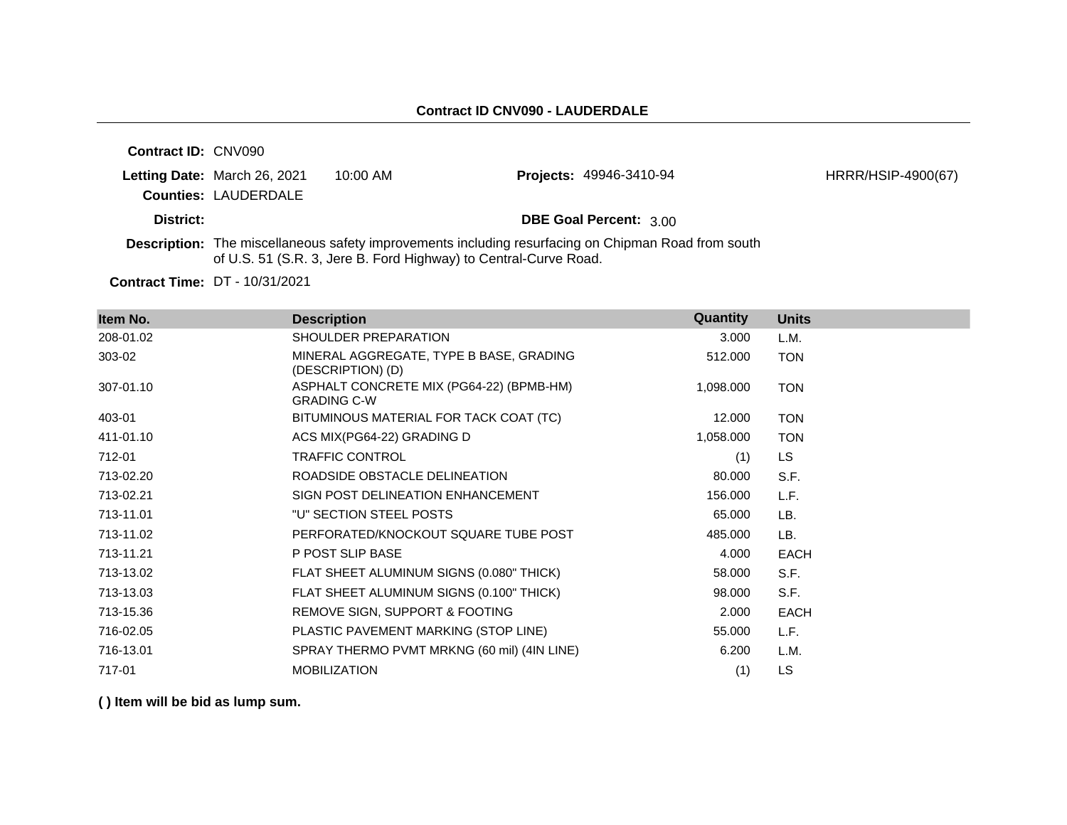## Contract ID CNV090 - LAUDERDALE

**Contract ID:** CNV090

**Letting Date:** March 26, 2021 10:00 AM **Projects:** 49946-3410-94 HRRR/HSIP-4900(67)

**Counties:** LAUDERDALE

**District:**

**DBE Goal Percent:** 3.00

**Description:** The miscellaneous safety improvements including resurfacing on Chipman Road from south of U.S. 51 (S.R. 3, Jere B. Ford Highway) to Central-Curve Road.

**Contract Time:** DT - 10/31/2021

| Item No. | Description | Quantity | Units |
|---|---|---|---|
| 208-01.02 | SHOULDER PREPARATION | 3.000 | L.M. |
| 303-02 | MINERAL AGGREGATE, TYPE B BASE, GRADING (DESCRIPTION) (D) | 512.000 | TON |
| 307-01.10 | ASPHALT CONCRETE MIX (PG64-22) (BPMB-HM) GRADING C-W | 1,098.000 | TON |
| 403-01 | BITUMINOUS MATERIAL FOR TACK COAT (TC) | 12.000 | TON |
| 411-01.10 | ACS MIX(PG64-22) GRADING D | 1,058.000 | TON |
| 712-01 | TRAFFIC CONTROL | (1) | LS |
| 713-02.20 | ROADSIDE OBSTACLE DELINEATION | 80.000 | S.F. |
| 713-02.21 | SIGN POST DELINEATION ENHANCEMENT | 156.000 | L.F. |
| 713-11.01 | "U" SECTION STEEL POSTS | 65.000 | LB. |
| 713-11.02 | PERFORATED/KNOCKOUT SQUARE TUBE POST | 485.000 | LB. |
| 713-11.21 | P POST SLIP BASE | 4.000 | EACH |
| 713-13.02 | FLAT SHEET ALUMINUM SIGNS (0.080" THICK) | 58.000 | S.F. |
| 713-13.03 | FLAT SHEET ALUMINUM SIGNS (0.100" THICK) | 98.000 | S.F. |
| 713-15.36 | REMOVE SIGN, SUPPORT & FOOTING | 2.000 | EACH |
| 716-02.05 | PLASTIC PAVEMENT MARKING (STOP LINE) | 55.000 | L.F. |
| 716-13.01 | SPRAY THERMO PVMT MRKNG (60 mil) (4IN LINE) | 6.200 | L.M. |
| 717-01 | MOBILIZATION | (1) | LS |

**( ) Item will be bid as lump sum.**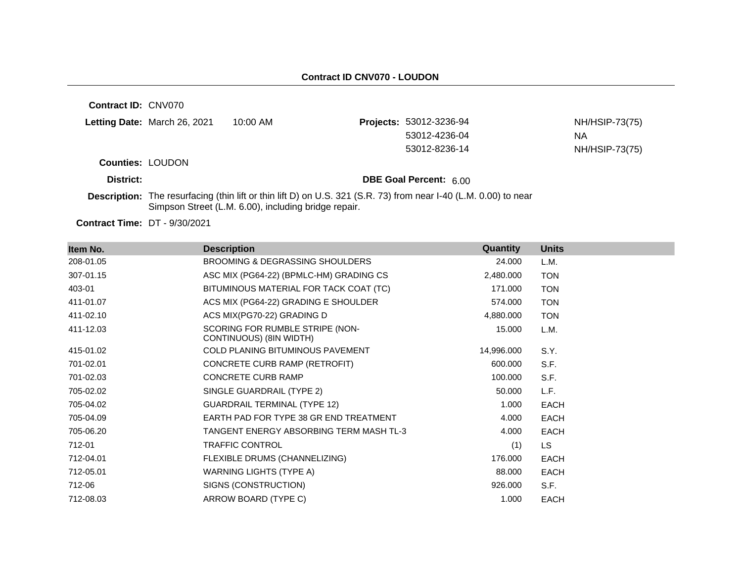## Contract ID CNV070 - LOUDON

**Contract ID:** CNV070

**Letting Date:** March 26, 2021 10:00 AM

**Projects:**
53012-3236-94 NH/HSIP-73(75)
53012-4236-04 NA
53012-8236-14 NH/HSIP-73(75)

**Counties:** LOUDON

**District:**

**DBE Goal Percent:** 6.00

**Description:** The resurfacing (thin lift or thin lift D) on U.S. 321 (S.R. 73) from near I-40 (L.M. 0.00) to near Simpson Street (L.M. 6.00), including bridge repair.

**Contract Time:** DT - 9/30/2021

| Item No. | Description | Quantity | Units |
|---|---|---|---|
| 208-01.05 | BROOMING & DEGRASSING SHOULDERS | 24.000 | L.M. |
| 307-01.15 | ASC MIX (PG64-22) (BPMLC-HM) GRADING CS | 2,480.000 | TON |
| 403-01 | BITUMINOUS MATERIAL FOR TACK COAT (TC) | 171.000 | TON |
| 411-01.07 | ACS MIX (PG64-22) GRADING E SHOULDER | 574.000 | TON |
| 411-02.10 | ACS MIX(PG70-22) GRADING D | 4,880.000 | TON |
| 411-12.03 | SCORING FOR RUMBLE STRIPE (NON-CONTINUOUS) (8IN WIDTH) | 15.000 | L.M. |
| 415-01.02 | COLD PLANING BITUMINOUS PAVEMENT | 14,996.000 | S.Y. |
| 701-02.01 | CONCRETE CURB RAMP (RETROFIT) | 600.000 | S.F. |
| 701-02.03 | CONCRETE CURB RAMP | 100.000 | S.F. |
| 705-02.02 | SINGLE GUARDRAIL (TYPE 2) | 50.000 | L.F. |
| 705-04.02 | GUARDRAIL TERMINAL (TYPE 12) | 1.000 | EACH |
| 705-04.09 | EARTH PAD FOR TYPE 38 GR END TREATMENT | 4.000 | EACH |
| 705-06.20 | TANGENT ENERGY ABSORBING TERM MASH TL-3 | 4.000 | EACH |
| 712-01 | TRAFFIC CONTROL | (1) | LS |
| 712-04.01 | FLEXIBLE DRUMS (CHANNELIZING) | 176.000 | EACH |
| 712-05.01 | WARNING LIGHTS (TYPE A) | 88.000 | EACH |
| 712-06 | SIGNS (CONSTRUCTION) | 926.000 | S.F. |
| 712-08.03 | ARROW BOARD (TYPE C) | 1.000 | EACH |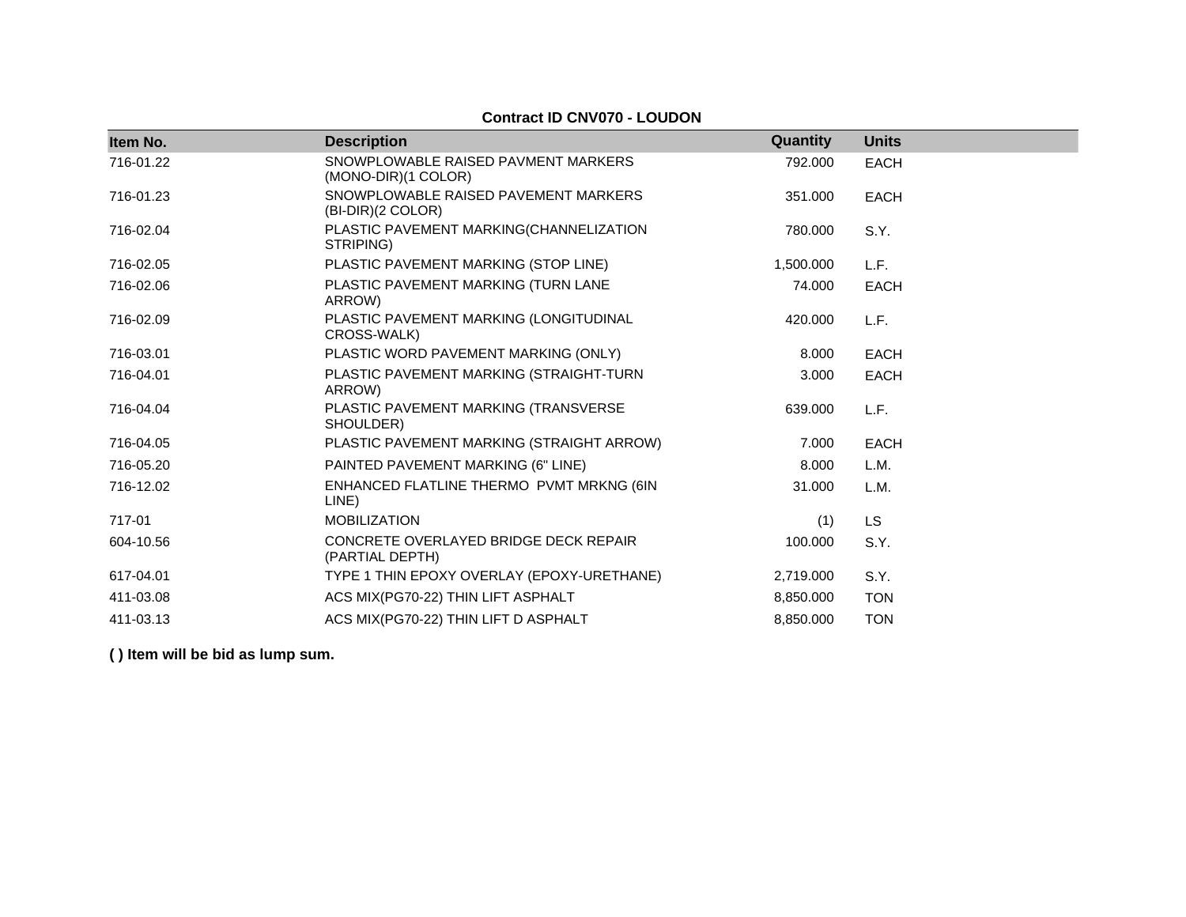**Contract ID CNV070 - LOUDON**

| Item No. | Description | Quantity | Units |
|---|---|---|---|
| 716-01.22 | SNOWPLOWABLE RAISED PAVMENT MARKERS (MONO-DIR)(1 COLOR) | 792.000 | EACH |
| 716-01.23 | SNOWPLOWABLE RAISED PAVEMENT MARKERS (BI-DIR)(2 COLOR) | 351.000 | EACH |
| 716-02.04 | PLASTIC PAVEMENT MARKING(CHANNELIZATION STRIPING) | 780.000 | S.Y. |
| 716-02.05 | PLASTIC PAVEMENT MARKING (STOP LINE) | 1,500.000 | L.F. |
| 716-02.06 | PLASTIC PAVEMENT MARKING (TURN LANE ARROW) | 74.000 | EACH |
| 716-02.09 | PLASTIC PAVEMENT MARKING (LONGITUDINAL CROSS-WALK) | 420.000 | L.F. |
| 716-03.01 | PLASTIC WORD PAVEMENT MARKING (ONLY) | 8.000 | EACH |
| 716-04.01 | PLASTIC PAVEMENT MARKING (STRAIGHT-TURN ARROW) | 3.000 | EACH |
| 716-04.04 | PLASTIC PAVEMENT MARKING (TRANSVERSE SHOULDER) | 639.000 | L.F. |
| 716-04.05 | PLASTIC PAVEMENT MARKING (STRAIGHT ARROW) | 7.000 | EACH |
| 716-05.20 | PAINTED PAVEMENT MARKING (6" LINE) | 8.000 | L.M. |
| 716-12.02 | ENHANCED FLATLINE THERMO PVMT MRKNG (6IN LINE) | 31.000 | L.M. |
| 717-01 | MOBILIZATION | (1) | LS |
| 604-10.56 | CONCRETE OVERLAYED BRIDGE DECK REPAIR (PARTIAL DEPTH) | 100.000 | S.Y. |
| 617-04.01 | TYPE 1 THIN EPOXY OVERLAY (EPOXY-URETHANE) | 2,719.000 | S.Y. |
| 411-03.08 | ACS MIX(PG70-22) THIN LIFT ASPHALT | 8,850.000 | TON |
| 411-03.13 | ACS MIX(PG70-22) THIN LIFT D ASPHALT | 8,850.000 | TON |

**( ) Item will be bid as lump sum.**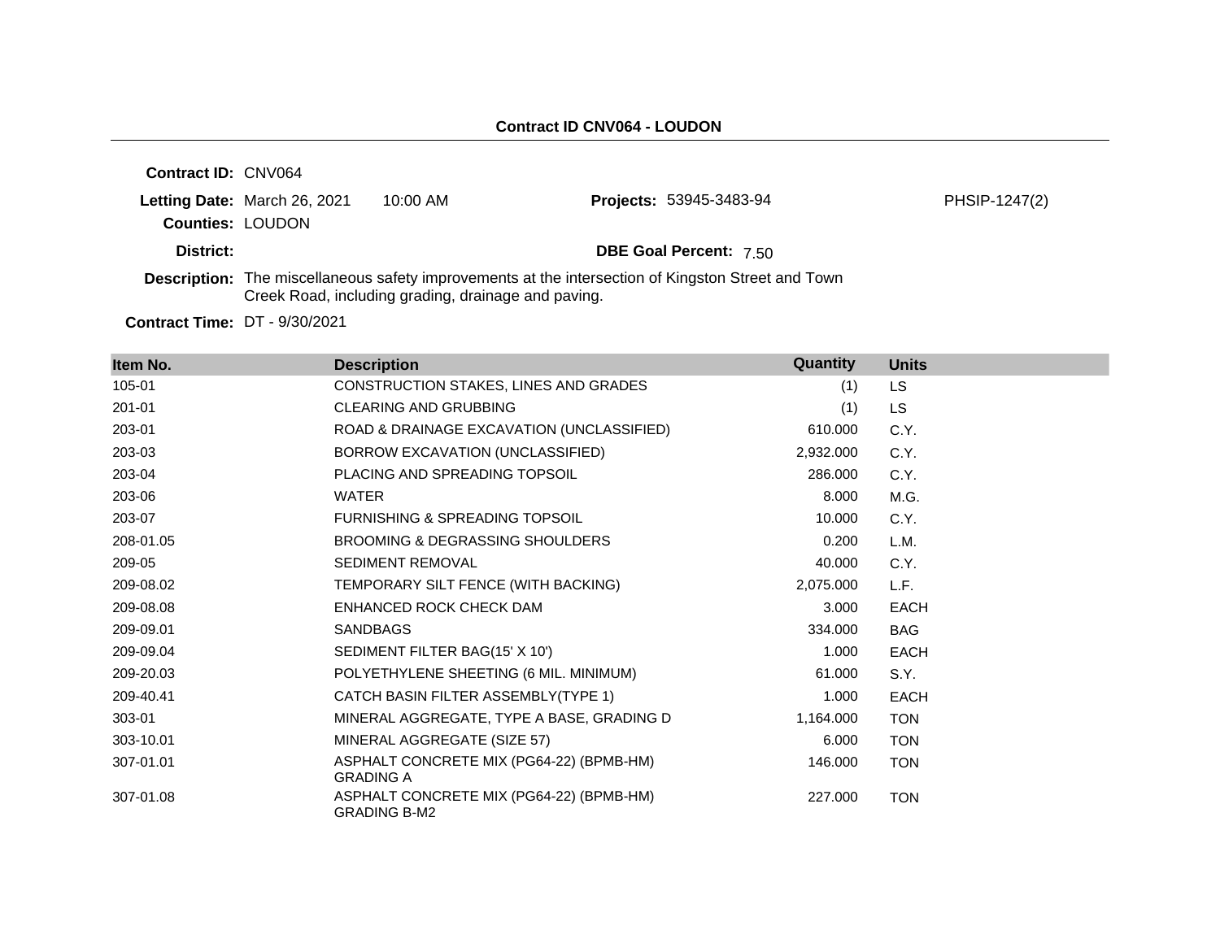**Contract ID CNV064 - LOUDON**

**Contract ID:** CNV064

**Letting Date:** March 26, 2021 10:00 AM

**Projects:** 53945-3483-94 PHSIP-1247(2)

**Counties:** LOUDON

**District:**

**DBE Goal Percent:** 7.50

**Description:** The miscellaneous safety improvements at the intersection of Kingston Street and Town Creek Road, including grading, drainage and paving.

**Contract Time:** DT - 9/30/2021

| Item No. | Description | Quantity | Units |
|---|---|---|---|
| 105-01 | CONSTRUCTION STAKES, LINES AND GRADES | (1) | LS |
| 201-01 | CLEARING AND GRUBBING | (1) | LS |
| 203-01 | ROAD & DRAINAGE EXCAVATION (UNCLASSIFIED) | 610.000 | C.Y. |
| 203-03 | BORROW EXCAVATION (UNCLASSIFIED) | 2,932.000 | C.Y. |
| 203-04 | PLACING AND SPREADING TOPSOIL | 286.000 | C.Y. |
| 203-06 | WATER | 8.000 | M.G. |
| 203-07 | FURNISHING & SPREADING TOPSOIL | 10.000 | C.Y. |
| 208-01.05 | BROOMING & DEGRASSING SHOULDERS | 0.200 | L.M. |
| 209-05 | SEDIMENT REMOVAL | 40.000 | C.Y. |
| 209-08.02 | TEMPORARY SILT FENCE (WITH BACKING) | 2,075.000 | L.F. |
| 209-08.08 | ENHANCED ROCK CHECK DAM | 3.000 | EACH |
| 209-09.01 | SANDBAGS | 334.000 | BAG |
| 209-09.04 | SEDIMENT FILTER BAG(15' X 10') | 1.000 | EACH |
| 209-20.03 | POLYETHYLENE SHEETING (6 MIL. MINIMUM) | 61.000 | S.Y. |
| 209-40.41 | CATCH BASIN FILTER ASSEMBLY(TYPE 1) | 1.000 | EACH |
| 303-01 | MINERAL AGGREGATE, TYPE A BASE, GRADING D | 1,164.000 | TON |
| 303-10.01 | MINERAL AGGREGATE (SIZE 57) | 6.000 | TON |
| 307-01.01 | ASPHALT CONCRETE MIX (PG64-22) (BPMB-HM) GRADING A | 146.000 | TON |
| 307-01.08 | ASPHALT CONCRETE MIX (PG64-22) (BPMB-HM) GRADING B-M2 | 227.000 | TON |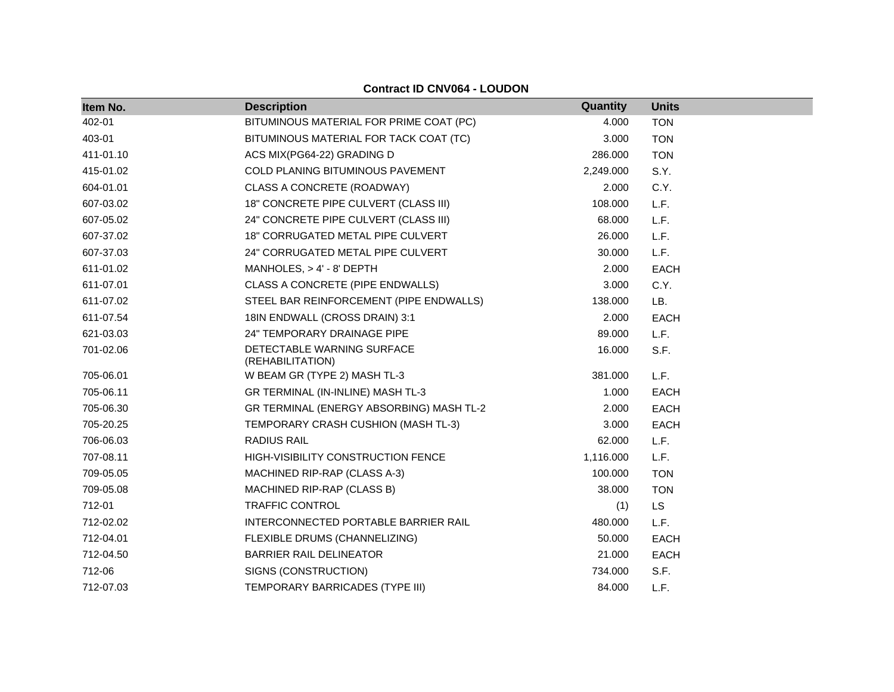**Contract ID CNV064 - LOUDON**

| Item No. | Description | Quantity | Units |
|---|---|---|---|
| 402-01 | BITUMINOUS MATERIAL FOR PRIME COAT (PC) | 4.000 | TON |
| 403-01 | BITUMINOUS MATERIAL FOR TACK COAT (TC) | 3.000 | TON |
| 411-01.10 | ACS MIX(PG64-22) GRADING D | 286.000 | TON |
| 415-01.02 | COLD PLANING BITUMINOUS PAVEMENT | 2,249.000 | S.Y. |
| 604-01.01 | CLASS A CONCRETE (ROADWAY) | 2.000 | C.Y. |
| 607-03.02 | 18" CONCRETE PIPE CULVERT (CLASS III) | 108.000 | L.F. |
| 607-05.02 | 24" CONCRETE PIPE CULVERT (CLASS III) | 68.000 | L.F. |
| 607-37.02 | 18" CORRUGATED METAL PIPE CULVERT | 26.000 | L.F. |
| 607-37.03 | 24" CORRUGATED METAL PIPE CULVERT | 30.000 | L.F. |
| 611-01.02 | MANHOLES, > 4' - 8' DEPTH | 2.000 | EACH |
| 611-07.01 | CLASS A CONCRETE (PIPE ENDWALLS) | 3.000 | C.Y. |
| 611-07.02 | STEEL BAR REINFORCEMENT (PIPE ENDWALLS) | 138.000 | LB. |
| 611-07.54 | 18IN ENDWALL (CROSS DRAIN) 3:1 | 2.000 | EACH |
| 621-03.03 | 24" TEMPORARY DRAINAGE PIPE | 89.000 | L.F. |
| 701-02.06 | DETECTABLE WARNING SURFACE (REHABILITATION) | 16.000 | S.F. |
| 705-06.01 | W BEAM GR (TYPE 2) MASH TL-3 | 381.000 | L.F. |
| 705-06.11 | GR TERMINAL (IN-INLINE) MASH TL-3 | 1.000 | EACH |
| 705-06.30 | GR TERMINAL (ENERGY ABSORBING) MASH TL-2 | 2.000 | EACH |
| 705-20.25 | TEMPORARY CRASH CUSHION (MASH TL-3) | 3.000 | EACH |
| 706-06.03 | RADIUS RAIL | 62.000 | L.F. |
| 707-08.11 | HIGH-VISIBILITY CONSTRUCTION FENCE | 1,116.000 | L.F. |
| 709-05.05 | MACHINED RIP-RAP (CLASS A-3) | 100.000 | TON |
| 709-05.08 | MACHINED RIP-RAP (CLASS B) | 38.000 | TON |
| 712-01 | TRAFFIC CONTROL | (1) | LS |
| 712-02.02 | INTERCONNECTED PORTABLE BARRIER RAIL | 480.000 | L.F. |
| 712-04.01 | FLEXIBLE DRUMS (CHANNELIZING) | 50.000 | EACH |
| 712-04.50 | BARRIER RAIL DELINEATOR | 21.000 | EACH |
| 712-06 | SIGNS (CONSTRUCTION) | 734.000 | S.F. |
| 712-07.03 | TEMPORARY BARRICADES (TYPE III) | 84.000 | L.F. |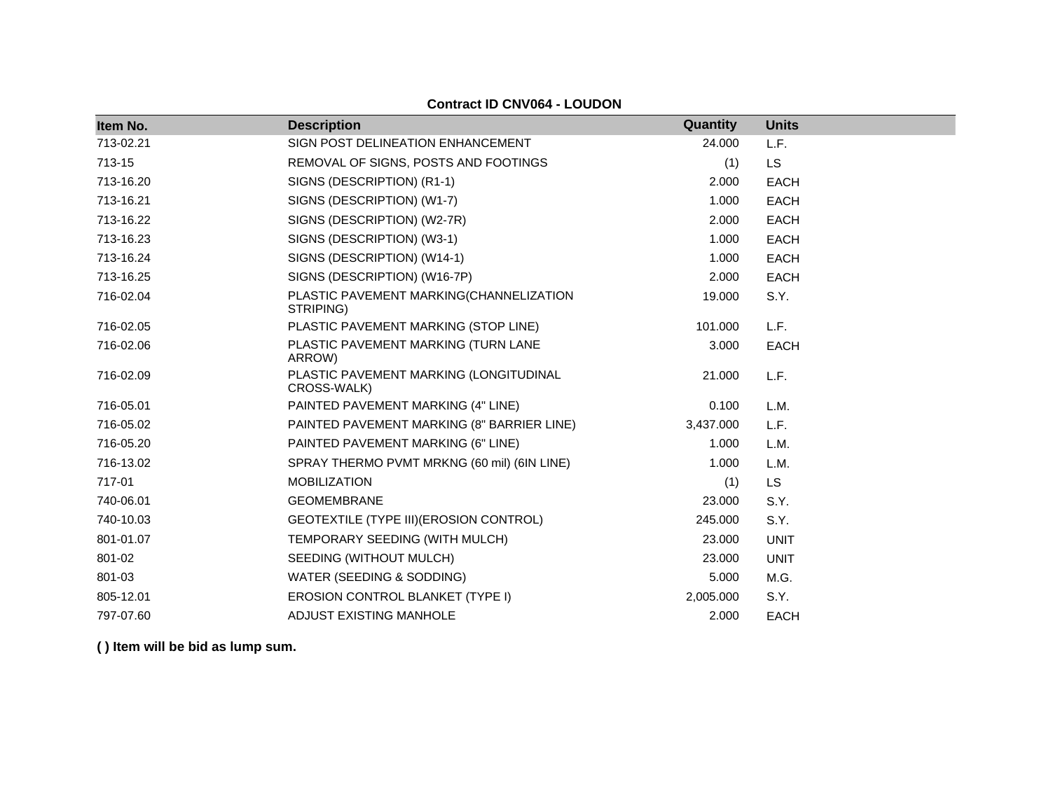**Contract ID CNV064 - LOUDON**

| Item No. | Description | Quantity | Units |
|---|---|---|---|
| 713-02.21 | SIGN POST DELINEATION ENHANCEMENT | 24.000 | L.F. |
| 713-15 | REMOVAL OF SIGNS, POSTS AND FOOTINGS | (1) | LS |
| 713-16.20 | SIGNS (DESCRIPTION) (R1-1) | 2.000 | EACH |
| 713-16.21 | SIGNS (DESCRIPTION) (W1-7) | 1.000 | EACH |
| 713-16.22 | SIGNS (DESCRIPTION) (W2-7R) | 2.000 | EACH |
| 713-16.23 | SIGNS (DESCRIPTION) (W3-1) | 1.000 | EACH |
| 713-16.24 | SIGNS (DESCRIPTION) (W14-1) | 1.000 | EACH |
| 713-16.25 | SIGNS (DESCRIPTION) (W16-7P) | 2.000 | EACH |
| 716-02.04 | PLASTIC PAVEMENT MARKING(CHANNELIZATION STRIPING) | 19.000 | S.Y. |
| 716-02.05 | PLASTIC PAVEMENT MARKING (STOP LINE) | 101.000 | L.F. |
| 716-02.06 | PLASTIC PAVEMENT MARKING (TURN LANE ARROW) | 3.000 | EACH |
| 716-02.09 | PLASTIC PAVEMENT MARKING (LONGITUDINAL CROSS-WALK) | 21.000 | L.F. |
| 716-05.01 | PAINTED PAVEMENT MARKING (4" LINE) | 0.100 | L.M. |
| 716-05.02 | PAINTED PAVEMENT MARKING (8" BARRIER LINE) | 3,437.000 | L.F. |
| 716-05.20 | PAINTED PAVEMENT MARKING (6" LINE) | 1.000 | L.M. |
| 716-13.02 | SPRAY THERMO PVMT MRKNG (60 mil) (6IN LINE) | 1.000 | L.M. |
| 717-01 | MOBILIZATION | (1) | LS |
| 740-06.01 | GEOMEMBRANE | 23.000 | S.Y. |
| 740-10.03 | GEOTEXTILE (TYPE III)(EROSION CONTROL) | 245.000 | S.Y. |
| 801-01.07 | TEMPORARY SEEDING (WITH MULCH) | 23.000 | UNIT |
| 801-02 | SEEDING (WITHOUT MULCH) | 23.000 | UNIT |
| 801-03 | WATER (SEEDING & SODDING) | 5.000 | M.G. |
| 805-12.01 | EROSION CONTROL BLANKET (TYPE I) | 2,005.000 | S.Y. |
| 797-07.60 | ADJUST EXISTING MANHOLE | 2.000 | EACH |

**( ) Item will be bid as lump sum.**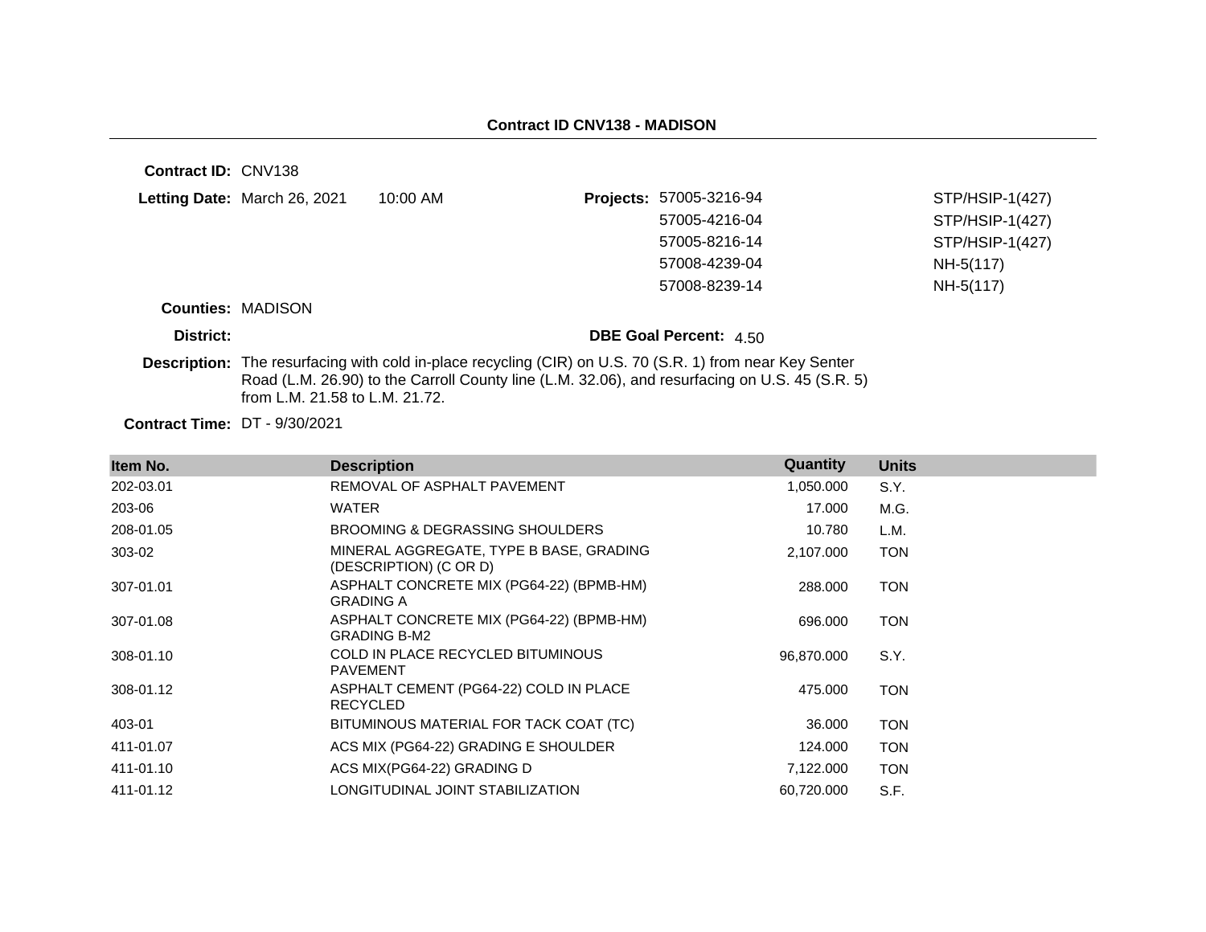## Contract ID CNV138 - MADISON

**Contract ID:** CNV138

**Letting Date:** March 26, 2021 10:00 AM

**Projects:**

| | |
|---|---|
| 57005-3216-94 | STP/HSIP-1(427) |
| 57005-4216-04 | STP/HSIP-1(427) |
| 57005-8216-14 | STP/HSIP-1(427) |
| 57008-4239-04 | NH-5(117) |
| 57008-8239-14 | NH-5(117) |

**Counties:** MADISON

**District:**

**DBE Goal Percent:** 4.50

**Description:** The resurfacing with cold in-place recycling (CIR) on U.S. 70 (S.R. 1) from near Key Senter Road (L.M. 26.90) to the Carroll County line (L.M. 32.06), and resurfacing on U.S. 45 (S.R. 5) from L.M. 21.58 to L.M. 21.72.

**Contract Time:** DT - 9/30/2021

| Item No. | Description | Quantity | Units |
|---|---|---|---|
| 202-03.01 | REMOVAL OF ASPHALT PAVEMENT | 1,050.000 | S.Y. |
| 203-06 | WATER | 17.000 | M.G. |
| 208-01.05 | BROOMING & DEGRASSING SHOULDERS | 10.780 | L.M. |
| 303-02 | MINERAL AGGREGATE, TYPE B BASE, GRADING (DESCRIPTION) (C OR D) | 2,107.000 | TON |
| 307-01.01 | ASPHALT CONCRETE MIX (PG64-22) (BPMB-HM) GRADING A | 288.000 | TON |
| 307-01.08 | ASPHALT CONCRETE MIX (PG64-22) (BPMB-HM) GRADING B-M2 | 696.000 | TON |
| 308-01.10 | COLD IN PLACE RECYCLED BITUMINOUS PAVEMENT | 96,870.000 | S.Y. |
| 308-01.12 | ASPHALT CEMENT (PG64-22) COLD IN PLACE RECYCLED | 475.000 | TON |
| 403-01 | BITUMINOUS MATERIAL FOR TACK COAT (TC) | 36.000 | TON |
| 411-01.07 | ACS MIX (PG64-22) GRADING E SHOULDER | 124.000 | TON |
| 411-01.10 | ACS MIX(PG64-22) GRADING D | 7,122.000 | TON |
| 411-01.12 | LONGITUDINAL JOINT STABILIZATION | 60,720.000 | S.F. |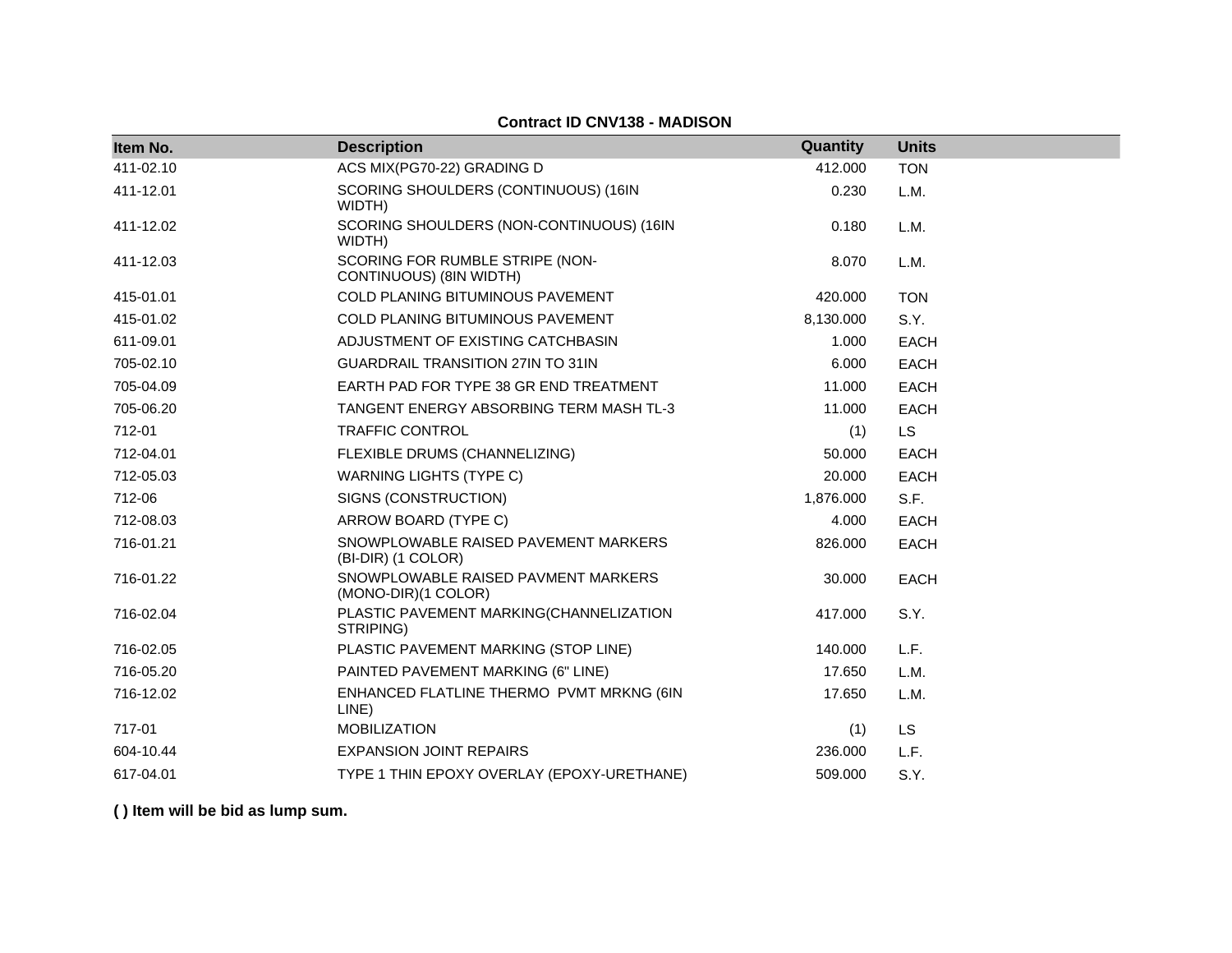**Contract ID CNV138 - MADISON**

| Item No. | Description | Quantity | Units |
|---|---|---|---|
| 411-02.10 | ACS MIX(PG70-22) GRADING D | 412.000 | TON |
| 411-12.01 | SCORING SHOULDERS (CONTINUOUS) (16IN WIDTH) | 0.230 | L.M. |
| 411-12.02 | SCORING SHOULDERS (NON-CONTINUOUS) (16IN WIDTH) | 0.180 | L.M. |
| 411-12.03 | SCORING FOR RUMBLE STRIPE (NON-CONTINUOUS) (8IN WIDTH) | 8.070 | L.M. |
| 415-01.01 | COLD PLANING BITUMINOUS PAVEMENT | 420.000 | TON |
| 415-01.02 | COLD PLANING BITUMINOUS PAVEMENT | 8,130.000 | S.Y. |
| 611-09.01 | ADJUSTMENT OF EXISTING CATCHBASIN | 1.000 | EACH |
| 705-02.10 | GUARDRAIL TRANSITION 27IN TO 31IN | 6.000 | EACH |
| 705-04.09 | EARTH PAD FOR TYPE 38 GR END TREATMENT | 11.000 | EACH |
| 705-06.20 | TANGENT ENERGY ABSORBING TERM MASH TL-3 | 11.000 | EACH |
| 712-01 | TRAFFIC CONTROL | (1) | LS |
| 712-04.01 | FLEXIBLE DRUMS (CHANNELIZING) | 50.000 | EACH |
| 712-05.03 | WARNING LIGHTS (TYPE C) | 20.000 | EACH |
| 712-06 | SIGNS (CONSTRUCTION) | 1,876.000 | S.F. |
| 712-08.03 | ARROW BOARD (TYPE C) | 4.000 | EACH |
| 716-01.21 | SNOWPLOWABLE RAISED PAVEMENT MARKERS (BI-DIR) (1 COLOR) | 826.000 | EACH |
| 716-01.22 | SNOWPLOWABLE RAISED PAVMENT MARKERS (MONO-DIR)(1 COLOR) | 30.000 | EACH |
| 716-02.04 | PLASTIC PAVEMENT MARKING(CHANNELIZATION STRIPING) | 417.000 | S.Y. |
| 716-02.05 | PLASTIC PAVEMENT MARKING (STOP LINE) | 140.000 | L.F. |
| 716-05.20 | PAINTED PAVEMENT MARKING (6" LINE) | 17.650 | L.M. |
| 716-12.02 | ENHANCED FLATLINE THERMO PVMT MRKNG (6IN LINE) | 17.650 | L.M. |
| 717-01 | MOBILIZATION | (1) | LS |
| 604-10.44 | EXPANSION JOINT REPAIRS | 236.000 | L.F. |
| 617-04.01 | TYPE 1 THIN EPOXY OVERLAY (EPOXY-URETHANE) | 509.000 | S.Y. |

**( ) Item will be bid as lump sum.**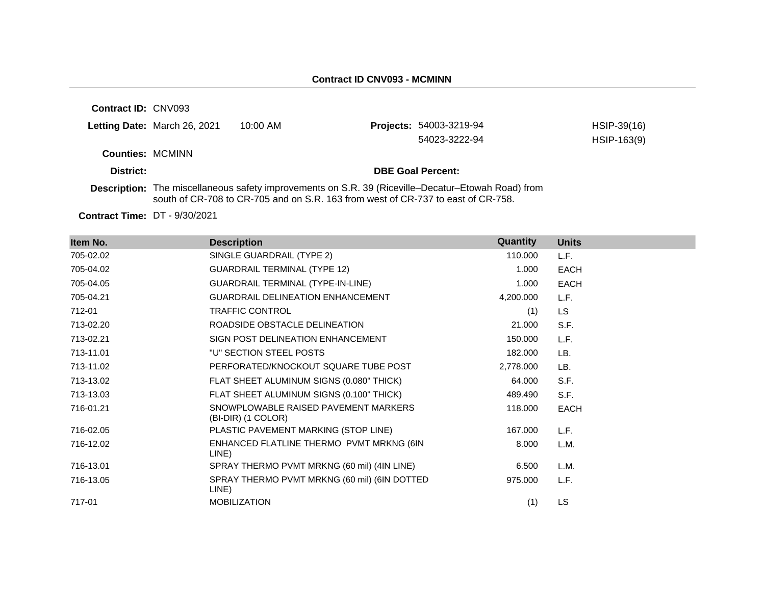**Contract ID CNV093 - MCMINN**

**Contract ID:** CNV093

**Letting Date:** March 26, 2021 10:00 AM

**Projects:** 54003-3219-94 HSIP-39(16)
54023-3222-94 HSIP-163(9)

**Counties:** MCMINN

**District:**

**DBE Goal Percent:**

**Description:** The miscellaneous safety improvements on S.R. 39 (Riceville–Decatur–Etowah Road) from south of CR-708 to CR-705 and on S.R. 163 from west of CR-737 to east of CR-758.

**Contract Time:** DT - 9/30/2021

| Item No. | Description | Quantity | Units |
|---|---|---|---|
| 705-02.02 | SINGLE GUARDRAIL (TYPE 2) | 110.000 | L.F. |
| 705-04.02 | GUARDRAIL TERMINAL (TYPE 12) | 1.000 | EACH |
| 705-04.05 | GUARDRAIL TERMINAL (TYPE-IN-LINE) | 1.000 | EACH |
| 705-04.21 | GUARDRAIL DELINEATION ENHANCEMENT | 4,200.000 | L.F. |
| 712-01 | TRAFFIC CONTROL | (1) | LS |
| 713-02.20 | ROADSIDE OBSTACLE DELINEATION | 21.000 | S.F. |
| 713-02.21 | SIGN POST DELINEATION ENHANCEMENT | 150.000 | L.F. |
| 713-11.01 | "U" SECTION STEEL POSTS | 182.000 | LB. |
| 713-11.02 | PERFORATED/KNOCKOUT SQUARE TUBE POST | 2,778.000 | LB. |
| 713-13.02 | FLAT SHEET ALUMINUM SIGNS (0.080" THICK) | 64.000 | S.F. |
| 713-13.03 | FLAT SHEET ALUMINUM SIGNS (0.100" THICK) | 489.490 | S.F. |
| 716-01.21 | SNOWPLOWABLE RAISED PAVEMENT MARKERS (BI-DIR) (1 COLOR) | 118.000 | EACH |
| 716-02.05 | PLASTIC PAVEMENT MARKING (STOP LINE) | 167.000 | L.F. |
| 716-12.02 | ENHANCED FLATLINE THERMO PVMT MRKNG (6IN LINE) | 8.000 | L.M. |
| 716-13.01 | SPRAY THERMO PVMT MRKNG (60 mil) (4IN LINE) | 6.500 | L.M. |
| 716-13.05 | SPRAY THERMO PVMT MRKNG (60 mil) (6IN DOTTED LINE) | 975.000 | L.F. |
| 717-01 | MOBILIZATION | (1) | LS |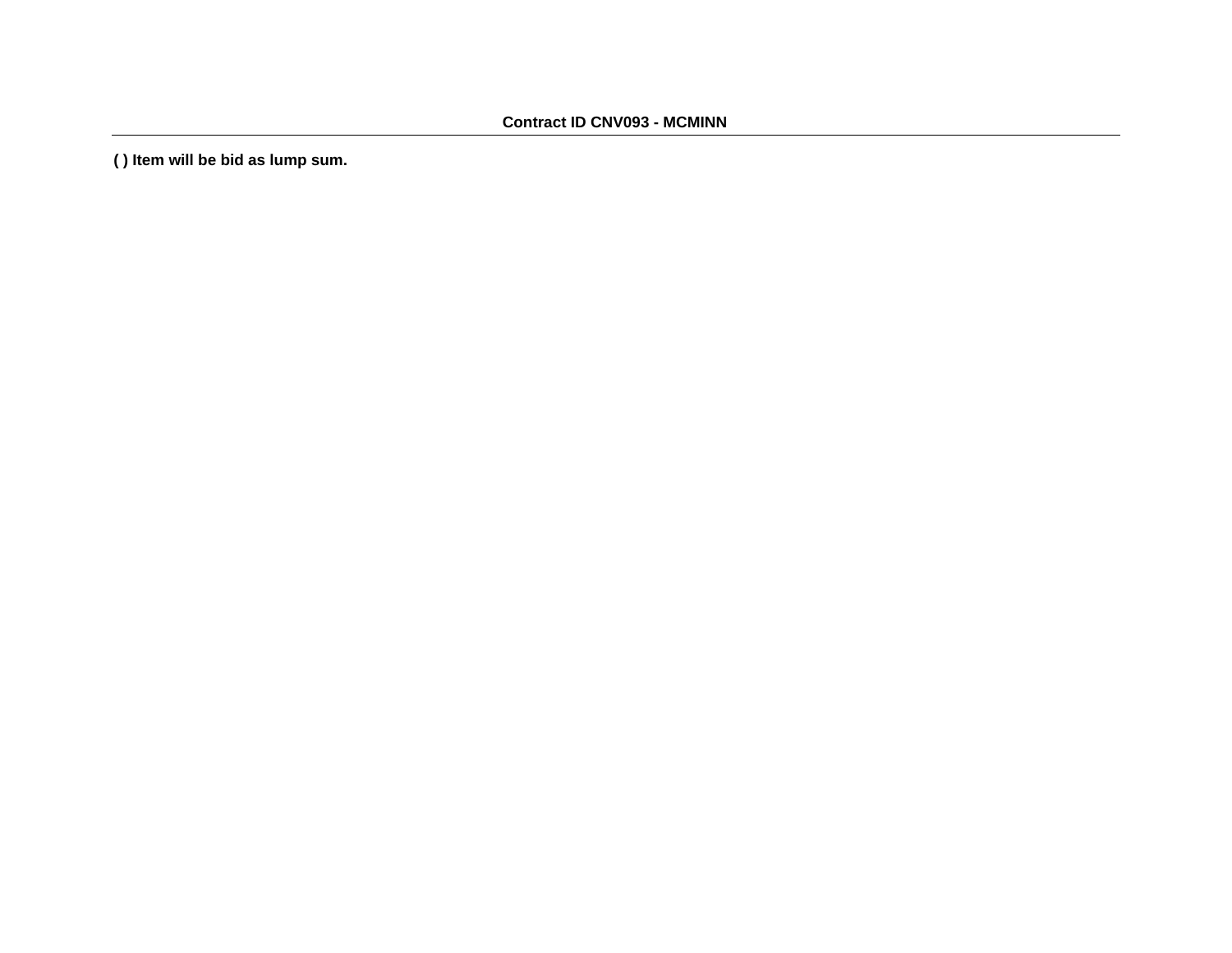**( ) Item will be bid as lump sum.**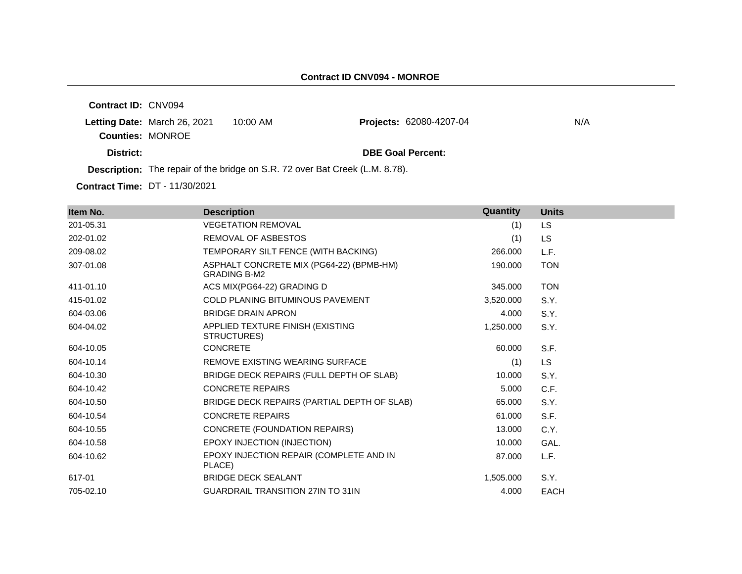## Contract ID CNV094 - MONROE

**Contract ID:** CNV094

**Letting Date:** March 26, 2021 10:00 AM **Projects:** 62080-4207-04 N/A

**Counties:** MONROE

**District:** **DBE Goal Percent:**

**Description:** The repair of the bridge on S.R. 72 over Bat Creek (L.M. 8.78).

**Contract Time:** DT - 11/30/2021

| Item No. | Description | Quantity | Units |
|---|---|---|---|
| 201-05.31 | VEGETATION REMOVAL | (1) | LS |
| 202-01.02 | REMOVAL OF ASBESTOS | (1) | LS |
| 209-08.02 | TEMPORARY SILT FENCE (WITH BACKING) | 266.000 | L.F. |
| 307-01.08 | ASPHALT CONCRETE MIX (PG64-22) (BPMB-HM) GRADING B-M2 | 190.000 | TON |
| 411-01.10 | ACS MIX(PG64-22) GRADING D | 345.000 | TON |
| 415-01.02 | COLD PLANING BITUMINOUS PAVEMENT | 3,520.000 | S.Y. |
| 604-03.06 | BRIDGE DRAIN APRON | 4.000 | S.Y. |
| 604-04.02 | APPLIED TEXTURE FINISH (EXISTING STRUCTURES) | 1,250.000 | S.Y. |
| 604-10.05 | CONCRETE | 60.000 | S.F. |
| 604-10.14 | REMOVE EXISTING WEARING SURFACE | (1) | LS |
| 604-10.30 | BRIDGE DECK REPAIRS (FULL DEPTH OF SLAB) | 10.000 | S.Y. |
| 604-10.42 | CONCRETE REPAIRS | 5.000 | C.F. |
| 604-10.50 | BRIDGE DECK REPAIRS (PARTIAL DEPTH OF SLAB) | 65.000 | S.Y. |
| 604-10.54 | CONCRETE REPAIRS | 61.000 | S.F. |
| 604-10.55 | CONCRETE (FOUNDATION REPAIRS) | 13.000 | C.Y. |
| 604-10.58 | EPOXY INJECTION (INJECTION) | 10.000 | GAL. |
| 604-10.62 | EPOXY INJECTION REPAIR (COMPLETE AND IN PLACE) | 87.000 | L.F. |
| 617-01 | BRIDGE DECK SEALANT | 1,505.000 | S.Y. |
| 705-02.10 | GUARDRAIL TRANSITION 27IN TO 31IN | 4.000 | EACH |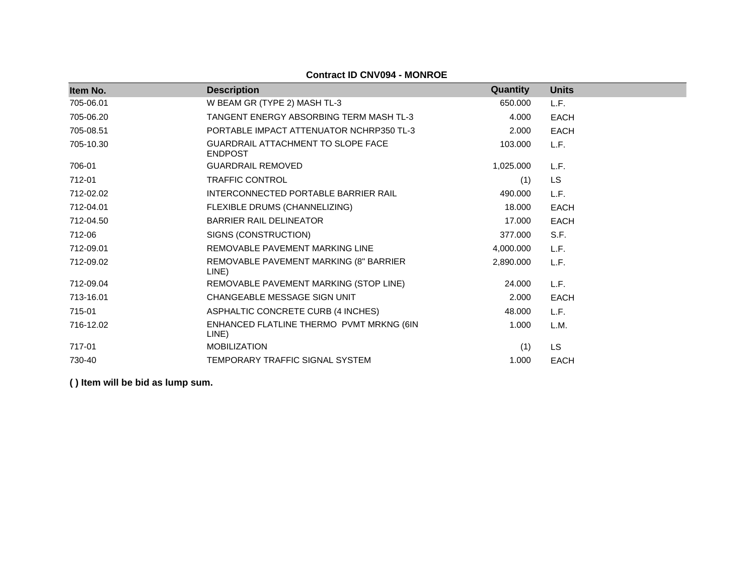**Contract ID CNV094 - MONROE**

| Item No. | Description | Quantity | Units |
|---|---|---|---|
| 705-06.01 | W BEAM GR (TYPE 2) MASH TL-3 | 650.000 | L.F. |
| 705-06.20 | TANGENT ENERGY ABSORBING TERM MASH TL-3 | 4.000 | EACH |
| 705-08.51 | PORTABLE IMPACT ATTENUATOR NCHRP350 TL-3 | 2.000 | EACH |
| 705-10.30 | GUARDRAIL ATTACHMENT TO SLOPE FACE ENDPOST | 103.000 | L.F. |
| 706-01 | GUARDRAIL REMOVED | 1,025.000 | L.F. |
| 712-01 | TRAFFIC CONTROL | (1) | LS |
| 712-02.02 | INTERCONNECTED PORTABLE BARRIER RAIL | 490.000 | L.F. |
| 712-04.01 | FLEXIBLE DRUMS (CHANNELIZING) | 18.000 | EACH |
| 712-04.50 | BARRIER RAIL DELINEATOR | 17.000 | EACH |
| 712-06 | SIGNS (CONSTRUCTION) | 377.000 | S.F. |
| 712-09.01 | REMOVABLE PAVEMENT MARKING LINE | 4,000.000 | L.F. |
| 712-09.02 | REMOVABLE PAVEMENT MARKING (8" BARRIER LINE) | 2,890.000 | L.F. |
| 712-09.04 | REMOVABLE PAVEMENT MARKING (STOP LINE) | 24.000 | L.F. |
| 713-16.01 | CHANGEABLE MESSAGE SIGN UNIT | 2.000 | EACH |
| 715-01 | ASPHALTIC CONCRETE CURB (4 INCHES) | 48.000 | L.F. |
| 716-12.02 | ENHANCED FLATLINE THERMO PVMT MRKNG (6IN LINE) | 1.000 | L.M. |
| 717-01 | MOBILIZATION | (1) | LS |
| 730-40 | TEMPORARY TRAFFIC SIGNAL SYSTEM | 1.000 | EACH |

**( ) Item will be bid as lump sum.**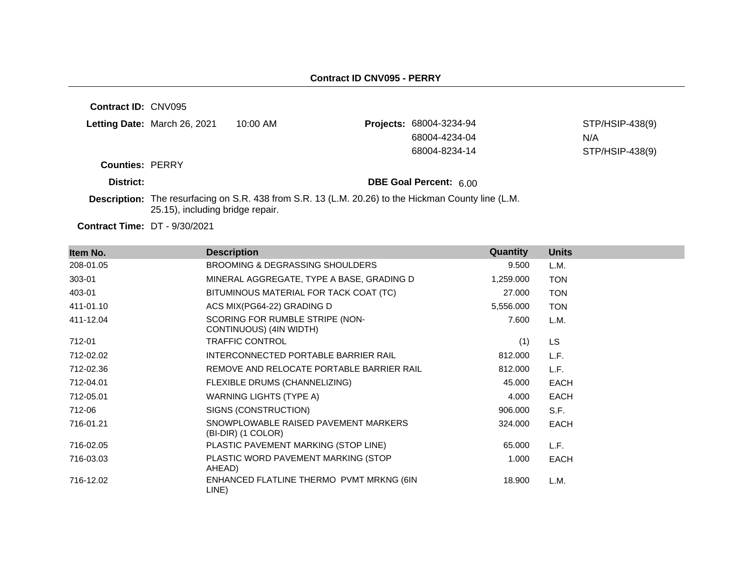**Contract ID CNV095 - PERRY**

**Contract ID:** CNV095

**Letting Date:** March 26, 2021 10:00 AM

**Projects:** 68004-3234-94 STP/HSIP-438(9)
68004-4234-04 N/A
68004-8234-14 STP/HSIP-438(9)

**Counties:** PERRY

**District:**

**DBE Goal Percent:** 6.00

**Description:** The resurfacing on S.R. 438 from S.R. 13 (L.M. 20.26) to the Hickman County line (L.M. 25.15), including bridge repair.

**Contract Time:** DT - 9/30/2021

| Item No. | Description | Quantity | Units |
|---|---|---|---|
| 208-01.05 | BROOMING & DEGRASSING SHOULDERS | 9.500 | L.M. |
| 303-01 | MINERAL AGGREGATE, TYPE A BASE, GRADING D | 1,259.000 | TON |
| 403-01 | BITUMINOUS MATERIAL FOR TACK COAT (TC) | 27.000 | TON |
| 411-01.10 | ACS MIX(PG64-22) GRADING D | 5,556.000 | TON |
| 411-12.04 | SCORING FOR RUMBLE STRIPE (NON-CONTINUOUS) (4IN WIDTH) | 7.600 | L.M. |
| 712-01 | TRAFFIC CONTROL | (1) | LS |
| 712-02.02 | INTERCONNECTED PORTABLE BARRIER RAIL | 812.000 | L.F. |
| 712-02.36 | REMOVE AND RELOCATE PORTABLE BARRIER RAIL | 812.000 | L.F. |
| 712-04.01 | FLEXIBLE DRUMS (CHANNELIZING) | 45.000 | EACH |
| 712-05.01 | WARNING LIGHTS (TYPE A) | 4.000 | EACH |
| 712-06 | SIGNS (CONSTRUCTION) | 906.000 | S.F. |
| 716-01.21 | SNOWPLOWABLE RAISED PAVEMENT MARKERS (BI-DIR) (1 COLOR) | 324.000 | EACH |
| 716-02.05 | PLASTIC PAVEMENT MARKING (STOP LINE) | 65.000 | L.F. |
| 716-03.03 | PLASTIC WORD PAVEMENT MARKING (STOP AHEAD) | 1.000 | EACH |
| 716-12.02 | ENHANCED FLATLINE THERMO PVMT MRKNG (6IN LINE) | 18.900 | L.M. |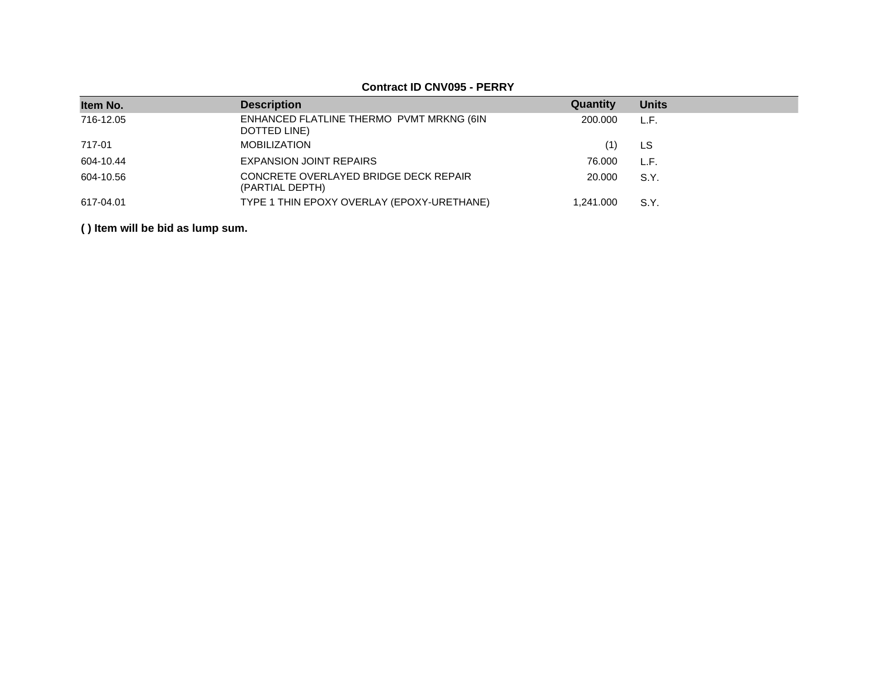**Contract ID CNV095 - PERRY**

| Item No. | Description | Quantity | Units |
|---|---|---|---|
| 716-12.05 | ENHANCED FLATLINE THERMO PVMT MRKNG (6IN DOTTED LINE) | 200.000 | L.F. |
| 717-01 | MOBILIZATION | (1) | LS |
| 604-10.44 | EXPANSION JOINT REPAIRS | 76.000 | L.F. |
| 604-10.56 | CONCRETE OVERLAYED BRIDGE DECK REPAIR (PARTIAL DEPTH) | 20.000 | S.Y. |
| 617-04.01 | TYPE 1 THIN EPOXY OVERLAY (EPOXY-URETHANE) | 1,241.000 | S.Y. |

**( ) Item will be bid as lump sum.**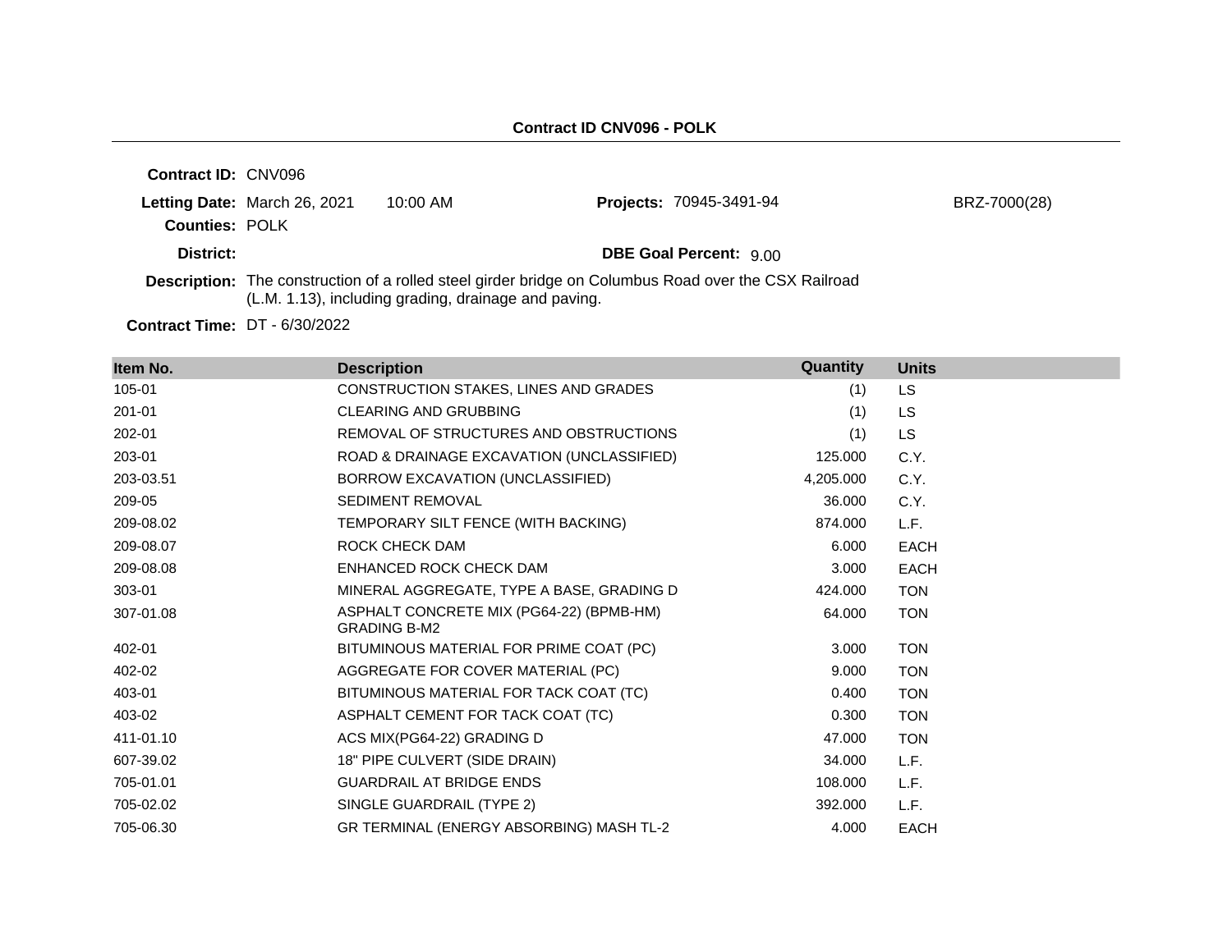**Contract ID CNV096 - POLK**

**Contract ID:** CNV096

**Letting Date:** March 26, 2021 10:00 AM **Projects:** 70945-3491-94 BRZ-7000(28)

**Counties:** POLK

**District:** **DBE Goal Percent:** 9.00

**Description:** The construction of a rolled steel girder bridge on Columbus Road over the CSX Railroad (L.M. 1.13), including grading, drainage and paving.

**Contract Time:** DT - 6/30/2022

| Item No. | Description | Quantity | Units |
|---|---|---|---|
| 105-01 | CONSTRUCTION STAKES, LINES AND GRADES | (1) | LS |
| 201-01 | CLEARING AND GRUBBING | (1) | LS |
| 202-01 | REMOVAL OF STRUCTURES AND OBSTRUCTIONS | (1) | LS |
| 203-01 | ROAD & DRAINAGE EXCAVATION (UNCLASSIFIED) | 125.000 | C.Y. |
| 203-03.51 | BORROW EXCAVATION (UNCLASSIFIED) | 4,205.000 | C.Y. |
| 209-05 | SEDIMENT REMOVAL | 36.000 | C.Y. |
| 209-08.02 | TEMPORARY SILT FENCE (WITH BACKING) | 874.000 | L.F. |
| 209-08.07 | ROCK CHECK DAM | 6.000 | EACH |
| 209-08.08 | ENHANCED ROCK CHECK DAM | 3.000 | EACH |
| 303-01 | MINERAL AGGREGATE, TYPE A BASE, GRADING D | 424.000 | TON |
| 307-01.08 | ASPHALT CONCRETE MIX (PG64-22) (BPMB-HM) GRADING B-M2 | 64.000 | TON |
| 402-01 | BITUMINOUS MATERIAL FOR PRIME COAT (PC) | 3.000 | TON |
| 402-02 | AGGREGATE FOR COVER MATERIAL (PC) | 9.000 | TON |
| 403-01 | BITUMINOUS MATERIAL FOR TACK COAT (TC) | 0.400 | TON |
| 403-02 | ASPHALT CEMENT FOR TACK COAT (TC) | 0.300 | TON |
| 411-01.10 | ACS MIX(PG64-22) GRADING D | 47.000 | TON |
| 607-39.02 | 18" PIPE CULVERT (SIDE DRAIN) | 34.000 | L.F. |
| 705-01.01 | GUARDRAIL AT BRIDGE ENDS | 108.000 | L.F. |
| 705-02.02 | SINGLE GUARDRAIL (TYPE 2) | 392.000 | L.F. |
| 705-06.30 | GR TERMINAL (ENERGY ABSORBING) MASH TL-2 | 4.000 | EACH |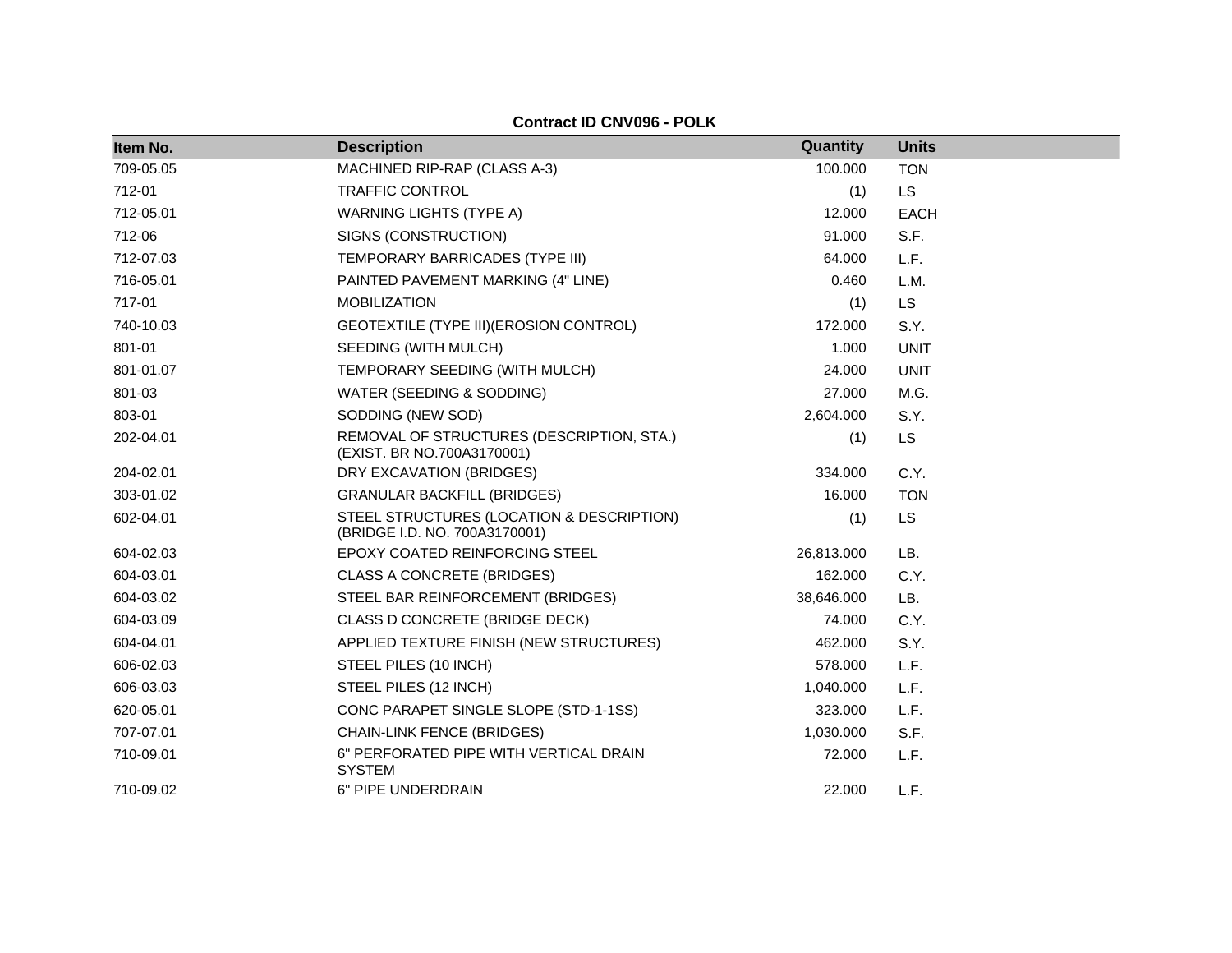**Contract ID CNV096 - POLK**

| Item No. | Description | Quantity | Units |
|---|---|---|---|
| 709-05.05 | MACHINED RIP-RAP (CLASS A-3) | 100.000 | TON |
| 712-01 | TRAFFIC CONTROL | (1) | LS |
| 712-05.01 | WARNING LIGHTS (TYPE A) | 12.000 | EACH |
| 712-06 | SIGNS (CONSTRUCTION) | 91.000 | S.F. |
| 712-07.03 | TEMPORARY BARRICADES (TYPE III) | 64.000 | L.F. |
| 716-05.01 | PAINTED PAVEMENT MARKING (4" LINE) | 0.460 | L.M. |
| 717-01 | MOBILIZATION | (1) | LS |
| 740-10.03 | GEOTEXTILE (TYPE III)(EROSION CONTROL) | 172.000 | S.Y. |
| 801-01 | SEEDING (WITH MULCH) | 1.000 | UNIT |
| 801-01.07 | TEMPORARY SEEDING (WITH MULCH) | 24.000 | UNIT |
| 801-03 | WATER (SEEDING & SODDING) | 27.000 | M.G. |
| 803-01 | SODDING (NEW SOD) | 2,604.000 | S.Y. |
| 202-04.01 | REMOVAL OF STRUCTURES (DESCRIPTION, STA.) (EXIST. BR NO.700A3170001) | (1) | LS |
| 204-02.01 | DRY EXCAVATION (BRIDGES) | 334.000 | C.Y. |
| 303-01.02 | GRANULAR BACKFILL (BRIDGES) | 16.000 | TON |
| 602-04.01 | STEEL STRUCTURES (LOCATION & DESCRIPTION) (BRIDGE I.D. NO. 700A3170001) | (1) | LS |
| 604-02.03 | EPOXY COATED REINFORCING STEEL | 26,813.000 | LB. |
| 604-03.01 | CLASS A CONCRETE (BRIDGES) | 162.000 | C.Y. |
| 604-03.02 | STEEL BAR REINFORCEMENT (BRIDGES) | 38,646.000 | LB. |
| 604-03.09 | CLASS D CONCRETE (BRIDGE DECK) | 74.000 | C.Y. |
| 604-04.01 | APPLIED TEXTURE FINISH (NEW STRUCTURES) | 462.000 | S.Y. |
| 606-02.03 | STEEL PILES (10 INCH) | 578.000 | L.F. |
| 606-03.03 | STEEL PILES (12 INCH) | 1,040.000 | L.F. |
| 620-05.01 | CONC PARAPET SINGLE SLOPE (STD-1-1SS) | 323.000 | L.F. |
| 707-07.01 | CHAIN-LINK FENCE (BRIDGES) | 1,030.000 | S.F. |
| 710-09.01 | 6" PERFORATED PIPE WITH VERTICAL DRAIN SYSTEM | 72.000 | L.F. |
| 710-09.02 | 6" PIPE UNDERDRAIN | 22.000 | L.F. |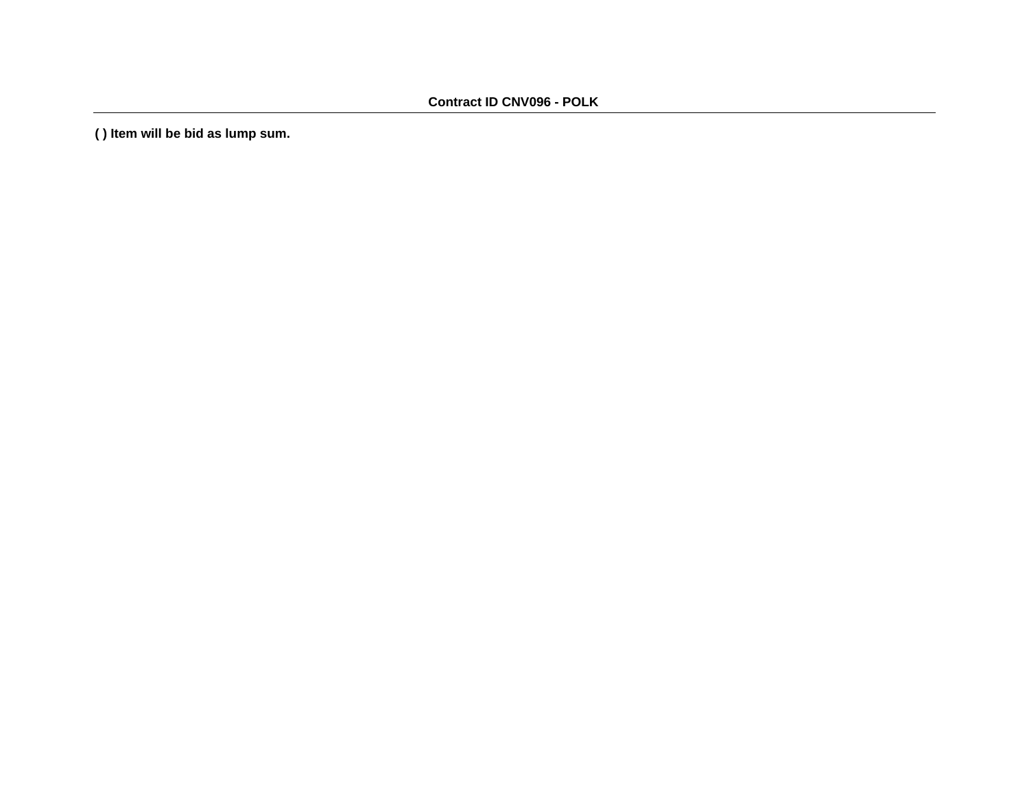( ) Item will be bid as lump sum.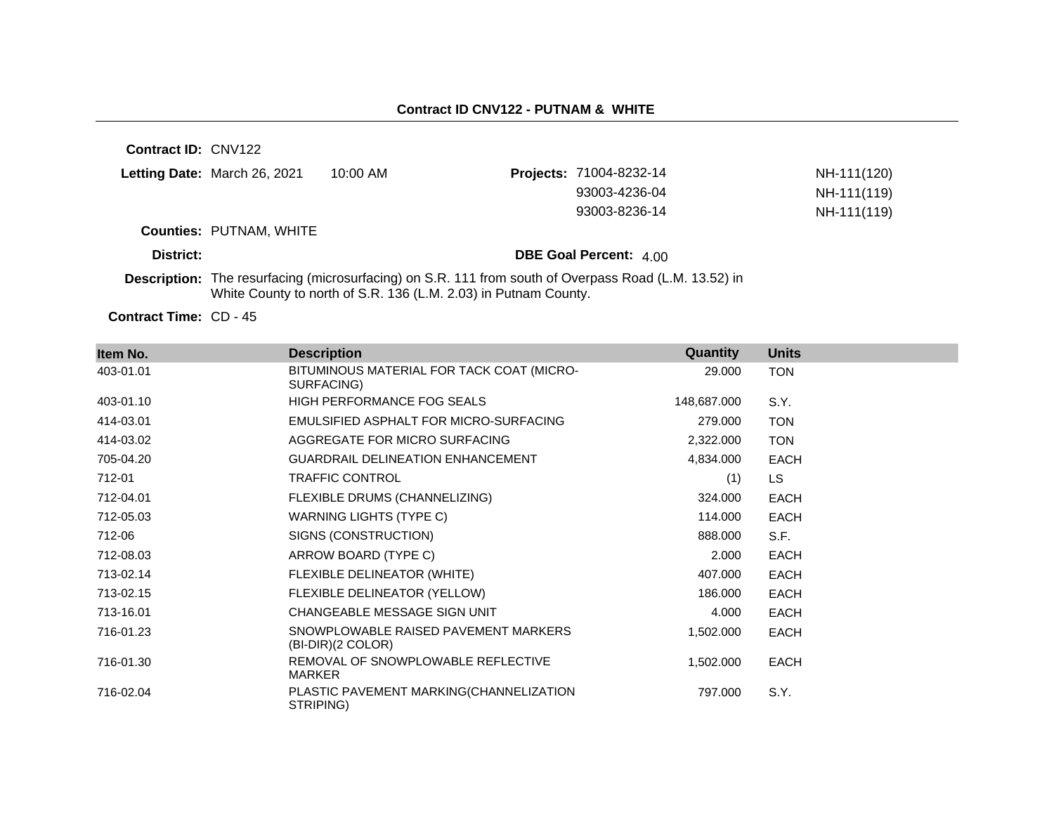## Contract ID CNV122 - PUTNAM & WHITE

**Contract ID:** CNV122

**Letting Date:** March 26, 2021 10:00 AM

**Projects:**

| | |
|---|---|
| 71004-8232-14 | NH-111(120) |
| 93003-4236-04 | NH-111(119) |
| 93003-8236-14 | NH-111(119) |

**Counties:** PUTNAM, WHITE

**District:**

**DBE Goal Percent:** 4.00

**Description:** The resurfacing (microsurfacing) on S.R. 111 from south of Overpass Road (L.M. 13.52) in White County to north of S.R. 136 (L.M. 2.03) in Putnam County.

**Contract Time:** CD - 45

| Item No. | Description | Quantity | Units |
|---|---|---|---|
| 403-01.01 | BITUMINOUS MATERIAL FOR TACK COAT (MICRO-SURFACING) | 29.000 | TON |
| 403-01.10 | HIGH PERFORMANCE FOG SEALS | 148,687.000 | S.Y. |
| 414-03.01 | EMULSIFIED ASPHALT FOR MICRO-SURFACING | 279.000 | TON |
| 414-03.02 | AGGREGATE FOR MICRO SURFACING | 2,322.000 | TON |
| 705-04.20 | GUARDRAIL DELINEATION ENHANCEMENT | 4,834.000 | EACH |
| 712-01 | TRAFFIC CONTROL | (1) | LS |
| 712-04.01 | FLEXIBLE DRUMS (CHANNELIZING) | 324.000 | EACH |
| 712-05.03 | WARNING LIGHTS (TYPE C) | 114.000 | EACH |
| 712-06 | SIGNS (CONSTRUCTION) | 888.000 | S.F. |
| 712-08.03 | ARROW BOARD (TYPE C) | 2.000 | EACH |
| 713-02.14 | FLEXIBLE DELINEATOR (WHITE) | 407.000 | EACH |
| 713-02.15 | FLEXIBLE DELINEATOR (YELLOW) | 186.000 | EACH |
| 713-16.01 | CHANGEABLE MESSAGE SIGN UNIT | 4.000 | EACH |
| 716-01.23 | SNOWPLOWABLE RAISED PAVEMENT MARKERS (BI-DIR)(2 COLOR) | 1,502.000 | EACH |
| 716-01.30 | REMOVAL OF SNOWPLOWABLE REFLECTIVE MARKER | 1,502.000 | EACH |
| 716-02.04 | PLASTIC PAVEMENT MARKING(CHANNELIZATION STRIPING) | 797.000 | S.Y. |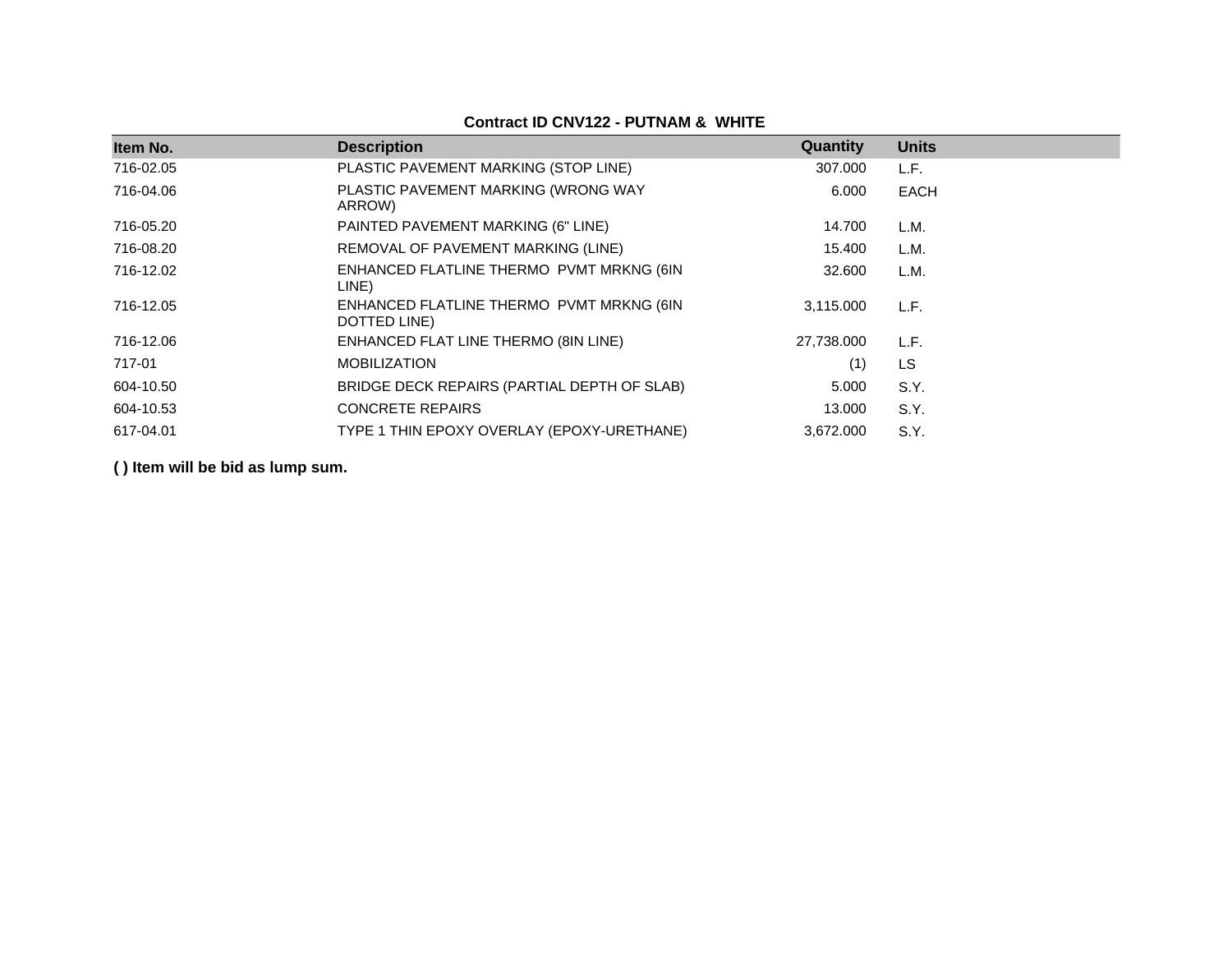**Contract ID CNV122 - PUTNAM & WHITE**

| Item No. | Description | Quantity | Units |
|---|---|---|---|
| 716-02.05 | PLASTIC PAVEMENT MARKING (STOP LINE) | 307.000 | L.F. |
| 716-04.06 | PLASTIC PAVEMENT MARKING (WRONG WAY ARROW) | 6.000 | EACH |
| 716-05.20 | PAINTED PAVEMENT MARKING (6" LINE) | 14.700 | L.M. |
| 716-08.20 | REMOVAL OF PAVEMENT MARKING (LINE) | 15.400 | L.M. |
| 716-12.02 | ENHANCED FLATLINE THERMO PVMT MRKNG (6IN LINE) | 32.600 | L.M. |
| 716-12.05 | ENHANCED FLATLINE THERMO PVMT MRKNG (6IN DOTTED LINE) | 3,115.000 | L.F. |
| 716-12.06 | ENHANCED FLAT LINE THERMO (8IN LINE) | 27,738.000 | L.F. |
| 717-01 | MOBILIZATION | (1) | LS |
| 604-10.50 | BRIDGE DECK REPAIRS (PARTIAL DEPTH OF SLAB) | 5.000 | S.Y. |
| 604-10.53 | CONCRETE REPAIRS | 13.000 | S.Y. |
| 617-04.01 | TYPE 1 THIN EPOXY OVERLAY (EPOXY-URETHANE) | 3,672.000 | S.Y. |

**( ) Item will be bid as lump sum.**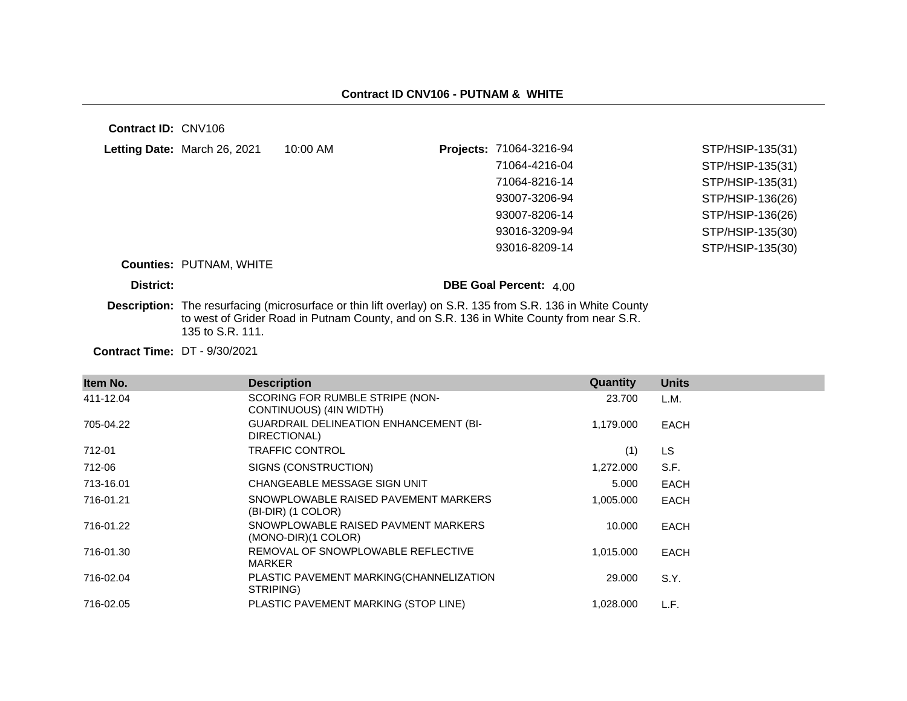**Contract ID CNV106 - PUTNAM & WHITE**

**Contract ID:** CNV106

**Letting Date:** March 26, 2021 10:00 AM

**Projects:**

| | |
|---|---|
| 71064-3216-94 | STP/HSIP-135(31) |
| 71064-4216-04 | STP/HSIP-135(31) |
| 71064-8216-14 | STP/HSIP-135(31) |
| 93007-3206-94 | STP/HSIP-136(26) |
| 93007-8206-14 | STP/HSIP-136(26) |
| 93016-3209-94 | STP/HSIP-135(30) |
| 93016-8209-14 | STP/HSIP-135(30) |

**Counties:** PUTNAM, WHITE

**District:**

**DBE Goal Percent:** 4.00

**Description:** The resurfacing (microsurface or thin lift overlay) on S.R. 135 from S.R. 136 in White County to west of Grider Road in Putnam County, and on S.R. 136 in White County from near S.R. 135 to S.R. 111.

**Contract Time:** DT - 9/30/2021

| Item No. | Description | Quantity | Units |
|---|---|---|---|
| 411-12.04 | SCORING FOR RUMBLE STRIPE (NON-CONTINUOUS) (4IN WIDTH) | 23.700 | L.M. |
| 705-04.22 | GUARDRAIL DELINEATION ENHANCEMENT (BI-DIRECTIONAL) | 1,179.000 | EACH |
| 712-01 | TRAFFIC CONTROL | (1) | LS |
| 712-06 | SIGNS (CONSTRUCTION) | 1,272.000 | S.F. |
| 713-16.01 | CHANGEABLE MESSAGE SIGN UNIT | 5.000 | EACH |
| 716-01.21 | SNOWPLOWABLE RAISED PAVEMENT MARKERS (BI-DIR) (1 COLOR) | 1,005.000 | EACH |
| 716-01.22 | SNOWPLOWABLE RAISED PAVMENT MARKERS (MONO-DIR)(1 COLOR) | 10.000 | EACH |
| 716-01.30 | REMOVAL OF SNOWPLOWABLE REFLECTIVE MARKER | 1,015.000 | EACH |
| 716-02.04 | PLASTIC PAVEMENT MARKING(CHANNELIZATION STRIPING) | 29.000 | S.Y. |
| 716-02.05 | PLASTIC PAVEMENT MARKING (STOP LINE) | 1,028.000 | L.F. |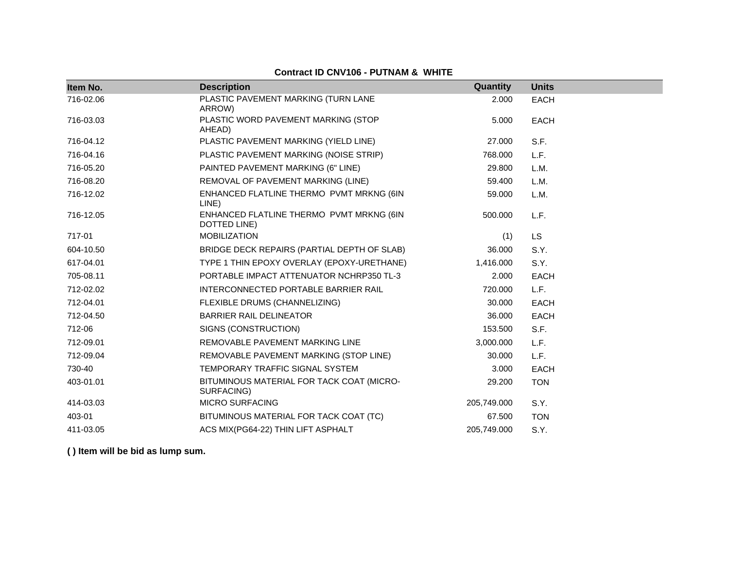**Contract ID CNV106 - PUTNAM & WHITE**

| Item No. | Description | Quantity | Units |
|---|---|---|---|
| 716-02.06 | PLASTIC PAVEMENT MARKING (TURN LANE ARROW) | 2.000 | EACH |
| 716-03.03 | PLASTIC WORD PAVEMENT MARKING (STOP AHEAD) | 5.000 | EACH |
| 716-04.12 | PLASTIC PAVEMENT MARKING (YIELD LINE) | 27.000 | S.F. |
| 716-04.16 | PLASTIC PAVEMENT MARKING (NOISE STRIP) | 768.000 | L.F. |
| 716-05.20 | PAINTED PAVEMENT MARKING (6" LINE) | 29.800 | L.M. |
| 716-08.20 | REMOVAL OF PAVEMENT MARKING (LINE) | 59.400 | L.M. |
| 716-12.02 | ENHANCED FLATLINE THERMO PVMT MRKNG (6IN LINE) | 59.000 | L.M. |
| 716-12.05 | ENHANCED FLATLINE THERMO PVMT MRKNG (6IN DOTTED LINE) | 500.000 | L.F. |
| 717-01 | MOBILIZATION | (1) | LS |
| 604-10.50 | BRIDGE DECK REPAIRS (PARTIAL DEPTH OF SLAB) | 36.000 | S.Y. |
| 617-04.01 | TYPE 1 THIN EPOXY OVERLAY (EPOXY-URETHANE) | 1,416.000 | S.Y. |
| 705-08.11 | PORTABLE IMPACT ATTENUATOR NCHRP350 TL-3 | 2.000 | EACH |
| 712-02.02 | INTERCONNECTED PORTABLE BARRIER RAIL | 720.000 | L.F. |
| 712-04.01 | FLEXIBLE DRUMS (CHANNELIZING) | 30.000 | EACH |
| 712-04.50 | BARRIER RAIL DELINEATOR | 36.000 | EACH |
| 712-06 | SIGNS (CONSTRUCTION) | 153.500 | S.F. |
| 712-09.01 | REMOVABLE PAVEMENT MARKING LINE | 3,000.000 | L.F. |
| 712-09.04 | REMOVABLE PAVEMENT MARKING (STOP LINE) | 30.000 | L.F. |
| 730-40 | TEMPORARY TRAFFIC SIGNAL SYSTEM | 3.000 | EACH |
| 403-01.01 | BITUMINOUS MATERIAL FOR TACK COAT (MICRO-SURFACING) | 29.200 | TON |
| 414-03.03 | MICRO SURFACING | 205,749.000 | S.Y. |
| 403-01 | BITUMINOUS MATERIAL FOR TACK COAT (TC) | 67.500 | TON |
| 411-03.05 | ACS MIX(PG64-22) THIN LIFT ASPHALT | 205,749.000 | S.Y. |

**( ) Item will be bid as lump sum.**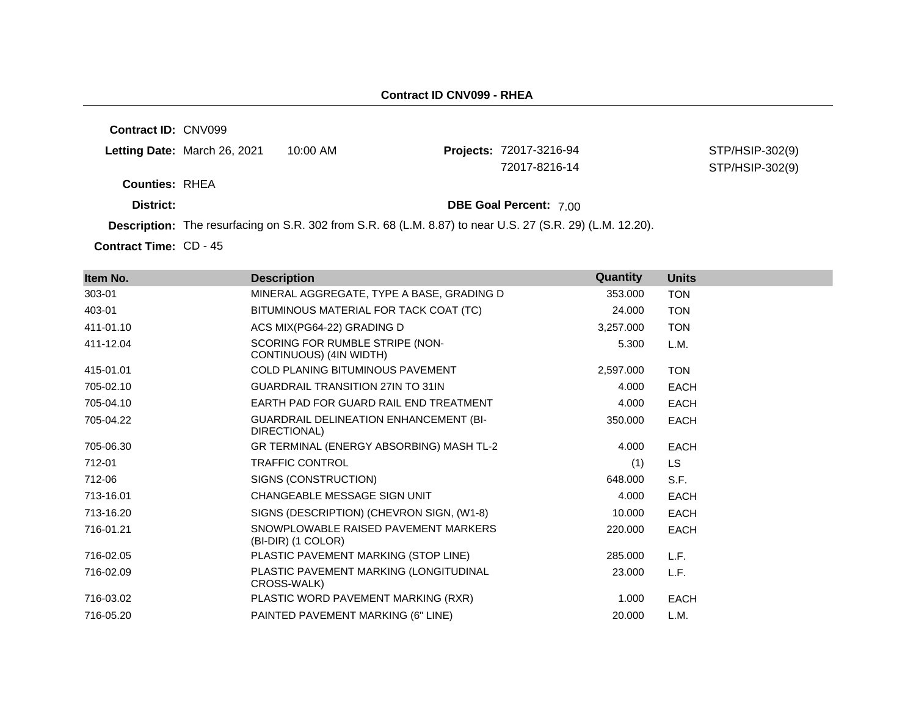## Contract ID CNV099 - RHEA

**Contract ID:** CNV099

**Letting Date:** March 26, 2021 10:00 AM

**Projects:** 72017-3216-94 STP/HSIP-302(9)
72017-8216-14 STP/HSIP-302(9)

**Counties:** RHEA

**District:**

**DBE Goal Percent:** 7.00

**Description:** The resurfacing on S.R. 302 from S.R. 68 (L.M. 8.87) to near U.S. 27 (S.R. 29) (L.M. 12.20).

**Contract Time:** CD - 45

| Item No. | Description | Quantity | Units |
|---|---|---|---|
| 303-01 | MINERAL AGGREGATE, TYPE A BASE, GRADING D | 353.000 | TON |
| 403-01 | BITUMINOUS MATERIAL FOR TACK COAT (TC) | 24.000 | TON |
| 411-01.10 | ACS MIX(PG64-22) GRADING D | 3,257.000 | TON |
| 411-12.04 | SCORING FOR RUMBLE STRIPE (NON-CONTINUOUS) (4IN WIDTH) | 5.300 | L.M. |
| 415-01.01 | COLD PLANING BITUMINOUS PAVEMENT | 2,597.000 | TON |
| 705-02.10 | GUARDRAIL TRANSITION 27IN TO 31IN | 4.000 | EACH |
| 705-04.10 | EARTH PAD FOR GUARD RAIL END TREATMENT | 4.000 | EACH |
| 705-04.22 | GUARDRAIL DELINEATION ENHANCEMENT (BI-DIRECTIONAL) | 350.000 | EACH |
| 705-06.30 | GR TERMINAL (ENERGY ABSORBING) MASH TL-2 | 4.000 | EACH |
| 712-01 | TRAFFIC CONTROL | (1) | LS |
| 712-06 | SIGNS (CONSTRUCTION) | 648.000 | S.F. |
| 713-16.01 | CHANGEABLE MESSAGE SIGN UNIT | 4.000 | EACH |
| 713-16.20 | SIGNS (DESCRIPTION) (CHEVRON SIGN, (W1-8) | 10.000 | EACH |
| 716-01.21 | SNOWPLOWABLE RAISED PAVEMENT MARKERS (BI-DIR) (1 COLOR) | 220.000 | EACH |
| 716-02.05 | PLASTIC PAVEMENT MARKING (STOP LINE) | 285.000 | L.F. |
| 716-02.09 | PLASTIC PAVEMENT MARKING (LONGITUDINAL CROSS-WALK) | 23.000 | L.F. |
| 716-03.02 | PLASTIC WORD PAVEMENT MARKING (RXR) | 1.000 | EACH |
| 716-05.20 | PAINTED PAVEMENT MARKING (6" LINE) | 20.000 | L.M. |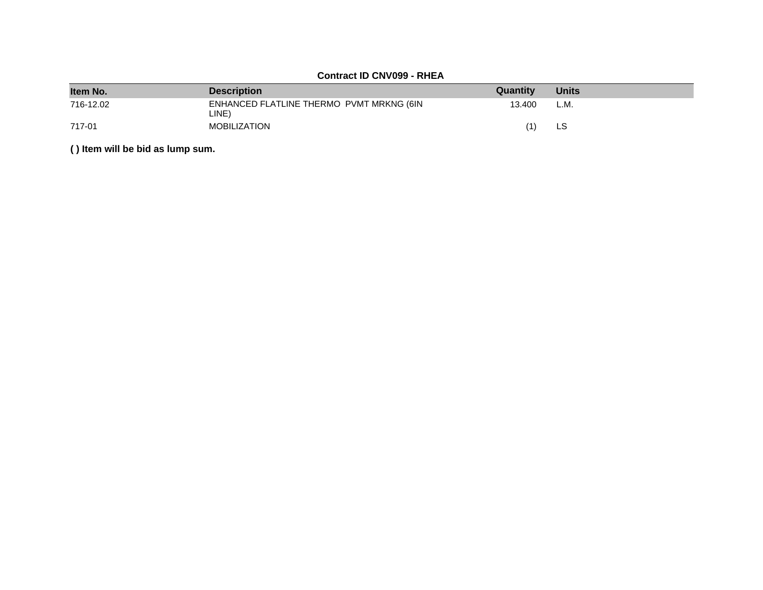**Contract ID CNV099 - RHEA**

| Item No. | Description | Quantity | Units |
| --- | --- | --- | --- |
| 716-12.02 | ENHANCED FLATLINE THERMO PVMT MRKNG (6IN LINE) | 13.400 | L.M. |
| 717-01 | MOBILIZATION | (1) | LS |

**( ) Item will be bid as lump sum.**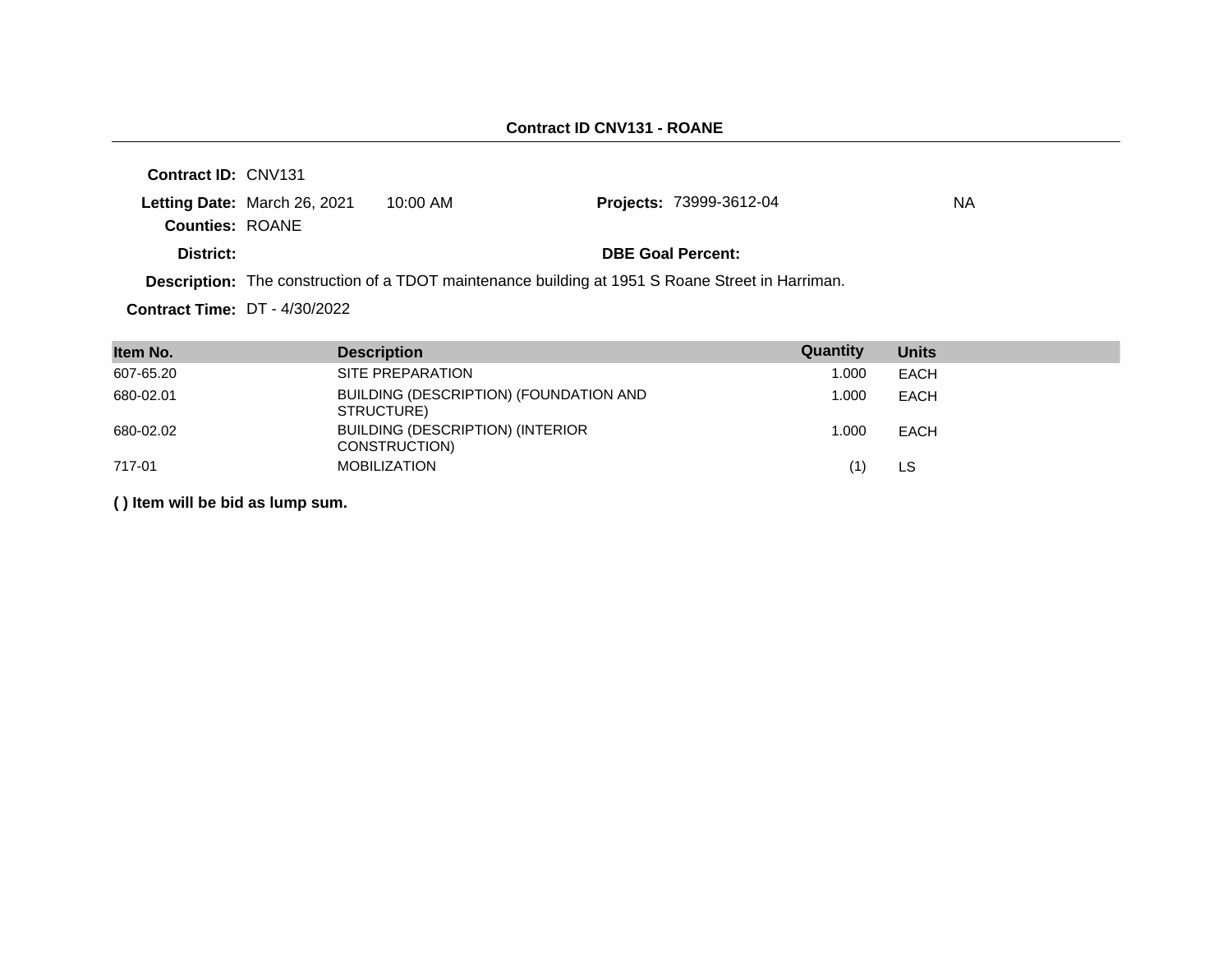**Contract ID CNV131 - ROANE**

---

**Contract ID:** CNV131

**Letting Date:** March 26, 2021 10:00 AM **Projects:** 73999-3612-04 NA

**Counties:** ROANE

**District:** **DBE Goal Percent:**

**Description:** The construction of a TDOT maintenance building at 1951 S Roane Street in Harriman.

**Contract Time:** DT - 4/30/2022

| Item No. | Description | Quantity | Units |
|---|---|---|---|
| 607-65.20 | SITE PREPARATION | 1.000 | EACH |
| 680-02.01 | BUILDING (DESCRIPTION) (FOUNDATION AND STRUCTURE) | 1.000 | EACH |
| 680-02.02 | BUILDING (DESCRIPTION) (INTERIOR CONSTRUCTION) | 1.000 | EACH |
| 717-01 | MOBILIZATION | (1) | LS |

**( ) Item will be bid as lump sum.**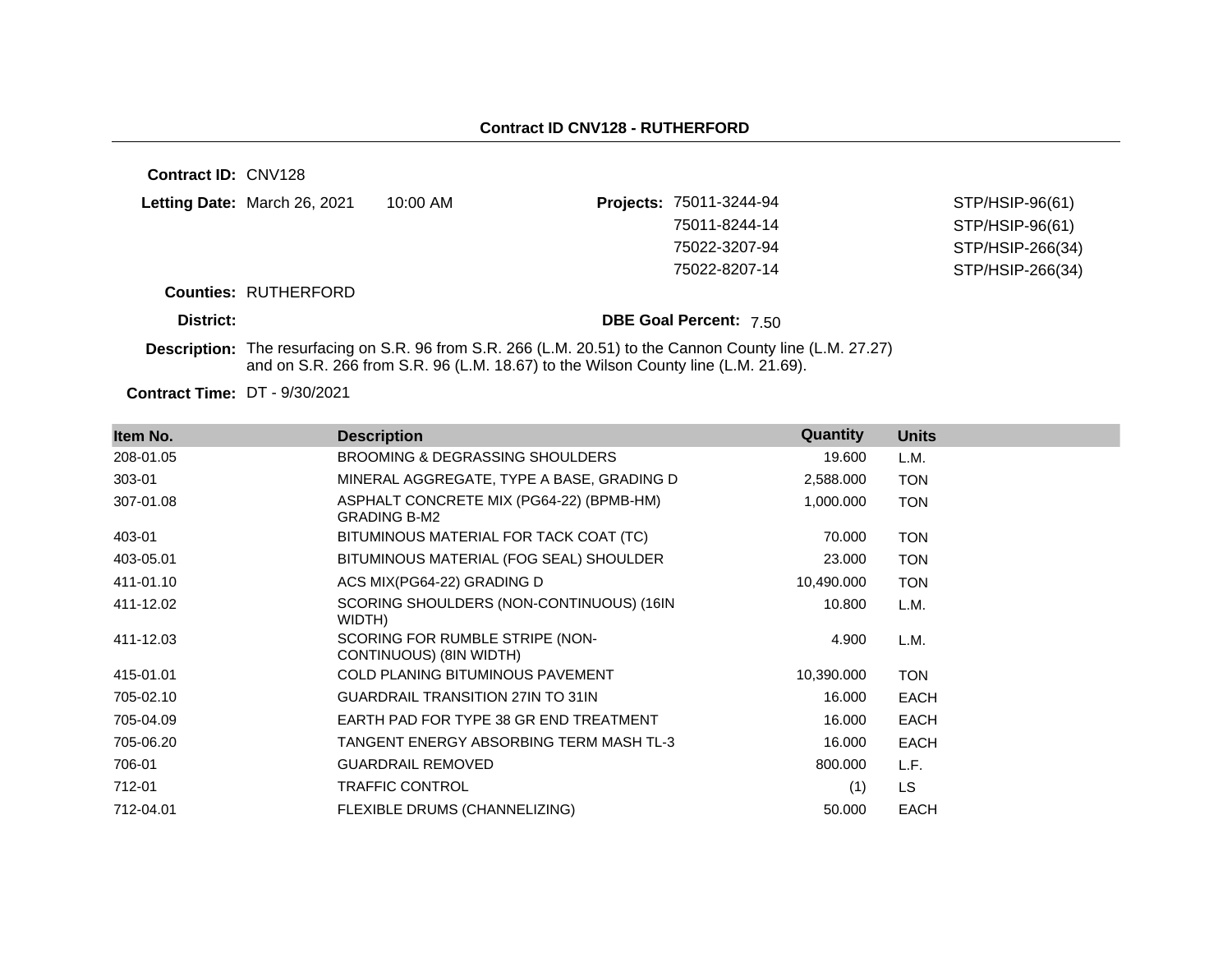## Contract ID CNV128 - RUTHERFORD

**Contract ID:** CNV128

**Letting Date:** March 26, 2021 10:00 AM

**Projects:**
75011-3244-94 STP/HSIP-96(61)
75011-8244-14 STP/HSIP-96(61)
75022-3207-94 STP/HSIP-266(34)
75022-8207-14 STP/HSIP-266(34)

**Counties:** RUTHERFORD

**District:**

**DBE Goal Percent:** 7.50

**Description:** The resurfacing on S.R. 96 from S.R. 266 (L.M. 20.51) to the Cannon County line (L.M. 27.27) and on S.R. 266 from S.R. 96 (L.M. 18.67) to the Wilson County line (L.M. 21.69).

**Contract Time:** DT - 9/30/2021

| Item No. | Description | Quantity | Units |
| --- | --- | --- | --- |
| 208-01.05 | BROOMING & DEGRASSING SHOULDERS | 19.600 | L.M. |
| 303-01 | MINERAL AGGREGATE, TYPE A BASE, GRADING D | 2,588.000 | TON |
| 307-01.08 | ASPHALT CONCRETE MIX (PG64-22) (BPMB-HM) GRADING B-M2 | 1,000.000 | TON |
| 403-01 | BITUMINOUS MATERIAL FOR TACK COAT (TC) | 70.000 | TON |
| 403-05.01 | BITUMINOUS MATERIAL (FOG SEAL) SHOULDER | 23.000 | TON |
| 411-01.10 | ACS MIX(PG64-22) GRADING D | 10,490.000 | TON |
| 411-12.02 | SCORING SHOULDERS (NON-CONTINUOUS) (16IN WIDTH) | 10.800 | L.M. |
| 411-12.03 | SCORING FOR RUMBLE STRIPE (NON-CONTINUOUS) (8IN WIDTH) | 4.900 | L.M. |
| 415-01.01 | COLD PLANING BITUMINOUS PAVEMENT | 10,390.000 | TON |
| 705-02.10 | GUARDRAIL TRANSITION 27IN TO 31IN | 16.000 | EACH |
| 705-04.09 | EARTH PAD FOR TYPE 38 GR END TREATMENT | 16.000 | EACH |
| 705-06.20 | TANGENT ENERGY ABSORBING TERM MASH TL-3 | 16.000 | EACH |
| 706-01 | GUARDRAIL REMOVED | 800.000 | L.F. |
| 712-01 | TRAFFIC CONTROL | (1) | LS |
| 712-04.01 | FLEXIBLE DRUMS (CHANNELIZING) | 50.000 | EACH |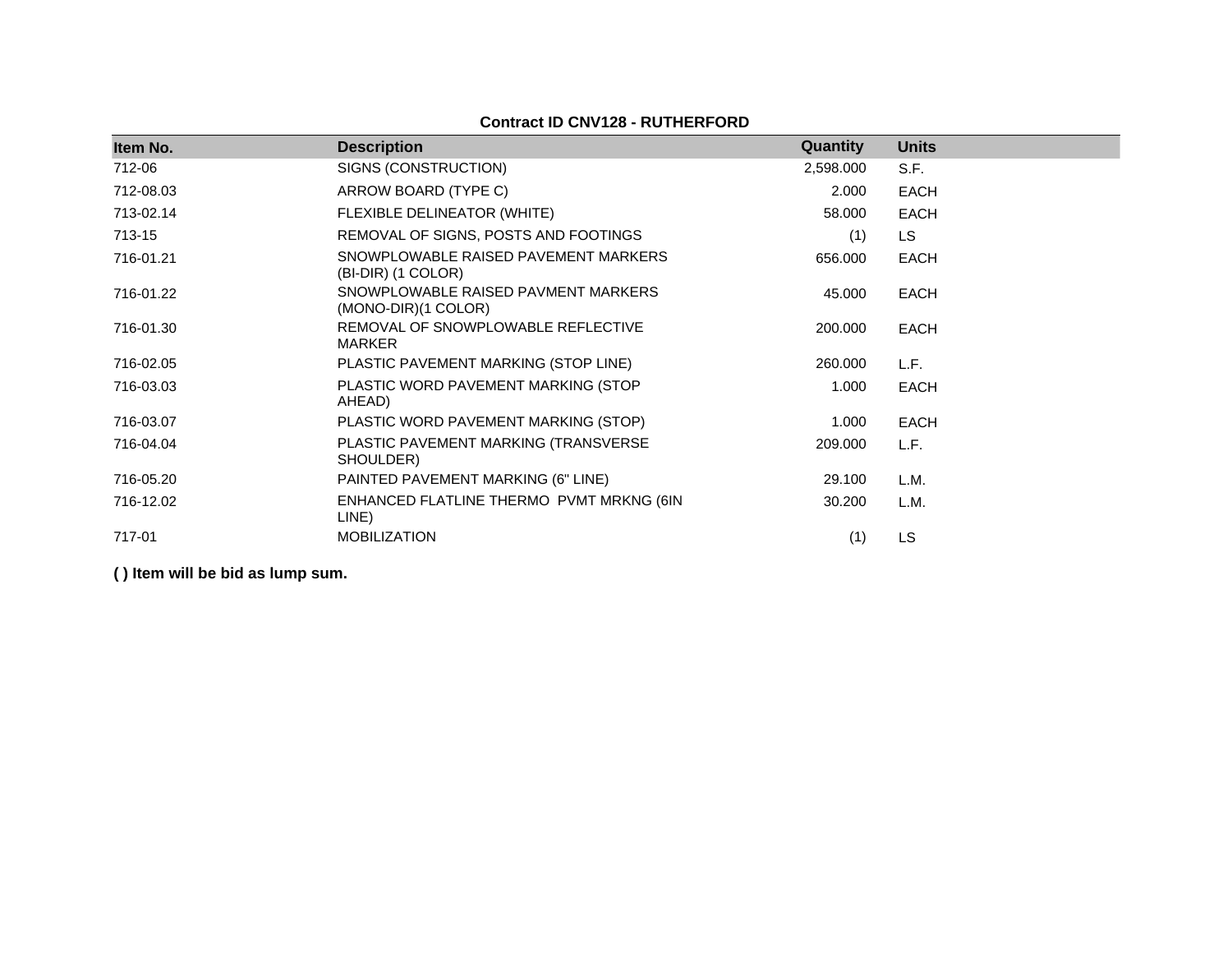**Contract ID CNV128 - RUTHERFORD**

| Item No. | Description | Quantity | Units |
|---|---|---|---|
| 712-06 | SIGNS (CONSTRUCTION) | 2,598.000 | S.F. |
| 712-08.03 | ARROW BOARD (TYPE C) | 2.000 | EACH |
| 713-02.14 | FLEXIBLE DELINEATOR (WHITE) | 58.000 | EACH |
| 713-15 | REMOVAL OF SIGNS, POSTS AND FOOTINGS | (1) | LS |
| 716-01.21 | SNOWPLOWABLE RAISED PAVEMENT MARKERS (BI-DIR) (1 COLOR) | 656.000 | EACH |
| 716-01.22 | SNOWPLOWABLE RAISED PAVMENT MARKERS (MONO-DIR)(1 COLOR) | 45.000 | EACH |
| 716-01.30 | REMOVAL OF SNOWPLOWABLE REFLECTIVE MARKER | 200.000 | EACH |
| 716-02.05 | PLASTIC PAVEMENT MARKING (STOP LINE) | 260.000 | L.F. |
| 716-03.03 | PLASTIC WORD PAVEMENT MARKING (STOP AHEAD) | 1.000 | EACH |
| 716-03.07 | PLASTIC WORD PAVEMENT MARKING (STOP) | 1.000 | EACH |
| 716-04.04 | PLASTIC PAVEMENT MARKING (TRANSVERSE SHOULDER) | 209.000 | L.F. |
| 716-05.20 | PAINTED PAVEMENT MARKING (6" LINE) | 29.100 | L.M. |
| 716-12.02 | ENHANCED FLATLINE THERMO PVMT MRKNG (6IN LINE) | 30.200 | L.M. |
| 717-01 | MOBILIZATION | (1) | LS |

**( ) Item will be bid as lump sum.**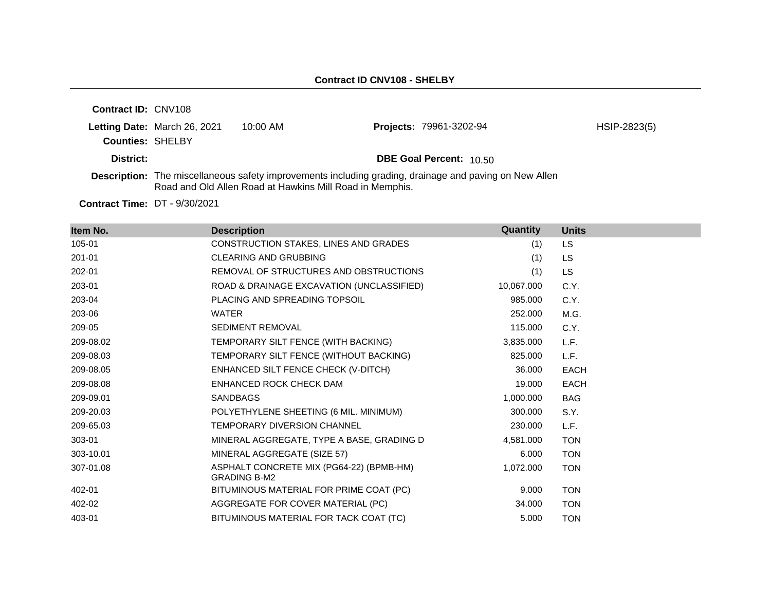## Contract ID CNV108 - SHELBY

**Contract ID:** CNV108

**Letting Date:** March 26, 2021 10:00 AM

**Projects:** 79961-3202-94 HSIP-2823(5)

**Counties:** SHELBY

**District:**

**DBE Goal Percent:** 10.50

**Description:** The miscellaneous safety improvements including grading, drainage and paving on New Allen Road and Old Allen Road at Hawkins Mill Road in Memphis.

**Contract Time:** DT - 9/30/2021

| Item No. | Description | Quantity | Units |
|---|---|---|---|
| 105-01 | CONSTRUCTION STAKES, LINES AND GRADES | (1) | LS |
| 201-01 | CLEARING AND GRUBBING | (1) | LS |
| 202-01 | REMOVAL OF STRUCTURES AND OBSTRUCTIONS | (1) | LS |
| 203-01 | ROAD & DRAINAGE EXCAVATION (UNCLASSIFIED) | 10,067.000 | C.Y. |
| 203-04 | PLACING AND SPREADING TOPSOIL | 985.000 | C.Y. |
| 203-06 | WATER | 252.000 | M.G. |
| 209-05 | SEDIMENT REMOVAL | 115.000 | C.Y. |
| 209-08.02 | TEMPORARY SILT FENCE (WITH BACKING) | 3,835.000 | L.F. |
| 209-08.03 | TEMPORARY SILT FENCE (WITHOUT BACKING) | 825.000 | L.F. |
| 209-08.05 | ENHANCED SILT FENCE CHECK (V-DITCH) | 36.000 | EACH |
| 209-08.08 | ENHANCED ROCK CHECK DAM | 19.000 | EACH |
| 209-09.01 | SANDBAGS | 1,000.000 | BAG |
| 209-20.03 | POLYETHYLENE SHEETING (6 MIL. MINIMUM) | 300.000 | S.Y. |
| 209-65.03 | TEMPORARY DIVERSION CHANNEL | 230.000 | L.F. |
| 303-01 | MINERAL AGGREGATE, TYPE A BASE, GRADING D | 4,581.000 | TON |
| 303-10.01 | MINERAL AGGREGATE (SIZE 57) | 6.000 | TON |
| 307-01.08 | ASPHALT CONCRETE MIX (PG64-22) (BPMB-HM) GRADING B-M2 | 1,072.000 | TON |
| 402-01 | BITUMINOUS MATERIAL FOR PRIME COAT (PC) | 9.000 | TON |
| 402-02 | AGGREGATE FOR COVER MATERIAL (PC) | 34.000 | TON |
| 403-01 | BITUMINOUS MATERIAL FOR TACK COAT (TC) | 5.000 | TON |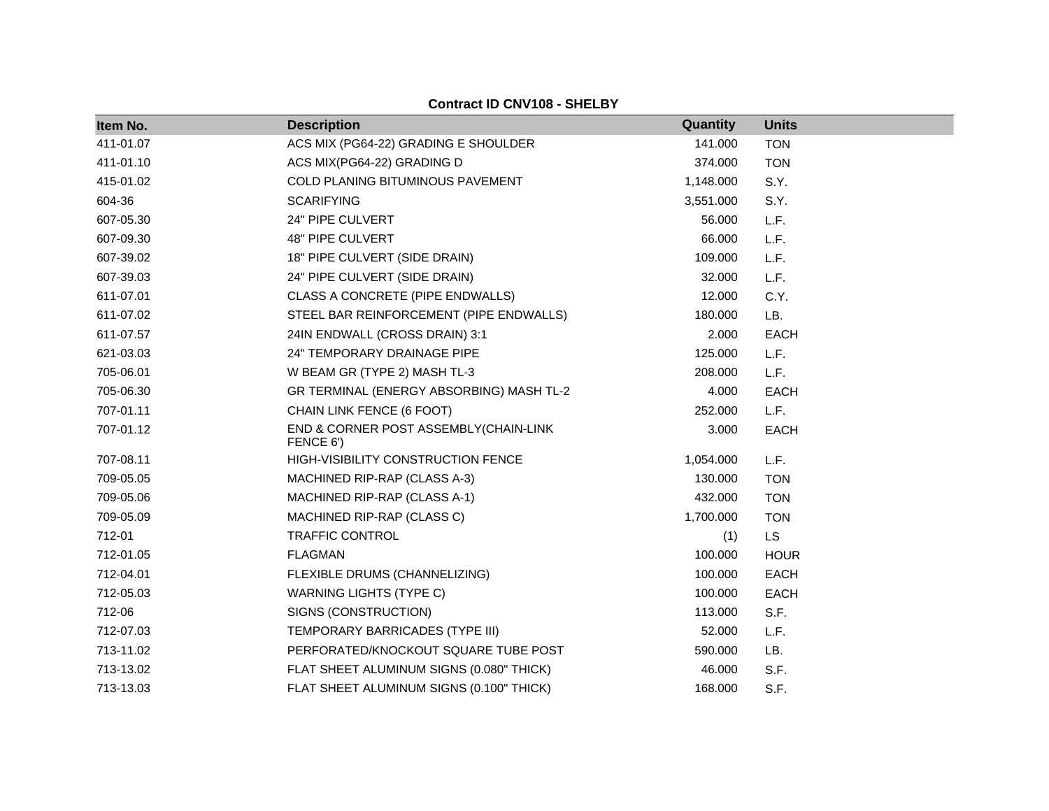**Contract ID CNV108 - SHELBY**

| Item No. | Description | Quantity | Units |
|---|---|---|---|
| 411-01.07 | ACS MIX (PG64-22) GRADING E SHOULDER | 141.000 | TON |
| 411-01.10 | ACS MIX(PG64-22) GRADING D | 374.000 | TON |
| 415-01.02 | COLD PLANING BITUMINOUS PAVEMENT | 1,148.000 | S.Y. |
| 604-36 | SCARIFYING | 3,551.000 | S.Y. |
| 607-05.30 | 24" PIPE CULVERT | 56.000 | L.F. |
| 607-09.30 | 48" PIPE CULVERT | 66.000 | L.F. |
| 607-39.02 | 18" PIPE CULVERT (SIDE DRAIN) | 109.000 | L.F. |
| 607-39.03 | 24" PIPE CULVERT (SIDE DRAIN) | 32.000 | L.F. |
| 611-07.01 | CLASS A CONCRETE (PIPE ENDWALLS) | 12.000 | C.Y. |
| 611-07.02 | STEEL BAR REINFORCEMENT (PIPE ENDWALLS) | 180.000 | LB. |
| 611-07.57 | 24IN ENDWALL (CROSS DRAIN) 3:1 | 2.000 | EACH |
| 621-03.03 | 24" TEMPORARY DRAINAGE PIPE | 125.000 | L.F. |
| 705-06.01 | W BEAM GR (TYPE 2) MASH TL-3 | 208.000 | L.F. |
| 705-06.30 | GR TERMINAL (ENERGY ABSORBING) MASH TL-2 | 4.000 | EACH |
| 707-01.11 | CHAIN LINK FENCE (6 FOOT) | 252.000 | L.F. |
| 707-01.12 | END & CORNER POST ASSEMBLY(CHAIN-LINK FENCE 6') | 3.000 | EACH |
| 707-08.11 | HIGH-VISIBILITY CONSTRUCTION FENCE | 1,054.000 | L.F. |
| 709-05.05 | MACHINED RIP-RAP (CLASS A-3) | 130.000 | TON |
| 709-05.06 | MACHINED RIP-RAP (CLASS A-1) | 432.000 | TON |
| 709-05.09 | MACHINED RIP-RAP (CLASS C) | 1,700.000 | TON |
| 712-01 | TRAFFIC CONTROL | (1) | LS |
| 712-01.05 | FLAGMAN | 100.000 | HOUR |
| 712-04.01 | FLEXIBLE DRUMS (CHANNELIZING) | 100.000 | EACH |
| 712-05.03 | WARNING LIGHTS (TYPE C) | 100.000 | EACH |
| 712-06 | SIGNS (CONSTRUCTION) | 113.000 | S.F. |
| 712-07.03 | TEMPORARY BARRICADES (TYPE III) | 52.000 | L.F. |
| 713-11.02 | PERFORATED/KNOCKOUT SQUARE TUBE POST | 590.000 | LB. |
| 713-13.02 | FLAT SHEET ALUMINUM SIGNS (0.080" THICK) | 46.000 | S.F. |
| 713-13.03 | FLAT SHEET ALUMINUM SIGNS (0.100" THICK) | 168.000 | S.F. |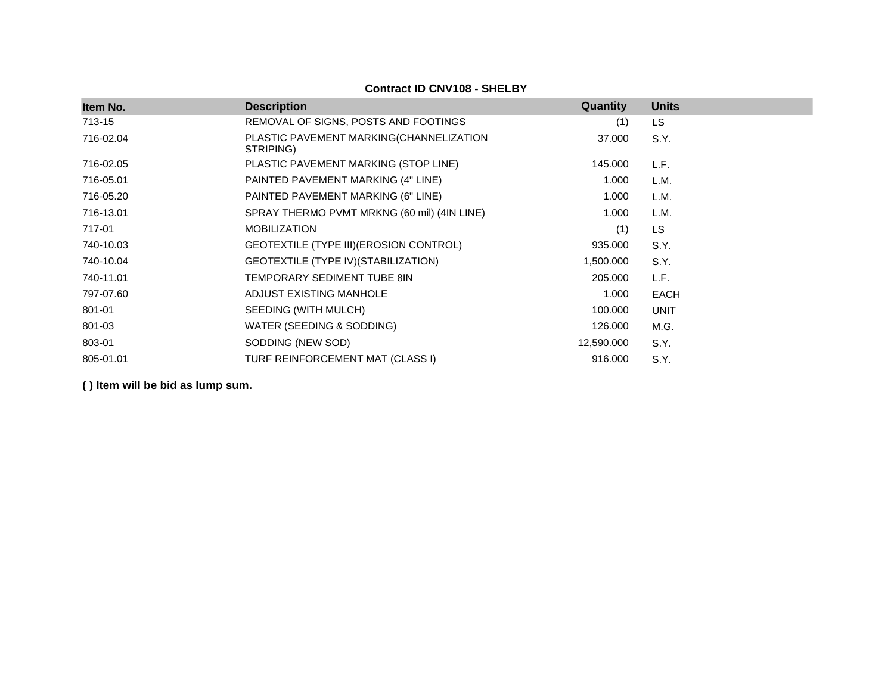**Contract ID CNV108 - SHELBY**

| Item No. | Description | Quantity | Units |
|---|---|---|---|
| 713-15 | REMOVAL OF SIGNS, POSTS AND FOOTINGS | (1) | LS |
| 716-02.04 | PLASTIC PAVEMENT MARKING(CHANNELIZATION STRIPING) | 37.000 | S.Y. |
| 716-02.05 | PLASTIC PAVEMENT MARKING (STOP LINE) | 145.000 | L.F. |
| 716-05.01 | PAINTED PAVEMENT MARKING (4" LINE) | 1.000 | L.M. |
| 716-05.20 | PAINTED PAVEMENT MARKING (6" LINE) | 1.000 | L.M. |
| 716-13.01 | SPRAY THERMO PVMT MRKNG (60 mil) (4IN LINE) | 1.000 | L.M. |
| 717-01 | MOBILIZATION | (1) | LS |
| 740-10.03 | GEOTEXTILE (TYPE III)(EROSION CONTROL) | 935.000 | S.Y. |
| 740-10.04 | GEOTEXTILE (TYPE IV)(STABILIZATION) | 1,500.000 | S.Y. |
| 740-11.01 | TEMPORARY SEDIMENT TUBE 8IN | 205.000 | L.F. |
| 797-07.60 | ADJUST EXISTING MANHOLE | 1.000 | EACH |
| 801-01 | SEEDING (WITH MULCH) | 100.000 | UNIT |
| 801-03 | WATER (SEEDING & SODDING) | 126.000 | M.G. |
| 803-01 | SODDING (NEW SOD) | 12,590.000 | S.Y. |
| 805-01.01 | TURF REINFORCEMENT MAT (CLASS I) | 916.000 | S.Y. |

**( ) Item will be bid as lump sum.**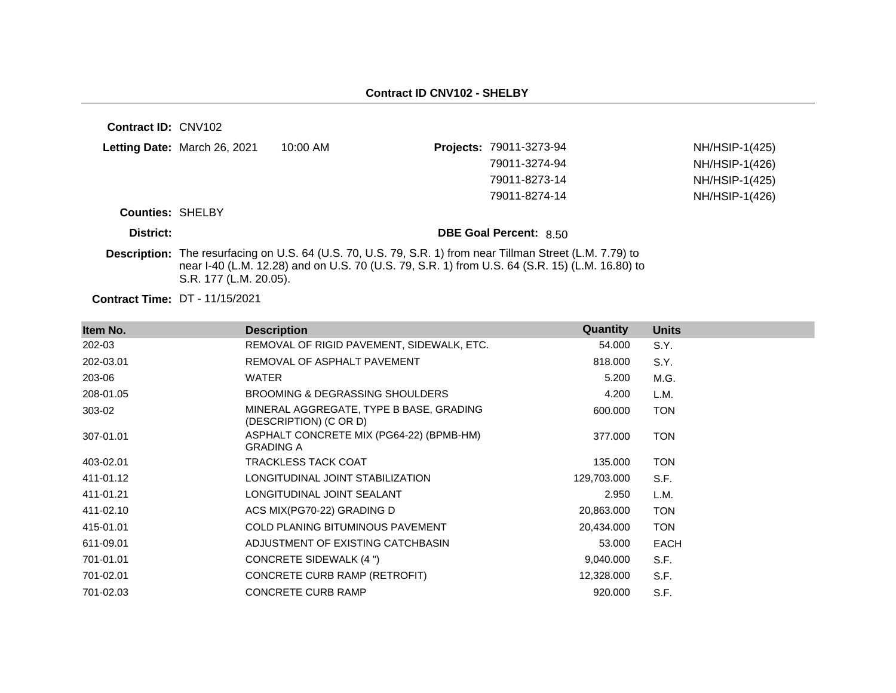**Contract ID CNV102 - SHELBY**

---

**Contract ID:** CNV102

**Letting Date:** March 26, 2021 10:00 AM

**Projects:**

| | |
|---|---|
| 79011-3273-94 | NH/HSIP-1(425) |
| 79011-3274-94 | NH/HSIP-1(426) |
| 79011-8273-14 | NH/HSIP-1(425) |
| 79011-8274-14 | NH/HSIP-1(426) |

**Counties:** SHELBY

**District:**

**DBE Goal Percent:** 8.50

**Description:** The resurfacing on U.S. 64 (U.S. 70, U.S. 79, S.R. 1) from near Tillman Street (L.M. 7.79) to near I-40 (L.M. 12.28) and on U.S. 70 (U.S. 79, S.R. 1) from U.S. 64 (S.R. 15) (L.M. 16.80) to S.R. 177 (L.M. 20.05).

**Contract Time:** DT - 11/15/2021

| Item No. | Description | Quantity | Units |
|---|---|---|---|
| 202-03 | REMOVAL OF RIGID PAVEMENT, SIDEWALK, ETC. | 54.000 | S.Y. |
| 202-03.01 | REMOVAL OF ASPHALT PAVEMENT | 818.000 | S.Y. |
| 203-06 | WATER | 5.200 | M.G. |
| 208-01.05 | BROOMING & DEGRASSING SHOULDERS | 4.200 | L.M. |
| 303-02 | MINERAL AGGREGATE, TYPE B BASE, GRADING (DESCRIPTION) (C OR D) | 600.000 | TON |
| 307-01.01 | ASPHALT CONCRETE MIX (PG64-22) (BPMB-HM) GRADING A | 377.000 | TON |
| 403-02.01 | TRACKLESS TACK COAT | 135.000 | TON |
| 411-01.12 | LONGITUDINAL JOINT STABILIZATION | 129,703.000 | S.F. |
| 411-01.21 | LONGITUDINAL JOINT SEALANT | 2.950 | L.M. |
| 411-02.10 | ACS MIX(PG70-22) GRADING D | 20,863.000 | TON |
| 415-01.01 | COLD PLANING BITUMINOUS PAVEMENT | 20,434.000 | TON |
| 611-09.01 | ADJUSTMENT OF EXISTING CATCHBASIN | 53.000 | EACH |
| 701-01.01 | CONCRETE SIDEWALK (4 ") | 9,040.000 | S.F. |
| 701-02.01 | CONCRETE CURB RAMP (RETROFIT) | 12,328.000 | S.F. |
| 701-02.03 | CONCRETE CURB RAMP | 920.000 | S.F. |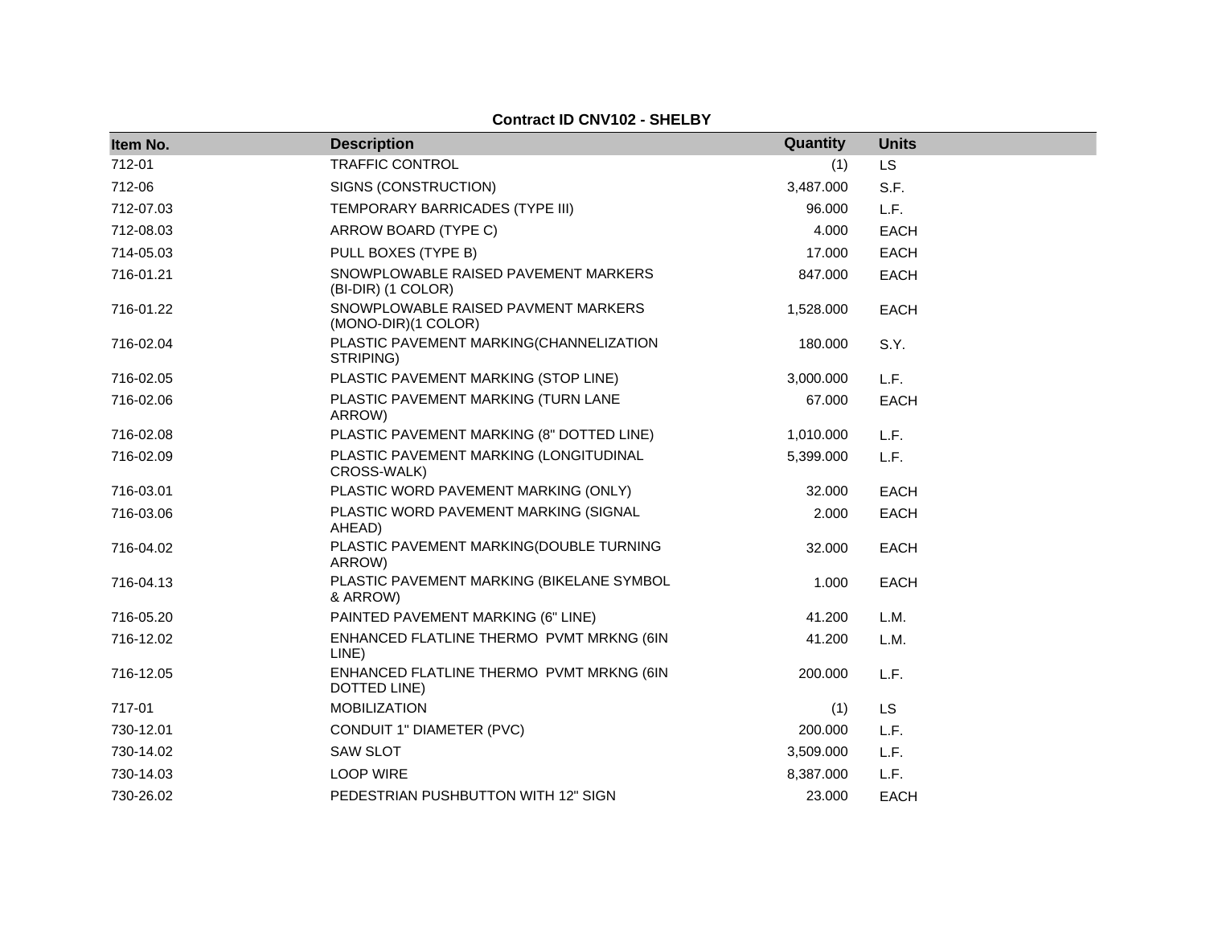**Contract ID CNV102 - SHELBY**

| Item No. | Description | Quantity | Units |
| --- | --- | --- | --- |
| 712-01 | TRAFFIC CONTROL | (1) | LS |
| 712-06 | SIGNS (CONSTRUCTION) | 3,487.000 | S.F. |
| 712-07.03 | TEMPORARY BARRICADES (TYPE III) | 96.000 | L.F. |
| 712-08.03 | ARROW BOARD (TYPE C) | 4.000 | EACH |
| 714-05.03 | PULL BOXES (TYPE B) | 17.000 | EACH |
| 716-01.21 | SNOWPLOWABLE RAISED PAVEMENT MARKERS (BI-DIR) (1 COLOR) | 847.000 | EACH |
| 716-01.22 | SNOWPLOWABLE RAISED PAVMENT MARKERS (MONO-DIR)(1 COLOR) | 1,528.000 | EACH |
| 716-02.04 | PLASTIC PAVEMENT MARKING(CHANNELIZATION STRIPING) | 180.000 | S.Y. |
| 716-02.05 | PLASTIC PAVEMENT MARKING (STOP LINE) | 3,000.000 | L.F. |
| 716-02.06 | PLASTIC PAVEMENT MARKING (TURN LANE ARROW) | 67.000 | EACH |
| 716-02.08 | PLASTIC PAVEMENT MARKING (8" DOTTED LINE) | 1,010.000 | L.F. |
| 716-02.09 | PLASTIC PAVEMENT MARKING (LONGITUDINAL CROSS-WALK) | 5,399.000 | L.F. |
| 716-03.01 | PLASTIC WORD PAVEMENT MARKING (ONLY) | 32.000 | EACH |
| 716-03.06 | PLASTIC WORD PAVEMENT MARKING (SIGNAL AHEAD) | 2.000 | EACH |
| 716-04.02 | PLASTIC PAVEMENT MARKING(DOUBLE TURNING ARROW) | 32.000 | EACH |
| 716-04.13 | PLASTIC PAVEMENT MARKING (BIKELANE SYMBOL & ARROW) | 1.000 | EACH |
| 716-05.20 | PAINTED PAVEMENT MARKING (6" LINE) | 41.200 | L.M. |
| 716-12.02 | ENHANCED FLATLINE THERMO PVMT MRKNG (6IN LINE) | 41.200 | L.M. |
| 716-12.05 | ENHANCED FLATLINE THERMO PVMT MRKNG (6IN DOTTED LINE) | 200.000 | L.F. |
| 717-01 | MOBILIZATION | (1) | LS |
| 730-12.01 | CONDUIT 1" DIAMETER (PVC) | 200.000 | L.F. |
| 730-14.02 | SAW SLOT | 3,509.000 | L.F. |
| 730-14.03 | LOOP WIRE | 8,387.000 | L.F. |
| 730-26.02 | PEDESTRIAN PUSHBUTTON WITH 12" SIGN | 23.000 | EACH |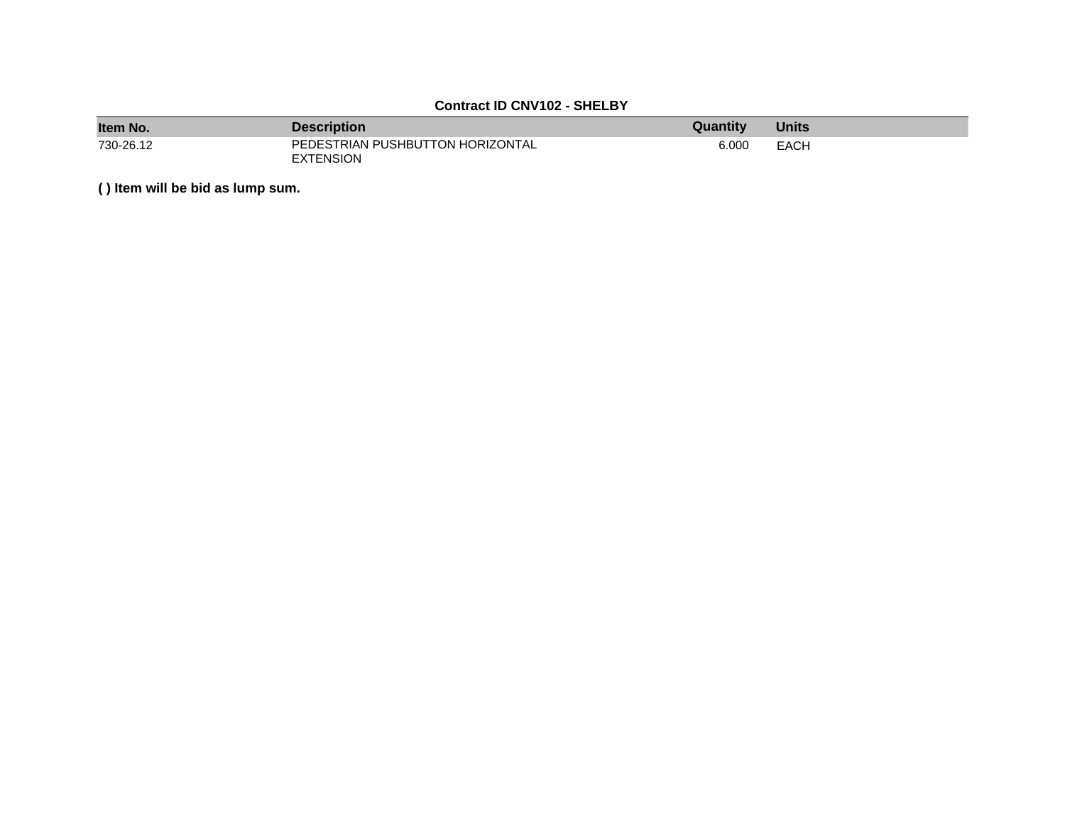**Contract ID CNV102 - SHELBY**

| Item No. | Description | Quantity | Units |
|---|---|---|---|
| 730-26.12 | PEDESTRIAN PUSHBUTTON HORIZONTAL EXTENSION | 6.000 | EACH |

**( ) Item will be bid as lump sum.**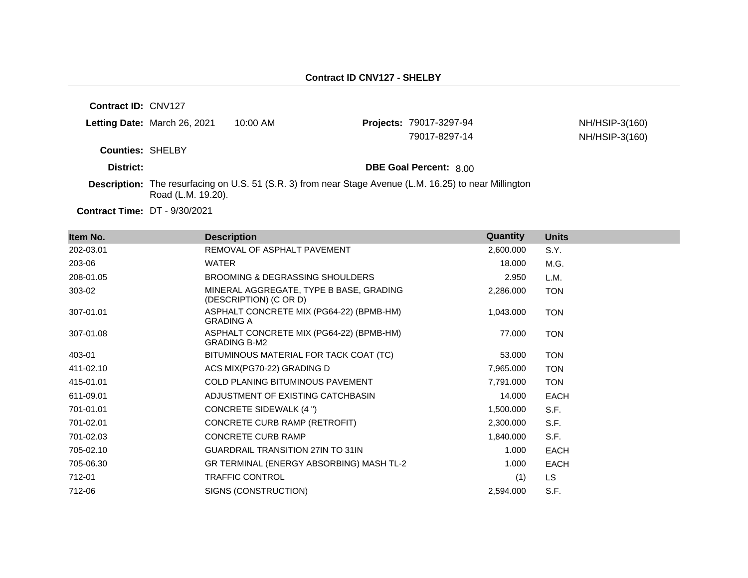## Contract ID CNV127 - SHELBY

**Contract ID:** CNV127

**Letting Date:** March 26, 2021 10:00 AM

**Projects:** 79017-3297-94 NH/HSIP-3(160)
79017-8297-14 NH/HSIP-3(160)

**Counties:** SHELBY

**District:**

**DBE Goal Percent:** 8.00

**Description:** The resurfacing on U.S. 51 (S.R. 3) from near Stage Avenue (L.M. 16.25) to near Millington Road (L.M. 19.20).

**Contract Time:** DT - 9/30/2021

| Item No. | Description | Quantity | Units |
|---|---|---|---|
| 202-03.01 | REMOVAL OF ASPHALT PAVEMENT | 2,600.000 | S.Y. |
| 203-06 | WATER | 18.000 | M.G. |
| 208-01.05 | BROOMING & DEGRASSING SHOULDERS | 2.950 | L.M. |
| 303-02 | MINERAL AGGREGATE, TYPE B BASE, GRADING (DESCRIPTION) (C OR D) | 2,286.000 | TON |
| 307-01.01 | ASPHALT CONCRETE MIX (PG64-22) (BPMB-HM) GRADING A | 1,043.000 | TON |
| 307-01.08 | ASPHALT CONCRETE MIX (PG64-22) (BPMB-HM) GRADING B-M2 | 77.000 | TON |
| 403-01 | BITUMINOUS MATERIAL FOR TACK COAT (TC) | 53.000 | TON |
| 411-02.10 | ACS MIX(PG70-22) GRADING D | 7,965.000 | TON |
| 415-01.01 | COLD PLANING BITUMINOUS PAVEMENT | 7,791.000 | TON |
| 611-09.01 | ADJUSTMENT OF EXISTING CATCHBASIN | 14.000 | EACH |
| 701-01.01 | CONCRETE SIDEWALK (4 ") | 1,500.000 | S.F. |
| 701-02.01 | CONCRETE CURB RAMP (RETROFIT) | 2,300.000 | S.F. |
| 701-02.03 | CONCRETE CURB RAMP | 1,840.000 | S.F. |
| 705-02.10 | GUARDRAIL TRANSITION 27IN TO 31IN | 1.000 | EACH |
| 705-06.30 | GR TERMINAL (ENERGY ABSORBING) MASH TL-2 | 1.000 | EACH |
| 712-01 | TRAFFIC CONTROL | (1) | LS |
| 712-06 | SIGNS (CONSTRUCTION) | 2,594.000 | S.F. |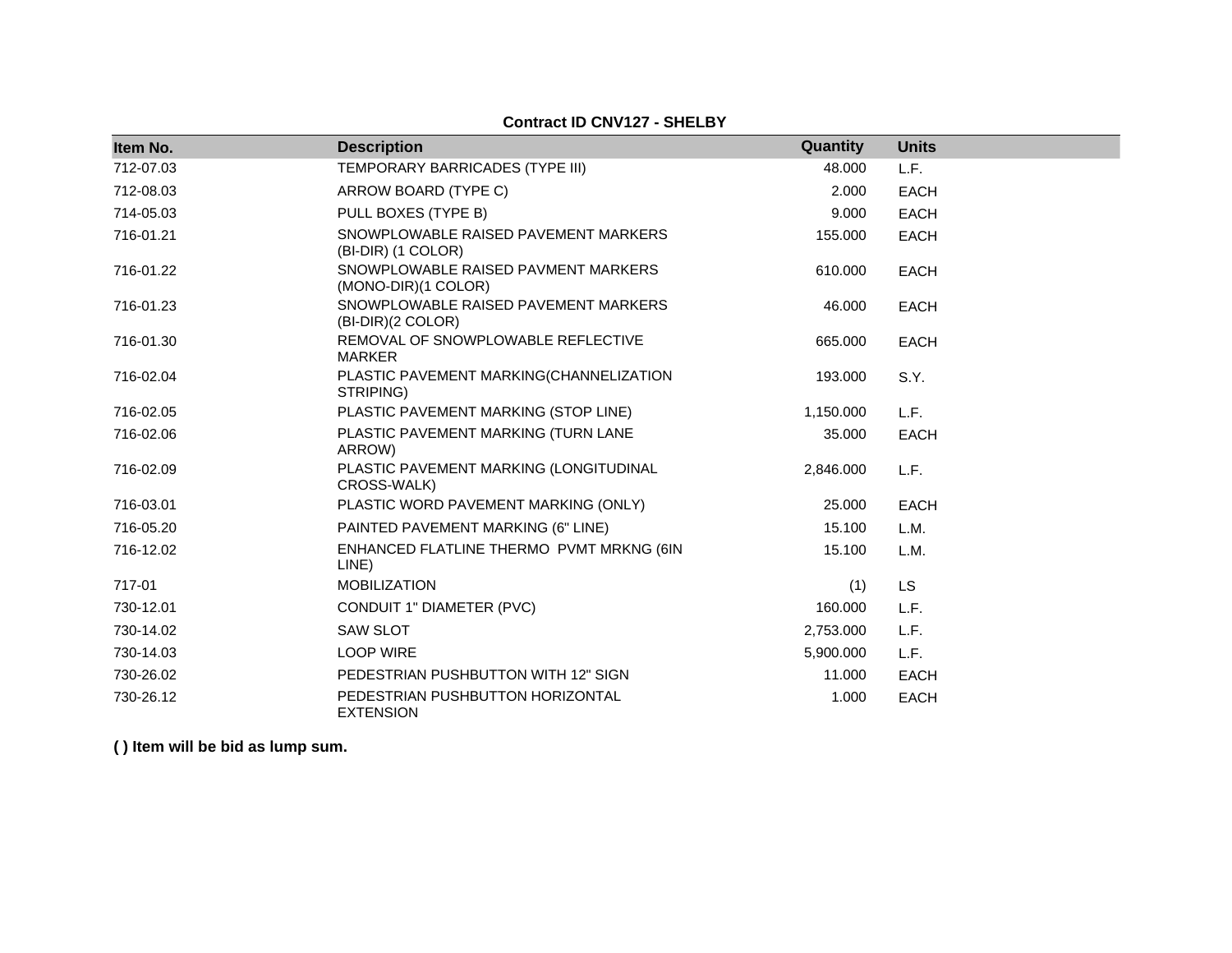**Contract ID CNV127 - SHELBY**

| Item No. | Description | Quantity | Units |
|---|---|---|---|
| 712-07.03 | TEMPORARY BARRICADES (TYPE III) | 48.000 | L.F. |
| 712-08.03 | ARROW BOARD (TYPE C) | 2.000 | EACH |
| 714-05.03 | PULL BOXES (TYPE B) | 9.000 | EACH |
| 716-01.21 | SNOWPLOWABLE RAISED PAVEMENT MARKERS (BI-DIR) (1 COLOR) | 155.000 | EACH |
| 716-01.22 | SNOWPLOWABLE RAISED PAVMENT MARKERS (MONO-DIR)(1 COLOR) | 610.000 | EACH |
| 716-01.23 | SNOWPLOWABLE RAISED PAVEMENT MARKERS (BI-DIR)(2 COLOR) | 46.000 | EACH |
| 716-01.30 | REMOVAL OF SNOWPLOWABLE REFLECTIVE MARKER | 665.000 | EACH |
| 716-02.04 | PLASTIC PAVEMENT MARKING(CHANNELIZATION STRIPING) | 193.000 | S.Y. |
| 716-02.05 | PLASTIC PAVEMENT MARKING (STOP LINE) | 1,150.000 | L.F. |
| 716-02.06 | PLASTIC PAVEMENT MARKING (TURN LANE ARROW) | 35.000 | EACH |
| 716-02.09 | PLASTIC PAVEMENT MARKING (LONGITUDINAL CROSS-WALK) | 2,846.000 | L.F. |
| 716-03.01 | PLASTIC WORD PAVEMENT MARKING (ONLY) | 25.000 | EACH |
| 716-05.20 | PAINTED PAVEMENT MARKING (6" LINE) | 15.100 | L.M. |
| 716-12.02 | ENHANCED FLATLINE THERMO PVMT MRKNG (6IN LINE) | 15.100 | L.M. |
| 717-01 | MOBILIZATION | (1) | LS |
| 730-12.01 | CONDUIT 1" DIAMETER (PVC) | 160.000 | L.F. |
| 730-14.02 | SAW SLOT | 2,753.000 | L.F. |
| 730-14.03 | LOOP WIRE | 5,900.000 | L.F. |
| 730-26.02 | PEDESTRIAN PUSHBUTTON WITH 12" SIGN | 11.000 | EACH |
| 730-26.12 | PEDESTRIAN PUSHBUTTON HORIZONTAL EXTENSION | 1.000 | EACH |

**( ) Item will be bid as lump sum.**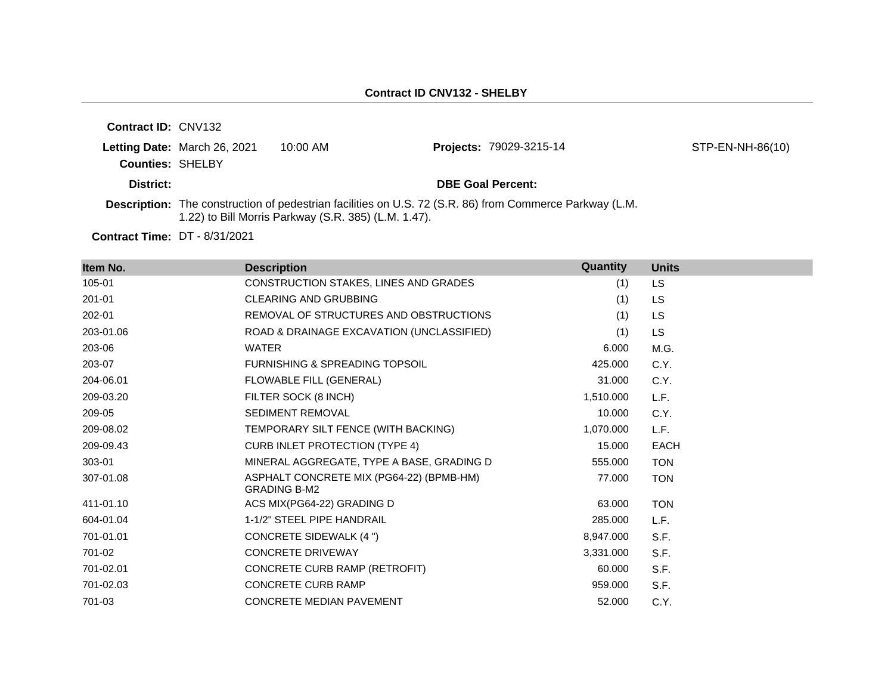## Contract ID CNV132 - SHELBY

**Contract ID:** CNV132

**Letting Date:** March 26, 2021 10:00 AM **Projects:** 79029-3215-14 STP-EN-NH-86(10)

**Counties:** SHELBY

**District:** **DBE Goal Percent:**

**Description:** The construction of pedestrian facilities on U.S. 72 (S.R. 86) from Commerce Parkway (L.M. 1.22) to Bill Morris Parkway (S.R. 385) (L.M. 1.47).

**Contract Time:** DT - 8/31/2021

| Item No. | Description | Quantity | Units |
|---|---|---|---|
| 105-01 | CONSTRUCTION STAKES, LINES AND GRADES | (1) | LS |
| 201-01 | CLEARING AND GRUBBING | (1) | LS |
| 202-01 | REMOVAL OF STRUCTURES AND OBSTRUCTIONS | (1) | LS |
| 203-01.06 | ROAD & DRAINAGE EXCAVATION (UNCLASSIFIED) | (1) | LS |
| 203-06 | WATER | 6.000 | M.G. |
| 203-07 | FURNISHING & SPREADING TOPSOIL | 425.000 | C.Y. |
| 204-06.01 | FLOWABLE FILL (GENERAL) | 31.000 | C.Y. |
| 209-03.20 | FILTER SOCK (8 INCH) | 1,510.000 | L.F. |
| 209-05 | SEDIMENT REMOVAL | 10.000 | C.Y. |
| 209-08.02 | TEMPORARY SILT FENCE (WITH BACKING) | 1,070.000 | L.F. |
| 209-09.43 | CURB INLET PROTECTION (TYPE 4) | 15.000 | EACH |
| 303-01 | MINERAL AGGREGATE, TYPE A BASE, GRADING D | 555.000 | TON |
| 307-01.08 | ASPHALT CONCRETE MIX (PG64-22) (BPMB-HM) GRADING B-M2 | 77.000 | TON |
| 411-01.10 | ACS MIX(PG64-22) GRADING D | 63.000 | TON |
| 604-01.04 | 1-1/2" STEEL PIPE HANDRAIL | 285.000 | L.F. |
| 701-01.01 | CONCRETE SIDEWALK (4 ") | 8,947.000 | S.F. |
| 701-02 | CONCRETE DRIVEWAY | 3,331.000 | S.F. |
| 701-02.01 | CONCRETE CURB RAMP (RETROFIT) | 60.000 | S.F. |
| 701-02.03 | CONCRETE CURB RAMP | 959.000 | S.F. |
| 701-03 | CONCRETE MEDIAN PAVEMENT | 52.000 | C.Y. |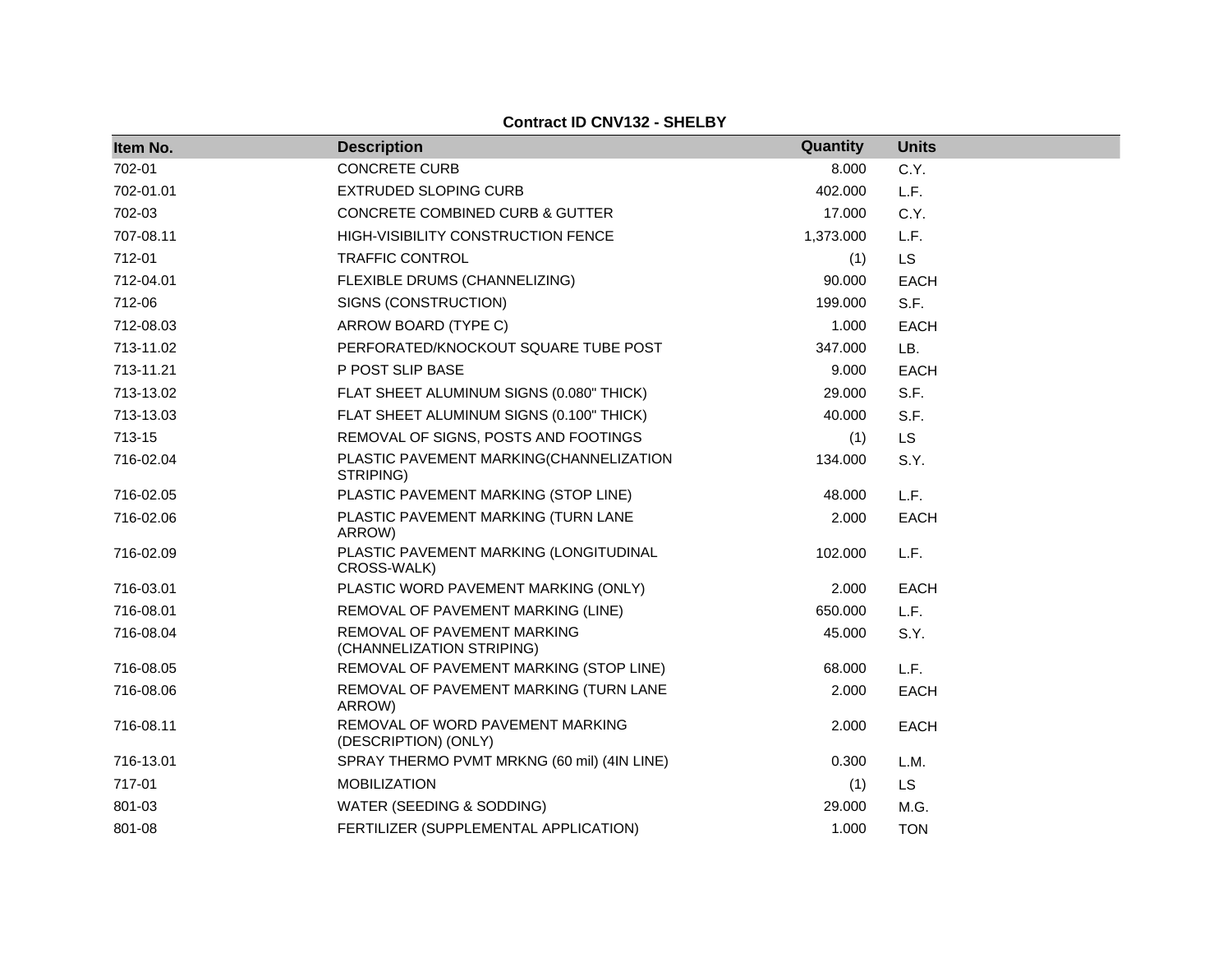**Contract ID CNV132 - SHELBY**

| Item No. | Description | Quantity | Units |
|---|---|---|---|
| 702-01 | CONCRETE CURB | 8.000 | C.Y. |
| 702-01.01 | EXTRUDED SLOPING CURB | 402.000 | L.F. |
| 702-03 | CONCRETE COMBINED CURB & GUTTER | 17.000 | C.Y. |
| 707-08.11 | HIGH-VISIBILITY CONSTRUCTION FENCE | 1,373.000 | L.F. |
| 712-01 | TRAFFIC CONTROL | (1) | LS |
| 712-04.01 | FLEXIBLE DRUMS (CHANNELIZING) | 90.000 | EACH |
| 712-06 | SIGNS (CONSTRUCTION) | 199.000 | S.F. |
| 712-08.03 | ARROW BOARD (TYPE C) | 1.000 | EACH |
| 713-11.02 | PERFORATED/KNOCKOUT SQUARE TUBE POST | 347.000 | LB. |
| 713-11.21 | P POST SLIP BASE | 9.000 | EACH |
| 713-13.02 | FLAT SHEET ALUMINUM SIGNS (0.080" THICK) | 29.000 | S.F. |
| 713-13.03 | FLAT SHEET ALUMINUM SIGNS (0.100" THICK) | 40.000 | S.F. |
| 713-15 | REMOVAL OF SIGNS, POSTS AND FOOTINGS | (1) | LS |
| 716-02.04 | PLASTIC PAVEMENT MARKING(CHANNELIZATION STRIPING) | 134.000 | S.Y. |
| 716-02.05 | PLASTIC PAVEMENT MARKING (STOP LINE) | 48.000 | L.F. |
| 716-02.06 | PLASTIC PAVEMENT MARKING (TURN LANE ARROW) | 2.000 | EACH |
| 716-02.09 | PLASTIC PAVEMENT MARKING (LONGITUDINAL CROSS-WALK) | 102.000 | L.F. |
| 716-03.01 | PLASTIC WORD PAVEMENT MARKING (ONLY) | 2.000 | EACH |
| 716-08.01 | REMOVAL OF PAVEMENT MARKING (LINE) | 650.000 | L.F. |
| 716-08.04 | REMOVAL OF PAVEMENT MARKING (CHANNELIZATION STRIPING) | 45.000 | S.Y. |
| 716-08.05 | REMOVAL OF PAVEMENT MARKING (STOP LINE) | 68.000 | L.F. |
| 716-08.06 | REMOVAL OF PAVEMENT MARKING (TURN LANE ARROW) | 2.000 | EACH |
| 716-08.11 | REMOVAL OF WORD PAVEMENT MARKING (DESCRIPTION) (ONLY) | 2.000 | EACH |
| 716-13.01 | SPRAY THERMO PVMT MRKNG (60 mil) (4IN LINE) | 0.300 | L.M. |
| 717-01 | MOBILIZATION | (1) | LS |
| 801-03 | WATER (SEEDING & SODDING) | 29.000 | M.G. |
| 801-08 | FERTILIZER (SUPPLEMENTAL APPLICATION) | 1.000 | TON |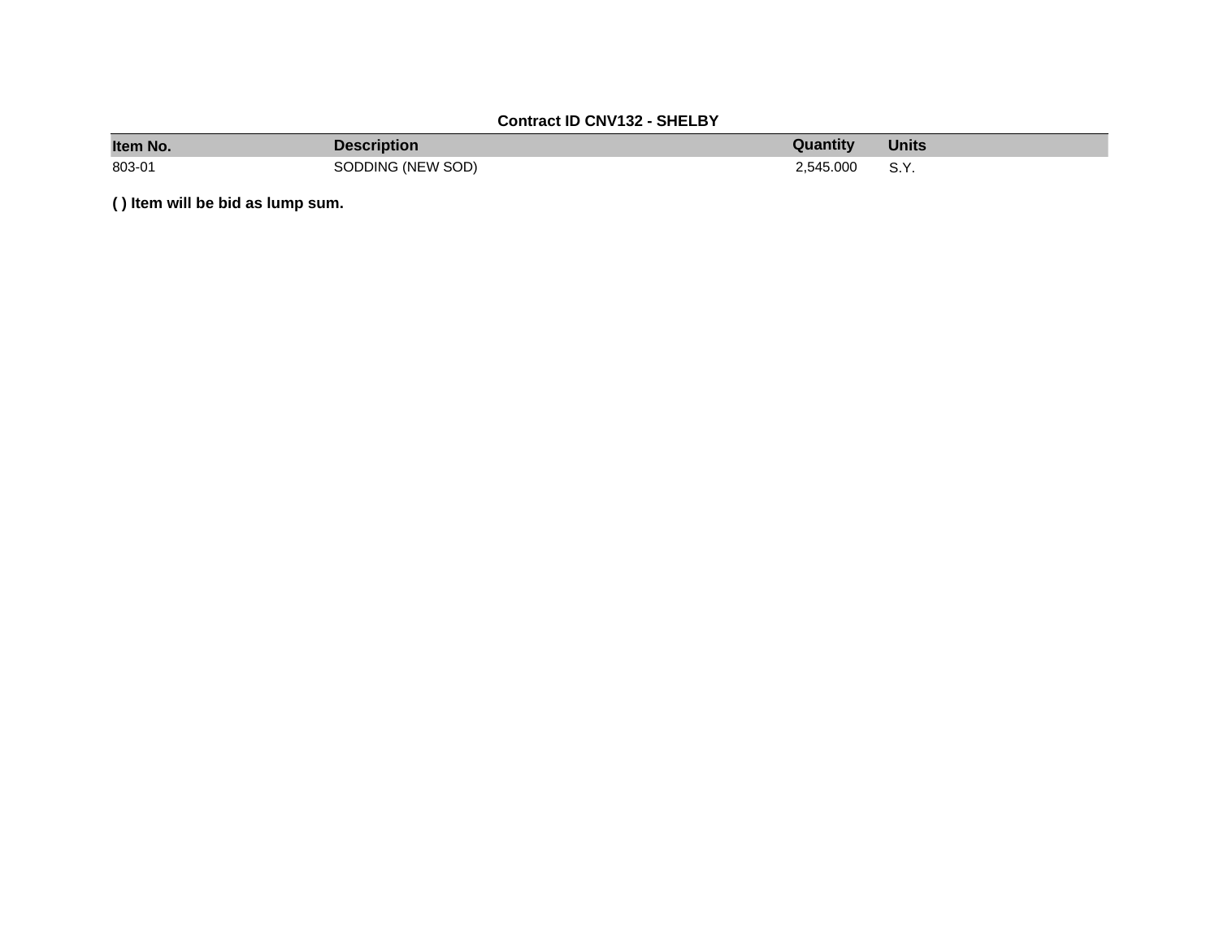**Contract ID CNV132 - SHELBY**

| Item No. | Description | Quantity | Units |
|---|---|---|---|
| 803-01 | SODDING (NEW SOD) | 2,545.000 | S.Y. |

**( ) Item will be bid as lump sum.**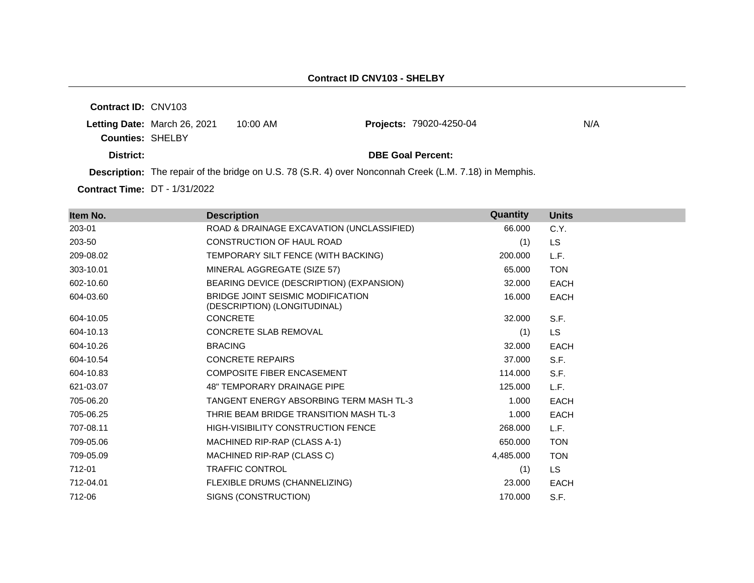## Contract ID CNV103 - SHELBY

**Contract ID:** CNV103

**Letting Date:** March 26, 2021 10:00 AM

**Projects:** 79020-4250-04 N/A

**Counties:** SHELBY

**District:**

**DBE Goal Percent:**

**Description:** The repair of the bridge on U.S. 78 (S.R. 4) over Nonconnah Creek (L.M. 7.18) in Memphis.

**Contract Time:** DT - 1/31/2022

| Item No. | Description | Quantity | Units |
|---|---|---|---|
| 203-01 | ROAD & DRAINAGE EXCAVATION (UNCLASSIFIED) | 66.000 | C.Y. |
| 203-50 | CONSTRUCTION OF HAUL ROAD | (1) | LS |
| 209-08.02 | TEMPORARY SILT FENCE (WITH BACKING) | 200.000 | L.F. |
| 303-10.01 | MINERAL AGGREGATE (SIZE 57) | 65.000 | TON |
| 602-10.60 | BEARING DEVICE (DESCRIPTION) (EXPANSION) | 32.000 | EACH |
| 604-03.60 | BRIDGE JOINT SEISMIC MODIFICATION (DESCRIPTION) (LONGITUDINAL) | 16.000 | EACH |
| 604-10.05 | CONCRETE | 32.000 | S.F. |
| 604-10.13 | CONCRETE SLAB REMOVAL | (1) | LS |
| 604-10.26 | BRACING | 32.000 | EACH |
| 604-10.54 | CONCRETE REPAIRS | 37.000 | S.F. |
| 604-10.83 | COMPOSITE FIBER ENCASEMENT | 114.000 | S.F. |
| 621-03.07 | 48" TEMPORARY DRAINAGE PIPE | 125.000 | L.F. |
| 705-06.20 | TANGENT ENERGY ABSORBING TERM MASH TL-3 | 1.000 | EACH |
| 705-06.25 | THRIE BEAM BRIDGE TRANSITION MASH TL-3 | 1.000 | EACH |
| 707-08.11 | HIGH-VISIBILITY CONSTRUCTION FENCE | 268.000 | L.F. |
| 709-05.06 | MACHINED RIP-RAP (CLASS A-1) | 650.000 | TON |
| 709-05.09 | MACHINED RIP-RAP (CLASS C) | 4,485.000 | TON |
| 712-01 | TRAFFIC CONTROL | (1) | LS |
| 712-04.01 | FLEXIBLE DRUMS (CHANNELIZING) | 23.000 | EACH |
| 712-06 | SIGNS (CONSTRUCTION) | 170.000 | S.F. |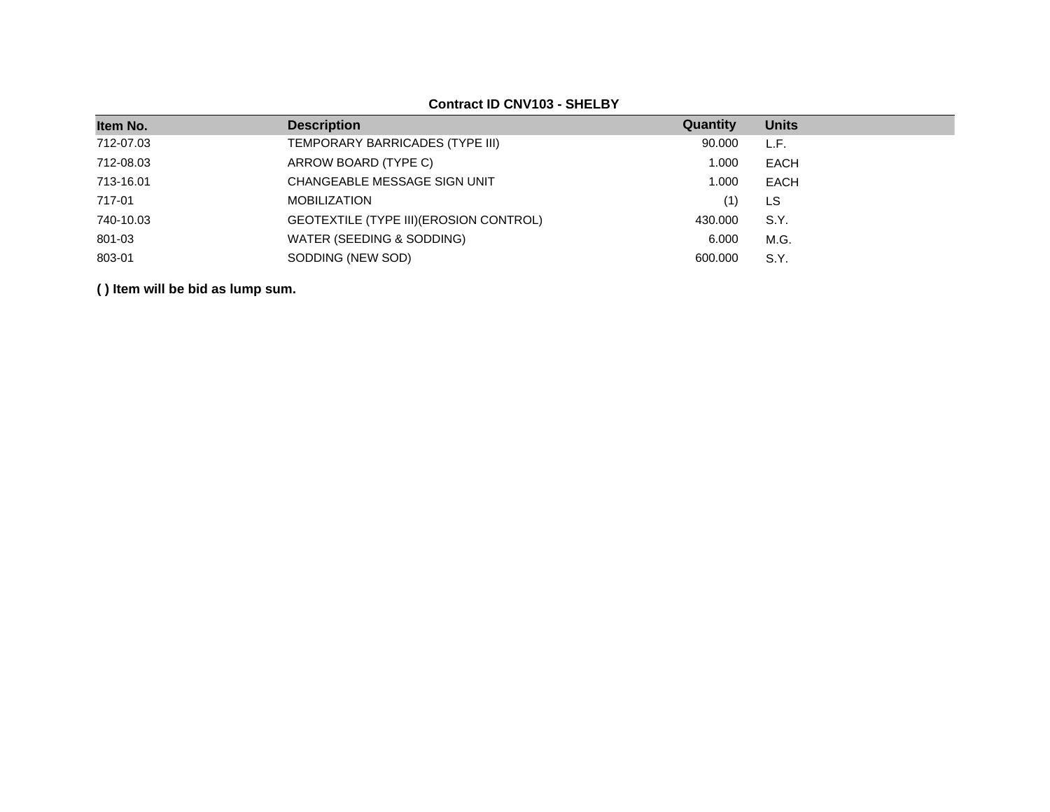**Contract ID CNV103 - SHELBY**

| Item No. | Description | Quantity | Units |
|---|---|---|---|
| 712-07.03 | TEMPORARY BARRICADES (TYPE III) | 90.000 | L.F. |
| 712-08.03 | ARROW BOARD (TYPE C) | 1.000 | EACH |
| 713-16.01 | CHANGEABLE MESSAGE SIGN UNIT | 1.000 | EACH |
| 717-01 | MOBILIZATION | (1) | LS |
| 740-10.03 | GEOTEXTILE (TYPE III)(EROSION CONTROL) | 430.000 | S.Y. |
| 801-03 | WATER (SEEDING & SODDING) | 6.000 | M.G. |
| 803-01 | SODDING (NEW SOD) | 600.000 | S.Y. |

**( ) Item will be bid as lump sum.**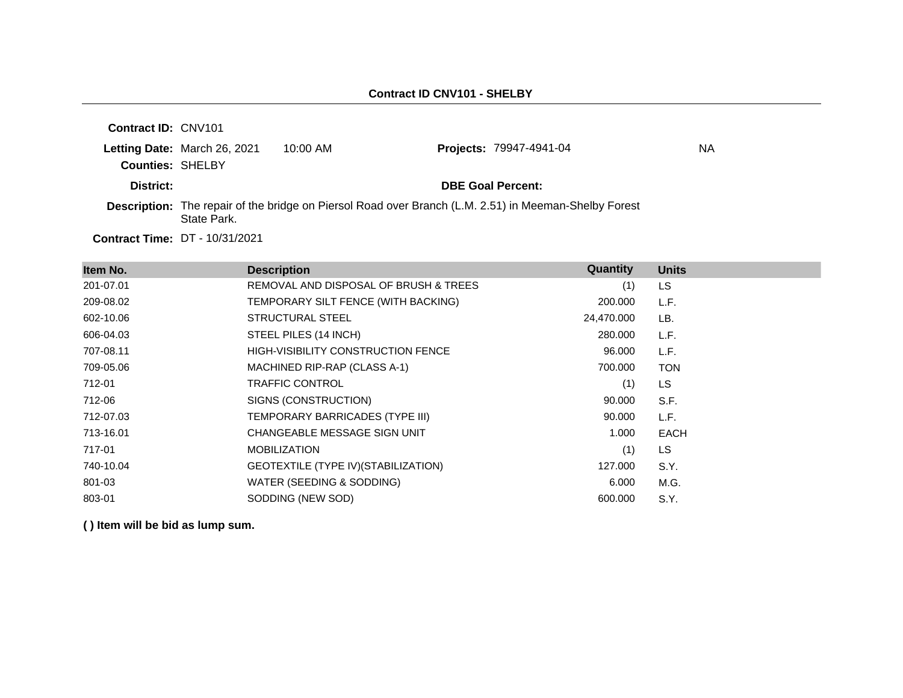# Contract ID CNV101 - SHELBY

**Contract ID:** CNV101

**Letting Date:** March 26, 2021 10:00 AM

**Projects:** 79947-4941-04 NA

**Counties:** SHELBY

**District:**

**DBE Goal Percent:**

**Description:** The repair of the bridge on Piersol Road over Branch (L.M. 2.51) in Meeman-Shelby Forest State Park.

**Contract Time:** DT - 10/31/2021

| Item No. | Description | Quantity | Units |
|---|---|---|---|
| 201-07.01 | REMOVAL AND DISPOSAL OF BRUSH & TREES | (1) | LS |
| 209-08.02 | TEMPORARY SILT FENCE (WITH BACKING) | 200.000 | L.F. |
| 602-10.06 | STRUCTURAL STEEL | 24,470.000 | LB. |
| 606-04.03 | STEEL PILES (14 INCH) | 280.000 | L.F. |
| 707-08.11 | HIGH-VISIBILITY CONSTRUCTION FENCE | 96.000 | L.F. |
| 709-05.06 | MACHINED RIP-RAP (CLASS A-1) | 700.000 | TON |
| 712-01 | TRAFFIC CONTROL | (1) | LS |
| 712-06 | SIGNS (CONSTRUCTION) | 90.000 | S.F. |
| 712-07.03 | TEMPORARY BARRICADES (TYPE III) | 90.000 | L.F. |
| 713-16.01 | CHANGEABLE MESSAGE SIGN UNIT | 1.000 | EACH |
| 717-01 | MOBILIZATION | (1) | LS |
| 740-10.04 | GEOTEXTILE (TYPE IV)(STABILIZATION) | 127.000 | S.Y. |
| 801-03 | WATER (SEEDING & SODDING) | 6.000 | M.G. |
| 803-01 | SODDING (NEW SOD) | 600.000 | S.Y. |

**( ) Item will be bid as lump sum.**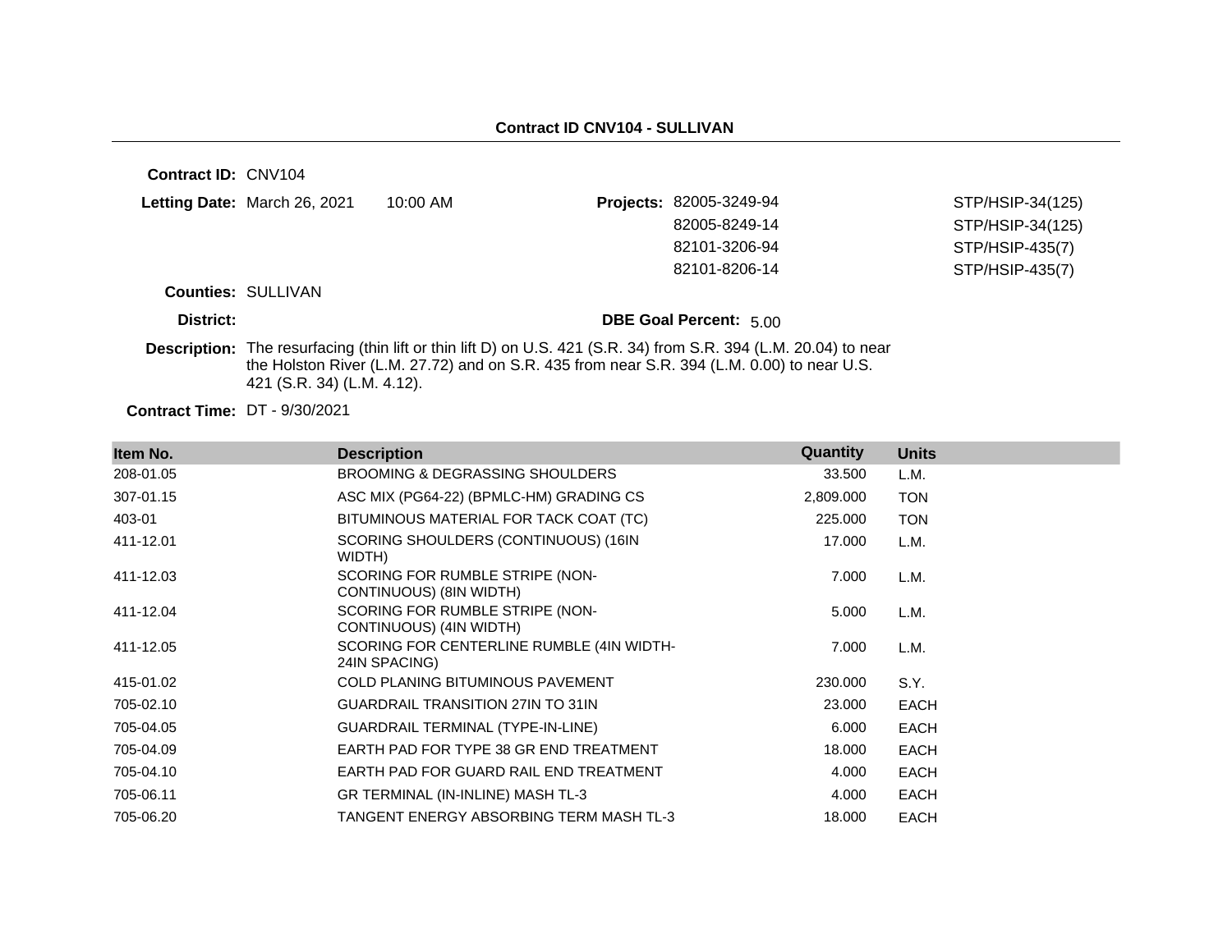**Contract ID CNV104 - SULLIVAN**

**Contract ID:** CNV104

**Letting Date:** March 26, 2021 10:00 AM

**Projects:**

| | |
|---|---|
| 82005-3249-94 | STP/HSIP-34(125) |
| 82005-8249-14 | STP/HSIP-34(125) |
| 82101-3206-94 | STP/HSIP-435(7) |
| 82101-8206-14 | STP/HSIP-435(7) |

**Counties:** SULLIVAN

**District:**

**DBE Goal Percent:** 5.00

**Description:** The resurfacing (thin lift or thin lift D) on U.S. 421 (S.R. 34) from S.R. 394 (L.M. 20.04) to near the Holston River (L.M. 27.72) and on S.R. 435 from near S.R. 394 (L.M. 0.00) to near U.S. 421 (S.R. 34) (L.M. 4.12).

**Contract Time:** DT - 9/30/2021

| Item No. | Description | Quantity | Units |
|---|---|---|---|
| 208-01.05 | BROOMING & DEGRASSING SHOULDERS | 33.500 | L.M. |
| 307-01.15 | ASC MIX (PG64-22) (BPMLC-HM) GRADING CS | 2,809.000 | TON |
| 403-01 | BITUMINOUS MATERIAL FOR TACK COAT (TC) | 225.000 | TON |
| 411-12.01 | SCORING SHOULDERS (CONTINUOUS) (16IN WIDTH) | 17.000 | L.M. |
| 411-12.03 | SCORING FOR RUMBLE STRIPE (NON-CONTINUOUS) (8IN WIDTH) | 7.000 | L.M. |
| 411-12.04 | SCORING FOR RUMBLE STRIPE (NON-CONTINUOUS) (4IN WIDTH) | 5.000 | L.M. |
| 411-12.05 | SCORING FOR CENTERLINE RUMBLE (4IN WIDTH-24IN SPACING) | 7.000 | L.M. |
| 415-01.02 | COLD PLANING BITUMINOUS PAVEMENT | 230.000 | S.Y. |
| 705-02.10 | GUARDRAIL TRANSITION 27IN TO 31IN | 23.000 | EACH |
| 705-04.05 | GUARDRAIL TERMINAL (TYPE-IN-LINE) | 6.000 | EACH |
| 705-04.09 | EARTH PAD FOR TYPE 38 GR END TREATMENT | 18.000 | EACH |
| 705-04.10 | EARTH PAD FOR GUARD RAIL END TREATMENT | 4.000 | EACH |
| 705-06.11 | GR TERMINAL (IN-INLINE) MASH TL-3 | 4.000 | EACH |
| 705-06.20 | TANGENT ENERGY ABSORBING TERM MASH TL-3 | 18.000 | EACH |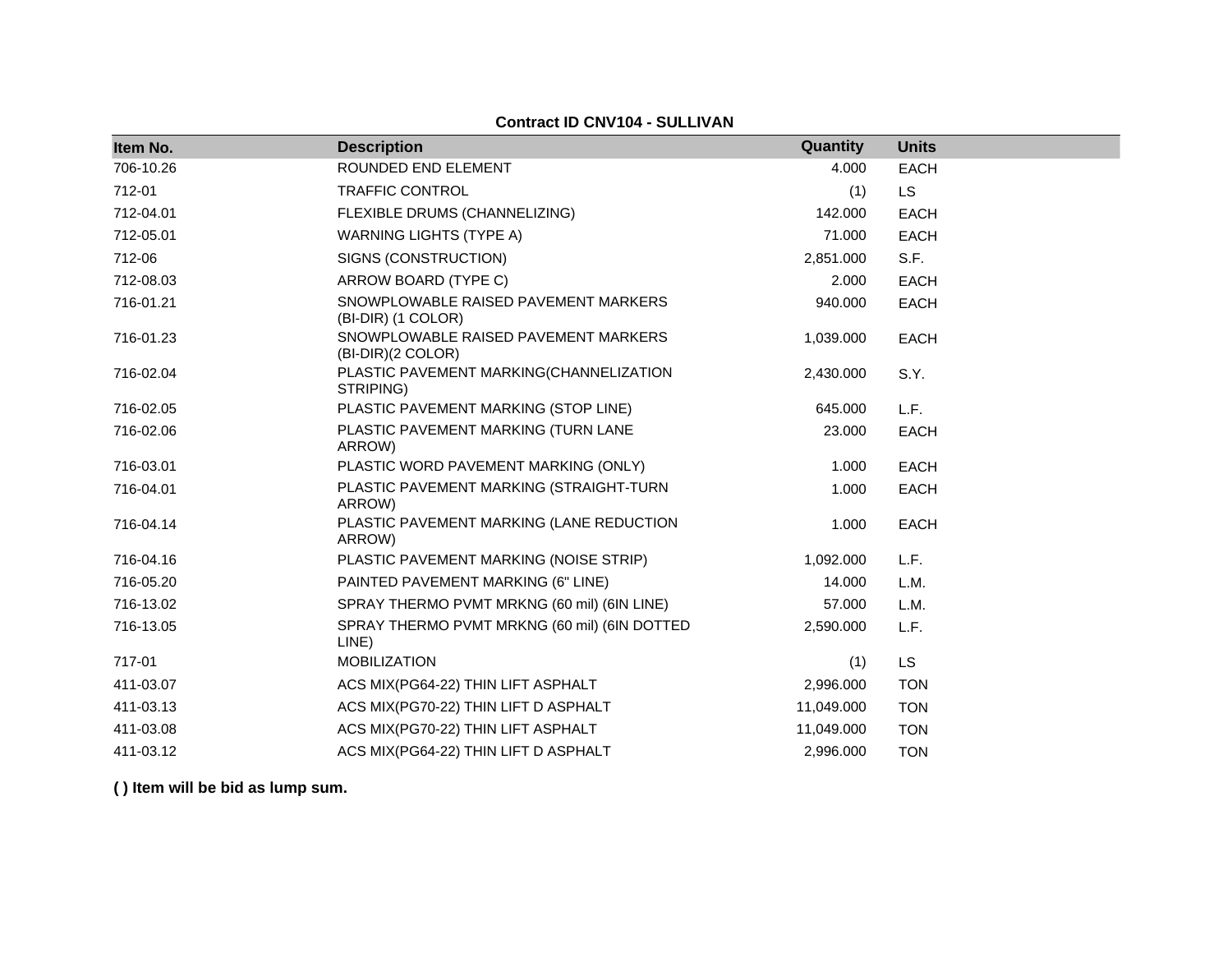**Contract ID CNV104 - SULLIVAN**

| Item No. | Description | Quantity | Units |
|---|---|---|---|
| 706-10.26 | ROUNDED END ELEMENT | 4.000 | EACH |
| 712-01 | TRAFFIC CONTROL | (1) | LS |
| 712-04.01 | FLEXIBLE DRUMS (CHANNELIZING) | 142.000 | EACH |
| 712-05.01 | WARNING LIGHTS (TYPE A) | 71.000 | EACH |
| 712-06 | SIGNS (CONSTRUCTION) | 2,851.000 | S.F. |
| 712-08.03 | ARROW BOARD (TYPE C) | 2.000 | EACH |
| 716-01.21 | SNOWPLOWABLE RAISED PAVEMENT MARKERS (BI-DIR) (1 COLOR) | 940.000 | EACH |
| 716-01.23 | SNOWPLOWABLE RAISED PAVEMENT MARKERS (BI-DIR)(2 COLOR) | 1,039.000 | EACH |
| 716-02.04 | PLASTIC PAVEMENT MARKING(CHANNELIZATION STRIPING) | 2,430.000 | S.Y. |
| 716-02.05 | PLASTIC PAVEMENT MARKING (STOP LINE) | 645.000 | L.F. |
| 716-02.06 | PLASTIC PAVEMENT MARKING (TURN LANE ARROW) | 23.000 | EACH |
| 716-03.01 | PLASTIC WORD PAVEMENT MARKING (ONLY) | 1.000 | EACH |
| 716-04.01 | PLASTIC PAVEMENT MARKING (STRAIGHT-TURN ARROW) | 1.000 | EACH |
| 716-04.14 | PLASTIC PAVEMENT MARKING (LANE REDUCTION ARROW) | 1.000 | EACH |
| 716-04.16 | PLASTIC PAVEMENT MARKING (NOISE STRIP) | 1,092.000 | L.F. |
| 716-05.20 | PAINTED PAVEMENT MARKING (6" LINE) | 14.000 | L.M. |
| 716-13.02 | SPRAY THERMO PVMT MRKNG (60 mil) (6IN LINE) | 57.000 | L.M. |
| 716-13.05 | SPRAY THERMO PVMT MRKNG (60 mil) (6IN DOTTED LINE) | 2,590.000 | L.F. |
| 717-01 | MOBILIZATION | (1) | LS |
| 411-03.07 | ACS MIX(PG64-22) THIN LIFT ASPHALT | 2,996.000 | TON |
| 411-03.13 | ACS MIX(PG70-22) THIN LIFT D ASPHALT | 11,049.000 | TON |
| 411-03.08 | ACS MIX(PG70-22) THIN LIFT ASPHALT | 11,049.000 | TON |
| 411-03.12 | ACS MIX(PG64-22) THIN LIFT D ASPHALT | 2,996.000 | TON |

**( ) Item will be bid as lump sum.**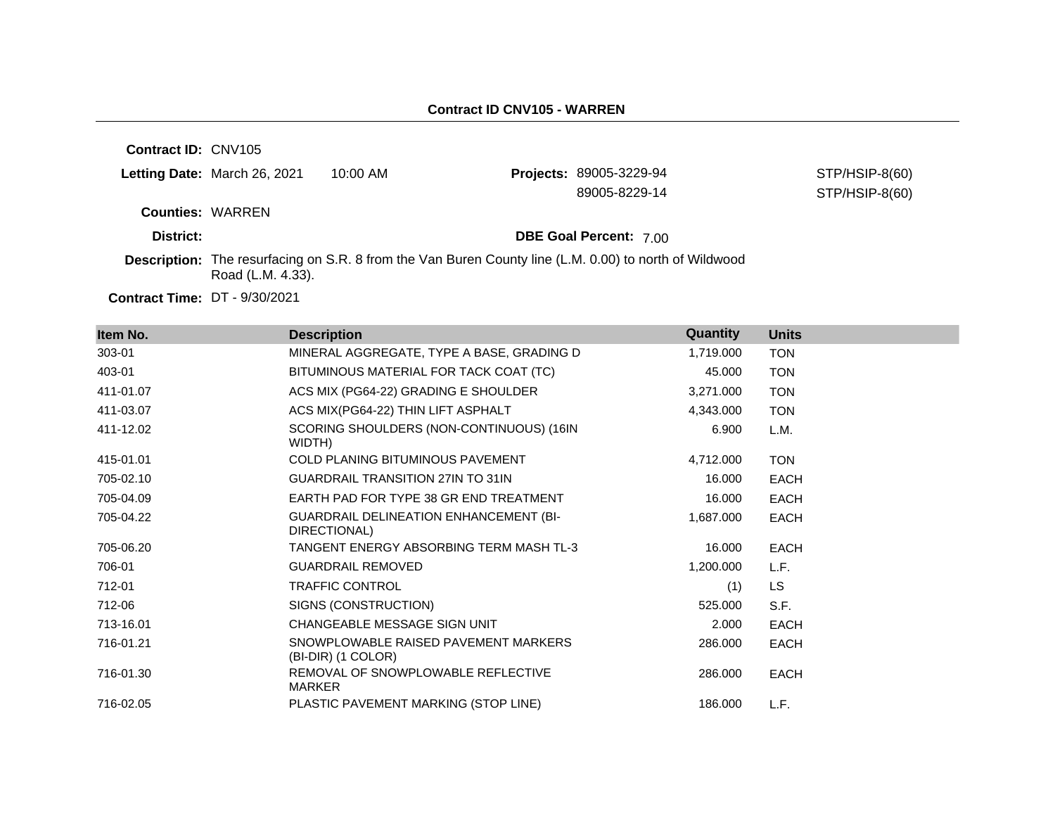## Contract ID CNV105 - WARREN

**Contract ID:** CNV105

**Letting Date:** March 26, 2021 10:00 AM

**Projects:** 89005-3229-94 STP/HSIP-8(60)
89005-8229-14 STP/HSIP-8(60)

**Counties:** WARREN

**District:**

**DBE Goal Percent:** 7.00

**Description:** The resurfacing on S.R. 8 from the Van Buren County line (L.M. 0.00) to north of Wildwood Road (L.M. 4.33).

**Contract Time:** DT - 9/30/2021

| Item No. | Description | Quantity | Units |
|---|---|---|---|
| 303-01 | MINERAL AGGREGATE, TYPE A BASE, GRADING D | 1,719.000 | TON |
| 403-01 | BITUMINOUS MATERIAL FOR TACK COAT (TC) | 45.000 | TON |
| 411-01.07 | ACS MIX (PG64-22) GRADING E SHOULDER | 3,271.000 | TON |
| 411-03.07 | ACS MIX(PG64-22) THIN LIFT ASPHALT | 4,343.000 | TON |
| 411-12.02 | SCORING SHOULDERS (NON-CONTINUOUS) (16IN WIDTH) | 6.900 | L.M. |
| 415-01.01 | COLD PLANING BITUMINOUS PAVEMENT | 4,712.000 | TON |
| 705-02.10 | GUARDRAIL TRANSITION 27IN TO 31IN | 16.000 | EACH |
| 705-04.09 | EARTH PAD FOR TYPE 38 GR END TREATMENT | 16.000 | EACH |
| 705-04.22 | GUARDRAIL DELINEATION ENHANCEMENT (BI-DIRECTIONAL) | 1,687.000 | EACH |
| 705-06.20 | TANGENT ENERGY ABSORBING TERM MASH TL-3 | 16.000 | EACH |
| 706-01 | GUARDRAIL REMOVED | 1,200.000 | L.F. |
| 712-01 | TRAFFIC CONTROL | (1) | LS |
| 712-06 | SIGNS (CONSTRUCTION) | 525.000 | S.F. |
| 713-16.01 | CHANGEABLE MESSAGE SIGN UNIT | 2.000 | EACH |
| 716-01.21 | SNOWPLOWABLE RAISED PAVEMENT MARKERS (BI-DIR) (1 COLOR) | 286.000 | EACH |
| 716-01.30 | REMOVAL OF SNOWPLOWABLE REFLECTIVE MARKER | 286.000 | EACH |
| 716-02.05 | PLASTIC PAVEMENT MARKING (STOP LINE) | 186.000 | L.F. |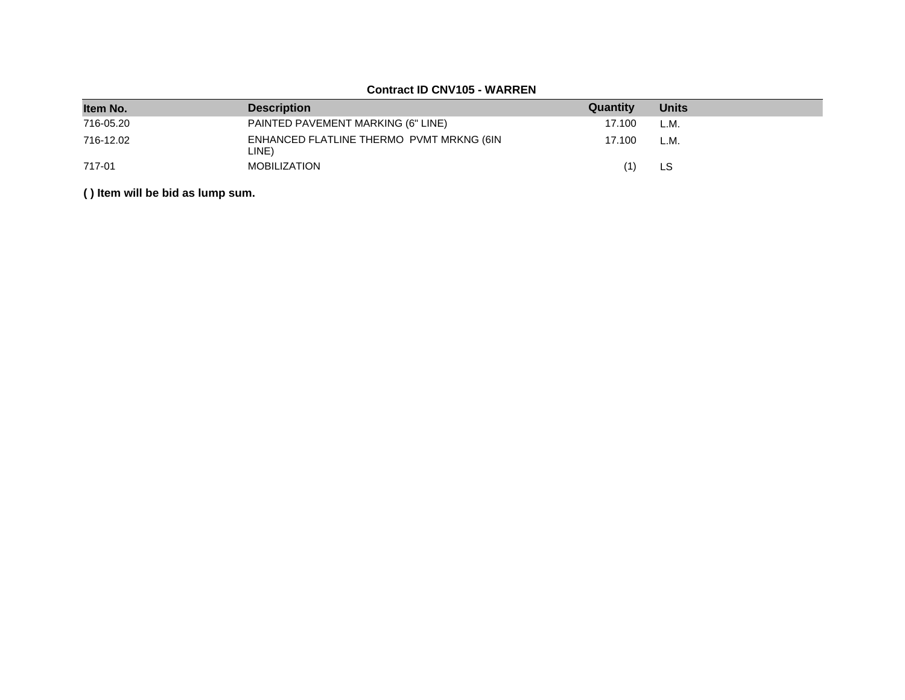**Contract ID CNV105 - WARREN**

| Item No. | Description | Quantity | Units |
|---|---|---|---|
| 716-05.20 | PAINTED PAVEMENT MARKING (6" LINE) | 17.100 | L.M. |
| 716-12.02 | ENHANCED FLATLINE THERMO PVMT MRKNG (6IN LINE) | 17.100 | L.M. |
| 717-01 | MOBILIZATION | (1) | LS |

**( ) Item will be bid as lump sum.**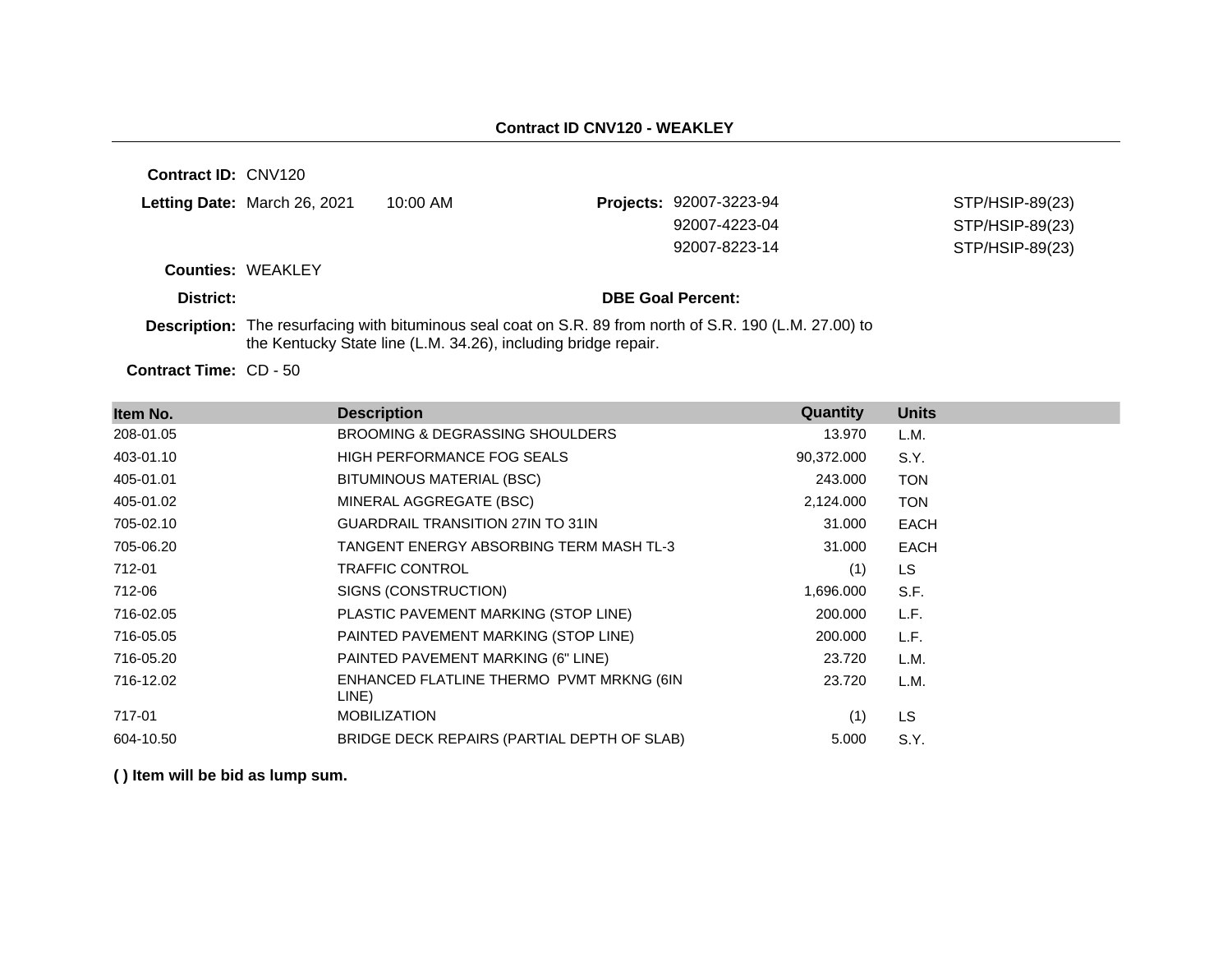## Contract ID CNV120 - WEAKLEY

**Contract ID:** CNV120

**Letting Date:** March 26, 2021 10:00 AM

**Projects:** 92007-3223-94 STP/HSIP-89(23)
92007-4223-04 STP/HSIP-89(23)
92007-8223-14 STP/HSIP-89(23)

**Counties:** WEAKLEY

**District:**

**DBE Goal Percent:**

**Description:** The resurfacing with bituminous seal coat on S.R. 89 from north of S.R. 190 (L.M. 27.00) to the Kentucky State line (L.M. 34.26), including bridge repair.

**Contract Time:** CD - 50

| Item No. | Description | Quantity | Units |
|---|---|---|---|
| 208-01.05 | BROOMING & DEGRASSING SHOULDERS | 13.970 | L.M. |
| 403-01.10 | HIGH PERFORMANCE FOG SEALS | 90,372.000 | S.Y. |
| 405-01.01 | BITUMINOUS MATERIAL (BSC) | 243.000 | TON |
| 405-01.02 | MINERAL AGGREGATE (BSC) | 2,124.000 | TON |
| 705-02.10 | GUARDRAIL TRANSITION 27IN TO 31IN | 31.000 | EACH |
| 705-06.20 | TANGENT ENERGY ABSORBING TERM MASH TL-3 | 31.000 | EACH |
| 712-01 | TRAFFIC CONTROL | (1) | LS |
| 712-06 | SIGNS (CONSTRUCTION) | 1,696.000 | S.F. |
| 716-02.05 | PLASTIC PAVEMENT MARKING (STOP LINE) | 200.000 | L.F. |
| 716-05.05 | PAINTED PAVEMENT MARKING (STOP LINE) | 200.000 | L.F. |
| 716-05.20 | PAINTED PAVEMENT MARKING (6" LINE) | 23.720 | L.M. |
| 716-12.02 | ENHANCED FLATLINE THERMO PVMT MRKNG (6IN LINE) | 23.720 | L.M. |
| 717-01 | MOBILIZATION | (1) | LS |
| 604-10.50 | BRIDGE DECK REPAIRS (PARTIAL DEPTH OF SLAB) | 5.000 | S.Y. |

**( ) Item will be bid as lump sum.**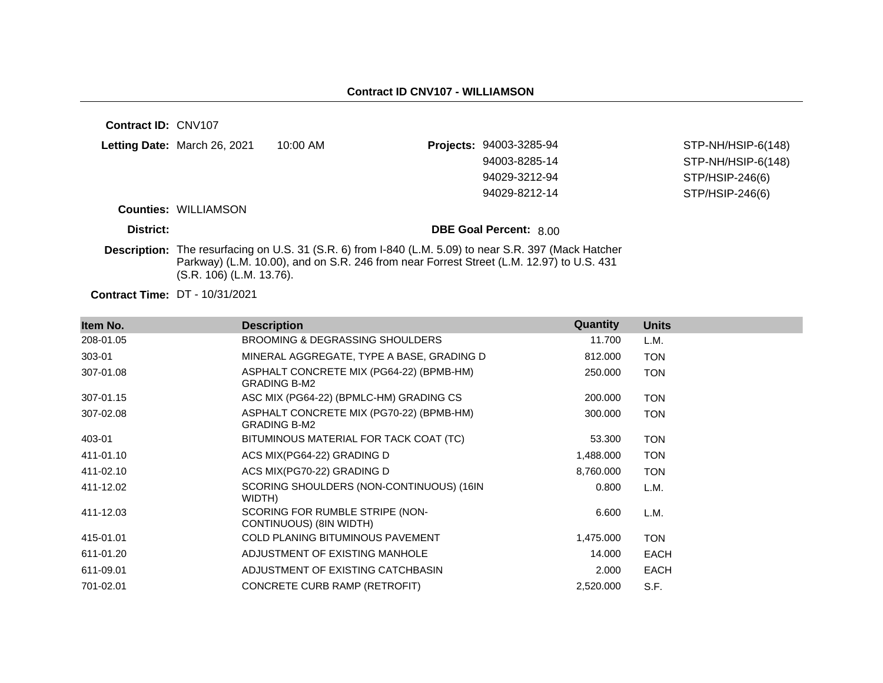# Contract ID CNV107 - WILLIAMSON

**Contract ID:** CNV107

**Letting Date:** March 26, 2021 10:00 AM

**Projects:**

| | |
|---|---|
| 94003-3285-94 | STP-NH/HSIP-6(148) |
| 94003-8285-14 | STP-NH/HSIP-6(148) |
| 94029-3212-94 | STP/HSIP-246(6) |
| 94029-8212-14 | STP/HSIP-246(6) |

**Counties:** WILLIAMSON

**District:**

**DBE Goal Percent:** 8.00

**Description:** The resurfacing on U.S. 31 (S.R. 6) from I-840 (L.M. 5.09) to near S.R. 397 (Mack Hatcher Parkway) (L.M. 10.00), and on S.R. 246 from near Forrest Street (L.M. 12.97) to U.S. 431 (S.R. 106) (L.M. 13.76).

**Contract Time:** DT - 10/31/2021

| Item No. | Description | Quantity | Units |
|---|---|---|---|
| 208-01.05 | BROOMING & DEGRASSING SHOULDERS | 11.700 | L.M. |
| 303-01 | MINERAL AGGREGATE, TYPE A BASE, GRADING D | 812.000 | TON |
| 307-01.08 | ASPHALT CONCRETE MIX (PG64-22) (BPMB-HM) GRADING B-M2 | 250.000 | TON |
| 307-01.15 | ASC MIX (PG64-22) (BPMLC-HM) GRADING CS | 200.000 | TON |
| 307-02.08 | ASPHALT CONCRETE MIX (PG70-22) (BPMB-HM) GRADING B-M2 | 300.000 | TON |
| 403-01 | BITUMINOUS MATERIAL FOR TACK COAT (TC) | 53.300 | TON |
| 411-01.10 | ACS MIX(PG64-22) GRADING D | 1,488.000 | TON |
| 411-02.10 | ACS MIX(PG70-22) GRADING D | 8,760.000 | TON |
| 411-12.02 | SCORING SHOULDERS (NON-CONTINUOUS) (16IN WIDTH) | 0.800 | L.M. |
| 411-12.03 | SCORING FOR RUMBLE STRIPE (NON-CONTINUOUS) (8IN WIDTH) | 6.600 | L.M. |
| 415-01.01 | COLD PLANING BITUMINOUS PAVEMENT | 1,475.000 | TON |
| 611-01.20 | ADJUSTMENT OF EXISTING MANHOLE | 14.000 | EACH |
| 611-09.01 | ADJUSTMENT OF EXISTING CATCHBASIN | 2.000 | EACH |
| 701-02.01 | CONCRETE CURB RAMP (RETROFIT) | 2,520.000 | S.F. |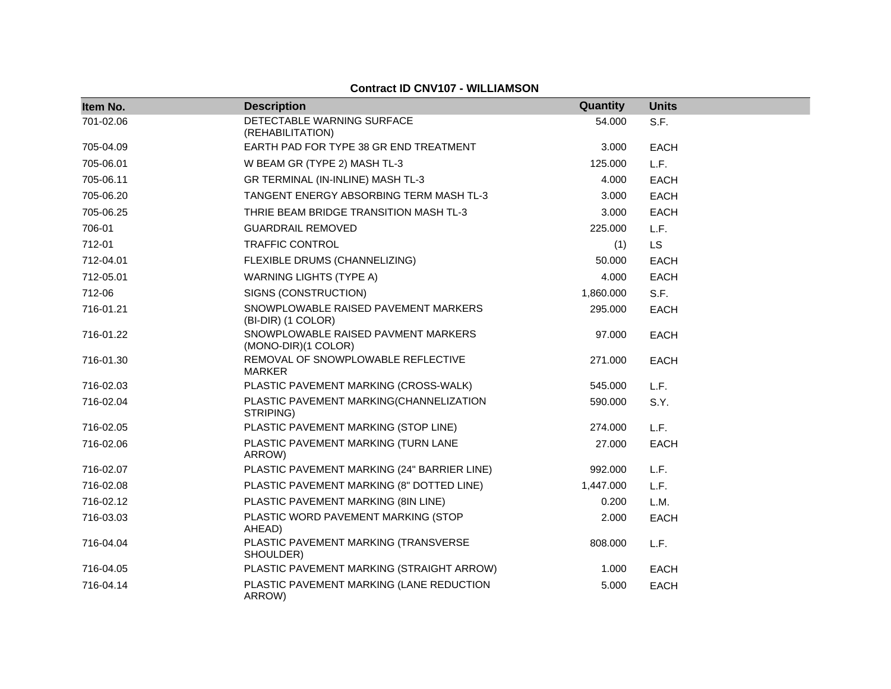**Contract ID CNV107 - WILLIAMSON**

| Item No. | Description | Quantity | Units |
|---|---|---|---|
| 701-02.06 | DETECTABLE WARNING SURFACE (REHABILITATION) | 54.000 | S.F. |
| 705-04.09 | EARTH PAD FOR TYPE 38 GR END TREATMENT | 3.000 | EACH |
| 705-06.01 | W BEAM GR (TYPE 2) MASH TL-3 | 125.000 | L.F. |
| 705-06.11 | GR TERMINAL (IN-INLINE) MASH TL-3 | 4.000 | EACH |
| 705-06.20 | TANGENT ENERGY ABSORBING TERM MASH TL-3 | 3.000 | EACH |
| 705-06.25 | THRIE BEAM BRIDGE TRANSITION MASH TL-3 | 3.000 | EACH |
| 706-01 | GUARDRAIL REMOVED | 225.000 | L.F. |
| 712-01 | TRAFFIC CONTROL | (1) | LS |
| 712-04.01 | FLEXIBLE DRUMS (CHANNELIZING) | 50.000 | EACH |
| 712-05.01 | WARNING LIGHTS (TYPE A) | 4.000 | EACH |
| 712-06 | SIGNS (CONSTRUCTION) | 1,860.000 | S.F. |
| 716-01.21 | SNOWPLOWABLE RAISED PAVEMENT MARKERS (BI-DIR) (1 COLOR) | 295.000 | EACH |
| 716-01.22 | SNOWPLOWABLE RAISED PAVMENT MARKERS (MONO-DIR)(1 COLOR) | 97.000 | EACH |
| 716-01.30 | REMOVAL OF SNOWPLOWABLE REFLECTIVE MARKER | 271.000 | EACH |
| 716-02.03 | PLASTIC PAVEMENT MARKING (CROSS-WALK) | 545.000 | L.F. |
| 716-02.04 | PLASTIC PAVEMENT MARKING(CHANNELIZATION STRIPING) | 590.000 | S.Y. |
| 716-02.05 | PLASTIC PAVEMENT MARKING (STOP LINE) | 274.000 | L.F. |
| 716-02.06 | PLASTIC PAVEMENT MARKING (TURN LANE ARROW) | 27.000 | EACH |
| 716-02.07 | PLASTIC PAVEMENT MARKING (24" BARRIER LINE) | 992.000 | L.F. |
| 716-02.08 | PLASTIC PAVEMENT MARKING (8" DOTTED LINE) | 1,447.000 | L.F. |
| 716-02.12 | PLASTIC PAVEMENT MARKING (8IN LINE) | 0.200 | L.M. |
| 716-03.03 | PLASTIC WORD PAVEMENT MARKING (STOP AHEAD) | 2.000 | EACH |
| 716-04.04 | PLASTIC PAVEMENT MARKING (TRANSVERSE SHOULDER) | 808.000 | L.F. |
| 716-04.05 | PLASTIC PAVEMENT MARKING (STRAIGHT ARROW) | 1.000 | EACH |
| 716-04.14 | PLASTIC PAVEMENT MARKING (LANE REDUCTION ARROW) | 5.000 | EACH |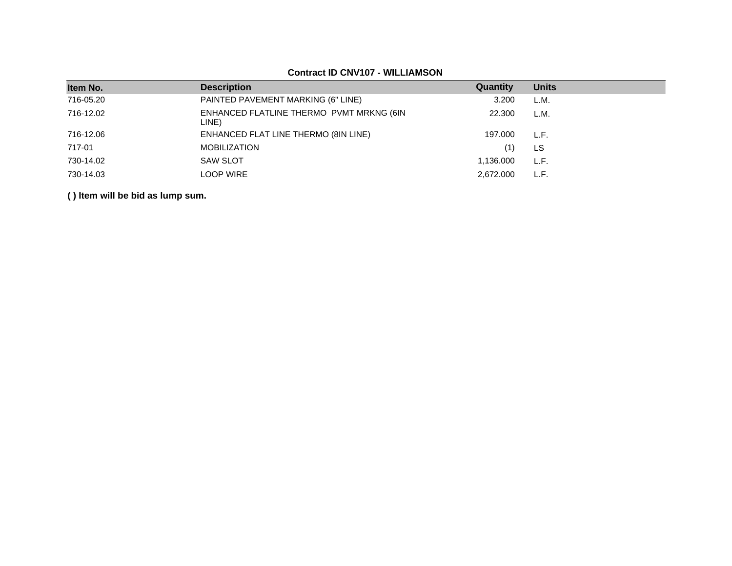**Contract ID CNV107 - WILLIAMSON**

| Item No. | Description | Quantity | Units |
| --- | --- | --- | --- |
| 716-05.20 | PAINTED PAVEMENT MARKING (6" LINE) | 3.200 | L.M. |
| 716-12.02 | ENHANCED FLATLINE THERMO PVMT MRKNG (6IN LINE) | 22.300 | L.M. |
| 716-12.06 | ENHANCED FLAT LINE THERMO (8IN LINE) | 197.000 | L.F. |
| 717-01 | MOBILIZATION | (1) | LS |
| 730-14.02 | SAW SLOT | 1,136.000 | L.F. |
| 730-14.03 | LOOP WIRE | 2,672.000 | L.F. |

**( ) Item will be bid as lump sum.**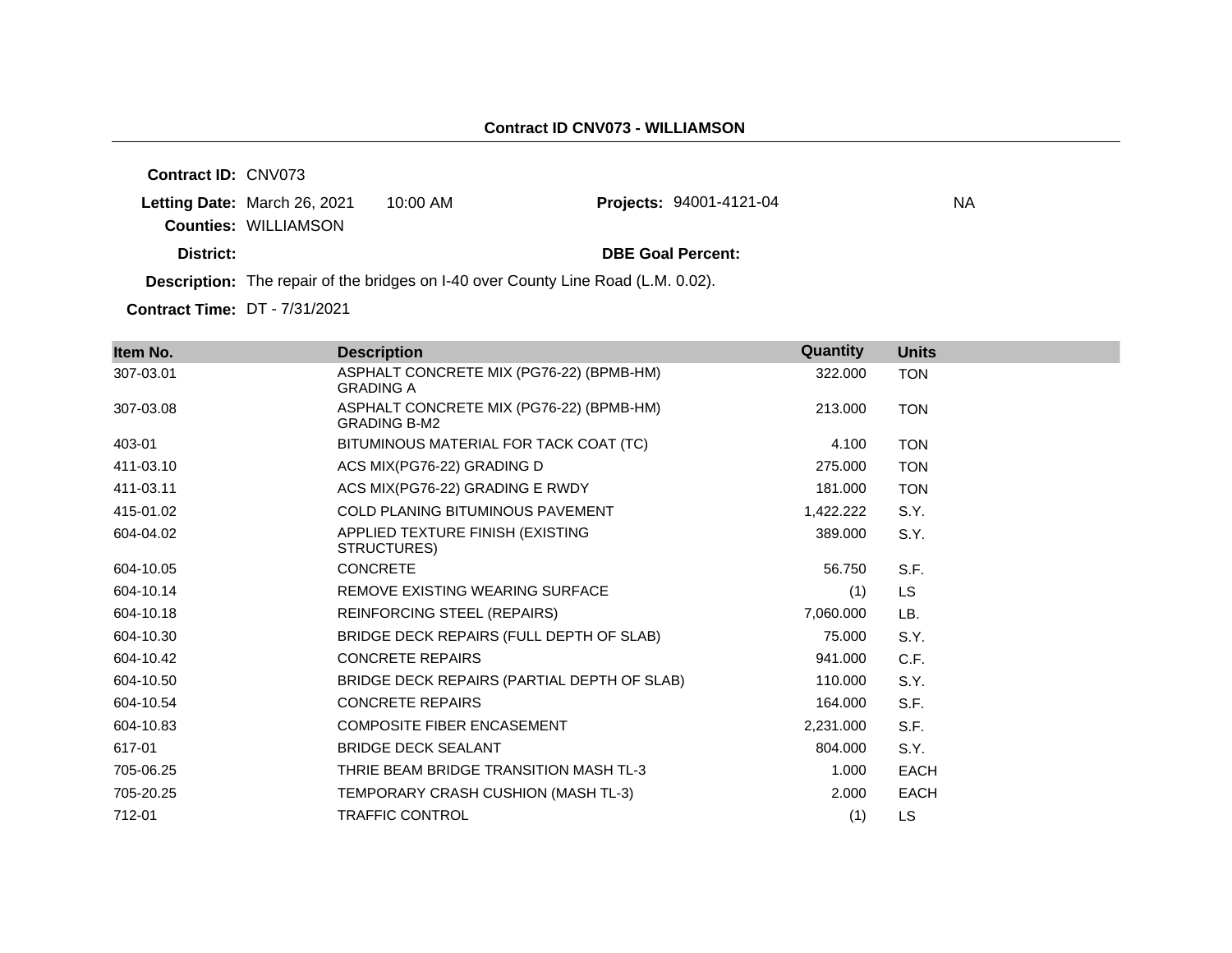**Contract ID CNV073 - WILLIAMSON**

**Contract ID:** CNV073

**Letting Date:** March 26, 2021 10:00 AM

**Projects:** 94001-4121-04 NA

**Counties:** WILLIAMSON

**District:**

**DBE Goal Percent:**

**Description:** The repair of the bridges on I-40 over County Line Road (L.M. 0.02).

**Contract Time:** DT - 7/31/2021

| Item No. | Description | Quantity | Units |
|---|---|---|---|
| 307-03.01 | ASPHALT CONCRETE MIX (PG76-22) (BPMB-HM) GRADING A | 322.000 | TON |
| 307-03.08 | ASPHALT CONCRETE MIX (PG76-22) (BPMB-HM) GRADING B-M2 | 213.000 | TON |
| 403-01 | BITUMINOUS MATERIAL FOR TACK COAT (TC) | 4.100 | TON |
| 411-03.10 | ACS MIX(PG76-22) GRADING D | 275.000 | TON |
| 411-03.11 | ACS MIX(PG76-22) GRADING E RWDY | 181.000 | TON |
| 415-01.02 | COLD PLANING BITUMINOUS PAVEMENT | 1,422.222 | S.Y. |
| 604-04.02 | APPLIED TEXTURE FINISH (EXISTING STRUCTURES) | 389.000 | S.Y. |
| 604-10.05 | CONCRETE | 56.750 | S.F. |
| 604-10.14 | REMOVE EXISTING WEARING SURFACE | (1) | LS |
| 604-10.18 | REINFORCING STEEL (REPAIRS) | 7,060.000 | LB. |
| 604-10.30 | BRIDGE DECK REPAIRS (FULL DEPTH OF SLAB) | 75.000 | S.Y. |
| 604-10.42 | CONCRETE REPAIRS | 941.000 | C.F. |
| 604-10.50 | BRIDGE DECK REPAIRS (PARTIAL DEPTH OF SLAB) | 110.000 | S.Y. |
| 604-10.54 | CONCRETE REPAIRS | 164.000 | S.F. |
| 604-10.83 | COMPOSITE FIBER ENCASEMENT | 2,231.000 | S.F. |
| 617-01 | BRIDGE DECK SEALANT | 804.000 | S.Y. |
| 705-06.25 | THRIE BEAM BRIDGE TRANSITION MASH TL-3 | 1.000 | EACH |
| 705-20.25 | TEMPORARY CRASH CUSHION (MASH TL-3) | 2.000 | EACH |
| 712-01 | TRAFFIC CONTROL | (1) | LS |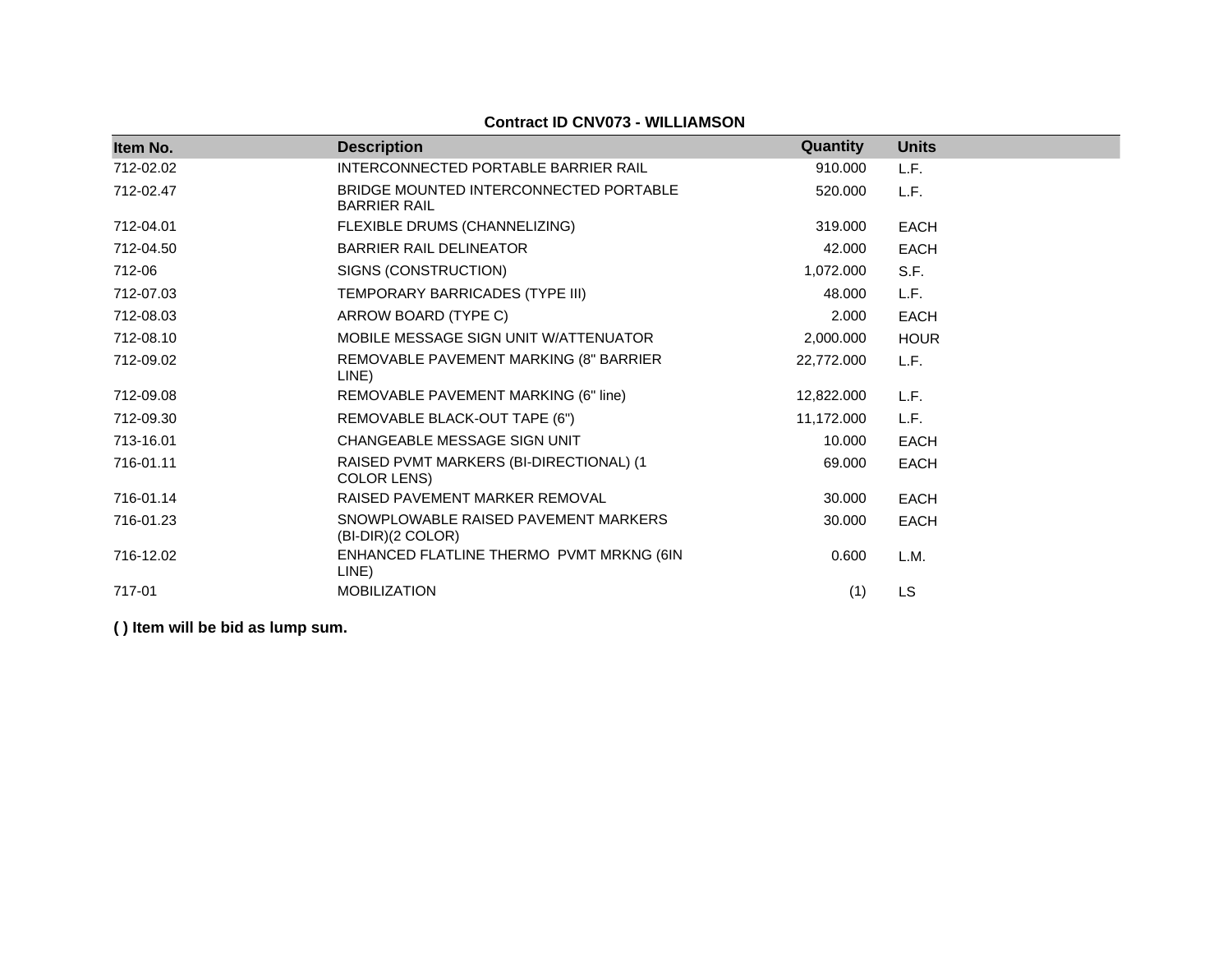**Contract ID CNV073 - WILLIAMSON**

| Item No. | Description | Quantity | Units |
|---|---|---|---|
| 712-02.02 | INTERCONNECTED PORTABLE BARRIER RAIL | 910.000 | L.F. |
| 712-02.47 | BRIDGE MOUNTED INTERCONNECTED PORTABLE BARRIER RAIL | 520.000 | L.F. |
| 712-04.01 | FLEXIBLE DRUMS (CHANNELIZING) | 319.000 | EACH |
| 712-04.50 | BARRIER RAIL DELINEATOR | 42.000 | EACH |
| 712-06 | SIGNS (CONSTRUCTION) | 1,072.000 | S.F. |
| 712-07.03 | TEMPORARY BARRICADES (TYPE III) | 48.000 | L.F. |
| 712-08.03 | ARROW BOARD (TYPE C) | 2.000 | EACH |
| 712-08.10 | MOBILE MESSAGE SIGN UNIT W/ATTENUATOR | 2,000.000 | HOUR |
| 712-09.02 | REMOVABLE PAVEMENT MARKING (8" BARRIER LINE) | 22,772.000 | L.F. |
| 712-09.08 | REMOVABLE PAVEMENT MARKING (6" line) | 12,822.000 | L.F. |
| 712-09.30 | REMOVABLE BLACK-OUT TAPE (6") | 11,172.000 | L.F. |
| 713-16.01 | CHANGEABLE MESSAGE SIGN UNIT | 10.000 | EACH |
| 716-01.11 | RAISED PVMT MARKERS (BI-DIRECTIONAL) (1 COLOR LENS) | 69.000 | EACH |
| 716-01.14 | RAISED PAVEMENT MARKER REMOVAL | 30.000 | EACH |
| 716-01.23 | SNOWPLOWABLE RAISED PAVEMENT MARKERS (BI-DIR)(2 COLOR) | 30.000 | EACH |
| 716-12.02 | ENHANCED FLATLINE THERMO PVMT MRKNG (6IN LINE) | 0.600 | L.M. |
| 717-01 | MOBILIZATION | (1) | LS |

**( ) Item will be bid as lump sum.**